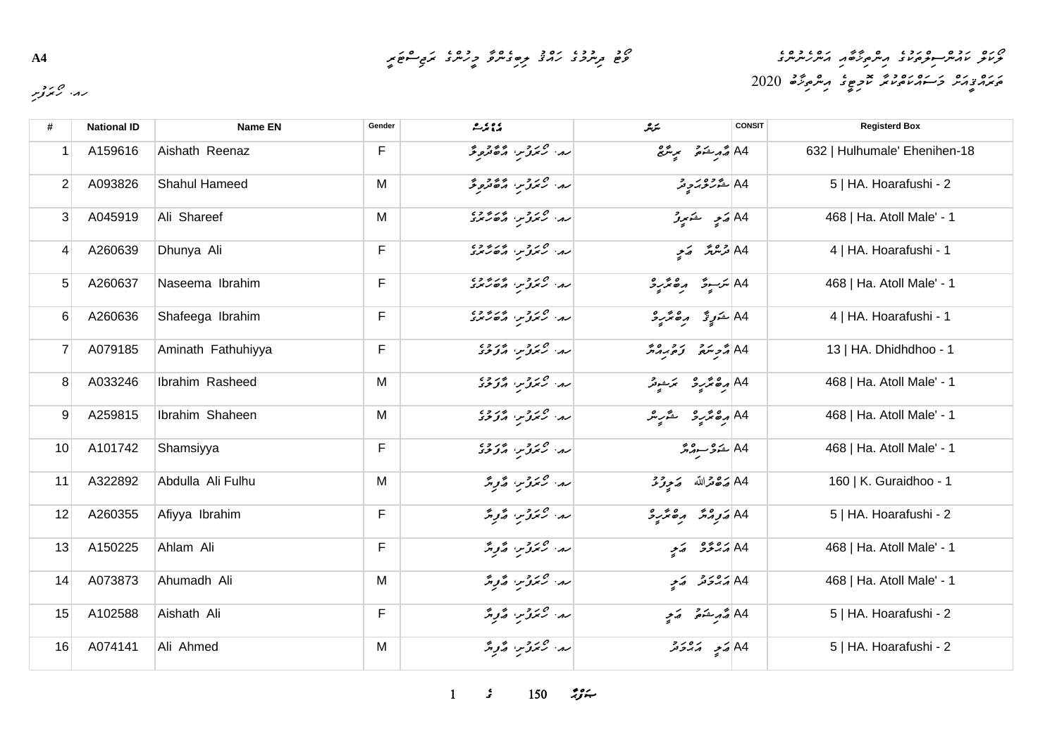# ޕާކިން ކައުންސިލްތަކުގެ އިންތިޚާބާއި އަންހެނުންގެ ތަރައްޤީއަށް މަސައްކަތްކުރާ ކޮމިޓީގެ އިންތިޚާބު 2020

ހއ. ހޯރަފުށި

| # | National ID | Name EN | Gender | ގެއްލުން | ނަން | CONSIT | Registerd Box |
|---|---|---|---|---|---|---|---|
| 1 | A159616 | Aishath Reenaz | F | ހއ. ހޯރަފުށި، އާބާދުވިލާ | އާއިޝަތު ރީނާޒް | A4 | 632 \| Hulhumale' Ehenihen-18 |
| 2 | A093826 | Shahul Hameed | M | ހއ. ހޯރަފުށި، އާބާދުވިލާ | ޝާހުލްހަމީދު | A4 | 5 \| HA. Hoarafushi - 2 |
| 3 | A045919 | Ali Shareef | M | ހއ. ހޯރަފުށި، އާބަހާރުގެ | އަލި ޝަރީފް | A4 | 468 \| Ha. Atoll Male' - 1 |
| 4 | A260639 | Dhunya Ali | F | ހއ. ހޯރަފުށި، އާބަހާރުގެ | ދުންޔާ އަލި | A4 | 4 \| HA. Hoarafushi - 1 |
| 5 | A260637 | Naseema Ibrahim | F | ހއ. ހޯރަފުށި، އާބަހާރުގެ | ނަސީމާ އިބްރާހީމް | A4 | 468 \| Ha. Atoll Male' - 1 |
| 6 | A260636 | Shafeega Ibrahim | F | ހއ. ހޯރަފުށި، އާބަހާރުގެ | ޝަފީގާ އިބްރާހީމް | A4 | 4 \| HA. Hoarafushi - 1 |
| 7 | A079185 | Aminath Fathuhiyya | F | ހއ. ހޯރަފުށި، އާފަރުގެ | އާމިނަތު ފަތުހިއްޔާ | A4 | 13 \| HA. Dhidhdhoo - 1 |
| 8 | A033246 | Ibrahim Rasheed | M | ހއ. ހޯރަފުށި، އާފަރުގެ | އިބްރާހީމް ރަޝީދު | A4 | 468 \| Ha. Atoll Male' - 1 |
| 9 | A259815 | Ibrahim Shaheen | M | ހއ. ހޯރަފުށި، އާފަރުގެ | އިބްރާހީމް ޝާހީން | A4 | 468 \| Ha. Atoll Male' - 1 |
| 10 | A101742 | Shamsiyya | F | ހއ. ހޯރަފުށި، އާފަރުގެ | ޝަމްސިއްޔާ | A4 | 468 \| Ha. Atoll Male' - 1 |
| 11 | A322892 | Abdulla Ali Fulhu | M | ހއ. ހޯރަފުށި، އާލިމާ | އަބްދުﷲ އަލިފުޅު | A4 | 160 \| K. Guraidhoo - 1 |
| 12 | A260355 | Afiyya Ibrahim | F | ހއ. ހޯރަފުށި، އާލިމާ | އަފިއްޔާ އިބްރާހީމް | A4 | 5 \| HA. Hoarafushi - 2 |
| 13 | A150225 | Ahlam Ali | F | ހއ. ހޯރަފުށި، އާލިމާ | އަހްލާމް އަލި | A4 | 468 \| Ha. Atoll Male' - 1 |
| 14 | A073873 | Ahumadh Ali | M | ހއ. ހޯރަފުށި، އާލިމާ | އަހުމަދު އަލި | A4 | 468 \| Ha. Atoll Male' - 1 |
| 15 | A102588 | Aishath Ali | F | ހއ. ހޯރަފުށި، އާލިމާ | އާއިޝަތު އަލި | A4 | 5 \| HA. Hoarafushi - 2 |
| 16 | A074141 | Ali Ahmed | M | ހއ. ހޯރަފުށި، އާލިމާ | އަލި އަހުމަދު | A4 | 5 \| HA. Hoarafushi - 2 |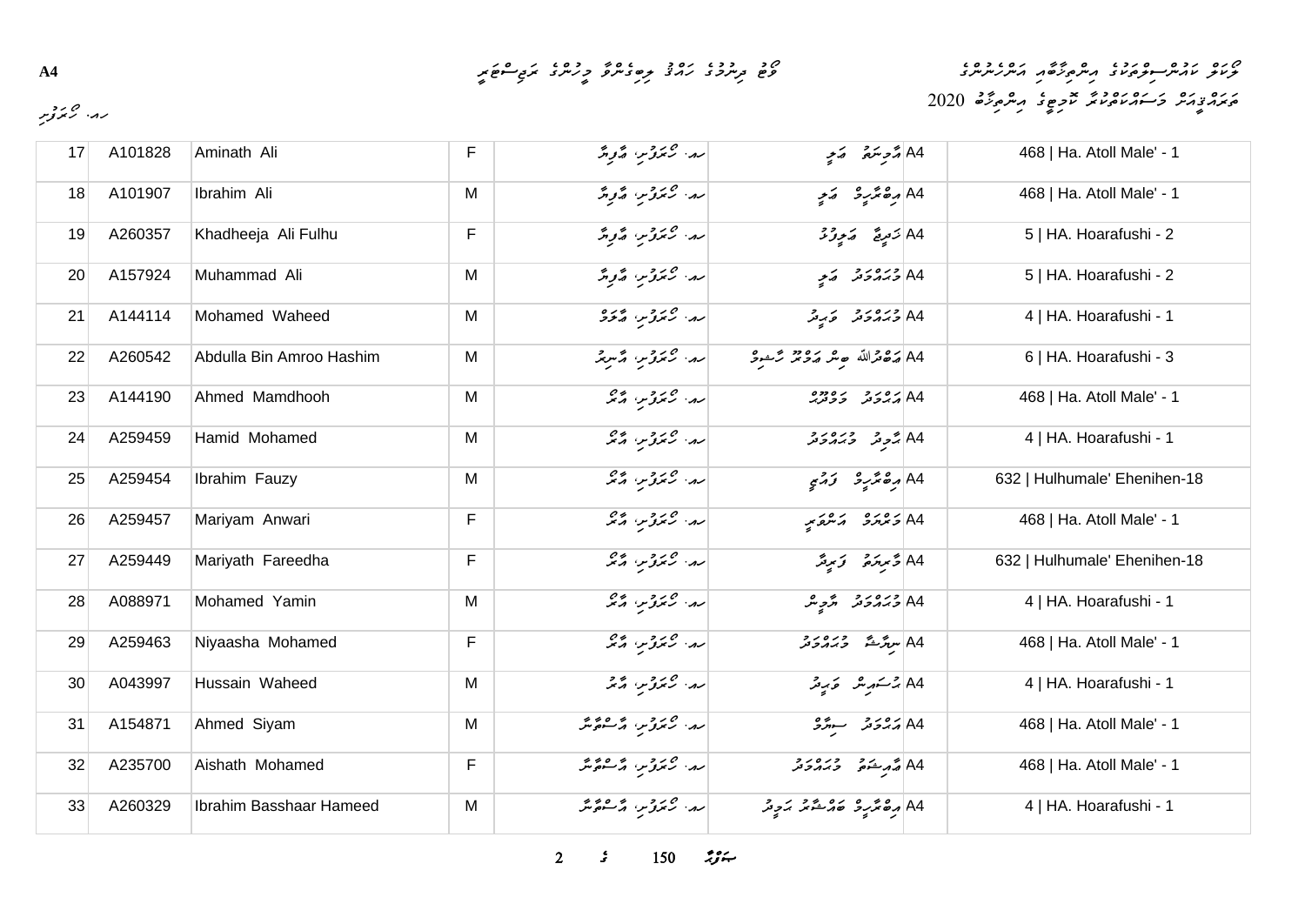| 17 | A101828 | Aminath Ali | F | ހއ. ހޯރަފުށި، އާވިއާ | A4 އާމިނަތު ޢަލީ | 468 \| Ha. Atoll Male' - 1 |
|---|---|---|---|---|---|---|
| 18 | A101907 | Ibrahim Ali | M | ހއ. ހޯރަފުށި، އާވިއާ | A4 އިބްރާހީމް ޢަލީ | 468 \| Ha. Atoll Male' - 1 |
| 19 | A260357 | Khadheeja Ali Fulhu | F | ހއ. ހޯރަފުށި، އާވިއާ | A4 ޚަދީޖާ ޢަލީފުޅު | 5 \| HA. Hoarafushi - 2 |
| 20 | A157924 | Muhammad Ali | M | ހއ. ހޯރަފުށި، އާވިއާ | A4 މުޙައްމަދު ޢަލީ | 5 \| HA. Hoarafushi - 2 |
| 21 | A144114 | Mohamed Waheed | M | ހއ. ހޯރަފުށި، އާގަމު | A4 މުޙައްމަދު ވަޙީދު | 4 \| HA. Hoarafushi - 1 |
| 22 | A260542 | Abdulla Bin Amroo Hashim | M | ހއ. ހޯރަފުށި، އާސިރީ | A4 ޢަބްދުﷲ ބިން ޢަމްރޫ ހާޝިމް | 6 \| HA. Hoarafushi - 3 |
| 23 | A144190 | Ahmed Mamdhooh | M | ހއ. ހޯރަފުށި، އާރު | A4 އަޙްމަދު މަމްދޫޙް | 468 \| Ha. Atoll Male' - 1 |
| 24 | A259459 | Hamid Mohamed | M | ހއ. ހޯރަފުށި، އާރު | A4 ޙާމިދު މުޙައްމަދު | 4 \| HA. Hoarafushi - 1 |
| 25 | A259454 | Ibrahim Fauzy | M | ހއ. ހޯރަފުށި، އާރު | A4 އިބްރާހީމް ފައުޒީ | 632 \| Hulhumale' Ehenihen-18 |
| 26 | A259457 | Mariyam Anwari | F | ހއ. ހޯރަފުށި، އާރު | A4 މަރިޔަމް އަންވަރީ | 468 \| Ha. Atoll Male' - 1 |
| 27 | A259449 | Mariyath Fareedha | F | ހއ. ހޯރަފުށި، އާރު | A4 މާރިޔަތު ފަރީދާ | 632 \| Hulhumale' Ehenihen-18 |
| 28 | A088971 | Mohamed Yamin | M | ހއ. ހޯރަފުށި، އާރު | A4 މުޙައްމަދު ޔާމިން | 4 \| HA. Hoarafushi - 1 |
| 29 | A259463 | Niyaasha Mohamed | F | ހއ. ހޯރަފުށި، އާރު | A4 ނިޔާޝާ މުޙައްމަދު | 468 \| Ha. Atoll Male' - 1 |
| 30 | A043997 | Hussain Waheed | M | ހއ. ހޯރަފުށި، އާރު | A4 ހުސައިން ވަޙީދު | 4 \| HA. Hoarafushi - 1 |
| 31 | A154871 | Ahmed Siyam | M | ހއ. ހޯރަފުށި، އާސްޓަން | A4 އަޙްމަދު ސިޔާމް | 468 \| Ha. Atoll Male' - 1 |
| 32 | A235700 | Aishath Mohamed | F | ހއ. ހޯރަފުށި، އާސްޓަން | A4 އާއިޝަތު މުޙައްމަދު | 468 \| Ha. Atoll Male' - 1 |
| 33 | A260329 | Ibrahim Basshaar Hameed | M | ހއ. ހޯރަފުށި، އާސްޓަން | A4 އިބްރާހީމް ބައްޝާރު ޙަމީދު | 4 \| HA. Hoarafushi - 1 |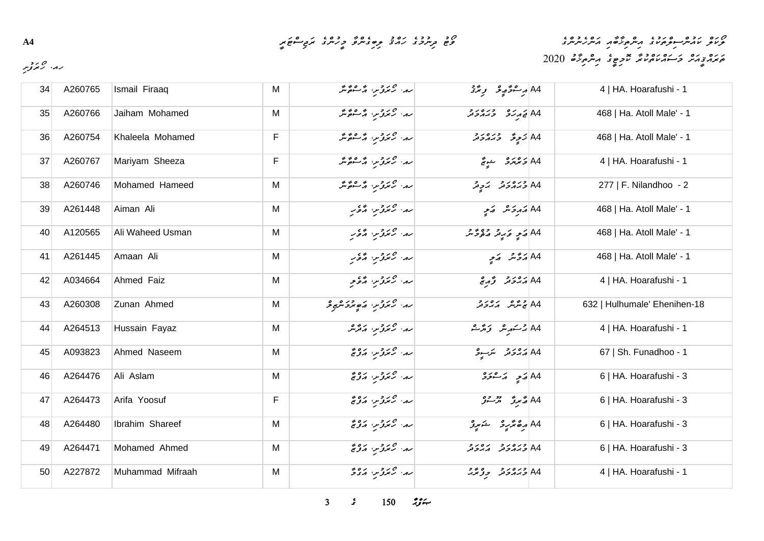| 34 | A260765 | Ismail Firaaq | M | ހއ. ހޯރަފުށި، އާސްޓަން | A4 ކިސްމާޢީލް ފިރާޤު | 4 \| HA. Hoarafushi - 1 |
|---|---|---|---|---|---|---|
| 35 | A260766 | Jaiham Mohamed | M | ހއ. ހޯރަފުށި، އާސްޓަން | A4 ޖައިހަމް މުހައްމަދު | 468 \| Ha. Atoll Male' - 1 |
| 36 | A260754 | Khaleela Mohamed | F | ހއ. ހޯރަފުށި، އާސްޓަން | A4 ޚަލީލާ މުހައްމަދު | 468 \| Ha. Atoll Male' - 1 |
| 37 | A260767 | Mariyam Sheeza | F | ހއ. ހޯރަފުށި، އާސްޓަން | A4 މަރިޔަމް ޝީޒާ | 4 \| HA. Hoarafushi - 1 |
| 38 | A260746 | Mohamed Hameed | M | ހއ. ހޯރަފުށި، އާސްޓަން | A4 މުހައްމަދު ހަމީދު | 277 \| F. Nilandhoo - 2 |
| 39 | A261448 | Aiman Ali | M | ހއ. ހޯރަފުށި، އާޖާ | A4 އައިމަން އަލި | 468 \| Ha. Atoll Male' - 1 |
| 40 | A120565 | Ali Waheed Usman | M | ހއ. ހޯރަފުށި، އާޖާ | A4 އަލި ވަހީދު އުސްމާން | 468 \| Ha. Atoll Male' - 1 |
| 41 | A261445 | Amaan Ali | M | ހއ. ހޯރަފުށި، އާޖާ | A4 އަމާން އަލި | 468 \| Ha. Atoll Male' - 1 |
| 42 | A034664 | Ahmed Faiz | M | ހއ. ހޯރަފުށި، އާޒާދ | A4 އަހްމަދު ފާއިޒް | 4 \| HA. Hoarafushi - 1 |
| 43 | A260308 | Zunan Ahmed | M | ހއ. ހޯރަފުށި، އަބުރަވަންތަ | A4 ޒުނާން އަހްމަދު | 632 \| Hulhumale' Ehenihen-18 |
| 44 | A264513 | Hussain Fayaz | M | ހއ. ހޯރަފުށި، އަދާން | A4 ހުސައިން ފައްޔާޒް | 4 \| HA. Hoarafushi - 1 |
| 45 | A093823 | Ahmed Naseem | M | ހއ. ހޯރަފުށި، އަރުޝް | A4 އަހްމަދު ނަސީމް | 67 \| Sh. Funadhoo - 1 |
| 46 | A264476 | Ali Aslam | M | ހއ. ހޯރަފުށި، އަރުޝް | A4 އަލި އަސްލަމް | 6 \| HA. Hoarafushi - 3 |
| 47 | A264473 | Arifa Yoosuf | F | ހއ. ހޯރަފުށި، އަރުޝް | A4 އާރިފާ ޔޫސުފް | 6 \| HA. Hoarafushi - 3 |
| 48 | A264480 | Ibrahim Shareef | M | ހއ. ހޯރަފުށި، އަރުޝް | A4 އިބްރާހީމް ޝަރީފް | 6 \| HA. Hoarafushi - 3 |
| 49 | A264471 | Mohamed Ahmed | M | ހއ. ހޯރަފުށި، އަރުޝް | A4 މުހައްމަދު އަހްމަދު | 6 \| HA. Hoarafushi - 3 |
| 50 | A227872 | Muhammad Mifraah | M | ހއ. ހޯރަފުށި، އަރުވާ | A4 މުހައްމަދު މިފްރާހް | 4 \| HA. Hoarafushi - 1 |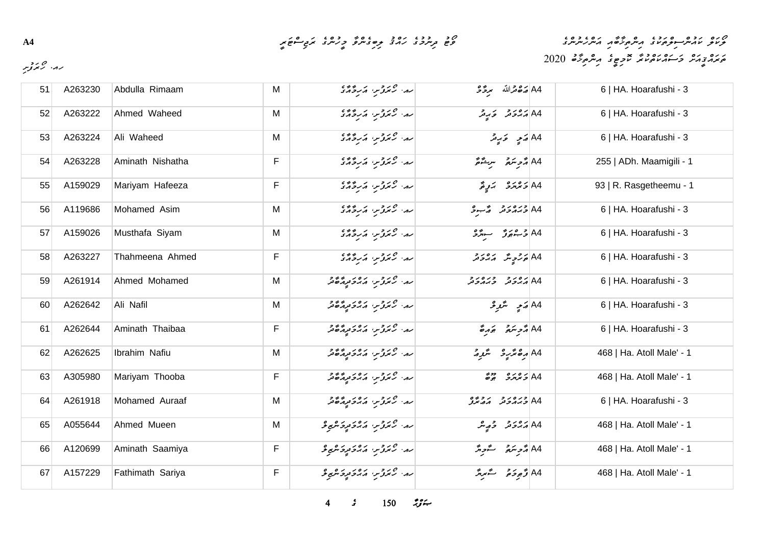| 51 | A263230 | Abdulla Rimaam | M | ހއ. ހޯރަފުށި، އަރިމާއްގެ | A4 އަބްދުﷲ ރިމާމް | 6 \| HA. Hoarafushi - 3 |
|---|---|---|---|---|---|---|
| 52 | A263222 | Ahmed Waheed | M | ހއ. ހޯރަފުށި، އަރިމާއްގެ | A4 އަހްމަދު ވަހީދު | 6 \| HA. Hoarafushi - 3 |
| 53 | A263224 | Ali Waheed | M | ހއ. ހޯރަފުށި، އަރިމާއްގެ | A4 އަލި ވަހީދު | 6 \| HA. Hoarafushi - 3 |
| 54 | A263228 | Aminath Nishatha | F | ހއ. ހޯރަފުށި، އަރިމާއްގެ | A4 އާމިނަތު ނިޝާތާ | 255 \| ADh. Maamigili - 1 |
| 55 | A159029 | Mariyam Hafeeza | F | ހއ. ހޯރަފުށި، އަރިމާއްގެ | A4 މަރިޔަމް ހަފީޒާ | 93 \| R. Rasgetheemu - 1 |
| 56 | A119686 | Mohamed Asim | M | ހއ. ހޯރަފުށި، އަރިމާއްގެ | A4 މުޙައްމަދު އާސިމް | 6 \| HA. Hoarafushi - 3 |
| 57 | A159026 | Musthafa Siyam | M | ހއ. ހޯރަފުށި، އަރިމާއްގެ | A4 މުސްތަފާ ސިޔާމް | 6 \| HA. Hoarafushi - 3 |
| 58 | A263227 | Thahmeena Ahmed | F | ހއ. ހޯރަފުށި، އަރިމާއްގެ | A4 ތަހުމީނާ އަހްމަދު | 6 \| HA. Hoarafushi - 3 |
| 59 | A261914 | Ahmed Mohamed | M | ހއ. ހޯރަފުށި، އައްމަދީއާބާދު | A4 އަހްމަދު މުޙައްމަދު | 6 \| HA. Hoarafushi - 3 |
| 60 | A262642 | Ali Nafil | M | ހއ. ހޯރަފުށި، އައްމަދީއާބާދު | A4 އަލި ނާފިލް | 6 \| HA. Hoarafushi - 3 |
| 61 | A262644 | Aminath Thaibaa | F | ހއ. ހޯރަފުށި، އައްމަދީއާބާދު | A4 އާމިނަތު ތައިބާ | 6 \| HA. Hoarafushi - 3 |
| 62 | A262625 | Ibrahim Nafiu | M | ހއ. ހޯރަފުށި، އައްމަދީއާބާދު | A4 އިބްރާހީމް ނާފިއު | 468 \| Ha. Atoll Male' - 1 |
| 63 | A305980 | Mariyam Thooba | F | ހއ. ހޯރަފުށި، އައްމަދީއާބާދު | A4 މަރިޔަމް ތޫބާ | 468 \| Ha. Atoll Male' - 1 |
| 64 | A261918 | Mohamed Auraaf | M | ހއ. ހޯރަފުށި، އައްމަދީއާބާދު | A4 މުޙައްމަދު އައުރާފް | 6 \| HA. Hoarafushi - 3 |
| 65 | A055644 | Ahmed Mueen | M | ހއ. ހޯރަފުށި، އައްމަދީމަންޒިލް | A4 އަހްމަދު މުޢީން | 468 \| Ha. Atoll Male' - 1 |
| 66 | A120699 | Aminath Saamiya | F | ހއ. ހޯރަފުށި، އައްމަދީމަންޒިލް | A4 އާމިނަތު ސާމިޔާ | 468 \| Ha. Atoll Male' - 1 |
| 67 | A157229 | Fathimath Sariya | F | ހއ. ހޯރަފުށި، އައްމަދީމަންޒިލް | A4 ފާތިމަތު ސާރިޔާ | 468 \| Ha. Atoll Male' - 1 |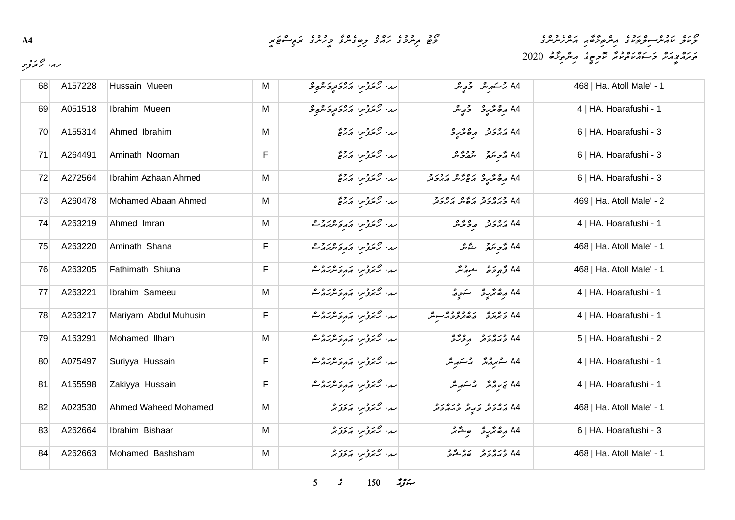| 68 | A157228 | Hussain Mueen | M | ހދ. ހޯރަފުށި، އަރުމަދީނާގެ | A4 ހުސައިން މުއީން | 468 \| Ha. Atoll Male' - 1 |
|---|---|---|---|---|---|---|
| 69 | A051518 | Ibrahim Mueen | M | ހދ. ހޯރަފުށި، އަރުމަދީނާގެ | A4 އިބްރާހީމް މުއީން | 4 \| HA. Hoarafushi - 1 |
| 70 | A155314 | Ahmed Ibrahim | M | ހދ. ހޯރަފުށި، އަޒުމާ | A4 އަހުމަދު އިބްރާހީމް | 6 \| HA. Hoarafushi - 3 |
| 71 | A264491 | Aminath Nooman | F | ހދ. ހޯރަފުށި، އަޒުމާ | A4 އާމިނަތު ނުއުމާން | 6 \| HA. Hoarafushi - 3 |
| 72 | A272564 | Ibrahim Azhaan Ahmed | M | ހދ. ހޯރަފުށި، އަޒުމާ | A4 އިބްރާހީމް އަޒްހާން އަހުމަދު | 6 \| HA. Hoarafushi - 3 |
| 73 | A260478 | Mohamed Abaan Ahmed | M | ހދ. ހޯރަފުށި، އަޒުމާ | A4 މުހައްމަދު އަބާން އަހުމަދު | 469 \| Ha. Atoll Male' - 2 |
| 74 | A263219 | Ahmed Imran | M | ހދ. ހޯރަފުށި، އައިވަރިހައުސް | A4 އަހުމަދު އިމްރާން | 4 \| HA. Hoarafushi - 1 |
| 75 | A263220 | Aminath Shana | F | ހދ. ހޯރަފުށި، އައިވަރިހައުސް | A4 އާމިނަތު ޝާނާ | 468 \| Ha. Atoll Male' - 1 |
| 76 | A263205 | Fathimath Shiuna | F | ހދ. ހޯރަފުށި، އައިވަރިހައުސް | A4 ފާތިމަތު ޝިއުނާ | 468 \| Ha. Atoll Male' - 1 |
| 77 | A263221 | Ibrahim Sameeu | M | ހދ. ހޯރަފުށި، އައިވަރިހައުސް | A4 އިބްރާހީމް ސަމީއު | 4 \| HA. Hoarafushi - 1 |
| 78 | A263217 | Mariyam Abdul Muhusin | F | ހދ. ހޯރަފުށި، އައިވަރިހައުސް | A4 މަރިޔަމް އަބްދުލްމުހުސިން | 4 \| HA. Hoarafushi - 1 |
| 79 | A163291 | Mohamed Ilham | M | ހދ. ހޯރަފުށި، އައިވަރިހައުސް | A4 މުހައްމަދު އިލްހާމް | 5 \| HA. Hoarafushi - 2 |
| 80 | A075497 | Suriyya Hussain | F | ހދ. ހޯރަފުށި، އައިވަރިހައުސް | A4 ސުރިއްޔާ ހުސައިން | 4 \| HA. Hoarafushi - 1 |
| 81 | A155598 | Zakiyya Hussain | F | ހދ. ހޯރަފުށި، އައިވަރިހައުސް | A4 ޒަކިއްޔާ ހުސައިން | 4 \| HA. Hoarafushi - 1 |
| 82 | A023530 | Ahmed Waheed Mohamed | M | ހދ. ހޯރަފުށި، އަލަފަރު | A4 އަހުމަދު ވަހީދު މުހައްމަދު | 468 \| Ha. Atoll Male' - 1 |
| 83 | A262664 | Ibrahim Bishaar | M | ހދ. ހޯރަފުށި، އަލަފަރު | A4 އިބްރާހީމް ބިޝާރު | 6 \| HA. Hoarafushi - 3 |
| 84 | A262663 | Mohamed Bashsham | M | ހދ. ހޯރަފުށި، އަލަފަރު | A4 މުހައްމަދު ބައްޝާމު | 468 \| Ha. Atoll Male' - 1 |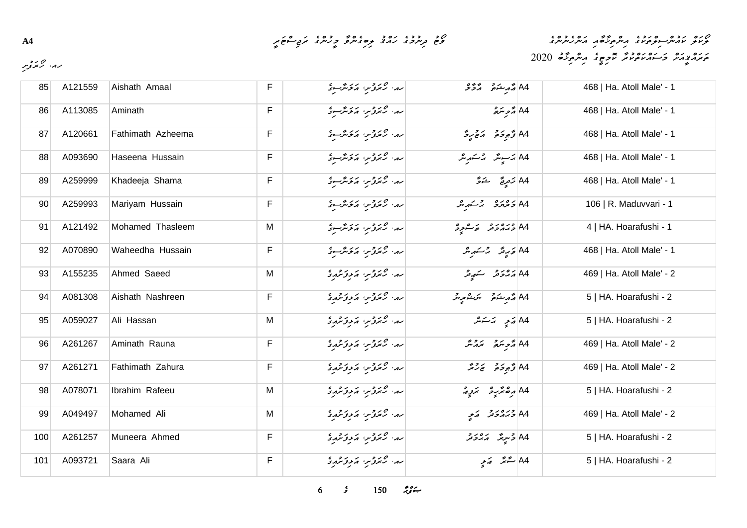| 85 | A121559 | Aishath Amaal | F | ހދ. ހޯރަފުށި، އަލަނާސީގެ | A4 އައިޝަތު އަމާލް | 468 \| Ha. Atoll Male' - 1 |
|---|---|---|---|---|---|---|
| 86 | A113085 | Aminath | F | ހދ. ހޯރަފުށި، އަލަނާސީގެ | A4 އާމިނަތު | 468 \| Ha. Atoll Male' - 1 |
| 87 | A120661 | Fathimath Azheema | F | ހދ. ހޯރަފުށި، އަލަނާސީގެ | A4 ފާތިމަތު އަޒްހީމާ | 468 \| Ha. Atoll Male' - 1 |
| 88 | A093690 | Haseena Hussain | F | ހދ. ހޯރަފުށި، އަލަނާސީގެ | A4 ހަސީނާ ހުސައިން | 468 \| Ha. Atoll Male' - 1 |
| 89 | A259999 | Khadeeja Shama | F | ހދ. ހޯރަފުށި، އަލަނާސީގެ | A4 ޚަދީޖާ ޝަމާ | 468 \| Ha. Atoll Male' - 1 |
| 90 | A259993 | Mariyam Hussain | F | ހދ. ހޯރަފުށި، އަލަނާސީގެ | A4 މަރިޔަމް ހުސައިން | 106 \| R. Maduvvari - 1 |
| 91 | A121492 | Mohamed Thasleem | M | ހދ. ހޯރަފުށި، އަލަނާސީގެ | A4 މުޙައްމަދު ތަސްލީމް | 4 \| HA. Hoarafushi - 1 |
| 92 | A070890 | Waheedha Hussain | F | ހދ. ހޯރަފުށި، އަލަނާސީގެ | A4 ވަޙީދާ ހުސައިން | 468 \| Ha. Atoll Male' - 1 |
| 93 | A155235 | Ahmed Saeed | M | ހދ. ހޯރަފުށި، އަލިވަރުދީގެ | A4 އަޙްމަދު ސަޢީދު | 469 \| Ha. Atoll Male' - 2 |
| 94 | A081308 | Aishath Nashreen | F | ހދ. ހޯރަފުށި، އަލިވަރުދީގެ | A4 އައިޝަތު ނަޝްރީން | 5 \| HA. Hoarafushi - 2 |
| 95 | A059027 | Ali Hassan | M | ހދ. ހޯރަފުށި، އަލިވަރުދީގެ | A4 އަލި ހަސަން | 5 \| HA. Hoarafushi - 2 |
| 96 | A261267 | Aminath Rauna | F | ހދ. ހޯރަފުށި، އަލިވަރުދީގެ | A4 އާމިނަތު ރައުނާ | 469 \| Ha. Atoll Male' - 2 |
| 97 | A261271 | Fathimath Zahura | F | ހދ. ހޯރަފުށި، އަލިވަރުދީގެ | A4 ފާތިމަތު ޒަހުރާ | 469 \| Ha. Atoll Male' - 2 |
| 98 | A078071 | Ibrahim Rafeeu | M | ހދ. ހޯރަފުށި، އަލިވަރުދީގެ | A4 އިބްރާހީމް ރަފީއު | 5 \| HA. Hoarafushi - 2 |
| 99 | A049497 | Mohamed Ali | M | ހދ. ހޯރަފުށި، އަލިވަރުދީގެ | A4 މުޙައްމަދު އަލި | 469 \| Ha. Atoll Male' - 2 |
| 100 | A261257 | Muneera Ahmed | F | ހދ. ހޯރަފުށި، އަލިވަރުދީގެ | A4 މުނީރާ އަޙްމަދު | 5 \| HA. Hoarafushi - 2 |
| 101 | A093721 | Saara Ali | F | ހދ. ހޯރަފުށި، އަލިވަރުދީގެ | A4 ސާރާ އަލި | 5 \| HA. Hoarafushi - 2 |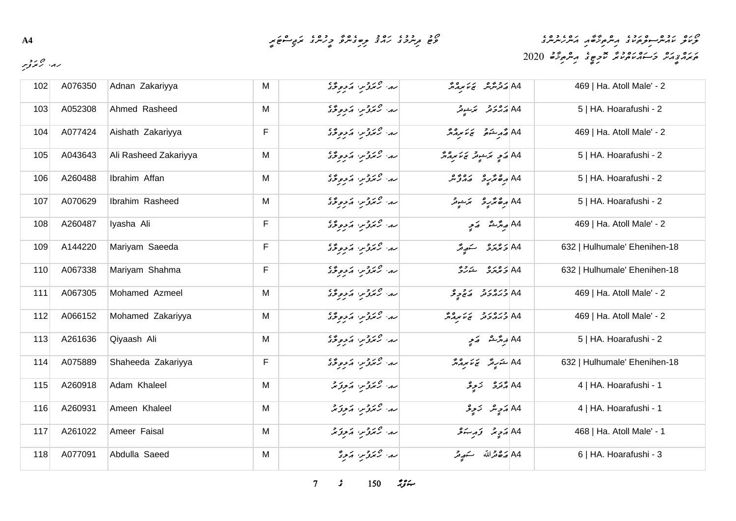| 102 | A076350 | Adnan Zakariyya | M | رھ. ހޯރަފުށި އަރުވިލާގެ | A4 އަދުނާން ޒަކަރިއްޔާ | 469 \| Ha. Atoll Male' - 2 |
|---|---|---|---|---|---|---|
| 103 | A052308 | Ahmed Rasheed | M | رھ. ހޯރަފުށި އަރުވިލާގެ | A4 އަޙްމަދު ރަޝީދު | 5 \| HA. Hoarafushi - 2 |
| 104 | A077424 | Aishath Zakariyya | F | رھ. ހޯރަފުށި އަރުވިލާގެ | A4 އައިޝަތު ޒަކަރިއްޔާ | 469 \| Ha. Atoll Male' - 2 |
| 105 | A043643 | Ali Rasheed Zakariyya | M | رھ. ހޯރަފުށި އަރުވިލާގެ | A4 އަލި ރަޝީދު ޒަކަރިއްޔާ | 5 \| HA. Hoarafushi - 2 |
| 106 | A260488 | Ibrahim Affan | M | رھ. ހޯރަފުށި އަރުވިލާގެ | A4 އިބްރާހީމް އައްފާން | 5 \| HA. Hoarafushi - 2 |
| 107 | A070629 | Ibrahim Rasheed | M | رھ. ހޯރަފުށި އަރުވިލާގެ | A4 އިބްރާހީމް ރަޝީދު | 5 \| HA. Hoarafushi - 2 |
| 108 | A260487 | Iyasha Ali | F | رھ. ހޯރަފުށި އަރުވިލާގެ | A4 އިޔާޝާ އަލި | 469 \| Ha. Atoll Male' - 2 |
| 109 | A144220 | Mariyam Saeeda | F | رھ. ހޯރަފުށި އަރުވިލާގެ | A4 މަރިޔަމް ސައީދާ | 632 \| Hulhumale' Ehenihen-18 |
| 110 | A067338 | Mariyam Shahma | F | رھ. ހޯރަފުށި އަރުވިލާގެ | A4 މަރިޔަމް ޝަހްމާ | 632 \| Hulhumale' Ehenihen-18 |
| 111 | A067305 | Mohamed Azmeel | M | رھ. ހޯރަފުށި އަރުވިލާގެ | A4 މުޙައްމަދު އަޒްމީލް | 469 \| Ha. Atoll Male' - 2 |
| 112 | A066152 | Mohamed Zakariyya | M | رھ. ހޯރަފުށި އަރުވިލާގެ | A4 މުޙައްމަދު ޒަކަރިއްޔާ | 469 \| Ha. Atoll Male' - 2 |
| 113 | A261636 | Qiyaash Ali | M | رھ. ހޯރަފުށި އަރުވިލާގެ | A4 ޤިޔާޝް އަލި | 5 \| HA. Hoarafushi - 2 |
| 114 | A075889 | Shaheeda Zakariyya | F | رھ. ހޯރަފުށި އަރުވިލާގެ | A4 ޝަހީދާ ޒަކަރިއްޔާ | 632 \| Hulhumale' Ehenihen-18 |
| 115 | A260918 | Adam Khaleel | M | رھ. ހޯރަފުށި އަރުވަރު | A4 އާދަމް ޚަލީލް | 4 \| HA. Hoarafushi - 1 |
| 116 | A260931 | Ameen Khaleel | M | رھ. ހޯރަފުށި އަރުވަރު | A4 އަމީން ޚަލީލް | 4 \| HA. Hoarafushi - 1 |
| 117 | A261022 | Ameer Faisal | M | رھ. ހޯރަފުށި އަރުވަރު | A4 އަމީރު ފައިސަލް | 468 \| Ha. Atoll Male' - 1 |
| 118 | A077091 | Abdulla Saeed | M | رھ. ހޯރަފުށި އަރުވާ | A4 އަބްދުﷲ ސައީދު | 6 \| HA. Hoarafushi - 3 |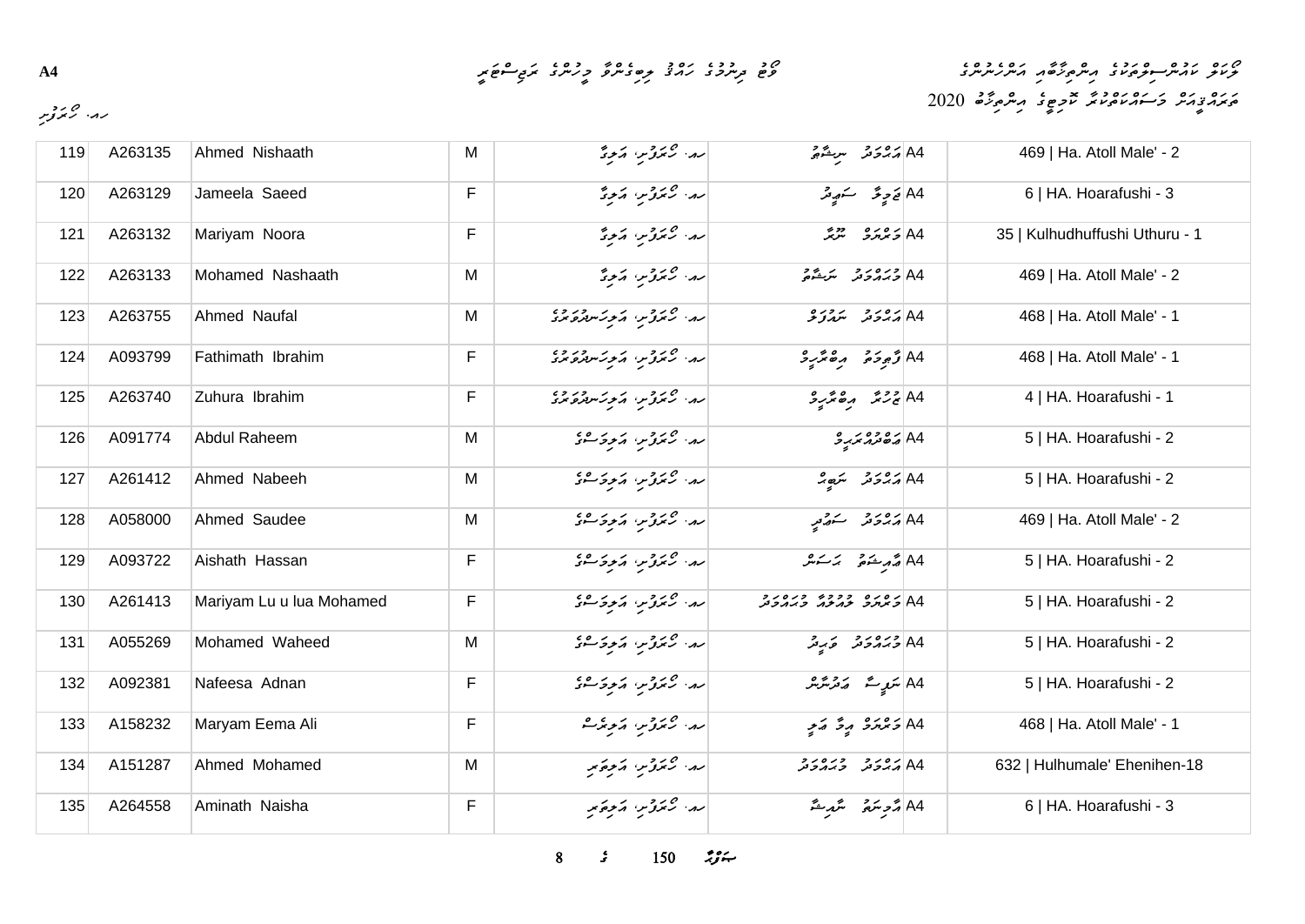| 119 | A263135 | Ahmed Nishaath | M | ހއ. ހޯރަފުށި، އަލިވާ | A4 އަހުމަދު ނިޝާތު | 469 \| Ha. Atoll Male' - 2 |
|---|---|---|---|---|---|---|
| 120 | A263129 | Jameela Saeed | F | ހއ. ހޯރަފުށި، އަލިވާ | A4 ޖަމީލާ ސަޢީދު | 6 \| HA. Hoarafushi - 3 |
| 121 | A263132 | Mariyam Noora | F | ހއ. ހޯރަފުށި، އަލިވާ | A4 މަރިޔަމް ނޫރާ | 35 \| Kulhudhuffushi Uthuru - 1 |
| 122 | A263133 | Mohamed Nashaath | M | ހއ. ހޯރަފުށި، އަލިވާ | A4 މުޙައްމަދު ނަޝާތު | 469 \| Ha. Atoll Male' - 2 |
| 123 | A263755 | Ahmed Naufal | M | ހއ. ހޯރަފުށި، އަލިމަސްދޮވަރުގެ | A4 އަހުމަދު ނައުފަލް | 468 \| Ha. Atoll Male' - 1 |
| 124 | A093799 | Fathimath Ibrahim | F | ހއ. ހޯރަފުށި، އަލިމަސްދޮވަރުގެ | A4 ފާތިމަތު އިބްރާހިމް | 468 \| Ha. Atoll Male' - 1 |
| 125 | A263740 | Zuhura Ibrahim | F | ހއ. ހޯރަފުށި، އަލިމަސްދޮވަރުގެ | A4 ޒުހުރާ އިބްރާހިމް | 4 \| HA. Hoarafushi - 1 |
| 126 | A091774 | Abdul Raheem | M | ހއ. ހޯރަފުށި، އަލިވަސްގެ | A4 އަބްދުއްރަޙީމް | 5 \| HA. Hoarafushi - 2 |
| 127 | A261412 | Ahmed Nabeeh | M | ހއ. ހޯރަފުށި، އަލިވަސްގެ | A4 އަހުމަދު ނަބީހް | 5 \| HA. Hoarafushi - 2 |
| 128 | A058000 | Ahmed Saudee | M | ހއ. ހޯރަފުށި، އަލިވަސްގެ | A4 އަހުމަދު ސައުދީ | 469 \| Ha. Atoll Male' - 2 |
| 129 | A093722 | Aishath Hassan | F | ހއ. ހޯރަފުށި، އަލިވަސްގެ | A4 އާއިޝަތު ހަސަން | 5 \| HA. Hoarafushi - 2 |
| 130 | A261413 | Mariyam Lu u lua Mohamed | F | ހއ. ހޯރަފުށި، އަލިވަސްގެ | A4 މަރިޔަމް ލުއުލުއާ މުޙައްމަދު | 5 \| HA. Hoarafushi - 2 |
| 131 | A055269 | Mohamed Waheed | M | ހއ. ހޯރަފުށި، އަލިވަސްގެ | A4 މުޙައްމަދު ވަޙީދު | 5 \| HA. Hoarafushi - 2 |
| 132 | A092381 | Nafeesa Adnan | F | ހއ. ހޯރަފުށި، އަލިވަސްގެ | A4 ނަފީސާ އަދުނާން | 5 \| HA. Hoarafushi - 2 |
| 133 | A158232 | Maryam Eema Ali | F | ހއ. ހޯރަފުށި، އަލިރެސް | A4 މަރިޔަމް އީމާ އަލި | 468 \| Ha. Atoll Male' - 1 |
| 134 | A151287 | Ahmed Mohamed | M | ހއ. ހޯރަފުށި، އަލިބަރ | A4 އަހުމަދު މުޙައްމަދު | 632 \| Hulhumale' Ehenihen-18 |
| 135 | A264558 | Aminath Naisha | F | ހއ. ހޯރަފުށި، އަލިބަރ | A4 އާމިނަތު ނާއިޝާ | 6 \| HA. Hoarafushi - 3 |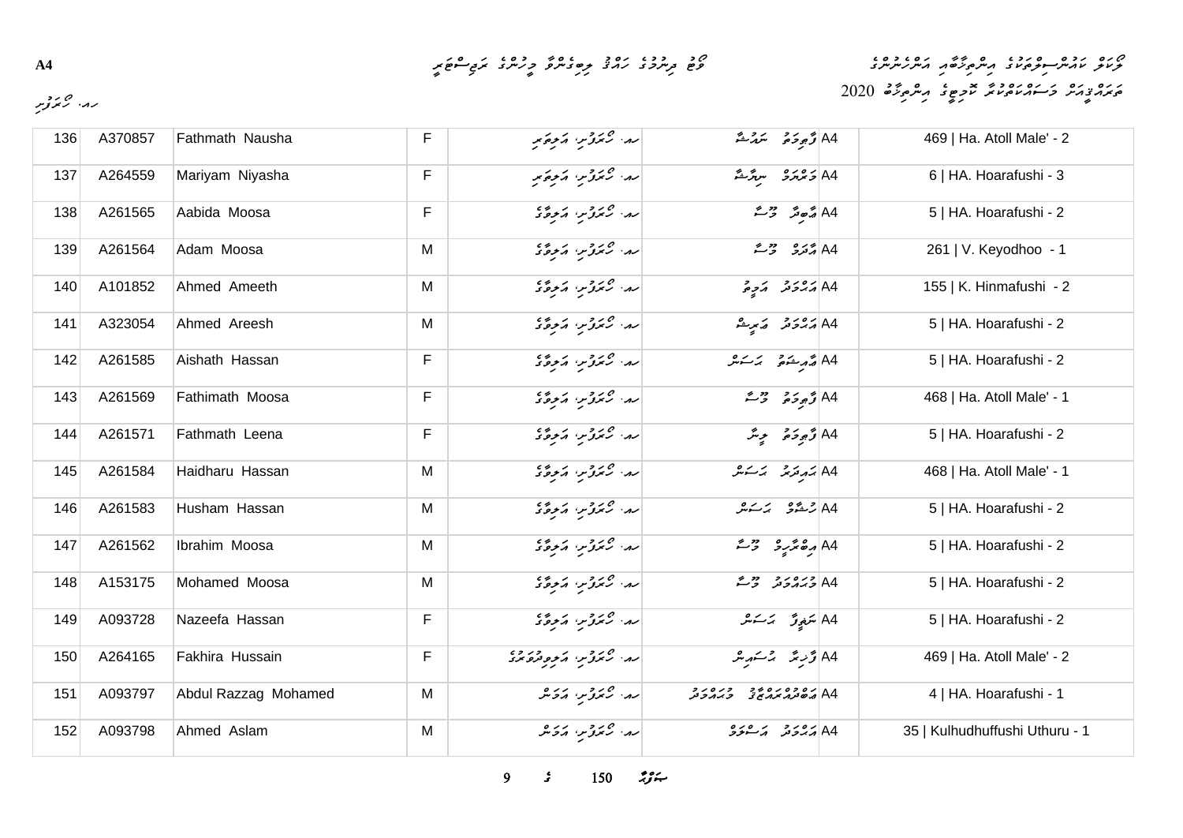| 136 | A370857 | Fathmath Nausha | F | ހދ. ހޯރަފުށި، އަލިވާރި | A4 ފާތިމަތު ނައުޝާ | 469 \| Ha. Atoll Male' - 2 |
|---|---|---|---|---|---|---|
| 137 | A264559 | Mariyam Niyasha | F | ހދ. ހޯރަފުށި، އަލިވާރި | A4 މަރިޔަމް ނިޔާޝާ | 6 \| HA. Hoarafushi - 3 |
| 138 | A261565 | Aabida Moosa | F | ހދ. ހޯރަފުށި، އަލިވާގެ | A4 އާބިދާ މޫސާ | 5 \| HA. Hoarafushi - 2 |
| 139 | A261564 | Adam Moosa | M | ހދ. ހޯރަފުށި، އަލިވާގެ | A4 އާދަމް މޫސާ | 261 \| V. Keyodhoo - 1 |
| 140 | A101852 | Ahmed Ameeth | M | ހދ. ހޯރަފުށި، އަލިވާގެ | A4 އަހްމަދު އަމީތު | 155 \| K. Hinmafushi - 2 |
| 141 | A323054 | Ahmed Areesh | M | ހދ. ހޯރަފުށި، އަލިވާގެ | A4 އަހްމަދު އަރީޝް | 5 \| HA. Hoarafushi - 2 |
| 142 | A261585 | Aishath Hassan | F | ހދ. ހޯރަފުށި، އަލިވާގެ | A4 އާއިޝަތު ހަސަން | 5 \| HA. Hoarafushi - 2 |
| 143 | A261569 | Fathimath Moosa | F | ހދ. ހޯރަފުށި، އަލިވާގެ | A4 ފާތިމަތު މޫސާ | 468 \| Ha. Atoll Male' - 1 |
| 144 | A261571 | Fathmath Leena | F | ހދ. ހޯރަފުށި، އަލިވާގެ | A4 ފާތިމަތު ލީނާ | 5 \| HA. Hoarafushi - 2 |
| 145 | A261584 | Haidharu Hassan | M | ހދ. ހޯރަފުށި، އަލިވާގެ | A4 ހައިދަރު ހަސަން | 468 \| Ha. Atoll Male' - 1 |
| 146 | A261583 | Husham Hassan | M | ހދ. ހޯރަފުށި، އަލިވާގެ | A4 ހުޝާމް ހަސަން | 5 \| HA. Hoarafushi - 2 |
| 147 | A261562 | Ibrahim Moosa | M | ހދ. ހޯރަފުށި، އަލިވާގެ | A4 އިބްރާހިމް މޫސާ | 5 \| HA. Hoarafushi - 2 |
| 148 | A153175 | Mohamed Moosa | M | ހދ. ހޯރަފުށި، އަލިވާގެ | A4 މުޙައްމަދު މޫސާ | 5 \| HA. Hoarafushi - 2 |
| 149 | A093728 | Nazeefa Hassan | F | ހދ. ހޯރަފުށި، އަލިވާގެ | A4 ނަޒީފާ ހަސަން | 5 \| HA. Hoarafushi - 2 |
| 150 | A264165 | Fakhira Hussain | F | ހދ. ހޯރަފުށި، އަލިވިލުފަތުގެ | A4 ފާހިރާ ހުސައިން | 469 \| Ha. Atoll Male' - 2 |
| 151 | A093797 | Abdul Razzag Mohamed | M | ހދ. ހޯރަފުށި، އަމަން | A4 އަބްދުއްރައްޒާޤު މުޙައްމަދު | 4 \| HA. Hoarafushi - 1 |
| 152 | A093798 | Ahmed Aslam | M | ހދ. ހޯރަފުށި، އަމަން | A4 އަހްމަދު އަސްލަމް | 35 \| Kulhudhuffushi Uthuru - 1 |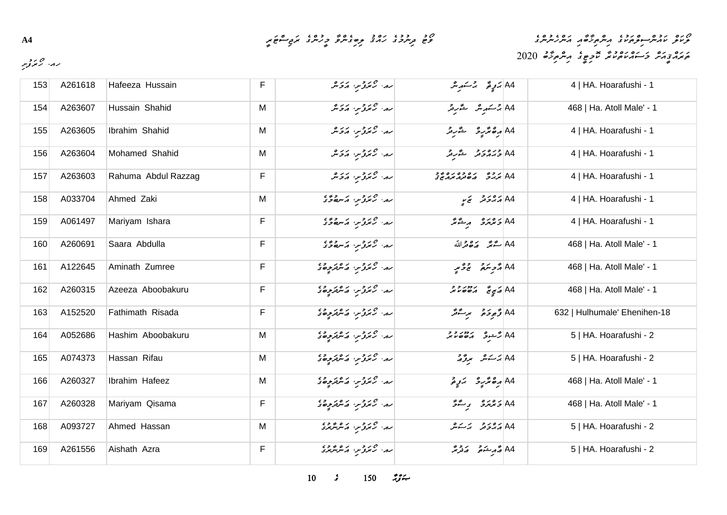| 153 | A261618 | Hafeeza Hussain | F | ހދ. ހޯރަފުށި، އަމަން | A4 ހަފީޒާ ހުސައިން | 4 \| HA. Hoarafushi - 1 |
|---|---|---|---|---|---|---|
| 154 | A263607 | Hussain Shahid | M | ހދ. ހޯރަފުށި، އަމަން | A4 ހުސައިން ޝާހިދު | 468 \| Ha. Atoll Male' - 1 |
| 155 | A263605 | Ibrahim Shahid | M | ހދ. ހޯރަފުށި، އަމަން | A4 އިބްރާހީމް ޝާހިދު | 4 \| HA. Hoarafushi - 1 |
| 156 | A263604 | Mohamed Shahid | M | ހދ. ހޯރަފުށި، އަމަން | A4 މުހައްމަދު ޝާހިދު | 4 \| HA. Hoarafushi - 1 |
| 157 | A263603 | Rahuma Abdul Razzag | F | ހދ. ހޯރަފުށި، އަމަން | A4 ރަޙުމާ ޢަބްދުއްރައްޒާޤު | 4 \| HA. Hoarafushi - 1 |
| 158 | A033704 | Ahmed Zaki | M | ހދ. ހޯރަފުށި، އަސްބެވާގެ | A4 އަޙްމަދު ޒަކީ | 4 \| HA. Hoarafushi - 1 |
| 159 | A061497 | Mariyam Ishara | F | ހދ. ހޯރަފުށި، އަސްބެވާގެ | A4 މަރިޔަމް އިޝާރާ | 4 \| HA. Hoarafushi - 1 |
| 160 | A260691 | Saara Abdulla | F | ހދ. ހޯރަފުށި، އަސްބެވާގެ | A4 ސާރާ އަބްދުﷲ | 468 \| Ha. Atoll Male' - 1 |
| 161 | A122645 | Aminath Zumree | F | ހދ. ހޯރަފުށި، އަންދަލީބުގެ | A4 އާމިނަތު ޒުމްރީ | 468 \| Ha. Atoll Male' - 1 |
| 162 | A260315 | Azeeza Aboobakuru | F | ހދ. ހޯރަފުށި، އަންދަލީބުގެ | A4 އަޒީޒާ އަބޫބަކުރު | 468 \| Ha. Atoll Male' - 1 |
| 163 | A152520 | Fathimath Risada | F | ހދ. ހޯރަފުށި، އަންދަލީބުގެ | A4 ފާތިމަތު ރިސާދާ | 632 \| Hulhumale' Ehenihen-18 |
| 164 | A052686 | Hashim Aboobakuru | M | ހދ. ހޯރަފުށި، އަންދަލީބުގެ | A4 ހާޝިމް އަބޫބަކުރު | 5 \| HA. Hoarafushi - 2 |
| 165 | A074373 | Hassan Rifau | M | ހދ. ހޯރަފުށި، އަންދަލީބުގެ | A4 ހަސަން ރިފާއު | 5 \| HA. Hoarafushi - 2 |
| 166 | A260327 | Ibrahim Hafeez | M | ހދ. ހޯރަފުށި، އަންދަލީބުގެ | A4 އިބްރާހީމް ހަފީޒު | 468 \| Ha. Atoll Male' - 1 |
| 167 | A260328 | Mariyam Qisama | F | ހދ. ހޯރަފުށި، އަންދަލީބުގެ | A4 މަރިޔަމް ޤިސާމާ | 468 \| Ha. Atoll Male' - 1 |
| 168 | A093727 | Ahmed Hassan | M | ހދ. ހޯރަފުށި، އަންނާރާގެ | A4 އަޙްމަދު ހަސަން | 5 \| HA. Hoarafushi - 2 |
| 169 | A261556 | Aishath Azra | F | ހދ. ހޯރަފުށި، އަންނާރާގެ | A4 އާއިޝަތު އަޒްރާ | 5 \| HA. Hoarafushi - 2 |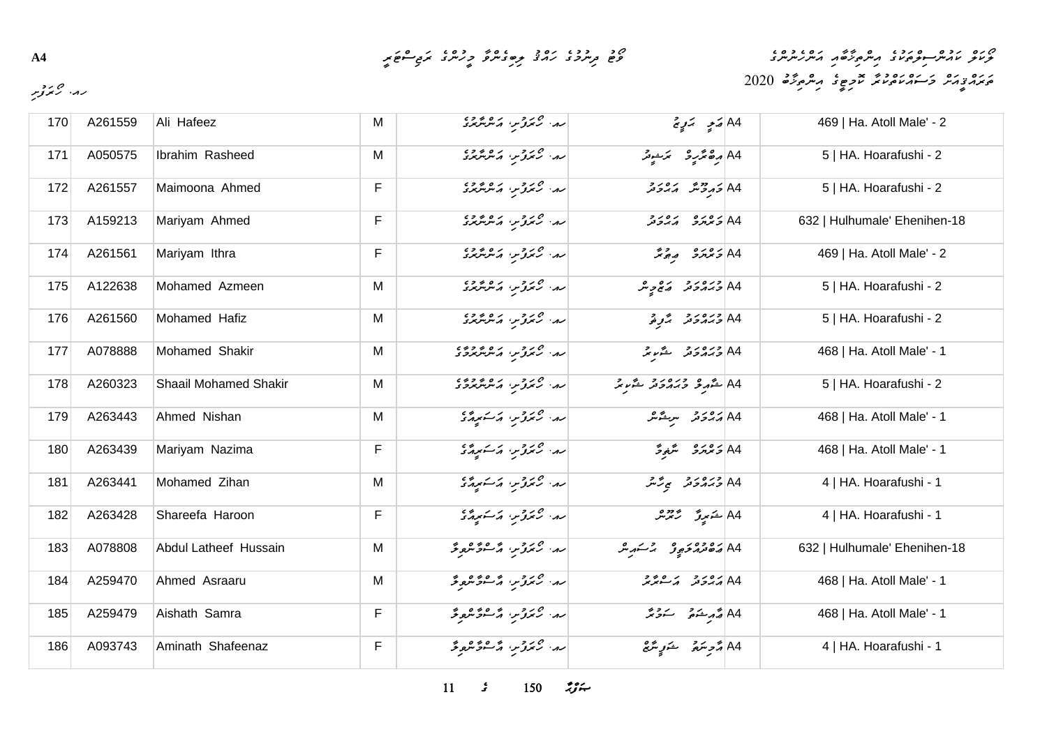| 170 | A261559 | Ali Hafeez | M | ހއ. ހޯރަފުށި، އަންނާރާގެ | A4 އަލި ހަފީޒު | 469 \| Ha. Atoll Male' - 2 |
|---|---|---|---|---|---|---|
| 171 | A050575 | Ibrahim Rasheed | M | ހއ. ހޯރަފުށި، އަންނާރާގެ | A4 އިބްރާހީމް ރަޝީދު | 5 \| HA. Hoarafushi - 2 |
| 172 | A261557 | Maimoona Ahmed | F | ހއ. ހޯރަފުށި، އަންނާރާގެ | A4 މައިމޫނާ އަހުމަދު | 5 \| HA. Hoarafushi - 2 |
| 173 | A159213 | Mariyam Ahmed | F | ހއ. ހޯރަފުށި، އަންނާރާގެ | A4 މަރިޔަމް އަހުމަދު | 632 \| Hulhumale' Ehenihen-18 |
| 174 | A261561 | Mariyam Ithra | F | ހއ. ހޯރަފުށި، އަންނާރާގެ | A4 މަރިޔަމް އިތުރާ | 469 \| Ha. Atoll Male' - 2 |
| 175 | A122638 | Mohamed Azmeen | M | ހއ. ހޯރަފުށި، އަންނާރާގެ | A4 މުހައްމަދު އަޒްމީން | 5 \| HA. Hoarafushi - 2 |
| 176 | A261560 | Mohamed Hafiz | M | ހއ. ހޯރަފުށި، އަންނާރާގެ | A4 މުހައްމަދު ހާފިޒު | 5 \| HA. Hoarafushi - 2 |
| 177 | A078888 | Mohamed Shakir | M | ހއ. ހޯރަފުށި، އަންނާރާގެވާދީ | A4 މުހައްމަދު ޝާކިރު | 468 \| Ha. Atoll Male' - 1 |
| 178 | A260323 | Shaail Mohamed Shakir | M | ހއ. ހޯރަފުށި، އަންނާރާގެވާދީ | A4 ޝާއިލް މުހައްމަދު ޝާކިރު | 5 \| HA. Hoarafushi - 2 |
| 179 | A263443 | Ahmed Nishan | M | ހއ. ހޯރަފުށި، އަސަރީއާގެ | A4 އަހުމަދު ނިޝާން | 468 \| Ha. Atoll Male' - 1 |
| 180 | A263439 | Mariyam Nazima | F | ހއ. ހޯރަފުށި، އަސަރީއާގެ | A4 މަރިޔަމް ނާޒިމާ | 468 \| Ha. Atoll Male' - 1 |
| 181 | A263441 | Mohamed Zihan | M | ހއ. ހޯރަފުށި، އަސަރީއާގެ | A4 މުހައްމަދު ޒިހާން | 4 \| HA. Hoarafushi - 1 |
| 182 | A263428 | Shareefa Haroon | F | ހއ. ހޯރަފުށި، އަސަރީއާގެ | A4 ޝަރީފާ ހާރޫން | 4 \| HA. Hoarafushi - 1 |
| 183 | A078808 | Abdul Latheef Hussain | M | ހއ. ހޯރަފުށި، އާސްމާންވިލާ | A4 އަބްދުއްލަތީފް ހުސައިން | 632 \| Hulhumale' Ehenihen-18 |
| 184 | A259470 | Ahmed Asraaru | M | ހއ. ހޯރަފުށި، އާސްމާންވިލާ | A4 އަހުމަދު އަސްރާރު | 468 \| Ha. Atoll Male' - 1 |
| 185 | A259479 | Aishath Samra | F | ހއ. ހޯރަފުށި، އާސްމާންވިލާ | A4 އާއިޝަތު ސަމްރާ | 468 \| Ha. Atoll Male' - 1 |
| 186 | A093743 | Aminath Shafeenaz | F | ހއ. ހޯރަފުށި، އާސްމާންވިލާ | A4 އާމިނަތު ޝަފީނާޒް | 4 \| HA. Hoarafushi - 1 |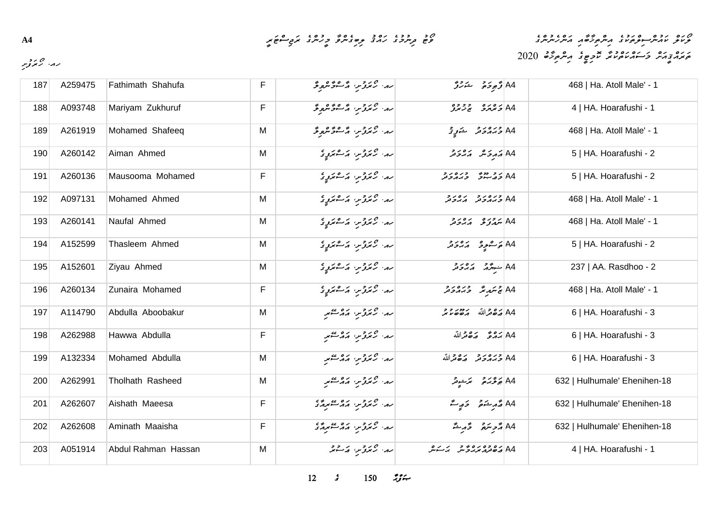| 187 | A259475 | Fathimath Shahufa | F | ހއ. ހޯރަފުށި، އާސަވާންދިވާ | A4 ފާތިމަތު ޝަހުފާ | 468 \| Ha. Atoll Male' - 1 |
|---|---|---|---|---|---|---|
| 188 | A093748 | Mariyam Zukhuruf | F | ހއ. ހޯރަފުށި، އާސަވާންދިވާ | A4 މަރިޔަމް ޒުޚްރުފް | 4 \| HA. Hoarafushi - 1 |
| 189 | A261919 | Mohamed Shafeeq | M | ހއ. ހޯރަފުށި، އާސަވާންދިވާ | A4 މުޙައްމަދު ޝަފީޤު | 468 \| Ha. Atoll Male' - 1 |
| 190 | A260142 | Aiman Ahmed | M | ހއ. ހޯރަފުށި، އަސްތަރުވީގެ | A4 އައިމަން އަޙްމަދު | 5 \| HA. Hoarafushi - 2 |
| 191 | A260136 | Mausooma Mohamed | F | ހއ. ހޯރަފުށި، އަސްތަރުވީގެ | A4 މައުޞޫމާ މުޙައްމަދު | 5 \| HA. Hoarafushi - 2 |
| 192 | A097131 | Mohamed Ahmed | M | ހއ. ހޯރަފުށި، އަސްތަރުވީގެ | A4 މުޙައްމަދު އަޙްމަދު | 468 \| Ha. Atoll Male' - 1 |
| 193 | A260141 | Naufal Ahmed | M | ހއ. ހޯރަފުށި، އަސްތަރުވީގެ | A4 ނައުފަލް އަޙްމަދު | 468 \| Ha. Atoll Male' - 1 |
| 194 | A152599 | Thasleem Ahmed | M | ހއ. ހޯރަފުށި، އަސްތަރުވީގެ | A4 ތަސްލީމް އަޙްމަދު | 5 \| HA. Hoarafushi - 2 |
| 195 | A152601 | Ziyau Ahmed | M | ހއ. ހޯރަފުށި، އަސްތަރުވީގެ | A4 ޒިޔާއު އަޙްމަދު | 237 \| AA. Rasdhoo - 2 |
| 196 | A260134 | Zunaira Mohamed | F | ހއ. ހޯރަފުށި، އަސްތަރުވީގެ | A4 ޒުނައިރާ މުޙައްމަދު | 468 \| Ha. Atoll Male' - 1 |
| 197 | A114790 | Abdulla Aboobakur | M | ހއ. ހޯރަފުށި، އައުސަވި | A4 އަބްދުﷲ އަބޫބަކުރު | 6 \| HA. Hoarafushi - 3 |
| 198 | A262988 | Hawwa Abdulla | F | ހއ. ހޯރަފުށި، އައުސަވި | A4 ޙައްވާ އަބްދުﷲ | 6 \| HA. Hoarafushi - 3 |
| 199 | A132334 | Mohamed Abdulla | M | ހއ. ހޯރަފުށި، އައުސަވި | A4 މުޙައްމަދު އަބްދުﷲ | 6 \| HA. Hoarafushi - 3 |
| 200 | A262991 | Tholhath Rasheed | M | ހއ. ހޯރަފުށި، އައުސަވި | A4 ތޮލްހަތު ރަޝީދު | 632 \| Hulhumale' Ehenihen-18 |
| 201 | A262607 | Aishath Maeesa | F | ހއ. ހޯރަފުށި، އައުސަވިރިގެ | A4 އާއިޝަތު މައީސާ | 632 \| Hulhumale' Ehenihen-18 |
| 202 | A262608 | Aminath Maaisha | F | ހއ. ހޯރަފުށި، އައުސަވިރިގެ | A4 އާމިނަތު މާއިޝާ | 632 \| Hulhumale' Ehenihen-18 |
| 203 | A051914 | Abdul Rahman Hassan | M | ހއ. ހޯރަފުށި، އަސަރު | A4 އަބްދުއްރަޙްމާން ޙަސަން | 4 \| HA. Hoarafushi - 1 |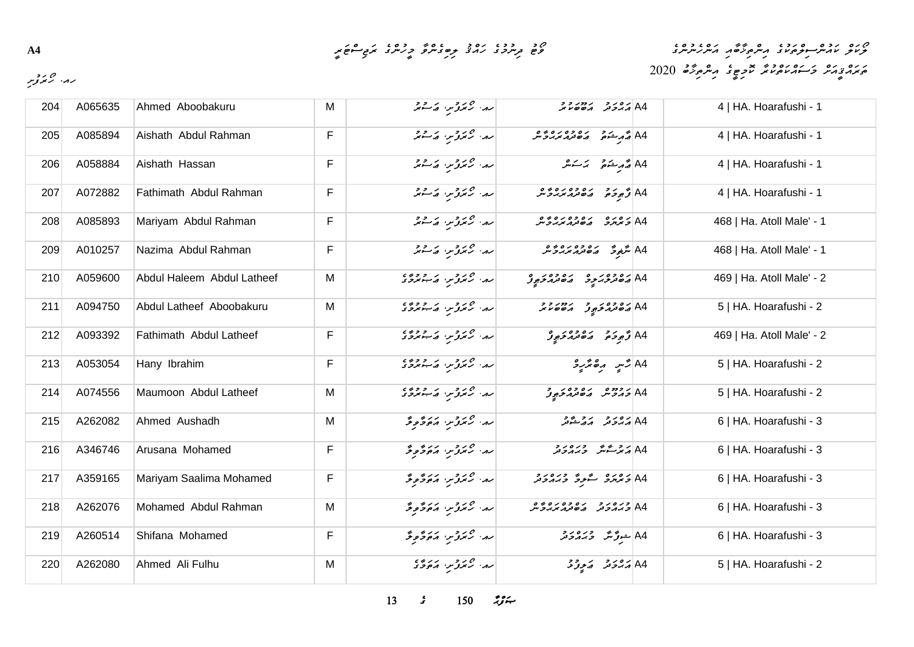| 204 | A065635 | Ahmed Aboobakuru | M | ހއ. ހޯރަފުށި، އަސްތަރ | A4 އަހްމަދު އަބޫބަކުރު | 4 \| HA. Hoarafushi - 1 |
|---|---|---|---|---|---|---|
| 205 | A085894 | Aishath Abdul Rahman | F | ހއ. ހޯރަފުށި، އަސްތަރ | A4 އައިޝަތު އަބްދުލްރަޙްމާން | 4 \| HA. Hoarafushi - 1 |
| 206 | A058884 | Aishath Hassan | F | ހއ. ހޯރަފުށި، އަސްތަރ | A4 އައިޝަތު ޙަސަން | 4 \| HA. Hoarafushi - 1 |
| 207 | A072882 | Fathimath Abdul Rahman | F | ހއ. ހޯރަފުށި، އަސްތަރ | A4 ފާތިމަތު އަބްދުލްރަޙްމާން | 4 \| HA. Hoarafushi - 1 |
| 208 | A085893 | Mariyam Abdul Rahman | F | ހއ. ހޯރަފުށި، އަސްތަރ | A4 މަރިޔަމް އަބްދުލްރަޙްމާން | 468 \| Ha. Atoll Male' - 1 |
| 209 | A010257 | Nazima Abdul Rahman | F | ހއ. ހޯރަފުށި، އަސްތަރ | A4 ނާޒިމާ އަބްދުލްރަޙްމާން | 468 \| Ha. Atoll Male' - 1 |
| 210 | A059600 | Abdul Haleem Abdul Latheef | M | ހއ. ހޯރަފުށި، އަސްތަރުގެ | A4 އަބްދުލްޙަލީމް އަބްދުލްލަޠީފް | 469 \| Ha. Atoll Male' - 2 |
| 211 | A094750 | Abdul Latheef Aboobakuru | M | ހއ. ހޯރަފުށި، އަސްތަރުގެ | A4 އަބްދުލްލަޠީފް އަބޫބަކުރު | 5 \| HA. Hoarafushi - 2 |
| 212 | A093392 | Fathimath Abdul Latheef | F | ހއ. ހޯރަފުށި، އަސްތަރުގެ | A4 ފާތިމަތު އަބްދުލްލަޠީފް | 469 \| Ha. Atoll Male' - 2 |
| 213 | A053054 | Hany Ibrahim | F | ހއ. ހޯރަފުށި، އަސްތަރުގެ | A4 ހާނީ އިބްރާހީމް | 5 \| HA. Hoarafushi - 2 |
| 214 | A074556 | Maumoon Abdul Latheef | M | ހއ. ހޯރަފުށި، އަސްތަރުގެ | A4 މައުމޫން އަބްދުލްލަޠީފް | 5 \| HA. Hoarafushi - 2 |
| 215 | A262082 | Ahmed Aushadh | M | ހއ. ހޯރަފުށި، އަތޮޅުވިލާ | A4 އަހްމަދު އައުޝަދު | 6 \| HA. Hoarafushi - 3 |
| 216 | A346746 | Arusana Mohamed | F | ހއ. ހޯރަފުށި، އަތޮޅުވިލާ | A4 އަރުސަނާ މުޙައްމަދު | 6 \| HA. Hoarafushi - 3 |
| 217 | A359165 | Mariyam Saalima Mohamed | F | ހއ. ހޯރަފުށި، އަތޮޅުވިލާ | A4 މަރިޔަމް ސާލިމާ މުޙައްމަދު | 6 \| HA. Hoarafushi - 3 |
| 218 | A262076 | Mohamed Abdul Rahman | M | ހއ. ހޯރަފުށި، އަތޮޅުވިލާ | A4 މުޙައްމަދު އަބްދުލްރަޙްމާން | 6 \| HA. Hoarafushi - 3 |
| 219 | A260514 | Shifana Mohamed | F | ހއ. ހޯރަފުށި، އަތޮޅުވިލާ | A4 ޝިފާނާ މުޙައްމަދު | 6 \| HA. Hoarafushi - 3 |
| 220 | A262080 | Ahmed Ali Fulhu | M | ހއ. ހޯރަފުށި، އަތޮޅުގެ | A4 އަހްމަދު އަލިފުޅު | 5 \| HA. Hoarafushi - 2 |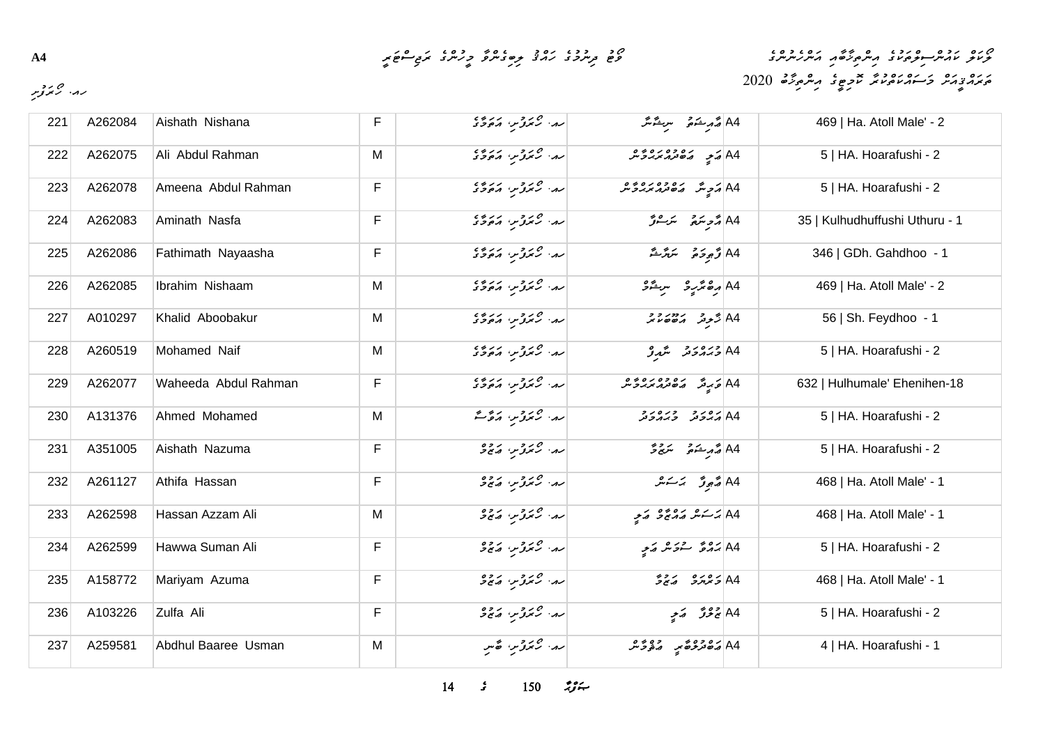ހއ. ހޯރަފުށި

| 221 | A262084 | Aishath Nishana | F | ހއ. ހޯރަފުށި، އަތޮޅުގެ | A4 އައިށަތު ނިޝާނާ | 469 \| Ha. Atoll Male' - 2 |
|---|---|---|---|---|---|---|
| 222 | A262075 | Ali Abdul Rahman | M | ހއ. ހޯރަފުށި، އަތޮޅުގެ | A4 އަލި އަބްދުއްރަޙްމާން | 5 \| HA. Hoarafushi - 2 |
| 223 | A262078 | Ameena Abdul Rahman | F | ހއ. ހޯރަފުށި، އަތޮޅުގެ | A4 އަމީނާ އަބްދުއްރަޙްމާން | 5 \| HA. Hoarafushi - 2 |
| 224 | A262083 | Aminath Nasfa | F | ހއ. ހޯރަފުށި، އަތޮޅުގެ | A4 އާމިނަތު ނަސްފާ | 35 \| Kulhudhuffushi Uthuru - 1 |
| 225 | A262086 | Fathimath Nayaasha | F | ހއ. ހޯރަފުށި، އަތޮޅުގެ | A4 ފާތިމަތު ނަޔާޝާ | 346 \| GDh. Gahdhoo - 1 |
| 226 | A262085 | Ibrahim Nishaam | M | ހއ. ހޯރަފުށި، އަތޮޅުގެ | A4 އިބްރާހީމް ނިޝާމް | 469 \| Ha. Atoll Male' - 2 |
| 227 | A010297 | Khalid Aboobakur | M | ހއ. ހޯރަފުށި، އަތޮޅުގެ | A4 ޚާލިދު އަބޫބަކުރު | 56 \| Sh. Feydhoo - 1 |
| 228 | A260519 | Mohamed Naif | M | ހއ. ހޯރަފުށި، އަތޮޅުގެ | A4 މުޙައްމަދު ނާއިފް | 5 \| HA. Hoarafushi - 2 |
| 229 | A262077 | Waheeda Abdul Rahman | F | ހއ. ހޯރަފުށި، އަތޮޅުގެ | A4 ވަޙީދާ އަބްދުއްރަޙްމާން | 632 \| Hulhumale' Ehenihen-18 |
| 230 | A131376 | Ahmed Mohamed | M | ހއ. ހޯރަފުށި، އަތޮޅުގެ | A4 އަޙްމަދު މުޙައްމަދު | 5 \| HA. Hoarafushi - 2 |
| 231 | A351005 | Aishath Nazuma | F | ހއ. ހޯރަފުށި، އަޒުމް | A4 އައިށަތު ނަޒުމާ | 5 \| HA. Hoarafushi - 2 |
| 232 | A261127 | Athifa Hassan | F | ހއ. ހޯރަފުށި، އަޒުމް | A4 އާތިފާ ޙަސަން | 468 \| Ha. Atoll Male' - 1 |
| 233 | A262598 | Hassan Azzam Ali | M | ހއ. ހޯރަފުށި، އަޒުމް | A4 ޙަސަން އައްޒާމް އަލި | 468 \| Ha. Atoll Male' - 1 |
| 234 | A262599 | Hawwa Suman Ali | F | ހއ. ހޯރަފުށި، އަޒުމް | A4 ޙައްވާ ސުމަން އަލި | 5 \| HA. Hoarafushi - 2 |
| 235 | A158772 | Mariyam Azuma | F | ހއ. ހޯރަފުށި، އަޒުމް | A4 މަރިޔަމް އަޒުމާ | 468 \| Ha. Atoll Male' - 1 |
| 236 | A103226 | Zulfa Ali | F | ހއ. ހޯރަފުށި، އަޒުމް | A4 ޒުލްފާ އަލި | 5 \| HA. Hoarafushi - 2 |
| 237 | A259581 | Abdhul Baaree Usman | M | ހއ. ހޯރަފުށި، ބާރި | A4 އަބްދުލްބާރީ އުސްމާން | 4 \| HA. Hoarafushi - 1 |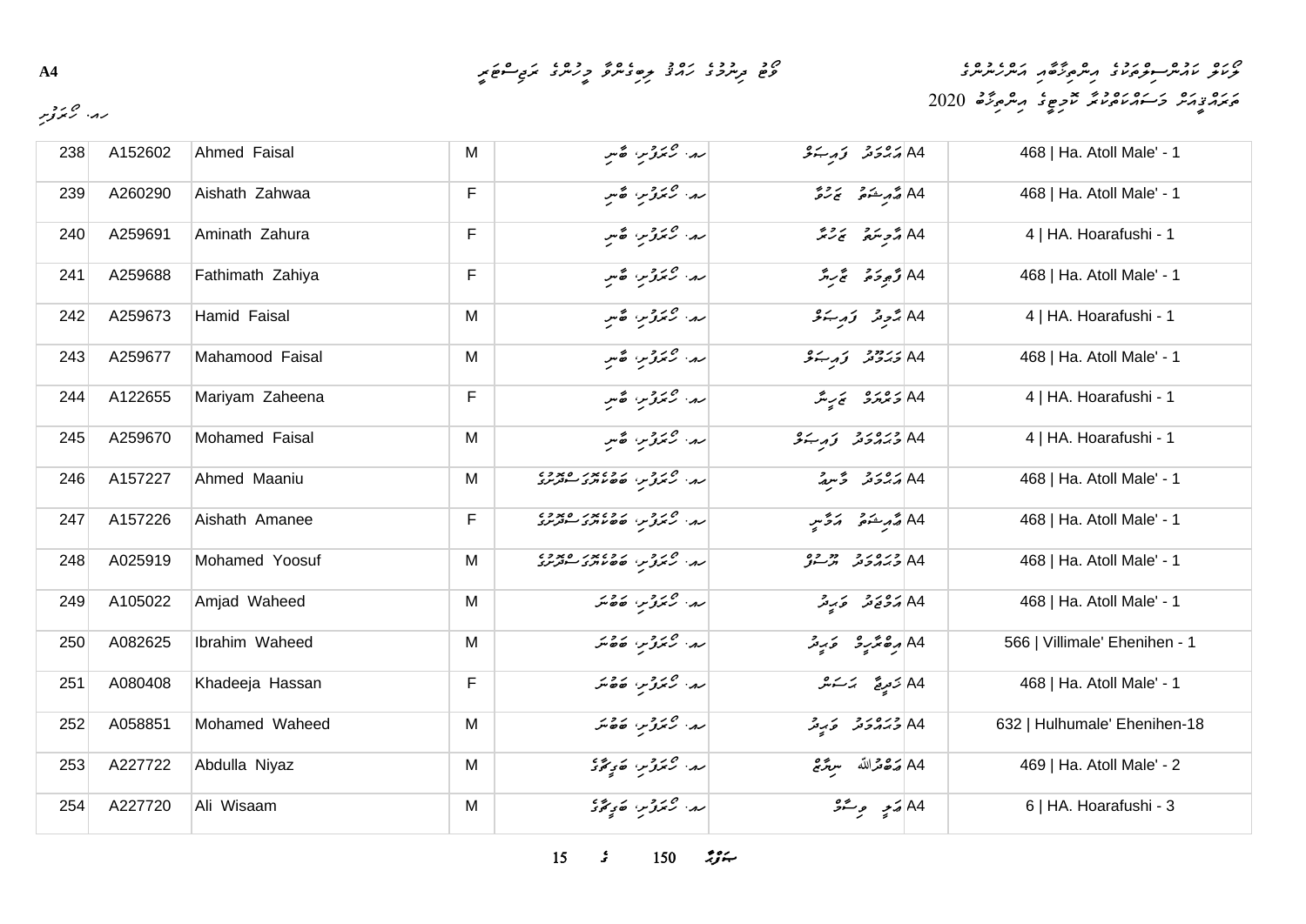| 238 | A152602 | Ahmed Faisal | M | ހއ. ހޯރަފުށި، ބޯނި | A4 އަހުމަދު ފައިސަލް | 468 \| Ha. Atoll Male' - 1 |
|---|---|---|---|---|---|---|
| 239 | A260290 | Aishath Zahwaa | F | ހއ. ހޯރަފުށި، ބޯނި | A4 އާއިޝަތު ޒަހުވާ | 468 \| Ha. Atoll Male' - 1 |
| 240 | A259691 | Aminath Zahura | F | ހއ. ހޯރަފުށި، ބޯނި | A4 އާމިނަތު ޒަހުރާ | 4 \| HA. Hoarafushi - 1 |
| 241 | A259688 | Fathimath Zahiya | F | ހއ. ހޯރަފުށި، ބޯނި | A4 ފާތިމަތު ޒާހިޔާ | 468 \| Ha. Atoll Male' - 1 |
| 242 | A259673 | Hamid Faisal | M | ހއ. ހޯރަފުށި، ބޯނި | A4 ހާމިދު ފައިސަލް | 4 \| HA. Hoarafushi - 1 |
| 243 | A259677 | Mahamood Faisal | M | ހއ. ހޯރަފުށި، ބޯނި | A4 މަހަމޫދު ފައިސަލް | 468 \| Ha. Atoll Male' - 1 |
| 244 | A122655 | Mariyam Zaheena | F | ހއ. ހޯރަފުށި، ބޯނި | A4 މަރިޔަމް ޒަހީނާ | 4 \| HA. Hoarafushi - 1 |
| 245 | A259670 | Mohamed Faisal | M | ހއ. ހޯރަފުށި، ބޯނި | A4 މުހައްމަދު ފައިސަލް | 4 \| HA. Hoarafushi - 1 |
| 246 | A157227 | Ahmed Maaniu | M | ހއ. ހޯރަފުށި، ބަބުލިގަސްދޮށުގެ | A4 އަހުމަދު މާނިއު | 468 \| Ha. Atoll Male' - 1 |
| 247 | A157226 | Aishath Amanee | F | ހއ. ހޯރަފުށި، ބަބުލިގަސްދޮށުގެ | A4 އާއިޝަތު އަމާނީ | 468 \| Ha. Atoll Male' - 1 |
| 248 | A025919 | Mohamed Yoosuf | M | ހއ. ހޯރަފުށި، ބަބުލިގަސްދޮށުގެ | A4 މުހައްމަދު ޔޫސުފް | 468 \| Ha. Atoll Male' - 1 |
| 249 | A105022 | Amjad Waheed | M | ހއ. ހޯރަފުށި، ބަބަރު | A4 އަމްޖަދު ވަހީދު | 468 \| Ha. Atoll Male' - 1 |
| 250 | A082625 | Ibrahim Waheed | M | ހއ. ހޯރަފުށި، ބަބަރު | A4 އިބްރާހީމް ވަހީދު | 566 \| Villimale' Ehenihen - 1 |
| 251 | A080408 | Khadeeja Hassan | F | ހއ. ހޯރަފުށި، ބަބަރު | A4 ޚަދީޖާ ހަސަން | 468 \| Ha. Atoll Male' - 1 |
| 252 | A058851 | Mohamed Waheed | M | ހއ. ހޯރަފުށި، ބަބަރު | A4 މުހައްމަދު ވަހީދު | 632 \| Hulhumale' Ehenihen-18 |
| 253 | A227722 | Abdulla Niyaz | M | ހއ. ހޯރަފުށި، ބަހާރުގެ | A4 އަބްދުﷲ ނިޔާޒް | 469 \| Ha. Atoll Male' - 2 |
| 254 | A227720 | Ali Wisaam | M | ހއ. ހޯރަފުށި، ބަހާރުގެ | A4 އަލި ވިސާމް | 6 \| HA. Hoarafushi - 3 |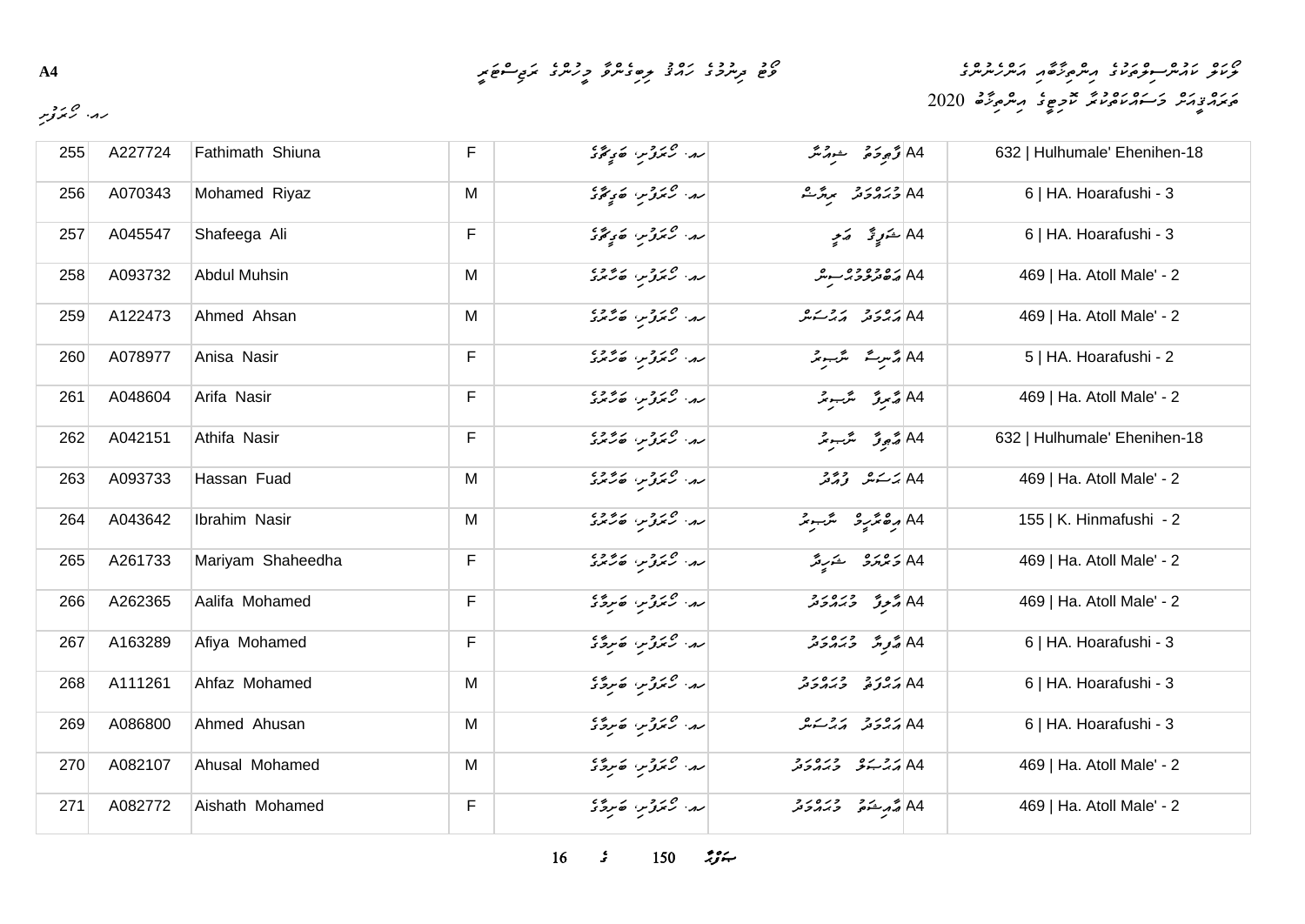| 255 | A227724 | Fathimath Shiuna | F | ހދ. ހޯރަފުށި، ބަޑީގާމާ | A4 ފާތިމަތު ޝިއުނާ | 632 \| Hulhumale' Ehenihen-18 |
|---|---|---|---|---|---|---|
| 256 | A070343 | Mohamed Riyaz | M | ހދ. ހޯރަފުށި، ބަޑީގާމާ | A4 މުހައްމަދު ރިޔާޒް | 6 \| HA. Hoarafushi - 3 |
| 257 | A045547 | Shafeega Ali | F | ހދ. ހޯރަފުށި، ބަޑީގާމާ | A4 ޝަފީގާ ޢަލީ | 6 \| HA. Hoarafushi - 3 |
| 258 | A093732 | Abdul Muhsin | M | ހދ. ހޯރަފުށި، ބަހާރުގެ | A4 އަބްދުލްމުޙްސިން | 469 \| Ha. Atoll Male' - 2 |
| 259 | A122473 | Ahmed Ahsan | M | ހދ. ހޯރަފުށި، ބަހާރުގެ | A4 އަޙްމަދު އަޙްސަން | 469 \| Ha. Atoll Male' - 2 |
| 260 | A078977 | Anisa Nasir | F | ހދ. ހޯރަފުށި، ބަހާރުގެ | A4 އަނީސާ ނާސިރު | 5 \| HA. Hoarafushi - 2 |
| 261 | A048604 | Arifa Nasir | F | ހދ. ހޯރަފުށި، ބަހާރުގެ | A4 އާރިފާ ނާސިރު | 469 \| Ha. Atoll Male' - 2 |
| 262 | A042151 | Athifa Nasir | F | ހދ. ހޯރަފުށި، ބަހާރުގެ | A4 އާތިފާ ނާސިރު | 632 \| Hulhumale' Ehenihen-18 |
| 263 | A093733 | Hassan Fuad | M | ހދ. ހޯރަފުށި، ބަހާރުގެ | A4 ޙަސަން ފުއާދު | 469 \| Ha. Atoll Male' - 2 |
| 264 | A043642 | Ibrahim Nasir | M | ހދ. ހޯރަފުށި، ބަހާރުގެ | A4 އިބްރާހީމް ނާސިރު | 155 \| K. Hinmafushi - 2 |
| 265 | A261733 | Mariyam Shaheedha | F | ހދ. ހޯރަފުށި، ބަހާރުގެ | A4 މަރިޔަމް ޝަހީދާ | 469 \| Ha. Atoll Male' - 2 |
| 266 | A262365 | Aalifa Mohamed | F | ހދ. ހޯރަފުށި، ބަނޑާރުގެ | A4 އާލިފާ މުހައްމަދު | 469 \| Ha. Atoll Male' - 2 |
| 267 | A163289 | Afiya Mohamed | F | ހދ. ހޯރަފުށި، ބަނޑާރުގެ | A4 އާފިޔާ މުހައްމަދު | 6 \| HA. Hoarafushi - 3 |
| 268 | A111261 | Ahfaz Mohamed | M | ހދ. ހޯރަފުށި، ބަނޑާރުގެ | A4 އަހްފާޒު މުހައްމަދު | 6 \| HA. Hoarafushi - 3 |
| 269 | A086800 | Ahmed Ahusan | M | ހދ. ހޯރަފުށި، ބަނޑާރުގެ | A4 އަޙްމަދު އަޙްސަން | 6 \| HA. Hoarafushi - 3 |
| 270 | A082107 | Ahusal Mohamed | M | ހދ. ހޯރަފުށި، ބަނޑާރުގެ | A4 އަހުސަލް މުހައްމަދު | 469 \| Ha. Atoll Male' - 2 |
| 271 | A082772 | Aishath Mohamed | F | ހދ. ހޯރަފުށި، ބަނޑާރުގެ | A4 އާއިޝަތު މުހައްމަދު | 469 \| Ha. Atoll Male' - 2 |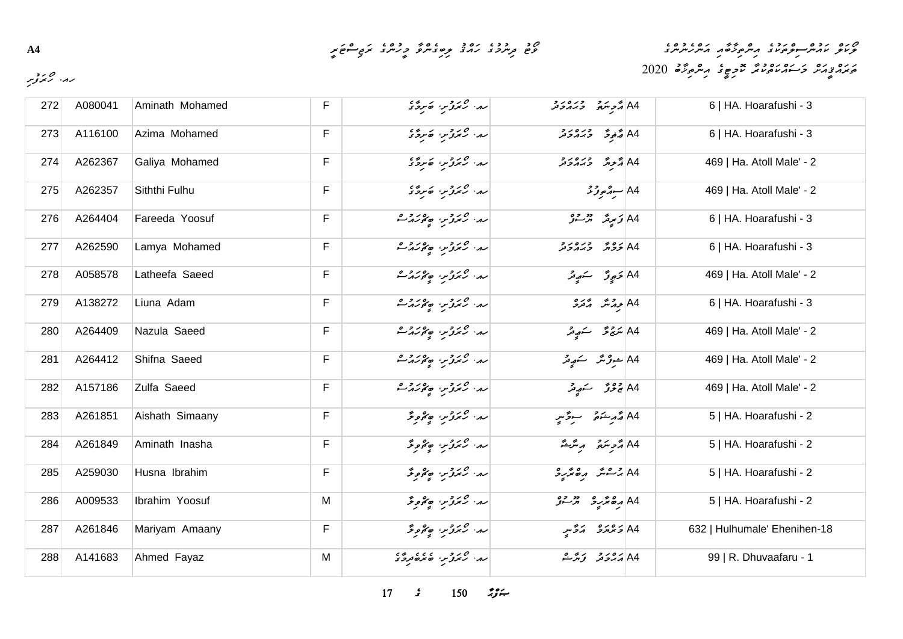| 272 | A080041 | Aminath Mohamed | F | ހއ. ހޯރަފުށި، ބަރިމާގެ | A4 އާމިނަތު މުހައްމަދު | 6 \| HA. Hoarafushi - 3 |
|---|---|---|---|---|---|---|
| 273 | A116100 | Azima Mohamed | F | ހއ. ހޯރަފުށި، ބަރިމާގެ | A4 އާޒިމާ މުހައްމަދު | 6 \| HA. Hoarafushi - 3 |
| 274 | A262367 | Galiya Mohamed | F | ހއ. ހޯރަފުށި، ބަރިމާގެ | A4 ޣާލިޔާ މުހައްމަދު | 469 \| Ha. Atoll Male' - 2 |
| 275 | A262357 | Siththi Fulhu | F | ހއ. ހޯރަފުށި، ބަރިމާގެ | A4 ސިއްތިފުޅު | 469 \| Ha. Atoll Male' - 2 |
| 276 | A264404 | Fareeda Yoosuf | F | ހއ. ހޯރަފުށި، ބީޗްހައުސް | A4 ފަރީދާ ޔޫސުފް | 6 \| HA. Hoarafushi - 3 |
| 277 | A262590 | Lamya Mohamed | F | ހއ. ހޯރަފުށި، ބީޗްހައުސް | A4 ލަމްޔާ މުހައްމަދު | 6 \| HA. Hoarafushi - 3 |
| 278 | A058578 | Latheefa Saeed | F | ހއ. ހޯރަފުށި، ބީޗްހައުސް | A4 ލަޠީފާ ސައީދު | 469 \| Ha. Atoll Male' - 2 |
| 279 | A138272 | Liuna Adam | F | ހއ. ހޯރަފުށި، ބީޗްހައުސް | A4 ލިއުނާ އާދަމް | 6 \| HA. Hoarafushi - 3 |
| 280 | A264409 | Nazula Saeed | F | ހއ. ހޯރަފުށި، ބީޗްހައުސް | A4 ނަޒުލާ ސައީދު | 469 \| Ha. Atoll Male' - 2 |
| 281 | A264412 | Shifna Saeed | F | ހއ. ހޯރަފުށި، ބީޗްހައުސް | A4 ޝިފްނާ ސައީދު | 469 \| Ha. Atoll Male' - 2 |
| 282 | A157186 | Zulfa Saeed | F | ހއ. ހޯރަފުށި، ބީޗްހައުސް | A4 ޒުލްފާ ސައީދު | 469 \| Ha. Atoll Male' - 2 |
| 283 | A261851 | Aishath Simaany | F | ހއ. ހޯރަފުށި، ބީޗްވިލާ | A4 އާއިޝަތު ސިމާނީ | 5 \| HA. Hoarafushi - 2 |
| 284 | A261849 | Aminath Inasha | F | ހއ. ހޯރަފުށި، ބީޗްވިލާ | A4 އާމިނަތު އިނާޝާ | 5 \| HA. Hoarafushi - 2 |
| 285 | A259030 | Husna Ibrahim | F | ހއ. ހޯރަފުށި، ބީޗްވިލާ | A4 ހުސްނާ އިބްރާހީމް | 5 \| HA. Hoarafushi - 2 |
| 286 | A009533 | Ibrahim Yoosuf | M | ހއ. ހޯރަފުށި، ބީޗްވިލާ | A4 އިބްރާހީމް ޔޫސުފް | 5 \| HA. Hoarafushi - 2 |
| 287 | A261846 | Mariyam Amaany | F | ހއ. ހޯރަފުށި، ބީޗްވިލާ | A4 މަރިޔަމް އަމާނީ | 632 \| Hulhumale' Ehenihen-18 |
| 288 | A141683 | Ahmed Fayaz | M | ހއ. ހޯރަފުށި، ބުރުޖުދޮށުގެ | A4 އަހްމަދު ފައްޔާޒް | 99 \| R. Dhuvaafaru - 1 |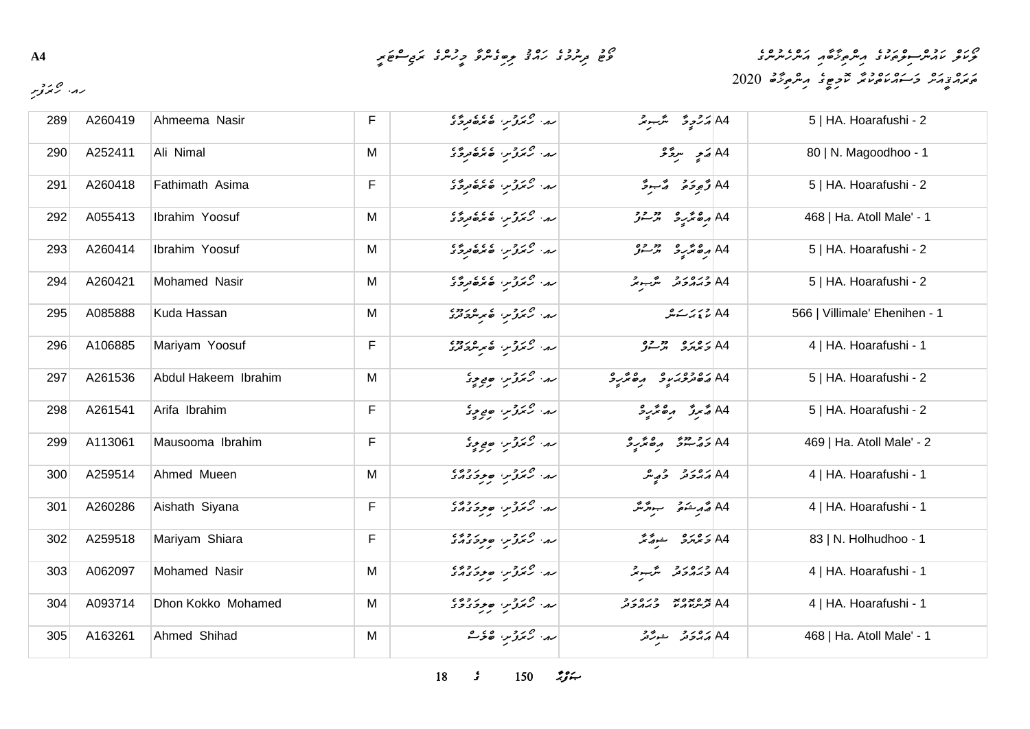| 289 | A260419 | Ahmeema Nasir | F | رە. ڭىرۇس، ھېڭرەپرچ ئ | A4 مَرْحِرِجَّ سَّرَبِيرُ | 5 \| HA. Hoarafushi - 2 |
|---|---|---|---|---|---|---|
| 290 | A252411 | Ali Nimal | M | رە. ڭىرۇس، ھېڭرەپرچ ئ | A4 مَرِ سِرْدَّعَ | 80 \| N. Magoodhoo - 1 |
| 291 | A260418 | Fathimath Asima | F | رە. ڭىرۇس، ھېڭرەپرچ ئ | A4 رُّجِوحَمُ مُّسِيرَ | 5 \| HA. Hoarafushi - 2 |
| 292 | A055413 | Ibrahim Yoosuf | M | رە. ڭىرۇس، ھېڭرەپرچ ئ | A4 مِرْھَمَّرِ دُ مِّرْسُرُ | 468 \| Ha. Atoll Male' - 1 |
| 293 | A260414 | Ibrahim Yoosuf | M | رە. ڭىرۇس، ھېڭرەپرچ ئ | A4 مِرْھَمَّرِ دُ مِّرْسُرُ | 5 \| HA. Hoarafushi - 2 |
| 294 | A260421 | Mohamed Nasir | M | رە. ڭىرۇس، ھېڭرەپرچ ئ | A4 وَبَرْمَرْ دَرُ سَّرَبِيرُ | 5 \| HA. Hoarafushi - 2 |
| 295 | A085888 | Kuda Hassan | M | رە. ڭىرۇس، ھېرسردىرى | A4 رُبَرْ سَرْ | 566 \| Villimale' Ehenihen - 1 |
| 296 | A106885 | Mariyam Yoosuf | F | رە. ڭىرۇس، ھېرسردىرى | A4 وَبَرْمَرْ دُ مِّرْسُرُ | 4 \| HA. Hoarafushi - 1 |
| 297 | A261536 | Abdul Hakeem Ibrahim | M | رە. ڭىرۇس، ھېپويى | A4 مَرْھَ مَرْھَرَ مِرْھَمَّرِ دُ | 5 \| HA. Hoarafushi - 2 |
| 298 | A261541 | Arifa Ibrahim | F | رە. ڭىرۇس، ھېپويى | A4 مَّرِرُّ مِرْھَمَّرِ دُ | 5 \| HA. Hoarafushi - 2 |
| 299 | A113061 | Mausooma Ibrahim | F | رە. ڭىرۇس، ھېپويى | A4 دَمَّ سُرُّ مِرْھَمَّرِ دُ | 469 \| Ha. Atoll Male' - 2 |
| 300 | A259514 | Ahmed Mueen | M | رە. ڭىرۇس، ھېوبەدى | A4 مَرْدَرْ دُمِرْ | 4 \| HA. Hoarafushi - 1 |
| 301 | A260286 | Aishath Siyana | F | رە. ڭىرۇس، ھېوبەدى | A4 مَّرِ شَوَ سِوَّرْ | 4 \| HA. Hoarafushi - 1 |
| 302 | A259518 | Mariyam Shiara | F | رە. ڭىرۇس، ھېوبەدى | A4 وَبَرْمَرْ شِمَّرْ | 83 \| N. Holhudhoo - 1 |
| 303 | A062097 | Mohamed Nasir | M | رە. ڭىرۇس، ھېوبەدى | A4 وَبَرْمَرْ دَرُ سَّرَبِيرُ | 4 \| HA. Hoarafushi - 1 |
| 304 | A093714 | Dhon Kokko Mohamed | M | رە. ڭىرۇس، ھېوبەدى | A4 قْرَسْرَمْ وَبَرْمَرْ دَرُ | 4 \| HA. Hoarafushi - 1 |
| 305 | A163261 | Ahmed Shihad | M | رە. ڭىرۇس، ھۆك | A4 مَرْدَرْ شِرُّرْ | 468 \| Ha. Atoll Male' - 1 |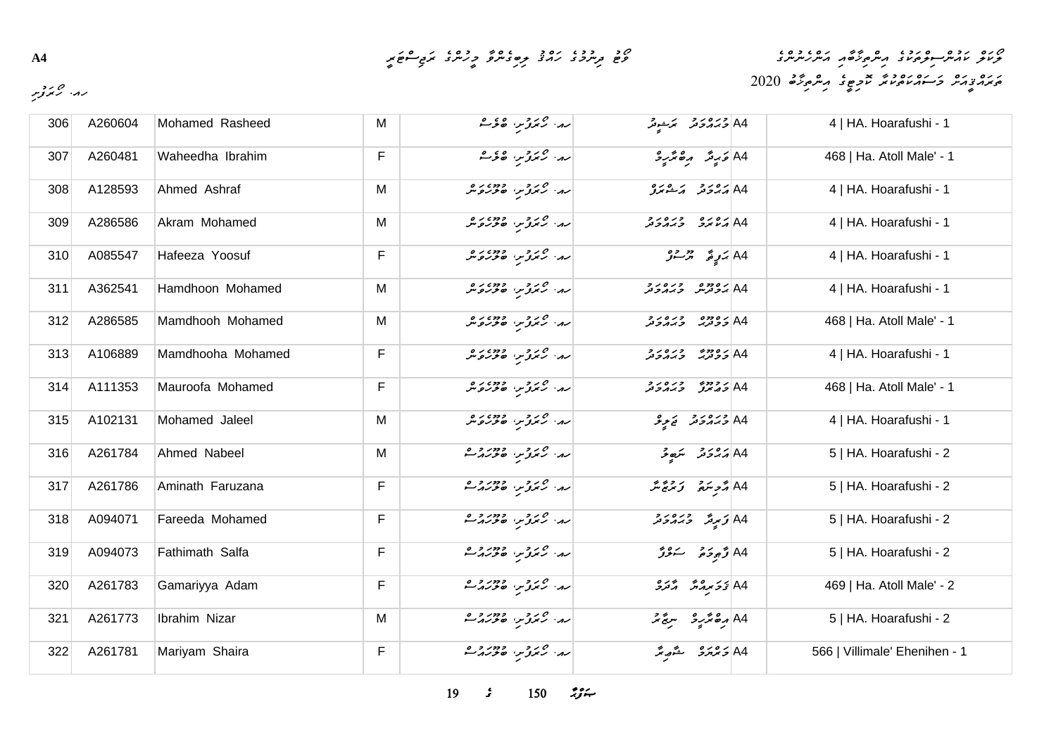| 306 | A260604 | Mohamed Rasheed | M | رە. رىمرۇس ھۇس | A4 وُبَرْدُوَتْرَ بَرَشِيْتْر | 4 \| HA. Hoarafushi - 1 |
|---|---|---|---|---|---|---|
| 307 | A260481 | Waheedha Ibrahim | F | رە. رىمرۇس ھۇس | A4 وَرِيْتَرُ مِرْھُ تَرْرِدُ | 468 \| Ha. Atoll Male' - 1 |
| 308 | A128593 | Ahmed Ashraf | M | رە. رىمرۇس ھۇرىرىش | A4 مَرْبُرُوَتْرَ مَرْشُعُرُو | 4 \| HA. Hoarafushi - 1 |
| 309 | A286586 | Akram Mohamed | M | رە. رىمرۇس ھۇرىرىش | A4 مَرْنَا مُرُدُ وُبَرْدُوَتْرَ | 4 \| HA. Hoarafushi - 1 |
| 310 | A085547 | Hafeeza Yoosuf | F | رە. رىمرۇس ھۇرىرىش | A4 بَرَوِيَّ مَرْسُتُوَ | 4 \| HA. Hoarafushi - 1 |
| 311 | A362541 | Hamdhoon Mohamed | M | رە. رىمرۇس ھۇرىرىش | A4 بَرُدُوْتَرْسَ وُبَرْدُوَتْرَ | 4 \| HA. Hoarafushi - 1 |
| 312 | A286585 | Mamdhooh Mohamed | M | رە. رىمرۇس ھۇرىرىش | A4 وَدُوْتَرُ وُبَرْدُوَتْرَ | 468 \| Ha. Atoll Male' - 1 |
| 313 | A106889 | Mamdhooha Mohamed | F | رە. رىمرۇس ھۇرىرىش | A4 وَدُوْتَرُ وُبَرْدُوَتْرَ | 4 \| HA. Hoarafushi - 1 |
| 314 | A111353 | Mauroofa Mohamed | F | رە. رىمرۇس ھۇرىرىش | A4 وَمُرْوُ وُبَرْدُوَتْرَ | 468 \| Ha. Atoll Male' - 1 |
| 315 | A102131 | Mohamed Jaleel | M | رە. رىمرۇس ھۇرىرىش | A4 وُبَرْدُوَتْرَ يَجِيْوُ | 4 \| HA. Hoarafushi - 1 |
| 316 | A261784 | Ahmed Nabeel | M | رە. رىمرۇس ھۇرىرىش | A4 مَرْبُرُوَتْرَ سَھِوُ | 5 \| HA. Hoarafushi - 2 |
| 317 | A261786 | Aminath Faruzana | F | رە. رىمرۇس ھۇرىرىش | A4 مُّحِسَمُّ وَتَرُجَّسُّ | 5 \| HA. Hoarafushi - 2 |
| 318 | A094071 | Fareeda Mohamed | F | رە. رىمرۇس ھۇرىرىش | A4 وَبِرِتَرُ وُبَرْدُوَتْرَ | 5 \| HA. Hoarafushi - 2 |
| 319 | A094073 | Fathimath Salfa | F | رە. رىمرۇس ھۇرىرىش | A4 وُجِوَمُ سَعُوْتُ | 5 \| HA. Hoarafushi - 2 |
| 320 | A261783 | Gamariyya Adam | F | رە. رىمرۇس ھۇرىرىش | A4 تَوَبِرِمُرٌ مُرْتَرُوْ | 469 \| Ha. Atoll Male' - 2 |
| 321 | A261773 | Ibrahim Nizar | M | رە. رىمرۇس ھۇرىرىش | A4 مِرْھُ تَرْرِدُ سِرْجُ تَرُ | 5 \| HA. Hoarafushi - 2 |
| 322 | A261781 | Mariyam Shaira | F | رە. رىمرۇس ھۇرىرىش | A4 وَبُرْتَرُوْ شُمْرِتَرُ | 566 \| Villimale' Ehenihen - 1 |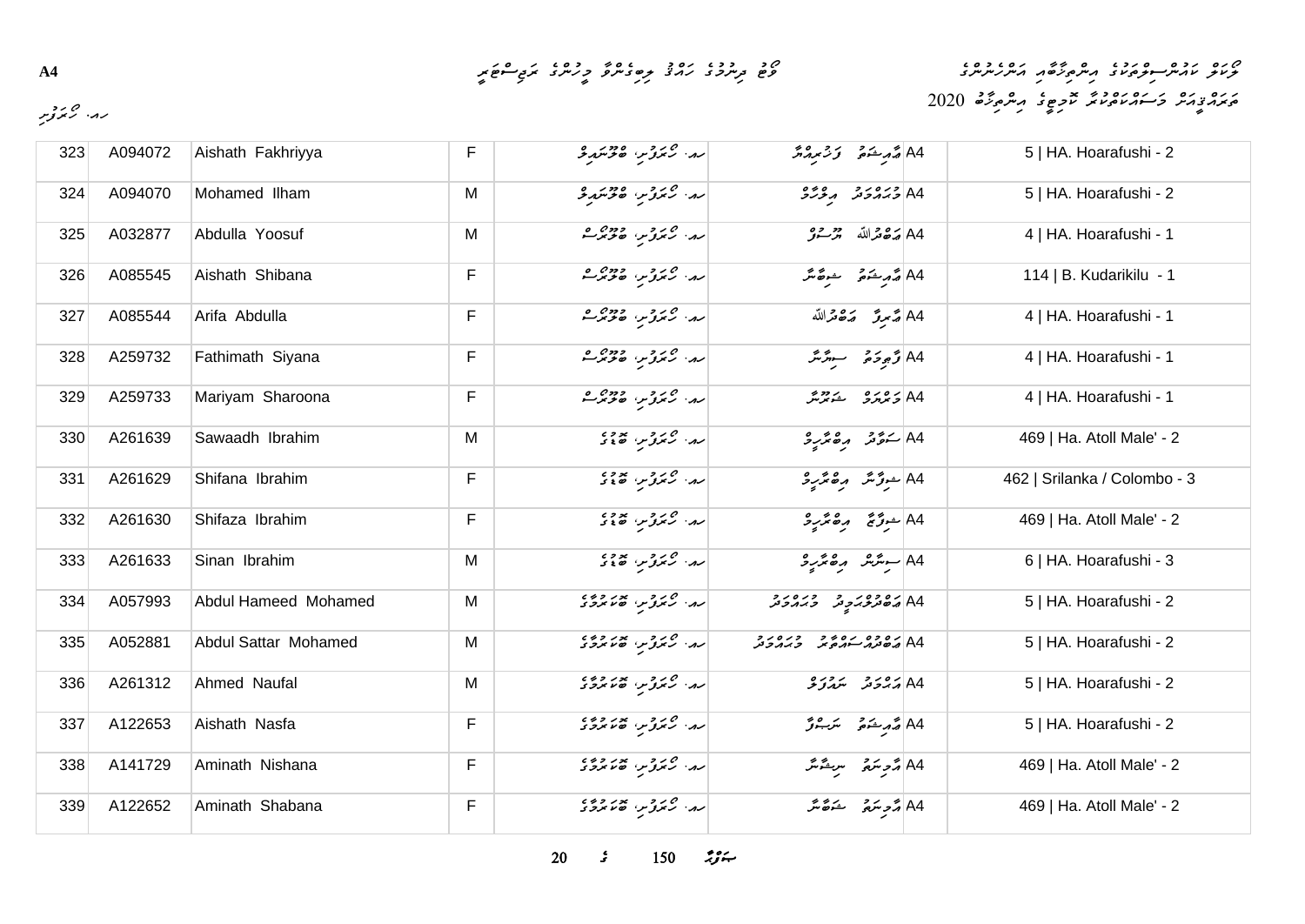| 323 | A094072 | Aishath Fakhriyya | F | رە. ئۇرۇش، ھۆرۈترەپر | A4 ئەرشەق ۋرتېمرۇ | 5 \| HA. Hoarafushi - 2 |
|---|---|---|---|---|---|---|
| 324 | A094070 | Mohamed Ilham | M | رە. ئۇرۇش، ھۆرۈترەپر | A4 دېرەرد مرىرد | 5 \| HA. Hoarafushi - 2 |
| 325 | A032877 | Abdulla Yoosuf | M | رە. ئۇرۇش، ھۆرۈرە | A4 رەقراللە ترىستو | 4 \| HA. Hoarafushi - 1 |
| 326 | A085545 | Aishath Shibana | F | رە. ئۇرۇش، ھۆرۈرە | A4 ئەرشەق شوھەنگ | 114 \| B. Kudarikilu - 1 |
| 327 | A085544 | Arifa Abdulla | F | رە. ئۇرۇش، ھۆرۈرە | A4 ئەبرۇ رەقراللە | 4 \| HA. Hoarafushi - 1 |
| 328 | A259732 | Fathimath Siyana | F | رە. ئۇرۇش، ھۆرۈرە | A4 ۋەجودۇ سوترنگ | 4 \| HA. Hoarafushi - 1 |
| 329 | A259733 | Mariyam Sharoona | F | رە. ئۇرۇش، ھۆرۈرە | A4 دېرىرد شەترنگ | 4 \| HA. Hoarafushi - 1 |
| 330 | A261639 | Sawaadh Ibrahim | M | رە. ئۇرۇش، ھۆزى | A4 سەۋتر مەھترېۋ | 469 \| Ha. Atoll Male' - 2 |
| 331 | A261629 | Shifana Ibrahim | F | رە. ئۇرۇش، ھۆزى | A4 شوۋىتر مەھترېۋ | 462 \| Srilanka / Colombo - 3 |
| 332 | A261630 | Shifaza Ibrahim | F | رە. ئۇرۇش، ھۆزى | A4 شوۋىج مەھترېۋ | 469 \| Ha. Atoll Male' - 2 |
| 333 | A261633 | Sinan Ibrahim | M | رە. ئۇرۇش، ھۆزى | A4 سوترىتر مەھترېۋ | 6 \| HA. Hoarafushi - 3 |
| 334 | A057993 | Abdul Hameed Mohamed | M | رە. ئۇرۇش، ھەترەوى | A4 رەقرۇبرىتر دېرەرد | 5 \| HA. Hoarafushi - 2 |
| 335 | A052881 | Abdul Sattar Mohamed | M | رە. ئۇرۇش، ھەترەوى | A4 رەقرەسەرھۇتر دېرەرد | 5 \| HA. Hoarafushi - 2 |
| 336 | A261312 | Ahmed Naufal | M | رە. ئۇرۇش، ھەترەوى | A4 رەردتر سرەۋۇ | 5 \| HA. Hoarafushi - 2 |
| 337 | A122653 | Aishath Nasfa | F | رە. ئۇرۇش، ھەترەوى | A4 ئەرشەق سرىبۇ | 5 \| HA. Hoarafushi - 2 |
| 338 | A141729 | Aminath Nishana | F | رە. ئۇرۇش، ھەترەوى | A4 ئەجەسرە سرشەنگ | 469 \| Ha. Atoll Male' - 2 |
| 339 | A122652 | Aminath Shabana | F | رە. ئۇرۇش، ھەترەوى | A4 ئەجەسرە شەھەنگ | 469 \| Ha. Atoll Male' - 2 |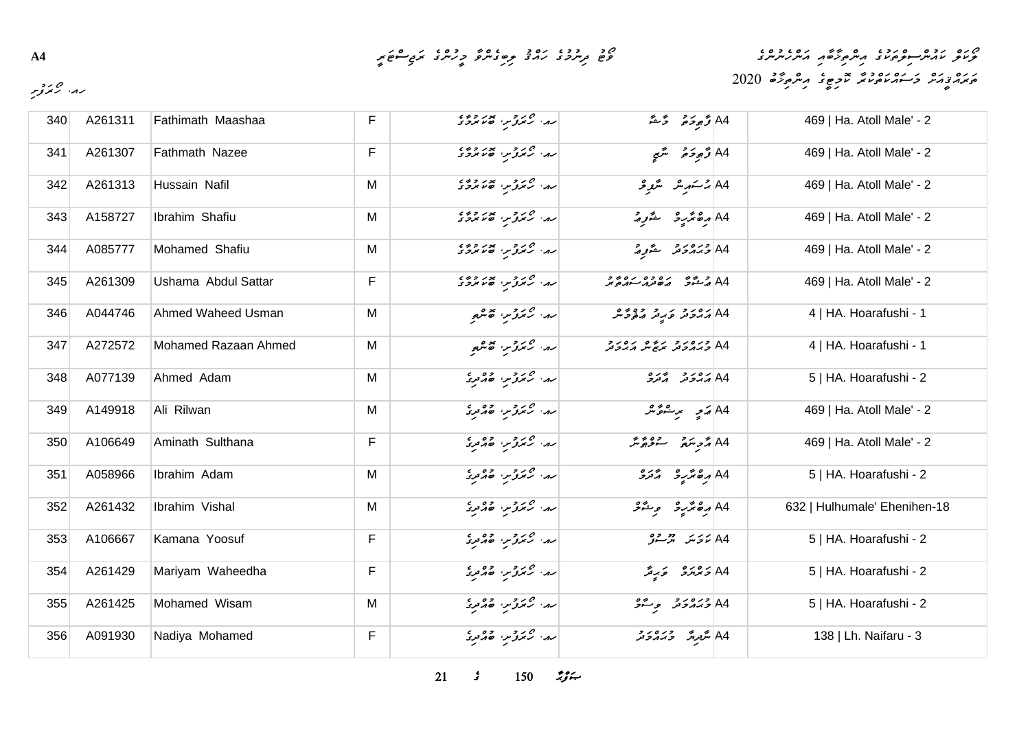| 340 | A261311 | Fathimath Maashaa | F | رہ، رکنروکس، ھانگروی | A4 ژَهِ دَ هُ گَ شَہَ | 469 \| Ha. Atoll Male' - 2 |
|---|---|---|---|---|---|---|
| 341 | A261307 | Fathmath Nazee | F | رہ، رکنروکس، ھانگروی | A4 ژَهِ دَ هُ سَّرَبِی | 469 \| Ha. Atoll Male' - 2 |
| 342 | A261313 | Hussain Nafil | M | رہ، رکنروکس، ھانگروی | A4 بُرْسَمْرِ سْ سَّرْوِ وُ | 469 \| Ha. Atoll Male' - 2 |
| 343 | A158727 | Ibrahim Shafiu | M | رہ، رکنروکس، ھانگروی | A4 مِرْھ مَّرِ دْ شَّرُوِ مْ | 469 \| Ha. Atoll Male' - 2 |
| 344 | A085777 | Mohamed Shafiu | M | رہ، رکنروکس، ھانگروی | A4 دُبَرْدُوتَرْ شَّرُوِ مْ | 469 \| Ha. Atoll Male' - 2 |
| 345 | A261309 | Ushama Abdul Sattar | F | رہ، رکنروکس، ھانگروی | A4 مُشَدَّ مَھْدُوِ سَمَوَّيْ | 469 \| Ha. Atoll Male' - 2 |
| 346 | A044746 | Ahmed Waheed Usman | M | رہ، رکنروکس، ھَسْعِ | A4 مَبْرَوَتَرْ وَبِيْرْ مُوْوَتْرْ | 4 \| HA. Hoarafushi - 1 |
| 347 | A272572 | Mohamed Razaan Ahmed | M | رہ، رکنروکس، ھَسْعِ | A4 دُبَرْدُوتَرْ بَرْسْ مَبْرَوَتَرْ | 4 \| HA. Hoarafushi - 1 |
| 348 | A077139 | Ahmed Adam | M | رہ، رکنروکس، ھُمُوْیْ | A4 مَبْرَوَتَرْ مَّتَرَوْ | 5 \| HA. Hoarafushi - 2 |
| 349 | A149918 | Ali Rilwan | M | رہ، رکنروکس، ھُمُوْیْ | A4 مَبِيْ بِرِ شْوَّ سْ | 469 \| Ha. Atoll Male' - 2 |
| 350 | A106649 | Aminath Sulthana | F | رہ، رکنروکس، ھُمُوْیْ | A4 مَّحِ سَمْ سُوْمْوَ سْ | 469 \| Ha. Atoll Male' - 2 |
| 351 | A058966 | Ibrahim Adam | M | رہ، رکنروکس، ھُمُوْیْ | A4 مِرْھ مَّرِ دْ مَّتَرَوْ | 5 \| HA. Hoarafushi - 2 |
| 352 | A261432 | Ibrahim Vishal | M | رہ، رکنروکس، ھُمُوْیْ | A4 مِرْھ مَّرِ دْ وِ شَّوْ | 632 \| Hulhumale' Ehenihen-18 |
| 353 | A106667 | Kamana Yoosuf | F | رہ، رکنروکس، ھُمُوْیْ | A4 مَدَ سَرْ تَرْ سُوْ | 5 \| HA. Hoarafushi - 2 |
| 354 | A261429 | Mariyam Waheedha | F | رہ، رکنروکس، ھُمُوْیْ | A4 دَ سْرَ دْ دَ بِرْ مَّ | 5 \| HA. Hoarafushi - 2 |
| 355 | A261425 | Mohamed Wisam | M | رہ، رکنروکس، ھُمُوْیْ | A4 دُبَرْدُوتَرْ وِ سَّوْ | 5 \| HA. Hoarafushi - 2 |
| 356 | A091930 | Nadiya Mohamed | F | رہ، رکنروکس، ھُمُوْیْ | A4 سَّرْ مِرْ مَّ دُبَرْدُوتَرْ | 138 \| Lh. Naifaru - 3 |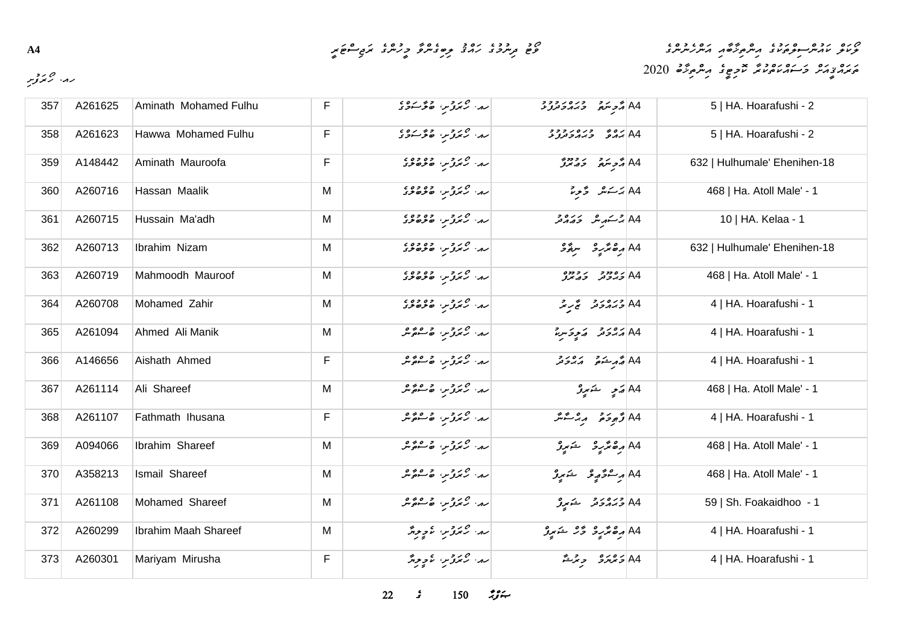| 357 | A261625 | Aminath Mohamed Fulhu | F | رھ. ހޯރަފުށި، ބޮޑުސަވާރު | A4 އާމިނަތު މުހައްމަދުފުޅު | 5 \| HA. Hoarafushi - 2 |
|---|---|---|---|---|---|---|
| 358 | A261623 | Hawwa Mohamed Fulhu | F | رھ. ހޯރަފުށި، ބޮޑުސަވާރު | A4 ހައްވާ މުހައްމަދުފުޅު | 5 \| HA. Hoarafushi - 2 |
| 359 | A148442 | Aminath Mauroofa | F | رھ. ހޯރަފުށި، ބޮޑުބޮޑުގެ | A4 އާމިނަތު މައުރޫފާ | 632 \| Hulhumale' Ehenihen-18 |
| 360 | A260716 | Hassan Maalik | M | رھ. ހޯރަފުށި، ބޮޑުބޮޑުގެ | A4 ހަސަން މާލިކު | 468 \| Ha. Atoll Male' - 1 |
| 361 | A260715 | Hussain Ma'adh | M | رھ. ހޯރަފުށި، ބޮޑުބޮޑުގެ | A4 ހުސައިން މައާދު | 10 \| HA. Kelaa - 1 |
| 362 | A260713 | Ibrahim Nizam | M | رھ. ހޯރަފުށި، ބޮޑުބޮޑުގެ | A4 އިބްރާހީމް ނިޒާމް | 632 \| Hulhumale' Ehenihen-18 |
| 363 | A260719 | Mahmoodh Mauroof | M | رھ. ހޯރަފުށި، ބޮޑުބޮޑުގެ | A4 މަޙްމޫދު މައުރޫފު | 468 \| Ha. Atoll Male' - 1 |
| 364 | A260708 | Mohamed Zahir | M | رھ. ހޯރަފުށި، ބޮޑުބޮޑުގެ | A4 މުހައްމަދު ޒާހިރު | 4 \| HA. Hoarafushi - 1 |
| 365 | A261094 | Ahmed Ali Manik | M | رھ. ހޯރަފުށި، ބުސްތާން | A4 އަހުމަދު އަލިމަނިކު | 4 \| HA. Hoarafushi - 1 |
| 366 | A146656 | Aishath Ahmed | F | رھ. ހޯރަފުށި، ބުސްތާން | A4 އާއިޝަތު އަހުމަދު | 4 \| HA. Hoarafushi - 1 |
| 367 | A261114 | Ali Shareef | M | رھ. ހޯރަފުށި، ބުސްތާން | A4 އަލި ޝަރީފު | 468 \| Ha. Atoll Male' - 1 |
| 368 | A261107 | Fathmath Ihusana | F | رھ. ހޯރަފުށި، ބުސްތާން | A4 ފާތިމަތު އިހުސާނާ | 4 \| HA. Hoarafushi - 1 |
| 369 | A094066 | Ibrahim Shareef | M | رھ. ހޯރަފުށި، ބުސްތާން | A4 އިބްރާހީމް ޝަރީފު | 468 \| Ha. Atoll Male' - 1 |
| 370 | A358213 | Ismail Shareef | M | رھ. ހޯރަފުށި، ބުސްތާން | A4 އިސްމާއީލް ޝަރީފު | 468 \| Ha. Atoll Male' - 1 |
| 371 | A261108 | Mohamed Shareef | M | رھ. ހޯރަފުށި، ބުސްތާން | A4 މުހައްމަދު ޝަރީފު | 59 \| Sh. Foakaidhoo - 1 |
| 372 | A260299 | Ibrahim Maah Shareef | M | رھ. ހޯރަފުށި، ކާމިނީ | A4 އިބްރާހީމް މާހް ޝަރީފު | 4 \| HA. Hoarafushi - 1 |
| 373 | A260301 | Mariyam Mirusha | F | رھ. ހޯރަފުށި، ކާމިނީ | A4 މަރިޔަމް މިރުޝާ | 4 \| HA. Hoarafushi - 1 |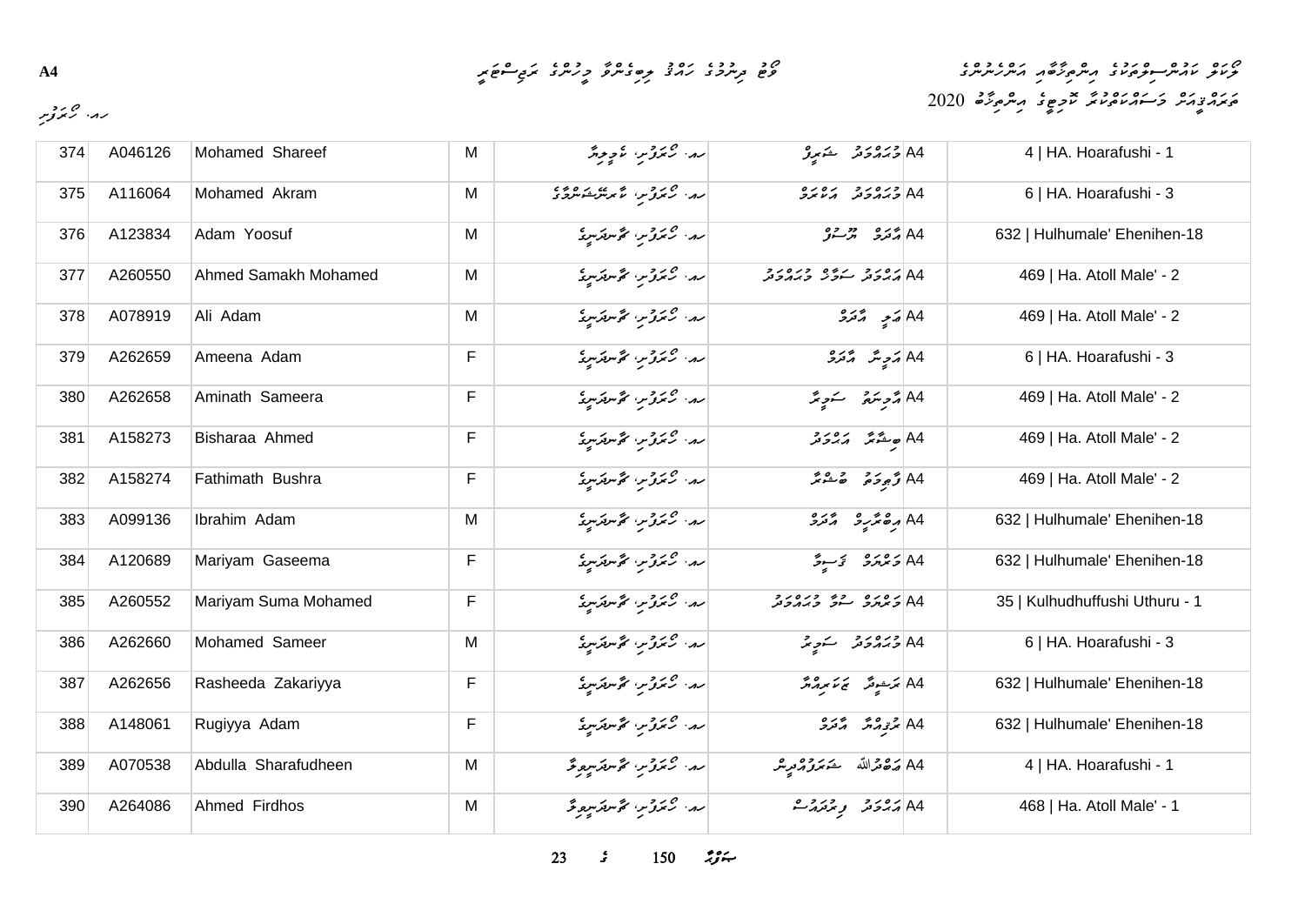| 374 | A046126 | Mohamed Shareef | M | ހއ. ހޯރަފުށި، ކެލިޔާ | A4 މުހައްމަދު ޝަރީފް | 4 \| HA. Hoarafushi - 1 |
|---|---|---|---|---|---|---|
| 375 | A116064 | Mohamed Akram | M | ހއ. ހޯރަފުށި، ގާރޑަންވިލާ | A4 މުހައްމަދު އަކްރަމް | 6 \| HA. Hoarafushi - 3 |
| 376 | A123834 | Adam Yoosuf | M | ހއ. ހޯރަފުށި، ތާސިރަނގެ | A4 އާދަމް ޔޫސުފް | 632 \| Hulhumale' Ehenihen-18 |
| 377 | A260550 | Ahmed Samakh Mohamed | M | ހއ. ހޯރަފުށި، ތާސިރަނގެ | A4 އަހުމަދު ސަމާޚް މުހައްމަދު | 469 \| Ha. Atoll Male' - 2 |
| 378 | A078919 | Ali Adam | M | ހއ. ހޯރަފުށި، ތާސިރަނގެ | A4 އަލި އާދަމް | 469 \| Ha. Atoll Male' - 2 |
| 379 | A262659 | Ameena Adam | F | ހއ. ހޯރަފުށި، ތާސިރަނގެ | A4 އަމީނާ އާދަމް | 6 \| HA. Hoarafushi - 3 |
| 380 | A262658 | Aminath Sameera | F | ހއ. ހޯރަފުށި، ތާސިރަނގެ | A4 އާމިނަތު ސަމީރާ | 469 \| Ha. Atoll Male' - 2 |
| 381 | A158273 | Bisharaa Ahmed | F | ހއ. ހޯރަފުށި، ތާސިރަނގެ | A4 ބިޝާރާ އަހުމަދު | 469 \| Ha. Atoll Male' - 2 |
| 382 | A158274 | Fathimath Bushra | F | ހއ. ހޯރަފުށި، ތާސިރަނގެ | A4 ފާތިމަތު ބުޝްރާ | 469 \| Ha. Atoll Male' - 2 |
| 383 | A099136 | Ibrahim Adam | M | ހއ. ހޯރަފުށި، ތާސިރަނގެ | A4 އިބްރާހީމް އާދަމް | 632 \| Hulhumale' Ehenihen-18 |
| 384 | A120689 | Mariyam Gaseema | F | ހއ. ހޯރަފުށި، ތާސިރަނގެ | A4 މަރިޔަމް ގަސީމާ | 632 \| Hulhumale' Ehenihen-18 |
| 385 | A260552 | Mariyam Suma Mohamed | F | ހއ. ހޯރަފުށި، ތާސިރަނގެ | A4 މަރިޔަމް ސުމާ މުހައްމަދު | 35 \| Kulhudhuffushi Uthuru - 1 |
| 386 | A262660 | Mohamed Sameer | M | ހއ. ހޯރަފުށި، ތާސިރަނގެ | A4 މުހައްމަދު ސަމީރު | 6 \| HA. Hoarafushi - 3 |
| 387 | A262656 | Rasheeda Zakariyya | F | ހއ. ހޯރަފުށި، ތާސިރަނގެ | A4 ރަޝީދާ ޒަކަރިއްޔާ | 632 \| Hulhumale' Ehenihen-18 |
| 388 | A148061 | Rugiyya Adam | F | ހއ. ހޯރަފުށި، ތާސިރަނގެ | A4 ރުގިއްޔާ އާދަމް | 632 \| Hulhumale' Ehenihen-18 |
| 389 | A070538 | Abdulla Sharafudheen | M | ހއ. ހޯރަފުށި، ތާސިރަނގެވާދީ | A4 އަބްދުﷲ ޝަރަފުއްދީން | 4 \| HA. Hoarafushi - 1 |
| 390 | A264086 | Ahmed Firdhos | M | ހއ. ހޯރަފުށި، ތާސިރަނގެވާދީ | A4 އަހުމަދު ފިރުދައުސް | 468 \| Ha. Atoll Male' - 1 |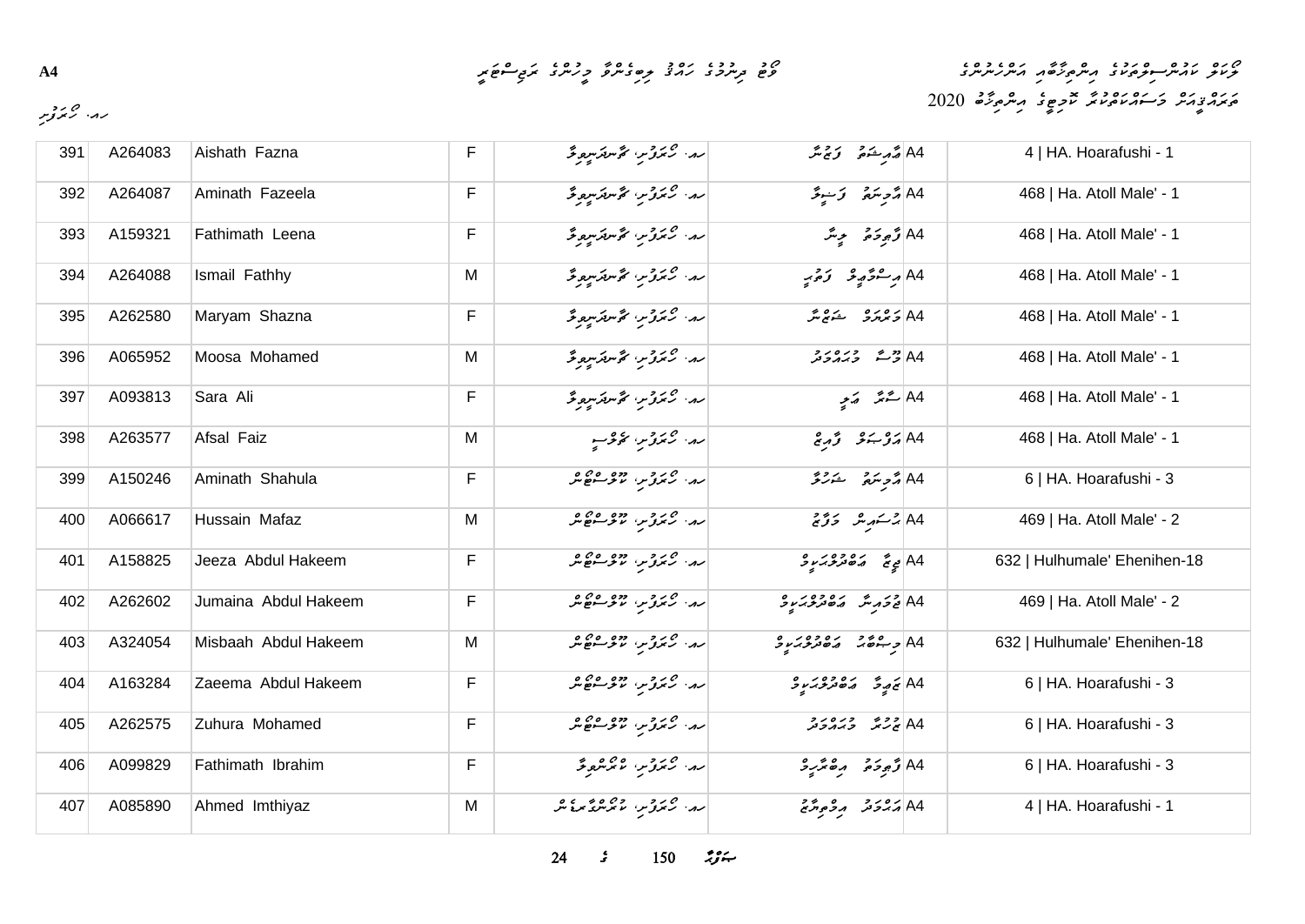| 391 | A264083 | Aishath Fazna | F | ހއ. ހޯރަފުށި، ތާޒާނީވިލާ | A4 އާއިޝަތު ފަޒްނާ | 4 \| HA. Hoarafushi - 1 |
|---|---|---|---|---|---|---|
| 392 | A264087 | Aminath Fazeela | F | ހއ. ހޯރަފުށި، ތާޒާނީވިލާ | A4 އާމިނަތު ފަޒީލާ | 468 \| Ha. Atoll Male' - 1 |
| 393 | A159321 | Fathimath Leena | F | ހއ. ހޯރަފުށި، ތާޒާނީވިލާ | A4 ފާތިމަތު ލީނާ | 468 \| Ha. Atoll Male' - 1 |
| 394 | A264088 | Ismail Fathhy | M | ހއ. ހޯރަފުށި، ތާޒާނީވިލާ | A4 އިސްމާއީލް ފަތުހީ | 468 \| Ha. Atoll Male' - 1 |
| 395 | A262580 | Maryam Shazna | F | ހއ. ހޯރަފުށި، ތާޒާނީވިލާ | A4 މަރްޔަމް ޝަޒްނާ | 468 \| Ha. Atoll Male' - 1 |
| 396 | A065952 | Moosa Mohamed | M | ހއ. ހޯރަފުށި، ތާޒާނީވިލާ | A4 މޫސާ މުޙައްމަދު | 468 \| Ha. Atoll Male' - 1 |
| 397 | A093813 | Sara Ali | F | ހއ. ހޯރަފުށި، ތާޒާނީވިލާ | A4 ސާރާ ޢަލީ | 468 \| Ha. Atoll Male' - 1 |
| 398 | A263577 | Afsal Faiz | M | ހއ. ހޯރަފުށި، ތަވަސް | A4 އަފްސަލް ފާއިޒު | 468 \| Ha. Atoll Male' - 1 |
| 399 | A150246 | Aminath Shahula | F | ހއ. ހޯރަފުށި، ނޫރުސްޓޯން | A4 އާމިނަތު ޝަހުލާ | 6 \| HA. Hoarafushi - 3 |
| 400 | A066617 | Hussain Mafaz | M | ހއ. ހޯރަފުށި، ނޫރުސްޓޯން | A4 ހުސައިން މަފާޒު | 469 \| Ha. Atoll Male' - 2 |
| 401 | A158825 | Jeeza Abdul Hakeem | F | ހއ. ހޯރަފުށި، ނޫރުސްޓޯން | A4 ޖީޒާ ޢަބްދުލްޙަކީމް | 632 \| Hulhumale' Ehenihen-18 |
| 402 | A262602 | Jumaina Abdul Hakeem | F | ހއ. ހޯރަފުށި، ނޫރުސްޓޯން | A4 ޖުމައިނާ ޢަބްދުލްޙަކީމް | 469 \| Ha. Atoll Male' - 2 |
| 403 | A324054 | Misbaah Abdul Hakeem | M | ހއ. ހޯރަފުށި، ނޫރުސްޓޯން | A4 މިސްބާހު ޢަބްދުލްޙަކީމް | 632 \| Hulhumale' Ehenihen-18 |
| 404 | A163284 | Zaeema Abdul Hakeem | F | ހއ. ހޯރަފުށި، ނޫރުސްޓޯން | A4 ޒަޢީމާ ޢަބްދުލްޙަކީމް | 6 \| HA. Hoarafushi - 3 |
| 405 | A262575 | Zuhura Mohamed | F | ހއ. ހޯރަފުށި، ނޫރުސްޓޯން | A4 ޒުހުރާ މުޙައްމަދު | 6 \| HA. Hoarafushi - 3 |
| 406 | A099829 | Fathimath Ibrahim | F | ހއ. ހޯރަފުށި، ނުރުންވިލާ | A4 ފާތިމަތު އިބްރާހީމް | 6 \| HA. Hoarafushi - 3 |
| 407 | A085890 | Ahmed Imthiyaz | M | ހއ. ހޯރަފުށި، ނުރުންގަސްދޮށް | A4 އަހުމަދު އިމްތިޔާޒު | 4 \| HA. Hoarafushi - 1 |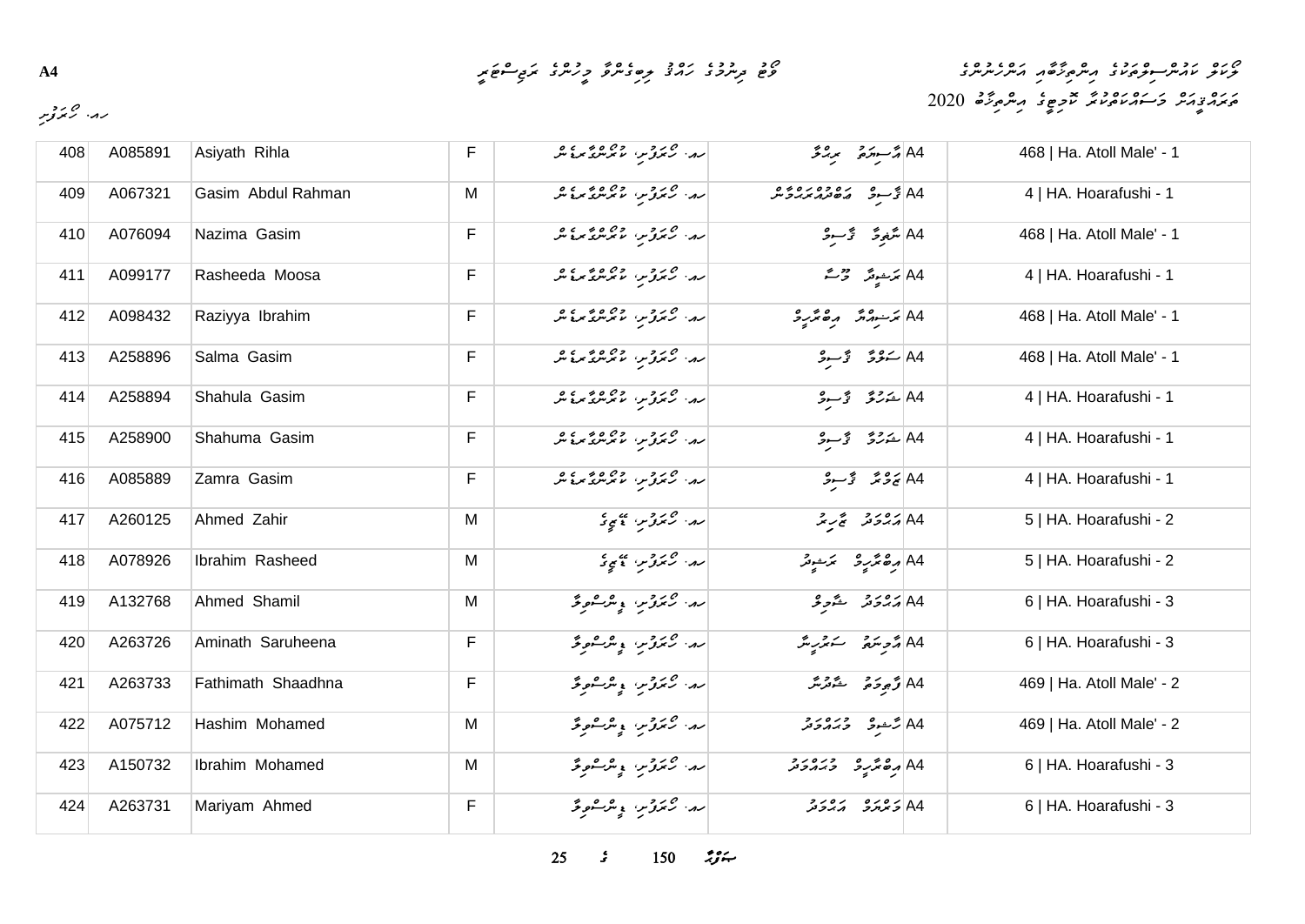| 408 | A085891 | Asiyath Rihla | F | رە، ئەنزەتر، ئاتۇشۇقۇمۇق ش | A4 ئەسىرى بېرىگە | 468 \| Ha. Atoll Male' - 1 |
|---|---|---|---|---|---|---|
| 409 | A067321 | Gasim Abdul Rahman | M | رە، ئەنزەتر، ئاتۇشۇقۇمۇق ش | A4 ۋەسىۋ ئەھەمەمەرچە | 4 \| HA. Hoarafushi - 1 |
| 410 | A076094 | Nazima Gasim | F | رە، ئەنزەتر، ئاتۇشۇقۇمۇق ش | A4 شەۋە ۋەسىۋ | 468 \| Ha. Atoll Male' - 1 |
| 411 | A099177 | Rasheeda Moosa | F | رە، ئەنزەتر، ئاتۇشۇقۇمۇق ش | A4 ئەشىرى ۋەسە | 4 \| HA. Hoarafushi - 1 |
| 412 | A098432 | Raziyya Ibrahim | F | رە، ئەنزەتر، ئاتۇشۇقۇمۇق ش | A4 ئەسىمە مەھەرىۋ | 468 \| Ha. Atoll Male' - 1 |
| 413 | A258896 | Salma Gasim | F | رە، ئەنزەتر، ئاتۇشۇقۇمۇق ش | A4 سەۋۋ ۋەسىۋ | 468 \| Ha. Atoll Male' - 1 |
| 414 | A258894 | Shahula Gasim | F | رە، ئەنزەتر، ئاتۇشۇقۇمۇق ش | A4 شەرگە ۋەسىۋ | 4 \| HA. Hoarafushi - 1 |
| 415 | A258900 | Shahuma Gasim | F | رە، ئەنزەتر، ئاتۇشۇقۇمۇق ش | A4 شەرۋ ۋەسىۋ | 4 \| HA. Hoarafushi - 1 |
| 416 | A085889 | Zamra Gasim | F | رە، ئەنزەتر، ئاتۇشۇقۇمۇق ش | A4 ئەۋئە ۋەسىۋ | 4 \| HA. Hoarafushi - 1 |
| 417 | A260125 | Ahmed Zahir | M | رە، ئەنزەتر، ئەنىۋ | A4 مەرەۋتر ئۇرىر | 5 \| HA. Hoarafushi - 2 |
| 418 | A078926 | Ibrahim Rasheed | M | رە، ئەنزەتر، ئەنىۋ | A4 مەھەرىۋ ئەشىر | 5 \| HA. Hoarafushi - 2 |
| 419 | A132768 | Ahmed Shamil | M | رە، ئەنزەتر، ۋىشىشوۋ | A4 مەرەۋتر شەۋۋ | 6 \| HA. Hoarafushi - 3 |
| 420 | A263726 | Aminath Saruheena | F | رە، ئەنزەتر، ۋىشىشوۋ | A4 مەۋسە سەئرىش | 6 \| HA. Hoarafushi - 3 |
| 421 | A263733 | Fathimath Shaadhna | F | رە، ئەنزەتر، ۋىشىشوۋ | A4 ۋەۋە شەۋىر | 469 \| Ha. Atoll Male' - 2 |
| 422 | A075712 | Hashim Mohamed | M | رە، ئەنزەتر، ۋىشىشوۋ | A4 ئەشىۋ ۋەرەۋتر | 469 \| Ha. Atoll Male' - 2 |
| 423 | A150732 | Ibrahim Mohamed | M | رە، ئەنزەتر، ۋىشىشوۋ | A4 مەھەرىۋ ۋەرەۋتر | 6 \| HA. Hoarafushi - 3 |
| 424 | A263731 | Mariyam Ahmed | F | رە، ئەنزەتر، ۋىشىشوۋ | A4 ۋەرەۋ مەرەۋتر | 6 \| HA. Hoarafushi - 3 |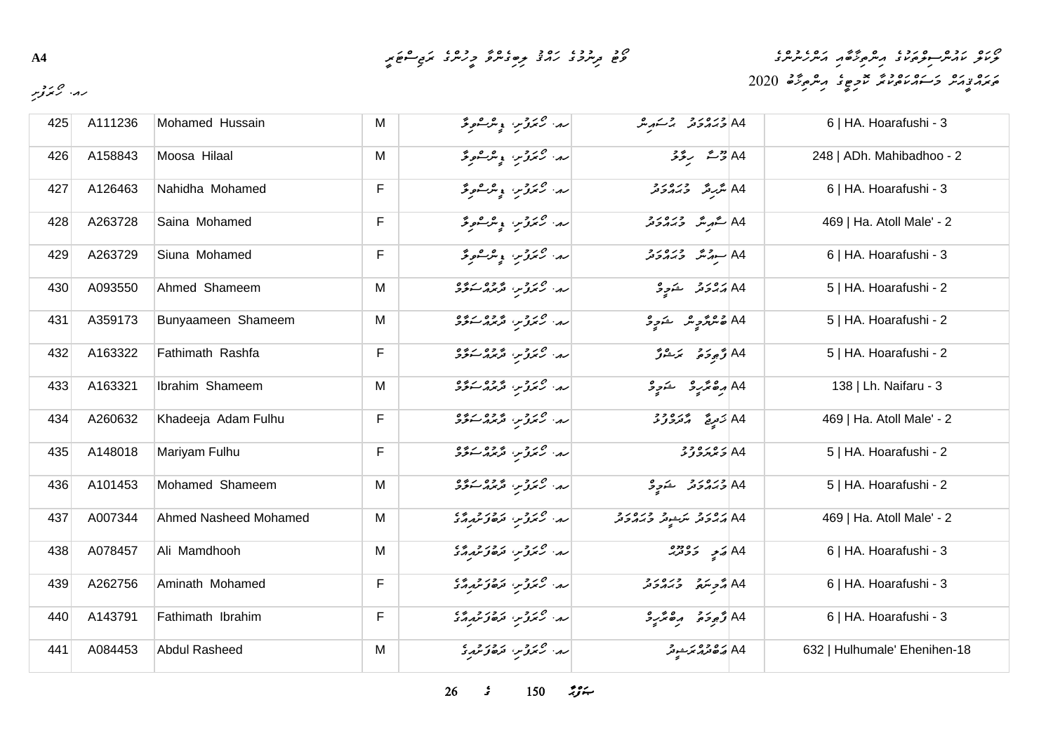| 425 | A111236 | Mohamed Hussain | M | ހއ. ހޯރަފުށި، ވިންސްޓިލާ | A4 މުޙައްމަދު ޙުސައިން | 6 \| HA. Hoarafushi - 3 |
|---|---|---|---|---|---|---|
| 426 | A158843 | Moosa Hilaal | M | ހއ. ހޯރަފުށި، ވިންސްޓިލާ | A4 މޫސާ ހިލާލު | 248 \| ADh. Mahibadhoo - 2 |
| 427 | A126463 | Nahidha Mohamed | F | ހއ. ހޯރަފުށި، ވިންސްޓިލާ | A4 ނާހިދާ މުޙައްމަދު | 6 \| HA. Hoarafushi - 3 |
| 428 | A263728 | Saina Mohamed | F | ހއ. ހޯރަފުށި، ވިންސްޓިލާ | A4 ސާއިނާ މުޙައްމަދު | 469 \| Ha. Atoll Male' - 2 |
| 429 | A263729 | Siuna Mohamed | F | ހއ. ހޯރަފުށި، ވިންސްޓިލާ | A4 ސިޢުނާ މުޙައްމަދު | 6 \| HA. Hoarafushi - 3 |
| 430 | A093550 | Ahmed Shameem | M | ހއ. ހޯރަފުށި، ދޮރުއަސަލާމް | A4 އަޙްމަދު ޝަމީމް | 5 \| HA. Hoarafushi - 2 |
| 431 | A359173 | Bunyaameen Shameem | M | ހއ. ހޯރަފުށި، ދޮރުއަސަލާމް | A4 ބުންޔާމީން ޝަމީމް | 5 \| HA. Hoarafushi - 2 |
| 432 | A163322 | Fathimath Rashfa | F | ހއ. ހޯރަފުށި، ދޮރުއަސަލާމް | A4 ފާތިމަތު ރަޝްފާ | 5 \| HA. Hoarafushi - 2 |
| 433 | A163321 | Ibrahim Shameem | M | ހއ. ހޯރަފުށި، ދޮރުއަސަލާމް | A4 އިބްރާހީމް ޝަމީމް | 138 \| Lh. Naifaru - 3 |
| 434 | A260632 | Khadeeja Adam Fulhu | F | ހއ. ހޯރަފުށި، ދޮރުއަސަލާމް | A4 ޚަދީޖާ އާދަމްފުޅު | 469 \| Ha. Atoll Male' - 2 |
| 435 | A148018 | Mariyam Fulhu | F | ހއ. ހޯރަފުށި، ދޮރުއަސަލާމް | A4 މަރިޔަމްފުޅު | 5 \| HA. Hoarafushi - 2 |
| 436 | A101453 | Mohamed Shameem | M | ހއ. ހޯރަފުށި، ދޮރުއަސަލާމް | A4 މުޙައްމަދު ޝަމީމް | 5 \| HA. Hoarafushi - 2 |
| 437 | A007344 | Ahmed Nasheed Mohamed | M | ހއ. ހޯރަފުށި، ދަރުބާރުގެއާގެ | A4 އަޙްމަދު ނަޝީދު މުޙައްމަދު | 469 \| Ha. Atoll Male' - 2 |
| 438 | A078457 | Ali Mamdhooh | M | ހއ. ހޯރަފުށި، ދަރުބާރުގެއާގެ | A4 ޢަލީ މަމްދޫޙް | 6 \| HA. Hoarafushi - 3 |
| 439 | A262756 | Aminath Mohamed | F | ހއ. ހޯރަފުށި، ދަރުބާރުގެއާގެ | A4 އާމިނަތު މުޙައްމަދު | 6 \| HA. Hoarafushi - 3 |
| 440 | A143791 | Fathimath Ibrahim | F | ހއ. ހޯރަފުށި، ދަރުބާރުގެއާގެ | A4 ފާތިމަތު އިބްރާހީމް | 6 \| HA. Hoarafushi - 3 |
| 441 | A084453 | Abdul Rasheed | M | ހއ. ހޯރަފުށި، ދަރުބާރުގެ | A4 އަބްދުއްރަޝީދު | 632 \| Hulhumale' Ehenihen-18 |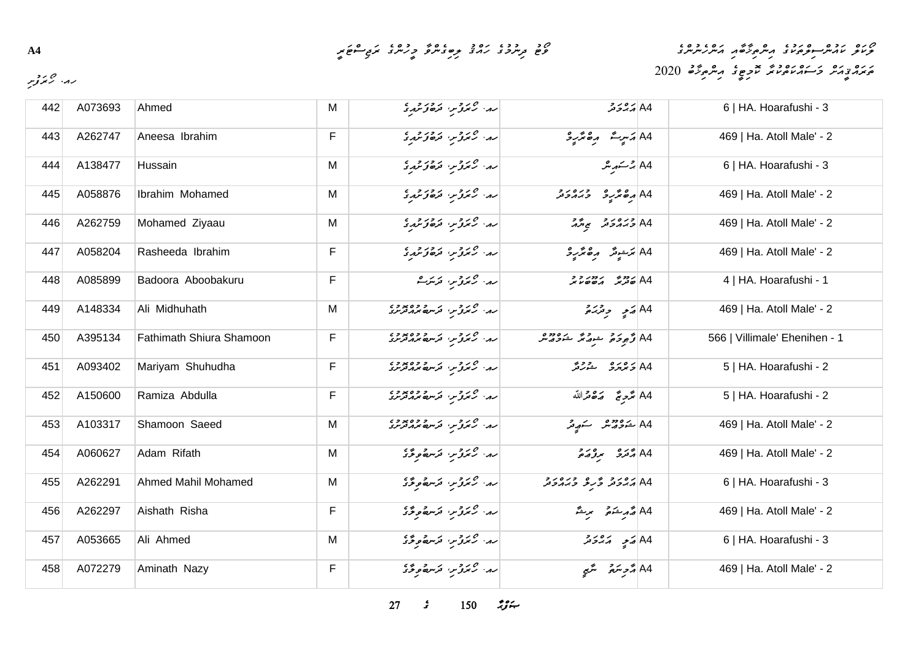| 442 | A073693 | Ahmed | M | ހއ. ހޯރަފުށި، ދަޅުވަށްގެ | A4 އަހުމަދު | 6 \| HA. Hoarafushi - 3 |
|---|---|---|---|---|---|---|
| 443 | A262747 | Aneesa Ibrahim | F | ހއ. ހޯރަފުށި، ދަޅުވަށްގެ | A4 އަނީސާ އިބްރާހީމް | 469 \| Ha. Atoll Male' - 2 |
| 444 | A138477 | Hussain | M | ހއ. ހޯރަފުށި، ދަޅުވަށްގެ | A4 ހުސައިން | 6 \| HA. Hoarafushi - 3 |
| 445 | A058876 | Ibrahim Mohamed | M | ހއ. ހޯރަފުށި، ދަޅުވަށްގެ | A4 އިބްރާހީމް މުހައްމަދު | 469 \| Ha. Atoll Male' - 2 |
| 446 | A262759 | Mohamed Ziyaau | M | ހއ. ހޯރަފުށި، ދަޅުވަށްގެ | A4 މުހައްމަދު ޒިޔާއު | 469 \| Ha. Atoll Male' - 2 |
| 447 | A058204 | Rasheeda Ibrahim | F | ހއ. ހޯރަފުށި، ދަޅުވަށްގެ | A4 ރަޝީދާ އިބްރާހީމް | 469 \| Ha. Atoll Male' - 2 |
| 448 | A085899 | Badoora Aboobakuru | F | ހއ. ހޯރަފުށި، ދަނަރު | A4 ބަދޫރާ އަބޫބަކުރު | 4 \| HA. Hoarafushi - 1 |
| 449 | A148334 | Ali Midhuhath | M | ހއ. ހޯރަފުށި، ދަނބިގަސްދޮށުގެ | A4 އަލި މިދުހަތު | 469 \| Ha. Atoll Male' - 2 |
| 450 | A395134 | Fathimath Shiura Shamoon | F | ހއ. ހޯރަފުށި، ދަނބިގަސްދޮށުގެ | A4 ފާތިމަތު ޝިއުރާ ޝަމޫން | 566 \| Villimale' Ehenihen - 1 |
| 451 | A093402 | Mariyam Shuhudha | F | ހއ. ހޯރަފުށި، ދަނބިގަސްދޮށުގެ | A4 މަރިޔަމް ޝުހުދާ | 5 \| HA. Hoarafushi - 2 |
| 452 | A150600 | Ramiza Abdulla | F | ހއ. ހޯރަފުށި، ދަނބިގަސްދޮށުގެ | A4 ރާމިޒާ އަބްދުﷲ | 5 \| HA. Hoarafushi - 2 |
| 453 | A103317 | Shamoon Saeed | M | ހއ. ހޯރަފުށި، ދަނބިގަސްދޮށުގެ | A4 ޝަމޫން ސައީދު | 469 \| Ha. Atoll Male' - 2 |
| 454 | A060627 | Adam Rifath | M | ހއ. ހޯރަފުށި، ދަނބުވިލާގެ | A4 އާދަމް ރިފްޢަތު | 469 \| Ha. Atoll Male' - 2 |
| 455 | A262291 | Ahmed Mahil Mohamed | M | ހއ. ހޯރަފުށި، ދަނބުވިލާގެ | A4 އަހުމަދު މާހިލް މުހައްމަދު | 6 \| HA. Hoarafushi - 3 |
| 456 | A262297 | Aishath Risha | F | ހއ. ހޯރަފުށި، ދަނބުވިލާގެ | A4 އައިޝަތު ރިޝާ | 469 \| Ha. Atoll Male' - 2 |
| 457 | A053665 | Ali Ahmed | M | ހއ. ހޯރަފުށި، ދަނބުވިލާގެ | A4 އަލި އަހުމަދު | 6 \| HA. Hoarafushi - 3 |
| 458 | A072279 | Aminath Nazy | F | ހއ. ހޯރަފުށި، ދަނބުވިލާގެ | A4 އާމިނަތު ނާޒީ | 469 \| Ha. Atoll Male' - 2 |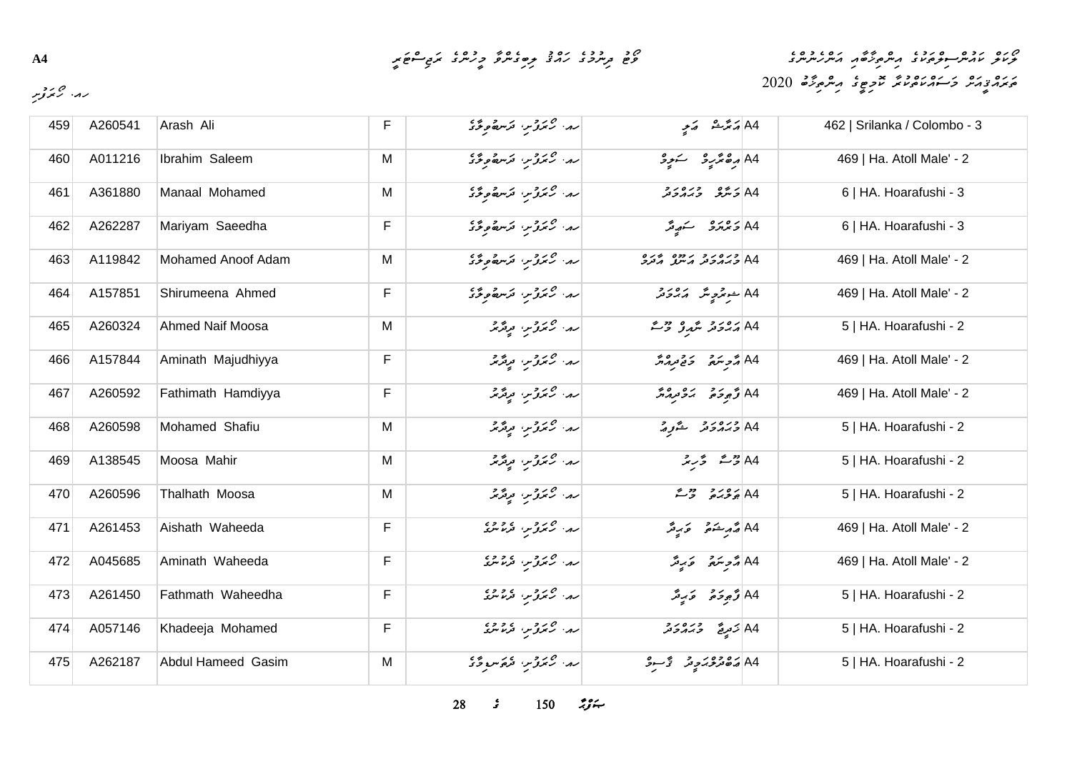| 459 | A260541 | Arash Ali | F | رها. رحمزوس، فرسرھ وگری | A4 مَرَّتْہ مَرِ | 462 \| Srilanka / Colombo - 3 |
|---|---|---|---|---|---|---|
| 460 | A011216 | Ibrahim Saleem | M | رها. رحمزوس، فرسرھ وگری | A4 مِرھ مَرَ سَوِرُ | 469 \| Ha. Atoll Male' - 2 |
| 461 | A361880 | Manaal Mohamed | M | رها. رحمزوس، فرسرھ وگری | A4 وَ سَرگ وَ رَ و رَ و | 6 \| HA. Hoarafushi - 3 |
| 462 | A262287 | Mariyam Saeedha | F | رها. رحمزوس، فرسرھ وگری | A4 وَ سَرَ و سَهِ پر | 6 \| HA. Hoarafushi - 3 |
| 463 | A119842 | Mohamed Anoof Adam | M | رها. رحمزوس، فرسرھ وگری | A4 وَ رَ و رَ و رَ سَر وُ رُ دُ رَ و | 469 \| Ha. Atoll Male' - 2 |
| 464 | A157851 | Shirumeena Ahmed | F | رها. رحمزوس، فرسرھ وگری | A4 شِو مِرْ وِ سَر مَ رُ وَ رُ | 469 \| Ha. Atoll Male' - 2 |
| 465 | A260324 | Ahmed Naif Moosa | M | رها. رحمزوس، مرِ مرٌ پر | A4 مَرُ وَ رُ سَر مِر وُ دُ سَہ | 5 \| HA. Hoarafushi - 2 |
| 466 | A157844 | Aminath Majudhiyya | F | رها. رحمزوس، مرِ مرٌ پر | A4 مَر وِ سَرَ وَ وَ قَ مِرَ رُ مَر | 469 \| Ha. Atoll Male' - 2 |
| 467 | A260592 | Fathimath Hamdiyya | F | رها. رحمزوس، مرِ مرٌ پر | A4 وَ جِو وَ رُ سَر وَ مِرُ مَر | 469 \| Ha. Atoll Male' - 2 |
| 468 | A260598 | Mohamed Shafiu | M | رها. رحمزوس، مرِ مرٌ پر | A4 وَ رَ و رَ و شَرُو مَر | 5 \| HA. Hoarafushi - 2 |
| 469 | A138545 | Moosa Mahir | M | رها. رحمزوس، مرِ مرٌ پر | A4 دُ سَہ وَ رِ پر | 5 \| HA. Hoarafushi - 2 |
| 470 | A260596 | Thalhath Moosa | M | رها. رحمزوس، مرِ مرٌ پر | A4 مَر وَ رَ وُ دُ سَہ | 5 \| HA. Hoarafushi - 2 |
| 471 | A261453 | Aishath Waheeda | F | رها. رحمزوس، فرما سری | A4 مَر مِر شَرُو وَ رِ پر | 469 \| Ha. Atoll Male' - 2 |
| 472 | A045685 | Aminath Waheeda | F | رها. رحمزوس، فرما سری | A4 مَر وِ سَرَ وَ رِ پر | 469 \| Ha. Atoll Male' - 2 |
| 473 | A261450 | Fathmath Waheedha | F | رها. رحمزوس، فرما سری | A4 وَ جِو وَ رُ وَ رِ پر | 5 \| HA. Hoarafushi - 2 |
| 474 | A057146 | Khadeeja Mohamed | F | رها. رحمزوس، فرما سری | A4 زَ مِرِ وَ رَ و رَ و | 5 \| HA. Hoarafushi - 2 |
| 475 | A262187 | Abdul Hameed Gasim | M | رها. رحمزوس، فرھ سر وگری | A4 مَر رُ دُ وَ وَ رِ پر وَ سِرُ | 5 \| HA. Hoarafushi - 2 |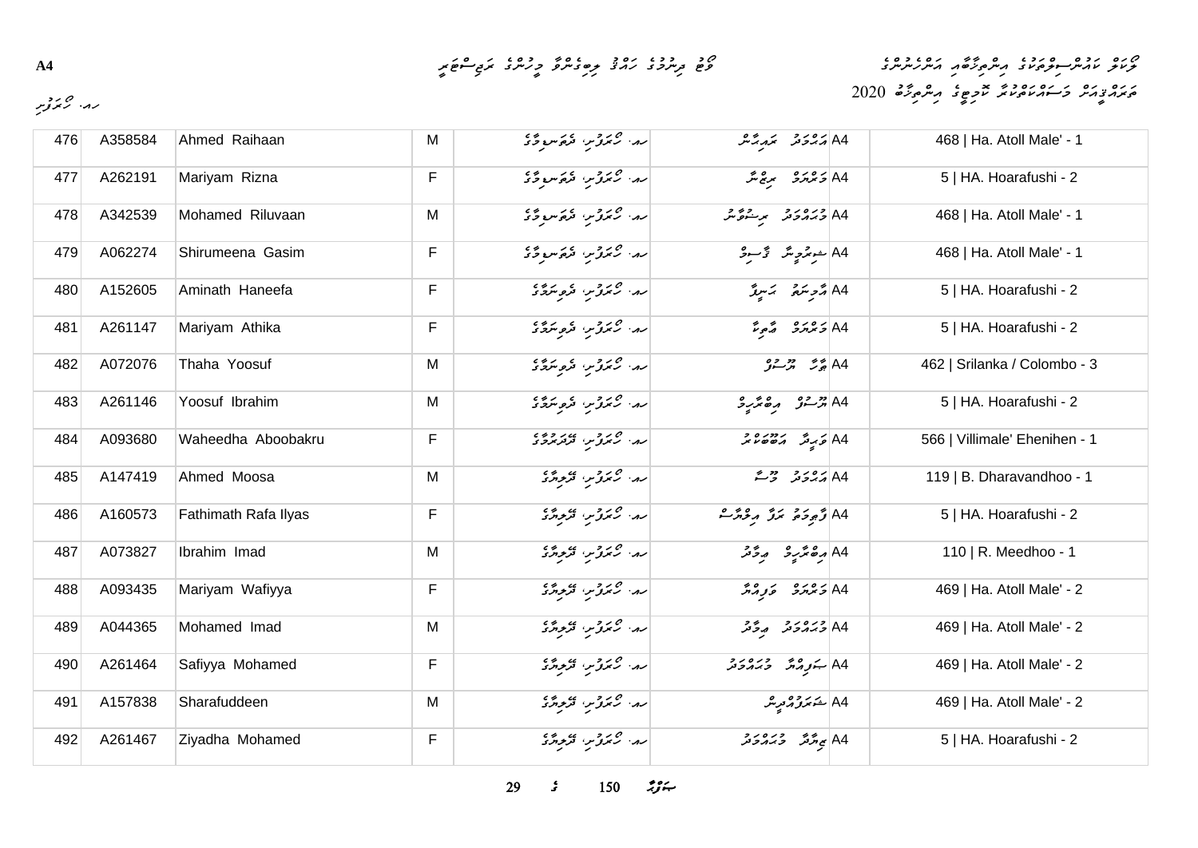| 476 | A358584 | Ahmed Raihaan | M | ހއ. ހޯރަފުށި، ދެތަސްވާގޭ | އަޙްމަދު ރައިހާން A4 | 468 \| Ha. Atoll Male' - 1 |
|---|---|---|---|---|---|---|
| 477 | A262191 | Mariyam Rizna | F | ހއ. ހޯރަފުށި، ދެތަސްވާގޭ | މަރިޔަމް ރިޒްނާ A4 | 5 \| HA. Hoarafushi - 2 |
| 478 | A342539 | Mohamed Riluvaan | M | ހއ. ހޯރަފުށި، ދެތަސްވާގޭ | މުޙައްމަދު ރިލުވާން A4 | 468 \| Ha. Atoll Male' - 1 |
| 479 | A062274 | Shirumeena Gasim | F | ހއ. ހޯރަފުށި، ދެތަސްވާގޭ | ޝިރުމީނާ ޤާސިމް A4 | 468 \| Ha. Atoll Male' - 1 |
| 480 | A152605 | Aminath Haneefa | F | ހއ. ހޯރަފުށި، ދެލިނަގާގޭ | އާމިނަތު ހަނީފާ A4 | 5 \| HA. Hoarafushi - 2 |
| 481 | A261147 | Mariyam Athika | F | ހއ. ހޯރަފުށި، ދެލިނަގާގޭ | މަރިޔަމް އާތިކާ A4 | 5 \| HA. Hoarafushi - 2 |
| 482 | A072076 | Thaha Yoosuf | M | ހއ. ހޯރަފުށި، ދެލިނަގާގޭ | ތާހާ ޔޫސުފް A4 | 462 \| Srilanka / Colombo - 3 |
| 483 | A261146 | Yoosuf Ibrahim | M | ހއ. ހޯރަފުށި، ދެލިނަގާގޭ | ޔޫސުފް އިބްރާހީމް A4 | 5 \| HA. Hoarafushi - 2 |
| 484 | A093680 | Waheedha Aboobakru | F | ހއ. ހޯރަފުށި، ދޫދަރުމާގޭ | ވަޙީދާ އަބޫބަކުރު A4 | 566 \| Villimale' Ehenihen - 1 |
| 485 | A147419 | Ahmed Moosa | M | ހއ. ހޯރަފުށި، ދޫރެއްގެ | އަޙްމަދު މޫސާ A4 | 119 \| B. Dharavandhoo - 1 |
| 486 | A160573 | Fathimath Rafa Ilyas | F | ހއ. ހޯރަފުށި، ދޫރެއްގެ | ފާތިމަތު ރަފާ އިލްޔާސް A4 | 5 \| HA. Hoarafushi - 2 |
| 487 | A073827 | Ibrahim Imad | M | ހއ. ހޯރަފުށި، ދޫރެއްގެ | އިބްރާހީމް އިމާދު A4 | 110 \| R. Meedhoo - 1 |
| 488 | A093435 | Mariyam Wafiyya | F | ހއ. ހޯރަފުށި، ދޫރެއްގެ | މަރިޔަމް ވަފިއްޔާ A4 | 469 \| Ha. Atoll Male' - 2 |
| 489 | A044365 | Mohamed Imad | M | ހއ. ހޯރަފުށި، ދޫރެއްގެ | މުޙައްމަދު އިމާދު A4 | 469 \| Ha. Atoll Male' - 2 |
| 490 | A261464 | Safiyya Mohamed | F | ހއ. ހޯރަފުށި، ދޫރެއްގެ | ޞަފިއްޔާ މުޙައްމަދު A4 | 469 \| Ha. Atoll Male' - 2 |
| 491 | A157838 | Sharafuddeen | M | ހއ. ހޯރަފުށި، ދޫރެއްގެ | ޝަރަފުއްދީން A4 | 469 \| Ha. Atoll Male' - 2 |
| 492 | A261467 | Ziyadha Mohamed | F | ހއ. ހޯރަފުށި، ދޫރެއްގެ | ޒިޔާދާ މުޙައްމަދު A4 | 5 \| HA. Hoarafushi - 2 |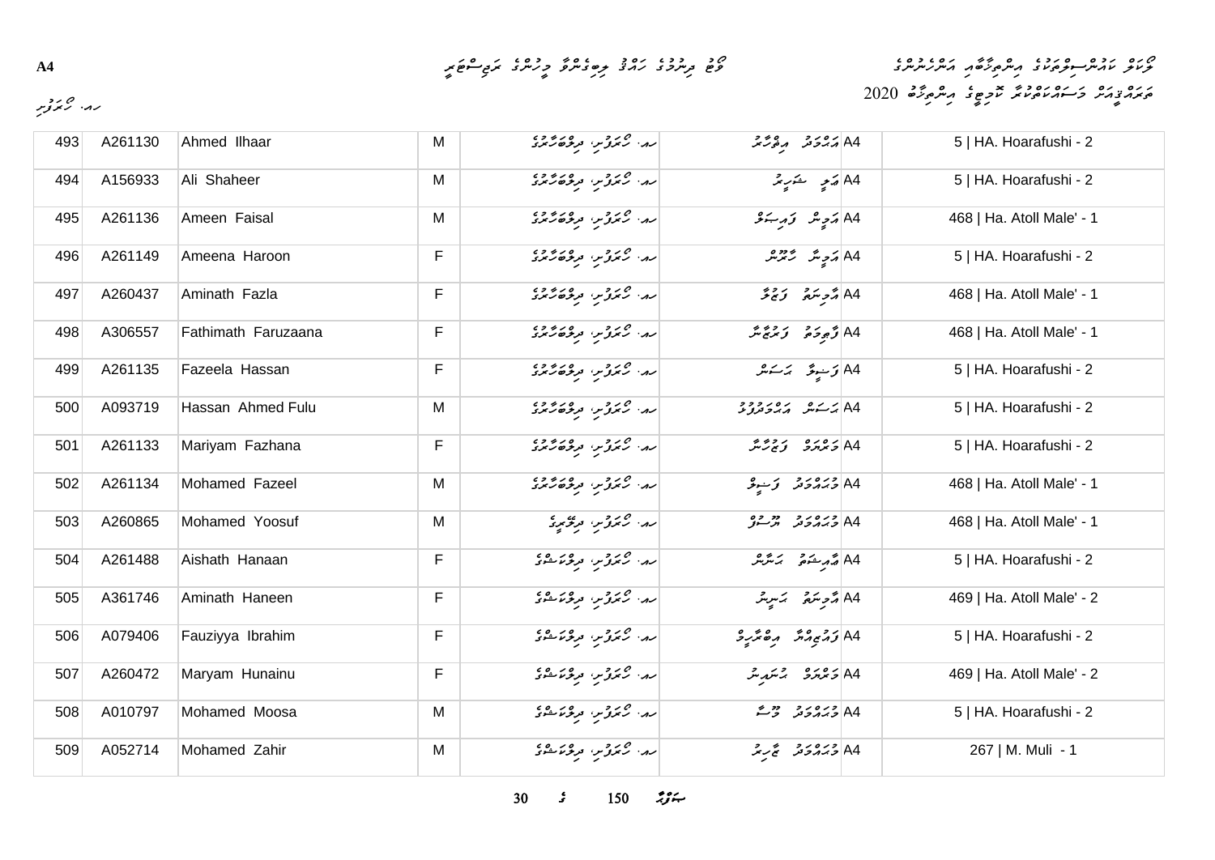| 493 | A261130 | Ahmed Ilhaar | M | رە، ئىترۇس مرۇھەتترى | A4 مەدەنر مەشتىر | 5 \| HA. Hoarafushi - 2 |
|---|---|---|---|---|---|---|
| 494 | A156933 | Ali Shaheer | M | رە، ئىترۇس مرۇھەتترى | A4 مەي شەرپر | 5 \| HA. Hoarafushi - 2 |
| 495 | A261136 | Ameen Faisal | M | رە، ئىترۇس مرۇھەتترى | A4 مەچىر ۋەبىكى | 468 \| Ha. Atoll Male' - 1 |
| 496 | A261149 | Ameena Haroon | F | رە، ئىترۇس مرۇھەتترى | A4 مەچىگە ئەنزىر | 5 \| HA. Hoarafushi - 2 |
| 497 | A260437 | Aminath Fazla | F | رە، ئىترۇس مرۇھەتترى | A4 مەچەسىمۇ ۋىچۇ | 468 \| Ha. Atoll Male' - 1 |
| 498 | A306557 | Fathimath Faruzaana | F | رە، ئىترۇس مرۇھەتترى | A4 ۋەجەدە ۋىرىچىگە | 468 \| Ha. Atoll Male' - 1 |
| 499 | A261135 | Fazeela Hassan | F | رە، ئىترۇس مرۇھەتترى | A4 ۋىيىۋ بەسەنگە | 5 \| HA. Hoarafushi - 2 |
| 500 | A093719 | Hassan Ahmed Fulu | M | رە، ئىترۇس مرۇھەتترى | A4 بەسەنگە مەدەنرۇنزى | 5 \| HA. Hoarafushi - 2 |
| 501 | A261133 | Mariyam Fazhana | F | رە، ئىترۇس مرۇھەتترى | A4 دەبىرۇ ۋىرىگە | 5 \| HA. Hoarafushi - 2 |
| 502 | A261134 | Mohamed Fazeel | M | رە، ئىترۇس مرۇھەتترى | A4 دىرەدىر ۋىيىۋ | 468 \| Ha. Atoll Male' - 1 |
| 503 | A260865 | Mohamed Yoosuf | M | رە، ئىترۇس مرۇمرى | A4 دىرەدىر مرسىز | 468 \| Ha. Atoll Male' - 1 |
| 504 | A261488 | Aishath Hanaan | F | رە، ئىترۇس مرۇتاشى | A4 مەرىشى ئەسىر | 5 \| HA. Hoarafushi - 2 |
| 505 | A361746 | Aminath Haneen | F | رە، ئىترۇس مرۇتاشى | A4 مەچەسىمۇ ئەسىر | 469 \| Ha. Atoll Male' - 2 |
| 506 | A079406 | Fauziyya Ibrahim | F | رە، ئىترۇس مرۇتاشى | A4 ۋەمبىدە مەھمىرو | 5 \| HA. Hoarafushi - 2 |
| 507 | A260472 | Maryam Hunainu | F | رە، ئىترۇس مرۇتاشى | A4 دەبىرۇ بىسەرىر | 469 \| Ha. Atoll Male' - 2 |
| 508 | A010797 | Mohamed Moosa | M | رە، ئىترۇس مرۇتاشى | A4 دىرەدىر دىستە | 5 \| HA. Hoarafushi - 2 |
| 509 | A052714 | Mohamed Zahir | M | رە، ئىترۇس مرۇتاشى | A4 دىرەدىر ئچىرىر | 267 \| M. Muli - 1 |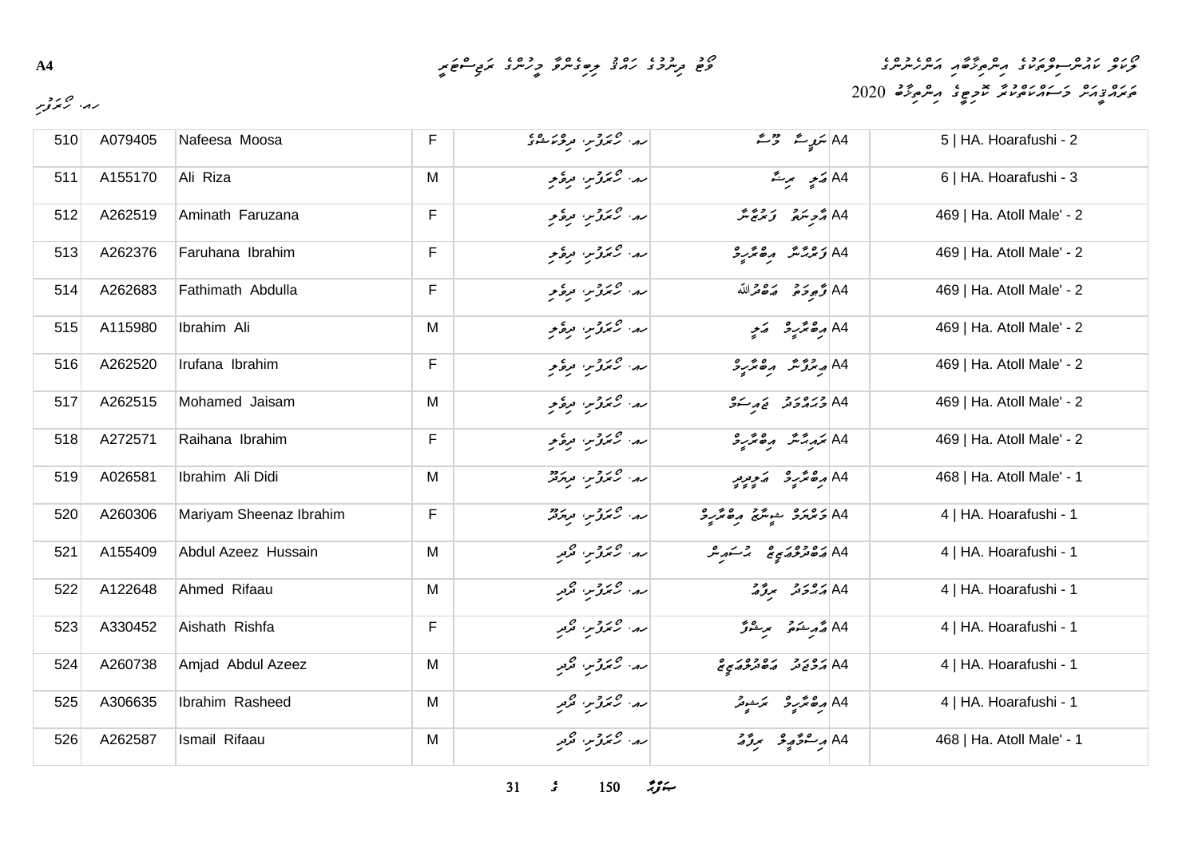| 510 | A079405 | Nafeesa Moosa | F | رەر. ئرىمۇترا تېرىۋىمىشىرى | سَرِيتَہ تِرْتَہ A4 | 5 \| HA. Hoarafushi - 2 |
|---|---|---|---|---|---|---|
| 511 | A155170 | Ali Riza | M | رەر. ئرىمۇتر، تېرىۋىر | ړَمِ مِرِسَّہ A4 | 6 \| HA. Hoarafushi - 3 |
| 512 | A262519 | Aminath Faruzana | F | رەر. ئرىمۇتر، تېرىۋىر | مُّحِسَمُ وَيُرِيَّ سُر A4 | 469 \| Ha. Atoll Male' - 2 |
| 513 | A262376 | Faruhana Ibrahim | F | رەر. ئرىمۇتر، تېرىۋىر | وَيُرِيَّ سُر مِرَةٍ مَّرِيْرِ A4 | 469 \| Ha. Atoll Male' - 2 |
| 514 | A262683 | Fathimath Abdulla | F | رەر. ئرىمۇتر، تېرىۋىر | وَّجِوَدَهُ رَهْمَاللّه A4 | 469 \| Ha. Atoll Male' - 2 |
| 515 | A115980 | Ibrahim Ali | M | رەر. ئرىمۇتر، تېرىۋىر | مِرَةٍ مَّرِيْرِ رَمِ A4 | 469 \| Ha. Atoll Male' - 2 |
| 516 | A262520 | Irufana Ibrahim | F | رەر. ئرىمۇتر، تېرىۋىر | مِرِيَرُوٌ سُر مِرَةٍ مَّرِيْرِ A4 | 469 \| Ha. Atoll Male' - 2 |
| 517 | A262515 | Mohamed Jaisam | M | رەر. ئرىمۇتر، تېرىۋىر | وُبَرْمُرِدَ دَ ثَمَرِ سَوْ A4 | 469 \| Ha. Atoll Male' - 2 |
| 518 | A272571 | Raihana Ibrahim | F | رەر. ئرىمۇتر، تېرىۋىر | بَرَمِرِ بَرْسُر مِرَةٍ مَّرِيْرِ A4 | 469 \| Ha. Atoll Male' - 2 |
| 519 | A026581 | Ibrahim Ali Didi | M | رەر. ئرىمۇتر، تېرىكتر | مِرَةٍ مَّرِيْرِ رَمِرِيرِ A4 | 468 \| Ha. Atoll Male' - 1 |
| 520 | A260306 | Mariyam Sheenaz Ibrahim | F | رەر. ئرىمۇتر، تېرىكتر | وَيُرْبَرُوْ شِيِسَّرُ مِرَةٍ مَّرِيْرِ A4 | 4 \| HA. Hoarafushi - 1 |
| 521 | A155409 | Abdul Azeez Hussain | M | رەر. ئرىمۇتر، تۇمىر | رَهْمُرْوَرَيِ ح بُرْسَمِرِ سُر A4 | 4 \| HA. Hoarafushi - 1 |
| 522 | A122648 | Ahmed Rifaau | M | رەر. ئرىمۇتر، تۇمىر | رَبْرُوَتْرُ بِرِوَّرُ A4 | 4 \| HA. Hoarafushi - 1 |
| 523 | A330452 | Aishath Rishfa | F | رەر. ئرىمۇتر، تۇمىر | مُّرِمِشَوْ بِرِشْوٌ A4 | 4 \| HA. Hoarafushi - 1 |
| 524 | A260738 | Amjad Abdul Azeez | M | رەر. ئرىمۇتر، تۇمىر | رَدْقَ دْ رَهْمُرْوَرَيِ ح A4 | 4 \| HA. Hoarafushi - 1 |
| 525 | A306635 | Ibrahim Rasheed | M | رەر. ئرىمۇتر، تۇمىر | مِرَةٍ مَّرِيْرِ بَرَشِيْرُ A4 | 4 \| HA. Hoarafushi - 1 |
| 526 | A262587 | Ismail Rifaau | M | رەر. ئرىمۇتر، تۇمىر | مِرِ سْتُرَّمِيْوُ بِرِوَّرُ A4 | 468 \| Ha. Atoll Male' - 1 |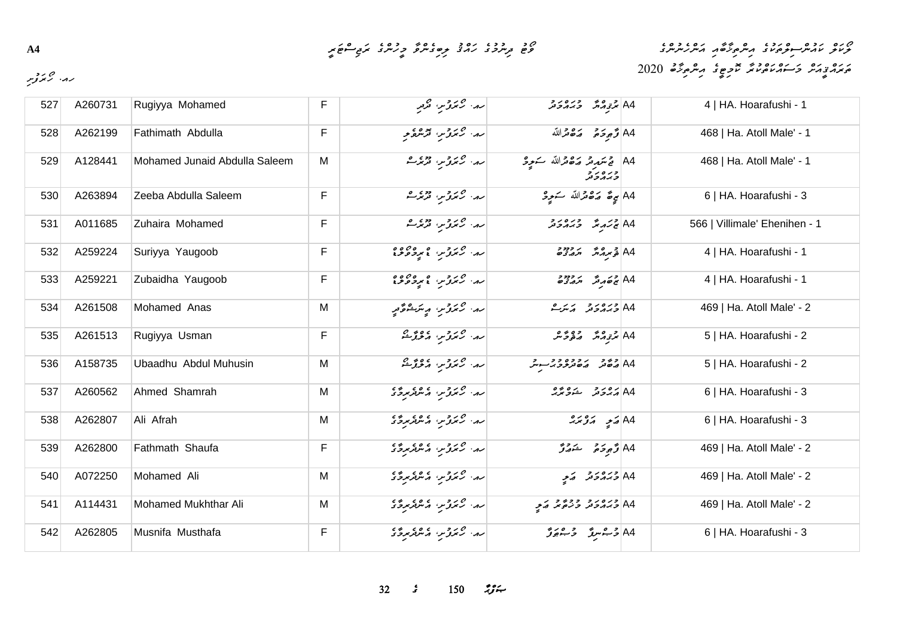| 527 | A260731 | Rugiyya Mohamed | F | ހއ. ހޯރަފުށި، ދޮރި | A4 ރުގިއްޔާ މުހައްމަދު | 4 \| HA. Hoarafushi - 1 |
|---|---|---|---|---|---|---|
| 528 | A262199 | Fathimath Abdulla | F | ހއ. ހޯރަފުށި، ދޮންވެލި | A4 ފާތިމަތު އަބްދުﷲ | 468 \| Ha. Atoll Male' - 1 |
| 529 | A128441 | Mohamed Junaid Abdulla Saleem | M | ހއ. ހޯރަފުށި، ދޫރެސް | A4 ޖުނައިދު އަބްދުﷲ ސަލީމް މުހައްމަދު | 468 \| Ha. Atoll Male' - 1 |
| 530 | A263894 | Zeeba Abdulla Saleem | F | ހއ. ހޯރަފުށި، ދޫރެސް | A4 ޒީބާ އަބްދުﷲ ސަލީމް | 6 \| HA. Hoarafushi - 3 |
| 531 | A011685 | Zuhaira Mohamed | F | ހއ. ހޯރަފުށި، ދޫރެސް | A4 ޒުހައިރާ މުހައްމަދު | 566 \| Villimale' Ehenihen - 1 |
| 532 | A259224 | Suriyya Yaugoob | F | ހއ. ހޯރަފުށި، ޑިސްކަވަރީ | A4 ޘުރިއްޔާ ޔައުޤޫބު | 4 \| HA. Hoarafushi - 1 |
| 533 | A259221 | Zubaidha Yaugoob | F | ހއ. ހޯރަފުށި، ޑިސްކަވަރީ | A4 ޒުބައިދާ ޔައުޤޫބު | 4 \| HA. Hoarafushi - 1 |
| 534 | A261508 | Mohamed Anas | M | ހއ. ހޯރަފުށި، ޢިނާސްމާގެ | A4 މުހައްމަދު އަނަސް | 469 \| Ha. Atoll Male' - 2 |
| 535 | A261513 | Rugiyya Usman | F | ހއ. ހޯރަފުށި، އެވަރގްރީން | A4 ރުގިއްޔާ ޢުސްމާން | 5 \| HA. Hoarafushi - 2 |
| 536 | A158735 | Ubaadhu Abdul Muhusin | M | ހއ. ހޯރަފުށި، އެވަރގްރީން | A4 ޢުބާދު އަބްދުލްމުޙުސިން | 5 \| HA. Hoarafushi - 2 |
| 537 | A260562 | Ahmed Shamrah | M | ހއ. ހޯރަފުށި، އެންދެރިމާގެ | A4 އަހްމަދު ޝަމްރަހް | 6 \| HA. Hoarafushi - 3 |
| 538 | A262807 | Ali Afrah | M | ހއ. ހޯރަފުށި، އެންދެރިމާގެ | A4 ޢަލީ އަފްރާހް | 6 \| HA. Hoarafushi - 3 |
| 539 | A262800 | Fathmath Shaufa | F | ހއ. ހޯރަފުށި، އެންދެރިމާގެ | A4 ފާތިމަތު ޝައުފާ | 469 \| Ha. Atoll Male' - 2 |
| 540 | A072250 | Mohamed Ali | M | ހއ. ހޯރަފުށި، އެންދެރިމާގެ | A4 މުހައްމަދު ޢަލީ | 469 \| Ha. Atoll Male' - 2 |
| 541 | A114431 | Mohamed Mukhthar Ali | M | ހއ. ހޯރަފުށި، އެންދެރިމާގެ | A4 މުހައްމަދު މުޚްތާރު ޢަލީ | 469 \| Ha. Atoll Male' - 2 |
| 542 | A262805 | Musnifa Musthafa | F | ހއ. ހޯރަފުށި، އެންދެރިމާގެ | A4 މުސްނިފާ މުސްތަފާ | 6 \| HA. Hoarafushi - 3 |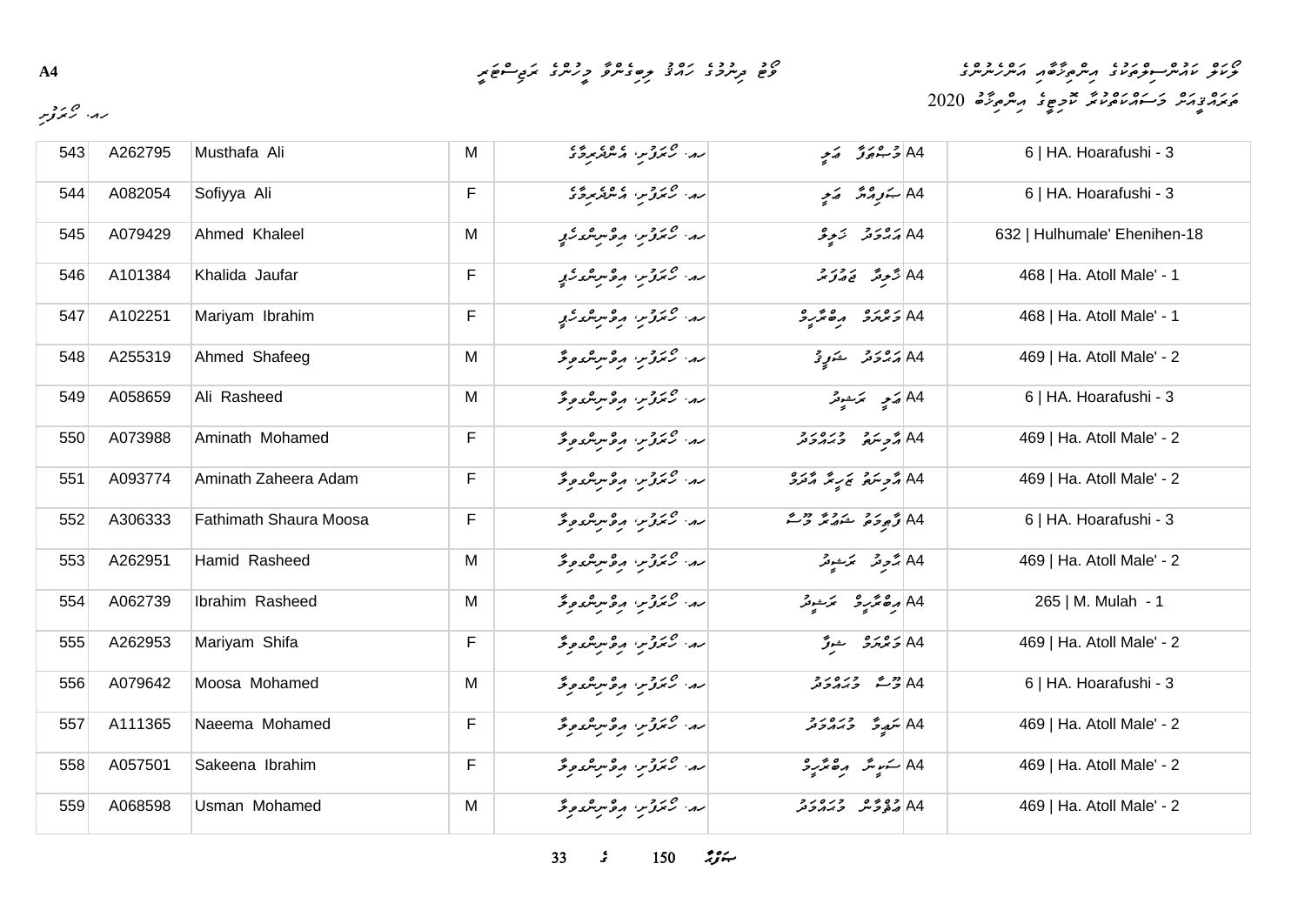| 543 | A262795 | Musthafa Ali | M | ހއ. ހޯރަފުށި، އަންދެރިމާގެ | A4 މުސްތަފާ ޢަލީ | 6 \| HA. Hoarafushi - 3 |
|---|---|---|---|---|---|---|
| 544 | A082054 | Sofiyya Ali | F | ހއ. ހޯރަފުށި، އަންދެރިމާގެ | A4 ސޯފިއްޔާ ޢަލީ | 6 \| HA. Hoarafushi - 3 |
| 545 | A079429 | Ahmed Khaleel | M | ހއ. ހޯރަފުށި، އިވެނިންގެ‌ގެ | A4 އަހްމަދު ޚަލީލު | 632 \| Hulhumale' Ehenihen-18 |
| 546 | A101384 | Khalida Jaufar | F | ހއ. ހޯރަފުށި، އިވެނިންގެ‌ގެ | A4 ޚާލިދާ ޖައުފަރު | 468 \| Ha. Atoll Male' - 1 |
| 547 | A102251 | Mariyam Ibrahim | F | ހއ. ހޯރަފުށި، އިވެނިންގެ‌ގެ | A4 މަރިޔަމް އިބްރާހީމް | 468 \| Ha. Atoll Male' - 1 |
| 548 | A255319 | Ahmed Shafeeg | M | ހއ. ހޯރަފުށި، އިވެނިންގެވިލާ | A4 އަހްމަދު ޝަފީގު | 469 \| Ha. Atoll Male' - 2 |
| 549 | A058659 | Ali Rasheed | M | ހއ. ހޯރަފުށި، އިވެނިންގެވިލާ | A4 ޢަލީ ރަޝީދު | 6 \| HA. Hoarafushi - 3 |
| 550 | A073988 | Aminath Mohamed | F | ހއ. ހޯރަފުށި، އިވެނިންގެވިލާ | A4 އާމިނަތު މުޙައްމަދު | 469 \| Ha. Atoll Male' - 2 |
| 551 | A093774 | Aminath Zaheera Adam | F | ހއ. ހޯރަފުށި، އިވެނިންގެވިލާ | A4 އާމިނަތު ޒަހީރާ އާދަމް | 469 \| Ha. Atoll Male' - 2 |
| 552 | A306333 | Fathimath Shaura Moosa | F | ހއ. ހޯރަފުށި، އިވެނިންގެވިލާ | A4 ފާތިމަތު ޝައުރާ މޫސާ | 6 \| HA. Hoarafushi - 3 |
| 553 | A262951 | Hamid Rasheed | M | ހއ. ހޯރަފުށި، އިވެނިންގެވިލާ | A4 ހާމިދު ރަޝީދު | 469 \| Ha. Atoll Male' - 2 |
| 554 | A062739 | Ibrahim Rasheed | M | ހއ. ހޯރަފުށި، އިވެނިންގެވިލާ | A4 އިބްރާހީމް ރަޝީދު | 265 \| M. Mulah - 1 |
| 555 | A262953 | Mariyam Shifa | F | ހއ. ހޯރަފުށި، އިވެނިންގެވިލާ | A4 މަރިޔަމް ޝިފާ | 469 \| Ha. Atoll Male' - 2 |
| 556 | A079642 | Moosa Mohamed | M | ހއ. ހޯރަފުށި، އިވެނިންގެވިލާ | A4 މޫސާ މުޙައްމަދު | 6 \| HA. Hoarafushi - 3 |
| 557 | A111365 | Naeema Mohamed | F | ހއ. ހޯރަފުށި، އިވެނިންގެވިލާ | A4 ނައީމާ މުޙައްމަދު | 469 \| Ha. Atoll Male' - 2 |
| 558 | A057501 | Sakeena Ibrahim | F | ހއ. ހޯރަފުށި، އިވެނިންގެވިލާ | A4 ސަކީނާ އިބްރާހީމް | 469 \| Ha. Atoll Male' - 2 |
| 559 | A068598 | Usman Mohamed | M | ހއ. ހޯރަފުށި، އިވެނިންގެވިލާ | A4 ޢުثްމާން މުޙައްމަދު | 469 \| Ha. Atoll Male' - 2 |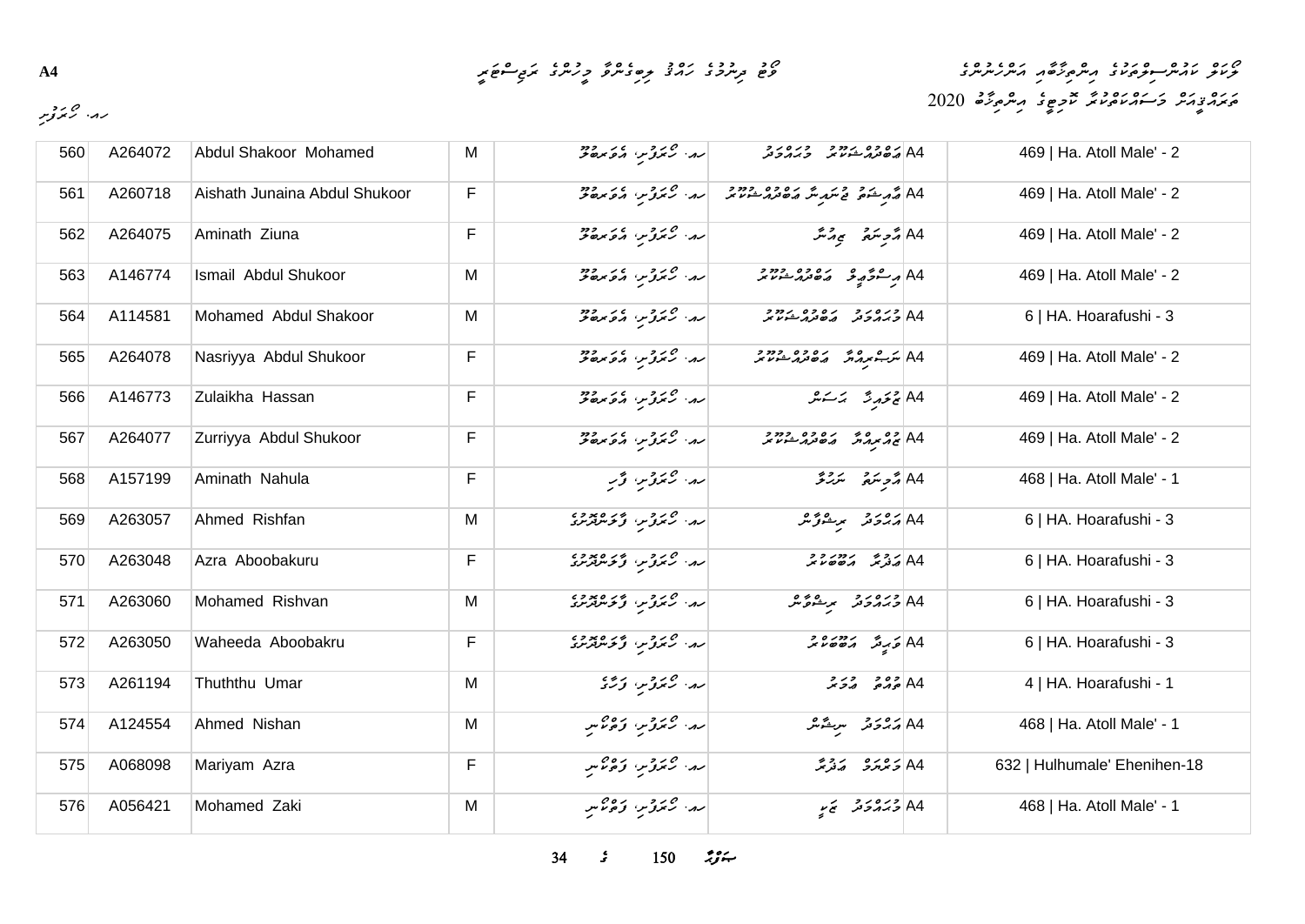| 560 | A264072 | Abdul Shakoor Mohamed | M | رە. رىمۇس، ئەكەمەد | A4 ئەھەرەشەرە دېرەدر | 469 \| Ha. Atoll Male' - 2 |
|---|---|---|---|---|---|---|
| 561 | A260718 | Aishath Junaina Abdul Shukoor | F | رە. رىمۇس، ئەكەمەد | A4 ئەرشەم قىسرىر ئەھەر ئەمەد | 469 \| Ha. Atoll Male' - 2 |
| 562 | A264075 | Aminath Ziuna | F | رە. رىمۇس، ئەكەمەد | A4 ئەجسەم بىرىگر | 469 \| Ha. Atoll Male' - 2 |
| 563 | A146774 | Ismail Abdul Shukoor | M | رە. رىمۇس، ئەكەمەد | A4 مەشۇمەق ئەھەرەشەرد | 469 \| Ha. Atoll Male' - 2 |
| 564 | A114581 | Mohamed Abdul Shakoor | M | رە. رىمۇس، ئەكەمەد | A4 دېرەدر ئەھەرەشەرد | 6 \| HA. Hoarafushi - 3 |
| 565 | A264078 | Nasriyya Abdul Shukoor | F | رە. رىمۇس، ئەكەمەد | A4 سَرَسْمِرْمَرَّ ئەھەرەشەرد | 469 \| Ha. Atoll Male' - 2 |
| 566 | A146773 | Zulaikha Hassan | F | رە. رىمۇس، ئەكەمەد | A4 ىحكەرىگ بەسەس | 469 \| Ha. Atoll Male' - 2 |
| 567 | A264077 | Zurriyya Abdul Shukoor | F | رە. رىمۇس، ئەكەمەد | A4 يحەمەدە ئەھەرەشەرد | 469 \| Ha. Atoll Male' - 2 |
| 568 | A157199 | Aminath Nahula | F | رە. رىمۇس، ۋر | A4 ئەجسەم سَرْرُگ | 468 \| Ha. Atoll Male' - 1 |
| 569 | A263057 | Ahmed Rishfan | M | رە. رىمۇس، ۋىخسىرسى | A4 ئەبرەدر بىرشۇگىر | 6 \| HA. Hoarafushi - 3 |
| 570 | A263048 | Azra Aboobakuru | F | رە. رىمۇس، ۋىخسىرسى | A4 ئەقرىگ ئەھەمەد | 6 \| HA. Hoarafushi - 3 |
| 571 | A263060 | Mohamed Rishvan | M | رە. رىمۇس، ۋىخسىرسى | A4 دېرەدر بىرشۇگىر | 6 \| HA. Hoarafushi - 3 |
| 572 | A263050 | Waheeda Aboobakru | F | رە. رىمۇس، ۋىخسىرسى | A4 ئەبەتگ ئەھەمەد | 6 \| HA. Hoarafushi - 3 |
| 573 | A261194 | Thuththu Umar | M | رە. رىمۇس، ۋرگى | A4 جەمە ھەدىر | 4 \| HA. Hoarafushi - 1 |
| 574 | A124554 | Ahmed Nishan | M | رە. رىمۇس، ۋەتامىر | A4 ئەبرەدر سىشەش | 468 \| Ha. Atoll Male' - 1 |
| 575 | A068098 | Mariyam Azra | F | رە. رىمۇس، ۋەتامىر | A4 دەبرە ئەقرىگ | 632 \| Hulhumale' Ehenihen-18 |
| 576 | A056421 | Mohamed Zaki | M | رە. رىمۇس، ۋەتامىر | A4 دېرەدر ىجىم | 468 \| Ha. Atoll Male' - 1 |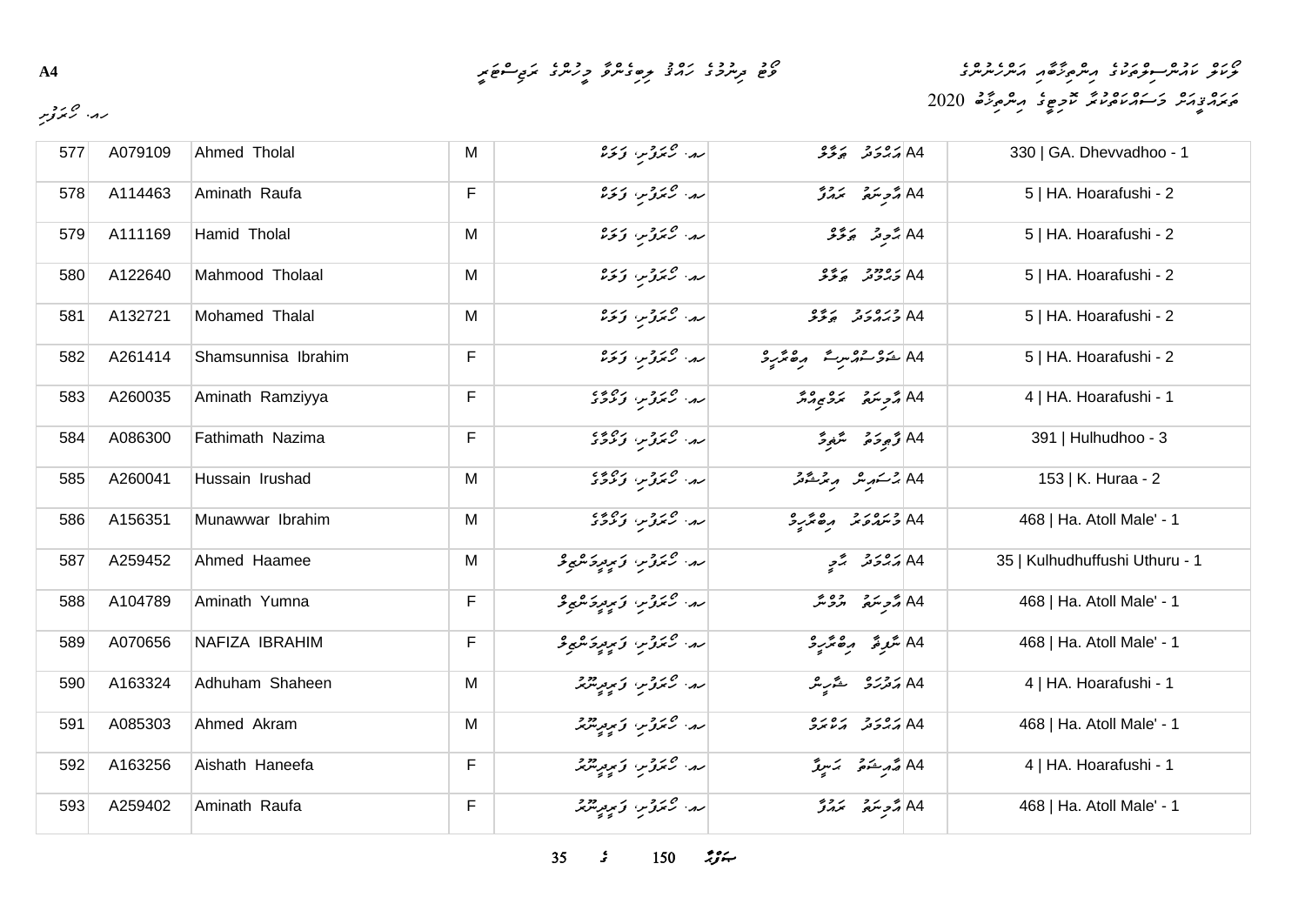| 577 | A079109 | Ahmed Tholal | M | رە. ڒىئەۋس، ۋىرە | A4 مەدرەتى ھۆۋ | 330 \| GA. Dhevvadhoo - 1 |
|---|---|---|---|---|---|---|
| 578 | A114463 | Aminath Raufa | F | رە. ڒىئەۋس، ۋىرە | A4 مەجەسىھ ئىمەۋ | 5 \| HA. Hoarafushi - 2 |
| 579 | A111169 | Hamid Tholal | M | رە. ڒىئەۋس، ۋىرە | A4 ئەجەتر ھۆۋ | 5 \| HA. Hoarafushi - 2 |
| 580 | A122640 | Mahmood Tholaal | M | رە. ڒىئەۋس، ۋىرە | A4 ئەبرۇتر ھۆۋ | 5 \| HA. Hoarafushi - 2 |
| 581 | A132721 | Mohamed Thalal | M | رە. ڒىئەۋس، ۋىرە | A4 ۋىبرەۋىر ھۆۋ | 5 \| HA. Hoarafushi - 2 |
| 582 | A261414 | Shamsunnisa Ibrahim | F | رە. ڒىئەۋس، ۋىرە | A4 شەۋسۇھسرىگە مەھەمرىۋ | 5 \| HA. Hoarafushi - 2 |
| 583 | A260035 | Aminath Ramziyya | F | رە. ڒىئەۋس، ۋەۋۋى | A4 مەجەسىھ ئىرەبەمە | 4 \| HA. Hoarafushi - 1 |
| 584 | A086300 | Fathimath Nazima | F | رە. ڒىئەۋس، ۋەۋۋى | A4 ۋەجوۋھ سەھوۋ | 391 \| Hulhudhoo - 3 |
| 585 | A260041 | Hussain Irushad | M | رە. ڒىئەۋس، ۋەۋۋى | A4 بەسەمرىر مرىرشەتر | 153 \| K. Huraa - 2 |
| 586 | A156351 | Munawwar Ibrahim | M | رە. ڒىئەۋس، ۋەۋۋى | A4 ۋىسەھەتر مەھەمرىۋ | 468 \| Ha. Atoll Male' - 1 |
| 587 | A259452 | Ahmed Haamee | M | رە. ڒىئەۋس، ۋىرىرۋىرىيۋ | A4 مەدرەتر ئەج | 35 \| Kulhudhuffushi Uthuru - 1 |
| 588 | A104789 | Aminath Yumna | F | رە. ڒىئەۋس، ۋىرىرۋىرىيۋ | A4 مەجەسىھ مرۋىر | 468 \| Ha. Atoll Male' - 1 |
| 589 | A070656 | NAFIZA IBRAHIM | F | رە. ڒىئەۋس، ۋىرىرۋىرىيۋ | A4 سەرىگ مەھەمرىۋ | 468 \| Ha. Atoll Male' - 1 |
| 590 | A163324 | Adhuham Shaheen | M | رە. ڒىئەۋس، ۋىرىرىرىر | A4 مەترەۋ شەرىر | 4 \| HA. Hoarafushi - 1 |
| 591 | A085303 | Ahmed Akram | M | رە. ڒىئەۋس، ۋىرىرىرىر | A4 مەدرەتر مەمىرۋ | 468 \| Ha. Atoll Male' - 1 |
| 592 | A163256 | Aishath Haneefa | F | رە. ڒىئەۋس، ۋىرىرىرىر | A4 مەرشەھ ئەسرىگ | 4 \| HA. Hoarafushi - 1 |
| 593 | A259402 | Aminath Raufa | F | رە. ڒىئەۋس، ۋىرىرىرىر | A4 مەجەسىھ ئىمەۋ | 468 \| Ha. Atoll Male' - 1 |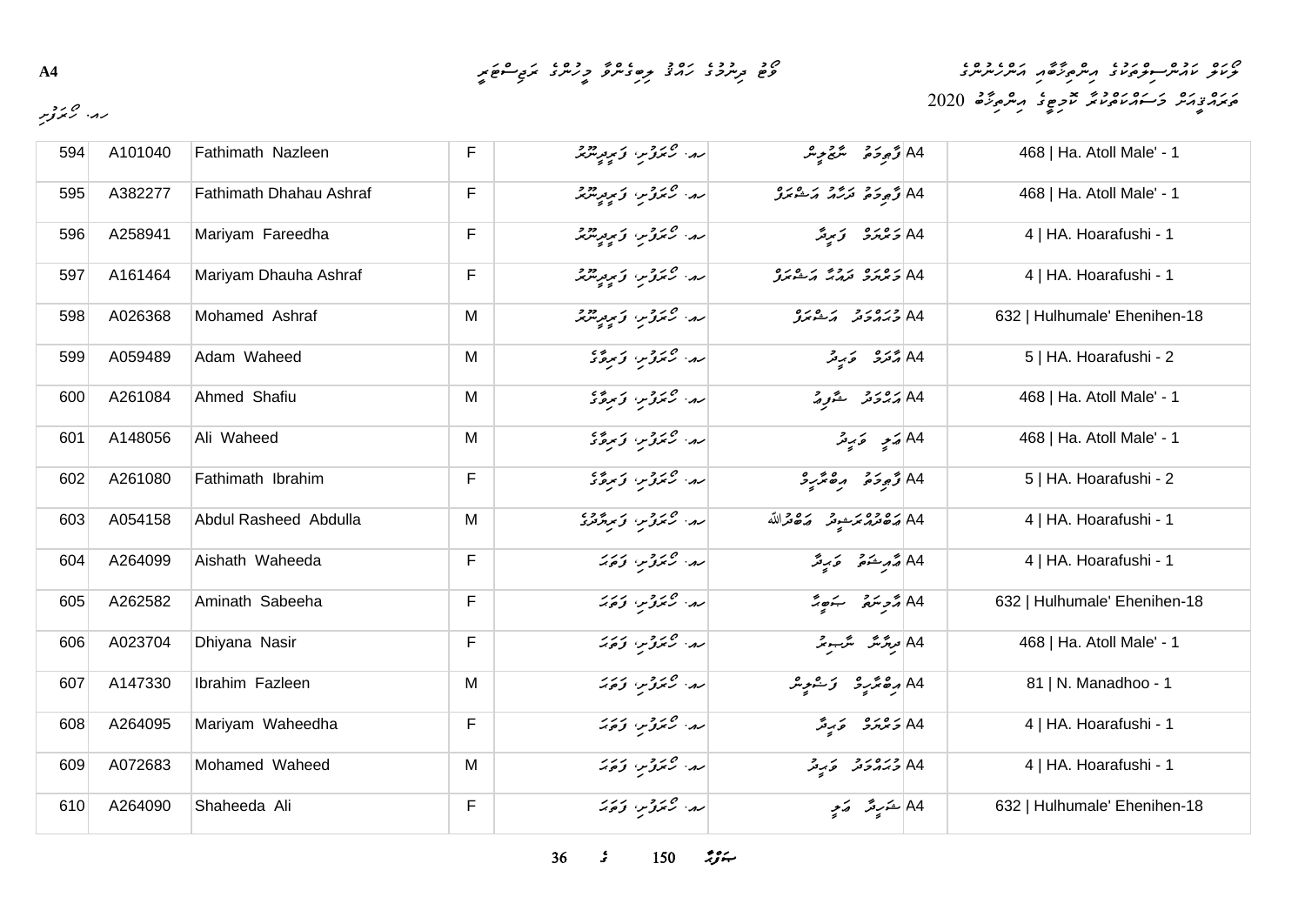| 594 | A101040 | Fathimath Nazleen | F | رە. ئەترۇس، ۋىرىرىترىتر | A4 ۋەج ۋە سەتكە يېشىر | 468 \| Ha. Atoll Male' - 1 |
|---|---|---|---|---|---|---|
| 595 | A382277 | Fathimath Dhahau Ashraf | F | رە. ئەترۇس، ۋىرىرىترىتر | A4 ۋەج ۋە ترڭە ئەشىرۇ | 468 \| Ha. Atoll Male' - 1 |
| 596 | A258941 | Mariyam Fareedha | F | رە. ئەترۇس، ۋىرىرىترىتر | A4 ۋىترىرۇ ۋىرىتر | 4 \| HA. Hoarafushi - 1 |
| 597 | A161464 | Mariyam Dhauha Ashraf | F | رە. ئەترۇس، ۋىرىرىترىتر | A4 ۋىترىرۇ ترە‌ڭە ئەشىرۇ | 4 \| HA. Hoarafushi - 1 |
| 598 | A026368 | Mohamed Ashraf | M | رە. ئەترۇس، ۋىرىرىترىتر | A4 ۋىرەۋىتر ئەشىرۇ | 632 \| Hulhumale' Ehenihen-18 |
| 599 | A059489 | Adam Waheed | M | رە. ئەترۇس، ۋىرەۋى | A4 ئەترۇ ۋىرىتر | 5 \| HA. Hoarafushi - 2 |
| 600 | A261084 | Ahmed Shafiu | M | رە. ئەترۇس، ۋىرەۋى | A4 ئەبرۋىتر شۇۋە | 468 \| Ha. Atoll Male' - 1 |
| 601 | A148056 | Ali Waheed | M | رە. ئەترۇس، ۋىرەۋى | A4 ئەپ ۋىرىتر | 468 \| Ha. Atoll Male' - 1 |
| 602 | A261080 | Fathimath Ibrahim | F | رە. ئەترۇس، ۋىرەۋى | A4 ۋەج ۋە ەرەترىرۇ | 5 \| HA. Hoarafushi - 2 |
| 603 | A054158 | Abdul Rasheed Abdulla | M | رە. ئەترۇس، ۋىرىرترى | A4 ئەھەترەترىشىتر ئەھەتراللە | 4 \| HA. Hoarafushi - 1 |
| 604 | A264099 | Aishath Waheeda | F | رە. ئەترۇس، ۋەئە | A4 ئەمرىشەۋ ۋىرىتر | 4 \| HA. Hoarafushi - 1 |
| 605 | A262582 | Aminath Sabeeha | F | رە. ئەترۇس، ۋەئە | A4 ئەجىترە سەھىر | 632 \| Hulhumale' Ehenihen-18 |
| 606 | A023704 | Dhiyana Nasir | F | رە. ئەترۇس، ۋەئە | A4 ىرىترىتر ترسىتر | 468 \| Ha. Atoll Male' - 1 |
| 607 | A147330 | Ibrahim Fazleen | M | رە. ئەترۇس، ۋەئە | A4 ەرەترىرۇ ۋىشىرىتر | 81 \| N. Manadhoo - 1 |
| 608 | A264095 | Mariyam Waheedha | F | رە. ئەترۇس، ۋەئە | A4 ۋىترىرۇ ۋىرىتر | 4 \| HA. Hoarafushi - 1 |
| 609 | A072683 | Mohamed Waheed | M | رە. ئەترۇس، ۋەئە | A4 ۋىرەۋىتر ۋىرىتر | 4 \| HA. Hoarafushi - 1 |
| 610 | A264090 | Shaheeda Ali | F | رە. ئەترۇس، ۋەئە | A4 شىرىتر ئەپ | 632 \| Hulhumale' Ehenihen-18 |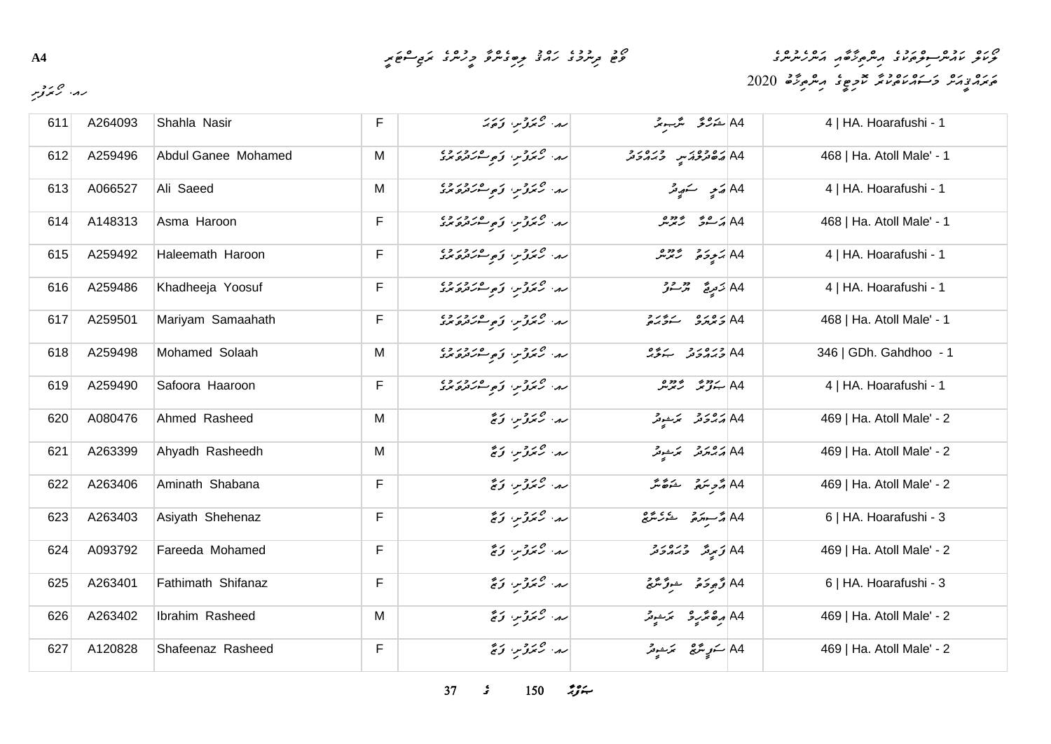| 611 | A264093 | Shahla Nasir | F | ހއ. ހޯރަފުށި، ފަތަރަ | A4 ޝަހުލާ ނާސިރު | 4 \| HA. Hoarafushi - 1 |
|---|---|---|---|---|---|---|
| 612 | A259496 | Abdul Ganee Mohamed | M | ހއ. ހޯރަފުށި، ފެހިސަހަރާމަގު | A4 އަބްދުލްޣަނީ މުޙައްމަދު | 468 \| Ha. Atoll Male' - 1 |
| 613 | A066527 | Ali Saeed | M | ހއ. ހޯރަފުށި، ފެހިސަހަރާމަގު | A4 އަލީ ސަޢީދު | 4 \| HA. Hoarafushi - 1 |
| 614 | A148313 | Asma Haroon | F | ހއ. ހޯރަފުށި، ފެހިސަހަރާމަގު | A4 އަސްމާ ހާރޫން | 468 \| Ha. Atoll Male' - 1 |
| 615 | A259492 | Haleemath Haroon | F | ހއ. ހޯރަފުށި، ފެހިސަހަރާމަގު | A4 ހަލީމަތު ހާރޫން | 4 \| HA. Hoarafushi - 1 |
| 616 | A259486 | Khadheeja Yoosuf | F | ހއ. ހޯރަފުށި، ފެހިސަހަރާމަގު | A4 ޚަދީޖާ ޔޫސުފު | 4 \| HA. Hoarafushi - 1 |
| 617 | A259501 | Mariyam Samaahath | F | ހއ. ހޯރަފުށި، ފެހިސަހަރާމަގު | A4 މަރިޔަމް ސަމާހަތު | 468 \| Ha. Atoll Male' - 1 |
| 618 | A259498 | Mohamed Solaah | M | ހއ. ހޯރަފުށި، ފެހިސަހަރާމަގު | A4 މުޙައްމަދު ޞަލާޙު | 346 \| GDh. Gahdhoo - 1 |
| 619 | A259490 | Safoora Haaroon | F | ހއ. ހޯރަފުށި، ފެހިސަހަރާމަގު | A4 ސަފޫރާ ހާރޫން | 4 \| HA. Hoarafushi - 1 |
| 620 | A080476 | Ahmed Rasheed | M | ހއ. ހޯރަފުށި، ފަޖް | A4 އަޙްމަދު ރަޝީދު | 469 \| Ha. Atoll Male' - 2 |
| 621 | A263399 | Ahyadh Rasheedh | M | ހއ. ހޯރަފުށި، ފަޖް | A4 އަހްޔަދު ރަޝީދު | 469 \| Ha. Atoll Male' - 2 |
| 622 | A263406 | Aminath Shabana | F | ހއ. ހޯރަފުށި، ފަޖް | A4 އާމިނަތު ޝަބާނާ | 469 \| Ha. Atoll Male' - 2 |
| 623 | A263403 | Asiyath Shehenaz | F | ހއ. ހޯރަފުށި، ފަޖް | A4 އާސިޔަތު ޝެހެނާޒް | 6 \| HA. Hoarafushi - 3 |
| 624 | A093792 | Fareeda Mohamed | F | ހއ. ހޯރަފުށި، ފަޖް | A4 ފަރީދާ މުޙައްމަދު | 469 \| Ha. Atoll Male' - 2 |
| 625 | A263401 | Fathimath Shifanaz | F | ހއ. ހޯރަފުށި، ފަޖް | A4 ފާތިމަތު ޝިފާނާޒް | 6 \| HA. Hoarafushi - 3 |
| 626 | A263402 | Ibrahim Rasheed | M | ހއ. ހޯރަފުށި، ފަޖް | A4 އިބްރާހީމް ރަޝީދު | 469 \| Ha. Atoll Male' - 2 |
| 627 | A120828 | Shafeenaz Rasheed | F | ހއ. ހޯރަފުށި، ފަޖް | A4 ޝަފީނާޒް ރަޝީދު | 469 \| Ha. Atoll Male' - 2 |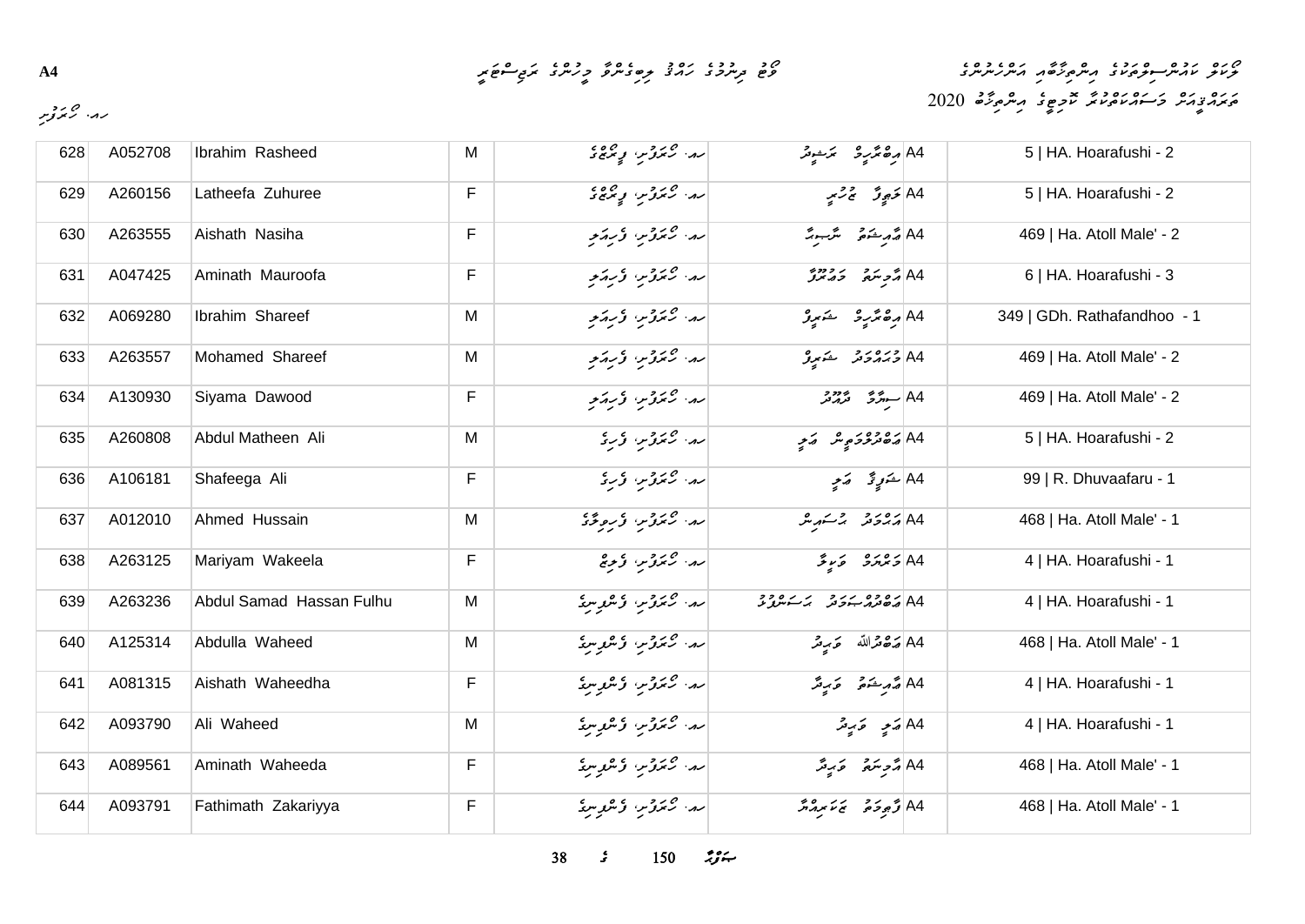| 628 | A052708 | Ibrahim Rasheed | M | ހއ. ހޯރަފުށި، ޕީރޫޒީ | A4  އިބްރާހީމް ރަޝީދު | 5 \| HA. Hoarafushi - 2 |
|---|---|---|---|---|---|---|
| 629 | A260156 | Latheefa Zuhuree | F | ހއ. ހޯރަފުށި، ޕީރޫޒީ | A4 ލަތީފާ ޒުހުރީ | 5 \| HA. Hoarafushi - 2 |
| 630 | A263555 | Aishath Nasiha | F | ހއ. ހޯރަފުށި، ފެހިމަލީ | A4 އާއިޝަތު ނާސިހާ | 469 \| Ha. Atoll Male' - 2 |
| 631 | A047425 | Aminath Mauroofa | F | ހއ. ހޯރަފުށި، ފެހިމަލީ | A4 އާމިނަތު މައުރޫފާ | 6 \| HA. Hoarafushi - 3 |
| 632 | A069280 | Ibrahim Shareef | M | ހއ. ހޯރަފުށި، ފެހިމަލީ | A4 އިބްރާހީމް ޝަރީފު | 349 \| GDh. Rathafandhoo - 1 |
| 633 | A263557 | Mohamed Shareef | M | ހއ. ހޯރަފުށި، ފެހިމަލީ | A4 މުހައްމަދު ޝަރީފު | 469 \| Ha. Atoll Male' - 2 |
| 634 | A130930 | Siyama Dawood | F | ހއ. ހޯރަފުށި، ފެހިމަލީ | A4 ސިޔާމާ ދާއޫދު | 469 \| Ha. Atoll Male' - 2 |
| 635 | A260808 | Abdul Matheen Ali | M | ހއ. ހޯރަފުށި، ފެހި | A4 އަބްދުލްމަތީން އަލީ | 5 \| HA. Hoarafushi - 2 |
| 636 | A106181 | Shafeega Ali | F | ހއ. ހޯރަފުށި، ފެހި | A4 ޝަފީގާ އަލީ | 99 \| R. Dhuvaafaru - 1 |
| 637 | A012010 | Ahmed Hussain | M | ހއ. ހޯރަފުށި، ފެހިވިލާ | A4 އަހްމަދު ހުސައިން | 468 \| Ha. Atoll Male' - 1 |
| 638 | A263125 | Mariyam Wakeela | F | ހއ. ހޯރަފުށި، ފެޔަ | A4 މަރިޔަމް ވަކީލާ | 4 \| HA. Hoarafushi - 1 |
| 639 | A263236 | Abdul Samad Hassan Fulhu | M | ހއ. ހޯރަފުށި، ފެންފިނި | A4 އަބްދުއްޞަމަދު ހަސަންފުޅު | 4 \| HA. Hoarafushi - 1 |
| 640 | A125314 | Abdulla Waheed | M | ހއ. ހޯރަފުށި، ފެންފިނި | A4 އަބްދުﷲ ވަހީދު | 468 \| Ha. Atoll Male' - 1 |
| 641 | A081315 | Aishath Waheedha | F | ހއ. ހޯރަފުށި، ފެންފިނި | A4 އާއިޝަތު ވަހީދާ | 4 \| HA. Hoarafushi - 1 |
| 642 | A093790 | Ali Waheed | M | ހއ. ހޯރަފުށި، ފެންފިނި | A4 އަލީ ވަހީދު | 4 \| HA. Hoarafushi - 1 |
| 643 | A089561 | Aminath Waheeda | F | ހއ. ހޯރަފުށި، ފެންފިނި | A4 އާމިނަތު ވަހީދާ | 468 \| Ha. Atoll Male' - 1 |
| 644 | A093791 | Fathimath Zakariyya | F | ހއ. ހޯރަފުށި، ފެންފިނި | A4 ފާތިމަތު ޒަކަރިއްޔާ | 468 \| Ha. Atoll Male' - 1 |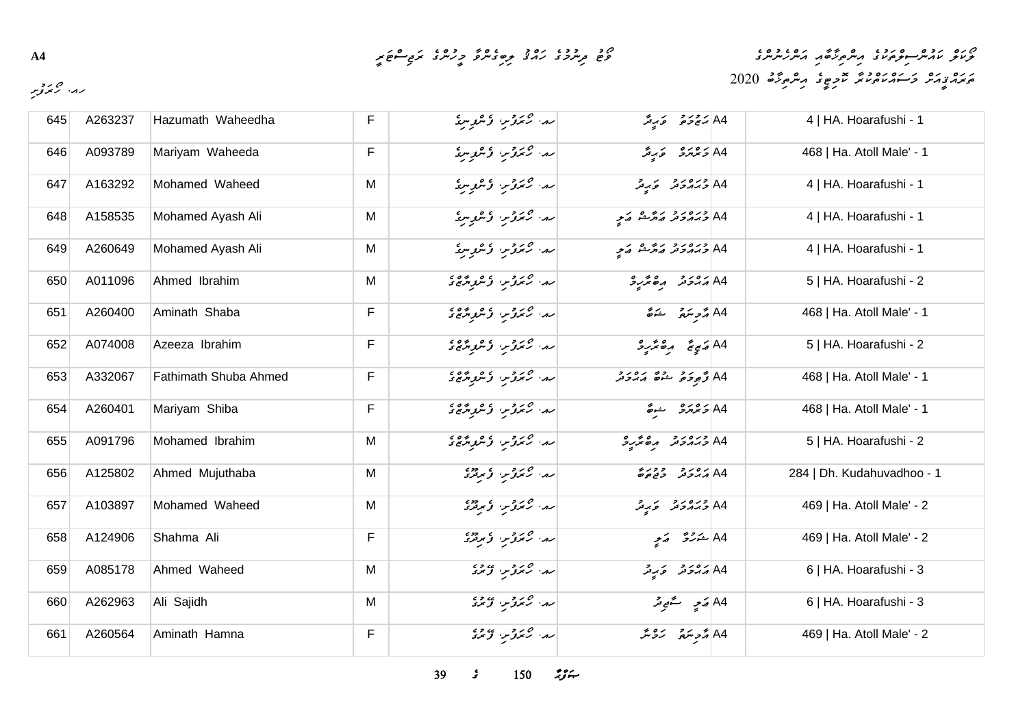| 645 | A263237 | Hazumath Waheedha | F | رە، رىمكۇس، ۋىترىرىدى | A4 بَجُوَمْ وَرِمَّرُ | 4 \| HA. Hoarafushi - 1 |
|---|---|---|---|---|---|---|
| 646 | A093789 | Mariyam Waheeda | F | رە، رىمكۇس، ۋىترىرىدى | A4 وَيُرْمَرُوْ وَرِمَّرُ | 468 \| Ha. Atoll Male' - 1 |
| 647 | A163292 | Mohamed Waheed | M | رە، رىمكۇس، ۋىترىرىدى | A4 وُبَرْدُوَمْرُ وَرِمْرُ | 4 \| HA. Hoarafushi - 1 |
| 648 | A158535 | Mohamed Ayash Ali | M | رە، رىمكۇس، ۋىترىرىدى | A4 وُبَرْدُوَمْرُ مَرَّرْشْ مَرِ | 4 \| HA. Hoarafushi - 1 |
| 649 | A260649 | Mohamed Ayash Ali | M | رە، رىمكۇس، ۋىترىرىدى | A4 وُبَرْدُوَمْرُ مَرَّرْشْ مَرِ | 4 \| HA. Hoarafushi - 1 |
| 650 | A011096 | Ahmed Ibrahim | M | رە، رىمكۇس، ۋىترىرەرىمى | A4 مَبْرُوَمْرُ مِرەْمَرِرْ | 5 \| HA. Hoarafushi - 2 |
| 651 | A260400 | Aminath Shaba | F | رە، رىمكۇس، ۋىترىرەرىمى | A4 مَّرْسَرَمْ شَوَّ | 468 \| Ha. Atoll Male' - 1 |
| 652 | A074008 | Azeeza Ibrahim | F | رە، رىمكۇس، ۋىترىرەرىمى | A4 مَبِيعَ مِرەْمَرِرْ | 5 \| HA. Hoarafushi - 2 |
| 653 | A332067 | Fathimath Shuba Ahmed | F | رە، رىمكۇس، ۋىترىرەرىمى | A4 ۇّجِوَمْ شُوَّ مَبْرُوَمْرُ | 468 \| Ha. Atoll Male' - 1 |
| 654 | A260401 | Mariyam Shiba | F | رە، رىمكۇس، ۋىترىرەرىمى | A4 وَيُرْمَرُوْ شِوَّ | 468 \| Ha. Atoll Male' - 1 |
| 655 | A091796 | Mohamed Ibrahim | M | رە، رىمكۇس، ۋىترىرەرىمى | A4 وُبَرْدُوَمْرُ مِرەْمَرِرْ | 5 \| HA. Hoarafushi - 2 |
| 656 | A125802 | Ahmed Mujuthaba | M | رە، رىمكۇس، ۋىرىرىدى | A4 مَبْرُوَمْرُ وُقْمَوَّ | 284 \| Dh. Kudahuvadhoo - 1 |
| 657 | A103897 | Mohamed Waheed | M | رە، رىمكۇس، ۋىرىرىدى | A4 وُبَرْدُوَمْرُ وَرِمْرُ | 469 \| Ha. Atoll Male' - 2 |
| 658 | A124906 | Shahma Ali | F | رە، رىمكۇس، ۋىرىرىدى | A4 شَرْرُوَّ مَرِ | 469 \| Ha. Atoll Male' - 2 |
| 659 | A085178 | Ahmed Waheed | M | رە، رىمكۇس، ۋىمى | A4 مَبْرُوَمْرُ وَرِمْرُ | 6 \| HA. Hoarafushi - 3 |
| 660 | A262963 | Ali Sajidh | M | رە، رىمكۇس، ۋىمى | A4 مَرِ سَّمِعْرُ | 6 \| HA. Hoarafushi - 3 |
| 661 | A260564 | Aminath Hamna | F | رە، رىمكۇس، ۋىمى | A4 مَّرْسَرَمْ رَوْسَرْ | 469 \| Ha. Atoll Male' - 2 |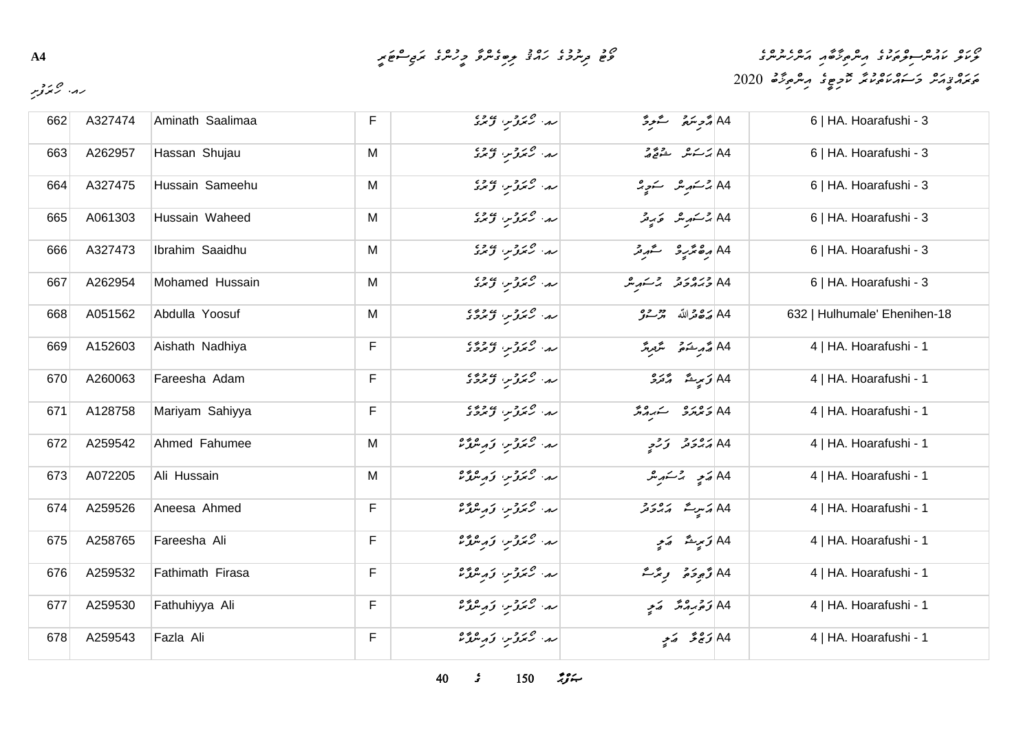| 662 | A327474 | Aminath Saalimaa | F | ހއ. ހޯރަފުށި، ފޮރެގެ | A4 ޢާމިނަތު ސާލިމާ | 6 \| HA. Hoarafushi - 3 |
|---|---|---|---|---|---|---|
| 663 | A262957 | Hassan Shujau | M | ހއ. ހޯރަފުށި، ފޮރެގެ | A4 ހަސަން ޝުޖާއު | 6 \| HA. Hoarafushi - 3 |
| 664 | A327475 | Hussain Sameehu | M | ހއ. ހޯރަފުށި، ފޮރެގެ | A4 ހުސައިން ސަމީހު | 6 \| HA. Hoarafushi - 3 |
| 665 | A061303 | Hussain Waheed | M | ހއ. ހޯރަފުށި، ފޮރެގެ | A4 ހުސައިން ވަހީދު | 6 \| HA. Hoarafushi - 3 |
| 666 | A327473 | Ibrahim Saaidhu | M | ހއ. ހޯރަފުށި، ފޮރެގެ | A4 އިބްރާހީމް ސާއިދު | 6 \| HA. Hoarafushi - 3 |
| 667 | A262954 | Mohamed Hussain | M | ހއ. ހޯރަފުށި، ފޮރެގެ | A4 މުހައްމަދު ހުސައިން | 6 \| HA. Hoarafushi - 3 |
| 668 | A051562 | Abdulla Yoosuf | M | ހއ. ހޯރަފުށި، ފޮރެގެމާގެ | A4 އަބްދުﷲ ޔޫސުފު | 632 \| Hulhumale' Ehenihen-18 |
| 669 | A152603 | Aishath Nadhiya | F | ހއ. ހޯރަފުށި، ފޮރެގެމާގެ | A4 އާއިޝަތު ނާދިޔާ | 4 \| HA. Hoarafushi - 1 |
| 670 | A260063 | Fareesha Adam | F | ހއ. ހޯރަފުށި، ފޮރެގެމާގެ | A4 ފަރީޝާ އާދަމް | 4 \| HA. Hoarafushi - 1 |
| 671 | A128758 | Mariyam Sahiyya | F | ހއ. ހޯރަފުށި، ފޮރެގެމާގެ | A4 މަރިޔަމް ސަހިއްޔާ | 4 \| HA. Hoarafushi - 1 |
| 672 | A259542 | Ahmed Fahumee | M | ހއ. ހޯރަފުށި، ފައިންޑޭޝަން | A4 އަހްމަދު ފަހުމީ | 4 \| HA. Hoarafushi - 1 |
| 673 | A072205 | Ali Hussain | M | ހއ. ހޯރަފުށި، ފައިންޑޭޝަން | A4 އަލި ހުސައިން | 4 \| HA. Hoarafushi - 1 |
| 674 | A259526 | Aneesa Ahmed | F | ހއ. ހޯރަފުށި، ފައިންޑޭޝަން | A4 އަނީސާ އަހްމަދު | 4 \| HA. Hoarafushi - 1 |
| 675 | A258765 | Fareesha Ali | F | ހއ. ހޯރަފުށި، ފައިންޑޭޝަން | A4 ފަރީޝާ އަލި | 4 \| HA. Hoarafushi - 1 |
| 676 | A259532 | Fathimath Firasa | F | ހއ. ހޯރަފުށި، ފައިންޑޭޝަން | A4 ފާތިމަތު ފިރާސާ | 4 \| HA. Hoarafushi - 1 |
| 677 | A259530 | Fathuhiyya Ali | F | ހއ. ހޯރަފުށި، ފައިންޑޭޝަން | A4 ފަތުހިއްޔާ އަލި | 4 \| HA. Hoarafushi - 1 |
| 678 | A259543 | Fazla Ali | F | ހއ. ހޯރަފުށި، ފައިންޑޭޝަން | A4 ފަޟްލާ އަލި | 4 \| HA. Hoarafushi - 1 |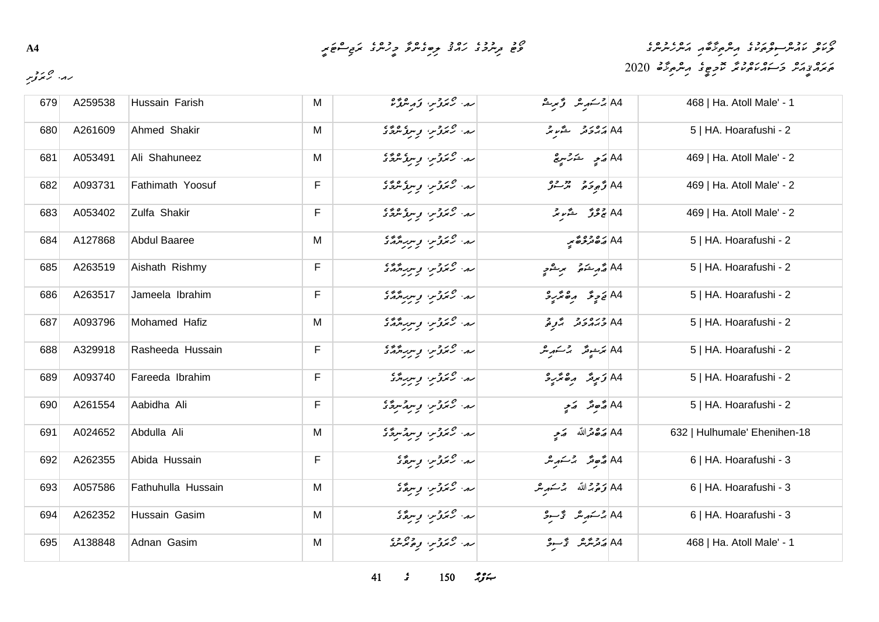| 679 | A259538 | Hussain Farish | M | ހއ. ހޯރަފުށި، ފައިރޫޒާ | A4 ޙުސައިން ފާރިޝް | 468 \| Ha. Atoll Male' - 1 |
|---|---|---|---|---|---|---|
| 680 | A261609 | Ahmed Shakir | M | ހއ. ހޯރަފުށި، ވިނިވެންޓާގެ | A4 އަޙްމަދު ޝާކިރު | 5 \| HA. Hoarafushi - 2 |
| 681 | A053491 | Ali Shahuneez | M | ހއ. ހޯރަފުށި، ވިނިވެންޓާގެ | A4 އަލީ ޝަހުނީޒު | 469 \| Ha. Atoll Male' - 2 |
| 682 | A093731 | Fathimath Yoosuf | F | ހއ. ހޯރަފުށި، ވިނިވެންޓާގެ | A4 ފާތިމަތު ޔޫސުފު | 469 \| Ha. Atoll Male' - 2 |
| 683 | A053402 | Zulfa Shakir | F | ހއ. ހޯރަފުށި، ވިނިވެންޓާގެ | A4 ޒުލްފާ ޝާކިރު | 469 \| Ha. Atoll Male' - 2 |
| 684 | A127868 | Abdul Baaree | M | ހއ. ހޯރަފުށި، ވިނިނިޔާމާގެ | A4 އަބްދުލްބާރީ | 5 \| HA. Hoarafushi - 2 |
| 685 | A263519 | Aishath Rishmy | F | ހއ. ހޯރަފުށި، ވިނިނިޔާމާގެ | A4 އާއިޝަތު ރިޝްމީ | 5 \| HA. Hoarafushi - 2 |
| 686 | A263517 | Jameela Ibrahim | F | ހއ. ހޯރަފުށި، ވިނިނިޔާމާގެ | A4 ޖަމީލާ އިބްރާހިމް | 5 \| HA. Hoarafushi - 2 |
| 687 | A093796 | Mohamed Hafiz | M | ހއ. ހޯރަފުށި، ވިނިނިޔާމާގެ | A4 މުޙައްމަދު ހާފިޒު | 5 \| HA. Hoarafushi - 2 |
| 688 | A329918 | Rasheeda Hussain | F | ހއ. ހޯރަފުށި، ވިނިނިޔާމާގެ | A4 ރަޝީދާ ޙުސައިން | 5 \| HA. Hoarafushi - 2 |
| 689 | A093740 | Fareeda Ibrahim | F | ހއ. ހޯރަފުށި، ވިނިނިޔާގެ | A4 ފަރީދާ އިބްރާހިމް | 5 \| HA. Hoarafushi - 2 |
| 690 | A261554 | Aabidha Ali | F | ހއ. ހޯރަފުށި، ވިނިއުނިމާގެ | A4 އާބިދާ އަލީ | 5 \| HA. Hoarafushi - 2 |
| 691 | A024652 | Abdulla Ali | M | ހއ. ހޯރަފުށި، ވިނިއުނިމާގެ | A4 އަބްދުﷲ އަލީ | 632 \| Hulhumale' Ehenihen-18 |
| 692 | A262355 | Abida Hussain | F | ހއ. ހޯރަފުށި، ވިނިވާގެ | A4 އާބިދާ ޙުސައިން | 6 \| HA. Hoarafushi - 3 |
| 693 | A057586 | Fathuhulla Hussain | M | ހއ. ހޯރަފުށި، ވިނިވާގެ | A4 ފަތުޙުﷲ ޙުސައިން | 6 \| HA. Hoarafushi - 3 |
| 694 | A262352 | Hussain Gasim | M | ހއ. ހޯރަފުށި، ވިނިވާގެ | A4 ޙުސައިން ޤާސިމް | 6 \| HA. Hoarafushi - 3 |
| 695 | A138848 | Adnan Gasim | M | ހއ. ހޯރަފުށި، ވިވުޑްނަސް | A4 އަދްނާން ޤާސިމް | 468 \| Ha. Atoll Male' - 1 |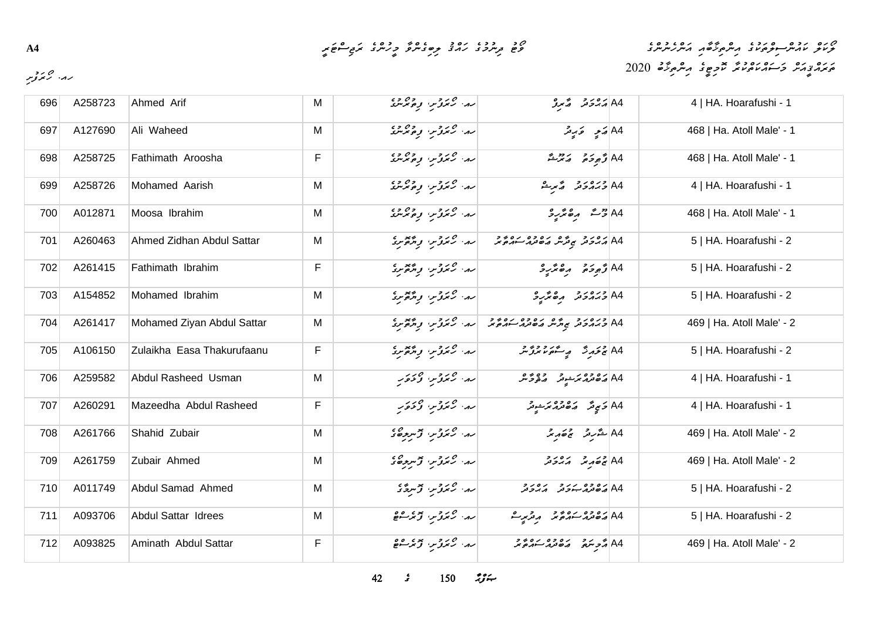| 696 | A258723 | Ahmed Arif | M | ހއ. ހޯރަފުށި، ފިތުރޯނުގެ | A4 އަހުމަދު އާރިފު | 4 \| HA. Hoarafushi - 1 |
|---|---|---|---|---|---|---|
| 697 | A127690 | Ali Waheed | M | ހއ. ހޯރަފުށި، ފިތުރޯނުގެ | A4 އަލި ވަހީދު | 468 \| Ha. Atoll Male' - 1 |
| 698 | A258725 | Fathimath Aroosha | F | ހއ. ހޯރަފުށި، ފިތުރޯނުގެ | A4 ފާތިމަތު އަރޫޝާ | 468 \| Ha. Atoll Male' - 1 |
| 699 | A258726 | Mohamed Aarish | M | ހއ. ހޯރަފުށި، ފިތުރޯނުގެ | A4 މުޙައްމަދު އާރިޝް | 4 \| HA. Hoarafushi - 1 |
| 700 | A012871 | Moosa Ibrahim | M | ހއ. ހޯރަފުށި، ފިތުރޯނުގެ | A4 މޫސާ އިބްރާހީމް | 468 \| Ha. Atoll Male' - 1 |
| 701 | A260463 | Ahmed Zidhan Abdul Sattar | M | ހއ. ހޯރަފުށި، ފިއްތޯރިގެ | A4 އަހުމަދު ޒިދާން އަބްދުލްސައްތާރު | 5 \| HA. Hoarafushi - 2 |
| 702 | A261415 | Fathimath Ibrahim | F | ހއ. ހޯރަފުށި، ފިއްތޯރިގެ | A4 ފާތިމަތު އިބްރާހީމް | 5 \| HA. Hoarafushi - 2 |
| 703 | A154852 | Mohamed Ibrahim | M | ހއ. ހޯރަފުށި، ފިއްތޯރިގެ | A4 މުޙައްމަދު އިބްރާހީމް | 5 \| HA. Hoarafushi - 2 |
| 704 | A261417 | Mohamed Ziyan Abdul Sattar | M | ހއ. ހޯރަފުށި، ފިއްތޯރިގެ | A4 މުޙައްމަދު ޒިޔާން އަބްދުލްސައްތާރު | 469 \| Ha. Atoll Male' - 2 |
| 705 | A106150 | Zulaikha Easa Thakurufaanu | F | ހއ. ހޯރަފުށި، ފިއްތޯރިގެ | A4 ޒުލައިޚާ އީސާތަކުރުފާނު | 5 \| HA. Hoarafushi - 2 |
| 706 | A259582 | Abdul Rasheed Usman | M | ހއ. ހޯރަފުށި، ފޭރަމް | A4 އަބްދުއްރަޝީދު އުސްމާން | 4 \| HA. Hoarafushi - 1 |
| 707 | A260291 | Mazeedha Abdul Rasheed | F | ހއ. ހޯރަފުށި، ފޭރަމް | A4 މަޒީދާ އަބްދުއްރަޝީދު | 4 \| HA. Hoarafushi - 1 |
| 708 | A261766 | Shahid Zubair | M | ހއ. ހޯރަފުށި، ފާސިދުބާގެ | A4 ޝާހިދު ޒުބައިރު | 469 \| Ha. Atoll Male' - 2 |
| 709 | A261759 | Zubair Ahmed | M | ހއ. ހޯރަފުށި، ފާސިދުބާގެ | A4 ޒުބައިރު އަހުމަދު | 469 \| Ha. Atoll Male' - 2 |
| 710 | A011749 | Abdul Samad Ahmed | M | ހއ. ހޯރަފުށި، ފާސިލްގެ | A4 އަބްދުއްސަމަދު އަހުމަދު | 5 \| HA. Hoarafushi - 2 |
| 711 | A093706 | Abdul Sattar Idrees | M | ހއ. ހޯރަފުށި، ފާރަސްމީ | A4 އަބްދުއްސައްތާރު އިދުރީސް | 5 \| HA. Hoarafushi - 2 |
| 712 | A093825 | Aminath Abdul Sattar | F | ހއ. ހޯރަފުށި، ފާރަސްމީ | A4 އާމިނަތު އަބްދުއްސައްތާރު | 469 \| Ha. Atoll Male' - 2 |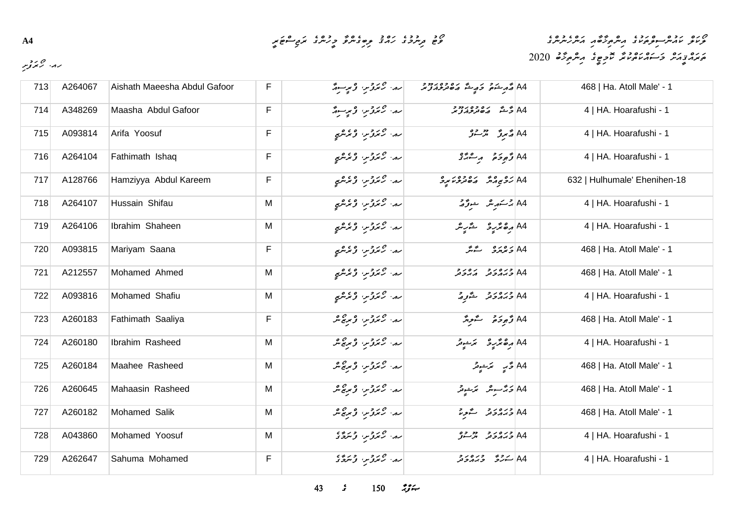| 713 | A264067 | Aishath Maeesha Abdul Gafoor | F | ހއ. ހޯރަފުށި، ވެލިސިޔާ | A4 ޢާއިޝަތު މައީޝާ ޢަބްދުލްޣަފޫރު | 468 \| Ha. Atoll Male' - 1 |
|---|---|---|---|---|---|---|
| 714 | A348269 | Maasha Abdul Gafoor | F | ހއ. ހޯރަފުށި، ވެލިސިޔާ | A4 މާޝާ ޢަބްދުލްޣަފޫރު | 4 \| HA. Hoarafushi - 1 |
| 715 | A093814 | Arifa Yoosuf | F | ހއ. ހޯރަފުށި، ވެރަށްކީ | A4 އާރިފާ ޔޫސުފު | 4 \| HA. Hoarafushi - 1 |
| 716 | A264104 | Fathimath Ishaq | F | ހއ. ހޯރަފުށި، ވެރަށްކީ | A4 ފާތިމަތު އިސްޙާޤު | 4 \| HA. Hoarafushi - 1 |
| 717 | A128766 | Hamziyya Abdul Kareem | F | ހއ. ހޯރަފުށި، ވެރަށްކީ | A4 ހަމްޒިއްޔާ ޢަބްދުލްކަރީމް | 632 \| Hulhumale' Ehenihen-18 |
| 718 | A264107 | Hussain Shifau | M | ހއ. ހޯރަފުށި، ވެރަށްކީ | A4 ހުސައިން ޝިފާޢު | 4 \| HA. Hoarafushi - 1 |
| 719 | A264106 | Ibrahim Shaheen | M | ހއ. ހޯރަފުށި، ވެރަށްކީ | A4 އިބްރާހީމް ޝާހީން | 4 \| HA. Hoarafushi - 1 |
| 720 | A093815 | Mariyam Saana | F | ހއ. ހޯރަފުށި، ވެރަށްކީ | A4 މަރިޔަމް ސާނާ | 468 \| Ha. Atoll Male' - 1 |
| 721 | A212557 | Mohamed Ahmed | M | ހއ. ހޯރަފުށި، ވެރަށްކީ | A4 މުޙައްމަދު އަޙްމަދު | 468 \| Ha. Atoll Male' - 1 |
| 722 | A093816 | Mohamed Shafiu | M | ހއ. ހޯރަފުށި، ވެރަށްކީ | A4 މުޙައްމަދު ޝާފިޢު | 4 \| HA. Hoarafushi - 1 |
| 723 | A260183 | Fathimath Saaliya | F | ހއ. ހޯރަފުށި، ވެރިޖެން | A4 ފާތިމަތު ސާލިޔާ | 468 \| Ha. Atoll Male' - 1 |
| 724 | A260180 | Ibrahim Rasheed | M | ހއ. ހޯރަފުށި، ވެރިޖެން | A4 އިބްރާހީމް ރަޝީދު | 4 \| HA. Hoarafushi - 1 |
| 725 | A260184 | Maahee Rasheed | M | ހއ. ހޯރަފުށި، ވެރިޖެން | A4 މާހީ ރަޝީދު | 468 \| Ha. Atoll Male' - 1 |
| 726 | A260645 | Mahaasin Rasheed | M | ހއ. ހޯރަފުށި، ވެރިޖެން | A4 މަހާސިން ރަޝީދު | 468 \| Ha. Atoll Male' - 1 |
| 727 | A260182 | Mohamed Salik | M | ހއ. ހޯރަފުށި، ވެރިޖެން | A4 މުޙައްމަދު ސާލިކު | 468 \| Ha. Atoll Male' - 1 |
| 728 | A043860 | Mohamed Yoosuf | M | ހއ. ހޯރަފުށި، ވެނަވާގެ | A4 މުޙައްމަދު ޔޫސުފު | 4 \| HA. Hoarafushi - 1 |
| 729 | A262647 | Sahuma Mohamed | F | ހއ. ހޯރަފުށި، ވެނަވާގެ | A4 ސަހުމާ މުޙައްމަދު | 4 \| HA. Hoarafushi - 1 |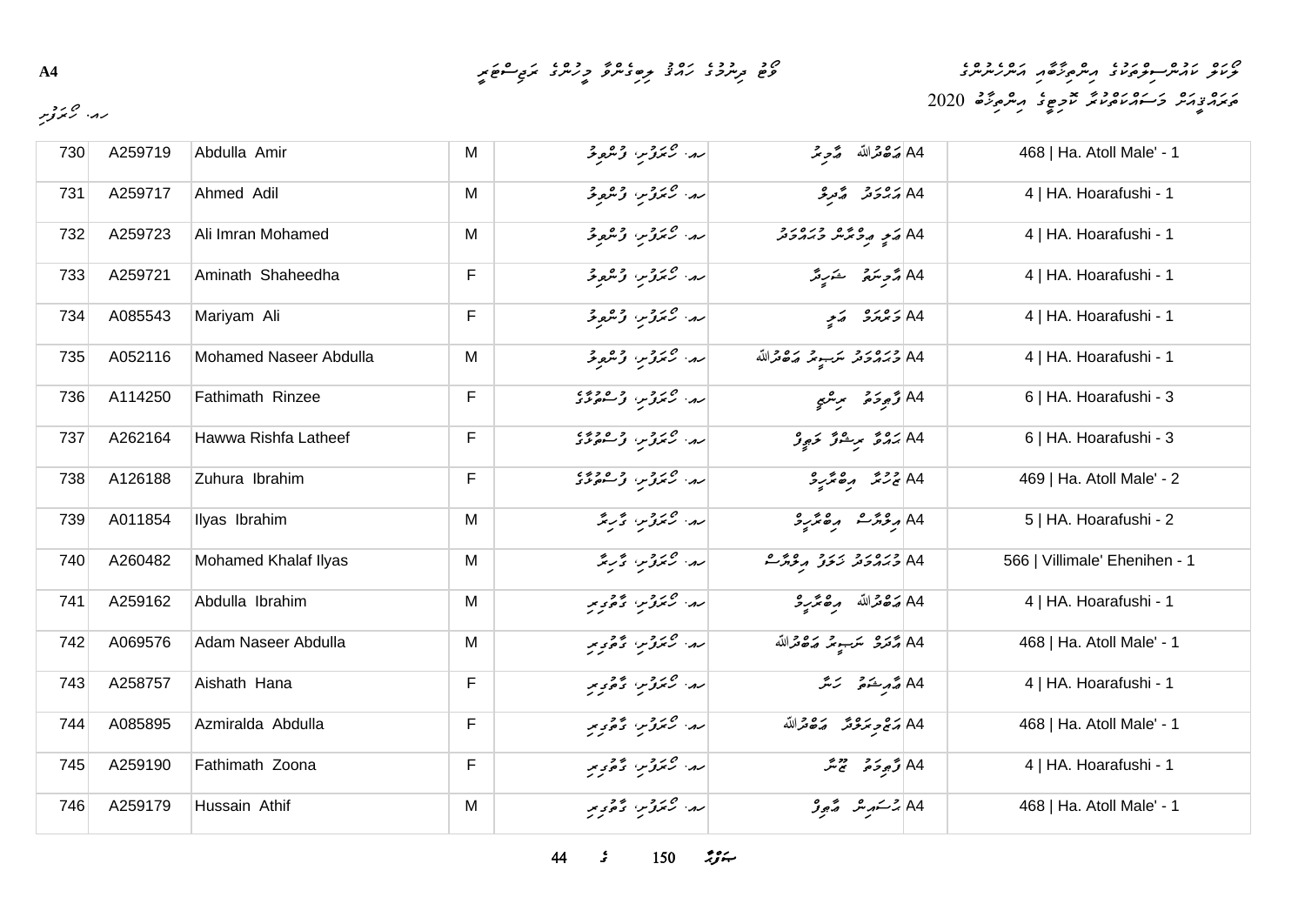| 730 | A259719 | Abdulla Amir | M | ހއ. ހޯރަފުށި، ފުލްއިވާ | A4 ޢަބްދުﷲ އާމިރު | 468 \| Ha. Atoll Male' - 1 |
|---|---|---|---|---|---|---|
| 731 | A259717 | Ahmed Adil | M | ހއ. ހޯރަފުށި، ފުލްއިވާ | A4 އަހްމަދު އާދިލް | 4 \| HA. Hoarafushi - 1 |
| 732 | A259723 | Ali Imran Mohamed | M | ހއ. ހޯރަފުށި، ފުލްއިވާ | A4 އަލި އިމްރާން މުޙައްމަދު | 4 \| HA. Hoarafushi - 1 |
| 733 | A259721 | Aminath Shaheedha | F | ހއ. ހޯރަފުށި، ފުލްއިވާ | A4 އާމިނަތު ޝަހީދާ | 4 \| HA. Hoarafushi - 1 |
| 734 | A085543 | Mariyam Ali | F | ހއ. ހޯރަފުށި، ފުލްއިވާ | A4 މަރިޔަމް އަލި | 4 \| HA. Hoarafushi - 1 |
| 735 | A052116 | Mohamed Naseer Abdulla | M | ހއ. ހޯރަފުށި، ފުލްއިވާ | A4 މުޙައްމަދު ނަސީރު ޢަބްދުﷲ | 4 \| HA. Hoarafushi - 1 |
| 736 | A114250 | Fathimath Rinzee | F | ހއ. ހޯރަފުށި، ފުސްތޫވާގެ | A4 ފާތިމަތު ރިންޒީ | 6 \| HA. Hoarafushi - 3 |
| 737 | A262164 | Hawwa Rishfa Latheef | F | ހއ. ހޯރަފުށި، ފުސްތޫވާގެ | A4 ހައްވާ ރިޝްފާ ލަތީފު | 6 \| HA. Hoarafushi - 3 |
| 738 | A126188 | Zuhura Ibrahim | F | ހއ. ހޯރަފުށި، ފުސްތޫވާގެ | A4 ޒުހުރާ އިބްރާހީމް | 469 \| Ha. Atoll Male' - 2 |
| 739 | A011854 | Ilyas Ibrahim | M | ހއ. ހޯރަފުށި، ފެރިނާ | A4 އިލްޔާސް އިބްރާހީމް | 5 \| HA. Hoarafushi - 2 |
| 740 | A260482 | Mohamed Khalaf Ilyas | M | ހއ. ހޯރަފުށި، ފެރިނާ | A4 މުޙައްމަދު ޚަލަފު އިލްޔާސް | 566 \| Villimale' Ehenihen - 1 |
| 741 | A259162 | Abdulla Ibrahim | M | ހއ. ހޯރަފުށި، ފޮޅުވިރު | A4 ޢަބްދުﷲ އިބްރާހީމް | 4 \| HA. Hoarafushi - 1 |
| 742 | A069576 | Adam Naseer Abdulla | M | ހއ. ހޯރަފުށި، ފޮޅުވިރު | A4 އާދަމް ނަސީރު ޢަބްދުﷲ | 468 \| Ha. Atoll Male' - 1 |
| 743 | A258757 | Aishath Hana | F | ހއ. ހޯރަފުށި، ފޮޅުވިރު | A4 އާއިޝަތު ހަނާ | 4 \| HA. Hoarafushi - 1 |
| 744 | A085895 | Azmiralda Abdulla | F | ހއ. ހޯރަފުށި، ފޮޅުވިރު | A4 އަޒްމިރަލްޑާ ޢަބްދުﷲ | 468 \| Ha. Atoll Male' - 1 |
| 745 | A259190 | Fathimath Zoona | F | ހއ. ހޯރަފުށި، ފޮޅުވިރު | A4 ފާތިމަތު ޒޫނާ | 4 \| HA. Hoarafushi - 1 |
| 746 | A259179 | Hussain Athif | M | ހއ. ހޯރަފުށި، ފޮޅުވިރު | A4 ހުސައިން އާތިފު | 468 \| Ha. Atoll Male' - 1 |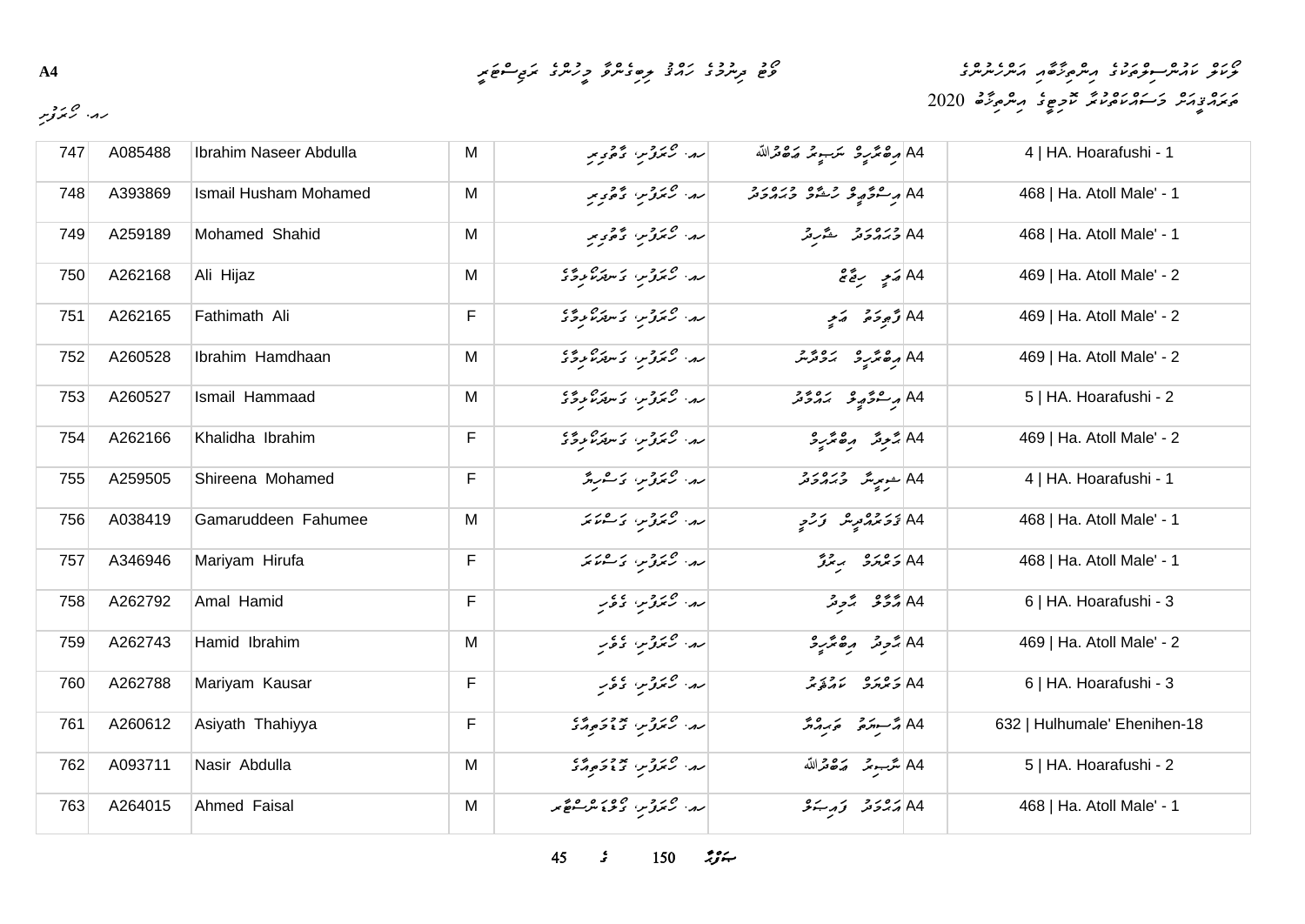| 747 | A085488 | Ibrahim Naseer Abdulla | M | رە، ئەنجەۋىر، ئۇھۇتىر | A4 رەھەرىرى سەببوىر رەۋرالله | 4 \| HA. Hoarafushi - 1 |
|---|---|---|---|---|---|---|
| 748 | A393869 | Ismail Husham Mohamed | M | رە، ئەنجەۋىر، ئۇھۇتىر | A4 رەشۇرۇپ رىشۇ ۋېرەرۋىر | 468 \| Ha. Atoll Male' - 1 |
| 749 | A259189 | Mohamed Shahid | M | رە، ئەنجەۋىر، ئۇھۇتىر | A4 ۋېرەرۋىر ئىشەرىر | 468 \| Ha. Atoll Male' - 1 |
| 750 | A262168 | Ali Hijaz | M | رە، ئەنجەۋىر، ئەسىۋىرئادۇ | A4 ئەمچ ربىچ | 469 \| Ha. Atoll Male' - 2 |
| 751 | A262165 | Fathimath Ali | F | رە، ئەنجەۋىر، ئەسىۋىرئادۇ | A4 ۋەجەۋە ئەمچ | 469 \| Ha. Atoll Male' - 2 |
| 752 | A260528 | Ibrahim Hamdhaan | M | رە، ئەنجەۋىر، ئەسىۋىرئادۇ | A4 رەھەرىرى بەۋىرىر | 469 \| Ha. Atoll Male' - 2 |
| 753 | A260527 | Ismail Hammaad | M | رە، ئەنجەۋىر، ئەسىۋىرئادۇ | A4 رەشۇرۇپ بەرەۋىر | 5 \| HA. Hoarafushi - 2 |
| 754 | A262166 | Khalidha Ibrahim | F | رە، ئەنجەۋىر، ئەسىۋىرئادۇ | A4 ئەۋىر رەھەرىرى | 469 \| Ha. Atoll Male' - 2 |
| 755 | A259505 | Shireena Mohamed | F | رە، ئەنجەۋىر، ئەسىرىتى | A4 شوبرىتى ۋېرەرۋىر | 4 \| HA. Hoarafushi - 1 |
| 756 | A038419 | Gamaruddeen Fahumee | M | رە، ئەنجەۋىر، ئەسىرىتى | A4 ۋۇبرەرىپر ۋرىچ | 468 \| Ha. Atoll Male' - 1 |
| 757 | A346946 | Mariyam Hirufa | F | رە، ئەنجەۋىر، ئەسىرىتى | A4 ئەيرىرۋ بىرۋ | 468 \| Ha. Atoll Male' - 1 |
| 758 | A262792 | Amal Hamid | F | رە، ئەنجەۋىر، ئەۋر | A4 ئەۋۋ ئەۋىر | 6 \| HA. Hoarafushi - 3 |
| 759 | A262743 | Hamid Ibrahim | M | رە، ئەنجەۋىر، ئەۋر | A4 ئەۋىر رەھەرىرى | 469 \| Ha. Atoll Male' - 2 |
| 760 | A262788 | Mariyam Kausar | F | رە، ئەنجەۋىر، ئەۋر | A4 ئەيرىرۋ ئەرقىر | 6 \| HA. Hoarafushi - 3 |
| 761 | A260612 | Asiyath Thahiyya | F | رە، ئەنجەۋىر، ئەۋىرۇرى | A4 ئەسەرچ ئەيرەر | 632 \| Hulhumale' Ehenihen-18 |
| 762 | A093711 | Nasir Abdulla | M | رە، ئەنجەۋىر، ئەۋىرۇرى | A4 ئىربىر رەۋرالله | 5 \| HA. Hoarafushi - 2 |
| 763 | A264015 | Ahmed Faisal | M | رە، ئەنجەۋىر، ئەۋىرىسىھىر | A4 ئەبرۋىر ۋەبىرۇ | 468 \| Ha. Atoll Male' - 1 |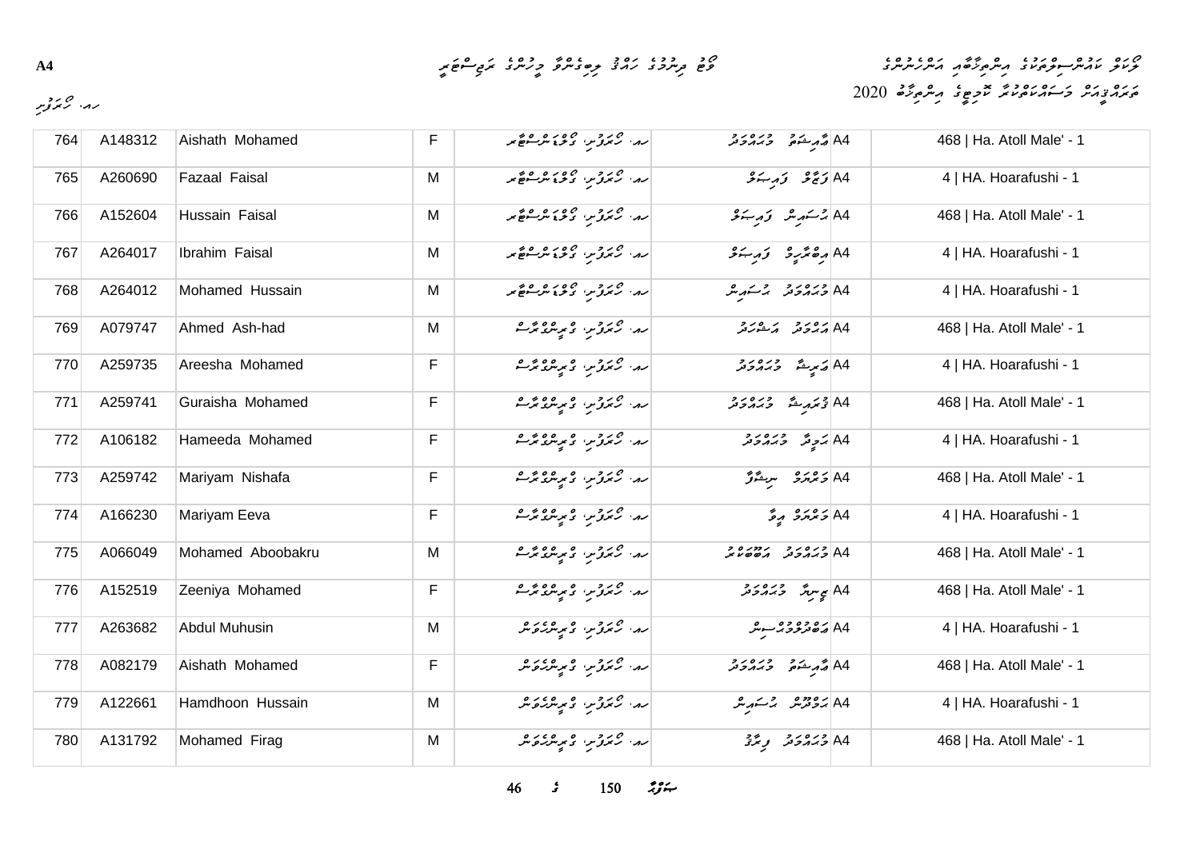| 764 | A148312 | Aishath Mohamed | F | رە. ئىئرۇس، ئۇنۇمەترىشقىر | A4 مەرشەق دىرەدىر | 468 \| Ha. Atoll Male' - 1 |
|---|---|---|---|---|---|---|
| 765 | A260690 | Fazaal Faisal | M | رە. ئىئرۇس، ئۇنۇمەترىشقىر | A4 ۆتجۇ ۆەربىكۇ | 4 \| HA. Hoarafushi - 1 |
| 766 | A152604 | Hussain Faisal | M | رە. ئىئرۇس، ئۇنۇمەترىشقىر | A4 برسىمبر ۆەربىكۇ | 468 \| Ha. Atoll Male' - 1 |
| 767 | A264017 | Ibrahim Faisal | M | رە. ئىئرۇس، ئۇنۇمەترىشقىر | A4 مەھترىرۇ ۆەربىكۇ | 4 \| HA. Hoarafushi - 1 |
| 768 | A264012 | Mohamed Hussain | M | رە. ئىئرۇس، ئۇنۇمەترىشقىر | A4 دىرەدىر برسىمبر | 4 \| HA. Hoarafushi - 1 |
| 769 | A079747 | Ahmed Ash-had | M | رە. ئىئرۇس، ۇمبرىرۇترىش | A4 مەردىر مەشرىر | 468 \| Ha. Atoll Male' - 1 |
| 770 | A259735 | Areesha Mohamed | F | رە. ئىئرۇس، ۇمبرىرۇترىش | A4 مەبرىش دىرەدىر | 4 \| HA. Hoarafushi - 1 |
| 771 | A259741 | Guraisha Mohamed | F | رە. ئىئرۇس، ۇمبرىرۇترىش | A4 دىمەرىش دىرەدىر | 468 \| Ha. Atoll Male' - 1 |
| 772 | A106182 | Hameeda Mohamed | F | رە. ئىئرۇس، ۇمبرىرۇترىش | A4 بروبىر دىرەدىر | 4 \| HA. Hoarafushi - 1 |
| 773 | A259742 | Mariyam Nishafa | F | رە. ئىئرۇس، ۇمبرىرۇترىش | A4 ۆىرىرۇ سرشۇ | 468 \| Ha. Atoll Male' - 1 |
| 774 | A166230 | Mariyam Eeva | F | رە. ئىئرۇس، ۇمبرىرۇترىش | A4 ۆىرىرۇ مرۇ | 4 \| HA. Hoarafushi - 1 |
| 775 | A066049 | Mohamed Aboobakru | M | رە. ئىئرۇس، ۇمبرىرۇترىش | A4 دىرەدىر مەھەمر | 468 \| Ha. Atoll Male' - 1 |
| 776 | A152519 | Zeeniya Mohamed | F | رە. ئىئرۇس، ۇمبرىرۇترىش | A4 بېسرىر دىرەدىر | 468 \| Ha. Atoll Male' - 1 |
| 777 | A263682 | Abdul Muhusin | M | رە. ئىئرۇس، ۇمبرىرىۋىر | A4 مەھىرۇدىرسىر | 4 \| HA. Hoarafushi - 1 |
| 778 | A082179 | Aishath Mohamed | F | رە. ئىئرۇس، ۇمبرىرىۋىر | A4 مەرشەق دىرەدىر | 468 \| Ha. Atoll Male' - 1 |
| 779 | A122661 | Hamdhoon Hussain | M | رە. ئىئرۇس، ۇمبرىرىۋىر | A4 بروقرىر برسىمبر | 4 \| HA. Hoarafushi - 1 |
| 780 | A131792 | Mohamed Firag | M | رە. ئىئرۇس، ۇمبرىرىۋىر | A4 دىرەدىر وبرتۇ | 468 \| Ha. Atoll Male' - 1 |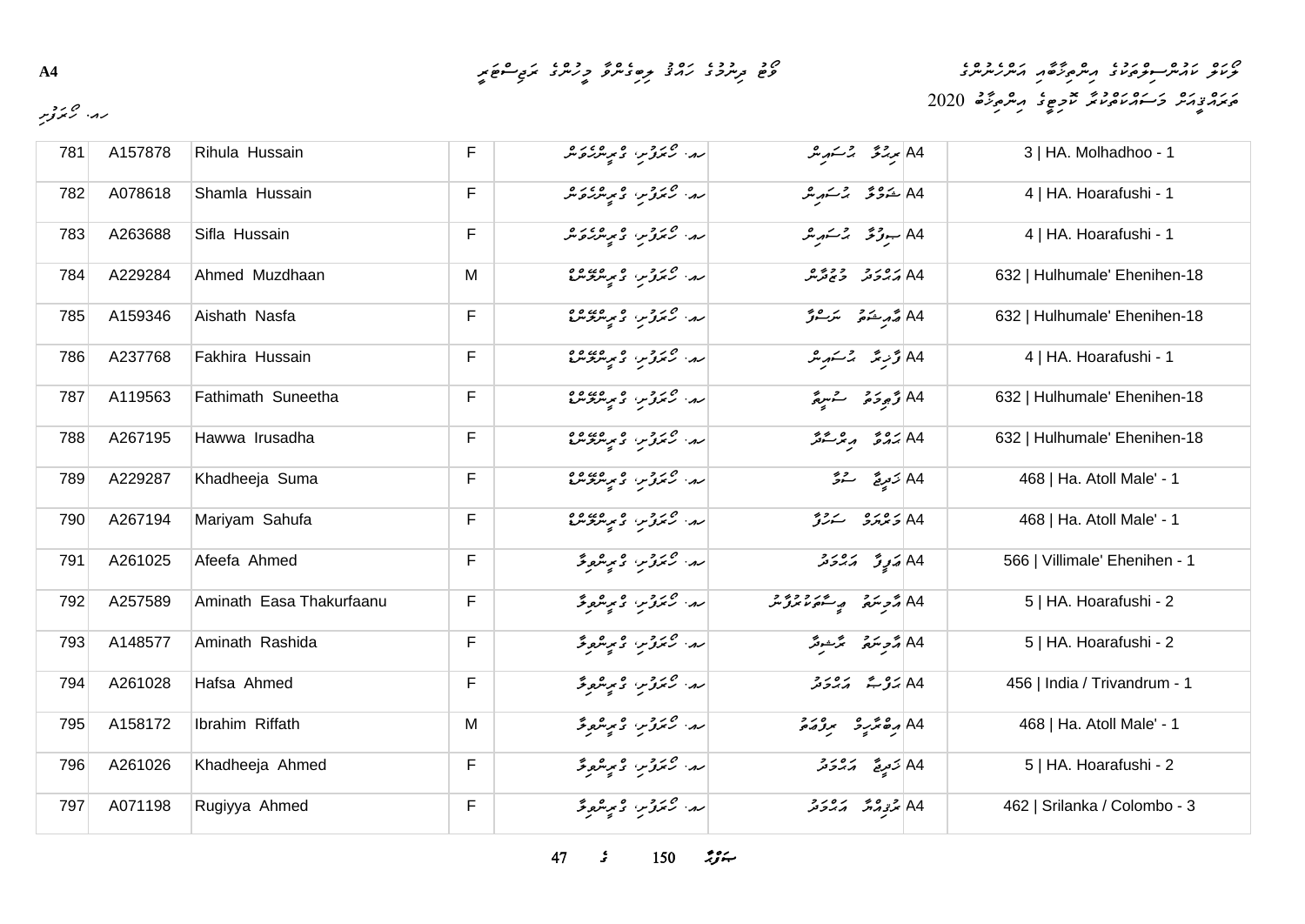| 781 | A157878 | Rihula Hussain | F | رە. رىمەۋىر، ۋىرىشرىرى ئىر | A4 بررگە برگىرىشر | 3 \| HA. Molhadhoo - 1 |
|---|---|---|---|---|---|---|
| 782 | A078618 | Shamla Hussain | F | رە. رىمەۋىر، ۋىرىشرىرى ئىر | A4 شەۋگە برگىرىشر | 4 \| HA. Hoarafushi - 1 |
| 783 | A263688 | Sifla Hussain | F | رە. رىمەۋىر، ۋىرىشرىرى ئىر | A4 سوۋگە برگىرىشر | 4 \| HA. Hoarafushi - 1 |
| 784 | A229284 | Ahmed Muzdhaan | M | رە. رىمەۋىر، ۋىرىشرىرىشى | A4 ئەبرى ئەر ۋىچ ئىرىشر | 632 \| Hulhumale' Ehenihen-18 |
| 785 | A159346 | Aishath Nasfa | F | رە. رىمەۋىر، ۋىرىشرىرىشى | A4 ئەر شەنۇ سرىشۇ | 632 \| Hulhumale' Ehenihen-18 |
| 786 | A237768 | Fakhira Hussain | F | رە. رىمەۋىر، ۋىرىشرىرىشى | A4 ۋزىرىگە برگىرىشر | 4 \| HA. Hoarafushi - 1 |
| 787 | A119563 | Fathimath Suneetha | F | رە. رىمەۋىر، ۋىرىشرىرىشى | A4 ۋېچەدە سەسرىچ | 632 \| Hulhumale' Ehenihen-18 |
| 788 | A267195 | Hawwa Irusadha | F | رە. رىمەۋىر، ۋىرىشرىرىشى | A4 ئەبرى پرىگىشەگە | 632 \| Hulhumale' Ehenihen-18 |
| 789 | A229287 | Khadheeja Suma | F | رە. رىمەۋىر، ۋىرىشرىرىشى | A4 ئىرىچ سەگ | 468 \| Ha. Atoll Male' - 1 |
| 790 | A267194 | Mariyam Sahufa | F | رە. رىمەۋىر، ۋىرىشرىرىشى | A4 ئەبەرە سەرۇ | 468 \| Ha. Atoll Male' - 1 |
| 791 | A261025 | Afeefa Ahmed | F | رە. رىمەۋىر، ۋىرىشرىرىگە | A4 ئەرپۇ ئەبرىرىز | 566 \| Villimale' Ehenihen - 1 |
| 792 | A257589 | Aminath Easa Thakurfaanu | F | رە. رىمەۋىر، ۋىرىشرىرىگە | A4 ئەچەسە پرسەقەئەرگەس | 5 \| HA. Hoarafushi - 2 |
| 793 | A148577 | Aminath Rashida | F | رە. رىمەۋىر، ۋىرىشرىرىگە | A4 ئەچەسە ئىرشونگە | 5 \| HA. Hoarafushi - 2 |
| 794 | A261028 | Hafsa Ahmed | F | رە. رىمەۋىر، ۋىرىشرىرىگە | A4 ئەۋبە ئەبرىرىز | 456 \| India / Trivandrum - 1 |
| 795 | A158172 | Ibrahim Riffath | M | رە. رىمەۋىر، ۋىرىشرىرىگە | A4 رەئەرچ بىرۇرە | 468 \| Ha. Atoll Male' - 1 |
| 796 | A261026 | Khadheeja Ahmed | F | رە. رىمەۋىر، ۋىرىشرىرىگە | A4 ئىرىچ ئەبرىرىز | 5 \| HA. Hoarafushi - 2 |
| 797 | A071198 | Rugiyya Ahmed | F | رە. رىمەۋىر، ۋىرىشرىرىگە | A4 برتوپەرگە ئەبرىرىز | 462 \| Srilanka / Colombo - 3 |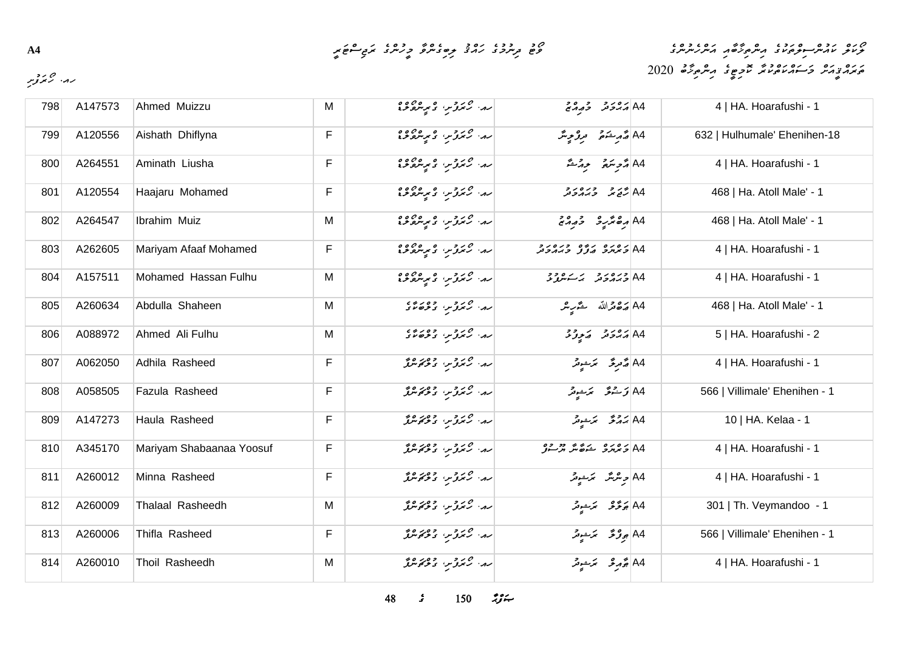| 798 | A147573 | Ahmed Muizzu | M | ހއ. ހޯރަފުށި، ގުލިސްތާނުގެ | A4 އަހުމަދު މުއިއްޒު | 4 \| HA. Hoarafushi - 1 |
|---|---|---|---|---|---|---|
| 799 | A120556 | Aishath Dhiflyna | F | ހއ. ހޯރަފުށި، ގުލިސްތާނުގެ | A4 އައިޝަތު ދިފްލީނާ | 632 \| Hulhumale' Ehenihen-18 |
| 800 | A264551 | Aminath Liusha | F | ހއ. ހޯރަފުށި، ގުލިސްތާނުގެ | A4 އާމިނަތު ލިއުޝާ | 4 \| HA. Hoarafushi - 1 |
| 801 | A120554 | Haajaru Mohamed | F | ހއ. ހޯރަފުށި، ގުލިސްތާނުގެ | A4 ހާޖަރު މުހައްމަދު | 468 \| Ha. Atoll Male' - 1 |
| 802 | A264547 | Ibrahim Muiz | M | ހއ. ހޯރަފުށި، ގުލިސްތާނުގެ | A4 އިބްރާހީމް މުއިއްޒު | 468 \| Ha. Atoll Male' - 1 |
| 803 | A262605 | Mariyam Afaaf Mohamed | F | ހއ. ހޯރަފުށި، ގުލިސްތާނުގެ | A4 މަރިޔަމް އަފާފް މުހައްމަދު | 4 \| HA. Hoarafushi - 1 |
| 804 | A157511 | Mohamed Hassan Fulhu | M | ހއ. ހޯރަފުށި، ގުލިސްތާނުގެ | A4 މުހައްމަދު ހަސަންފުޅު | 4 \| HA. Hoarafushi - 1 |
| 805 | A260634 | Abdulla Shaheen | M | ހއ. ހޯރަފުށި، ގުލްބަހާރު | A4 އަބްދުالله ޝާހީން | 468 \| Ha. Atoll Male' - 1 |
| 806 | A088972 | Ahmed Ali Fulhu | M | ހއ. ހޯރަފުށި، ގުލްބަހާރު | A4 އަހުމަދު އަލިފުޅު | 5 \| HA. Hoarafushi - 2 |
| 807 | A062050 | Adhila Rasheed | F | ހއ. ހޯރަފުށި، ގުލްޒަރީނާ | A4 އާދިލާ ރަޝީދު | 4 \| HA. Hoarafushi - 1 |
| 808 | A058505 | Fazula Rasheed | F | ހއ. ހޯރަފުށި، ގުލްޒަރީނާ | A4 ފަޟުލާ ރަޝީދު | 566 \| Villimale' Ehenihen - 1 |
| 809 | A147273 | Haula Rasheed | F | ހއ. ހޯރަފުށި، ގުލްޒަރީނާ | A4 ހައުލާ ރަޝީދު | 10 \| HA. Kelaa - 1 |
| 810 | A345170 | Mariyam Shabaanaa Yoosuf | F | ހއ. ހޯރަފުށި، ގުލްޒަރީނާ | A4 މަރިޔަމް ޝަބާނާ ޔޫސުފް | 4 \| HA. Hoarafushi - 1 |
| 811 | A260012 | Minna Rasheed | F | ހއ. ހޯރަފުށި، ގުލްޒަރީނާ | A4 މިންނާ ރަޝީދު | 4 \| HA. Hoarafushi - 1 |
| 812 | A260009 | Thalaal Rasheedh | M | ހއ. ހޯރަފުށި، ގުލްޒަރީނާ | A4 ތަލާލް ރަޝީދު | 301 \| Th. Veymandoo - 1 |
| 813 | A260006 | Thifla Rasheed | F | ހއ. ހޯރަފުށި، ގުލްޒަރީނާ | A4 ތިފްލާ ރަޝީދު | 566 \| Villimale' Ehenihen - 1 |
| 814 | A260010 | Thoil Rasheedh | M | ހއ. ހޯރަފުށި، ގުލްޒަރީނާ | A4 ޠޯއިލް ރަޝީދު | 4 \| HA. Hoarafushi - 1 |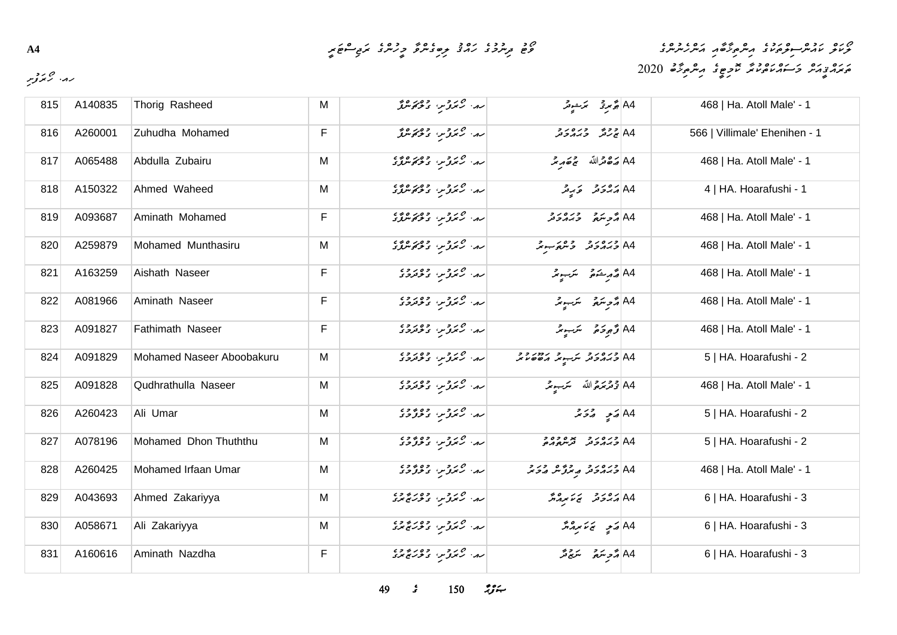| 815 | A140835 | Thorig Rasheed | M | ހދ. ހޯރަފުށި، ގުލާބުގޭ | A4 ތާރިޤު ރަޝީދު | 468 \| Ha. Atoll Male' - 1 |
|---|---|---|---|---|---|---|
| 816 | A260001 | Zuhudha Mohamed | F | ހދ. ހޯރަފުށި، ގުލާބުގޭ | A4 ޒުހުދާ މުޙައްމަދު | 566 \| Villimale' Ehenihen - 1 |
| 817 | A065488 | Abdulla Zubairu | M | ހދ. ހޯރަފުށި، ގުލާބުގޭ | A4 އަބްދުﷲ ޒުބައިރު | 468 \| Ha. Atoll Male' - 1 |
| 818 | A150322 | Ahmed Waheed | M | ހދ. ހޯރަފުށި، ގުލާބުގޭ | A4 އަޙްމަދު ވަޙީދު | 4 \| HA. Hoarafushi - 1 |
| 819 | A093687 | Aminath Mohamed | F | ހދ. ހޯރަފުށި، ގުލާބުގޭ | A4 އާމިނަތު މުޙައްމަދު | 468 \| Ha. Atoll Male' - 1 |
| 820 | A259879 | Mohamed Munthasiru | M | ހދ. ހޯރަފުށި، ގުލާބުގޭ | A4 މުޙައްމަދު މުންތަޞިރު | 468 \| Ha. Atoll Male' - 1 |
| 821 | A163259 | Aishath Naseer | F | ހދ. ހޯރަފުށި، ގުލްފާމުގޭ | A4 އާއިޝަތު ނަސީރު | 468 \| Ha. Atoll Male' - 1 |
| 822 | A081966 | Aminath Naseer | F | ހދ. ހޯރަފުށި، ގުލްފާމުގޭ | A4 އާމިނަތު ނަސީރު | 468 \| Ha. Atoll Male' - 1 |
| 823 | A091827 | Fathimath Naseer | F | ހދ. ހޯރަފުށި، ގުލްފާމުގޭ | A4 ފާތިމަތު ނަސީރު | 468 \| Ha. Atoll Male' - 1 |
| 824 | A091829 | Mohamed Naseer Aboobakuru | M | ހދ. ހޯރަފުށި، ގުލްފާމުގޭ | A4 މުޙައްމަދު ނަސީރު އަބޫބަކުރު | 5 \| HA. Hoarafushi - 2 |
| 825 | A091828 | Qudhrathulla Naseer | M | ހދ. ހޯރަފުށި، ގުލްފާމުގޭ | A4 ޤުދްރަތުﷲ ނަސީރު | 468 \| Ha. Atoll Male' - 1 |
| 826 | A260423 | Ali Umar | M | ހދ. ހޯރަފުށި، ގުލްފާގޭ | A4 އަލީ އުމަރު | 5 \| HA. Hoarafushi - 2 |
| 827 | A078196 | Mohamed Dhon Thuththu | M | ހދ. ހޯރަފުށި، ގުލްފާގޭ | A4 މުޙައްމަދު ދޮންތުއްތު | 5 \| HA. Hoarafushi - 2 |
| 828 | A260425 | Mohamed Irfaan Umar | M | ހދ. ހޯރަފުށި، ގުލްފާގޭ | A4 މުޙައްމަދު އިރުފާން އުމަރު | 468 \| Ha. Atoll Male' - 1 |
| 829 | A043693 | Ahmed Zakariyya | M | ހދ. ހޯރަފުށި، ގުލްޒާރުގޭ | A4 އަޙްމަދު ޒަކަރިއްޔާ | 6 \| HA. Hoarafushi - 3 |
| 830 | A058671 | Ali Zakariyya | M | ހދ. ހޯރަފުށި، ގުލްޒާރުގޭ | A4 އަލީ ޒަކަރިއްޔާ | 6 \| HA. Hoarafushi - 3 |
| 831 | A160616 | Aminath Nazdha | F | ހދ. ހޯރަފުށި، ގުލްޒާރުގޭ | A4 އާމިނަތު ނަޒްދާ | 6 \| HA. Hoarafushi - 3 |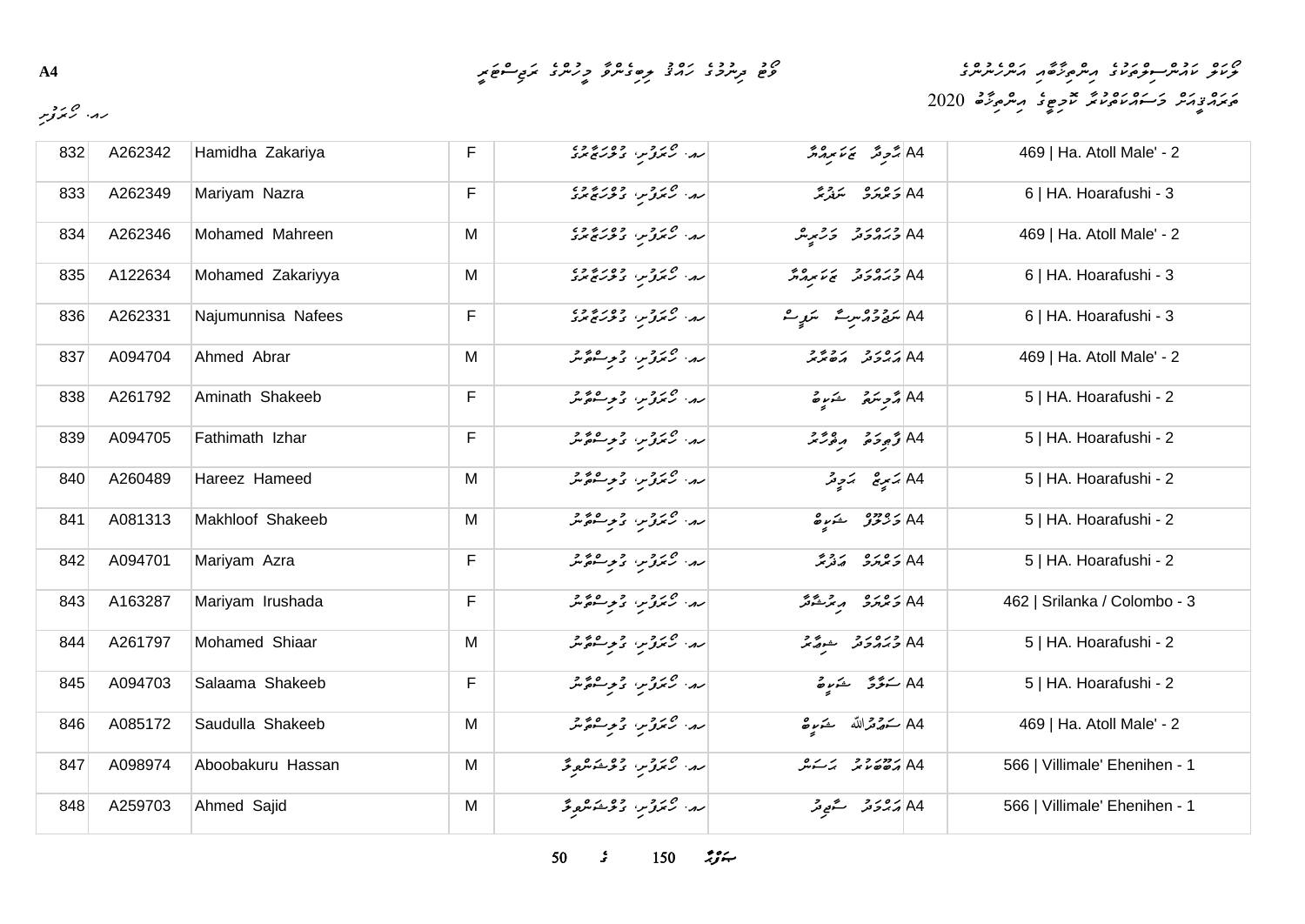| 832 | A262342 | Hamidha Zakariya | F | رھ. ހޯރަފުށި، މަސްކަނީބިގެ | A4 ހާމިދާ ޒަކަރިއްޔާ | 469 \| Ha. Atoll Male' - 2 |
|---|---|---|---|---|---|---|
| 833 | A262349 | Mariyam Nazra | F | رھ. ހޯރަފުށި، މަސްކަނީބިގެ | A4 މަރިޔަމް ނަޒްރާ | 6 \| HA. Hoarafushi - 3 |
| 834 | A262346 | Mohamed Mahreen | M | رھ. ހޯރަފުށި، މަސްކަނީބިގެ | A4 މުޙައްމަދު މަހްރީން | 469 \| Ha. Atoll Male' - 2 |
| 835 | A122634 | Mohamed Zakariyya | M | رھ. ހޯރަފުށި، މަސްކަނީބިގެ | A4 މުޙައްމަދު ޒަކަރިއްޔާ | 6 \| HA. Hoarafushi - 3 |
| 836 | A262331 | Najumunnisa Nafees | F | رھ. ހޯރަފުށި، މަސްކަނީބިގެ | A4 ނަޖުމުންނިސާ ނަފީސް | 6 \| HA. Hoarafushi - 3 |
| 837 | A094704 | Ahmed Abrar | M | رھ. ހޯރަފުށި، މުލިސްތާން | A4 އަޙްމަދު އަބްރާރު | 469 \| Ha. Atoll Male' - 2 |
| 838 | A261792 | Aminath Shakeeb | F | رھ. ހޯރަފުށި، މުލިސްތާން | A4 އާމިނަތު ޝަކީބު | 5 \| HA. Hoarafushi - 2 |
| 839 | A094705 | Fathimath Izhar | F | رھ. ހޯރަފުށި، މުލިސްތާން | A4 ފާތިމަތު އިޒްހާރު | 5 \| HA. Hoarafushi - 2 |
| 840 | A260489 | Hareez Hameed | M | رھ. ހޯރަފުށި، މުލިސްތާން | A4 ހަރީޒް ހަމީދު | 5 \| HA. Hoarafushi - 2 |
| 841 | A081313 | Makhloof Shakeeb | M | رھ. ހޯރަފުށި، މުލިސްތާން | A4 މަޚްލޫފު ޝަކީބު | 5 \| HA. Hoarafushi - 2 |
| 842 | A094701 | Mariyam Azra | F | رھ. ހޯރަފުށި، މުލިސްތާން | A4 މަރިޔަމް އަޒްރާ | 5 \| HA. Hoarafushi - 2 |
| 843 | A163287 | Mariyam Irushada | F | رھ. ހޯރަފުށި، މުލިސްތާން | A4 މަރިޔަމް އިރުޝާދާ | 462 \| Srilanka / Colombo - 3 |
| 844 | A261797 | Mohamed Shiaar | M | رھ. ހޯރަފުށި، މުލިސްތާން | A4 މުޙައްމަދު ޝިއާރު | 5 \| HA. Hoarafushi - 2 |
| 845 | A094703 | Salaama Shakeeb | F | رھ. ހޯރަފުށި، މުލިސްތާން | A4 ސަލާމާ ޝަކީބު | 5 \| HA. Hoarafushi - 2 |
| 846 | A085172 | Saudulla Shakeeb | M | رھ. ހޯރަފުށި، މުލިސްތާން | A4 ސައުދުﷲ ޝަކީބު | 469 \| Ha. Atoll Male' - 2 |
| 847 | A098974 | Aboobakuru Hassan | M | رھ. ހޯރަފުށި، މުލްޝަންތިވާ | A4 އަބޫބަކުރު ހަސަން | 566 \| Villimale' Ehenihen - 1 |
| 848 | A259703 | Ahmed Sajid | M | رھ. ހޯރަފުށި، މުލްޝަންތިވާ | A4 އަޙްމަދު ސާޖިދު | 566 \| Villimale' Ehenihen - 1 |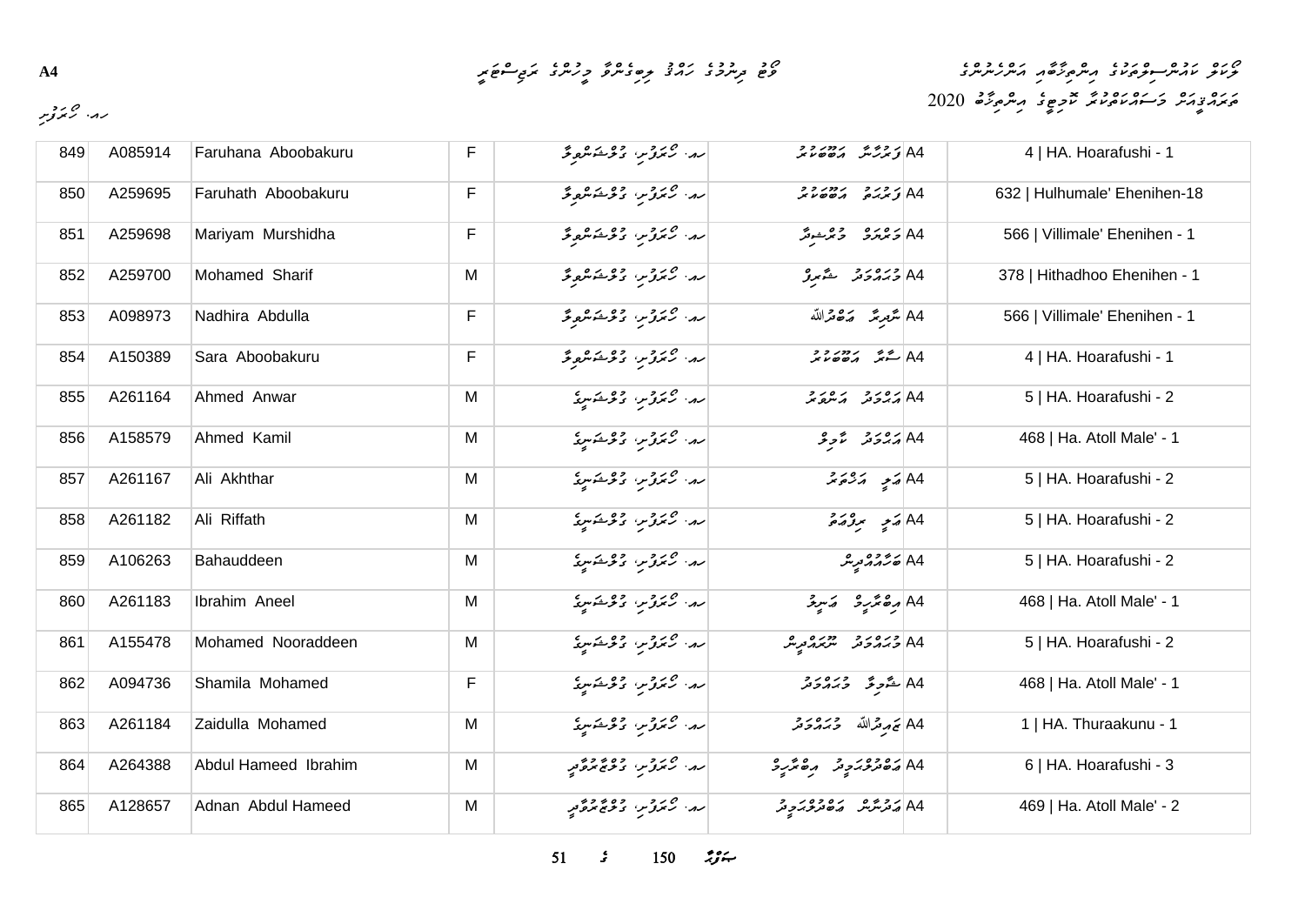| 849 | A085914 | Faruhana Aboobakuru | F | رە. رىمروس، دوشكىرىگ | A4 وَتَرْتَرْ مَصَمَّمْ | 4 \| HA. Hoarafushi - 1 |
|---|---|---|---|---|---|---|
| 850 | A259695 | Faruhath Aboobakuru | F | رە. رىمروس، دوشكىرىگ | A4 وَتَرْتَرْ مَصَمَّمْ | 632 \| Hulhumale' Ehenihen-18 |
| 851 | A259698 | Mariyam Murshidha | F | رە. رىمروس، دوشكىرىگ | A4 وَبْرُوْ دِمِرْشِيدَ | 566 \| Villimale' Ehenihen - 1 |
| 852 | A259700 | Mohamed Sharif | M | رە. رىمروس، دوشكىرىگ | A4 وَبَرُورْ شَمِرُ | 378 \| Hithadhoo Ehenihen - 1 |
| 853 | A098973 | Nadhira Abdulla | F | رە. رىمروس، دوشكىرىگ | A4 سَرْبِرُ مَصْرَاللّه | 566 \| Villimale' Ehenihen - 1 |
| 854 | A150389 | Sara Aboobakuru | F | رە. رىمروس، دوشكىرىگ | A4 سَمَّ مَصَمَّمْ | 4 \| HA. Hoarafushi - 1 |
| 855 | A261164 | Ahmed Anwar | M | رە. رىمروس، دوشكىرى | A4 مَرْدَدْ مَسْرَدْ | 5 \| HA. Hoarafushi - 2 |
| 856 | A158579 | Ahmed Kamil | M | رە. رىمروس، دوشكىرى | A4 مَرْدَدْ شَوِرْ | 468 \| Ha. Atoll Male' - 1 |
| 857 | A261167 | Ali Akhthar | M | رە. رىمروس، دوشكىرى | A4 مَرِ مَرْدَدْ | 5 \| HA. Hoarafushi - 2 |
| 858 | A261182 | Ali Riffath | M | رە. رىمروس، دوشكىرى | A4 مَرِ مِرْدَدْ | 5 \| HA. Hoarafushi - 2 |
| 859 | A106263 | Bahauddeen | M | رە. رىمروس، دوشكىرى | A4 صَرْمَرُوْمِرْ | 5 \| HA. Hoarafushi - 2 |
| 860 | A261183 | Ibrahim Aneel | M | رە. رىمروس، دوشكىرى | A4 مِصْرَبِرُ مَسِرِ | 468 \| Ha. Atoll Male' - 1 |
| 861 | A155478 | Mohamed Nooraddeen | M | رە. رىمروس، دوشكىرى | A4 وَبَرُورْ سَرَمَرُومِرْ | 5 \| HA. Hoarafushi - 2 |
| 862 | A094736 | Shamila Mohamed | F | رە. رىمروس، دوشكىرى | A4 شَوِرَ وَبَرُورْ | 468 \| Ha. Atoll Male' - 1 |
| 863 | A261184 | Zaidulla Mohamed | M | رە. رىمروس، دوشكىرى | A4 يَمِرْ اللّه وَبَرُورْ | 1 \| HA. Thuraakunu - 1 |
| 864 | A264388 | Abdul Hameed Ibrahim | M | رە. رىمروس، دوشكىرىگە | A4 مَصْرُوْرَبِرُ مِصْرَبِرُ | 6 \| HA. Hoarafushi - 3 |
| 865 | A128657 | Adnan Abdul Hameed | M | رە. رىمروس، دوشكىرىگە | A4 مَرْسَرْسْ مَصْرُوْرَبِرُ | 469 \| Ha. Atoll Male' - 2 |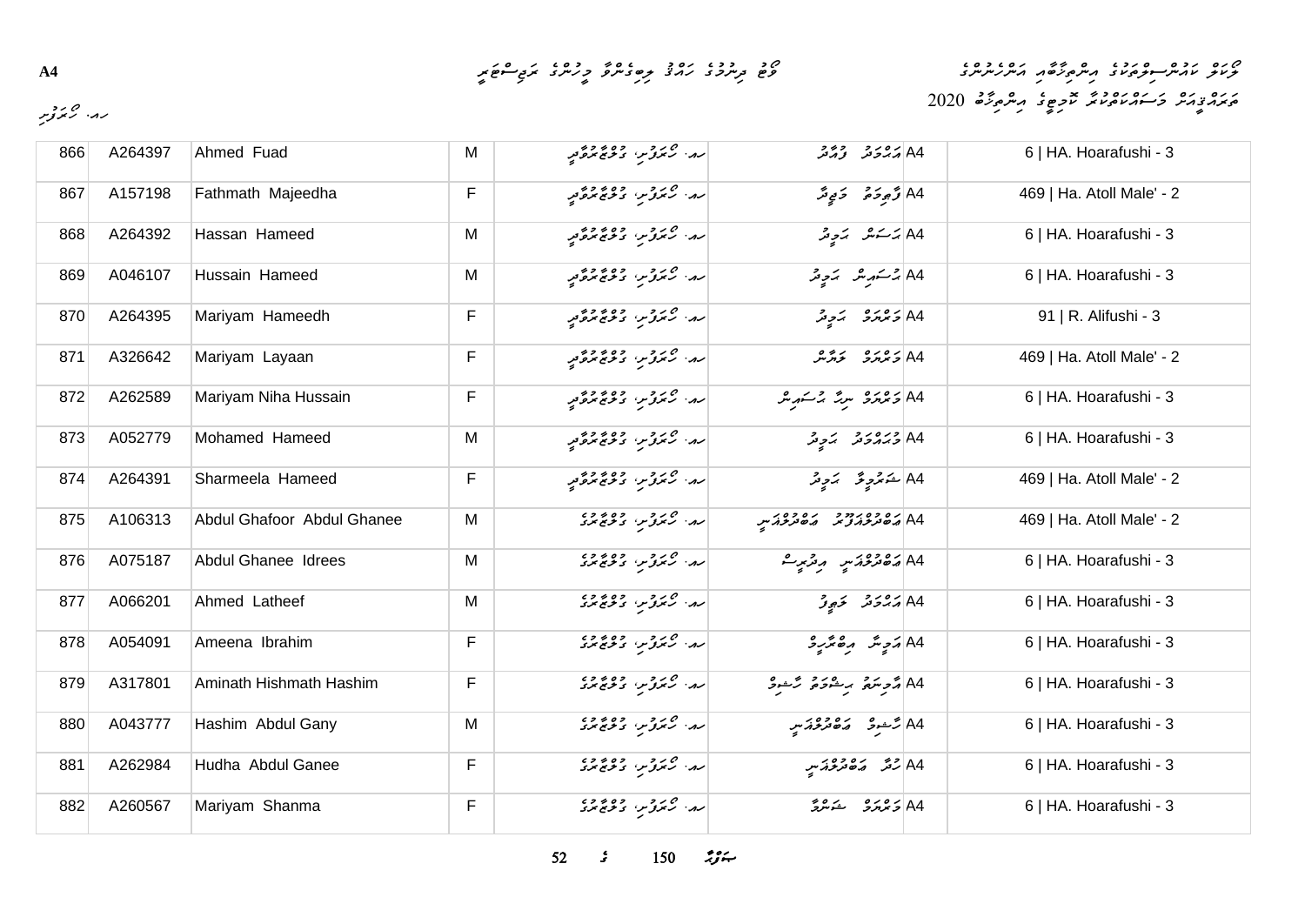| 866 | A264397 | Ahmed Fuad | M | رھ. ހޯރަފުށި، ގުލްފާމްވިލާ | އަހުމަދު ފުއާދު A4 | 6 \| HA. Hoarafushi - 3 |
|---|---|---|---|---|---|---|
| 867 | A157198 | Fathmath Majeedha | F | رھ. ހޯރަފުށި، ގުލްފާމްވިލާ | ފާތިމަތު މަޖީދާ A4 | 469 \| Ha. Atoll Male' - 2 |
| 868 | A264392 | Hassan Hameed | M | رھ. ހޯރަފުށި، ގުލްފާމްވިލާ | ހަސަން ހަމީދު A4 | 6 \| HA. Hoarafushi - 3 |
| 869 | A046107 | Hussain Hameed | M | رھ. ހޯރަފުށި، ގުލްފާމްވިލާ | ހުސައިން ހަމީދު A4 | 6 \| HA. Hoarafushi - 3 |
| 870 | A264395 | Mariyam Hameedh | F | رھ. ހޯރަފުށި، ގުލްފާމްވިލާ | މަރިޔަމް ހަމީދު A4 | 91 \| R. Alifushi - 3 |
| 871 | A326642 | Mariyam Layaan | F | رھ. ހޯރަފުށި، ގުލްފާމްވިލާ | މަރިޔަމް ލަޔާން A4 | 469 \| Ha. Atoll Male' - 2 |
| 872 | A262589 | Mariyam Niha Hussain | F | رھ. ހޯރަފުށި، ގުލްފާމްވިލާ | މަރިޔަމް ނިހާ ހުސައިން A4 | 6 \| HA. Hoarafushi - 3 |
| 873 | A052779 | Mohamed Hameed | M | رھ. ހޯރަފުށި، ގުލްފާމްވިލާ | މުހައްމަދު ހަމީދު A4 | 6 \| HA. Hoarafushi - 3 |
| 874 | A264391 | Sharmeela Hameed | F | رھ. ހޯރަފުށި، ގުލްފާމްވިލާ | ޝަރްމީލާ ހަމީދު A4 | 469 \| Ha. Atoll Male' - 2 |
| 875 | A106313 | Abdul Ghafoor Abdul Ghanee | M | رھ. ހޯރަފުށި، ގުލްފާމްގެ | އަބްދުލްޣަފޫރު އަބްދުލްޣަނީ A4 | 469 \| Ha. Atoll Male' - 2 |
| 876 | A075187 | Abdul Ghanee Idrees | M | رھ. ހޯރަފުށި، ގުލްފާމްގެ | އަބްދުލްޣަނީ އިދުރީސް A4 | 6 \| HA. Hoarafushi - 3 |
| 877 | A066201 | Ahmed Latheef | M | رھ. ހޯރަފުށި، ގުލްފާމްގެ | އަހުމަދު ލަތީފު A4 | 6 \| HA. Hoarafushi - 3 |
| 878 | A054091 | Ameena Ibrahim | F | رھ. ހޯރަފުށި، ގުލްފާމްގެ | އަމީނާ އިބްރާހީމް A4 | 6 \| HA. Hoarafushi - 3 |
| 879 | A317801 | Aminath Hishmath Hashim | F | رھ. ހޯރަފުށި، ގުލްފާމްގެ | އާމިނަތު ހިޝްމަތު ހާޝިމް A4 | 6 \| HA. Hoarafushi - 3 |
| 880 | A043777 | Hashim Abdul Gany | M | رھ. ހޯރަފުށި، ގުލްފާމްގެ | ހާޝިމް އަބްދުލްޣަނީ A4 | 6 \| HA. Hoarafushi - 3 |
| 881 | A262984 | Hudha Abdul Ganee | F | رھ. ހޯރަފުށި، ގުލްފާމްގެ | ހުދާ އަބްދުލްޣަނީ A4 | 6 \| HA. Hoarafushi - 3 |
| 882 | A260567 | Mariyam Shanma | F | رھ. ހޯރަފުށި، ގުލްފާމްގެ | މަރިޔަމް ޝަންމާ A4 | 6 \| HA. Hoarafushi - 3 |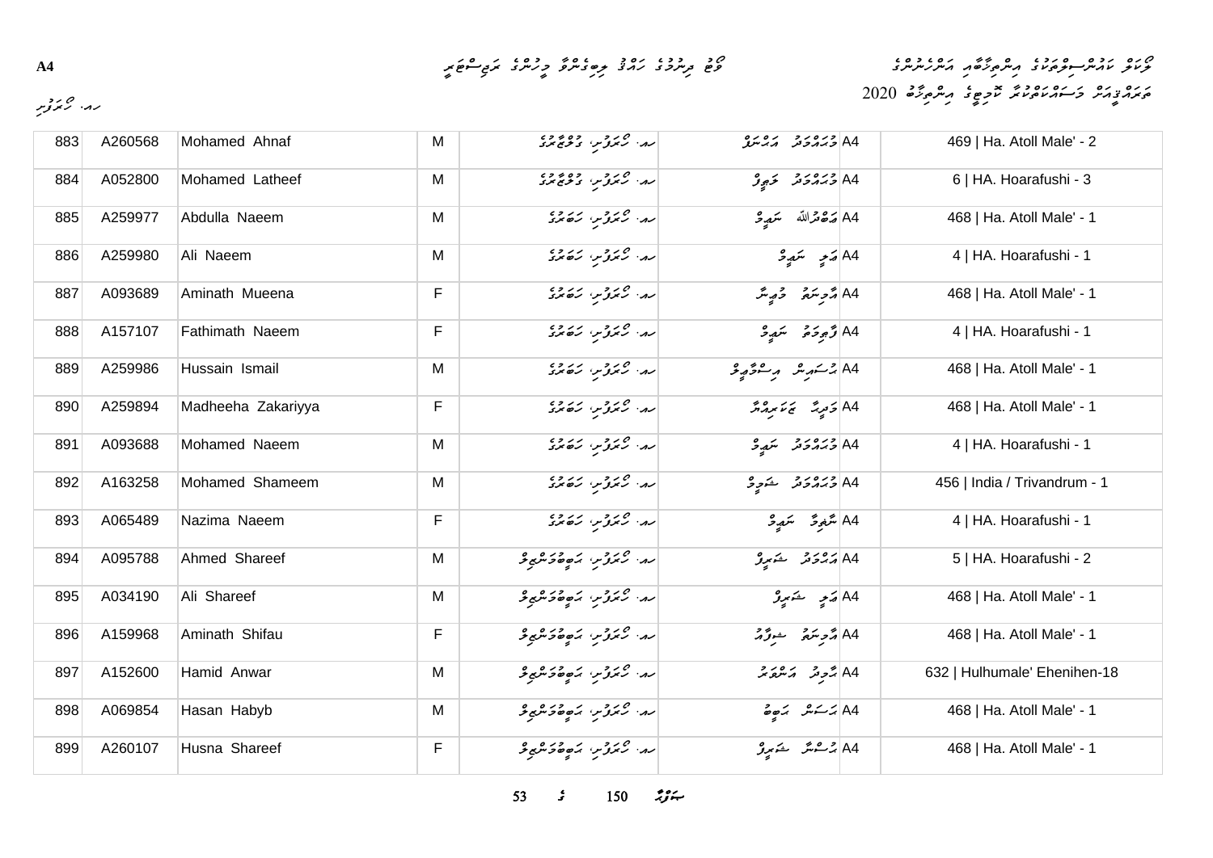| 883 | A260568 | Mohamed Ahnaf | M | رەر. رحموتوسر، وتوقع مرد | A4 وبرەدونر مەرسرو | 469 \| Ha. Atoll Male' - 2 |
|---|---|---|---|---|---|---|
| 884 | A052800 | Mohamed Latheef | M | رەر. رحموتوسر، وتوقع مرد | A4 وبرەدونر كەجوتۇ | 6 \| HA. Hoarafushi - 3 |
| 885 | A259977 | Abdulla Naeem | M | رەر. رحموتوسر، رەمرد | A4 مەھەتراللە سَمِدِ | 468 \| Ha. Atoll Male' - 1 |
| 886 | A259980 | Ali Naeem | M | رەر. رحموتوسر، رەمرد | A4 مَعِ سَمِدِ | 4 \| HA. Hoarafushi - 1 |
| 887 | A093689 | Aminath Mueena | F | رەر. رحموتوسر، رەمرد | A4 مُحِسَعِ دْمِسَ | 468 \| Ha. Atoll Male' - 1 |
| 888 | A157107 | Fathimath Naeem | F | رەر. رحموتوسر، رەمرد | A4 ژَجِحَمْ سَمِدِ | 4 \| HA. Hoarafushi - 1 |
| 889 | A259986 | Hussain Ismail | M | رەر. رحموتوسر، رەمرد | A4 بُرْسَمِرِسْ مِرِسْوَّمِرِوْ | 468 \| Ha. Atoll Male' - 1 |
| 890 | A259894 | Madheeha Zakariyya | F | رەر. رحموتوسر، رەمرد | A4 ژَمِرِدَّ يَمَمِرِهِرَّ | 468 \| Ha. Atoll Male' - 1 |
| 891 | A093688 | Mohamed Naeem | M | رەر. رحموتوسر، رەمرد | A4 وبرەدونر سَمِدِ | 4 \| HA. Hoarafushi - 1 |
| 892 | A163258 | Mohamed Shameem | M | رەر. رحموتوسر، رەمرد | A4 وبرەدونر ڪَوِدِ | 456 \| India / Trivandrum - 1 |
| 893 | A065489 | Nazima Naeem | F | رەر. رحموتوسر، رەمرد | A4 سَّمْوِدَّ سَمِدِ | 4 \| HA. Hoarafushi - 1 |
| 894 | A095788 | Ahmed Shareef | M | رەر. رحموتوسر، مَرْھِھْدَسْرِھِوْ | A4 مَرْدَدَتْرِ ڪَمِرِوْ | 5 \| HA. Hoarafushi - 2 |
| 895 | A034190 | Ali Shareef | M | رەر. رحموتوسر، مَرْھِھْدَسْرِھِوْ | A4 مَعِ ڪَمِرِوْ | 468 \| Ha. Atoll Male' - 1 |
| 896 | A159968 | Aminath Shifau | F | رەر. رحموتوسر، مَرْھِھْدَسْرِھِوْ | A4 مُحِسَعِ شِوَّمْ | 468 \| Ha. Atoll Male' - 1 |
| 897 | A152600 | Hamid Anwar | M | رەر. رحموتوسر، مَرْھِھْدَسْرِھِوْ | A4 بَرْدِتْرِ مَسْرَمَرِ | 632 \| Hulhumale' Ehenihen-18 |
| 898 | A069854 | Hasan Habyb | M | رەر. رحموتوسر، مَرْھِھْدَسْرِھِوْ | A4 بَرَسَسْ بَرِھِھْ | 468 \| Ha. Atoll Male' - 1 |
| 899 | A260107 | Husna Shareef | F | رەر. رحموتوسر، مَرْھِھْدَسْرِھِوْ | A4 بُرْسْسَّ ڪَمِرِوْ | 468 \| Ha. Atoll Male' - 1 |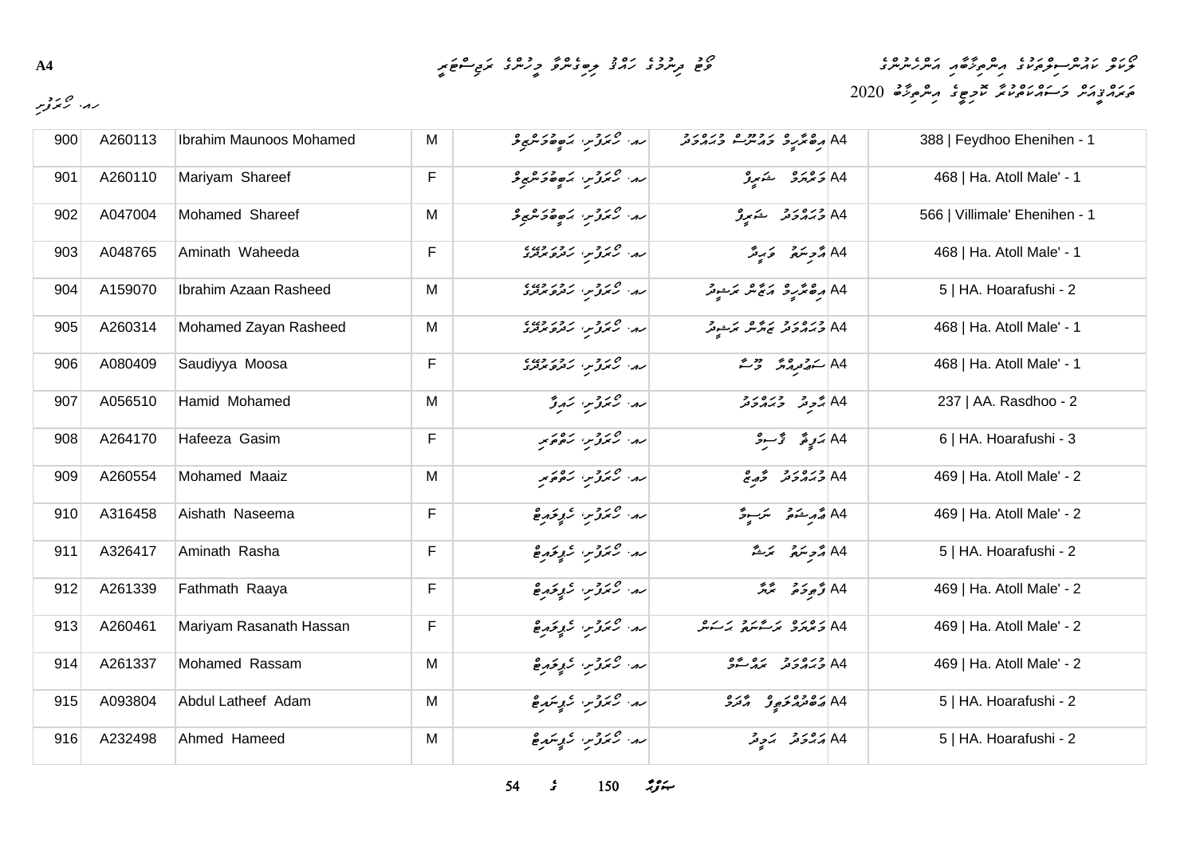| 900 | A260113 | Ibrahim Maunoos Mohamed | M | رە. ژىترۇتىر، ئەھەدىترىغ ئ | A4 رەئزىرى ئەدىرە ئەبەدىر | 388 \| Feydhoo Ehenihen - 1 |
|---|---|---|---|---|---|---|
| 901 | A260110 | Mariyam Shareef | F | رە. ژىترۇتىر، ئەھەدىترىغ ئ | A4 كەيرە شەيرۇ | 468 \| Ha. Atoll Male' - 1 |
| 902 | A047004 | Mohamed Shareef | M | رە. ژىترۇتىر، ئەھەدىترىغ ئ | A4 ئەيرەئەتر شەيرۇ | 566 \| Villimale' Ehenihen - 1 |
| 903 | A048765 | Aminath Waheeda | F | رە. ژىترۇتىر، ئەترىئەترىرى | A4 ئەرەسىئە ئەبەتر | 468 \| Ha. Atoll Male' - 1 |
| 904 | A159070 | Ibrahim Azaan Rasheed | M | رە. ژىترۇتىر، ئەترىئەترىرى | A4 رەئزىرى ئەنچ ترىشيۇتر | 5 \| HA. Hoarafushi - 2 |
| 905 | A260314 | Mohamed Zayan Rasheed | M | رە. ژىترۇتىر، ئەترىئەترىرى | A4 ئەيرەئەتر ئەنترى ترىشيۇتر | 468 \| Ha. Atoll Male' - 1 |
| 906 | A080409 | Saudiyya Moosa | F | رە. ژىترۇتىر، ئەترىئەترىرى | A4 سەرەترەتر ئەستە | 468 \| Ha. Atoll Male' - 1 |
| 907 | A056510 | Hamid Mohamed | M | رە. ژىترۇتىر، ئەرىۋ | A4 ئەرىتر ئەيرەئەتر | 237 \| AA. Rasdhoo - 2 |
| 908 | A264170 | Hafeeza Gasim | F | رە. ژىترۇتىر، ئەھەتر | A4 ئەيرىچ ئەسىرى | 6 \| HA. Hoarafushi - 3 |
| 909 | A260554 | Mohamed Maaiz | M | رە. ژىترۇتىر، ئەھەتر | A4 ئەيرەئەتر ئەرى | 469 \| Ha. Atoll Male' - 2 |
| 910 | A316458 | Aishath Naseema | F | رە. ژىترۇتىر، ئەيرۇئەرى | A4 ئەرىشەق ترسىۋ | 469 \| Ha. Atoll Male' - 2 |
| 911 | A326417 | Aminath Rasha | F | رە. ژىترۇتىر، ئەيرۇئەرى | A4 ئەرەسىئە ترشە | 5 \| HA. Hoarafushi - 2 |
| 912 | A261339 | Fathmath Raaya | F | رە. ژىترۇتىر، ئەيرۇئەرى | A4 ئەرەئە ترئى | 469 \| Ha. Atoll Male' - 2 |
| 913 | A260461 | Mariyam Rasanath Hassan | F | رە. ژىترۇتىر، ئەيرۇئەرى | A4 كەيرە ترسىترى ترسەتر | 469 \| Ha. Atoll Male' - 2 |
| 914 | A261337 | Mohamed Rassam | M | رە. ژىترۇتىر، ئەيرۇئەرى | A4 ئەيرەئەتر ترەرسىرى | 469 \| Ha. Atoll Male' - 2 |
| 915 | A093804 | Abdul Latheef Adam | M | رە. ژىترۇتىر، ئەيرسىرى | A4 ئەھەترەئەيرۇ ئەترى | 5 \| HA. Hoarafushi - 2 |
| 916 | A232498 | Ahmed Hameed | M | رە. ژىترۇتىر، ئەيرسىرى | A4 ئەرەئەتر ئەيرىتر | 5 \| HA. Hoarafushi - 2 |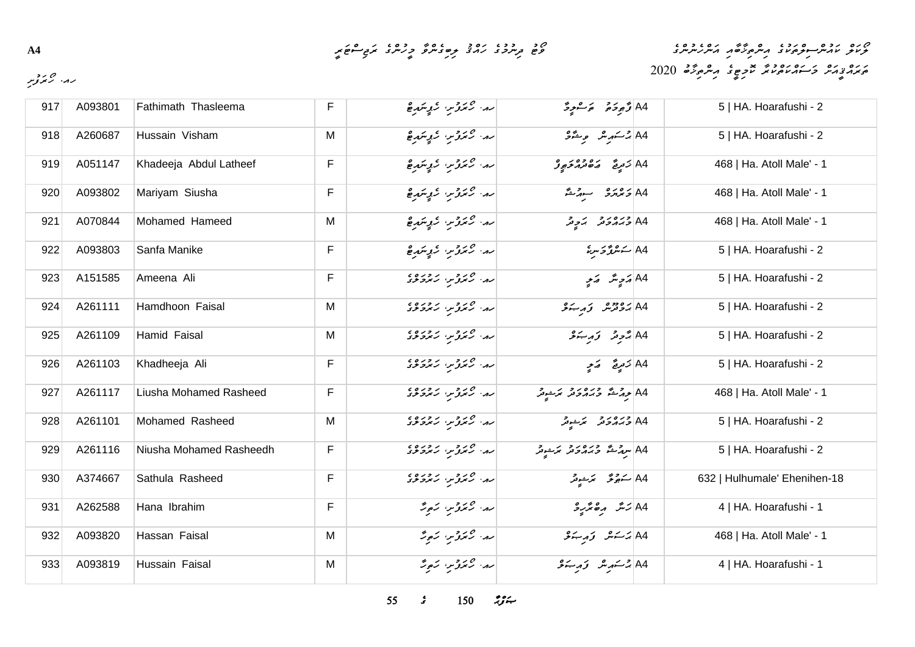| 917 | A093801 | Fathimath Thasleema | F | رى. رىمەۋىر، رىۋپىتىمە ھ | A4 ۋَجِرَةَ ۋَ ھَمْ سْعِرِ دَّ | 5 \| HA. Hoarafushi - 2 |
|---|---|---|---|---|---|---|
| 918 | A260687 | Hussain Visham | M | رى. رىمەۋىر، رىۋپىتىمە ھ | A4 بْرْسَهِرِسْ وِشَرْدْ | 5 \| HA. Hoarafushi - 2 |
| 919 | A051147 | Khadeeja Abdul Latheef | F | رى. رىمەۋىر، رىۋپىتىمە ھ | A4 زَمِرِجَّ مَرْهُ مَرْمُوْ جَوِرْ | 468 \| Ha. Atoll Male' - 1 |
| 920 | A093802 | Mariyam Siusha | F | رى. رىمەۋىر، رىۋپىتىمە ھ | A4 وَ بْرْمَرْدْ سِرْ رْشَّ | 468 \| Ha. Atoll Male' - 1 |
| 921 | A070844 | Mohamed Hameed | M | رى. رىمەۋىر، رىۋپىتىمە ھ | A4 وَبَرْمَرْوَ بَرَوِيْرْ | 468 \| Ha. Atoll Male' - 1 |
| 922 | A093803 | Sanfa Manike | F | رى. رىمەۋىر، رىۋپىتىمە ھ | A4 سَعْدُوْ وَ سِرْءَ | 5 \| HA. Hoarafushi - 2 |
| 923 | A151585 | Ameena Ali | F | رى. رىمەۋىر، رىمەرىۋى | A4 مَرِيْرِ مَرِ | 5 \| HA. Hoarafushi - 2 |
| 924 | A261111 | Hamdhoon Faisal | M | رى. رىمەۋىر، رىمەرىۋى | A4 بَرْوُوْرْ وَ مَرِ سَوْ | 5 \| HA. Hoarafushi - 2 |
| 925 | A261109 | Hamid Faisal | M | رى. رىمەۋىر، رىمەرىۋى | A4 بَرْدِيْرْ وَ مَرِ سَوْ | 5 \| HA. Hoarafushi - 2 |
| 926 | A261103 | Khadheeja Ali | F | رى. رىمەۋىر، رىمەرىۋى | A4 زَمِرِجَّ مَرِ | 5 \| HA. Hoarafushi - 2 |
| 927 | A261117 | Liusha Mohamed Rasheed | F | رى. رىمەۋىر، رىمەرىۋى | A4 وِرْ شَّ وَبَرْمَرْوَ بَرْسُوِيْرْ | 468 \| Ha. Atoll Male' - 1 |
| 928 | A261101 | Mohamed Rasheed | M | رى. رىمەۋىر، رىمەرىۋى | A4 وَبَرْمَرْوَ بَرْسُوِيْرْ | 5 \| HA. Hoarafushi - 2 |
| 929 | A261116 | Niusha Mohamed Rasheedh | F | رى. رىمەۋىر، رىمەرىۋى | A4 سِرْ شَّ وَبَرْمَرْوَ بَرْسُوِيْرْ | 5 \| HA. Hoarafushi - 2 |
| 930 | A374667 | Sathula Rasheed | F | رى. رىمەۋىر، رىمەرىۋى | A4 سَهُوْ بَرْسُوِيْرْ | 632 \| Hulhumale' Ehenihen-18 |
| 931 | A262588 | Hana Ibrahim | F | رى. رىمەۋىر، رىھوڭ | A4 رَسْ مِرْهُ بَرْرِ دْ | 4 \| HA. Hoarafushi - 1 |
| 932 | A093820 | Hassan Faisal | M | رى. رىمەۋىر، رىھوڭ | A4 بَرْسَرْ وَ مَرِ سَوْ | 468 \| Ha. Atoll Male' - 1 |
| 933 | A093819 | Hussain Faisal | M | رى. رىمەۋىر، رىھوڭ | A4 بْرْسَهِرِسْ وَ مَرِ سَوْ | 4 \| HA. Hoarafushi - 1 |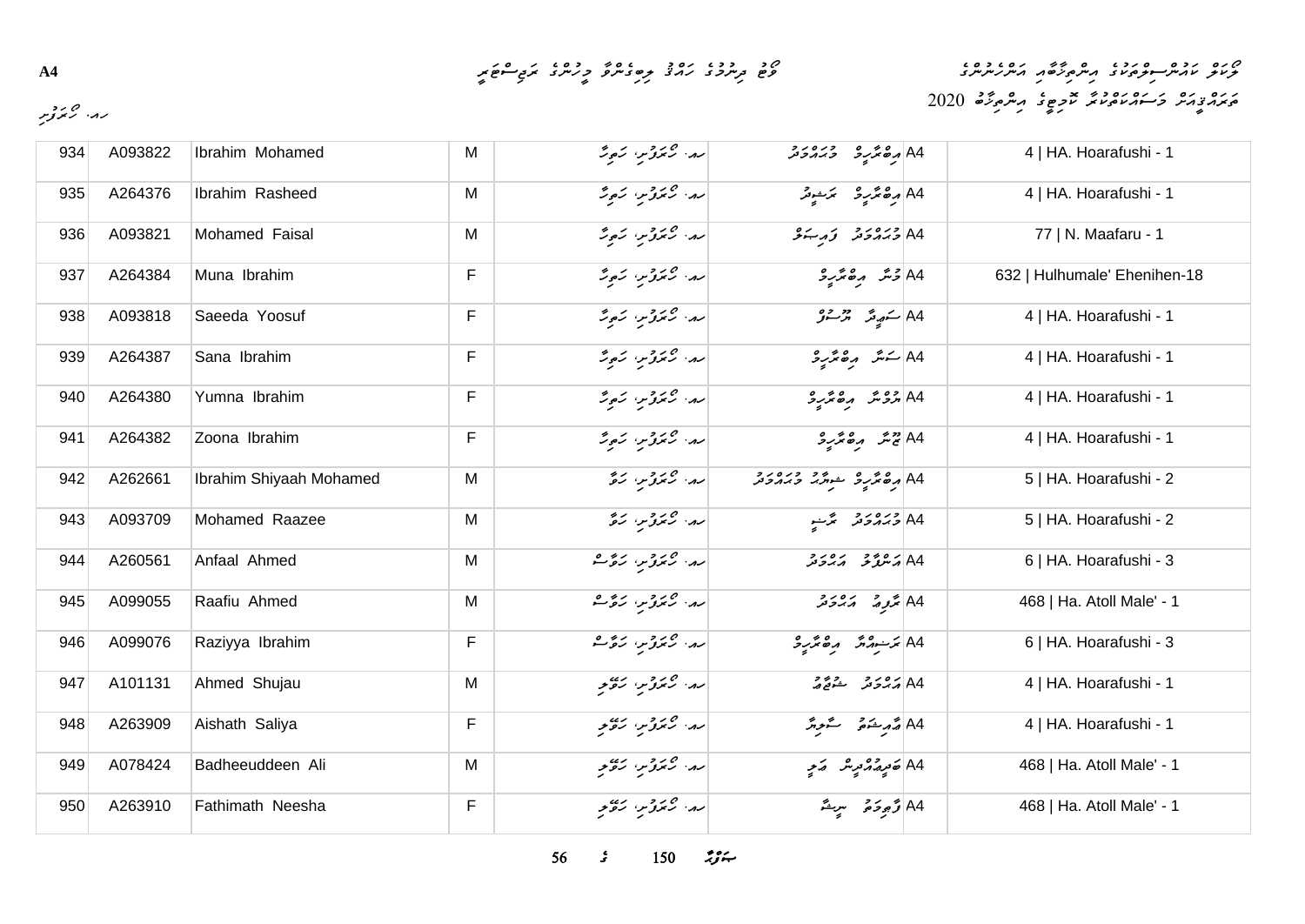| 934 | A093822 | Ibrahim Mohamed | M | رہ. رحمترو تر، رکھ گ | A4 مِرڪ ٿُرِ و رَ ڪَرَ ر ج ح | 4 \| HA. Hoarafushi - 1 |
|---|---|---|---|---|---|---|
| 935 | A264376 | Ibrahim Rasheed | M | رہ. رحمترو تر، رکھ گ | A4 مِرڪ ٿُرِ و ټر شِ ټر | 4 \| HA. Hoarafushi - 1 |
| 936 | A093821 | Mohamed Faisal | M | رہ. رحمترو تر، رکھ گ | A4 وبروبر وَمِ سَو | 77 \| N. Maafaru - 1 |
| 937 | A264384 | Muna Ibrahim | F | رہ. رحمترو تر، رکھ گ | A4 وَسُ مِرڪ ٿُرِ و | 632 \| Hulhumale' Ehenihen-18 |
| 938 | A093818 | Saeeda Yoosuf | F | رہ. رحمترو تر، رکھ گ | A4 سَمِيِرَ بِرْ سُو | 4 \| HA. Hoarafushi - 1 |
| 939 | A264387 | Sana Ibrahim | F | رہ. رحمترو تر، رکھ گ | A4 سَمَرَ مِرڪ ٿُرِ و | 4 \| HA. Hoarafushi - 1 |
| 940 | A264380 | Yumna Ibrahim | F | رہ. رحمترو تر، رکھ گ | A4 مِرحَ سُرَ مِرڪ ٿُرِ و | 4 \| HA. Hoarafushi - 1 |
| 941 | A264382 | Zoona Ibrahim | F | رہ. رحمترو تر، رکھ گ | A4 جَمَرَ مِرڪ ٿُرِ و | 4 \| HA. Hoarafushi - 1 |
| 942 | A262661 | Ibrahim Shiyaah Mohamed | M | رہ. رحمترو تر، رکو | A4 مِرڪ ٿُرِ و شِورُ وبروبر | 5 \| HA. Hoarafushi - 2 |
| 943 | A093709 | Mohamed Raazee | M | رہ. رحمترو تر، رکو | A4 وبروبر ٿُرسِ | 5 \| HA. Hoarafushi - 2 |
| 944 | A260561 | Anfaal Ahmed | M | رہ. رحمترو تر، رکو گ | A4 مَسرگو مَبروتر | 6 \| HA. Hoarafushi - 3 |
| 945 | A099055 | Raafiu Ahmed | M | رہ. رحمترو تر، رکو گ | A4 مُرورُ مَبروتر | 468 \| Ha. Atoll Male' - 1 |
| 946 | A099076 | Raziyya Ibrahim | F | رہ. رحمترو تر، رکو گ | A4 مَرسِورَمُ مِرڪ ٿُرِ و | 6 \| HA. Hoarafushi - 3 |
| 947 | A101131 | Ahmed Shujau | M | رہ. رحمترو تر، رکھ | A4 مَبروتر شُرُوتر | 4 \| HA. Hoarafushi - 1 |
| 948 | A263909 | Aishath Saliya | F | رہ. رحمترو تر، رکھ | A4 مُرِشَوُ سُورِمُ | 4 \| HA. Hoarafushi - 1 |
| 949 | A078424 | Badheeuddeen Ali | M | رہ. رحمترو تر، رکھ | A4 ھَترِمُ مُترِسُ مَرِ | 468 \| Ha. Atoll Male' - 1 |
| 950 | A263910 | Fathimath Neesha | F | رہ. رحمترو تر، رکھ | A4 وَمُوِحَ وُ سِسِتَر | 468 \| Ha. Atoll Male' - 1 |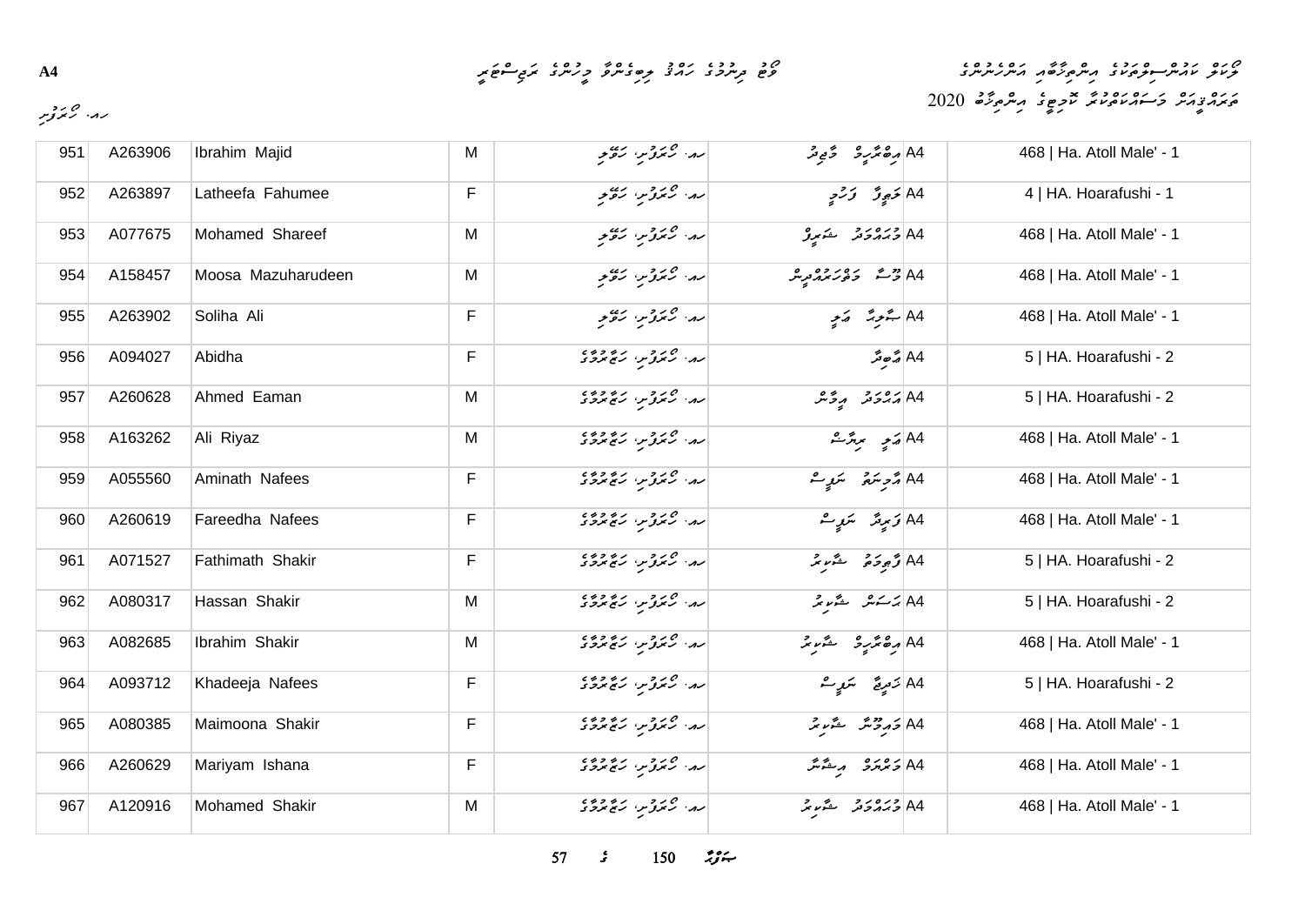| 951 | A263906 | Ibrahim Majid | M | ރއ. ހޯރަފުށި، ހަވާލި | A4 އިބްރާހީމް މާޖިދު | 468 \| Ha. Atoll Male' - 1 |
|---|---|---|---|---|---|---|
| 952 | A263897 | Latheefa Fahumee | F | ރއ. ހޯރަފުށި، ހަވާލި | A4 ލަޠީފާ ފަހުމީ | 4 \| HA. Hoarafushi - 1 |
| 953 | A077675 | Mohamed Shareef | M | ރއ. ހޯރަފުށި، ހަވާލި | A4 މުހައްމަދު ޝަރީފް | 468 \| Ha. Atoll Male' - 1 |
| 954 | A158457 | Moosa Mazuharudeen | M | ރއ. ހޯރަފުށި، ހަވާލި | A4 މޫސާ މަޒުހަރުއްދީން | 468 \| Ha. Atoll Male' - 1 |
| 955 | A263902 | Soliha Ali | F | ރއ. ހޯރަފުށި، ހަވާލި | A4 ޞާލިޙާ ޢަލީ | 468 \| Ha. Atoll Male' - 1 |
| 956 | A094027 | Abidha | F | ރއ. ހޯރަފުށި، ހަޖަރުގެ | A4 އާބިދާ | 5 \| HA. Hoarafushi - 2 |
| 957 | A260628 | Ahmed Eaman | M | ރއ. ހޯރަފުށި، ހަޖަރުގެ | A4 އަހުމަދު އީމާން | 5 \| HA. Hoarafushi - 2 |
| 958 | A163262 | Ali Riyaz | M | ރއ. ހޯރަފުށި، ހަޖަރުގެ | A4 ޢަލީ ރިޔާޒް | 468 \| Ha. Atoll Male' - 1 |
| 959 | A055560 | Aminath Nafees | F | ރއ. ހޯރަފުށި، ހަޖަރުގެ | A4 އާމިނަތު ނަފީސް | 468 \| Ha. Atoll Male' - 1 |
| 960 | A260619 | Fareedha Nafees | F | ރއ. ހޯރަފުށި، ހަޖަރުގެ | A4 ފަރީދާ ނަފީސް | 468 \| Ha. Atoll Male' - 1 |
| 961 | A071527 | Fathimath Shakir | F | ރއ. ހޯރަފުށި، ހަޖަރުގެ | A4 ފާތިމަތު ޝާކިރު | 5 \| HA. Hoarafushi - 2 |
| 962 | A080317 | Hassan Shakir | M | ރއ. ހޯރަފުށި، ހަޖަރުގެ | A4 ހަސަން ޝާކިރު | 5 \| HA. Hoarafushi - 2 |
| 963 | A082685 | Ibrahim Shakir | M | ރއ. ހޯރަފުށި، ހަޖަރުގެ | A4 އިބްރާހީމް ޝާކިރު | 468 \| Ha. Atoll Male' - 1 |
| 964 | A093712 | Khadeeja Nafees | F | ރއ. ހޯރަފުށި، ހަޖަރުގެ | A4 ޚަދީޖާ ނަފީސް | 5 \| HA. Hoarafushi - 2 |
| 965 | A080385 | Maimoona Shakir | F | ރއ. ހޯރަފުށި، ހަޖަރުގެ | A4 މައިމޫނާ ޝާކިރު | 468 \| Ha. Atoll Male' - 1 |
| 966 | A260629 | Mariyam Ishana | F | ރއ. ހޯރަފުށި، ހަޖަރުގެ | A4 މަރިޔަމް އިޝާނާ | 468 \| Ha. Atoll Male' - 1 |
| 967 | A120916 | Mohamed Shakir | M | ރއ. ހޯރަފުށި، ހަޖަރުގެ | A4 މުހައްމަދު ޝާކިރު | 468 \| Ha. Atoll Male' - 1 |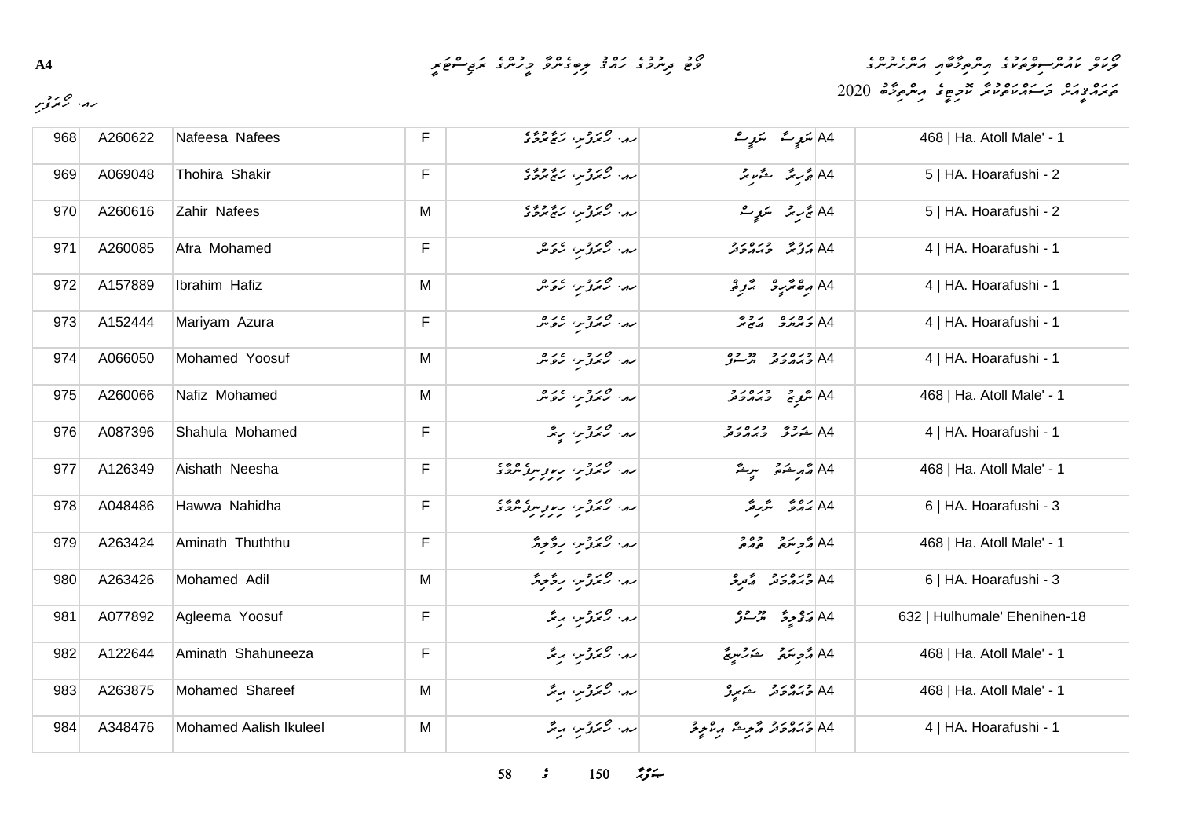| 968 | A260622 | Nafeesa Nafees | F | رھ. ހޯރަފުށި، ހަޖަރުވާގެ | A4 ނަފީސާ ނަފީސް | 468 \| Ha. Atoll Male' - 1 |
|---|---|---|---|---|---|---|
| 969 | A069048 | Thohira Shakir | F | رھ. ހޯރަފުށި، ހަޖަރުވާގެ | A4 ޠާހިރާ ޝާކިރު | 5 \| HA. Hoarafushi - 2 |
| 970 | A260616 | Zahir Nafees | M | رھ. ހޯރަފުށި، ހަޖަރުވާގެ | A4 ޒާހިރު ނަފީސް | 5 \| HA. Hoarafushi - 2 |
| 971 | A260085 | Afra Mohamed | F | رھ. ހޯރަފުށި، ހެވަން | A4 އަފްރާ މުހައްމަދު | 4 \| HA. Hoarafushi - 1 |
| 972 | A157889 | Ibrahim Hafiz | M | رھ. ހޯރަފުށި، ހެވަން | A4 އިބްރާހިމް ހާފިޒު | 4 \| HA. Hoarafushi - 1 |
| 973 | A152444 | Mariyam Azura | F | رھ. ހޯރަފުށި، ހެވަން | A4 މަރިޔަމް އަޒުރާ | 4 \| HA. Hoarafushi - 1 |
| 974 | A066050 | Mohamed Yoosuf | M | رھ. ހޯރަފުށި، ހެވަން | A4 މުހައްމަދު ޔޫސުފް | 4 \| HA. Hoarafushi - 1 |
| 975 | A260066 | Nafiz Mohamed | M | رھ. ހޯރަފުށި، ހެވަން | A4 ނާފިޒު މުހައްމަދު | 468 \| Ha. Atoll Male' - 1 |
| 976 | A087396 | Shahula Mohamed | F | رھ. ހޯރަފުށި، ހިރާ | A4 ޝަހުލާ މުހައްމަދު | 4 \| HA. Hoarafushi - 1 |
| 977 | A126349 | Aishath Neesha | F | رھ. ހޯރަފުށި، ހިރިހިލިހިނގުންވާގެ | A4 އާއިޝަތު ނީޝާ | 468 \| Ha. Atoll Male' - 1 |
| 978 | A048486 | Hawwa Nahidha | F | رھ. ހޯރަފުށި، ހިރިހިލިހިނގުންވާގެ | A4 ހައްވާ ނާހިދާ | 6 \| HA. Hoarafushi - 3 |
| 979 | A263424 | Aminath Thuththu | F | رھ. ހޯރަފުށި، ހިލާލިޔާ | A4 އާމިނަތު ތުއްތު | 468 \| Ha. Atoll Male' - 1 |
| 980 | A263426 | Mohamed Adil | M | رھ. ހޯރަފުށި، ހިލާލިޔާ | A4 މުހައްމަދު އާދިލް | 6 \| HA. Hoarafushi - 3 |
| 981 | A077892 | Agleema Yoosuf | F | رھ. ހޯރަފުށި، ހިރާ | A4 އަގްލީމާ ޔޫސުފް | 632 \| Hulhumale' Ehenihen-18 |
| 982 | A122644 | Aminath Shahuneeza | F | رھ. ހޯރަފުށި، ހިރާ | A4 އާމިނަތު ޝަހުނީޒާ | 468 \| Ha. Atoll Male' - 1 |
| 983 | A263875 | Mohamed Shareef | M | رھ. ހޯރަފުށި، ހިރާ | A4 މުހައްމަދު ޝަރީފް | 468 \| Ha. Atoll Male' - 1 |
| 984 | A348476 | Mohamed Aalish Ikuleel | M | رھ. ހޯރަފުށި، ހިރާ | A4 މުހައްމަދު އާލިޝް އިކުލީލް | 4 \| HA. Hoarafushi - 1 |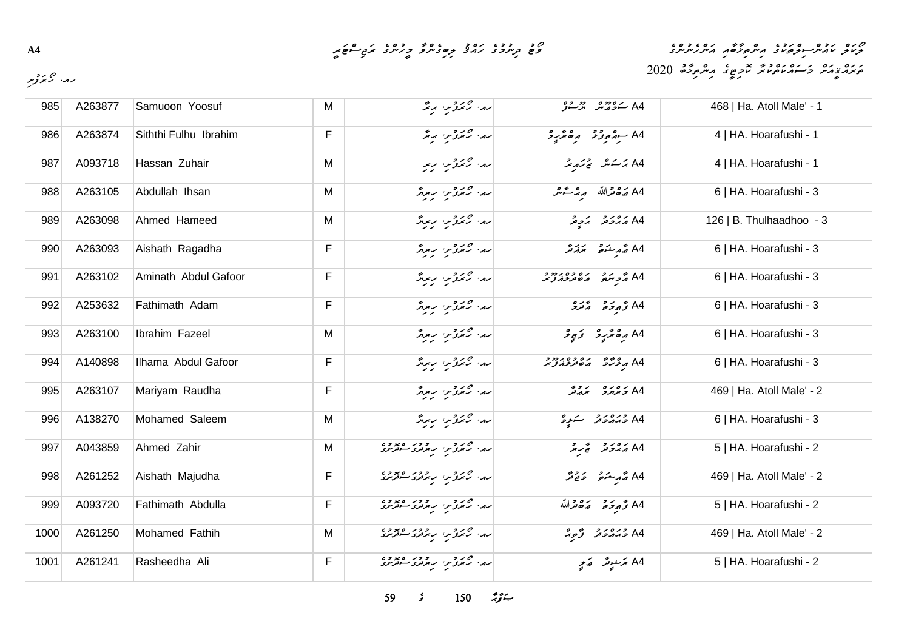| 985 | A263877 | Samuoon Yoosuf | M | رە، ر‌ئىرۇس، رىگە | A4 سەۋەس مەسۇ | 468 \| Ha. Atoll Male' - 1 |
|---|---|---|---|---|---|---|
| 986 | A263874 | Siththi Fulhu Ibrahim | F | رە، ر‌ئىرۇس، رىگە | A4 سوەھوۋۇ ھەمگرىچ | 4 \| HA. Hoarafushi - 1 |
| 987 | A093718 | Hassan Zuhair | M | رە، ر‌ئىرۇس، رىر | A4 بەسەس يورىر | 4 \| HA. Hoarafushi - 1 |
| 988 | A263105 | Abdullah Ihsan | M | رە، ر‌ئىرۇس، رىبرگە | A4 مەھقراللە مەر‌شگىر | 6 \| HA. Hoarafushi - 3 |
| 989 | A263098 | Ahmed Hameed | M | رە، ر‌ئىرۇس، رىبرگە | A4 مەرقەد بەجەد | 126 \| B. Thulhaadhoo - 3 |
| 990 | A263093 | Aishath Ragadha | F | رە، ر‌ئىرۇس، رىبرگە | A4 مەرشەق بزىرگە | 6 \| HA. Hoarafushi - 3 |
| 991 | A263102 | Aminath Abdul Gafoor | F | رە، ر‌ئىرۇس، رىبرگە | A4 مەرسەھ مەھىرىمەرۋىر | 6 \| HA. Hoarafushi - 3 |
| 992 | A253632 | Fathimath Adam | F | رە، ر‌ئىرۇس، رىبرگە | A4 ۇچوچە مەمرۇ | 6 \| HA. Hoarafushi - 3 |
| 993 | A263100 | Ibrahim Fazeel | M | رە، ر‌ئىرۇس، رىبرگە | A4 مەھمەرچ ۇىپوۇ | 6 \| HA. Hoarafushi - 3 |
| 994 | A140898 | Ilhama Abdul Gafoor | F | رە، ر‌ئىرۇس، رىبرگە | A4 مەۋرگە مەھىرىمەرۋىر | 6 \| HA. Hoarafushi - 3 |
| 995 | A263107 | Mariyam Raudha | F | رە، ر‌ئىرۇس، رىبرگە | A4 ۇىبرىرۇ بزمەگر | 469 \| Ha. Atoll Male' - 2 |
| 996 | A138270 | Mohamed Saleem | M | رە، ر‌ئىرۇس، رىبرگە | A4 ۇبرمەۇقر سەبوۇ | 6 \| HA. Hoarafushi - 3 |
| 997 | A043859 | Ahmed Zahir | M | رە، ر‌ئىرۇس، رىبرىرى سەقرىرى | A4 مەرقەد ئچ ربر | 5 \| HA. Hoarafushi - 2 |
| 998 | A261252 | Aishath Majudha | F | رە، ر‌ئىرۇس، رىبرىرى سەقرىرى | A4 مەرشەق ۇقگر | 469 \| Ha. Atoll Male' - 2 |
| 999 | A093720 | Fathimath Abdulla | F | رە، ر‌ئىرۇس، رىبرىرى سەقرىرى | A4 ۇچوچە مەھقراللە | 5 \| HA. Hoarafushi - 2 |
| 1000 | A261250 | Mohamed Fathih | M | رە، ر‌ئىرۇس، رىبرىرى سەقرىرى | A4 ۇبرمەۇقر ۇچوبر | 469 \| Ha. Atoll Male' - 2 |
| 1001 | A261241 | Rasheedha Ali | F | رە، ر‌ئىرۇس، رىبرىرى سەقرىرى | A4 بزشوگر مەبو | 5 \| HA. Hoarafushi - 2 |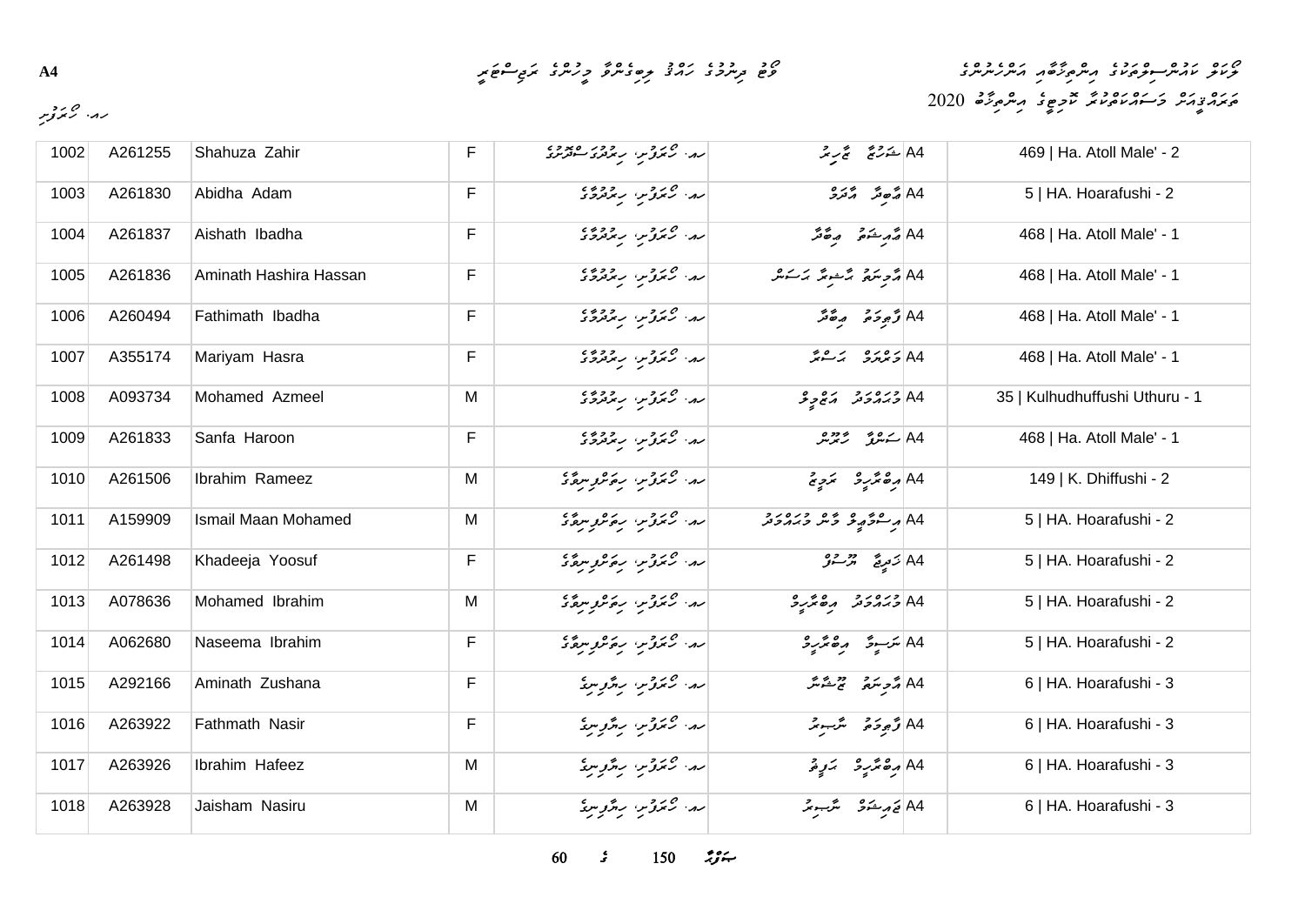| 1002 | A261255 | Shahuza Zahir | F | ހއ. ހޯރަފުށި، ހިރުދުހަނދުވަރު | A4 ޝަހުޒާ ޒާހިރު | 469 \| Ha. Atoll Male' - 2 |
|---|---|---|---|---|---|---|
| 1003 | A261830 | Abidha Adam | F | ހއ. ހޯރަފުށި، ހިރުދުވާގެ | A4 އާބިދާ އާދަމް | 5 \| HA. Hoarafushi - 2 |
| 1004 | A261837 | Aishath Ibadha | F | ހއ. ހޯރަފުށި، ހިރުދުވާގެ | A4 އާއިޝަތު އިބާދާ | 468 \| Ha. Atoll Male' - 1 |
| 1005 | A261836 | Aminath Hashira Hassan | F | ހއ. ހޯރަފުށި، ހިރުދުވާގެ | A4 އާމިނަތު ހާޝިރާ ހަސަން | 468 \| Ha. Atoll Male' - 1 |
| 1006 | A260494 | Fathimath Ibadha | F | ހއ. ހޯރަފުށި، ހިރުދުވާގެ | A4 ފާތިމަތު އިބާދާ | 468 \| Ha. Atoll Male' - 1 |
| 1007 | A355174 | Mariyam Hasra | F | ހއ. ހޯރަފުށި، ހިރުދުވާގެ | A4 މަރިޔަމް ހަސްރާ | 468 \| Ha. Atoll Male' - 1 |
| 1008 | A093734 | Mohamed Azmeel | M | ހއ. ހޯރަފުށި، ހިރުދުވާގެ | A4 މުހައްމަދު އަޒްމީލް | 35 \| Kulhudhuffushi Uthuru - 1 |
| 1009 | A261833 | Sanfa Haroon | F | ހއ. ހޯރަފުށި، ހިރުދުވާގެ | A4 ސަންފާ ހާރޫން | 468 \| Ha. Atoll Male' - 1 |
| 1010 | A261506 | Ibrahim Rameez | M | ހއ. ހޯރަފުށި، ހިޔަލްވިންގާގެ | A4 އިބްރާހީމް ރަމީޒް | 149 \| K. Dhiffushi - 2 |
| 1011 | A159909 | Ismail Maan Mohamed | M | ހއ. ހޯރަފުށި، ހިޔަލްވިންގާގެ | A4 އިސްމާޢީލް މާން މުހައްމަދު | 5 \| HA. Hoarafushi - 2 |
| 1012 | A261498 | Khadeeja Yoosuf | F | ހއ. ހޯރަފުށި، ހިޔަލްވިންގާގެ | A4 ޚަދީޖާ ޔޫސުފް | 5 \| HA. Hoarafushi - 2 |
| 1013 | A078636 | Mohamed Ibrahim | M | ހއ. ހޯރަފުށި، ހިޔަލްވިންގާގެ | A4 މުހައްމަދު އިބްރާހީމް | 5 \| HA. Hoarafushi - 2 |
| 1014 | A062680 | Naseema Ibrahim | F | ހއ. ހޯރަފުށި، ހިޔަލްވިންގާގެ | A4 ނަސީމާ އިބްރާހީމް | 5 \| HA. Hoarafushi - 2 |
| 1015 | A292166 | Aminath Zushana | F | ހއ. ހޯރަފުށި، ހިއްލުނގެ | A4 އާމިނަތު ޒުޝާނާ | 6 \| HA. Hoarafushi - 3 |
| 1016 | A263922 | Fathmath Nasir | F | ހއ. ހޯރަފުށި، ހިއްލުނގެ | A4 ފާތިމަތު ނާސިރު | 6 \| HA. Hoarafushi - 3 |
| 1017 | A263926 | Ibrahim Hafeez | M | ހއ. ހޯރަފުށި، ހިއްލުނގެ | A4 އިބްރާހީމް ހަފީޒު | 6 \| HA. Hoarafushi - 3 |
| 1018 | A263928 | Jaisham Nasiru | M | ހއ. ހޯރަފުށި، ހިއްލުނގެ | A4 ޖައިޝަމް ނާސިރު | 6 \| HA. Hoarafushi - 3 |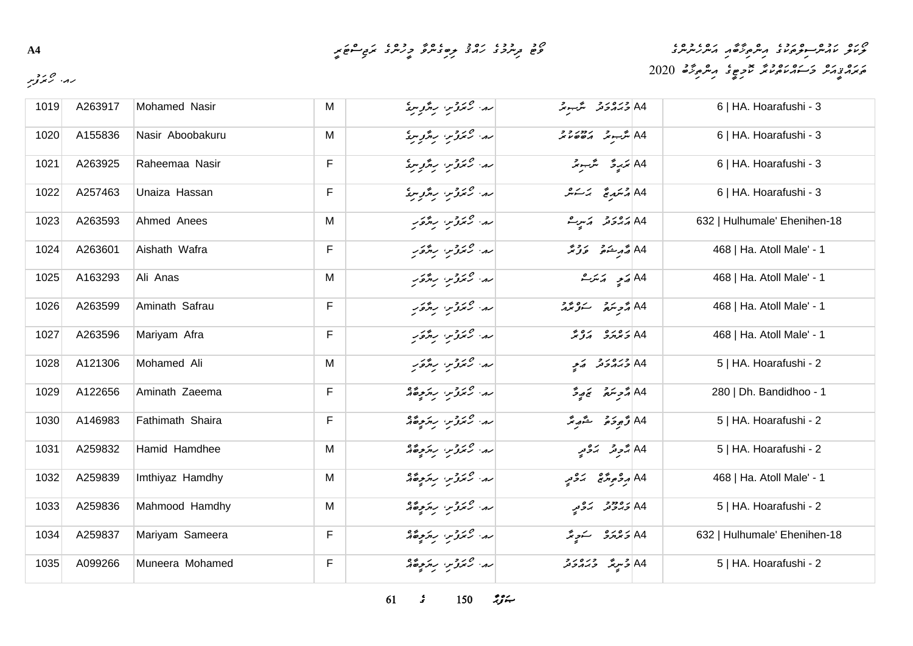| 1019 | A263917 | Mohamed Nasir | M | رە. رْىزۇس رىرۇسۇ | A4 وُبَرُمْرُوَتْرُ سَرَّبِرُ | 6 \| HA. Hoarafushi - 3 |
|---|---|---|---|---|---|---|
| 1020 | A155836 | Nasir Aboobakuru | M | رە. رْىزۇس رىرۇسۇ | A4 سَرَّبِرُ أَرَّ2222 | 6 \| HA. Hoarafushi - 3 |
| 1021 | A263925 | Raheemaa Nasir | F | رە. رْىزۇس رىرۇسۇ | A4 بَرَبِرَّ سَرَّبِرُ | 6 \| HA. Hoarafushi - 3 |
| 1022 | A257463 | Unaiza Hassan | F | رە. رْىزۇس رىرۇسۇ | A4 رُسَمَدِيَّ بَرَسَسُ | 6 \| HA. Hoarafushi - 3 |
| 1023 | A263593 | Ahmed Anees | M | رە. رْىزۇس رىرۇىر | A4 رَبْرُوَتْرُ رَسِرِّے | 632 \| Hulhumale' Ehenihen-18 |
| 1024 | A263601 | Aishath Wafra | F | رە. رْىزۇس رىرۇىر | A4 رُّمِرُشَوُ وَوْبُرُ | 468 \| Ha. Atoll Male' - 1 |
| 1025 | A163293 | Ali Anas | M | رە. رْىزۇس رىرۇىر | A4 رَمِرِ رَسَرَے | 468 \| Ha. Atoll Male' - 1 |
| 1026 | A263599 | Aminath Safrau | F | رە. رْىزۇس رىرۇىر | A4 رُّحِ سَرَهُ سَرُوْبُرُرُ | 468 \| Ha. Atoll Male' - 1 |
| 1027 | A263596 | Mariyam Afra | F | رە. رْىزۇس رىرۇىر | A4 وَبَرْبَرُ رَدُّبُرُ | 468 \| Ha. Atoll Male' - 1 |
| 1028 | A121306 | Mohamed Ali | M | رە. رْىزۇس رىرۇىر | A4 وُبَرُمْرُوَتْرُ رَمِرِ | 5 \| HA. Hoarafushi - 2 |
| 1029 | A122656 | Aminath Zaeema | F | رە. رْىزۇس رىرۇھە | A4 رُّحِ سَرَهُ يَمِرِدَّ | 280 \| Dh. Bandidhoo - 1 |
| 1030 | A146983 | Fathimath Shaira | F | رە. رْىزۇس رىرۇھە | A4 وُّجِوَحُ شَّمِرِبُّ | 5 \| HA. Hoarafushi - 2 |
| 1031 | A259832 | Hamid Hamdhee | M | رە. رْىزۇس رىرۇھە | A4 بُرُّوِتْرُ بَرُوْتِرِ | 5 \| HA. Hoarafushi - 2 |
| 1032 | A259839 | Imthiyaz Hamdhy | M | رە. رْىزۇس رىرۇھە | A4 رِدْرِوِرُّجُ بَرُوْتِرِ | 468 \| Ha. Atoll Male' - 1 |
| 1033 | A259836 | Mahmood Hamdhy | M | رە. رْىزۇس رىرۇھە | A4 وَبْرُوْتْرُ بَرُوْتِرِ | 5 \| HA. Hoarafushi - 2 |
| 1034 | A259837 | Mariyam Sameera | F | رە. رْىزۇس رىرۇھە | A4 وَبَرْبَرُ سَوِبُرُ | 632 \| Hulhumale' Ehenihen-18 |
| 1035 | A099266 | Muneera Mohamed | F | رە. رْىزۇس رىرۇھە | A4 وُّسِرِبُّ وُبَرُمْرُوَتْرُ | 5 \| HA. Hoarafushi - 2 |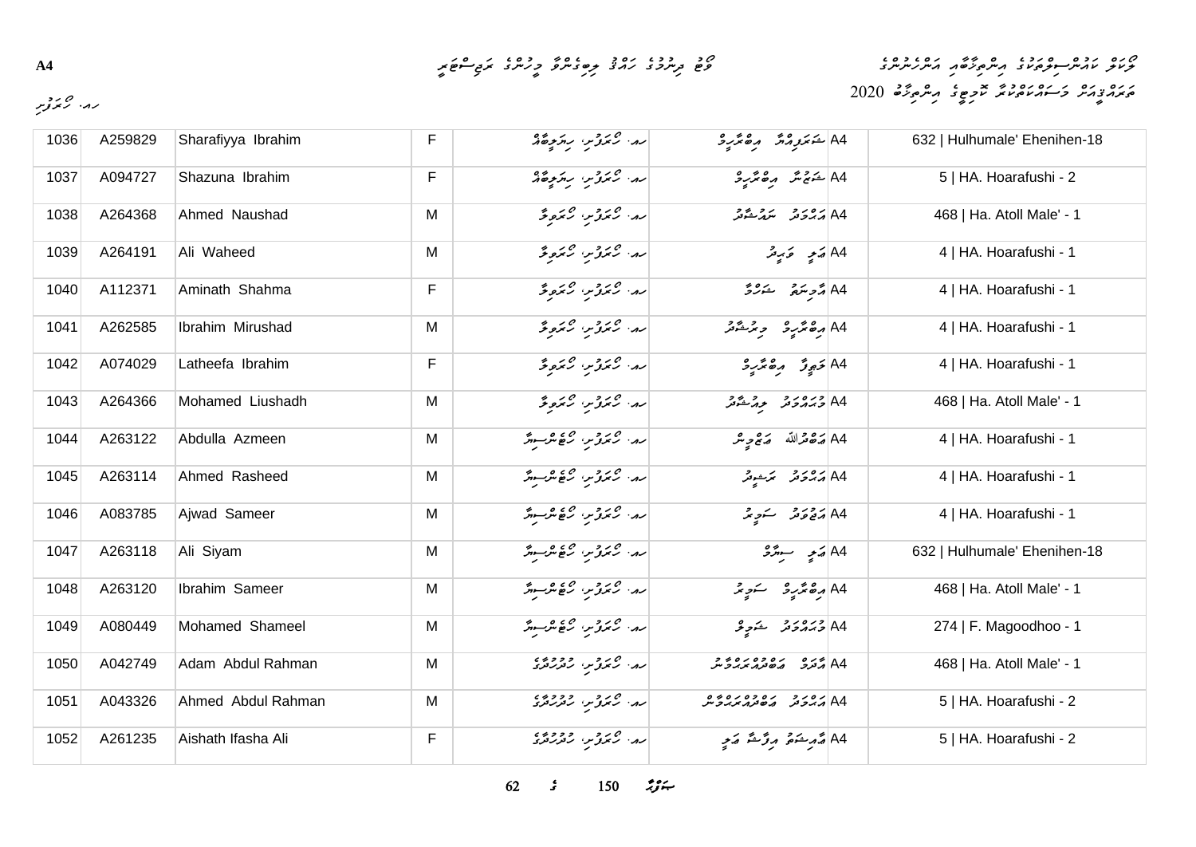| 1036 | A259829 | Sharafiyya Ibrahim | F | ހއ. ހޯރަފުށި، ހިރަފިޅުގެ | A4 ޝަރަފިއްޔާ އިބްރާހީމް | 632 \| Hulhumale' Ehenihen-18 |
|---|---|---|---|---|---|---|
| 1037 | A094727 | Shazuna Ibrahim | F | ހއ. ހޯރަފުށި، ހިރަފިޅުގެ | A4 ޝަޒުނާ އިބްރާހީމް | 5 \| HA. Hoarafushi - 2 |
| 1038 | A264368 | Ahmed Naushad | M | ހއ. ހޯރަފުށި، ހޯރަފިވާ | A4 އަހްމަދު ނައުޝާދު | 468 \| Ha. Atoll Male' - 1 |
| 1039 | A264191 | Ali Waheed | M | ހއ. ހޯރަފުށި، ހޯރަފިވާ | A4 އަލި ވަހީދު | 4 \| HA. Hoarafushi - 1 |
| 1040 | A112371 | Aminath Shahma | F | ހއ. ހޯރަފުށި، ހޯރަފިވާ | A4 އާމިނަތު ޝަހްމާ | 4 \| HA. Hoarafushi - 1 |
| 1041 | A262585 | Ibrahim Mirushad | M | ހއ. ހޯރަފުށި، ހޯރަފިވާ | A4 އިބްރާހީމް މިރުޝާދު | 4 \| HA. Hoarafushi - 1 |
| 1042 | A074029 | Latheefa Ibrahim | F | ހއ. ހޯރަފުށި، ހޯރަފިވާ | A4 ލަތީފާ އިބްރާހީމް | 4 \| HA. Hoarafushi - 1 |
| 1043 | A264366 | Mohamed Liushadh | M | ހއ. ހޯރަފުށި، ހޯރަފިވާ | A4 މުޙައްމަދު ލިއުޝާދު | 468 \| Ha. Atoll Male' - 1 |
| 1044 | A263122 | Abdulla Azmeen | M | ހއ. ހޯރަފުށި، ހޯޖެންސިއާ | A4 އަބްދުﷲ އަޒްމީން | 4 \| HA. Hoarafushi - 1 |
| 1045 | A263114 | Ahmed Rasheed | M | ހއ. ހޯރަފުށި، ހޯޖެންސިއާ | A4 އަހްމަދު ރަޝީދު | 4 \| HA. Hoarafushi - 1 |
| 1046 | A083785 | Ajwad Sameer | M | ހއ. ހޯރަފުށި، ހޯޖެންސިއާ | A4 އަޖްވަދު ސަމީރު | 4 \| HA. Hoarafushi - 1 |
| 1047 | A263118 | Ali Siyam | M | ހއ. ހޯރަފުށި، ހޯޖެންސިއާ | A4 އަލި ސިޔާމް | 632 \| Hulhumale' Ehenihen-18 |
| 1048 | A263120 | Ibrahim Sameer | M | ހއ. ހޯރަފުށި، ހޯޖެންސިއާ | A4 އިބްރާހީމް ސަމީރު | 468 \| Ha. Atoll Male' - 1 |
| 1049 | A080449 | Mohamed Shameel | M | ހއ. ހޯރަފުށި، ހޯޖެންސިއާ | A4 މުޙައްމަދު ޝަމީލު | 274 \| F. Magoodhoo - 1 |
| 1050 | A042749 | Adam Abdul Rahman | M | ހއ. ހޯރަފުށި، ހުދުހުރާ | A4 އާދަމް އަބްދުއްރަޙްމާން | 468 \| Ha. Atoll Male' - 1 |
| 1051 | A043326 | Ahmed Abdul Rahman | M | ހއ. ހޯރަފުށި، ހުދުހުރާ | A4 އަހްމަދު އަބްދުއްރަޙްމާން | 5 \| HA. Hoarafushi - 2 |
| 1052 | A261235 | Aishath Ifasha Ali | F | ހއ. ހޯރަފުށި، ހުދުހުރާ | A4 އާއިޝަތު އިފާޝާ އަލި | 5 \| HA. Hoarafushi - 2 |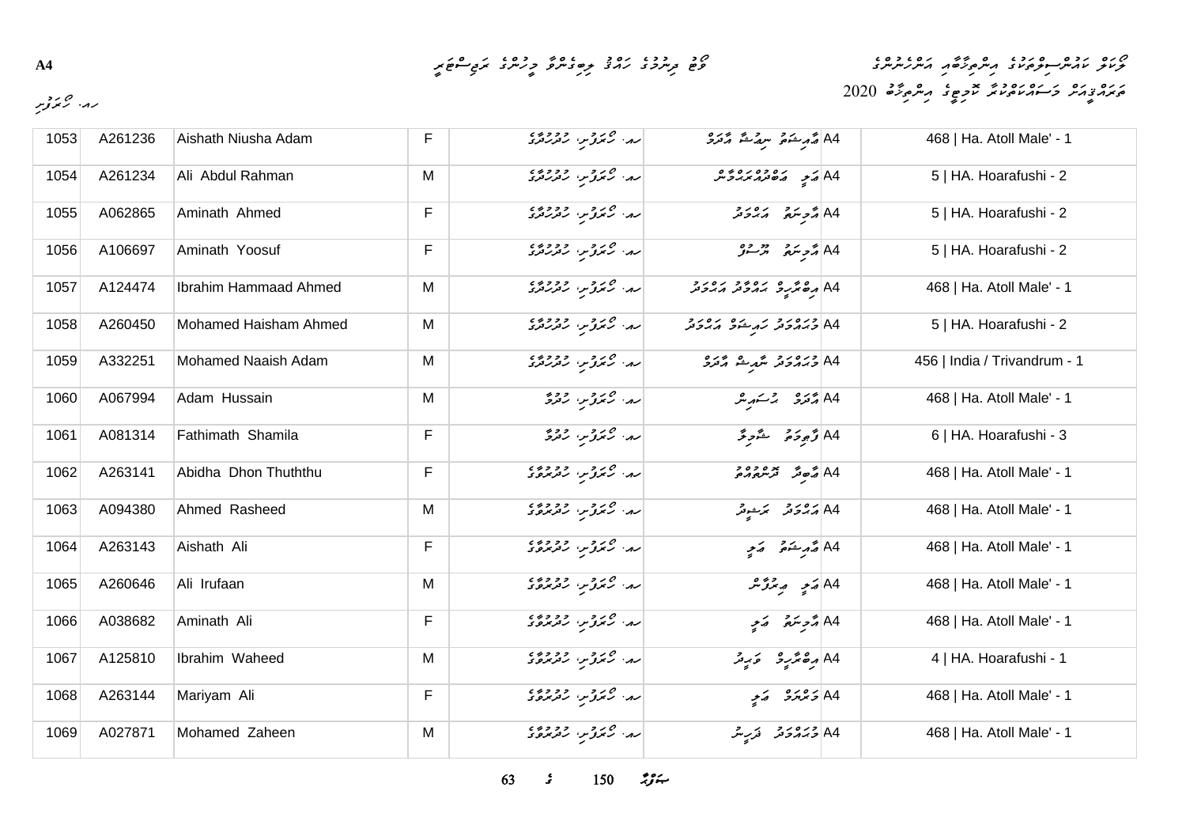| 1053 | A261236 | Aishath Niusha Adam | F | رە. رىمەترىس، رىمەترىرى | A4 مەرىشكە سىمەشگە مەمەرە | 468 \| Ha. Atoll Male' - 1 |
|---|---|---|---|---|---|---|
| 1054 | A261234 | Ali Abdul Rahman | M | رە. رىمەترىس، رىمەترىرى | A4 مەر مەھەرمەترىرگىر | 5 \| HA. Hoarafushi - 2 |
| 1055 | A062865 | Aminath Ahmed | F | رە. رىمەترىس، رىمەترىرى | A4 مەھ سەھ مەرەر ھ | 5 \| HA. Hoarafushi - 2 |
| 1056 | A106697 | Aminath Yoosuf | F | رە. رىمەترىس، رىمەترىرى | A4 مەھ سەھ مەرسىرى | 5 \| HA. Hoarafushi - 2 |
| 1057 | A124474 | Ibrahim Hammaad Ahmed | M | رە. رىمەترىس، رىمەترىرى | A4 مەھەترىرى بەرەپىر مەرەر ھ | 468 \| Ha. Atoll Male' - 1 |
| 1058 | A260450 | Mohamed Haisham Ahmed | M | رە. رىمەترىس، رىمەترىرى | A4 ۋىرەرو رىمەشەۋ مەرەر ھ | 5 \| HA. Hoarafushi - 2 |
| 1059 | A332251 | Mohamed Naaish Adam | M | رە. رىمەترىس، رىمەترىرى | A4 ۋىرەرو سەمەش مەترى | 456 \| India / Trivandrum - 1 |
| 1060 | A067994 | Adam Hussain | M | رە. رىمەترىس، رىترى | A4 مەترى بەسەمەش | 468 \| Ha. Atoll Male' - 1 |
| 1061 | A081314 | Fathimath Shamila | F | رە. رىمەترىس، رىترى | A4 ۋەجەۋ شەۋىۋ | 6 \| HA. Hoarafushi - 3 |
| 1062 | A263141 | Abidha Dhon Thuththu | F | رە. رىمەترىس، رىمەترىۋى | A4 مەھىتر تىرسىۋەر | 468 \| Ha. Atoll Male' - 1 |
| 1063 | A094380 | Ahmed Rasheed | M | رە. رىمەترىس، رىمەترىۋى | A4 مەرەر ھ ىرىشىھ | 468 \| Ha. Atoll Male' - 1 |
| 1064 | A263143 | Aishath Ali | F | رە. رىمەترىس، رىمەترىۋى | A4 مەرىشكە مەر | 468 \| Ha. Atoll Male' - 1 |
| 1065 | A260646 | Ali Irufaan | M | رە. رىمەترىس، رىمەترىۋى | A4 مەر مەمىرۇش | 468 \| Ha. Atoll Male' - 1 |
| 1066 | A038682 | Aminath Ali | F | رە. رىمەترىس، رىمەترىۋى | A4 مەھ سەھ مەر | 468 \| Ha. Atoll Male' - 1 |
| 1067 | A125810 | Ibrahim Waheed | M | رە. رىمەترىس، رىمەترىۋى | A4 مەھەترىرى ۋەيەتر | 4 \| HA. Hoarafushi - 1 |
| 1068 | A263144 | Mariyam Ali | F | رە. رىمەترىس، رىمەترىۋى | A4 ۋىرىرى مەر | 468 \| Ha. Atoll Male' - 1 |
| 1069 | A027871 | Mohamed Zaheen | M | رە. رىمەترىس، رىمەترىۋى | A4 ۋىرەرو ترىرش | 468 \| Ha. Atoll Male' - 1 |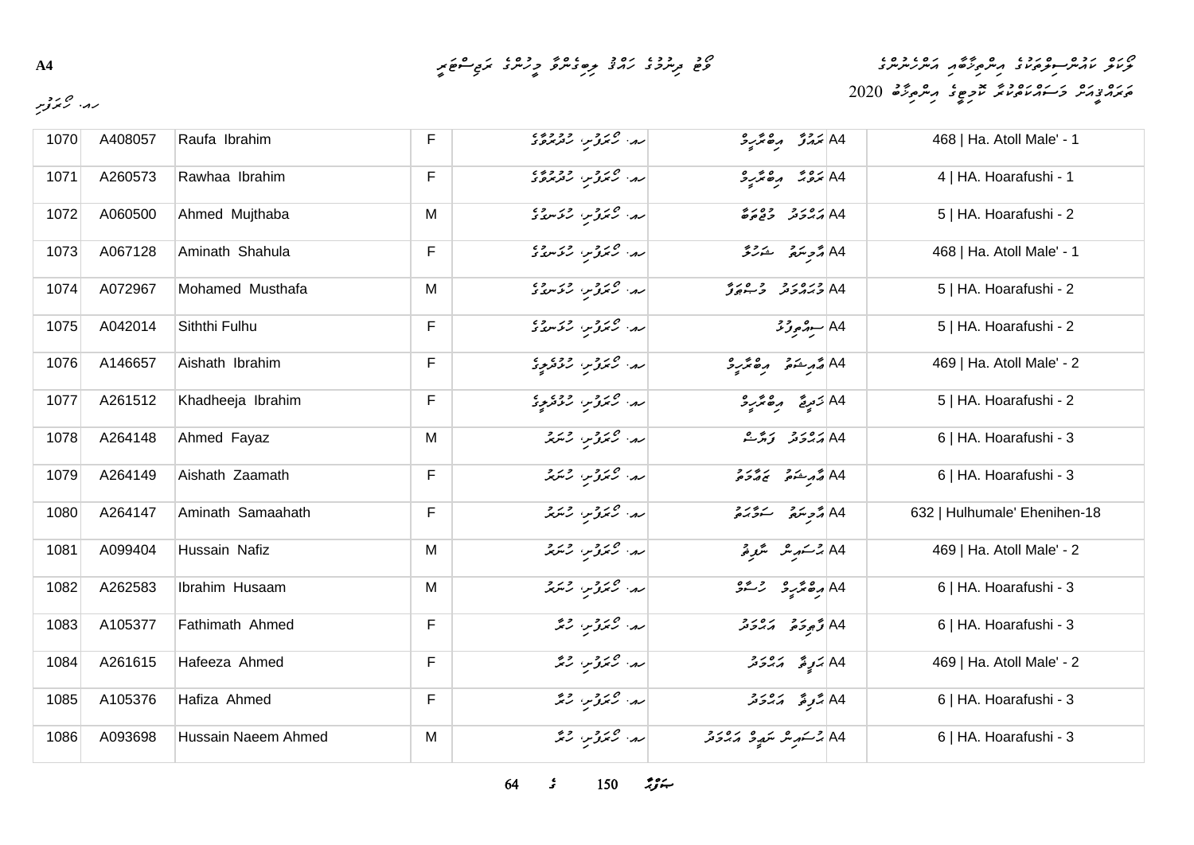| 1070 | A408057 | Raufa Ibrahim | F | ހދ. ހޯރަފުށި، ހުދުރަތްގެ | A4 ރައުފާ އިބްރާހީމް | 468 \| Ha. Atoll Male' - 1 |
|---|---|---|---|---|---|---|
| 1071 | A260573 | Rawhaa Ibrahim | F | ހދ. ހޯރަފުށި، ހުދުރަތްގެ | A4 ރަވްހާ އިބްރާހީމް | 4 \| HA. Hoarafushi - 1 |
| 1072 | A060500 | Ahmed Mujthaba | M | ހދ. ހޯރަފުށި، ހުވަނދުގެ | A4 އަހްމަދު މުޖުތަބާ | 5 \| HA. Hoarafushi - 2 |
| 1073 | A067128 | Aminath Shahula | F | ހދ. ހޯރަފުށި، ހުވަނދުގެ | A4 އާމިނަތު ޝަހުލާ | 468 \| Ha. Atoll Male' - 1 |
| 1074 | A072967 | Mohamed Musthafa | M | ހދ. ހޯރަފުށި، ހުވަނދުގެ | A4 މުހައްމަދު މުސްތަފާ | 5 \| HA. Hoarafushi - 2 |
| 1075 | A042014 | Siththi Fulhu | F | ހދ. ހޯރަފުށި، ހުވަނދުގެ | A4 ސިއްތިފުޅު | 5 \| HA. Hoarafushi - 2 |
| 1076 | A146657 | Aishath Ibrahim | F | ހދ. ހޯރަފުށި، ހުވަދުވިލާ | A4 އާއިޝަތު އިބްރާހީމް | 469 \| Ha. Atoll Male' - 2 |
| 1077 | A261512 | Khadheeja Ibrahim | F | ހދ. ހޯރަފުށި، ހުވަދުވިލާ | A4 ޚަދީޖާ އިބްރާހީމް | 5 \| HA. Hoarafushi - 2 |
| 1078 | A264148 | Ahmed Fayaz | M | ހދ. ހޯރަފުށި، ހުނަރު | A4 އަހްމަދު ފައްޔާޒް | 6 \| HA. Hoarafushi - 3 |
| 1079 | A264149 | Aishath Zaamath | F | ހދ. ހޯރަފުށި، ހުނަރު | A4 އާއިޝަތު ޒާމަތު | 6 \| HA. Hoarafushi - 3 |
| 1080 | A264147 | Aminath Samaahath | F | ހދ. ހޯރަފުށި، ހުނަރު | A4 އާމިނަތު ސަމާހަތު | 632 \| Hulhumale' Ehenihen-18 |
| 1081 | A099404 | Hussain Nafiz | M | ހދ. ހޯރަފުށި، ހުނަރު | A4 ހުސައިން ނާފިޒު | 469 \| Ha. Atoll Male' - 2 |
| 1082 | A262583 | Ibrahim Husaam | M | ހދ. ހޯރަފުށި، ހުނަރު | A4 އިބްރާހީމް ހުސާމް | 6 \| HA. Hoarafushi - 3 |
| 1083 | A105377 | Fathimath Ahmed | F | ހދ. ހޯރަފުށި، ހުރާ | A4 ފާތިމަތު އަހްމަދު | 6 \| HA. Hoarafushi - 3 |
| 1084 | A261615 | Hafeeza Ahmed | F | ހދ. ހޯރަފުށި، ހުރާ | A4 ހަފީޒާ އަހްމަދު | 469 \| Ha. Atoll Male' - 2 |
| 1085 | A105376 | Hafiza Ahmed | F | ހދ. ހޯރަފުށި، ހުރާ | A4 ހާފިޒާ އަހްމަދު | 6 \| HA. Hoarafushi - 3 |
| 1086 | A093698 | Hussain Naeem Ahmed | M | ހދ. ހޯރަފުށި، ހުރާ | A4 ހުސައިން ނަޢީމް އަހްމަދު | 6 \| HA. Hoarafushi - 3 |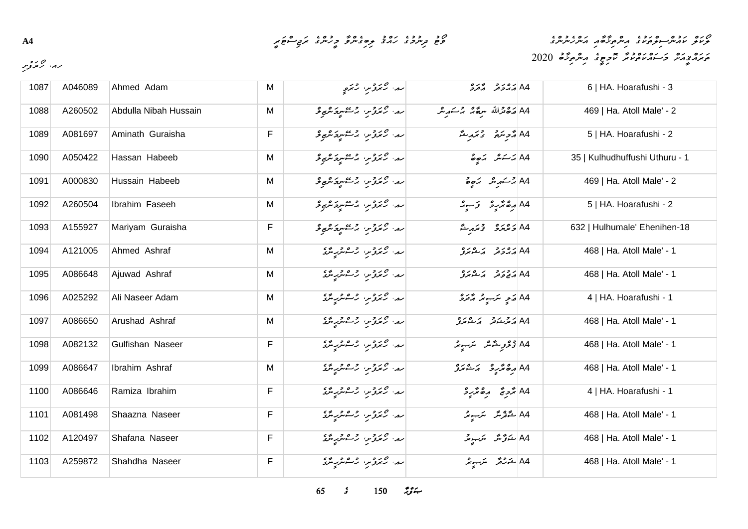| 1087 | A046089 | Ahmed Adam | M | ހއ. ހޯރަފުށި، ހެނަލީ | A4 އަހްމަދު އާދަމް | 6 \| HA. Hoarafushi - 3 |
|---|---|---|---|---|---|---|
| 1088 | A260502 | Abdulla Nibah Hussain | M | ހއ. ހޯރަފުށި، ޙުސްނީމަންޒިލް | A4 އަބްދުﷲ ނިބާހް ޙުސައިން | 469 \| Ha. Atoll Male' - 2 |
| 1089 | A081697 | Aminath Guraisha | F | ހއ. ހޯރަފުށި، ޙުސްނީމަންޒިލް | A4 އާމިނަތު ގުރައިޝާ | 5 \| HA. Hoarafushi - 2 |
| 1090 | A050422 | Hassan Habeeb | M | ހއ. ހޯރަފުށި، ޙުސްނީމަންޒިލް | A4 ހަސަން ހަބީބު | 35 \| Kulhudhuffushi Uthuru - 1 |
| 1091 | A000830 | Hussain Habeeb | M | ހއ. ހޯރަފުށި، ޙުސްނީމަންޒިލް | A4 ހުސައިން ހަބީބު | 469 \| Ha. Atoll Male' - 2 |
| 1092 | A260504 | Ibrahim Faseeh | M | ހއ. ހޯރަފުށި، ޙުސްނީމަންޒިލް | A4 އިބްރާހީމް ފަސީހު | 5 \| HA. Hoarafushi - 2 |
| 1093 | A155927 | Mariyam Guraisha | F | ހއ. ހޯރަފުށި، ޙުސްނީމަންޒިލް | A4 މަރިޔަމް ގުރައިޝާ | 632 \| Hulhumale' Ehenihen-18 |
| 1094 | A121005 | Ahmed Ashraf | M | ހއ. ހޯރަފުށި، ހުސްނޫރީނާ | A4 އަހްމަދު އަޝްރަފް | 468 \| Ha. Atoll Male' - 1 |
| 1095 | A086648 | Ajuwad Ashraf | M | ހއ. ހޯރަފުށި، ހުސްނޫރީނާ | A4 އަޖުވަދު އަޝްރަފް | 468 \| Ha. Atoll Male' - 1 |
| 1096 | A025292 | Ali Naseer Adam | M | ހއ. ހޯރަފުށި، ހުސްނޫރީނާ | A4 އަލި ނަސީރު އާދަމް | 4 \| HA. Hoarafushi - 1 |
| 1097 | A086650 | Arushad Ashraf | M | ހއ. ހޯރަފުށި، ހުސްނޫރީނާ | A4 އަރުޝަދު އަޝްރަފް | 468 \| Ha. Atoll Male' - 1 |
| 1098 | A082132 | Gulfishan Naseer | F | ހއ. ހޯރަފުށި، ހުސްނޫރީނާ | A4 ގުލްފިޝާން ނަސީރު | 468 \| Ha. Atoll Male' - 1 |
| 1099 | A086647 | Ibrahim Ashraf | M | ހއ. ހޯރަފުށި، ހުސްނޫރީނާ | A4 އިބްރާހީމް އަޝްރަފް | 468 \| Ha. Atoll Male' - 1 |
| 1100 | A086646 | Ramiza Ibrahim | F | ހއ. ހޯރަފުށި، ހުސްނޫރީނާ | A4 ރާމިޒާ އިބްރާހީމް | 4 \| HA. Hoarafushi - 1 |
| 1101 | A081498 | Shaazna Naseer | F | ހއ. ހޯރަފުށި، ހުސްނޫރީނާ | A4 ޝާޒްނާ ނަސީރު | 468 \| Ha. Atoll Male' - 1 |
| 1102 | A120497 | Shafana Naseer | F | ހއ. ހޯރަފުށި، ހުސްނޫރީނާ | A4 ޝަފާނާ ނަސީރު | 468 \| Ha. Atoll Male' - 1 |
| 1103 | A259872 | Shahdha Naseer | F | ހއ. ހޯރަފުށި، ހުސްނޫރީނާ | A4 ޝަހްދާ ނަސީރު | 468 \| Ha. Atoll Male' - 1 |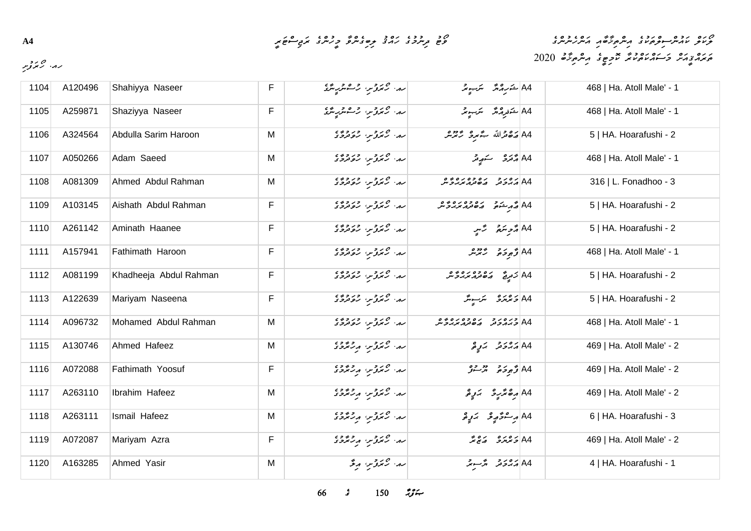| 1104 | A120496 | Shahiyya Naseer | F | ހދ. ހޯރަފުށި، ހުސްނާރީޙާގޭ | A4 ޝަހިއްޔާ ނަސީރު | 468 \| Ha. Atoll Male' - 1 |
|---|---|---|---|---|---|---|
| 1105 | A259871 | Shaziyya Naseer | F | ހދ. ހޯރަފުށި، ހުސްނާރީޙާގޭ | A4 ޝަޒިއްޔާ ނަސީރު | 468 \| Ha. Atoll Male' - 1 |
| 1106 | A324564 | Abdulla Sarim Haroon | M | ހދ. ހޯރަފުށި، ހުވަދުމާގެ | A4 އަބްދުﷲ ސާރިމް ހާރޫން | 5 \| HA. Hoarafushi - 2 |
| 1107 | A050266 | Adam Saeed | M | ހދ. ހޯރަފުށި، ހުވަދުމާގެ | A4 އާދަމް ސަޢީދު | 468 \| Ha. Atoll Male' - 1 |
| 1108 | A081309 | Ahmed Abdul Rahman | M | ހދ. ހޯރަފުށި، ހުވަދުމާގެ | A4 އަޙްމަދު އަބްދުއްރަޙްމާން | 316 \| L. Fonadhoo - 3 |
| 1109 | A103145 | Aishath Abdul Rahman | F | ހދ. ހޯރަފުށި، ހުވަދުމާގެ | A4 އާއިޝަތު އަބްދުއްރަޙްމާން | 5 \| HA. Hoarafushi - 2 |
| 1110 | A261142 | Aminath Haanee | F | ހދ. ހޯރަފުށި، ހުވަދުމާގެ | A4 އާމިނަތު ހާނީ | 5 \| HA. Hoarafushi - 2 |
| 1111 | A157941 | Fathimath Haroon | F | ހދ. ހޯރަފުށި، ހުވަދުމާގެ | A4 ފާތިމަތު ހާރޫން | 468 \| Ha. Atoll Male' - 1 |
| 1112 | A081199 | Khadheeja Abdul Rahman | F | ހދ. ހޯރަފުށި، ހުވަދުމާގެ | A4 ޚަދީޖާ އަބްދުއްރަޙްމާން | 5 \| HA. Hoarafushi - 2 |
| 1113 | A122639 | Mariyam Naseena | F | ހދ. ހޯރަފުށި، ހުވަދުމާގެ | A4 މަރިޔަމް ނަސީނާ | 5 \| HA. Hoarafushi - 2 |
| 1114 | A096732 | Mohamed Abdul Rahman | M | ހދ. ހޯރަފުށި، ހުވަދުމާގެ | A4 މުޙައްމަދު އަބްދުއްރަޙްމާން | 468 \| Ha. Atoll Male' - 1 |
| 1115 | A130746 | Ahmed Hafeez | M | ހދ. ހޯރަފުށި، އިހުސާނީގެ | A4 އަޙްމަދު ޙަފީޒު | 469 \| Ha. Atoll Male' - 2 |
| 1116 | A072088 | Fathimath Yoosuf | F | ހދ. ހޯރަފުށި، އިހުސާނީގެ | A4 ފާތިމަތު ޔޫސުފް | 469 \| Ha. Atoll Male' - 2 |
| 1117 | A263110 | Ibrahim Hafeez | M | ހދ. ހޯރަފުށި، އިހުސާނީގެ | A4 އިބްރާހީމް ޙަފީޒު | 469 \| Ha. Atoll Male' - 2 |
| 1118 | A263111 | Ismail Hafeez | M | ހދ. ހޯރަފުށި، އިހުސާނީގެ | A4 އިސްމާޢީލް ޙަފީޒު | 6 \| HA. Hoarafushi - 3 |
| 1119 | A072087 | Mariyam Azra | F | ހދ. ހޯރަފުށި، އިހުސާނީގެ | A4 މަރިޔަމް އަޒްރާ | 469 \| Ha. Atoll Male' - 2 |
| 1120 | A163285 | Ahmed Yasir | M | ހދ. ހޯރަފުށި، އިލާ | A4 އަޙްމަދު ޔާސިރު | 4 \| HA. Hoarafushi - 1 |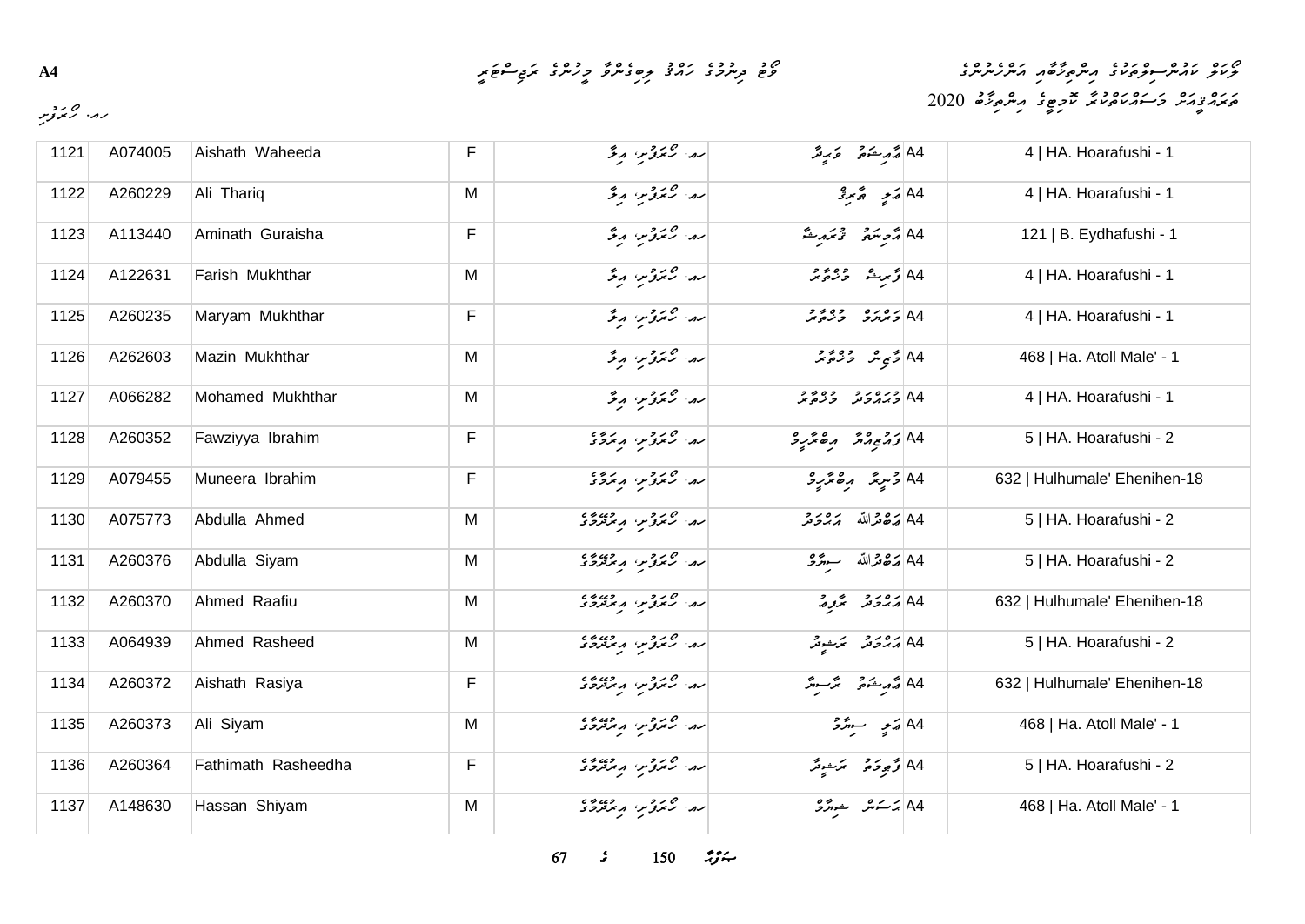| 1121 | A074005 | Aishath Waheeda | F | رە. رىمەرىر، مەگ | A4 مەم شەھ ئەرپىر | 4 \| HA. Hoarafushi - 1 |
|---|---|---|---|---|---|---|
| 1122 | A260229 | Ali Thariq | M | رە. رىمەرىر، مەگ | A4 مەمچ ھەمرى | 4 \| HA. Hoarafushi - 1 |
| 1123 | A113440 | Aminath Guraisha | F | رە. رىمەرىر، مەگ | A4 مەمەسى ئىممەشە | 121 \| B. Eydhafushi - 1 |
| 1124 | A122631 | Farish Mukhthar | M | رە. رىمەرىر، مەگ | A4 ۇىرىشە ئەرەمچ | 4 \| HA. Hoarafushi - 1 |
| 1125 | A260235 | Maryam Mukhthar | F | رە. رىمەرىر، مەگ | A4 ئەيرىر ئەرەمچ | 4 \| HA. Hoarafushi - 1 |
| 1126 | A262603 | Mazin Mukhthar | M | رە. رىمەرىر، مەگ | A4 ئەيمى ئەرەمچ | 468 \| Ha. Atoll Male' - 1 |
| 1127 | A066282 | Mohamed Mukhthar | M | رە. رىمەرىر، مەگ | A4 ئەرەرد ئەرەمچ | 4 \| HA. Hoarafushi - 1 |
| 1128 | A260352 | Fawziyya Ibrahim | F | رە. رىمەرىر، مەمەرى | A4 ئەمىمەگ مەھمەرى | 5 \| HA. Hoarafushi - 2 |
| 1129 | A079455 | Muneera Ibrahim | F | رە. رىمەرىر، مەمەرى | A4 ئەسرىگ مەھمەرى | 632 \| Hulhumale' Ehenihen-18 |
| 1130 | A075773 | Abdulla Ahmed | M | رە. رىمەرىر، مەمەدىرى | A4 مەھەراللە مەردەر | 5 \| HA. Hoarafushi - 2 |
| 1131 | A260376 | Abdulla Siyam | M | رە. رىمەرىر، مەمەدىرى | A4 مەھەراللە سەمۇ | 5 \| HA. Hoarafushi - 2 |
| 1132 | A260370 | Ahmed Raafiu | M | رە. رىمەرىر، مەمەدىرى | A4 مەردەر مۇرە | 632 \| Hulhumale' Ehenihen-18 |
| 1133 | A064939 | Ahmed Rasheed | M | رە. رىمەرىر، مەمەدىرى | A4 مەردەر مەشوتر | 5 \| HA. Hoarafushi - 2 |
| 1134 | A260372 | Aishath Rasiya | F | رە. رىمەرىر، مەمەدىرى | A4 مەم شەھ مۇسەمگ | 632 \| Hulhumale' Ehenihen-18 |
| 1135 | A260373 | Ali Siyam | M | رە. رىمەرىر، مەمەدىرى | A4 مەمچ سەمۇ | 468 \| Ha. Atoll Male' - 1 |
| 1136 | A260364 | Fathimath Rasheedha | F | رە. رىمەرىر، مەمەدىرى | A4 ۇمورى مەشوتر | 5 \| HA. Hoarafushi - 2 |
| 1137 | A148630 | Hassan Shiyam | M | رە. رىمەرىر، مەمەدىرى | A4 برسەس شەمۇ | 468 \| Ha. Atoll Male' - 1 |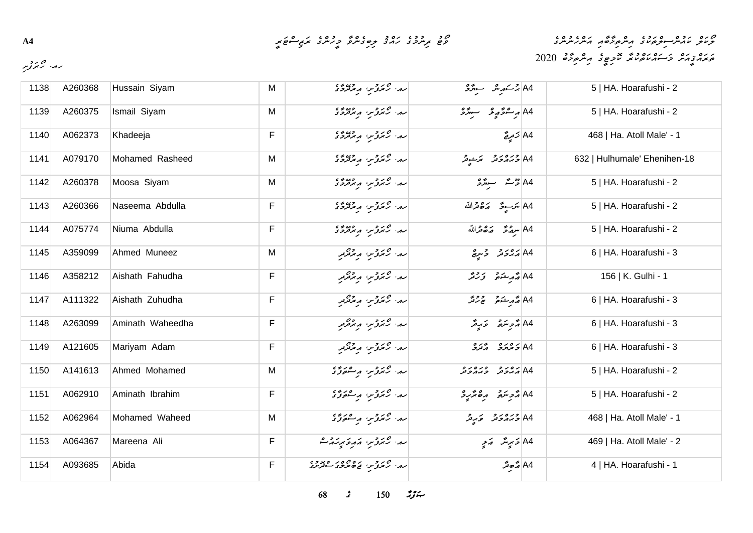| 1138 | A260368 | Hussain Siyam | M | رەب رىمەرىس مەمرىرىرى | A4 بۇسەمەيىر سېرگو | 5 \| HA. Hoarafushi - 2 |
|---|---|---|---|---|---|---|
| 1139 | A260375 | Ismail Siyam | M | رەب رىمەرىس مەمرىرىرى | A4 مەسكۇمەيى سېرگو | 5 \| HA. Hoarafushi - 2 |
| 1140 | A062373 | Khadeeja | F | رەب رىمەرىس مەمرىرىرى | A4 زَمرِجَّ | 468 \| Ha. Atoll Male' - 1 |
| 1141 | A079170 | Mohamed Rasheed | M | رەب رىمەرىس مەمرىرىرى | A4 ۋىزەرد ترىشوتر | 632 \| Hulhumale' Ehenihen-18 |
| 1142 | A260378 | Moosa Siyam | M | رەب رىمەرىس مەمرىرىرى | A4 ژئے سېرگو | 5 \| HA. Hoarafushi - 2 |
| 1143 | A260366 | Naseema Abdulla | F | رەب رىمەرىس مەمرىرىرى | A4 سَرَسِرِدَّ مَەقراللە | 5 \| HA. Hoarafushi - 2 |
| 1144 | A075774 | Niuma Abdulla | F | رەب رىمەرىس مەمرىرىرى | A4 سِمەڭ مَەقراللە | 5 \| HA. Hoarafushi - 2 |
| 1145 | A359099 | Ahmed Muneez | M | رەب رىمەرىس مەمرىرىر | A4 مەبرەتر ۋىترىچ | 6 \| HA. Hoarafushi - 3 |
| 1146 | A358212 | Aishath Fahudha | F | رەب رىمەرىس مەمرىرىر | A4 مەمرىشەم ۋرىتر | 156 \| K. Gulhi - 1 |
| 1147 | A111322 | Aishath Zuhudha | F | رەب رىمەرىس مەمرىرىر | A4 مەمرىشەم يى رىتر | 6 \| HA. Hoarafushi - 3 |
| 1148 | A263099 | Aminath Waheedha | F | رەب رىمەرىس مەمرىرىر | A4 مەجەسى ۋىرىتر | 6 \| HA. Hoarafushi - 3 |
| 1149 | A121605 | Mariyam Adam | F | رەب رىمەرىس مەمرىرىر | A4 ۋىمەرو مەتىرى | 6 \| HA. Hoarafushi - 3 |
| 1150 | A141613 | Ahmed Mohamed | M | رەب رىمەرىس مەسكەۋى | A4 مەبرەتر ۋىزەرد | 5 \| HA. Hoarafushi - 2 |
| 1151 | A062910 | Aminath Ibrahim | F | رەب رىمەرىس مەسكەۋى | A4 مەجەسى مەھىمەرو | 5 \| HA. Hoarafushi - 2 |
| 1152 | A062964 | Mohamed Waheed | M | رەب رىمەرىس مەسكەۋى | A4 ۋىزەرد ۋىرىتر | 468 \| Ha. Atoll Male' - 1 |
| 1153 | A064367 | Mareena Ali | F | رەب رىمەرىس مەمەۋىمەرەم | A4 ۋىمرىتر مەمو | 469 \| Ha. Atoll Male' - 2 |
| 1154 | A093685 | Abida | F | رەب رىمەرىس ئەھىرىرى سوترىرى | A4 مەھىتر | 4 \| HA. Hoarafushi - 1 |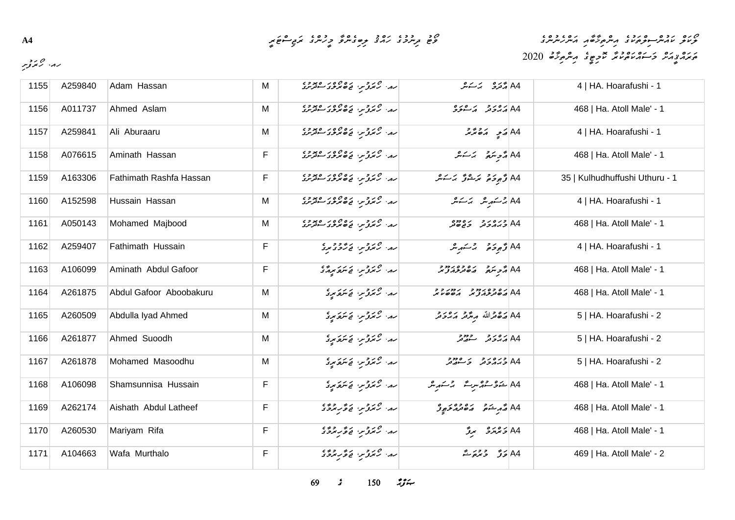| 1155 | A259840 | Adam Hassan | M | ހއ. ހޯރަފުށި، ޖަބަރުވާގޭ ސްޓޯރ | އާދަމް ހަސަން A4 | 4 \| HA. Hoarafushi - 1 |
|---|---|---|---|---|---|---|
| 1156 | A011737 | Ahmed Aslam | M | ހއ. ހޯރަފުށި، ޖަބަރުވާގޭ ސްޓޯރ | އަހުމަދު އަސްލަމް A4 | 468 \| Ha. Atoll Male' - 1 |
| 1157 | A259841 | Ali Aburaaru | M | ހއ. ހޯރަފުށި، ޖަބަރުވާގޭ ސްޓޯރ | އަލި އަބުރާރު A4 | 4 \| HA. Hoarafushi - 1 |
| 1158 | A076615 | Aminath Hassan | F | ހއ. ހޯރަފުށި، ޖަބަރުވާގޭ ސްޓޯރ | އާމިނަތު ހަސަން A4 | 468 \| Ha. Atoll Male' - 1 |
| 1159 | A163306 | Fathimath Rashfa Hassan | F | ހއ. ހޯރަފުށި، ޖަބަރުވާގޭ ސްޓޯރ | ފާތިމަތު ރަޝްފާ ހަސަން A4 | 35 \| Kulhudhuffushi Uthuru - 1 |
| 1160 | A152598 | Hussain Hassan | M | ހއ. ހޯރަފުށި، ޖަބަރުވާގޭ ސްޓޯރ | ހުސައިން ހަސަން A4 | 4 \| HA. Hoarafushi - 1 |
| 1161 | A050143 | Mohamed Majbood | M | ހއ. ހޯރަފުށި، ޖަބަރުވާގޭ ސްޓޯރ | މުހައްމަދު މަޖްބޫދު A4 | 468 \| Ha. Atoll Male' - 1 |
| 1162 | A259407 | Fathimath Hussain | F | ހއ. ހޯރަފުށި، ޖަހާމާގެ | ފާތިމަތު ހުސައިން A4 | 4 \| HA. Hoarafushi - 1 |
| 1163 | A106099 | Aminath Abdul Gafoor | F | ހއ. ހޯރަފުށި، ޖަނަވަރީއާގެ | އާމިނަތު އަބްދުލްޣަފޫރު A4 | 468 \| Ha. Atoll Male' - 1 |
| 1164 | A261875 | Abdul Gafoor Aboobakuru | M | ހއ. ހޯރަފުށި، ޖަނަވަރީގެ | އަބްދުލްޣަފޫރު އަބޫބަކުރު A4 | 468 \| Ha. Atoll Male' - 1 |
| 1165 | A260509 | Abdulla Iyad Ahmed | M | ހއ. ހޯރަފުށި، ޖަނަވަރީގެ | އަބްދުﷲ އިޔާދު އަހުމަދު A4 | 5 \| HA. Hoarafushi - 2 |
| 1166 | A261877 | Ahmed Suoodh | M | ހއ. ހޯރަފުށި، ޖަނަވަރީގެ | އަހުމަދު ސުޢޫދު A4 | 5 \| HA. Hoarafushi - 2 |
| 1167 | A261878 | Mohamed Masoodhu | M | ހއ. ހޯރަފުށި، ޖަނަވަރީގެ | މުހައްމަދު މަސްޢޫދު A4 | 5 \| HA. Hoarafushi - 2 |
| 1168 | A106098 | Shamsunnisa Hussain | F | ހއ. ހޯރަފުށި، ޖަނަވަރީގެ | ޝަމްސުންނިސާ ހުސައިން A4 | 468 \| Ha. Atoll Male' - 1 |
| 1169 | A262174 | Aishath Abdul Latheef | F | ހއ. ހޯރަފުށި، ޖަވާހިރުގެ | އާއިޝަތު އަބްދުއްލަޠީފު A4 | 468 \| Ha. Atoll Male' - 1 |
| 1170 | A260530 | Mariyam Rifa | F | ހއ. ހޯރަފުށި، ޖަވާހިރުގެ | މަރިޔަމް ރިފާ A4 | 468 \| Ha. Atoll Male' - 1 |
| 1171 | A104663 | Wafa Murthalo | F | ހއ. ހޯރަފުށި، ޖަވާހިރުގެ | ވަފާ މުރްތަލާ A4 | 469 \| Ha. Atoll Male' - 2 |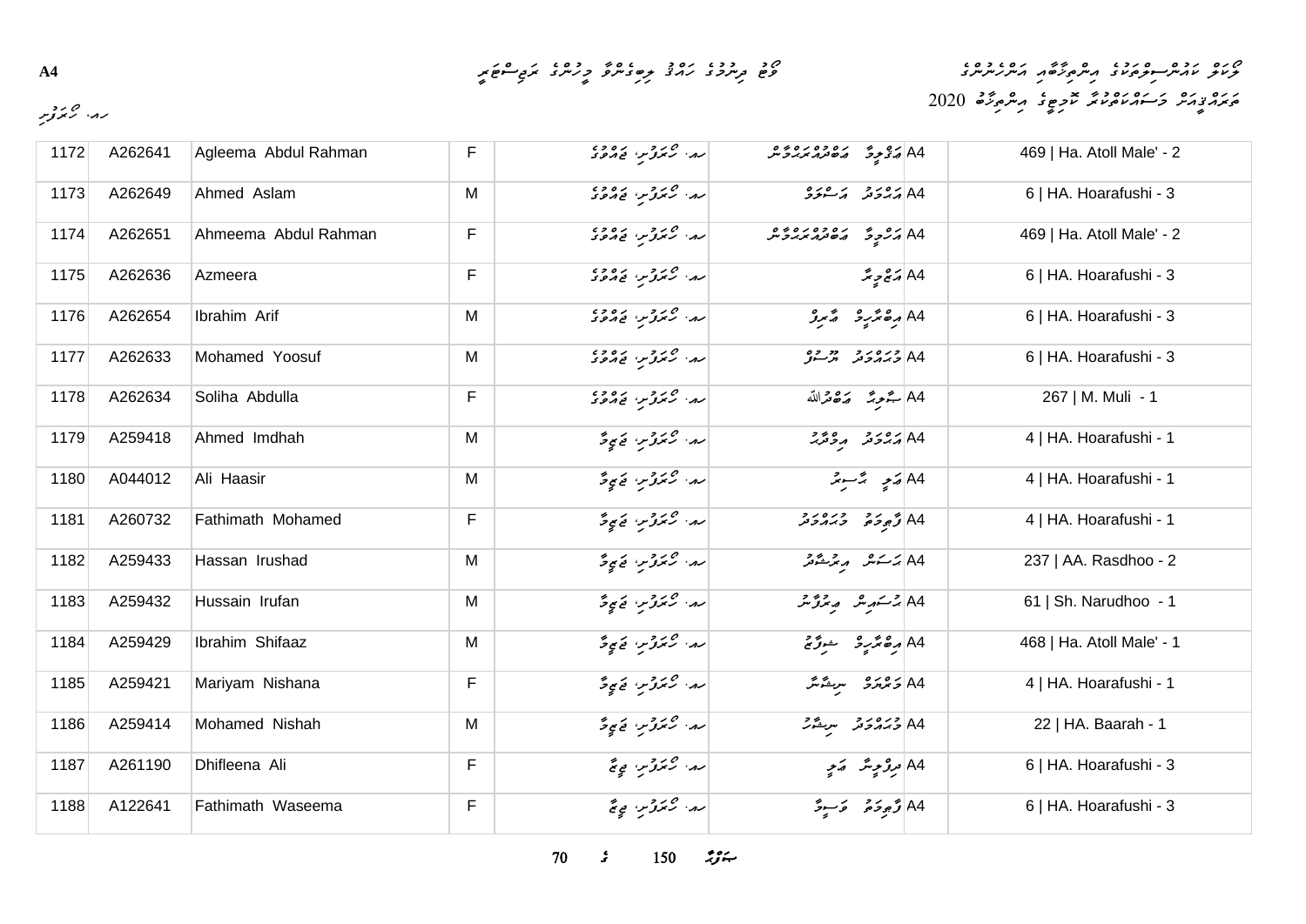| 1172 | A262641 | Agleema Abdul Rahman | F | ހދ. ހޯރަފުށި ޖަޒީރާގެ | A4 ޢަގްލީމާ ޢަބްދުއްރަޙްމާން | 469 \| Ha. Atoll Male' - 2 |
|---|---|---|---|---|---|---|
| 1173 | A262649 | Ahmed Aslam | M | ހދ. ހޯރަފުށި ޖަޒީރާގެ | A4 އަޙްމަދު އަސްލަމް | 6 \| HA. Hoarafushi - 3 |
| 1174 | A262651 | Ahmeema Abdul Rahman | F | ހދ. ހޯރަފުށި ޖަޒީރާގެ | A4 އަޙުމީމާ ޢަބްދުއްރަޙްމާން | 469 \| Ha. Atoll Male' - 2 |
| 1175 | A262636 | Azmeera | F | ހދ. ހޯރަފުށި ޖަޒީރާގެ | A4 އަޒްމީރާ | 6 \| HA. Hoarafushi - 3 |
| 1176 | A262654 | Ibrahim Arif | M | ހދ. ހޯރަފުށި ޖަޒީރާގެ | A4 އިބްރާހީމް ޢާރިފް | 6 \| HA. Hoarafushi - 3 |
| 1177 | A262633 | Mohamed Yoosuf | M | ހދ. ހޯރަފުށި ޖަޒީރާގެ | A4 މުޙައްމަދު ޔޫސުފް | 6 \| HA. Hoarafushi - 3 |
| 1178 | A262634 | Soliha Abdulla | F | ހދ. ހޯރަފުށި ޖަޒީރާގެ | A4 ޞާލިޙާ ޢަބްދުﷲ | 267 \| M. Muli - 1 |
| 1179 | A259418 | Ahmed Imdhah | M | ހދ. ހޯރަފުށި ޖަނީމާ | A4 އަޙްމަދު އިމްދާޙް | 4 \| HA. Hoarafushi - 1 |
| 1180 | A044012 | Ali Haasir | M | ހދ. ހޯރަފުށި ޖަނީމާ | A4 ޢަލީ ހާސިރު | 4 \| HA. Hoarafushi - 1 |
| 1181 | A260732 | Fathimath Mohamed | F | ހދ. ހޯރަފުށި ޖަނީމާ | A4 ފާޠިމަތު މުޙައްމަދު | 4 \| HA. Hoarafushi - 1 |
| 1182 | A259433 | Hassan Irushad | M | ހދ. ހޯރަފުށި ޖަނީމާ | A4 ހަސަން އިރުޝާދު | 237 \| AA. Rasdhoo - 2 |
| 1183 | A259432 | Hussain Irufan | M | ހދ. ހޯރަފުށި ޖަނީމާ | A4 ހުސައިން އިރުފާން | 61 \| Sh. Narudhoo - 1 |
| 1184 | A259429 | Ibrahim Shifaaz | M | ހދ. ހޯރަފުށި ޖަނީމާ | A4 އިބްރާހީމް ޝިފާޒް | 468 \| Ha. Atoll Male' - 1 |
| 1185 | A259421 | Mariyam Nishana | F | ހދ. ހޯރަފުށި ޖަނީމާ | A4 މަރިޔަމް ނިޝާނާ | 4 \| HA. Hoarafushi - 1 |
| 1186 | A259414 | Mohamed Nishah | M | ހދ. ހޯރަފުށި ޖަނީމާ | A4 މުޙައްމަދު ނިޝާޙް | 22 \| HA. Baarah - 1 |
| 1187 | A261190 | Dhifleena Ali | F | ހދ. ހޯރަފުށި ޖީޖާ | A4 ދިފްލީނާ ޢަލީ | 6 \| HA. Hoarafushi - 3 |
| 1188 | A122641 | Fathimath Waseema | F | ހދ. ހޯރަފުށި ޖީޖާ | A4 ފާޠިމަތު ވަސީމާ | 6 \| HA. Hoarafushi - 3 |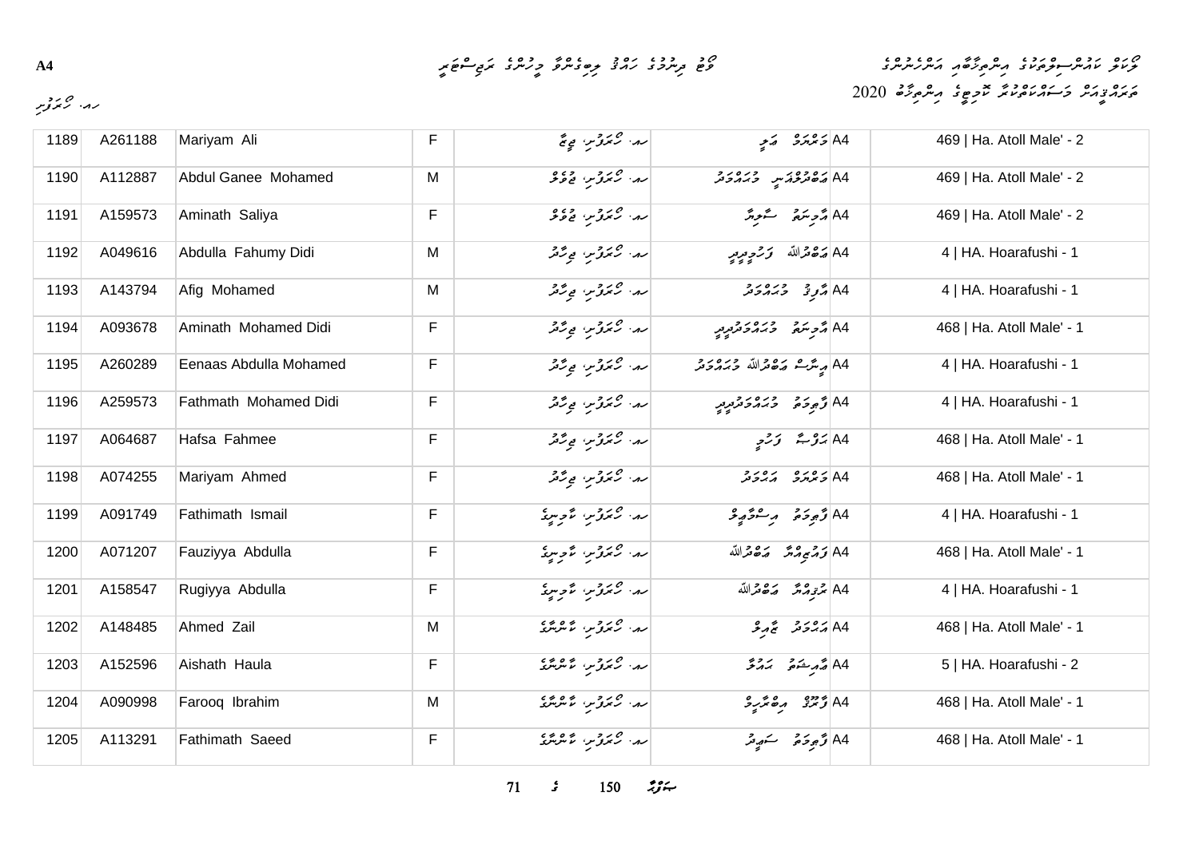| 1189 | A261188 | Mariyam Ali | F | ހއ. ހޯރަފުށި، ތިލަ | ވަރަހަ އަލީ A4 | 469 \| Ha. Atoll Male' - 2 |
|---|---|---|---|---|---|---|
| 1190 | A112887 | Abdul Ganee Mohamed | M | ހއ. ހޯރަފުށި، ޗަމެލީ | އަބްދުލްޣަނީ މުހައްމަދު A4 | 469 \| Ha. Atoll Male' - 2 |
| 1191 | A159573 | Aminath Saliya | F | ހއ. ހޯރަފުށި، ޗަމެލީ | އާމިނަތު ސާލިޔާ A4 | 469 \| Ha. Atoll Male' - 2 |
| 1192 | A049616 | Abdulla Fahumy Didi | M | ހއ. ހޯރަފުށި، ތިލަފަ | އަބްދުﷲ ފަހުމީދީދީ A4 | 4 \| HA. Hoarafushi - 1 |
| 1193 | A143794 | Afig Mohamed | M | ހއ. ހޯރަފުށި، ތިލަފަ | އާފިޤު މުހައްމަދު A4 | 4 \| HA. Hoarafushi - 1 |
| 1194 | A093678 | Aminath Mohamed Didi | F | ހއ. ހޯރަފުށި، ތިލަފަ | އާމިނަތު މުހައްމަދުދީދީ A4 | 468 \| Ha. Atoll Male' - 1 |
| 1195 | A260289 | Eenaas Abdulla Mohamed | F | ހއ. ހޯރަފުށި، ތިލަފަ | އީނާސް އަބްދުﷲ މުހައްމަދު A4 | 4 \| HA. Hoarafushi - 1 |
| 1196 | A259573 | Fathmath Mohamed Didi | F | ހއ. ހޯރަފުށި، ތިލަފަ | ފާތިމަތު މުހައްމަދުދީދީ A4 | 4 \| HA. Hoarafushi - 1 |
| 1197 | A064687 | Hafsa Fahmee | F | ހއ. ހޯރަފުށި، ތިލަފަ | ހަފްސާ ފަހުމީ A4 | 468 \| Ha. Atoll Male' - 1 |
| 1198 | A074255 | Mariyam Ahmed | F | ހއ. ހޯރަފުށި، ތިލަފަ | މަރިޔަމް އަހުމަދު A4 | 468 \| Ha. Atoll Male' - 1 |
| 1199 | A091749 | Fathimath Ismail | F | ހއ. ހޯރަފުށި، ނާލިނީގެ | ފާތިމަތު އިސްމާއީލް A4 | 4 \| HA. Hoarafushi - 1 |
| 1200 | A071207 | Fauziyya Abdulla | F | ހއ. ހޯރަފުށި، ނާލިނީގެ | ފައުޒިއްޔާ އަބްދުﷲ A4 | 468 \| Ha. Atoll Male' - 1 |
| 1201 | A158547 | Rugiyya Abdulla | F | ހއ. ހޯރަފުށި، ނާލިނީގެ | ރުޤިއްޔާ އަބްދުﷲ A4 | 4 \| HA. Hoarafushi - 1 |
| 1202 | A148485 | Ahmed Zail | M | ހއ. ހޯރަފުށި، ނާރެންޖާ | އަހުމަދު ޒާއިލް A4 | 468 \| Ha. Atoll Male' - 1 |
| 1203 | A152596 | Aishath Haula | F | ހއ. ހޯރަފުށި، ނާރެންޖާ | އާއިޝަތު ހައުލާ A4 | 5 \| HA. Hoarafushi - 2 |
| 1204 | A090998 | Farooq Ibrahim | M | ހއ. ހޯރަފުށި، ނާރެންޖާ | ފާރޫޤު އިބްރާހީމް A4 | 468 \| Ha. Atoll Male' - 1 |
| 1205 | A113291 | Fathimath Saeed | F | ހއ. ހޯރަފުށި، ނާރެންޖާ | ފާތިމަތު ސައީދު A4 | 468 \| Ha. Atoll Male' - 1 |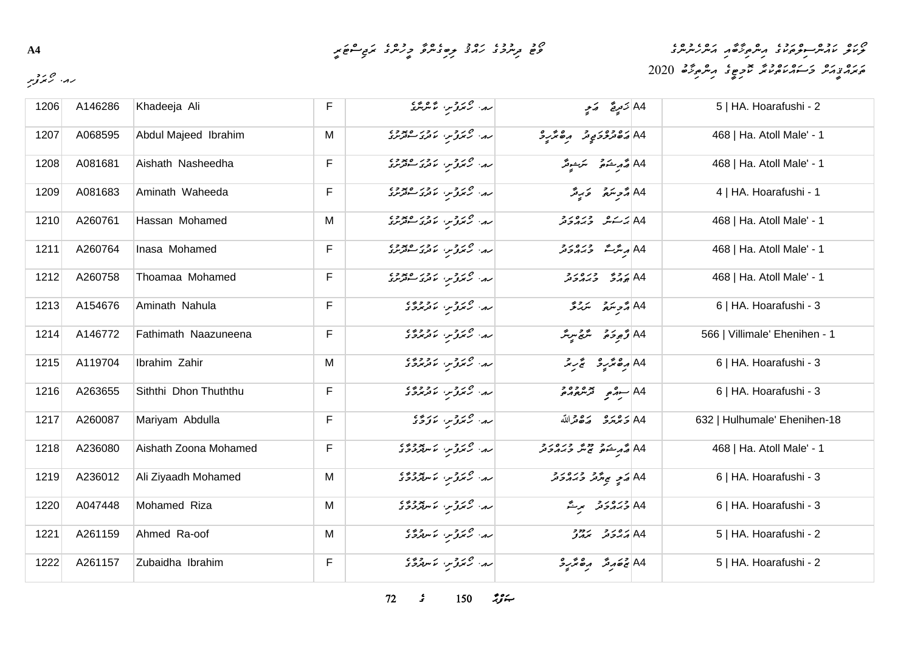| 1206 | A146286 | Khadeeja Ali | F | ހއ. ހޯރަފުށި، ކެންދާނީ | A4 ޚަދީޖާ ޢަލީ | 5 \| HA. Hoarafushi - 2 |
|---|---|---|---|---|---|---|
| 1207 | A068595 | Abdul Majeed Ibrahim | M | ހއ. ހޯރަފުށި، ކަލުދޫ ސޯސަންގ | A4 ޢަބްދުލްމަޖީދު ޢިބްރާހީމް | 468 \| Ha. Atoll Male' - 1 |
| 1208 | A081681 | Aishath Nasheedha | F | ހއ. ހޯރަފުށި، ކަލުދޫ ސޯސަންގ | A4 ޢާއިޝަތު ނަޝީދާ | 468 \| Ha. Atoll Male' - 1 |
| 1209 | A081683 | Aminath Waheeda | F | ހއ. ހޯރަފުށި، ކަލުދޫ ސޯސަންގ | A4 އާމިނަތު ވަހީދާ | 4 \| HA. Hoarafushi - 1 |
| 1210 | A260761 | Hassan Mohamed | M | ހއ. ހޯރަފުށި، ކަލުދޫ ސޯސަންގ | A4 ހަސަން މުހައްމަދު | 468 \| Ha. Atoll Male' - 1 |
| 1211 | A260764 | Inasa Mohamed | F | ހއ. ހޯރަފުށި، ކަލުދޫ ސޯސަންގ | A4 އިނާސާ މުހައްމަދު | 468 \| Ha. Atoll Male' - 1 |
| 1212 | A260758 | Thoamaa Mohamed | F | ހއ. ހޯރަފުށި، ކަލުދޫ ސޯސަންގ | A4 ތޯމާ މުހައްމަދު | 468 \| Ha. Atoll Male' - 1 |
| 1213 | A154676 | Aminath Nahula | F | ހއ. ހޯރަފުށި، ކަދުރުވާގެ | A4 އާމިނަތު ނަހުލާ | 6 \| HA. Hoarafushi - 3 |
| 1214 | A146772 | Fathimath Naazuneena | F | ހއ. ހޯރަފުށި، ކަދުރުވާގެ | A4 ފާތިމަތު ނާޒުނީނާ | 566 \| Villimale' Ehenihen - 1 |
| 1215 | A119704 | Ibrahim Zahir | M | ހއ. ހޯރަފުށި، ކަދުރުވާގެ | A4 އިބްރާހީމް ޒާހިރު | 6 \| HA. Hoarafushi - 3 |
| 1216 | A263655 | Siththi Dhon Thuththu | F | ހއ. ހޯރަފުށި، ކަދުރުވާގެ | A4 ސިއްތި ދޮންތުއްތު | 6 \| HA. Hoarafushi - 3 |
| 1217 | A260087 | Mariyam Abdulla | F | ހއ. ހޯރަފުށި، ކަވާގެ | A4 މަރިޔަމް ޢަބްދުﷲ | 632 \| Hulhumale' Ehenihen-18 |
| 1218 | A236080 | Aishath Zoona Mohamed | F | ހއ. ހޯރަފުށި، ކަސްތޫރިވާގެ | A4 ޢާއިޝަތު ޒޫނާ މުހައްމަދު | 468 \| Ha. Atoll Male' - 1 |
| 1219 | A236012 | Ali Ziyaadh Mohamed | M | ހއ. ހޯރަފުށި، ކަސްތޫރިވާގެ | A4 ޢަލީ ޒިޔާދު މުހައްމަދު | 6 \| HA. Hoarafushi - 3 |
| 1220 | A047448 | Mohamed Riza | M | ހއ. ހޯރަފުށި، ކަސްތޫރިވާގެ | A4 މުހައްމަދު ރިޟާ | 6 \| HA. Hoarafushi - 3 |
| 1221 | A261159 | Ahmed Ra-oof | M | ހއ. ހޯރަފުށި، ކަސްދުވާގެ | A4 އަހްމަދު ރަޢޫފު | 5 \| HA. Hoarafushi - 2 |
| 1222 | A261157 | Zubaidha Ibrahim | F | ހއ. ހޯރަފުށި، ކަސްދުވާގެ | A4 ޒުބައިދާ އިބްރާހީމް | 5 \| HA. Hoarafushi - 2 |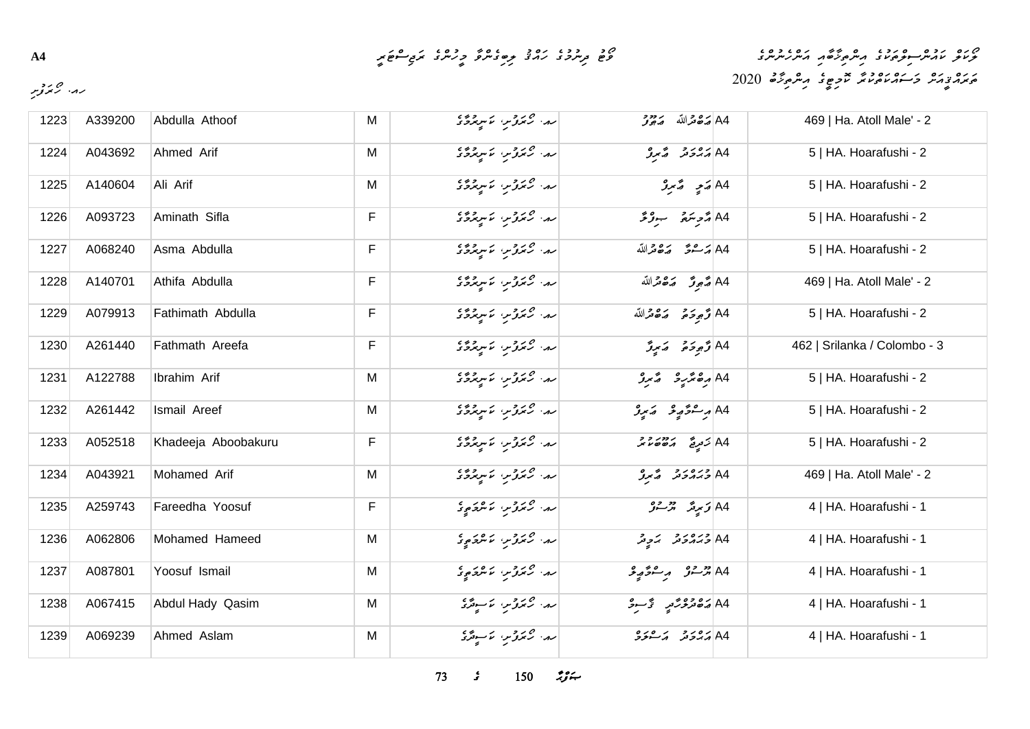| 1223 | A339200 | Abdulla Athoof | M | رھ. ހޯރަފުށި، ކާނިރުމާގެ | A4 | 469 \| Ha. Atoll Male' - 2 |
|---|---|---|---|---|---|---|
| 1224 | A043692 | Ahmed Arif | M | رھ. ހޯރަފުށި، ކާނިރުމާގެ | A4 | 5 \| HA. Hoarafushi - 2 |
| 1225 | A140604 | Ali Arif | M | رھ. ހޯރަފުށި، ކާނިރުމާގެ | A4 | 5 \| HA. Hoarafushi - 2 |
| 1226 | A093723 | Aminath Sifla | F | رھ. ހޯރަފުށި، ކާނިރުމާގެ | A4 | 5 \| HA. Hoarafushi - 2 |
| 1227 | A068240 | Asma Abdulla | F | رھ. ހޯރަފުށި، ކާނިރުމާގެ | A4 | 5 \| HA. Hoarafushi - 2 |
| 1228 | A140701 | Athifa Abdulla | F | رھ. ހޯރަފުށި، ކާނިރުމާގެ | A4 | 469 \| Ha. Atoll Male' - 2 |
| 1229 | A079913 | Fathimath Abdulla | F | رھ. ހޯރަފުށި، ކާނިރުމާގެ | A4 | 5 \| HA. Hoarafushi - 2 |
| 1230 | A261440 | Fathmath Areefa | F | رھ. ހޯރަފުށި، ކާނިރުމާގެ | A4 | 462 \| Srilanka / Colombo - 3 |
| 1231 | A122788 | Ibrahim Arif | M | رھ. ހޯރަފުށި، ކާނިރުމާގެ | A4 | 5 \| HA. Hoarafushi - 2 |
| 1232 | A261442 | Ismail Areef | M | رھ. ހޯރަފުށި، ކާނިރުމާގެ | A4 | 5 \| HA. Hoarafushi - 2 |
| 1233 | A052518 | Khadeeja Aboobakuru | F | رھ. ހޯރަފުށި، ކާނިރުމާގެ | A4 | 5 \| HA. Hoarafushi - 2 |
| 1234 | A043921 | Mohamed Arif | M | رھ. ހޯރަފުށި، ކާނިރުމާގެ | A4 | 469 \| Ha. Atoll Male' - 2 |
| 1235 | A259743 | Fareedha Yoosuf | F | رھ. ހޯރަފުށި، ކަނޑުވެރިގެ | A4 | 4 \| HA. Hoarafushi - 1 |
| 1236 | A062806 | Mohamed Hameed | M | رھ. ހޯރަފުށި، ކަނޑުވެރިގެ | A4 | 4 \| HA. Hoarafushi - 1 |
| 1237 | A087801 | Yoosuf Ismail | M | رھ. ހޯރަފުށި، ކަނޑުވެރިގެ | A4 | 4 \| HA. Hoarafushi - 1 |
| 1238 | A067415 | Abdul Hady Qasim | M | رھ. ހޯރަފުށި، ކާސިދީގެ | A4 | 4 \| HA. Hoarafushi - 1 |
| 1239 | A069239 | Ahmed Aslam | M | رھ. ހޯރަފުށި، ކާސިދީގެ | A4 | 4 \| HA. Hoarafushi - 1 |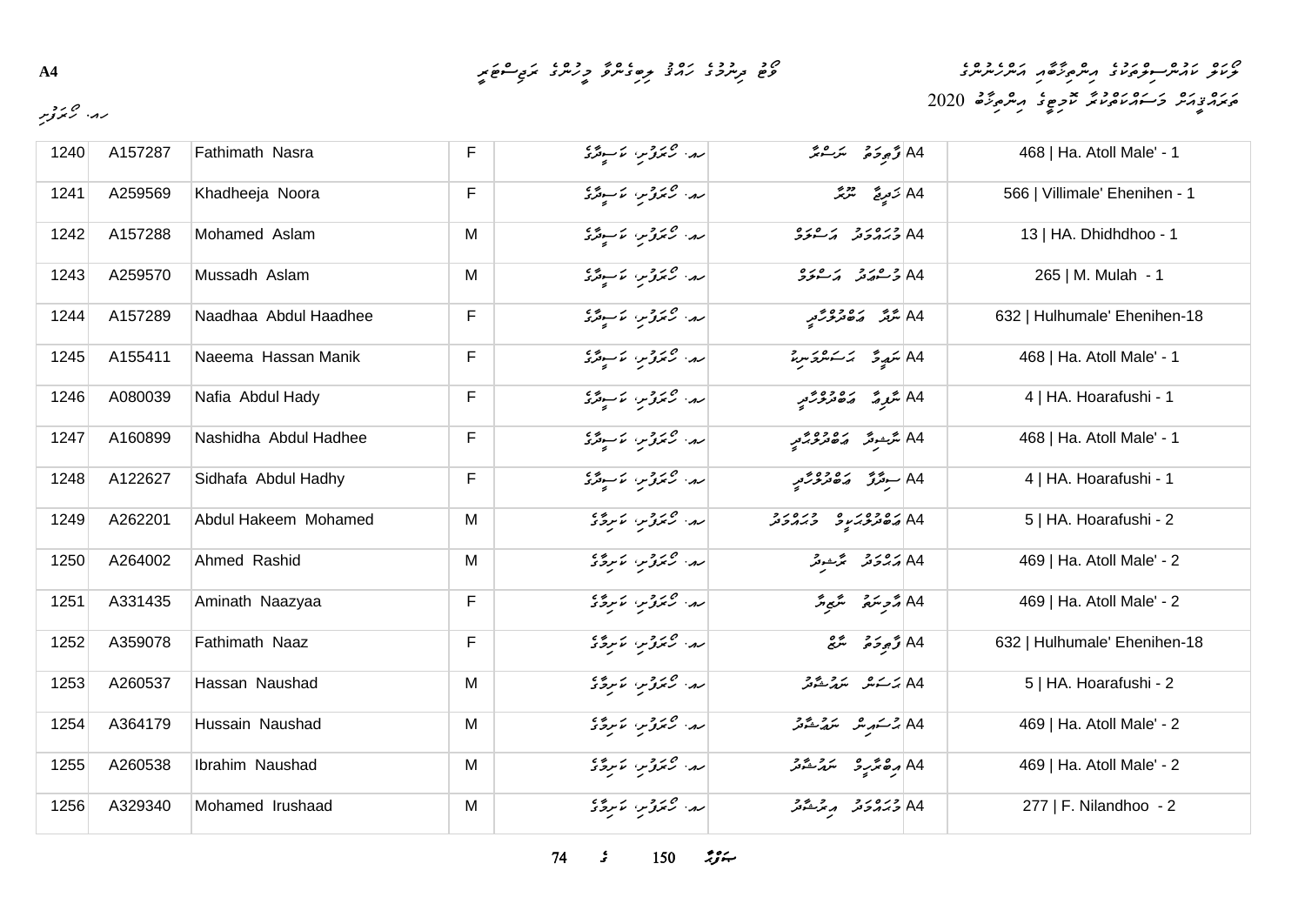| 1240 | A157287 | Fathimath Nasra | F | ހދ. ހޯރަފުށި، ކާސިލްދޮ | A4 ފާތިމަތު ނަސްރާ | 468 \| Ha. Atoll Male' - 1 |
|---|---|---|---|---|---|---|
| 1241 | A259569 | Khadheeja Noora | F | ހދ. ހޯރަފުށި، ކާސިލްދޮ | A4 ޚަދީޖާ ނޫރާ | 566 \| Villimale' Ehenihen - 1 |
| 1242 | A157288 | Mohamed Aslam | M | ހދ. ހޯރަފުށި، ކާސިލްދޮ | A4 މުހައްމަދު އަސްލަމް | 13 \| HA. Dhidhdhoo - 1 |
| 1243 | A259570 | Mussadh Aslam | M | ހދ. ހޯރަފުށި، ކާސިލްދޮ | A4 މުސްޢަދު އަސްލަމް | 265 \| M. Mulah - 1 |
| 1244 | A157289 | Naadhaa Abdul Haadhee | F | ހދ. ހޯރަފުށި، ކާސިލްދޮ | A4 ނާދާ އަބްދުލްހާދީ | 632 \| Hulhumale' Ehenihen-18 |
| 1245 | A155411 | Naeema Hassan Manik | F | ހދ. ހޯރަފުށި، ކާސިލްދޮ | A4 ނައީމާ ހަސަންމަނިކު | 468 \| Ha. Atoll Male' - 1 |
| 1246 | A080039 | Nafia Abdul Hady | F | ހދ. ހޯރަފުށި، ކާސިލްދޮ | A4 ނާފިޢާ އަބްދުލްހާދީ | 4 \| HA. Hoarafushi - 1 |
| 1247 | A160899 | Nashidha Abdul Hadhee | F | ހދ. ހޯރަފުށި، ކާސިލްދޮ | A4 ނާޝިދާ އަބްދުލްހާދީ | 468 \| Ha. Atoll Male' - 1 |
| 1248 | A122627 | Sidhafa Abdul Hadhy | F | ހދ. ހޯރަފުށި، ކާސިލްދޮ | A4 ސިދަފާ އަބްދުލްހާދީ | 4 \| HA. Hoarafushi - 1 |
| 1249 | A262201 | Abdul Hakeem Mohamed | M | ހދ. ހޯރަފުށި، ކަނިމާގެ | A4 އަބްދުލްހަކީމް މުހައްމަދު | 5 \| HA. Hoarafushi - 2 |
| 1250 | A264002 | Ahmed Rashid | M | ހދ. ހޯރަފުށި، ކަނިމާގެ | A4 އަހްމަދު ރާޝިދު | 469 \| Ha. Atoll Male' - 2 |
| 1251 | A331435 | Aminath Naazyaa | F | ހދ. ހޯރަފުށި، ކަނިމާގެ | A4 އާމިނަތު ނާޒިޔާ | 469 \| Ha. Atoll Male' - 2 |
| 1252 | A359078 | Fathimath Naaz | F | ހދ. ހޯރަފުށި، ކަނިމާގެ | A4 ފާތިމަތު ނާޒް | 632 \| Hulhumale' Ehenihen-18 |
| 1253 | A260537 | Hassan Naushad | M | ހދ. ހޯރަފުށި، ކަނިމާގެ | A4 ހަސަން ނައުޝާދު | 5 \| HA. Hoarafushi - 2 |
| 1254 | A364179 | Hussain Naushad | M | ހދ. ހޯރަފުށި، ކަނިމާގެ | A4 ހުސައިން ނައުޝާދު | 469 \| Ha. Atoll Male' - 2 |
| 1255 | A260538 | Ibrahim Naushad | M | ހދ. ހޯރަފުށި، ކަނިމާގެ | A4 އިބްރާހީމް ނައުޝާދު | 469 \| Ha. Atoll Male' - 2 |
| 1256 | A329340 | Mohamed Irushaad | M | ހދ. ހޯރަފުށި، ކަނިމާގެ | A4 މުހައްމަދު އިރުޝާދު | 277 \| F. Nilandhoo - 2 |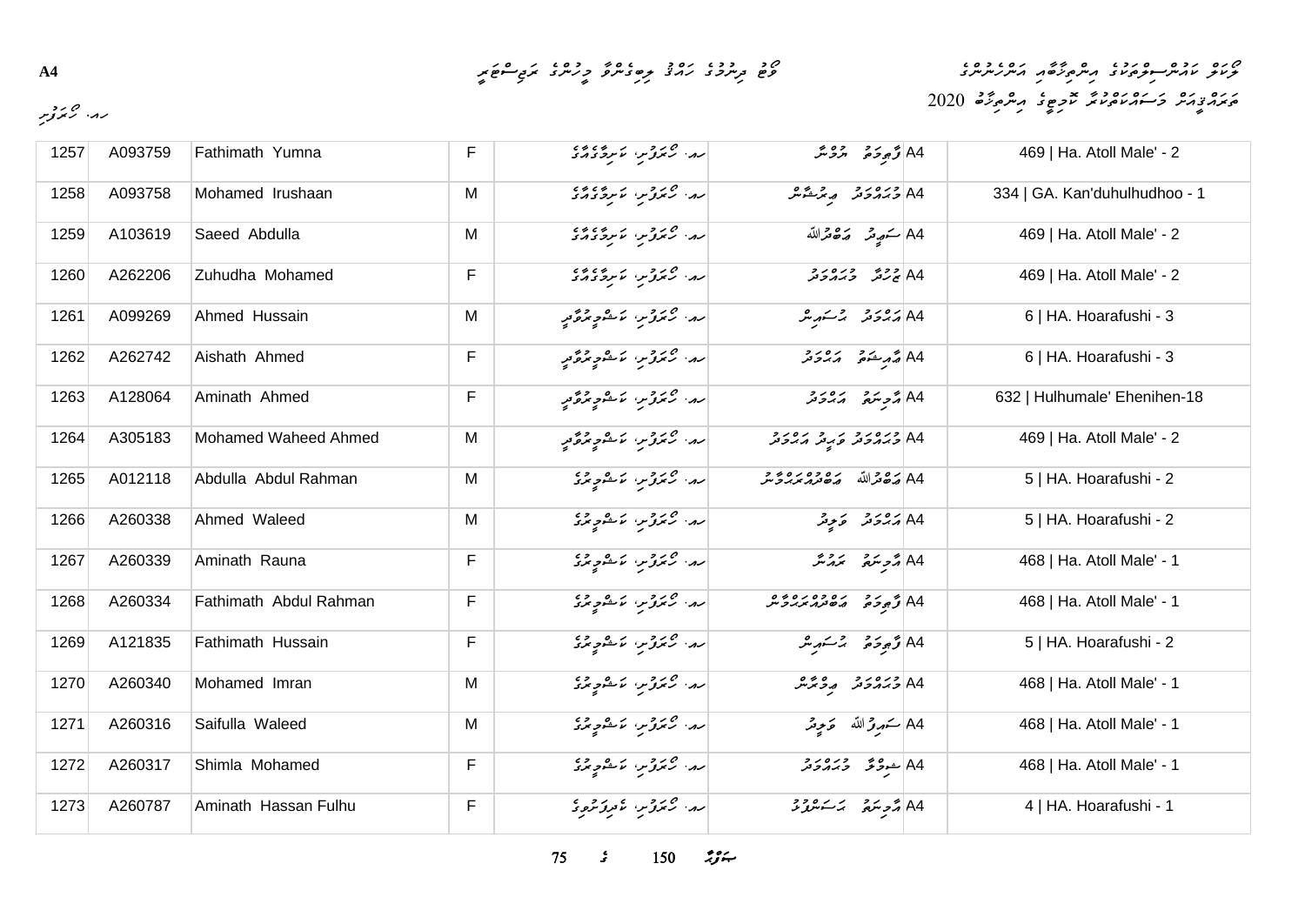| 1257 | A093759 | Fathimath Yumna | F | رە. ئ‌ئرۇس، ئاسردۇلاۋى | A4 ۇەۋەۋ ھەۋىگ | 469 \| Ha. Atoll Male' - 2 |
|---|---|---|---|---|---|---|
| 1258 | A093758 | Mohamed Irushaan | M | رە. ئ‌ئرۇس، ئاسردۇلاۋى | A4 ۋەرەۋەر مېرشىر | 334 \| GA. Kan'duhulhudhoo - 1 |
| 1259 | A103619 | Saeed Abdulla | M | رە. ئ‌ئرۇس، ئاسردۇلاۋى | A4 سەپەتر ھەقەتراللە | 469 \| Ha. Atoll Male' - 2 |
| 1260 | A262206 | Zuhudha Mohamed | F | رە. ئ‌ئرۇس، ئاسردۇلاۋى | A4 ئ‌رتر ۋەرەۋەر | 469 \| Ha. Atoll Male' - 2 |
| 1261 | A099269 | Ahmed Hussain | M | رە. ئ‌ئرۇس، ئاشوپروگوپ | A4 ئەرەۋەر ئەسەرىر | 6 \| HA. Hoarafushi - 3 |
| 1262 | A262742 | Aishath Ahmed | F | رە. ئ‌ئرۇس، ئاشوپروگوپ | A4 ئەرشەق ئەرەۋەر | 6 \| HA. Hoarafushi - 3 |
| 1263 | A128064 | Aminath Ahmed | F | رە. ئ‌ئرۇس، ئاشوپروگوپ | A4 ئەجەسرە ئەرەۋەر | 632 \| Hulhumale' Ehenihen-18 |
| 1264 | A305183 | Mohamed Waheed Ahmed | M | رە. ئ‌ئرۇس، ئاشوپروگوپ | A4 ۋەرەۋەر ۋەرپەر ئەرەۋەر | 469 \| Ha. Atoll Male' - 2 |
| 1265 | A012118 | Abdulla Abdul Rahman | M | رە. ئ‌ئرۇس، ئاشوپرۇ | A4 ئەھەتراللە ئەھەترەبرەۋىر | 5 \| HA. Hoarafushi - 2 |
| 1266 | A260338 | Ahmed Waleed | M | رە. ئ‌ئرۇس، ئاشوپرۇ | A4 ئەرەۋەر ۋەپەر | 5 \| HA. Hoarafushi - 2 |
| 1267 | A260339 | Aminath Rauna | F | رە. ئ‌ئرۇس، ئاشوپرۇ | A4 ئەجەسرە ئرەرىگ | 468 \| Ha. Atoll Male' - 1 |
| 1268 | A260334 | Fathimath Abdul Rahman | F | رە. ئ‌ئرۇس، ئاشوپرۇ | A4 ۇەۋەۋ ئەھەترەبرەۋىر | 468 \| Ha. Atoll Male' - 1 |
| 1269 | A121835 | Fathimath Hussain | F | رە. ئ‌ئرۇس، ئاشوپرۇ | A4 ۇەۋەۋ ئەسەرىر | 5 \| HA. Hoarafushi - 2 |
| 1270 | A260340 | Mohamed Imran | M | رە. ئ‌ئرۇس، ئاشوپرۇ | A4 ۋەرەۋەر مەۋىر | 468 \| Ha. Atoll Male' - 1 |
| 1271 | A260316 | Saifulla Waleed | M | رە. ئ‌ئرۇس، ئاشوپرۇ | A4 سەرۇاللە ۋەپەر | 468 \| Ha. Atoll Male' - 1 |
| 1272 | A260317 | Shimla Mohamed | F | رە. ئ‌ئرۇس، ئاشوپرۇ | A4 شوۋگ ۋەرەۋەر | 468 \| Ha. Atoll Male' - 1 |
| 1273 | A260787 | Aminath Hassan Fulhu | F | رە. ئ‌ئرۇس، ئامرۋىرى | A4 ئەجەسرە ئەسەسرۇ | 4 \| HA. Hoarafushi - 1 |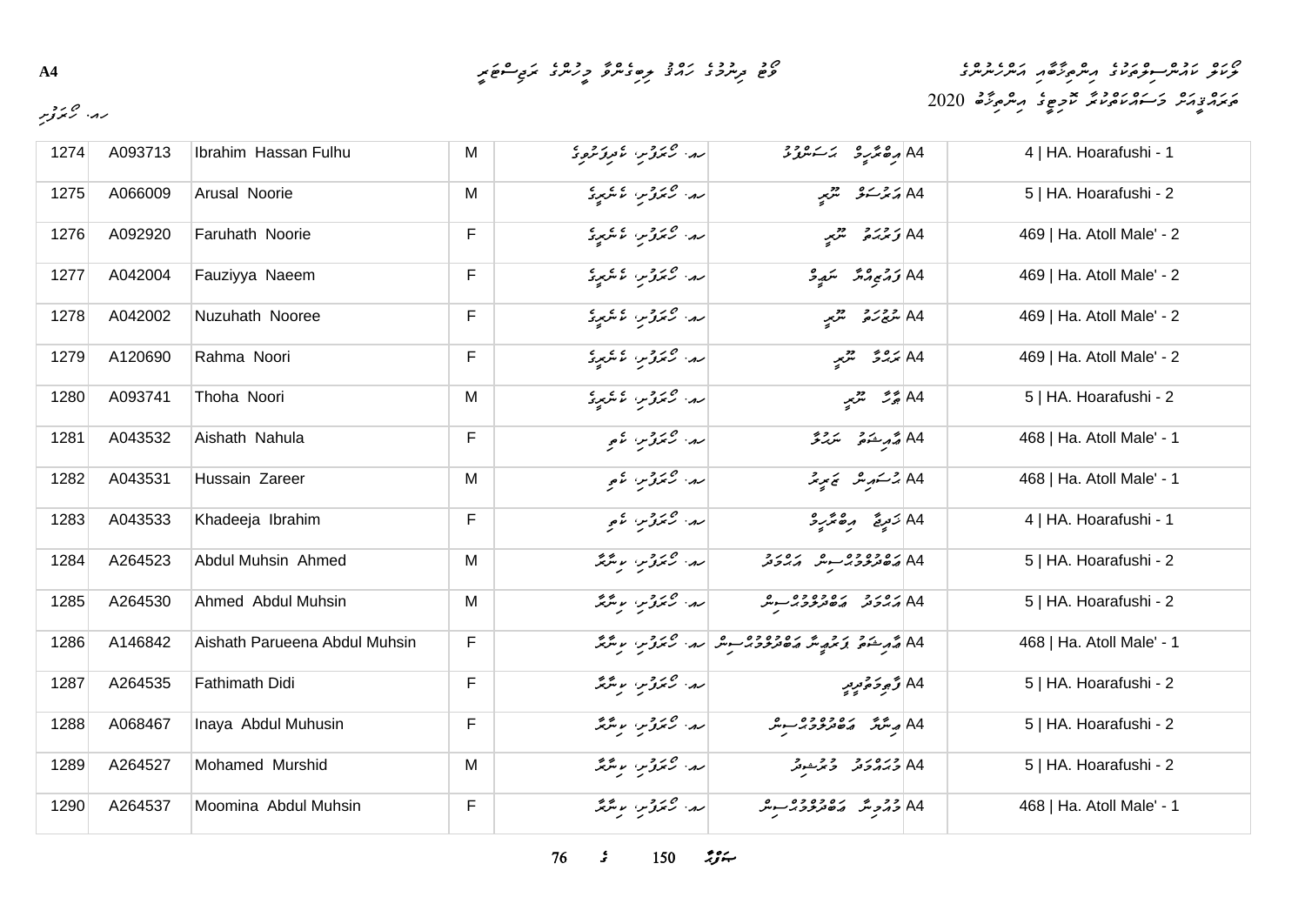| 1274 | A093713 | Ibrahim Hassan Fulhu | M | رہ. رحمزمر، عمرمرکبری | A4 رەمۇرى بەسەھەرى | 4 \| HA. Hoarafushi - 1 |
|---|---|---|---|---|---|---|
| 1275 | A066009 | Arusal Noorie | M | رہ. رحمزمر، عمرمبری | A4 مەمرسوی سرمر | 5 \| HA. Hoarafushi - 2 |
| 1276 | A092920 | Faruhath Noorie | F | رہ. رحمزمر، عمرمبری | A4 زىرزە سرىر | 469 \| Ha. Atoll Male' - 2 |
| 1277 | A042004 | Fauziyya Naeem | F | رہ. رحمزمر، عمرمبری | A4 زەمبەم سەرى | 469 \| Ha. Atoll Male' - 2 |
| 1278 | A042002 | Nuzuhath Nooree | F | رہ. رحمزمر، عمرمبری | A4 سرچ رەمو سرمر | 469 \| Ha. Atoll Male' - 2 |
| 1279 | A120690 | Rahma Noori | F | رہ. رحمزمر، عمرمبری | A4 بربرمۇ سرمر | 469 \| Ha. Atoll Male' - 2 |
| 1280 | A093741 | Thoha Noori | M | رہ. رحمزمر، عمرمبری | A4 جوڑ سرمر | 5 \| HA. Hoarafushi - 2 |
| 1281 | A043532 | Aishath Nahula | F | رہ. رحمزمر، عمو | A4 مەرشەمۇ سربرمۇ | 468 \| Ha. Atoll Male' - 1 |
| 1282 | A043531 | Hussain Zareer | M | رہ. رحمزمر، عمو | A4 برسەمەر سى بىرىر | 468 \| Ha. Atoll Male' - 1 |
| 1283 | A043533 | Khadeeja Ibrahim | F | رہ. رحمزمر، عمو | A4 زىرىقە مەھەرىرى | 4 \| HA. Hoarafushi - 1 |
| 1284 | A264523 | Abdul Muhsin Ahmed | M | رہ. رحمزمر، مومرمر | A4 مەھەرمۇد دەسەمىر مەبرو د | 5 \| HA. Hoarafushi - 2 |
| 1285 | A264530 | Ahmed Abdul Muhsin | M | رہ. رحمزمر، مومرمر | A4 مەبرو د مەھەرمۇد دەسەمىر | 5 \| HA. Hoarafushi - 2 |
| 1286 | A146842 | Aishath Parueena Abdul Muhsin | F | رہ. رحمزمر، مومرمر | A4 مەرشەمۇ بۇ برمرمىر مەھەرمۇد دەسەمىر | 468 \| Ha. Atoll Male' - 1 |
| 1287 | A264535 | Fathimath Didi | F | رہ. رحمزمر، مومرمر | A4 ۋەبوزەۋىرىر | 5 \| HA. Hoarafushi - 2 |
| 1288 | A068467 | Inaya Abdul Muhusin | F | رہ. رحمزمر، مومرمر | A4 مەسرمر مەھەرمۇد دەسەمىر | 5 \| HA. Hoarafushi - 2 |
| 1289 | A264527 | Mohamed Murshid | M | رہ. رحمزمر، مومرمر | A4 دەبرەرو دېرشوتر | 5 \| HA. Hoarafushi - 2 |
| 1290 | A264537 | Moomina Abdul Muhsin | F | رہ. رحمزمر، مومرمر | A4 دەمرمر مەھەرمۇد دەسەمىر | 468 \| Ha. Atoll Male' - 1 |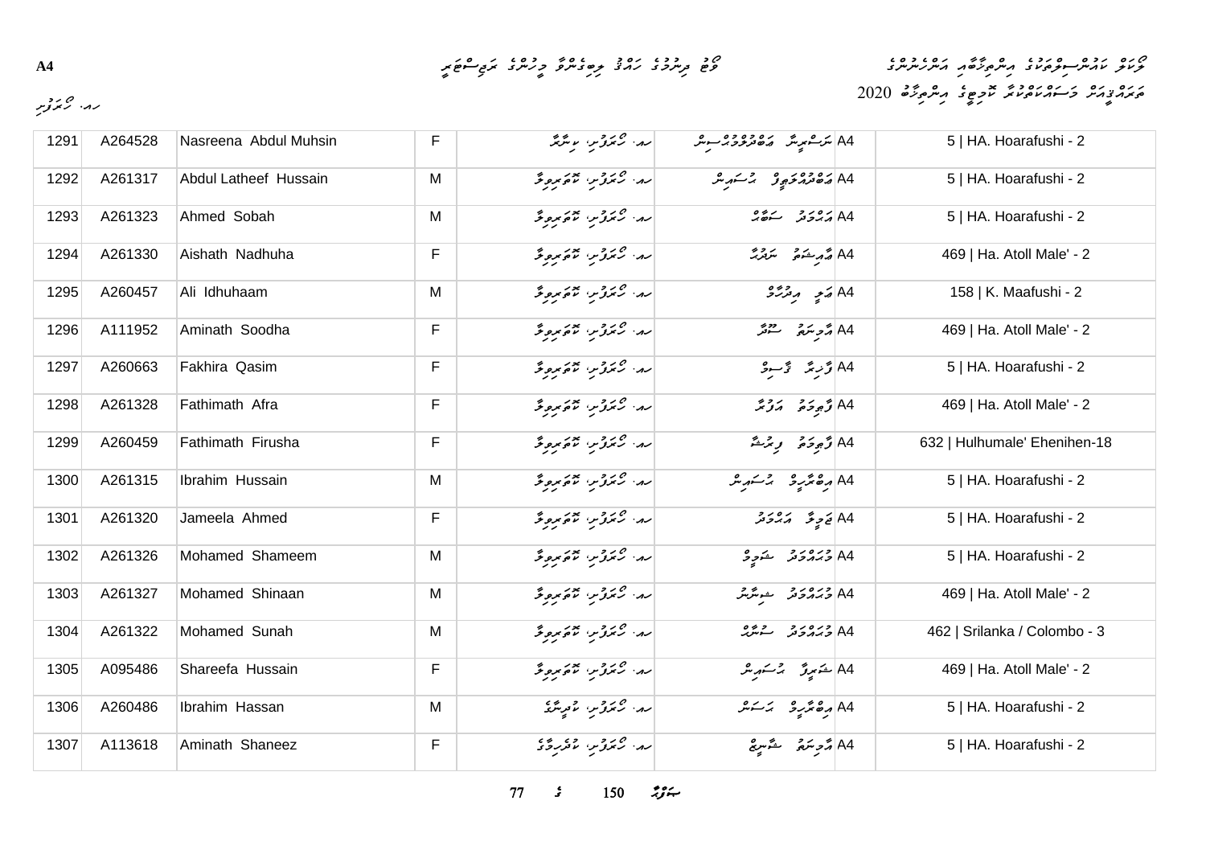| 1291 | A264528 | Nasreena Abdul Muhsin | F | رە، ئەنمەۋىر، بەنگەنگە | A4 سَرَشْمِيِسٌ رَە دەرەد دەمبەر | 5 \| HA. Hoarafushi - 2 |
|---|---|---|---|---|---|---|
| 1292 | A261317 | Abdul Latheef Hussain | M | رە، ئەنمەۋىر، ئاھەمرەق | A4 رَە دەمۇق ق بُرْسَمْرِ بْر | 5 \| HA. Hoarafushi - 2 |
| 1293 | A261323 | Ahmed Sobah | M | رە، ئەنمەۋىر، ئاھەمرەق | A4 رَرْدَتْر سَوَھْ | 5 \| HA. Hoarafushi - 2 |
| 1294 | A261330 | Aishath Nadhuha | F | رە، ئەنمەۋىر، ئاھەمرەق | A4 مَّەرْشَقِ سَرْتَرْبَرْ | 469 \| Ha. Atoll Male' - 2 |
| 1295 | A260457 | Ali Idhuhaam | M | رە، ئەنمەۋىر، ئاھەمرەق | A4 مَرِ مِرْتَرُرْ | 158 \| K. Maafushi - 2 |
| 1296 | A111952 | Aminath Soodha | F | رە، ئەنمەۋىر، ئاھەمرەق | A4 مُّحِسَمْ سُترْ | 469 \| Ha. Atoll Male' - 2 |
| 1297 | A260663 | Fakhira Qasim | F | رە، ئەنمەۋىر، ئاھەمرەق | A4 وَّزِيْتر تَوَّسِوْ | 5 \| HA. Hoarafushi - 2 |
| 1298 | A261328 | Fathimath Afra | F | رە، ئەنمەۋىر، ئاھەمرەق | A4 وَّجِوَمْ مَرْوَبْر | 469 \| Ha. Atoll Male' - 2 |
| 1299 | A260459 | Fathimath Firusha | F | رە، ئەنمەۋىر، ئاھەمرەق | A4 وَّجِوَمْ وِبْرْشَ | 632 \| Hulhumale' Ehenihen-18 |
| 1300 | A261315 | Ibrahim Hussain | M | رە، ئەنمەۋىر، ئاھەمرەق | A4 مِرْھَبْرِوْ بُرْسَمْرِ بْر | 5 \| HA. Hoarafushi - 2 |
| 1301 | A261320 | Jameela Ahmed | F | رە، ئەنمەۋىر، ئاھەمرەق | A4 فَجِرِقَ مَرْدَتْر | 5 \| HA. Hoarafushi - 2 |
| 1302 | A261326 | Mohamed Shameem | M | رە، ئەنمەۋىر، ئاھەمرەق | A4 وُبَرْدَتْر شَوَرِدْ | 5 \| HA. Hoarafushi - 2 |
| 1303 | A261327 | Mohamed Shinaan | M | رە، ئەنمەۋىر، ئاھەمرەق | A4 وُبَرْدَتْر شِوِسَّرْسْر | 469 \| Ha. Atoll Male' - 2 |
| 1304 | A261322 | Mohamed Sunah | M | رە، ئەنمەۋىر، ئاھەمرەق | A4 وُبَرْدَتْر سُنْتَرْ | 462 \| Srilanka / Colombo - 3 |
| 1305 | A095486 | Shareefa Hussain | F | رە، ئەنمەۋىر، ئاھەمرەق | A4 شَمَرِوَّ بُرْسَمْرِ بْر | 469 \| Ha. Atoll Male' - 2 |
| 1306 | A260486 | Ibrahim Hassan | M | رە، ئەنمەۋىر، ئامرىئرى | A4 مِرْھَبْرِوْ بَرْسَسْر | 5 \| HA. Hoarafushi - 2 |
| 1307 | A113618 | Aminath Shaneez | F | رە، ئەنمەۋىر، ئاترىرەتى | A4 مُّحِسَمْ شَّسِيْعْ | 5 \| HA. Hoarafushi - 2 |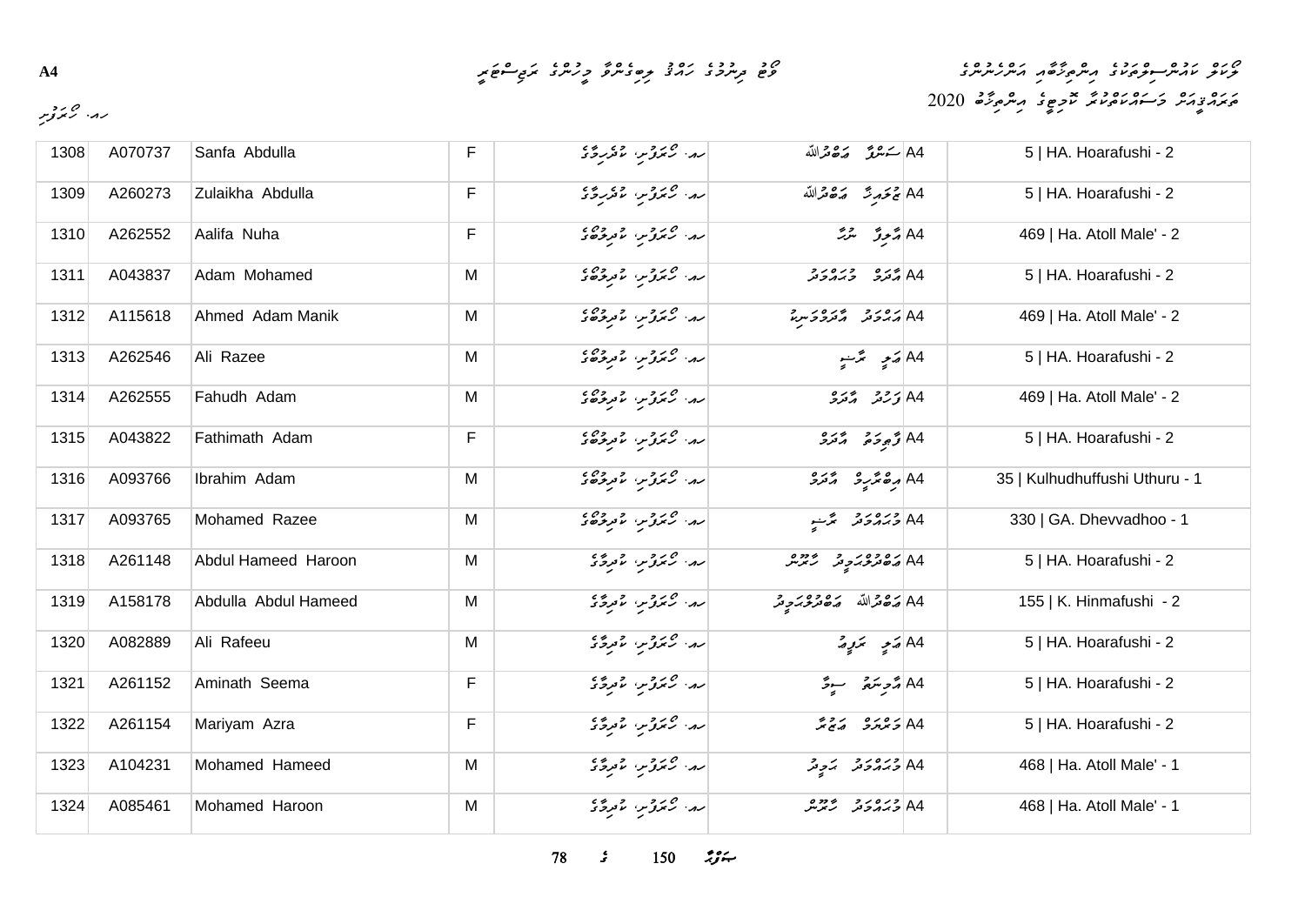| 1308 | A070737 | Sanfa Abdulla | F | ހދ. ހޯރަފުށި، ކުރިމަގު | A4 ސަންފާ އަބްދުﷲ | 5 \| HA. Hoarafushi - 2 |
|---|---|---|---|---|---|---|
| 1309 | A260273 | Zulaikha Abdulla | F | ހދ. ހޯރަފުށި، ކުރިމަގު | A4 ޒުލައިޚާ އަބްދުﷲ | 5 \| HA. Hoarafushi - 2 |
| 1310 | A262552 | Aalifa Nuha | F | ހދ. ހޯރަފުށި، ކުރިމަތިގެ | A4 އާލިފާ ނުހާ | 469 \| Ha. Atoll Male' - 2 |
| 1311 | A043837 | Adam Mohamed | M | ހދ. ހޯރަފުށި، ކުރިމަތިގެ | A4 އާދަމް މުޙައްމަދު | 5 \| HA. Hoarafushi - 2 |
| 1312 | A115618 | Ahmed Adam Manik | M | ހދ. ހޯރަފުށި، ކުރިމަތިގެ | A4 އަޙްމަދު އާދަމްމަނިކު | 469 \| Ha. Atoll Male' - 2 |
| 1313 | A262546 | Ali Razee | M | ހދ. ހޯރަފުށި، ކުރިމަތިގެ | A4 އަލި ރާޒީ | 5 \| HA. Hoarafushi - 2 |
| 1314 | A262555 | Fahudh Adam | M | ހދ. ހޯރަފުށި، ކުރިމަތިގެ | A4 ފަހުދު އާދަމް | 469 \| Ha. Atoll Male' - 2 |
| 1315 | A043822 | Fathimath Adam | F | ހދ. ހޯރަފުށި، ކުރިމަތިގެ | A4 ފާތިމަތު އާދަމް | 5 \| HA. Hoarafushi - 2 |
| 1316 | A093766 | Ibrahim Adam | M | ހދ. ހޯރަފުށި، ކުރިމަތިގެ | A4 އިބްރާހީމް އާދަމް | 35 \| Kulhudhuffushi Uthuru - 1 |
| 1317 | A093765 | Mohamed Razee | M | ހދ. ހޯރަފުށި، ކުރިމަތިގެ | A4 މުޙައްމަދު ރާޒީ | 330 \| GA. Dhevvadhoo - 1 |
| 1318 | A261148 | Abdul Hameed Haroon | M | ހދ. ހޯރަފުށި، ކުރިމާގެ | A4 އަބްދުލްޙަމީދު ހާރޫން | 5 \| HA. Hoarafushi - 2 |
| 1319 | A158178 | Abdulla Abdul Hameed | M | ހދ. ހޯރަފުށި، ކުރިމާގެ | A4 އަބްދުﷲ އަބްދުލްޙަމީދު | 155 \| K. Hinmafushi - 2 |
| 1320 | A082889 | Ali Rafeeu | M | ހދ. ހޯރަފުށި، ކުރިމާގެ | A4 އަލި ރަފީއު | 5 \| HA. Hoarafushi - 2 |
| 1321 | A261152 | Aminath Seema | F | ހދ. ހޯރަފުށި، ކުރިމާގެ | A4 އާމިނަތު ސީމާ | 5 \| HA. Hoarafushi - 2 |
| 1322 | A261154 | Mariyam Azra | F | ހދ. ހޯރަފުށި، ކުރިމާގެ | A4 މަރިޔަމް އަޒްރާ | 5 \| HA. Hoarafushi - 2 |
| 1323 | A104231 | Mohamed Hameed | M | ހދ. ހޯރަފުށި، ކުރިމާގެ | A4 މުޙައްމަދު ހަމީދު | 468 \| Ha. Atoll Male' - 1 |
| 1324 | A085461 | Mohamed Haroon | M | ހދ. ހޯރަފުށި، ކުރިމާގެ | A4 މުޙައްމަދު ހާރޫން | 468 \| Ha. Atoll Male' - 1 |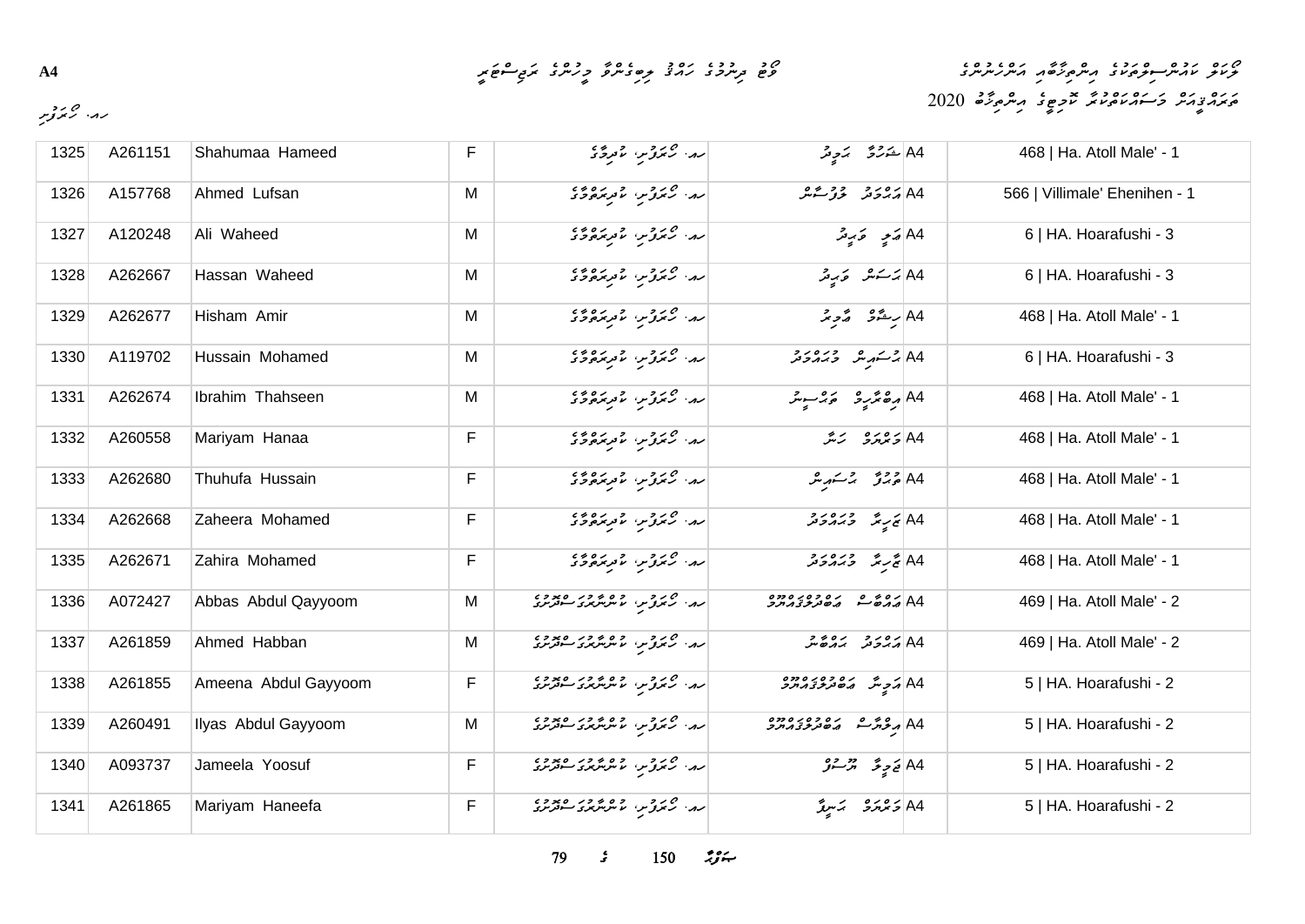| 1325 | A261151 | Shahumaa Hameed | F | ހއ. ހޯރަފުށި، ގުރިމާގެ | A4 ޝަހުމާ ހަމީދު | 468 \| Ha. Atoll Male' - 1 |
|---|---|---|---|---|---|---|
| 1326 | A157768 | Ahmed Lufsan | M | ހއ. ހޯރަފުށި، ގުރިދަރުވާގެ | A4 އަހްމަދު ލުފްސާން | 566 \| Villimale' Ehenihen - 1 |
| 1327 | A120248 | Ali Waheed | M | ހއ. ހޯރަފުށި، ގުރިދަރުވާގެ | A4 އަލީ ވަހީދު | 6 \| HA. Hoarafushi - 3 |
| 1328 | A262667 | Hassan Waheed | M | ހއ. ހޯރަފުށި، ގުރިދަރުވާގެ | A4 ހަސަން ވަހީދު | 6 \| HA. Hoarafushi - 3 |
| 1329 | A262677 | Hisham Amir | M | ހއ. ހޯރަފުށި، ގުރިދަރުވާގެ | A4 ހިޝާމް އާމިރު | 468 \| Ha. Atoll Male' - 1 |
| 1330 | A119702 | Hussain Mohamed | M | ހއ. ހޯރަފުށި، ގުރިދަރުވާގެ | A4 ހުސައިން މުހައްމަދު | 6 \| HA. Hoarafushi - 3 |
| 1331 | A262674 | Ibrahim Thahseen | M | ހއ. ހޯރަފުށި، ގުރިދަރުވާގެ | A4 އިބްރާހީމް ތަހްސީން | 468 \| Ha. Atoll Male' - 1 |
| 1332 | A260558 | Mariyam Hanaa | F | ހއ. ހޯރަފުށި، ގުރިދަރުވާގެ | A4 މަރިޔަމް ހަނާ | 468 \| Ha. Atoll Male' - 1 |
| 1333 | A262680 | Thuhufa Hussain | F | ހއ. ހޯރަފުށި، ގުރިދަރުވާގެ | A4 ތުހުފާ ހުސައިން | 468 \| Ha. Atoll Male' - 1 |
| 1334 | A262668 | Zaheera Mohamed | F | ހއ. ހޯރަފުށި، ގުރިދަރުވާގެ | A4 ޒަހީރާ މުހައްމަދު | 468 \| Ha. Atoll Male' - 1 |
| 1335 | A262671 | Zahira Mohamed | F | ހއ. ހޯރަފުށި، ގުރިދަރުވާގެ | A4 ޒާހިރާ މުހައްމަދު | 468 \| Ha. Atoll Male' - 1 |
| 1336 | A072427 | Abbas Abdul Qayyoom | M | ހއ. ހޯރަފުށި، ގުލްހަނދުރާ ސްޓޫޑިއޯ | A4 އައްބާސް އަބްދުލްޤައްޔޫމް | 469 \| Ha. Atoll Male' - 2 |
| 1337 | A261859 | Ahmed Habban | M | ހއ. ހޯރަފުށި، ގުލްހަނދުރާ ސްޓޫޑިއޯ | A4 އަހްމަދު ހައްބާން | 469 \| Ha. Atoll Male' - 2 |
| 1338 | A261855 | Ameena Abdul Gayyoom | F | ހއ. ހޯރަފުށި، ގުލްހަނދުރާ ސްޓޫޑިއޯ | A4 އަމީނާ އަބްދުލްގައްޔޫމް | 5 \| HA. Hoarafushi - 2 |
| 1339 | A260491 | Ilyas Abdul Gayyoom | M | ހއ. ހޯރަފުށި، ގުލްހަނދުރާ ސްޓޫޑިއޯ | A4 އިލްޔާސް އަބްދުލްގައްޔޫމް | 5 \| HA. Hoarafushi - 2 |
| 1340 | A093737 | Jameela Yoosuf | F | ހއ. ހޯރަފުށި، ގުލްހަނދުރާ ސްޓޫޑިއޯ | A4 ޖަމީލާ ޔޫސުފް | 5 \| HA. Hoarafushi - 2 |
| 1341 | A261865 | Mariyam Haneefa | F | ހއ. ހޯރަފުށި، ގުލްހަނދުރާ ސްޓޫޑިއޯ | A4 މަރިޔަމް ހަނީފާ | 5 \| HA. Hoarafushi - 2 |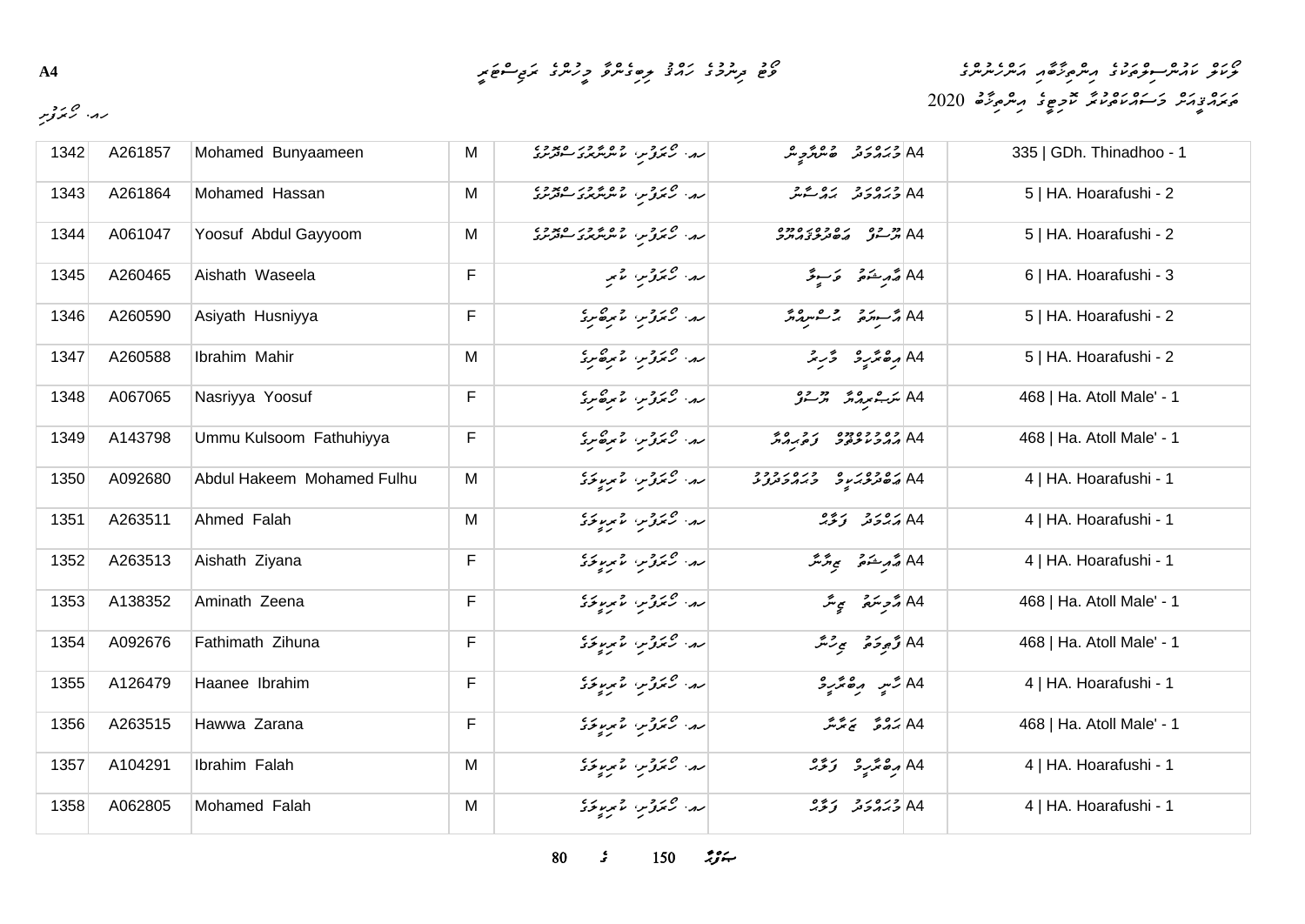| 1342 | A261857 | Mohamed Bunyaameen | M | ރއ. ހޯރަފުށި، ކުންނާރުގޭ ސްޓޯރސް | A4 މުހައްމަދު ބުންޔާމީން | 335 \| GDh. Thinadhoo - 1 |
|---|---|---|---|---|---|---|
| 1343 | A261864 | Mohamed Hassan | M | ރއ. ހޯރަފުށި، ކުންނާރުގޭ ސްޓޯރސް | A4 މުހައްމަދު ހައްސާން | 5 \| HA. Hoarafushi - 2 |
| 1344 | A061047 | Yoosuf Abdul Gayyoom | M | ރއ. ހޯރަފުށި، ކުންނާރުގޭ ސްޓޯރސް | A4 ޔޫސުފް އަބްދުލްގައްޔޫމް | 5 \| HA. Hoarafushi - 2 |
| 1345 | A260465 | Aishath Waseela | F | ރއ. ހޯރަފުށި، ކުރި | A4 އާއިޝަތު ވަސީލާ | 6 \| HA. Hoarafushi - 3 |
| 1346 | A260590 | Asiyath Husniyya | F | ރއ. ހޯރަފުށި، ކުރިބޮރީ | A4 އާސިޔަތު ހުސްނިއްޔާ | 5 \| HA. Hoarafushi - 2 |
| 1347 | A260588 | Ibrahim Mahir | M | ރއ. ހޯރަފުށި، ކުރިބޮރީ | A4 އިބްރާހީމް މާހިރު | 5 \| HA. Hoarafushi - 2 |
| 1348 | A067065 | Nasriyya Yoosuf | F | ރއ. ހޯރަފުށި، ކުރިބޮރީ | A4 ނަސްރިއްޔާ ޔޫސުފް | 468 \| Ha. Atoll Male' - 1 |
| 1349 | A143798 | Ummu Kulsoom Fathuhiyya | F | ރއ. ހޯރަފުށި، ކުރިބޮރީ | A4 އުއްމުކުލްސޫމް ފަތުހިއްޔާ | 468 \| Ha. Atoll Male' - 1 |
| 1350 | A092680 | Abdul Hakeem Mohamed Fulhu | M | ރއ. ހޯރަފުށި، ކުރިހިޔާގެ | A4 އަބްދުލްހަކީމް މުހައްމަދުފުޅު | 4 \| HA. Hoarafushi - 1 |
| 1351 | A263511 | Ahmed Falah | M | ރއ. ހޯރަފުށި، ކުރިހިޔާގެ | A4 އަހްމަދު ފަލާހް | 4 \| HA. Hoarafushi - 1 |
| 1352 | A263513 | Aishath Ziyana | F | ރއ. ހޯރަފުށި، ކުރިހިޔާގެ | A4 އާއިޝަތު ޒިޔާނާ | 4 \| HA. Hoarafushi - 1 |
| 1353 | A138352 | Aminath Zeena | F | ރއ. ހޯރަފުށި، ކުރިހިޔާގެ | A4 އާމިނަތު ޒީނާ | 468 \| Ha. Atoll Male' - 1 |
| 1354 | A092676 | Fathimath Zihuna | F | ރއ. ހޯރަފުށި، ކުރިހިޔާގެ | A4 ފާތިމަތު ޒިހުނާ | 468 \| Ha. Atoll Male' - 1 |
| 1355 | A126479 | Haanee Ibrahim | F | ރއ. ހޯރަފުށި، ކުރިހިޔާގެ | A4 ހާނީ އިބްރާހީމް | 4 \| HA. Hoarafushi - 1 |
| 1356 | A263515 | Hawwa Zarana | F | ރއ. ހޯރަފުށި، ކުރިހިޔާގެ | A4 ހައްވާ ޒަރާނާ | 468 \| Ha. Atoll Male' - 1 |
| 1357 | A104291 | Ibrahim Falah | M | ރއ. ހޯރަފުށި، ކުރިހިޔާގެ | A4 އިބްރާހީމް ފަލާހް | 4 \| HA. Hoarafushi - 1 |
| 1358 | A062805 | Mohamed Falah | M | ރއ. ހޯރަފުށި، ކުރިހިޔާގެ | A4 މުހައްމަދު ފަލާހް | 4 \| HA. Hoarafushi - 1 |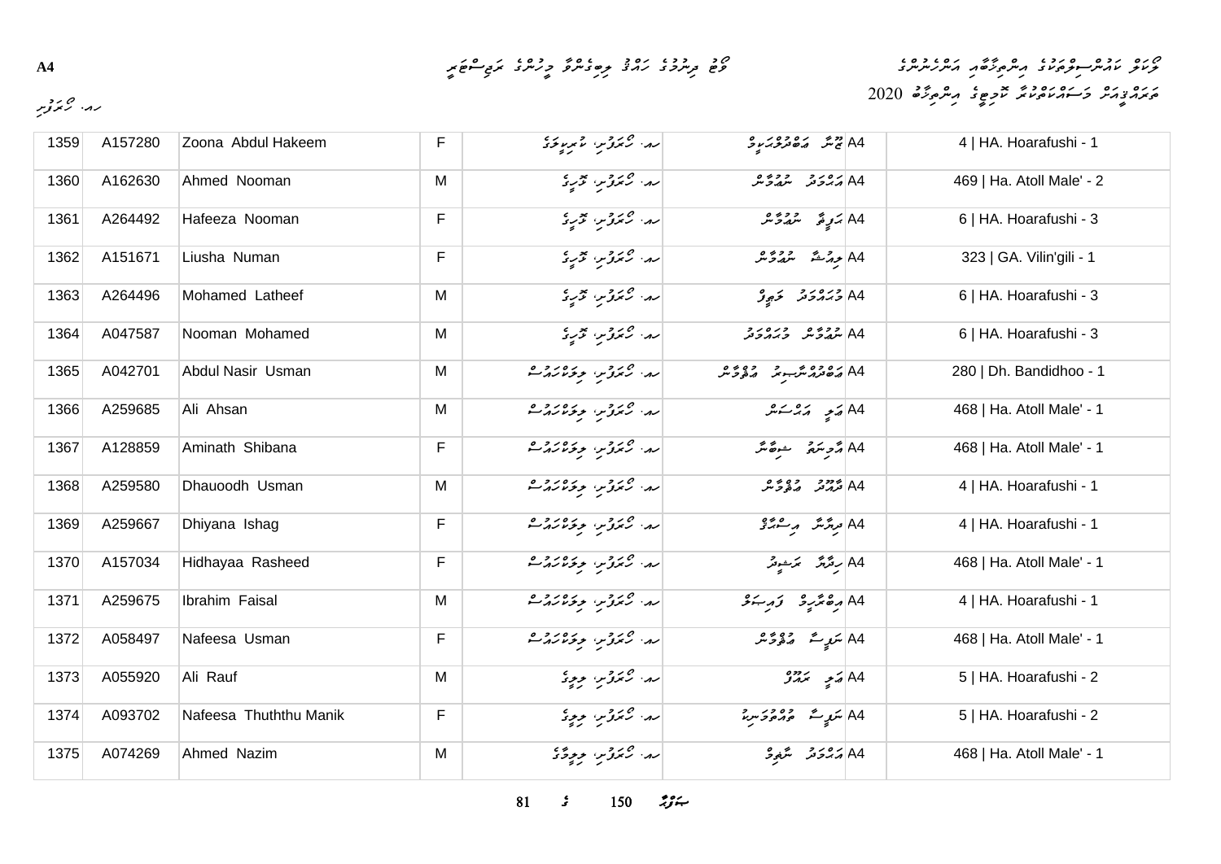| 1359 | A157280 | Zoona Abdul Hakeem | F | ހއ. ހޯރަފުށި، ހެޔޮވަގުތު | A4 ޒޫނާ އަބްދުލްހަކީމް | 4 \| HA. Hoarafushi - 1 |
|---|---|---|---|---|---|---|
| 1360 | A162630 | Ahmed Nooman | M | ހއ. ހޯރަފުށި، ކޮއްލީ | A4 އަހުމަދު ނުޢުމާން | 469 \| Ha. Atoll Male' - 2 |
| 1361 | A264492 | Hafeeza Nooman | F | ހއ. ހޯރަފުށި، ކޮއްލީ | A4 ހަފީޒާ ނުޢުމާން | 6 \| HA. Hoarafushi - 3 |
| 1362 | A151671 | Liusha Numan | F | ހއ. ހޯރަފުށި، ކޮއްލީ | A4 ލިއުޝާ ނުޢުމާން | 323 \| GA. Vilin'gili - 1 |
| 1363 | A264496 | Mohamed Latheef | M | ހއ. ހޯރަފުށި، ކޮއްލީ | A4 މުހައްމަދު ލަޠީފް | 6 \| HA. Hoarafushi - 3 |
| 1364 | A047587 | Nooman Mohamed | M | ހއ. ހޯރަފުށި، ކޮއްލީ | A4 ނުޢުމާން މުހައްމަދު | 6 \| HA. Hoarafushi - 3 |
| 1365 | A042701 | Abdul Nasir Usman | M | ހއ. ހޯރަފުށި، ވިލާގެހުރުސް | A4 އަބްދުއްނާޞިރު ޢުސްމާން | 280 \| Dh. Bandidhoo - 1 |
| 1366 | A259685 | Ali Ahsan | M | ހއ. ހޯރަފުށި، ވިލާގެހުރުސް | A4 އަލީ އަޙްސަން | 468 \| Ha. Atoll Male' - 1 |
| 1367 | A128859 | Aminath Shibana | F | ހއ. ހޯރަފުށި، ވިލާގެހުރުސް | A4 އާމިނަތު ޝިބާނާ | 468 \| Ha. Atoll Male' - 1 |
| 1368 | A259580 | Dhauoodh Usman | M | ހއ. ހޯރަފުށި، ވިލާގެހުރުސް | A4 ދާއޫދު ޢުސްމާން | 4 \| HA. Hoarafushi - 1 |
| 1369 | A259667 | Dhiyana Ishag | F | ހއ. ހޯރަފުށި، ވިލާގެހުރުސް | A4 ދިޔާނާ އިސްޙާޤު | 4 \| HA. Hoarafushi - 1 |
| 1370 | A157034 | Hidhayaa Rasheed | F | ހއ. ހޯރަފުށި، ވިލާގެހުރުސް | A4 ހިދާޔާ ރަޝީދު | 468 \| Ha. Atoll Male' - 1 |
| 1371 | A259675 | Ibrahim Faisal | M | ހއ. ހޯރަފުށި، ވިލާގެހުރުސް | A4 އިބްރާހީމް ފައިސަލް | 4 \| HA. Hoarafushi - 1 |
| 1372 | A058497 | Nafeesa Usman | F | ހއ. ހޯރަފުށި، ވިލާގެހުރުސް | A4 ނަފީސާ ޢުސްމާން | 468 \| Ha. Atoll Male' - 1 |
| 1373 | A055920 | Ali Rauf | M | ހއ. ހޯރަފުށި، ވިލިގެ | A4 އަލީ ރައުފް | 5 \| HA. Hoarafushi - 2 |
| 1374 | A093702 | Nafeesa Thuththu Manik | F | ހއ. ހޯރަފުށި، ވިލިގެ | A4 ނަފީސާ ތުއްތުމަނިކު | 5 \| HA. Hoarafushi - 2 |
| 1375 | A074269 | Ahmed Nazim | M | ހއ. ހޯރަފުށި، ވިލިމާގެ | A4 އަހުމަދު ނާޒިމް | 468 \| Ha. Atoll Male' - 1 |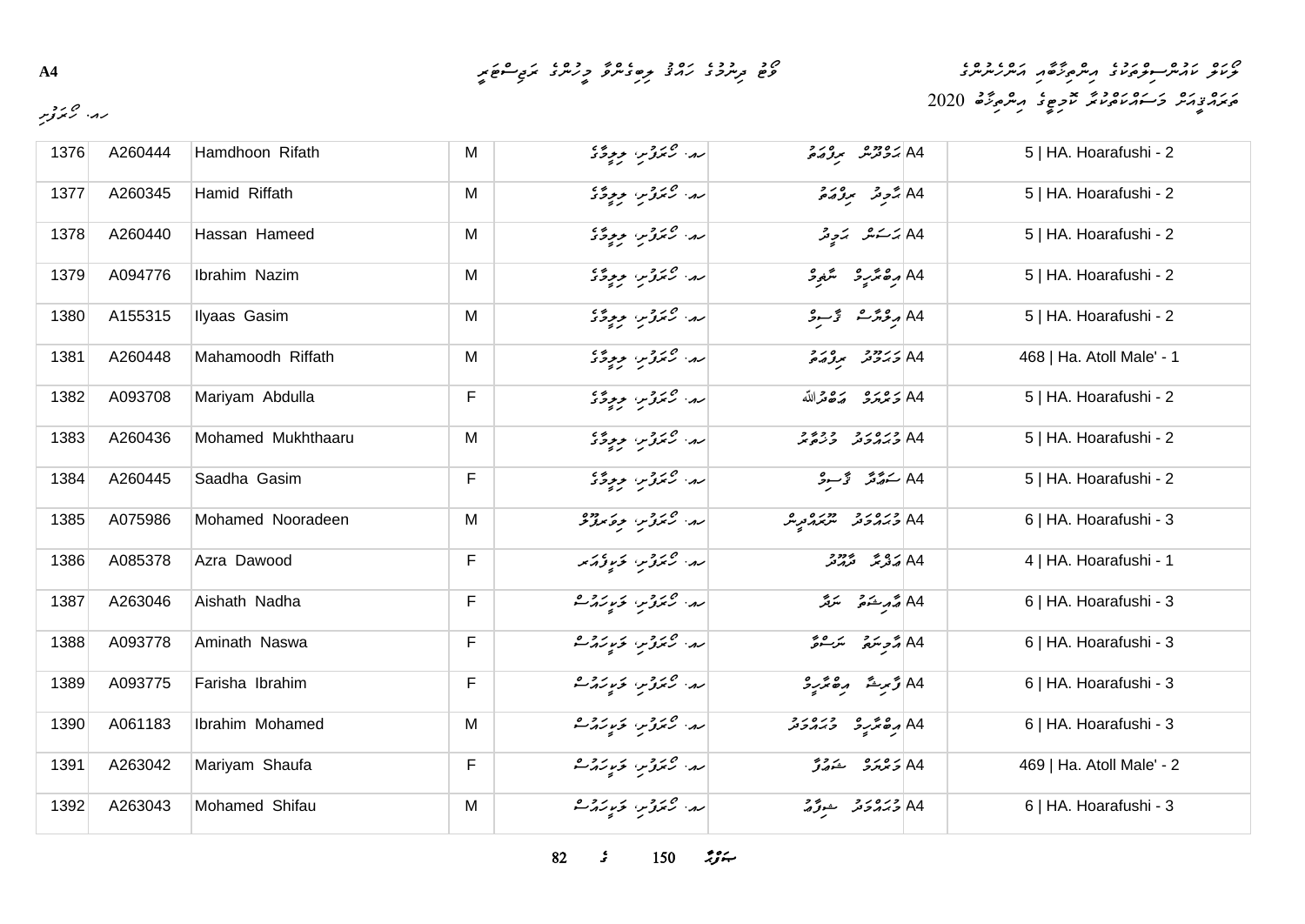| 1376 | A260444 | Hamdhoon Rifath | M | رە، رىمۇس، وورگى | A4 بَرْدُوْسْ بِرِدْبَرْهَ | 5 \| HA. Hoarafushi - 2 |
|---|---|---|---|---|---|---|
| 1377 | A260345 | Hamid Riffath | M | رە، رىمۇس، وورگى | A4 بَرْدِيْرْ بِرِدْبَرْهَ | 5 \| HA. Hoarafushi - 2 |
| 1378 | A260440 | Hassan Hameed | M | رە، رىمۇس، وورگى | A4 بَرْسَرْسْ بَرْدِيْرْ | 5 \| HA. Hoarafushi - 2 |
| 1379 | A094776 | Ibrahim Nazim | M | رە، رىمۇس، وورگى | A4 بِرْهْمَبْرِدْ سَّمَوْدْ | 5 \| HA. Hoarafushi - 2 |
| 1380 | A155315 | Ilyaas Gasim | M | رە، رىمۇس، وورگى | A4 بِرْبُرْسْ تَّمْسِوْدْ | 5 \| HA. Hoarafushi - 2 |
| 1381 | A260448 | Mahamoodh Riffath | M | رە، رىمۇس، وورگى | A4 دَبَرْدُوْ بِرِدْبَرْهَ | 468 \| Ha. Atoll Male' - 1 |
| 1382 | A093708 | Mariyam Abdulla | F | رە، رىمۇس، وورگى | A4 دَسْرَمْرُ بَرْهْمَرْاللّه | 5 \| HA. Hoarafushi - 2 |
| 1383 | A260436 | Mohamed Mukhthaaru | M | رە، رىمۇس، وورگى | A4 دِرَمَدْرْ دُرْدُبْرْ | 5 \| HA. Hoarafushi - 2 |
| 1384 | A260445 | Saadha Gasim | F | رە، رىمۇس، وورگى | A4 سَبْرَمْرُ تَّمْسِوْدْ | 5 \| HA. Hoarafushi - 2 |
| 1385 | A075986 | Mohamed Nooradeen | M | رە، رىمۇس، ووتەرود | A4 دِرَمَدْرْ سْرَبَرْدِرْسْ | 6 \| HA. Hoarafushi - 3 |
| 1386 | A085378 | Azra Dawood | F | رە، رىمۇس، ئەرەرىر | A4 بَرْبُرْسْ تَرْبُرْدُ | 4 \| HA. Hoarafushi - 1 |
| 1387 | A263046 | Aishath Nadha | F | رە، رىمۇس، ئەرەرمى | A4 بَرْمِرْسْمَرْ سَرْبَرْ | 6 \| HA. Hoarafushi - 3 |
| 1388 | A093778 | Aminath Naswa | F | رە، رىمۇس، ئەرەرمى | A4 بَرْدِسَرْمَرْ سَرْسْمَرْ | 6 \| HA. Hoarafushi - 3 |
| 1389 | A093775 | Farisha Ibrahim | F | رە، رىمۇس، ئەرەرمى | A4 وَّمْرِسْمَرْ بِرْهْمَبْرِدْ | 6 \| HA. Hoarafushi - 3 |
| 1390 | A061183 | Ibrahim Mohamed | M | رە، رىمۇس، ئەرەرمى | A4 بِرْهْمَبْرِدْ دِرَمَدْرْ | 6 \| HA. Hoarafushi - 3 |
| 1391 | A263042 | Mariyam Shaufa | F | رە، رىمۇس، ئەرەرمى | A4 دَسْرَمْرُ سْمَرْدُ | 469 \| Ha. Atoll Male' - 2 |
| 1392 | A263043 | Mohamed Shifau | M | رە، رىمۇس، ئەرەرمى | A4 دِرَمَدْرْ سْمِرْدُ | 6 \| HA. Hoarafushi - 3 |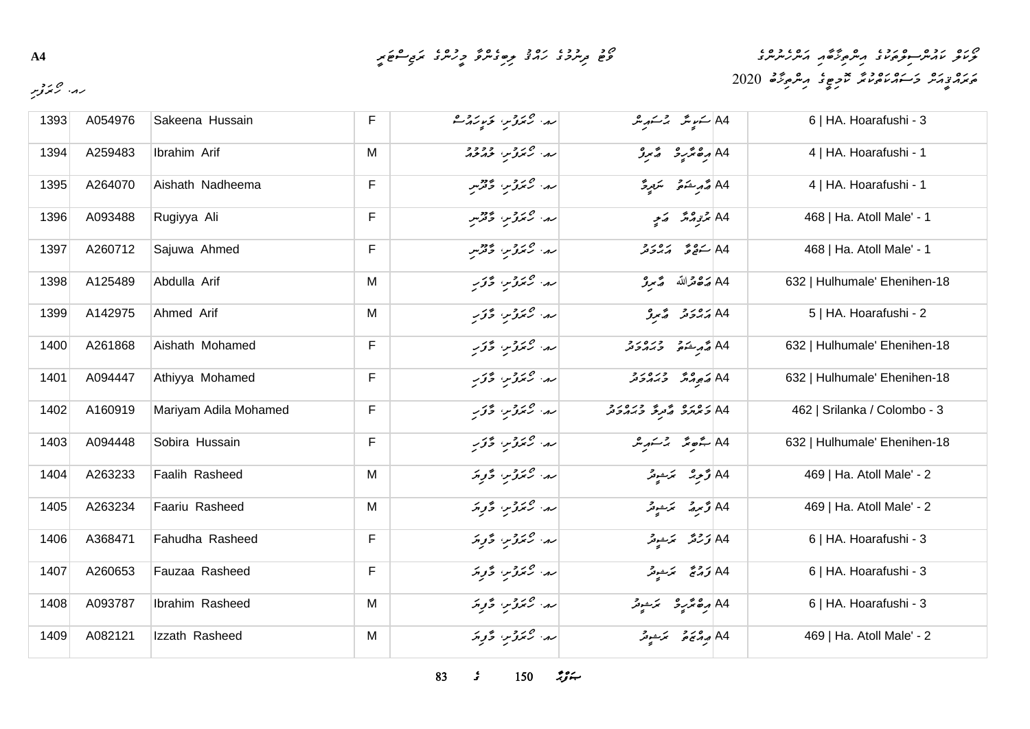| 1393 | A054976 | Sakeena Hussain | F | رە· رىمرۇس ئەرىكەرگ | A4 سَمِيعٌ مُحَسَنٌ | 6 \| HA. Hoarafushi - 3 |
|---|---|---|---|---|---|---|
| 1394 | A259483 | Ibrahim Arif | M | رە· رىمرۇس ۋەۋە | A4 مِرْصَمَّرِ وَ مَحْمَدِ | 4 \| HA. Hoarafushi - 1 |
| 1395 | A264070 | Aishath Nadheema | F | رە· رىمرۇس ۋىرس | A4 مُحْمَدِ سَعِيدٌ | 4 \| HA. Hoarafushi - 1 |
| 1396 | A093488 | Rugiyya Ali | F | رە· رىمرۇس ۋىرس | A4 مُحَمَّدٌ مَحْمَدِ | 468 \| Ha. Atoll Male' - 1 |
| 1397 | A260712 | Sajuwa Ahmed | F | رە· رىمرۇس ۋىرس | A4 سَعِيدٌ مَحْمَدٌ | 468 \| Ha. Atoll Male' - 1 |
| 1398 | A125489 | Abdulla Arif | M | رە· رىمرۇس ۋۇس | A4 مَرْحُومُ اللهِ مُحْمَدِ | 632 \| Hulhumale' Ehenihen-18 |
| 1399 | A142975 | Ahmed Arif | M | رە· رىمرۇس ۋۇس | A4 مَحْمَدٌ مُحْمَدٌ | 5 \| HA. Hoarafushi - 2 |
| 1400 | A261868 | Aishath Mohamed | F | رە· رىمرۇس ۋۇس | A4 مُحْمَدِ وَ مَحْمَدٌ | 632 \| Hulhumale' Ehenihen-18 |
| 1401 | A094447 | Athiyya Mohamed | F | رە· رىمرۇس ۋۇس | A4 مَحْمُودٌ وَ مَحْمَدٌ | 632 \| Hulhumale' Ehenihen-18 |
| 1402 | A160919 | Mariyam Adila Mohamed | F | رە· رىمرۇس ۋۇس | A4 وَ مَحْمَدٌ مُحْمَدٌ وَ مَحْمَدٌ | 462 \| Srilanka / Colombo - 3 |
| 1403 | A094448 | Sobira Hussain | F | رە· رىمرۇس ۋۇس | A4 سَعِيدٌ مُحَسَنٌ | 632 \| Hulhumale' Ehenihen-18 |
| 1404 | A263233 | Faalih Rasheed | M | رە· رىمرۇس ۋىرىر | A4 وَ مَحْمَدٌ مُحْمَدٌ | 469 \| Ha. Atoll Male' - 2 |
| 1405 | A263234 | Faariu Rasheed | M | رە· رىمرۇس ۋىرىر | A4 وَ مَحْمَدٌ مُحْمَدٌ | 469 \| Ha. Atoll Male' - 2 |
| 1406 | A368471 | Fahudha Rasheed | F | رە· رىمرۇس ۋىرىر | A4 وَ مَحْمَدٌ مُحْمَدٌ | 6 \| HA. Hoarafushi - 3 |
| 1407 | A260653 | Fauzaa Rasheed | F | رە· رىمرۇس ۋىرىر | A4 وَ مَحْمَدٌ مُحْمَدٌ | 6 \| HA. Hoarafushi - 3 |
| 1408 | A093787 | Ibrahim Rasheed | M | رە· رىمرۇس ۋىرىر | A4 مِرْصَمَّرِ وَ مُحْمَدٌ | 6 \| HA. Hoarafushi - 3 |
| 1409 | A082121 | Izzath Rasheed | M | رە· رىمرۇس ۋىرىر | A4 مِرْصَمَّ مُحْمَدٌ | 469 \| Ha. Atoll Male' - 2 |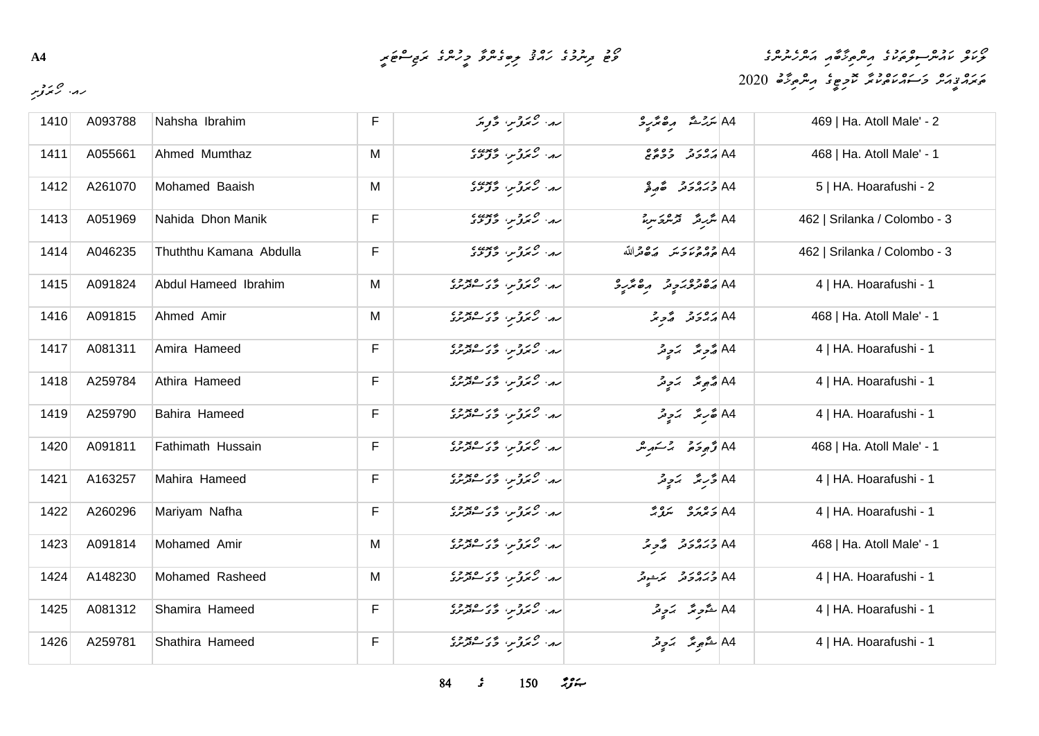| 1410 | A093788 | Nahsha Ibrahim | F | ﺭﻩ. ﺭﻮﻧﺮﻭ, ﯕﻭﻳﺮ | A4 ﺳﺮﺭﺷﮯ ﺭﮬﻨﺮﺭﻭ | 469 \| Ha. Atoll Male' - 2 |
|---|---|---|---|---|---|---|
| 1411 | A055661 | Ahmed Mumthaz | M | ﺭﻩ. ﺭﻮﻧﺮﻭ, ﯕﻭﻭﻭ | A4 ﺭﺭﻭﺭﻭ ﻭﻭﯕﻮ | 468 \| Ha. Atoll Male' - 1 |
| 1412 | A261070 | Mohamed Baaish | M | ﺭﻩ. ﺭﻮﻧﺮﻭ, ﯕﻭﻭﻭ | A4 ﻭﺭﺭﻭﺭﻭ ﮬﺭﻭ | 5 \| HA. Hoarafushi - 2 |
| 1413 | A051969 | Nahida Dhon Manik | F | ﺭﻩ. ﺭﻮﻧﺮﻭ, ﯕﻭﻭﻭ | A4 ﺳﺮﺭﺩ ﺩﺭﺭﻭﺳﺮﻩ | 462 \| Srilanka / Colombo - 3 |
| 1414 | A046235 | Thuththu Kamana Abdulla | F | ﺭﻩ. ﺭﻮﻧﺮﻭ, ﯕﻭﻭﻭ | A4 ﻭﺭﻭﻭﺭﻭﺭﺭ ﺭﮬﻭﺭﺍﻟﻠﻪ | 462 \| Srilanka / Colombo - 3 |
| 1415 | A091824 | Abdul Hameed Ibrahim | M | ﺭﻩ. ﺭﻮﻧﺮﻭ, ﻭﻭﺭﺳﻮﺩﺭﺭﻭ | A4 ﺭﮬﻭﺭﻭﺭﺭﻭﺭ ﺭﮬﻨﺮﺭﻭ | 4 \| HA. Hoarafushi - 1 |
| 1416 | A091815 | Ahmed Amir | M | ﺭﻩ. ﺭﻮﻧﺮﻭ, ﻭﻭﺭﺳﻮﺩﺭﺭﻭ | A4 ﺭﺭﻭﺭﻭ ﺭﻭﺭ | 468 \| Ha. Atoll Male' - 1 |
| 1417 | A081311 | Amira Hameed | F | ﺭﻩ. ﺭﻮﻧﺮﻭ, ﻭﻭﺭﺳﻮﺩﺭﺭﻭ | A4 ﺭﻭﺭ ﺭﻭﺭ | 4 \| HA. Hoarafushi - 1 |
| 1418 | A259784 | Athira Hameed | F | ﺭﻩ. ﺭﻮﻧﺮﻭ, ﻭﻭﺭﺳﻮﺩﺭﺭﻭ | A4 ﺭﻭﺭ ﺭﻭﺭ | 4 \| HA. Hoarafushi - 1 |
| 1419 | A259790 | Bahira Hameed | F | ﺭﻩ. ﺭﻮﻧﺮﻭ, ﻭﻭﺭﺳﻮﺩﺭﺭﻭ | A4 ﮬﺭﺭ ﺭﻭﺭ | 4 \| HA. Hoarafushi - 1 |
| 1420 | A091811 | Fathimath Hussain | F | ﺭﻩ. ﺭﻮﻧﺮﻭ, ﻭﻭﺭﺳﻮﺩﺭﺭﻭ | A4 ﻭﺭﻭﺭﻭ ﺭﺳﺭﺭﺵ | 468 \| Ha. Atoll Male' - 1 |
| 1421 | A163257 | Mahira Hameed | F | ﺭﻩ. ﺭﻮﻧﺮﻭ, ﻭﻭﺭﺳﻮﺩﺭﺭﻭ | A4 ﻭﺭﺭ ﺭﻭﺭ | 4 \| HA. Hoarafushi - 1 |
| 1422 | A260296 | Mariyam Nafha | F | ﺭﻩ. ﺭﻮﻧﺮﻭ, ﻭﻭﺭﺳﻮﺩﺭﺭﻭ | A4 ﻭﺭﺭﺭﻭ ﺳﺮﻭﺭ | 4 \| HA. Hoarafushi - 1 |
| 1423 | A091814 | Mohamed Amir | M | ﺭﻩ. ﺭﻮﻧﺮﻭ, ﻭﻭﺭﺳﻮﺩﺭﺭﻭ | A4 ﻭﺭﺭﻭﺭﻭ ﺭﻭﺭ | 468 \| Ha. Atoll Male' - 1 |
| 1424 | A148230 | Mohamed Rasheed | M | ﺭﻩ. ﺭﻮﻧﺮﻭ, ﻭﻭﺭﺳﻮﺩﺭﺭﻭ | A4 ﻭﺭﺭﻭﺭﻭ ﺭﺭﺷﻮﺭ | 4 \| HA. Hoarafushi - 1 |
| 1425 | A081312 | Shamira Hameed | F | ﺭﻩ. ﺭﻮﻧﺮﻭ, ﻭﻭﺭﺳﻮﺩﺭﺭﻭ | A4 ﺷﮕﻭﺭ ﺭﻭﺭ | 4 \| HA. Hoarafushi - 1 |
| 1426 | A259781 | Shathira Hameed | F | ﺭﻩ. ﺭﻮﻧﺮﻭ, ﻭﻭﺭﺳﻮﺩﺭﺭﻭ | A4 ﺷﮕﻭﺭ ﺭﻭﺭ | 4 \| HA. Hoarafushi - 1 |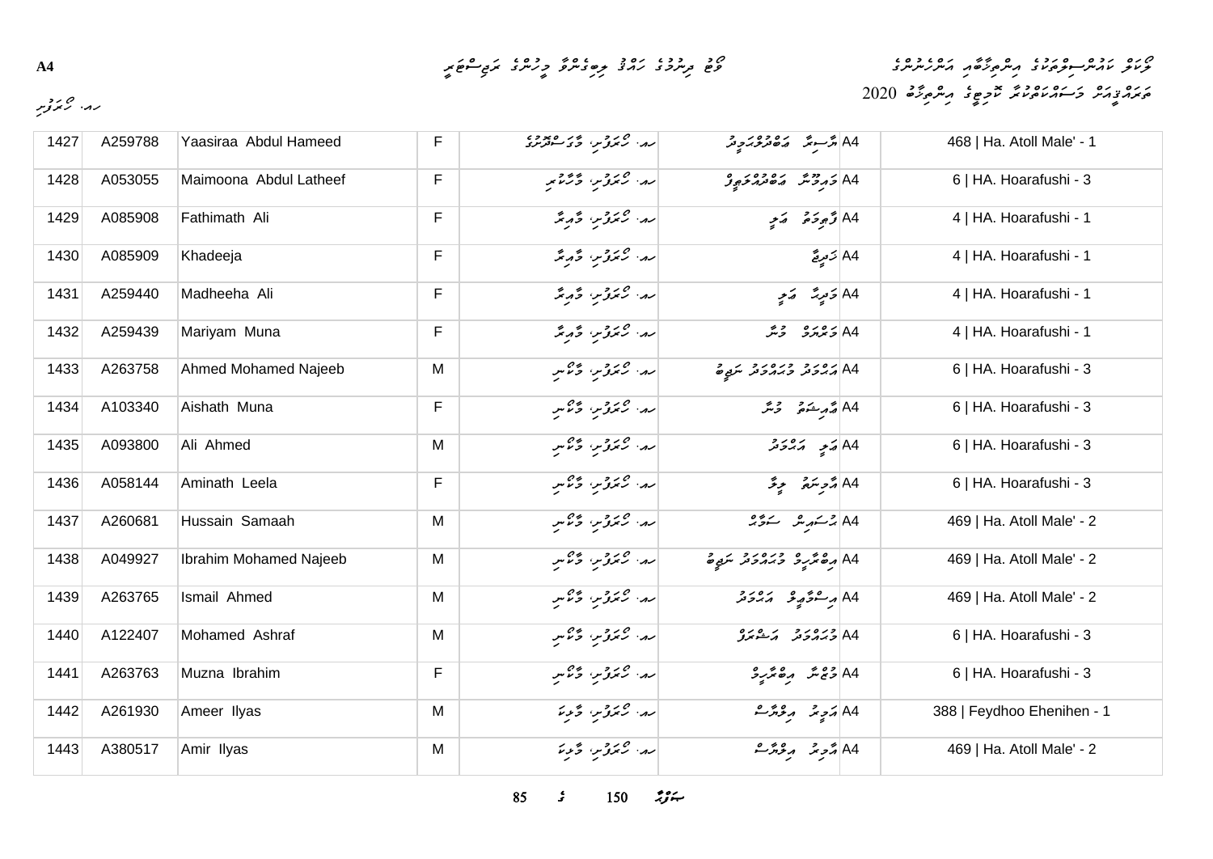| 1427 | A259788 | Yaasiraa Abdul Hameed | F | ހއ. ހޯރަފުށި، މާގަސްދޮށުގެ | A4 ޔާސިރާ ޢަބްދުލްޙަމީދު | 468 \| Ha. Atoll Male' - 1 |
|---|---|---|---|---|---|---|
| 1428 | A053055 | Maimoona Abdul Latheef | F | ހއ. ހޯރަފުށި، މާހާރި | A4 މައިމޫނާ ޢަބްދުއްލަޠީފު | 6 \| HA. Hoarafushi - 3 |
| 1429 | A085908 | Fathimath Ali | F | ހއ. ހޯރަފުށި، މާއިރާ | A4 ފާތިމަތު ޢަލި | 4 \| HA. Hoarafushi - 1 |
| 1430 | A085909 | Khadeeja | F | ހއ. ހޯރަފުށި، މާއިރާ | A4 ޚަދީޖާ | 4 \| HA. Hoarafushi - 1 |
| 1431 | A259440 | Madheeha Ali | F | ހއ. ހޯރަފުށި، މާއިރާ | A4 މަދީހާ ޢަލި | 4 \| HA. Hoarafushi - 1 |
| 1432 | A259439 | Mariyam Muna | F | ހއ. ހޯރަފުށި، މާއިރާ | A4 މަރިޔަމް މުނާ | 4 \| HA. Hoarafushi - 1 |
| 1433 | A263758 | Ahmed Mohamed Najeeb | M | ހއ. ހޯރަފުށި، މާޅިސް | A4 އަޙްމަދު މުޙައްމަދު ނަޖީބު | 6 \| HA. Hoarafushi - 3 |
| 1434 | A103340 | Aishath Muna | F | ހއ. ހޯރަފުށި، މާޅިސް | A4 އާއިޝަތު މުނާ | 6 \| HA. Hoarafushi - 3 |
| 1435 | A093800 | Ali Ahmed | M | ހއ. ހޯރަފުށި، މާޅިސް | A4 ޢަލި އަޙްމަދު | 6 \| HA. Hoarafushi - 3 |
| 1436 | A058144 | Aminath Leela | F | ހއ. ހޯރަފުށި، މާޅިސް | A4 އާމިނަތު ލީލާ | 6 \| HA. Hoarafushi - 3 |
| 1437 | A260681 | Hussain Samaah | M | ހއ. ހޯރަފުށި، މާޅިސް | A4 ހުސައިން ސަމާޙް | 469 \| Ha. Atoll Male' - 2 |
| 1438 | A049927 | Ibrahim Mohamed Najeeb | M | ހއ. ހޯރަފުށި، މާޅިސް | A4 އިބްރާހީމް މުޙައްމަދު ނަޖީބު | 469 \| Ha. Atoll Male' - 2 |
| 1439 | A263765 | Ismail Ahmed | M | ހއ. ހޯރަފުށި، މާޅިސް | A4 އިސްމާޢީލް އަޙްމަދު | 469 \| Ha. Atoll Male' - 2 |
| 1440 | A122407 | Mohamed Ashraf | M | ހއ. ހޯރަފުށި، މާޅިސް | A4 މުޙައްމަދު އަޝްރަފް | 6 \| HA. Hoarafushi - 3 |
| 1441 | A263763 | Muzna Ibrahim | F | ހއ. ހޯރަފުށި، މާޅިސް | A4 މުޒްނާ އިބްރާހީމް | 6 \| HA. Hoarafushi - 3 |
| 1442 | A261930 | Ameer Ilyas | M | ހއ. ހޯރަފުށި، މާވިނަ | A4 އަމީރު އިލްޔާސް | 388 \| Feydhoo Ehenihen - 1 |
| 1443 | A380517 | Amir Ilyas | M | ހއ. ހޯރަފުށި، މާވިނަ | A4 އާމިރު އިލްޔާސް | 469 \| Ha. Atoll Male' - 2 |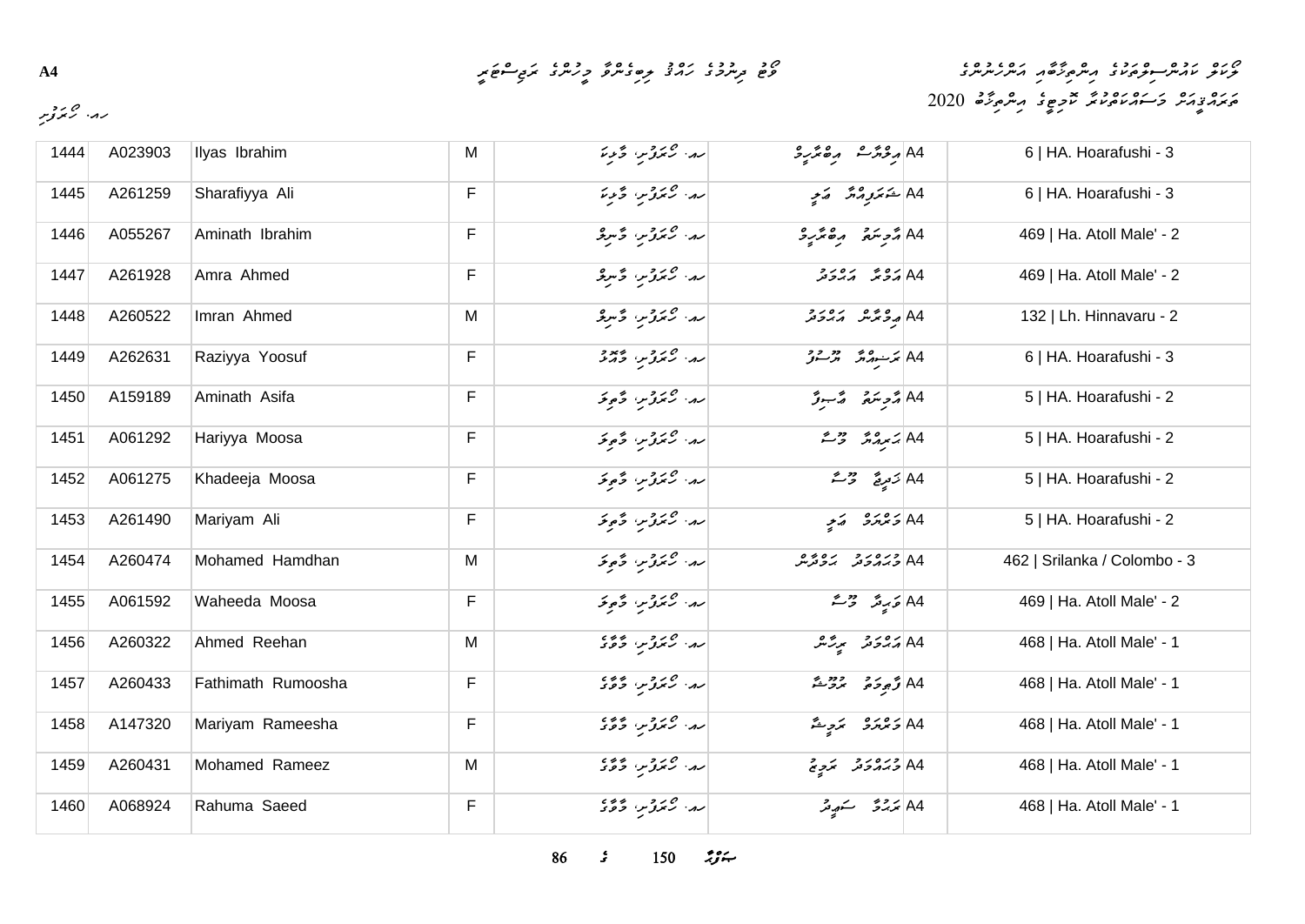| 1444 | A023903 | Ilyas Ibrahim | M | رە. رىمەر دېرە | A4 مرموگرم مرەنگرىد | 6 \| HA. Hoarafushi - 3 |
|---|---|---|---|---|---|---|
| 1445 | A261259 | Sharafiyya Ali | F | رە. رىمەر دېرە | A4 شەمرو ئەمۇ | 6 \| HA. Hoarafushi - 3 |
| 1446 | A055267 | Aminath Ibrahim | F | رە. رىمەر دېرىئ | A4 مۇچەتقى مەھمىرى | 469 \| Ha. Atoll Male' - 2 |
| 1447 | A261928 | Amra Ahmed | F | رە. رىمەر دېرىئ | A4 مەدىر مەددىر | 469 \| Ha. Atoll Male' - 2 |
| 1448 | A260522 | Imran Ahmed | M | رە. رىمەر دېرىئ | A4 مەدىر مەددىر | 132 \| Lh. Hinnavaru - 2 |
| 1449 | A262631 | Raziyya Yoosuf | F | رە. رىمەر دېرىئ | A4 ترىسوم مەسۇ | 6 \| HA. Hoarafushi - 3 |
| 1450 | A159189 | Aminath Asifa | F | رە. رىمەر دېوتر | A4 مۇچەتقى مەسوق | 5 \| HA. Hoarafushi - 2 |
| 1451 | A061292 | Hariyya Moosa | F | رە. رىمەر دېوتر | A4 ئەبرەم دىم | 5 \| HA. Hoarafushi - 2 |
| 1452 | A061275 | Khadeeja Moosa | F | رە. رىمەر دېوتر | A4 ئەمرىچ دىم | 5 \| HA. Hoarafushi - 2 |
| 1453 | A261490 | Mariyam Ali | F | رە. رىمەر دېوتر | A4 ئەمەدە ەمپ | 5 \| HA. Hoarafushi - 2 |
| 1454 | A260474 | Mohamed Hamdhan | M | رە. رىمەر دېوتر | A4 دىرەدىر بەدىرىر | 462 \| Srilanka / Colombo - 3 |
| 1455 | A061592 | Waheeda Moosa | F | رە. رىمەر دېوتر | A4 ئەبىر دىم | 469 \| Ha. Atoll Male' - 2 |
| 1456 | A260322 | Ahmed Reehan | M | رە. رىمەر دېوتر | A4 مەدىر بېرىر | 468 \| Ha. Atoll Male' - 1 |
| 1457 | A260433 | Fathimath Rumoosha | F | رە. رىمەر دېوتر | A4 ئۇچوخۇ مىرەش | 468 \| Ha. Atoll Male' - 1 |
| 1458 | A147320 | Mariyam Rameesha | F | رە. رىمەر دېوتر | A4 ئەمەدە مىرىش | 468 \| Ha. Atoll Male' - 1 |
| 1459 | A260431 | Mohamed Rameez | M | رە. رىمەر دېوتر | A4 دىرەدىر ئىرىچ | 468 \| Ha. Atoll Male' - 1 |
| 1460 | A068924 | Rahuma Saeed | F | رە. رىمەر دېوتر | A4 ئىرىچ سەھىر | 468 \| Ha. Atoll Male' - 1 |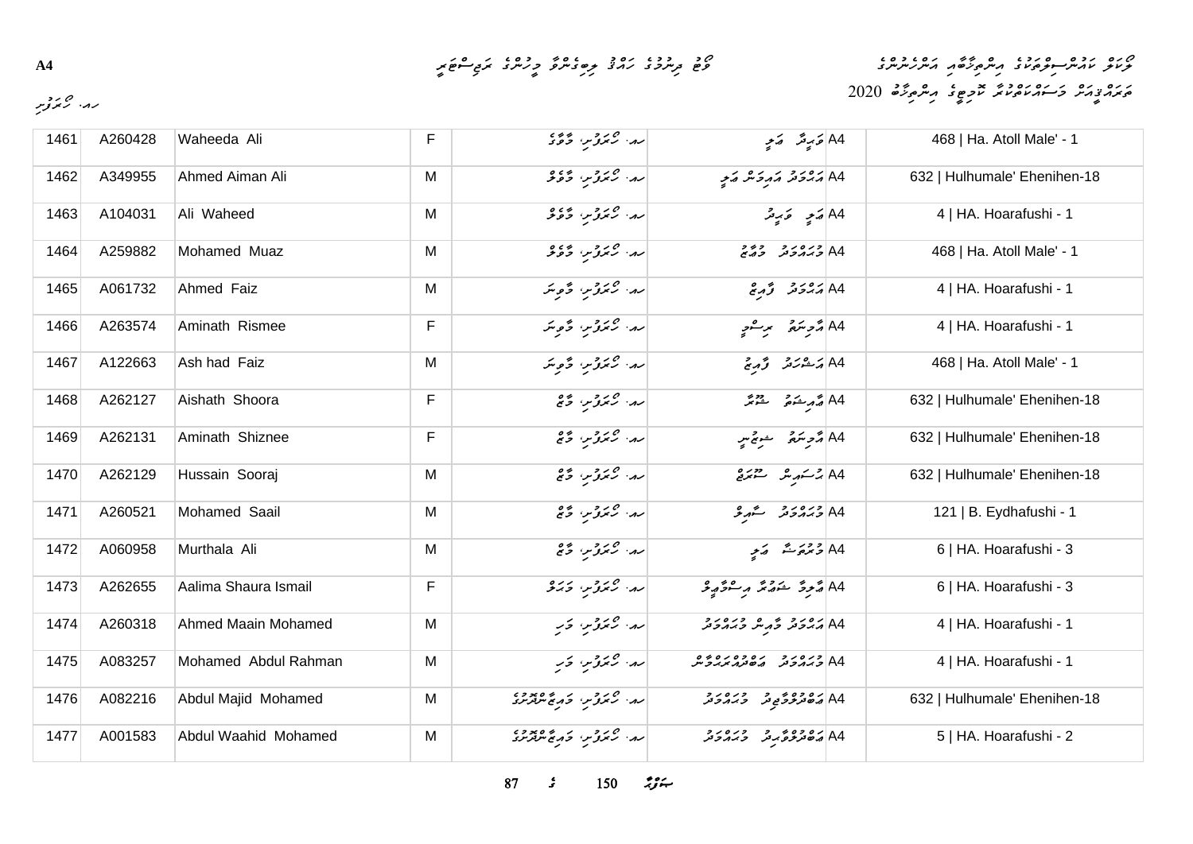| 1461 | A260428 | Waheeda Ali | F | رە. رىخزۇس، ۇۋى | A4 ۇَبِيڤَر ۾َڍِ | 468 \| Ha. Atoll Male' - 1 |
|---|---|---|---|---|---|---|
| 1462 | A349955 | Ahmed Aiman Ali | M | رە. رىخزۇس، ۇۋى | A4 ەرەدىر ەبرىر ۆيى | 632 \| Hulhumale' Ehenihen-18 |
| 1463 | A104031 | Ali Waheed | M | رە. رىخزۇس، ۇۋى | A4 ەبر ۆەبرىر | 4 \| HA. Hoarafushi - 1 |
| 1464 | A259882 | Mohamed Muaz | M | رە. رىخزۇس، ۇۋى | A4 ۆرەرو ۆەبرىر | 468 \| Ha. Atoll Male' - 1 |
| 1465 | A061732 | Ahmed Faiz | M | رە. رىخزۇس، ۇوبىر | A4 ەرەرى ۇەبرىر | 4 \| HA. Hoarafushi - 1 |
| 1466 | A263574 | Aminath Rismee | F | رە. رىخزۇس، ۇوبىر | A4 ەۇبرىرە برىشۇ | 4 \| HA. Hoarafushi - 1 |
| 1467 | A122663 | Ash had Faiz | M | رە. رىخزۇس، ۇوبىر | A4 ەبرىرى ۇەبرىر | 468 \| Ha. Atoll Male' - 1 |
| 1468 | A262127 | Aishath Shoora | F | رە. رىخزۇس، ۇى | A4 ەبرىشەر شۇبر | 632 \| Hulhumale' Ehenihen-18 |
| 1469 | A262131 | Aminath Shiznee | F | رە. رىخزۇس، ۇى | A4 ەۇبرىرە شوبىر | 632 \| Hulhumale' Ehenihen-18 |
| 1470 | A262129 | Hussain Sooraj | M | رە. رىخزۇس، ۇى | A4 برىسەرىر سۇبرى | 632 \| Hulhumale' Ehenihen-18 |
| 1471 | A260521 | Mohamed Saail | M | رە. رىخزۇس، ۇى | A4 ۆرەرو سەبرى | 121 \| B. Eydhafushi - 1 |
| 1472 | A060958 | Murthala Ali | M | رە. رىخزۇس، ۇى | A4 ۆبرىرى ەبر | 6 \| HA. Hoarafushi - 3 |
| 1473 | A262655 | Aalima Shaura Ismail | F | رە. رىخزۇس، ۆبرى | A4 ەۇبرى شەبرىر برىشۇەبرى | 6 \| HA. Hoarafushi - 3 |
| 1474 | A260318 | Ahmed Maain Mohamed | M | رە. رىخزۇس، ۆبر | A4 ەرەرى ۇەبرىر ۆرەرو | 4 \| HA. Hoarafushi - 1 |
| 1475 | A083257 | Mohamed Abdul Rahman | M | رە. رىخزۇس، ۆبر | A4 ۆرەرو ەھىرەبرىرۇبر | 4 \| HA. Hoarafushi - 1 |
| 1476 | A082216 | Abdul Majid Mohamed | M | رە. رىخزۇس، ۆەبرىشبرىرى | A4 ەھىرۇۇبرىر ۆرەرو | 632 \| Hulhumale' Ehenihen-18 |
| 1477 | A001583 | Abdul Waahid Mohamed | M | رە. رىخزۇس، ۆەبرىشبرىرى | A4 ەھىرۇۇبرىر ۆرەرو | 5 \| HA. Hoarafushi - 2 |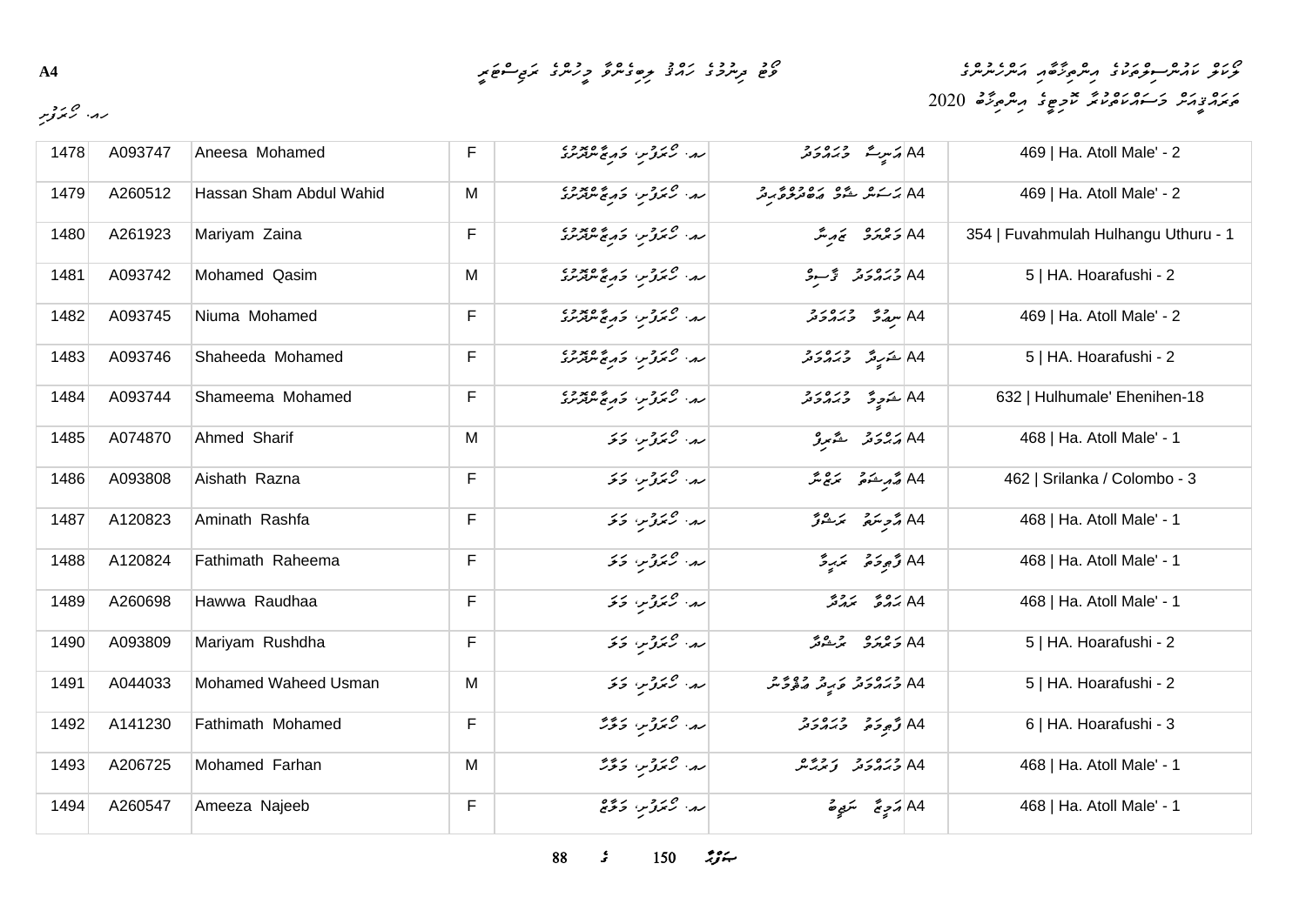| 1478 | A093747 | Aneesa Mohamed | F | رە. رىمۇس، كەمەتقە ئەرەبىيە | A4 مەسرىسە ئەيرەدىر | 469 \| Ha. Atoll Male' - 2 |
|---|---|---|---|---|---|---|
| 1479 | A260512 | Hassan Sham Abdul Wahid | M | رە. رىمۇس، كەمەتقە ئەرەبىيە | A4 بەسەن شەرە مەھەردەۋىرىر | 469 \| Ha. Atoll Male' - 2 |
| 1480 | A261923 | Mariyam Zaina | F | رە. رىمۇس، كەمەتقە ئەرەبىيە | A4 كەبىرىرى تەمەتتر | 354 \| Fuvahmulah Hulhangu Uthuru - 1 |
| 1481 | A093742 | Mohamed Qasim | M | رە. رىمۇس، كەمەتقە ئەرەبىيە | A4 دىرەدىر تۇسىۋ | 5 \| HA. Hoarafushi - 2 |
| 1482 | A093745 | Niuma Mohamed | F | رە. رىمۇس، كەمەتقە ئەرەبىيە | A4 سرەۋ دىرەدىر | 469 \| Ha. Atoll Male' - 2 |
| 1483 | A093746 | Shaheeda Mohamed | F | رە. رىمۇس، كەمەتقە ئەرەبىيە | A4 شەرىتر دىرەدىر | 5 \| HA. Hoarafushi - 2 |
| 1484 | A093744 | Shameema Mohamed | F | رە. رىمۇس، كەمەتقە ئەرەبىيە | A4 شەرۋ دىرەدىر | 632 \| Hulhumale' Ehenihen-18 |
| 1485 | A074870 | Ahmed Sharif | M | رە. رىمۇس، كەك | A4 ئەرەدىر شەمرو | 468 \| Ha. Atoll Male' - 1 |
| 1486 | A093808 | Aishath Razna | F | رە. رىمۇس، كەك | A4 ئەرشەم برىتر | 462 \| Srilanka / Colombo - 3 |
| 1487 | A120823 | Aminath Rashfa | F | رە. رىمۇس، كەك | A4 ئەوسرە برىشۇ | 468 \| Ha. Atoll Male' - 1 |
| 1488 | A120824 | Fathimath Raheema | F | رە. رىمۇس، كەك | A4 ۋەدەم برىۋ | 468 \| Ha. Atoll Male' - 1 |
| 1489 | A260698 | Hawwa Raudhaa | F | رە. رىمۇس، كەك | A4 بەرەۋ برەتر | 468 \| Ha. Atoll Male' - 1 |
| 1490 | A093809 | Mariyam Rushdha | F | رە. رىمۇس، كەك | A4 كەبىرىرى برىشەتر | 5 \| HA. Hoarafushi - 2 |
| 1491 | A044033 | Mohamed Waheed Usman | M | رە. رىمۇس، كەك | A4 دىرەدىر كەبىر مەۋەتر | 5 \| HA. Hoarafushi - 2 |
| 1492 | A141230 | Fathimath Mohamed | F | رە. رىمۇس، كەۋر | A4 ۋەدەم دىرەدىر | 6 \| HA. Hoarafushi - 3 |
| 1493 | A206725 | Mohamed Farhan | M | رە. رىمۇس، كەۋر | A4 دىرەدىر ۋىرىتر | 468 \| Ha. Atoll Male' - 1 |
| 1494 | A260547 | Ameeza Najeeb | F | رە. رىمۇس، كەۋە | A4 ئەرىم سەرە | 468 \| Ha. Atoll Male' - 1 |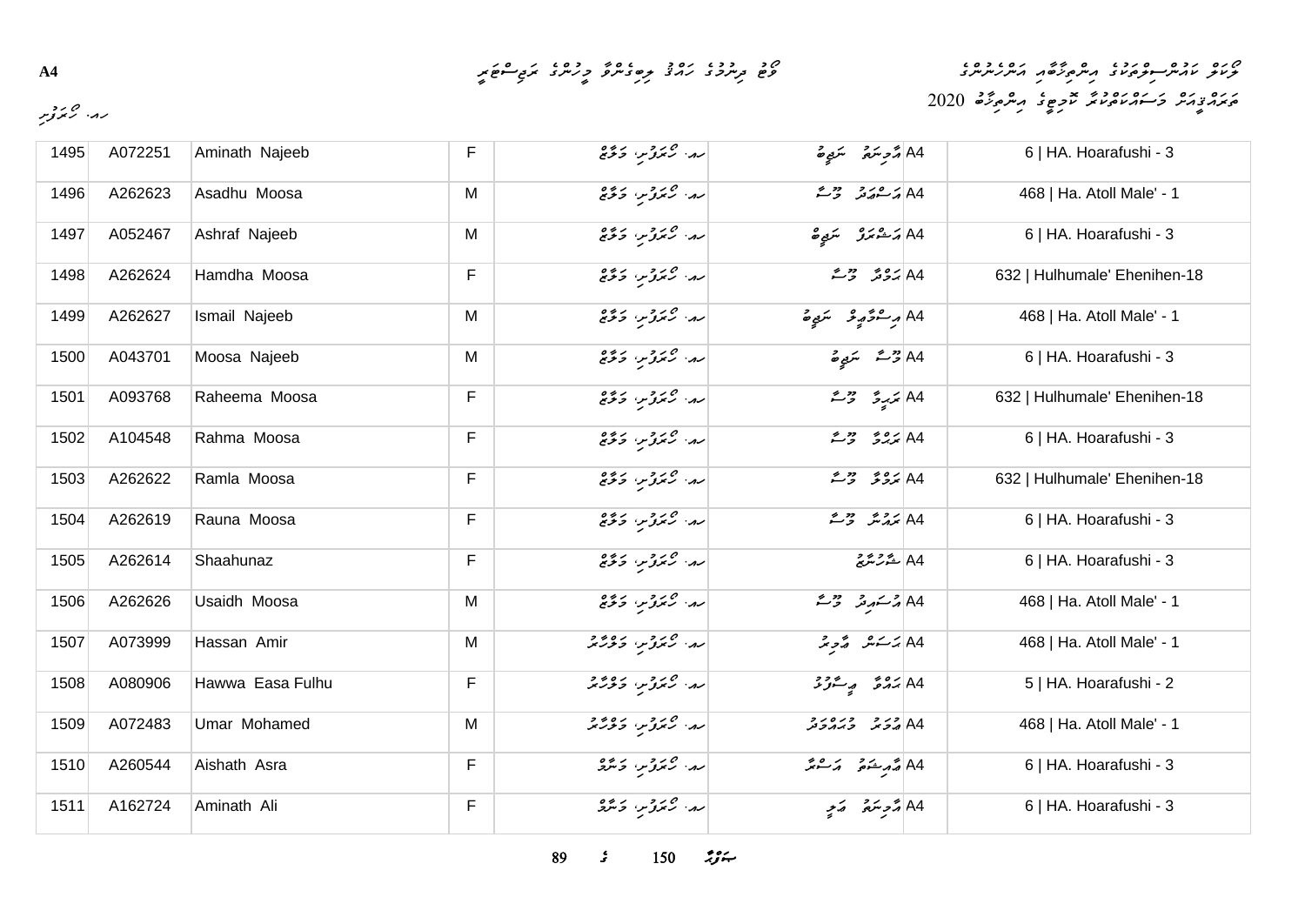| 1495 | A072251 | Aminath Najeeb | F | ހއ. ހޯރަފުށި، މަލާޒު | A4 އާމިނަތު ނަޖީބު | 6 \| HA. Hoarafushi - 3 |
|---|---|---|---|---|---|---|
| 1496 | A262623 | Asadhu Moosa | M | ހއ. ހޯރަފުށި، މަލާޒު | A4 އަސްއަދު މޫސާ | 468 \| Ha. Atoll Male' - 1 |
| 1497 | A052467 | Ashraf Najeeb | M | ހއ. ހޯރަފުށި، މަލާޒު | A4 އަޝްރަފް ނަޖީބު | 6 \| HA. Hoarafushi - 3 |
| 1498 | A262624 | Hamdha Moosa | F | ހއ. ހޯރަފުށި، މަލާޒު | A4 ހަމްދާ މޫސާ | 632 \| Hulhumale' Ehenihen-18 |
| 1499 | A262627 | Ismail Najeeb | M | ހއ. ހޯރަފުށި، މަލާޒު | A4 އިސްމާއީލް ނަޖީބު | 468 \| Ha. Atoll Male' - 1 |
| 1500 | A043701 | Moosa Najeeb | M | ހއ. ހޯރަފުށި، މަލާޒު | A4 މޫސާ ނަޖީބު | 6 \| HA. Hoarafushi - 3 |
| 1501 | A093768 | Raheema Moosa | F | ހއ. ހޯރަފުށި، މަލާޒު | A4 ރަހީމާ މޫސާ | 632 \| Hulhumale' Ehenihen-18 |
| 1502 | A104548 | Rahma Moosa | F | ހއ. ހޯރަފުށި، މަލާޒު | A4 ރަހްމާ މޫސާ | 6 \| HA. Hoarafushi - 3 |
| 1503 | A262622 | Ramla Moosa | F | ހއ. ހޯރަފުށި، މަލާޒު | A4 ރަމްލާ މޫސާ | 632 \| Hulhumale' Ehenihen-18 |
| 1504 | A262619 | Rauna Moosa | F | ހއ. ހޯރަފުށި، މަލާޒު | A4 ރައުނާ މޫސާ | 6 \| HA. Hoarafushi - 3 |
| 1505 | A262614 | Shaahunaz | F | ހއ. ހޯރަފުށި، މަލާޒު | A4 ޝާހުނާޒް | 6 \| HA. Hoarafushi - 3 |
| 1506 | A262626 | Usaidh Moosa | M | ހއ. ހޯރަފުށި، މަލާޒު | A4 އުސައިދު މޫސާ | 468 \| Ha. Atoll Male' - 1 |
| 1507 | A073999 | Hassan Amir | M | ހއ. ހޯރަފުށި، މަލްހަރު | A4 ހަސަން އާމިރު | 468 \| Ha. Atoll Male' - 1 |
| 1508 | A080906 | Hawwa Easa Fulhu | F | ހއ. ހޯރަފުށި، މަލްހަރު | A4 ހައްވާ ޢީސާފުޅު | 5 \| HA. Hoarafushi - 2 |
| 1509 | A072483 | Umar Mohamed | M | ހއ. ހޯރަފުށި، މަލްހަރު | A4 ޢުމަރު މުހައްމަދު | 468 \| Ha. Atoll Male' - 1 |
| 1510 | A260544 | Aishath Asra | F | ހއ. ހޯރަފުށި، މަނާރާ | A4 އާއިޝަތު އަސްރާ | 6 \| HA. Hoarafushi - 3 |
| 1511 | A162724 | Aminath Ali | F | ހއ. ހޯރަފުށި، މަނާރާ | A4 އާމިނަތު ޢަލީ | 6 \| HA. Hoarafushi - 3 |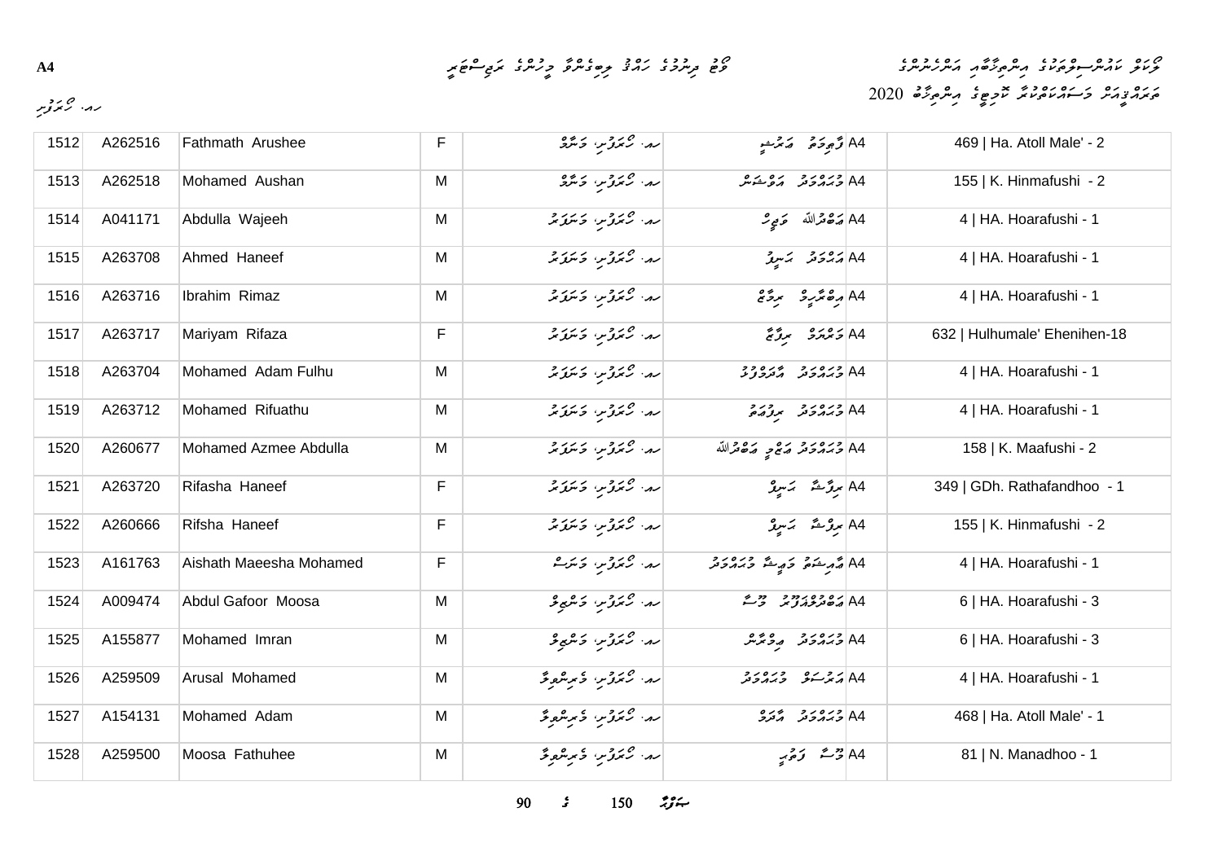| 1512 | A262516 | Fathmath Arushee | F | رە. رىمەترىس ئەنىڭ | A4 ۇَجِرِحَۃُ ۔ مَحَمَّدِ | 469 \| Ha. Atoll Male' - 2 |
|---|---|---|---|---|---|---|
| 1513 | A262518 | Mohamed Aushan | M | رە. رىمەترىس ئەنىڭ | A4 دېرەرد مەشكىر | 155 \| K. Hinmafushi - 2 |
| 1514 | A041171 | Abdulla Wajeeh | M | رە. رىمەترىس ئەنىرىمە | A4 مَەھْتَراللە ئَمَدِيْر | 4 \| HA. Hoarafushi - 1 |
| 1515 | A263708 | Ahmed Haneef | M | رە. رىمەترىس ئەنىرىمە | A4 مَدْدَوْ بَسِرٌ | 4 \| HA. Hoarafushi - 1 |
| 1516 | A263716 | Ibrahim Rimaz | M | رە. رىمەترىس ئەنىرىمە | A4 مەھەتگرىۋ بىرگەنج | 4 \| HA. Hoarafushi - 1 |
| 1517 | A263717 | Mariyam Rifaza | F | رە. رىمەترىس ئەنىرىمە | A4 دَيْمَرْدْ بِرِدٌ | 632 \| Hulhumale' Ehenihen-18 |
| 1518 | A263704 | Mohamed Adam Fulhu | M | رە. رىمەترىس ئەنىرىمە | A4 دېرەرد گەنرووو | 4 \| HA. Hoarafushi - 1 |
| 1519 | A263712 | Mohamed Rifuathu | M | رە. رىمەترىس ئەنىرىمە | A4 دېرەرد بروزىم | 4 \| HA. Hoarafushi - 1 |
| 1520 | A260677 | Mohamed Azmee Abdulla | M | رە. رىمەترىس ئەنىرىمە | A4 دېرەرد مەمچ مەھىراللە | 158 \| K. Maafushi - 2 |
| 1521 | A263720 | Rifasha Haneef | F | رە. رىمەترىس ئەنىرىمە | A4 بروٌشَ بَسِرٌ | 349 \| GDh. Rathafandhoo - 1 |
| 1522 | A260666 | Rifsha Haneef | F | رە. رىمەترىس ئەنىرىمە | A4 برونٌ بَسِرٌ | 155 \| K. Hinmafushi - 2 |
| 1523 | A161763 | Aishath Maeesha Mohamed | F | رە. رىمەترىس ئەنىرىم | A4 مەرىشەم كەيشە دېرەرد | 4 \| HA. Hoarafushi - 1 |
| 1524 | A009474 | Abdul Gafoor Moosa | M | رە. رىمەترىس ئەنىرىمۇ | A4 مەھىروبرودو دىسە | 6 \| HA. Hoarafushi - 3 |
| 1525 | A155877 | Mohamed Imran | M | رە. رىمەترىس ئەنىرىمۇ | A4 دېرەرد مەدىرىر | 6 \| HA. Hoarafushi - 3 |
| 1526 | A259509 | Arusal Mohamed | M | رە. رىمەترىس ئەبرىنگەۋ | A4 مەبرسىق دېرەرد | 4 \| HA. Hoarafushi - 1 |
| 1527 | A154131 | Mohamed Adam | M | رە. رىمەترىس ئەبرىنگەۋ | A4 دېرەرد گەنرو | 468 \| Ha. Atoll Male' - 1 |
| 1528 | A259500 | Moosa Fathuhee | M | رە. رىمەترىس ئەبرىنگەۋ | A4 دىسە ترەپر | 81 \| N. Manadhoo - 1 |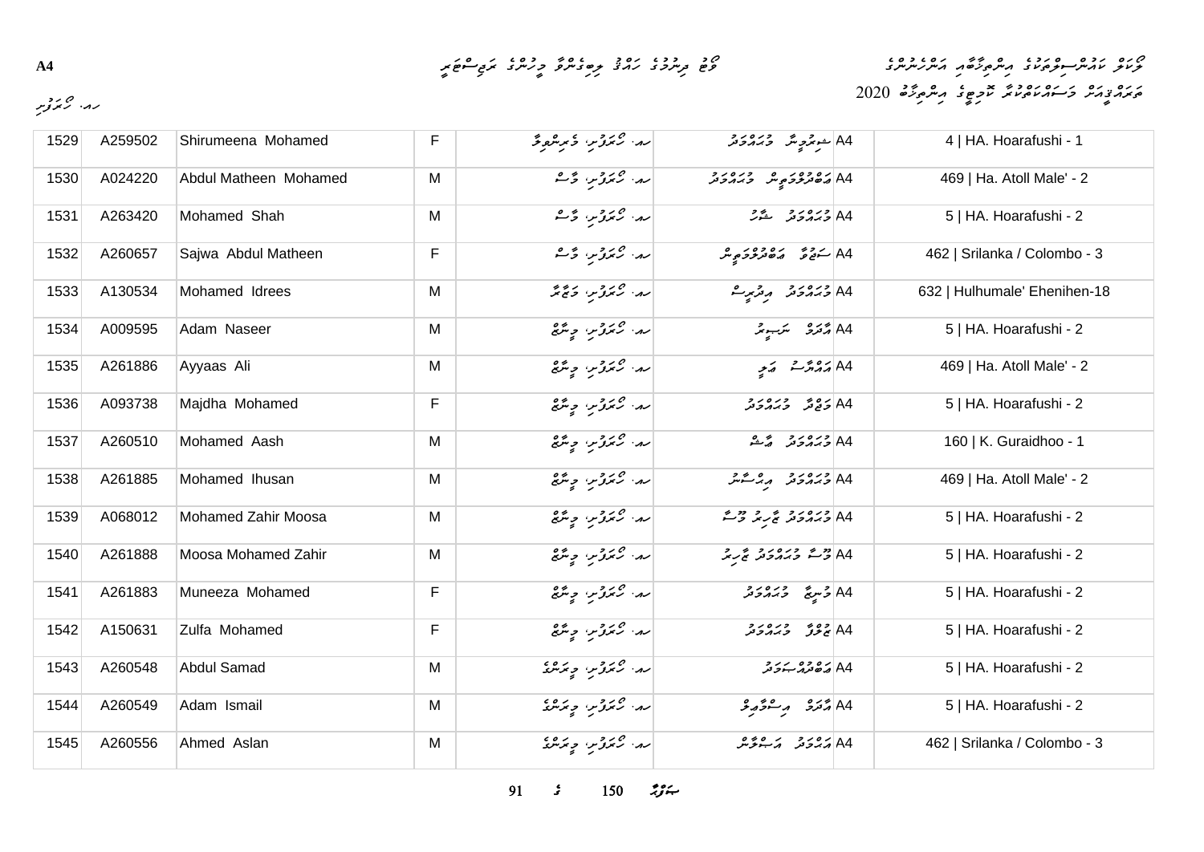| 1529 | A259502 | Shirumeena Mohamed | F | ހއ. ހޯރަފުށި، ޖެރިންބިލާ | A4 ޝިރުމީނާ މުހައްމަދު | 4 \| HA. Hoarafushi - 1 |
|---|---|---|---|---|---|---|
| 1530 | A024220 | Abdul Matheen Mohamed | M | ހއ. ހޯރަފުށި، މާސް | A4 އަބްދުލްމަތީން މުހައްމަދު | 469 \| Ha. Atoll Male' - 2 |
| 1531 | A263420 | Mohamed Shah | M | ހއ. ހޯރަފުށި، މާސް | A4 މުހައްމަދު ޝާހު | 5 \| HA. Hoarafushi - 2 |
| 1532 | A260657 | Sajwa Abdul Matheen | F | ހއ. ހޯރަފުށި، މާސް | A4 ސަޖްވާ އަބްދުލްމަތީން | 462 \| Srilanka / Colombo - 3 |
| 1533 | A130534 | Mohamed Idrees | M | ހއ. ހޯރަފުށި، މަޖީދާ | A4 މުހައްމަދު އިދުރީސް | 632 \| Hulhumale' Ehenihen-18 |
| 1534 | A009595 | Adam Naseer | M | ހއ. ހޯރަފުށި، މިނާޒް | A4 އާދަމް ނަސީރު | 5 \| HA. Hoarafushi - 2 |
| 1535 | A261886 | Ayyaas Ali | M | ހއ. ހޯރަފުށި، މިނާޒް | A4 އައްޔާސް ޢަލީ | 469 \| Ha. Atoll Male' - 2 |
| 1536 | A093738 | Majdha Mohamed | F | ހއ. ހޯރަފުށި، މިނާޒް | A4 މަޖްދާ މުހައްމަދު | 5 \| HA. Hoarafushi - 2 |
| 1537 | A260510 | Mohamed Aash | M | ހއ. ހޯރަފުށި، މިނާޒް | A4 މުހައްމަދު އާޝް | 160 \| K. Guraidhoo - 1 |
| 1538 | A261885 | Mohamed Ihusan | M | ހއ. ހޯރަފުށި، މިނާޒް | A4 މުހައްމަދު އިޙުސާން | 469 \| Ha. Atoll Male' - 2 |
| 1539 | A068012 | Mohamed Zahir Moosa | M | ހއ. ހޯރަފުށި، މިނާޒް | A4 މުހައްމަދު ޒާހިރު މޫސާ | 5 \| HA. Hoarafushi - 2 |
| 1540 | A261888 | Moosa Mohamed Zahir | M | ހއ. ހޯރަފުށި، މިނާޒް | A4 މޫސާ މުހައްމަދު ޒާހިރު | 5 \| HA. Hoarafushi - 2 |
| 1541 | A261883 | Muneeza Mohamed | F | ހއ. ހޯރަފުށި، މިނާޒް | A4 މުނީޒާ މުހައްމަދު | 5 \| HA. Hoarafushi - 2 |
| 1542 | A150631 | Zulfa Mohamed | F | ހއ. ހޯރަފުށި، މިނާޒް | A4 ޒުލްފާ މުހައްމަދު | 5 \| HA. Hoarafushi - 2 |
| 1543 | A260548 | Abdul Samad | M | ހއ. ހޯރަފުށި، މިރަންގާ | A4 އަބްދުއްސަމަދު | 5 \| HA. Hoarafushi - 2 |
| 1544 | A260549 | Adam Ismail | M | ހއ. ހޯރަފުށި، މިރަންގާ | A4 އާދަމް އިސްމާޢީލް | 5 \| HA. Hoarafushi - 2 |
| 1545 | A260556 | Ahmed Aslan | M | ހއ. ހޯރަފުށި، މިރަންގާ | A4 އަހުމަދު އަސްލާން | 462 \| Srilanka / Colombo - 3 |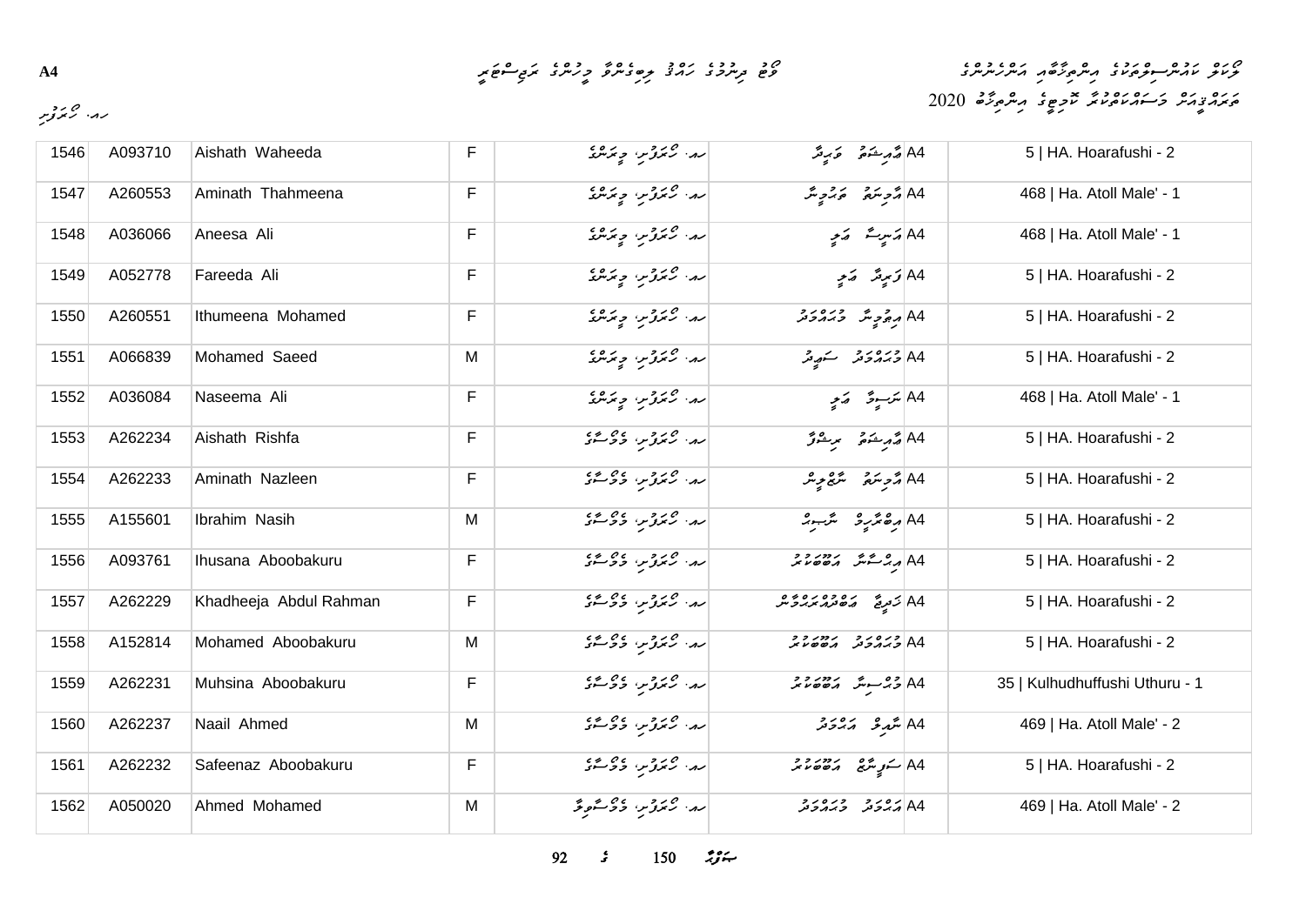| 1546 | A093710 | Aishath Waheeda | F | ހއ. ހޯރަފުށި، ޗިރަންގޭ | A4 ޢާއިޝަތު ވަހީދާ | 5 \| HA. Hoarafushi - 2 |
|---|---|---|---|---|---|---|
| 1547 | A260553 | Aminath Thahmeena | F | ހއ. ހޯރަފުށި، ޗިރަންގޭ | A4 އާމިނަތު ތަހްމީނާ | 468 \| Ha. Atoll Male' - 1 |
| 1548 | A036066 | Aneesa Ali | F | ހއ. ހޯރަފުށި، ޗިރަންގޭ | A4 އަނީސާ އަލި | 468 \| Ha. Atoll Male' - 1 |
| 1549 | A052778 | Fareeda Ali | F | ހއ. ހޯރަފުށި، ޗިރަންގޭ | A4 ފަރީދާ އަލި | 5 \| HA. Hoarafushi - 2 |
| 1550 | A260551 | Ithumeena Mohamed | F | ހއ. ހޯރަފުށި، ޗިރަންގޭ | A4 އިތުމީނާ މުހައްމަދު | 5 \| HA. Hoarafushi - 2 |
| 1551 | A066839 | Mohamed Saeed | M | ހއ. ހޯރަފުށި، ޗިރަންގޭ | A4 މުހައްމަދު ސައީދު | 5 \| HA. Hoarafushi - 2 |
| 1552 | A036084 | Naseema Ali | F | ހއ. ހޯރަފުށި، ޗިރަންގޭ | A4 ނަސީމާ އަލި | 468 \| Ha. Atoll Male' - 1 |
| 1553 | A262234 | Aishath Rishfa | F | ހއ. ހޯރަފުށި، މެލޯސްގޭ | A4 ޢާއިޝަތު ރިޝްފާ | 5 \| HA. Hoarafushi - 2 |
| 1554 | A262233 | Aminath Nazleen | F | ހއ. ހޯރަފުށި، މެލޯސްގޭ | A4 އާމިނަތު ނާޒްލީން | 5 \| HA. Hoarafushi - 2 |
| 1555 | A155601 | Ibrahim Nasih | M | ހއ. ހޯރަފުށި، މެލޯސްގޭ | A4 އިބްރާހީމް ނާސިހު | 5 \| HA. Hoarafushi - 2 |
| 1556 | A093761 | Ihusana Aboobakuru | F | ހއ. ހޯރަފުށި، މެލޯސްގޭ | A4 އިހުސާނާ އަބޫބަކުރު | 5 \| HA. Hoarafushi - 2 |
| 1557 | A262229 | Khadheeja Abdul Rahman | F | ހއ. ހޯރަފުށި، މެލޯސްގޭ | A4 ހަދީޖާ އަބްދުއްރަޙްމާން | 5 \| HA. Hoarafushi - 2 |
| 1558 | A152814 | Mohamed Aboobakuru | M | ހއ. ހޯރަފުށި، މެލޯސްގޭ | A4 މުހައްމަދު އަބޫބަކުރު | 5 \| HA. Hoarafushi - 2 |
| 1559 | A262231 | Muhsina Aboobakuru | F | ހއ. ހޯރަފުށި، މެލޯސްގޭ | A4 މުހުސިނާ އަބޫބަކުރު | 35 \| Kulhudhuffushi Uthuru - 1 |
| 1560 | A262237 | Naail Ahmed | M | ހއ. ހޯރަފުށި، މެލޯސްގޭ | A4 ނާއިލް އަހްމަދު | 469 \| Ha. Atoll Male' - 2 |
| 1561 | A262232 | Safeenaz Aboobakuru | F | ހއ. ހޯރަފުށި، މެލޯސްގޭ | A4 ސަފީނާޒް އަބޫބަކުރު | 5 \| HA. Hoarafushi - 2 |
| 1562 | A050020 | Ahmed Mohamed | M | ހއ. ހޯރަފުށި، މެލޯސްހިލާ | A4 އަހްމަދު މުހައްމަދު | 469 \| Ha. Atoll Male' - 2 |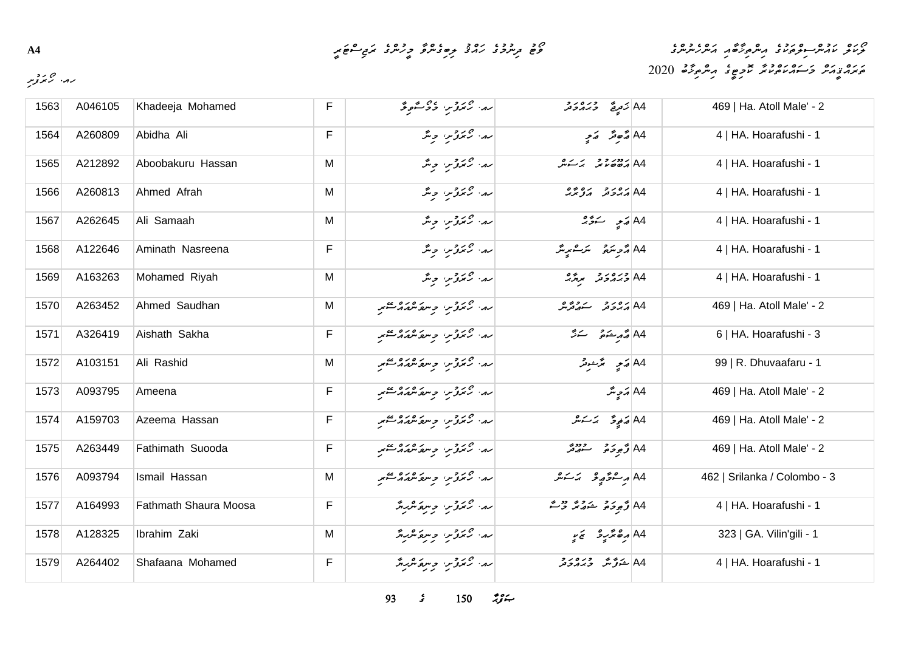| 1563 | A046105 | Khadeeja Mohamed | F | ﺭﮦ. ﺭﮦﺭﯕﺴ، ﯓﯕﻐﯘﯖ | A4 ﺯﯨﺮﯨﯖ ﯓﺮﯨﺮﯕﺮ | 469 \| Ha. Atoll Male' - 2 |
|---|---|---|---|---|---|---|
| 1564 | A260809 | Abidha Ali | F | ﺭﮦ. ﺭﮦﺭﯕﺴ، ﯓﯘ | A4 ﺭﯗﯘ ﺭﯨ | 4 \| HA. Hoarafushi - 1 |
| 1565 | A212892 | Aboobakuru Hassan | M | ﺭﮦ. ﺭﮦﺭﯕﺴ، ﯓﯘ | A4 ﺭﮦﮦﯗﯓﯗ ﺭﯕﯖﯓ | 4 \| HA. Hoarafushi - 1 |
| 1566 | A260813 | Ahmed Afrah | M | ﺭﮦ. ﺭﮦﺭﯕﺴ، ﯓﯘ | A4 ﺭﯗﯓﯗ ﺭﯗﯘﯖ | 4 \| HA. Hoarafushi - 1 |
| 1567 | A262645 | Ali Samaah | M | ﺭﮦ. ﺭﮦﺭﯕﺴ، ﯓﯘ | A4 ﺭﯨ ﺳﯘﯗ | 4 \| HA. Hoarafushi - 1 |
| 1568 | A122646 | Aminath Nasreena | F | ﺭﮦ. ﺭﮦﺭﯕﺴ، ﯓﯘ | A4 ﺭﯗﯓﯗ ﯓﯗﯓﯘ | 4 \| HA. Hoarafushi - 1 |
| 1569 | A163263 | Mohamed Riyah | M | ﺭﮦ. ﺭﮦﺭﯕﺴ، ﯓﯘ | A4 ﯓﯗﯓﯗ ﯓﯗﯗ | 4 \| HA. Hoarafushi - 1 |
| 1570 | A263452 | Ahmed Saudhan | M | ﺭﮦ. ﺭﮦﺭﯕﺴ، ﯓﯗﯓﯗ | A4 ﺭﯗﯓﯗ ﺳﯗﯓﯗ | 469 \| Ha. Atoll Male' - 2 |
| 1571 | A326419 | Aishath Sakha | F | ﺭﮦ. ﺭﮦﺭﯕﺴ، ﯓﯗﯓﯗ | A4 ﺭﯗﯓﯗ ﺳﯗ | 6 \| HA. Hoarafushi - 3 |
| 1572 | A103151 | Ali Rashid | M | ﺭﮦ. ﺭﮦﺭﯕﺴ، ﯓﯗﯓﯗ | A4 ﺭﯨ ﯓﯗﯓ | 99 \| R. Dhuvaafaru - 1 |
| 1573 | A093795 | Ameena | F | ﺭﮦ. ﺭﮦﺭﯕﺴ، ﯓﯗﯓﯗ | A4 ﺭﯗﯓ | 469 \| Ha. Atoll Male' - 2 |
| 1574 | A159703 | Azeema Hassan | F | ﺭﮦ. ﺭﮦﺭﯕﺴ، ﯓﯗﯓﯗ | A4 ﺭﯗﯓ ﺭﯕﯖﯓ | 469 \| Ha. Atoll Male' - 2 |
| 1575 | A263449 | Fathimath Suooda | F | ﺭﮦ. ﺭﮦﺭﯕﺴ، ﯓﯗﯓﯗ | A4 ﯓﯗﯓﯗ ﺳﯗﯓ | 469 \| Ha. Atoll Male' - 2 |
| 1576 | A093794 | Ismail Hassan | M | ﺭﮦ. ﺭﮦﺭﯕﺴ، ﯓﯗﯓﯗ | A4 ﺭﯗﯓﯗ ﺭﯕﯖﯓ | 462 \| Srilanka / Colombo - 3 |
| 1577 | A164993 | Fathmath Shaura Moosa | F | ﺭﮦ. ﺭﮦﺭﯕﺴ، ﯓﯗﯓﯗ | A4 ﯓﯗﯓﯗ ﺷﯗﯓ ﯓﯗ | 4 \| HA. Hoarafushi - 1 |
| 1578 | A128325 | Ibrahim Zaki | M | ﺭﮦ. ﺭﮦﺭﯕﺴ، ﯓﯗﯓﯗ | A4 ﺭﯗﯓﯗ ﯓﯗ | 323 \| GA. Vilin'gili - 1 |
| 1579 | A264402 | Shafaana Mohamed | F | ﺭﮦ. ﺭﮦﺭﯕﺴ، ﯓﯗﯓﯗ | A4 ﺷﯗﯓ ﯓﯗﯓﯗ | 4 \| HA. Hoarafushi - 1 |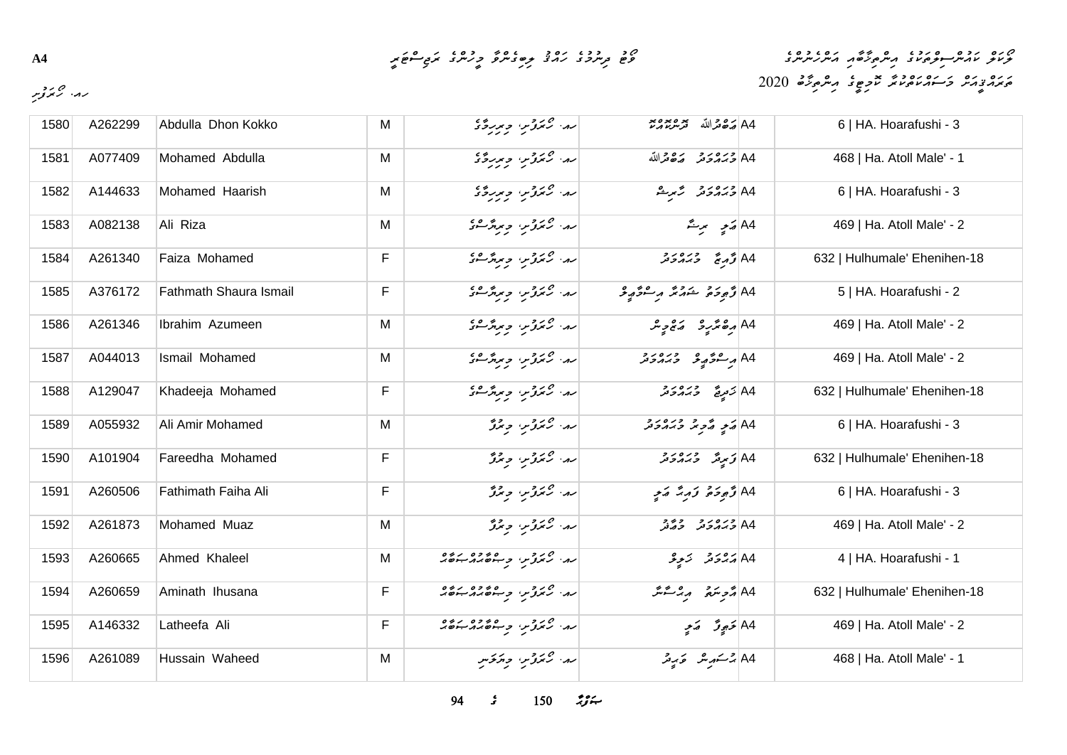| 1580 | A262299 | Abdulla Dhon Kokko | M | ހއ. ހޯރަފުށި، ވިދިނިމާގެ | A4 އަބްދުއްލާ ދޮންކޮކްކޯ | 6 \| HA. Hoarafushi - 3 |
|---|---|---|---|---|---|---|
| 1581 | A077409 | Mohamed Abdulla | M | ހއ. ހޯރަފުށި، ވިދިނިމާގެ | A4 މުހައްމަދު އަބްދުއްލާ | 468 \| Ha. Atoll Male' - 1 |
| 1582 | A144633 | Mohamed Haarish | M | ހއ. ހޯރަފުށި، ވިދިނިމާގެ | A4 މުހައްމަދު ހާރިޝް | 6 \| HA. Hoarafushi - 3 |
| 1583 | A082138 | Ali Riza | M | ހއ. ހޯރަފުށި، ވިދިއާސްގެ | A4 އަލި ރިޒާ | 469 \| Ha. Atoll Male' - 2 |
| 1584 | A261340 | Faiza Mohamed | F | ހއ. ހޯރަފުށި، ވިދިއާސްގެ | A4 ފާއިޒާ މުހައްމަދު | 632 \| Hulhumale' Ehenihen-18 |
| 1585 | A376172 | Fathmath Shaura Ismail | F | ހއ. ހޯރަފުށި، ވިދިއާސްގެ | A4 ފާތިމަތު ޝައުރާ އިސްމާޢީލު | 5 \| HA. Hoarafushi - 2 |
| 1586 | A261346 | Ibrahim Azumeen | M | ހއ. ހޯރަފުށި، ވިދިއާސްގެ | A4 އިބްރާހީމް އަޒުމީން | 469 \| Ha. Atoll Male' - 2 |
| 1587 | A044013 | Ismail Mohamed | M | ހއ. ހޯރަފުށި، ވިދިއާސްގެ | A4 އިސްމާޢީލު މުހައްމަދު | 469 \| Ha. Atoll Male' - 2 |
| 1588 | A129047 | Khadeeja Mohamed | F | ހއ. ހޯރަފުށި، ވިދިއާސްގެ | A4 ޚަދީޖާ މުހައްމަދު | 632 \| Hulhumale' Ehenihen-18 |
| 1589 | A055932 | Ali Amir Mohamed | M | ހއ. ހޯރަފުށި، ވިދާޤު | A4 އަލި އާމިރު މުހައްމަދު | 6 \| HA. Hoarafushi - 3 |
| 1590 | A101904 | Fareedha Mohamed | F | ހއ. ހޯރަފުށި، ވިދާޤު | A4 ފަރީދާ މުހައްމަދު | 632 \| Hulhumale' Ehenihen-18 |
| 1591 | A260506 | Fathimath Faiha Ali | F | ހއ. ހޯރަފުށި، ވިދާޤު | A4 ފާތިމަތު ފައިހާ އަލި | 6 \| HA. Hoarafushi - 3 |
| 1592 | A261873 | Mohamed Muaz | M | ހއ. ހޯރަފުށި، ވިދާޤު | A4 މުހައްމަދު މުޢާޛު | 469 \| Ha. Atoll Male' - 2 |
| 1593 | A260665 | Ahmed Khaleel | M | ހއ. ހޯރަފުށި، ވިސްބޮޅުއަސަރުގެ | A4 އަހްމަދު ޚަލީލު | 4 \| HA. Hoarafushi - 1 |
| 1594 | A260659 | Aminath Ihusana | F | ހއ. ހޯރަފުށި، ވިސްބޮޅުއަސަރުގެ | A4 އާމިނަތު އިހުސާނާ | 632 \| Hulhumale' Ehenihen-18 |
| 1595 | A146332 | Latheefa Ali | F | ހއ. ހޯރަފުށި، ވިސްބޮޅުއަސަރުގެ | A4 ލަތީފާ އަލި | 469 \| Ha. Atoll Male' - 2 |
| 1596 | A261089 | Hussain Waheed | M | ހއ. ހޯރަފުށި، ވިދަވަސް | A4 ހުސައިން ވަހީދު | 468 \| Ha. Atoll Male' - 1 |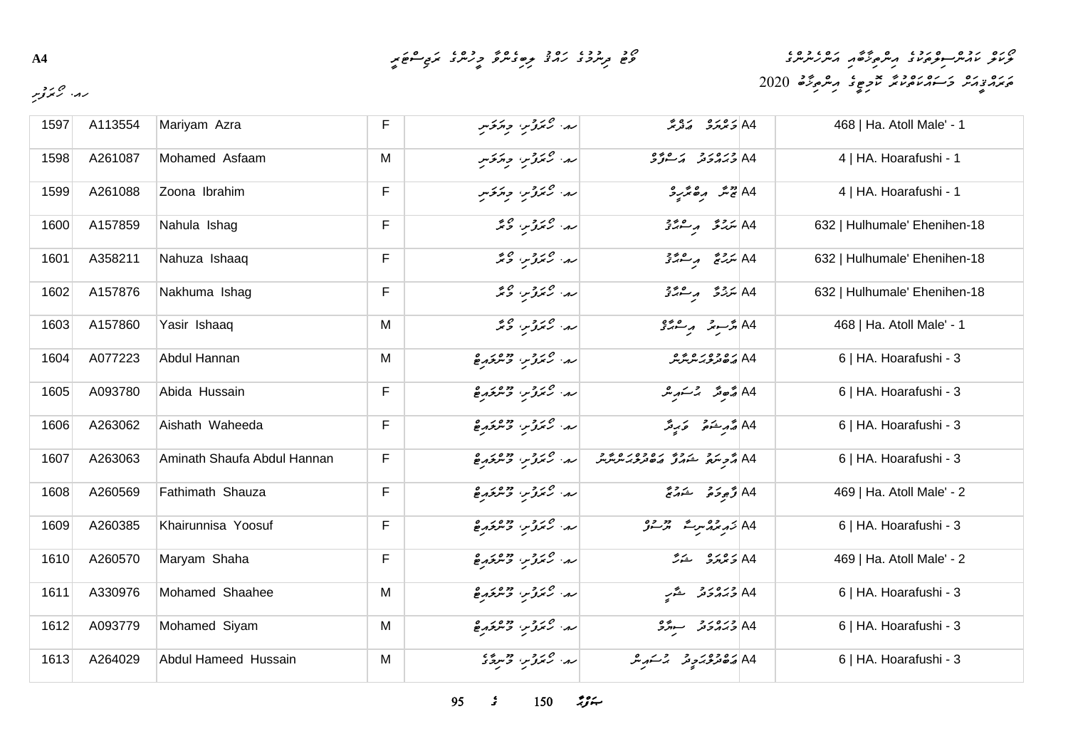| 1597 | A113554 | Mariyam Azra | F | رہ. رُبَرُوْسِ, وِتَرَكَسِ | A4 وَبْرْبَرْدْ | 468 \| Ha. Atoll Male' - 1 |
|---|---|---|---|---|---|---|
| 1598 | A261087 | Mohamed Asfaam | M | رہ. رُبَرُوْسِ, وِتَرَكَسِ | A4 وُبَرْدُوَتْرْ مَسْوُّرْ | 4 \| HA. Hoarafushi - 1 |
| 1599 | A261088 | Zoona Ibrahim | F | رہ. رُبَرُوْسِ, وِتَرَكَسِ | A4 يُحْتَرْ مِرْهُ بَرْدِ | 4 \| HA. Hoarafushi - 1 |
| 1600 | A157859 | Nahula Ishag | F | رہ. رُبَرُوْسِ, وَيْرَ | A4 سَرْرُوْ مِرْسُرْتَرْ | 632 \| Hulhumale' Ehenihen-18 |
| 1601 | A358211 | Nahuza Ishaaq | F | رہ. رُبَرُوْسِ, وَيْرَ | A4 سَرْرُبْحُ مِرْسُرْتَرْ | 632 \| Hulhumale' Ehenihen-18 |
| 1602 | A157876 | Nakhuma Ishag | F | رہ. رُبَرُوْسِ, وَيْرَ | A4 سَرْرُوْ مِرْسُرْتَرْ | 632 \| Hulhumale' Ehenihen-18 |
| 1603 | A157860 | Yasir Ishaaq | M | رہ. رُبَرُوْسِ, وَيْرَ | A4 مَرْسِوِرْ مِرْسُرْتَرْ | 468 \| Ha. Atoll Male' - 1 |
| 1604 | A077223 | Abdul Hannan | M | رہ. رُبَرُوْسِ, وُسْرَجَرْهُ | A4 مَرْھُتَرُوْبَرْسَرْسَرْ | 6 \| HA. Hoarafushi - 3 |
| 1605 | A093780 | Abida Hussain | F | رہ. رُبَرُوْسِ, وُسْرَجَرْهُ | A4 مَرْھِتَرْ بْرْسَمَرِسْرْ | 6 \| HA. Hoarafushi - 3 |
| 1606 | A263062 | Aishath Waheeda | F | رہ. رُبَرُوْسِ, وُسْرَجَرْهُ | A4 مَرْمِرْشَوْ وَبِرِتَرْ | 6 \| HA. Hoarafushi - 3 |
| 1607 | A263063 | Aminath Shaufa Abdul Hannan | F | رہ. رُبَرُوْسِ, وُسْرَجَرْهُ | A4 مَرْحِ سَرْهُ سَرْهُرْ مَرْھُتَرُوْبَرْسَرْسَرْ | 6 \| HA. Hoarafushi - 3 |
| 1608 | A260569 | Fathimath Shauza | F | رہ. رُبَرُوْسِ, وُسْرَجَرْهُ | A4 وَّجِوَدَمْ سَرْرُبْحُ | 469 \| Ha. Atoll Male' - 2 |
| 1609 | A260385 | Khairunnisa Yoosuf | F | رہ. رُبَرُوْسِ, وُسْرَجَرْهُ | A4 رَمِبِرْمْسِرْسَّ مُرْسُرْوْ | 6 \| HA. Hoarafushi - 3 |
| 1610 | A260570 | Maryam Shaha | F | رہ. رُبَرُوْسِ, وُسْرَجَرْهُ | A4 وَبْرْبَرْدْ شَرَّ | 469 \| Ha. Atoll Male' - 2 |
| 1611 | A330976 | Mohamed Shaahee | M | رہ. رُبَرُوْسِ, وُسْرَجَرْهُ | A4 وُبَرْدُوَتْرْ شَرِّ | 6 \| HA. Hoarafushi - 3 |
| 1612 | A093779 | Mohamed Siyam | M | رہ. رُبَرُوْسِ, وُسْرَجَرْهُ | A4 وُبَرْدُوَتْرْ سِرْمَرْدْ | 6 \| HA. Hoarafushi - 3 |
| 1613 | A264029 | Abdul Hameed Hussain | M | رہ. رُبَرُوْسِ, وُسِرْدُّرْ | A4 مَرْھُتَرُوْبَرْجِرْ بْرْسَمَرِسْرْ | 6 \| HA. Hoarafushi - 3 |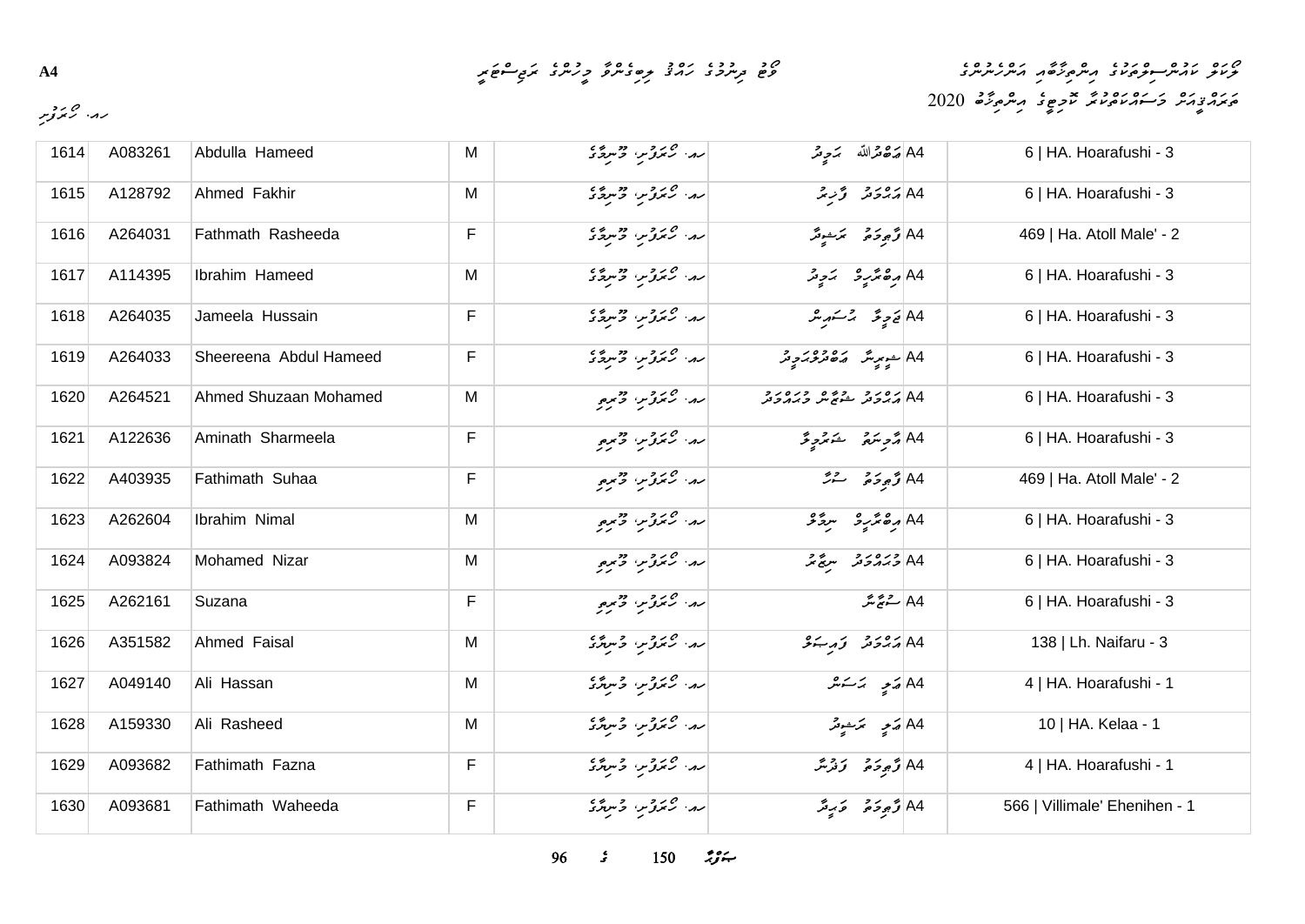| 1614 | A083261 | Abdulla Hameed | M | رە. ڪىرۇس، ۋىرۇئ | A4 ﷲ بَرِيْرُ | 6 \| HA. Hoarafushi - 3 |
|---|---|---|---|---|---|---|
| 1615 | A128792 | Ahmed Fakhir | M | رە. ڪىرۇس، ۋىرۇئ | A4 ﷲ رَرْ | 6 \| HA. Hoarafushi - 3 |
| 1616 | A264031 | Fathmath Rasheeda | F | رە. ڪىرۇس، ۋىرۇئ | A4 ﷲ رَشِيْدَا | 469 \| Ha. Atoll Male' - 2 |
| 1617 | A114395 | Ibrahim Hameed | M | رە. ڪىرۇس، ۋىرۇئ | A4 ﷲ بَرِيْرُ | 6 \| HA. Hoarafushi - 3 |
| 1618 | A264035 | Jameela Hussain | F | رە. ڪىرۇس، ۋىرۇئ | A4 ﷲ بُسَيْن | 6 \| HA. Hoarafushi - 3 |
| 1619 | A264033 | Sheereena Abdul Hameed | F | رە. ڪىرۇس، ۋىرۇئ | A4 ﷲ بَرِيْرُ | 6 \| HA. Hoarafushi - 3 |
| 1620 | A264521 | Ahmed Shuzaan Mohamed | M | رە. ڪىرۇس، ۋىرى | A4 ﷲ | 6 \| HA. Hoarafushi - 3 |
| 1621 | A122636 | Aminath Sharmeela | F | رە. ڪىرۇس، ۋىرى | A4 ﷲ | 6 \| HA. Hoarafushi - 3 |
| 1622 | A403935 | Fathimath Suhaa | F | رە. ڪىرۇس، ۋىرى | A4 ﷲ | 469 \| Ha. Atoll Male' - 2 |
| 1623 | A262604 | Ibrahim Nimal | M | رە. ڪىرۇس، ۋىرى | A4 ﷲ | 6 \| HA. Hoarafushi - 3 |
| 1624 | A093824 | Mohamed Nizar | M | رە. ڪىرۇس، ۋىرى | A4 ﷲ | 6 \| HA. Hoarafushi - 3 |
| 1625 | A262161 | Suzana | F | رە. ڪىرۇس، ۋىرى | A4 ﷲ | 6 \| HA. Hoarafushi - 3 |
| 1626 | A351582 | Ahmed Faisal | M | رە. ڪىرۇس، ۋىرىرى | A4 ﷲ | 138 \| Lh. Naifaru - 3 |
| 1627 | A049140 | Ali Hassan | M | رە. ڪىرۇس، ۋىرىرى | A4 ﷲ | 4 \| HA. Hoarafushi - 1 |
| 1628 | A159330 | Ali Rasheed | M | رە. ڪىرۇس، ۋىرىرى | A4 ﷲ | 10 \| HA. Kelaa - 1 |
| 1629 | A093682 | Fathimath Fazna | F | رە. ڪىرۇس، ۋىرىرى | A4 ﷲ | 4 \| HA. Hoarafushi - 1 |
| 1630 | A093681 | Fathimath Waheeda | F | رە. ڪىرۇس، ۋىرىرى | A4 ﷲ | 566 \| Villimale' Ehenihen - 1 |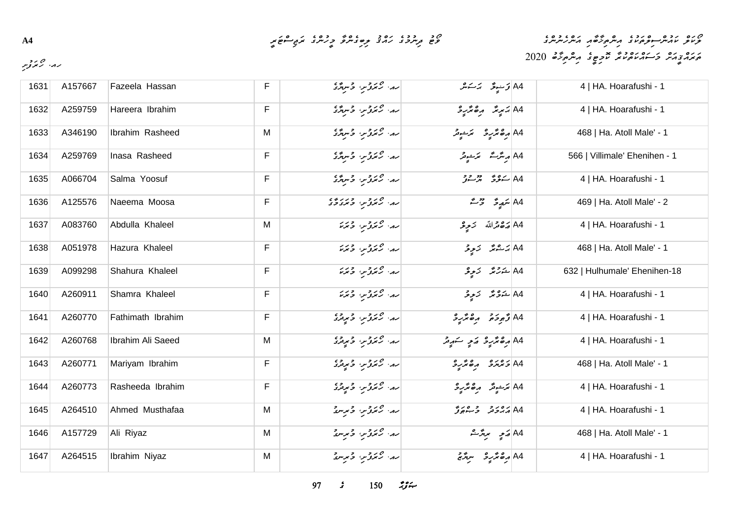| 1631 | A157667 | Fazeela Hassan | F | ހއ. ހޯރަފުށި، މާނިލާގެ | A4 ފަޒީލާ ހަސަން | 4 \| HA. Hoarafushi - 1 |
|---|---|---|---|---|---|---|
| 1632 | A259759 | Hareera Ibrahim | F | ހއ. ހޯރަފުށި، މާނިލާގެ | A4 ހަރީރާ އިބްރާހީމް | 4 \| HA. Hoarafushi - 1 |
| 1633 | A346190 | Ibrahim Rasheed | M | ހއ. ހޯރަފުށި، މާނިލާގެ | A4 އިބްރާހީމް ރަޝީދު | 468 \| Ha. Atoll Male' - 1 |
| 1634 | A259769 | Inasa Rasheed | F | ހއ. ހޯރަފުށި، މާނިލާގެ | A4 އިނާސާ ރަޝީދު | 566 \| Villimale' Ehenihen - 1 |
| 1635 | A066704 | Salma Yoosuf | F | ހއ. ހޯރަފުށި، މާނިލާގެ | A4 ސަލްމާ ޔޫސުފު | 4 \| HA. Hoarafushi - 1 |
| 1636 | A125576 | Naeema Moosa | F | ހއ. ހޯރަފުށި، މަރަހަވާގެ | A4 ނައީމާ މޫސާ | 469 \| Ha. Atoll Male' - 2 |
| 1637 | A083760 | Abdulla Khaleel | M | ހއ. ހޯރަފުށި، މަރަހަ | A4 އަބްދުالله ޚަލީލު | 4 \| HA. Hoarafushi - 1 |
| 1638 | A051978 | Hazura Khaleel | F | ހއ. ހޯރަފުށި، މަރަހަ | A4 ހަޒުރާ ޚަލީލު | 468 \| Ha. Atoll Male' - 1 |
| 1639 | A099298 | Shahura Khaleel | F | ހއ. ހޯރަފުށި، މަރަހަ | A4 ޝަހުރާ ޚަލީލު | 632 \| Hulhumale' Ehenihen-18 |
| 1640 | A260911 | Shamra Khaleel | F | ހއ. ހޯރަފުށި، މަރަހަ | A4 ޝަމްރާ ޚަލީލު | 4 \| HA. Hoarafushi - 1 |
| 1641 | A260770 | Fathimath Ibrahim | F | ހއ. ހޯރަފުށި، މަނިކުގެ | A4 ފާތިމަތު އިބްރާހީމް | 4 \| HA. Hoarafushi - 1 |
| 1642 | A260768 | Ibrahim Ali Saeed | M | ހއ. ހޯރަފުށި، މަނިކުގެ | A4 އިބްރާހީމް އަލި ސަޢީދު | 4 \| HA. Hoarafushi - 1 |
| 1643 | A260771 | Mariyam Ibrahim | F | ހއ. ހޯރަފުށި، މަނިކުގެ | A4 މަރިޔަމް އިބްރާހީމް | 468 \| Ha. Atoll Male' - 1 |
| 1644 | A260773 | Rasheeda Ibrahim | F | ހއ. ހޯރަފުށި، މަނިކުގެ | A4 ރަޝީދާ އިބްރާހީމް | 4 \| HA. Hoarafushi - 1 |
| 1645 | A264510 | Ahmed Musthafaa | M | ހއ. ހޯރަފުށި، މަރިނާ | A4 އަހްމަދު މުސްތަފާ | 4 \| HA. Hoarafushi - 1 |
| 1646 | A157729 | Ali Riyaz | M | ހއ. ހޯރަފުށި، މަރިނާ | A4 އަލި ރިޔާޒް | 468 \| Ha. Atoll Male' - 1 |
| 1647 | A264515 | Ibrahim Niyaz | M | ހއ. ހޯރަފުށި، މަރިނާ | A4 އިބްރާހީމް ނިޔާޒް | 4 \| HA. Hoarafushi - 1 |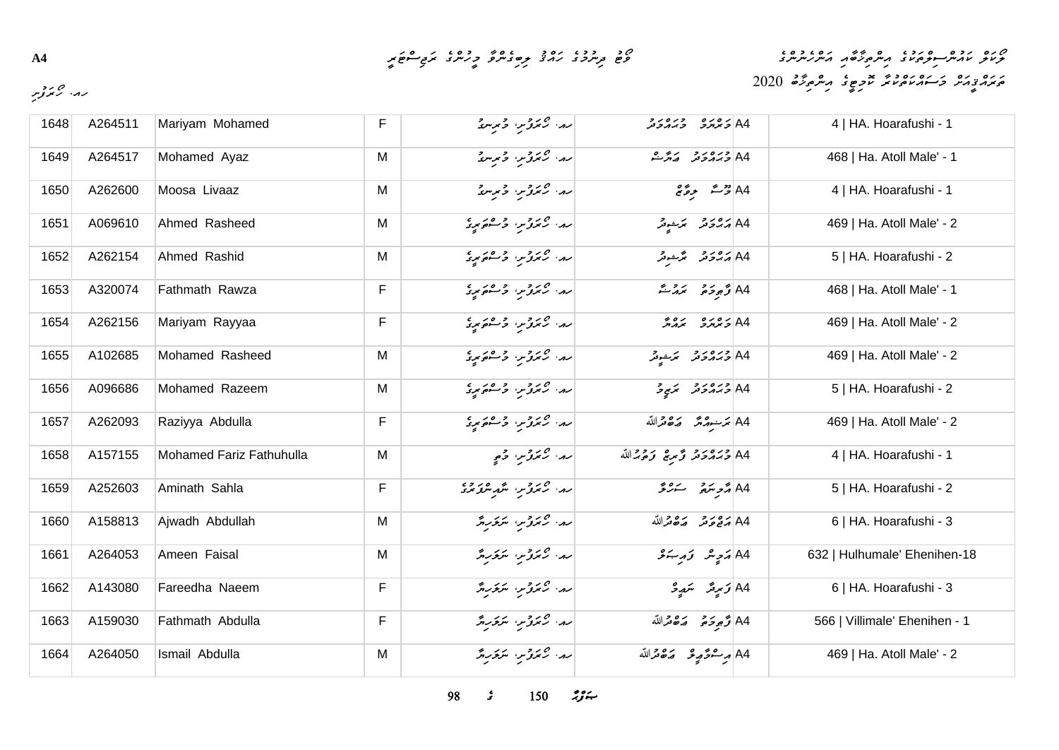| 1648 | A264511 | Mariyam Mohamed | F | رە. ر<br>ئىمەر. ئىمەر. | A4 ئەندرو ئەرەرەد | 4 \| HA. Hoarafushi - 1 |
|---|---|---|---|---|---|---|
| 1649 | A264517 | Mohamed Ayaz | M | رە. ئىمەر. ئىمەر. | A4 دېرونو ھەترى | 468 \| Ha. Atoll Male' - 1 |
| 1650 | A262600 | Moosa Livaaz | M | رە. ئىمەر. ئىمەر. | A4 دْعَ موڭ | 4 \| HA. Hoarafushi - 1 |
| 1651 | A069610 | Ahmed Rasheed | M | رە. ئىمەر. ۋەسىمەرى | A4 ئەرەد ئەرشىد | 469 \| Ha. Atoll Male' - 2 |
| 1652 | A262154 | Ahmed Rashid | M | رە. ئىمەر. ۋەسىمەرى | A4 ئەرەد ئەرشىد | 5 \| HA. Hoarafushi - 2 |
| 1653 | A320074 | Fathmath Rawza | F | رە. ئىمەر. ۋەسىمەرى | A4 ۇەردە ئەرمى | 468 \| Ha. Atoll Male' - 1 |
| 1654 | A262156 | Mariyam Rayyaa | F | رە. ئىمەر. ۋەسىمەرى | A4 ئەندرو ئەرەد | 469 \| Ha. Atoll Male' - 2 |
| 1655 | A102685 | Mohamed Rasheed | M | رە. ئىمەر. ۋەسىمەرى | A4 دېرونو ئەرشىد | 469 \| Ha. Atoll Male' - 2 |
| 1656 | A096686 | Mohamed Razeem | M | رە. ئىمەر. ۋەسىمەرى | A4 دېرونو ئەرمى | 5 \| HA. Hoarafushi - 2 |
| 1657 | A262093 | Raziyya Abdulla | F | رە. ئىمەر. ۋەسىمەرى | A4 ئەرسەد ئەھقىراللە | 469 \| Ha. Atoll Male' - 2 |
| 1658 | A157155 | Mohamed Fariz Fathuhulla | M | رە. ئىمەر. ۋې | A4 دېرونو ۋىرى ۋەدىراللە | 4 \| HA. Hoarafushi - 1 |
| 1659 | A252603 | Aminath Sahla | F | رە. ئىمەر. سەرسەردى | A4 ئەجەسى سەردى | 5 \| HA. Hoarafushi - 2 |
| 1660 | A158813 | Ajwadh Abdullah | M | رە. ئىمەر. سەرمەد | A4 ئەجۇد ئەھقىراللە | 6 \| HA. Hoarafushi - 3 |
| 1661 | A264053 | Ameen Faisal | M | رە. ئىمەر. سەرمەد | A4 ئەجىر ۋەبىدۇ | 632 \| Hulhumale' Ehenihen-18 |
| 1662 | A143080 | Fareedha Naeem | F | رە. ئىمەر. سەرمەد | A4 ۋىرىد سەرى | 6 \| HA. Hoarafushi - 3 |
| 1663 | A159030 | Fathmath Abdulla | F | رە. ئىمەر. سەرمەد | A4 ۇەردە ئەھقىراللە | 566 \| Villimale' Ehenihen - 1 |
| 1664 | A264050 | Ismail Abdulla | M | رە. ئىمەر. سەرمەد | A4 مەسقەرى ئەھقىراللە | 469 \| Ha. Atoll Male' - 2 |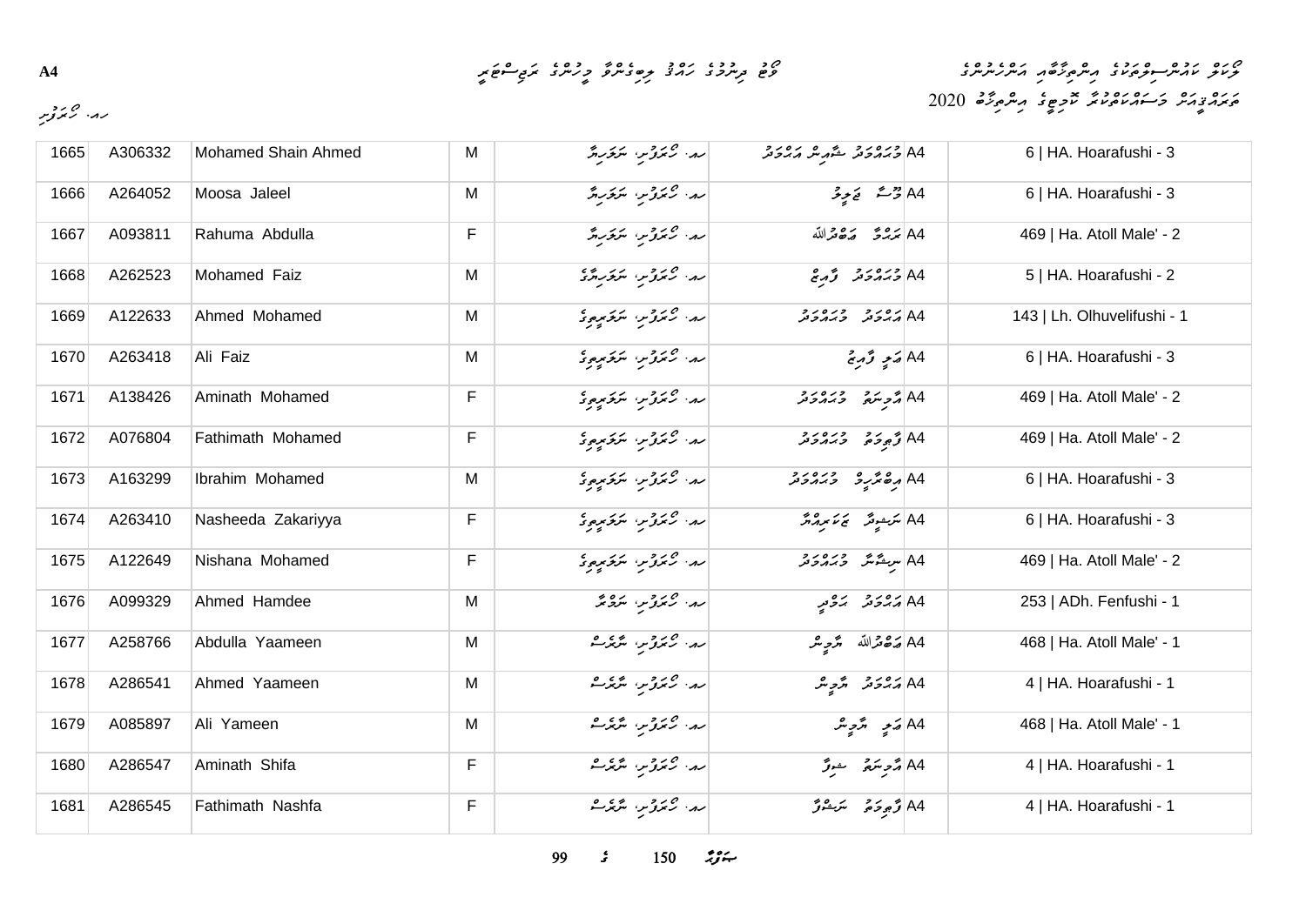| 1665 | A306332 | Mohamed Shain Ahmed | M | رە. رىمۇتىر، ئىرىمۇرىدۇ | A4 وبرەرو شەرى كەمرەر | 6 \| HA. Hoarafushi - 3 |
|---|---|---|---|---|---|---|
| 1666 | A264052 | Moosa Jaleel | M | رە. رىمۇتىر، ئىرىمۇرىدۇ | A4 وسە قاچۇ | 6 \| HA. Hoarafushi - 3 |
| 1667 | A093811 | Rahuma Abdulla | F | رە. رىمۇتىر، ئىرىمۇرىدۇ | A4 ترزرق رەقراللە | 469 \| Ha. Atoll Male' - 2 |
| 1668 | A262523 | Mohamed Faiz | M | رە. رىمۇتىر، ئىرىمۇرىدۇ | A4 ورەرو ۋەم | 5 \| HA. Hoarafushi - 2 |
| 1669 | A122633 | Ahmed Mohamed | M | رە. رىمۇتىر، ئىرىمۇرىدۇ | A4 ەرەرو ورەرو | 143 \| Lh. Olhuvelifushi - 1 |
| 1670 | A263418 | Ali Faiz | M | رە. رىمۇتىر، ئىرىمۇرىدۇ | A4 ەمو ۋەم | 6 \| HA. Hoarafushi - 3 |
| 1671 | A138426 | Aminath Mohamed | F | رە. رىمۇتىر، ئىرىمۇرىدۇ | A4 ەۋسەھ ورەرو | 469 \| Ha. Atoll Male' - 2 |
| 1672 | A076804 | Fathimath Mohamed | F | رە. رىمۇتىر، ئىرىمۇرىدۇ | A4 ۋەدەھ ورەرو | 469 \| Ha. Atoll Male' - 2 |
| 1673 | A163299 | Ibrahim Mohamed | M | رە. رىمۇتىر، ئىرىمۇرىدۇ | A4 رەترىرو ورەرو | 6 \| HA. Hoarafushi - 3 |
| 1674 | A263410 | Nasheeda Zakariyya | F | رە. رىمۇتىر، ئىرىمۇرىدۇ | A4 سرشوتر ىماىرەتر | 6 \| HA. Hoarafushi - 3 |
| 1675 | A122649 | Nishana Mohamed | F | رە. رىمۇتىر، ئىرىمۇرىدۇ | A4 سرشەتر ورەرو | 469 \| Ha. Atoll Male' - 2 |
| 1676 | A099329 | Ahmed Hamdee | M | رە. رىمۇتىر، ئىرەتر | A4 ەرەرو ىرەپر | 253 \| ADh. Fenfushi - 1 |
| 1677 | A258766 | Abdulla Yaameen | M | رە. رىمۇتىر، ئىرىرە | A4 ەھقراللە ەرچىر | 468 \| Ha. Atoll Male' - 1 |
| 1678 | A286541 | Ahmed Yaameen | M | رە. رىمۇتىر، ئىرىرە | A4 ەرەرو ەرچىر | 4 \| HA. Hoarafushi - 1 |
| 1679 | A085897 | Ali Yameen | M | رە. رىمۇتىر، ئىرىرە | A4 ەمو ەرچىر | 468 \| Ha. Atoll Male' - 1 |
| 1680 | A286547 | Aminath Shifa | F | رە. رىمۇتىر، ئىرىرە | A4 ەۋسەھ شوۋ | 4 \| HA. Hoarafushi - 1 |
| 1681 | A286545 | Fathimath Nashfa | F | رە. رىمۇتىر، ئىرىرە | A4 ۋەدەھ سرشۋ | 4 \| HA. Hoarafushi - 1 |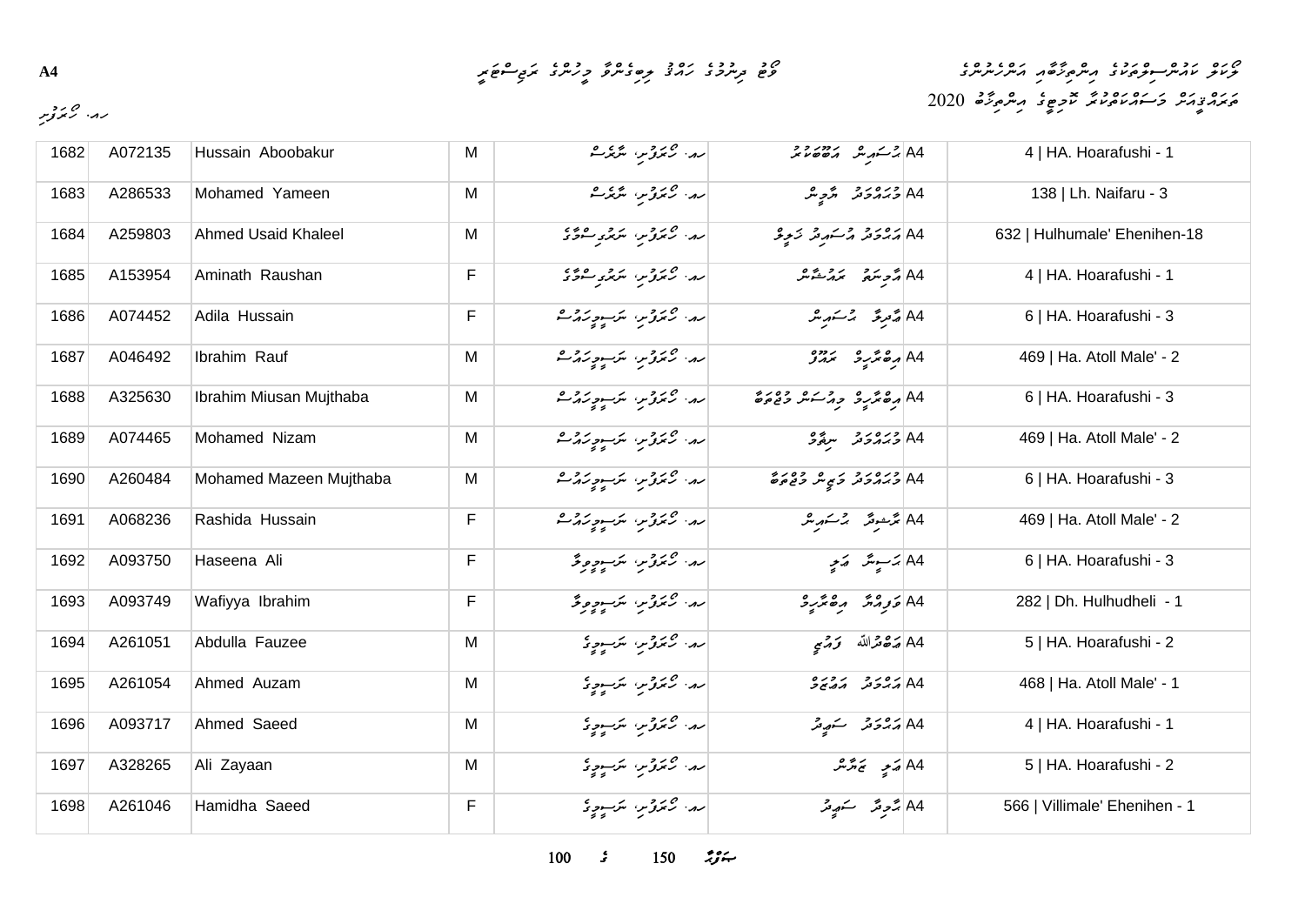| 1682 | A072135 | Hussain Aboobakur | M | ހއ. ހޯރަފުށި، ނާރެސް | A4 ޙުސައިން އަބޫބަކުރު | 4 \| HA. Hoarafushi - 1 |
|---|---|---|---|---|---|---|
| 1683 | A286533 | Mohamed Yameen | M | ހއ. ހޯރަފުށި، ނާރެސް | A4 މުހައްމަދު ޔާމީން | 138 \| Lh. Naifaru - 3 |
| 1684 | A259803 | Ahmed Usaid Khaleel | M | ހއ. ހޯރަފުށި، ނަރުގިސްވާދީ | A4 އަހްމަދު އުސައިދު ޚަލީލް | 632 \| Hulhumale' Ehenihen-18 |
| 1685 | A153954 | Aminath Raushan | F | ހއ. ހޯރަފުށި، ނަރުގިސްވާދީ | A4 އާމިނަތު ރައުޝަން | 4 \| HA. Hoarafushi - 1 |
| 1686 | A074452 | Adila Hussain | F | ހއ. ހޯރަފުށި، ނަސީމީހައުސް | A4 އާދިލާ ޙުސައިން | 6 \| HA. Hoarafushi - 3 |
| 1687 | A046492 | Ibrahim Rauf | M | ހއ. ހޯރަފުށި، ނަސީމީހައުސް | A4 އިބްރާހީމް ރައޫފް | 469 \| Ha. Atoll Male' - 2 |
| 1688 | A325630 | Ibrahim Miusan Mujthaba | M | ހއ. ހޯރަފުށި، ނަސީމީހައުސް | A4 އިބްރާހީމް މިއުސަން މުޖްތަބާ | 6 \| HA. Hoarafushi - 3 |
| 1689 | A074465 | Mohamed Nizam | M | ހއ. ހޯރަފުށި، ނަސީމީހައުސް | A4 މުހައްމަދު ނިޒާމް | 469 \| Ha. Atoll Male' - 2 |
| 1690 | A260484 | Mohamed Mazeen Mujthaba | M | ހއ. ހޯރަފުށި، ނަސީމީހައުސް | A4 މުހައްމަދު މަޒީން މުޖްތަބާ | 6 \| HA. Hoarafushi - 3 |
| 1691 | A068236 | Rashida Hussain | F | ހއ. ހޯރަފުށި، ނަސީމީހައުސް | A4 ރާޝިދާ ޙުސައިން | 469 \| Ha. Atoll Male' - 2 |
| 1692 | A093750 | Haseena Ali | F | ހއ. ހޯރަފުށި، ނަސީމީވިލާ | A4 ހަސީނާ އަލި | 6 \| HA. Hoarafushi - 3 |
| 1693 | A093749 | Wafiyya Ibrahim | F | ހއ. ހޯރަފުށި، ނަސީމީވިލާ | A4 ވަފިއްޔާ އިބްރާހީމް | 282 \| Dh. Hulhudheli - 1 |
| 1694 | A261051 | Abdulla Fauzee | M | ހއ. ހޯރަފުށި، ނަސީމީގެ | A4 އަބްދުﷲ ފައުޒީ | 5 \| HA. Hoarafushi - 2 |
| 1695 | A261054 | Ahmed Auzam | M | ހއ. ހޯރަފުށި، ނަސީމީގެ | A4 އަހްމަދު އައުޒަމް | 468 \| Ha. Atoll Male' - 1 |
| 1696 | A093717 | Ahmed Saeed | M | ހއ. ހޯރަފުށި، ނަސީމީގެ | A4 އަހްމަދު ސައީދު | 4 \| HA. Hoarafushi - 1 |
| 1697 | A328265 | Ali Zayaan | M | ހއ. ހޯރަފުށި، ނަސީމީގެ | A4 އަލި ޒަޔާން | 5 \| HA. Hoarafushi - 2 |
| 1698 | A261046 | Hamidha Saeed | F | ހއ. ހޯރަފުށި، ނަސީމީގެ | A4 ހާމިދާ ސައީދު | 566 \| Villimale' Ehenihen - 1 |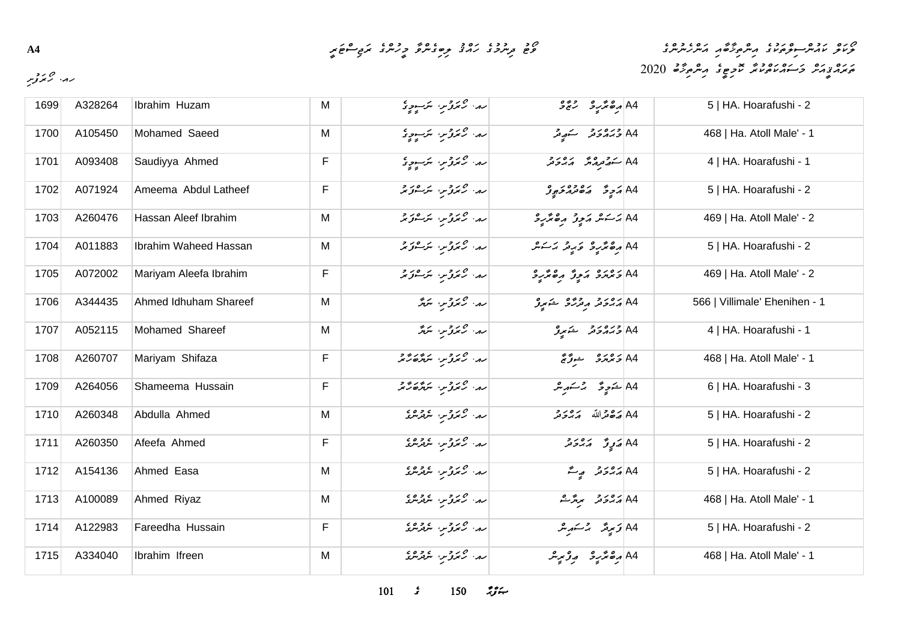| 1699 | A328264 | Ibrahim Huzam | M | رها. رحموقرس. سرسوچ | A4 رەمگرىۋ رىچى | 5 \| HA. Hoarafushi - 2 |
|---|---|---|---|---|---|---|
| 1700 | A105450 | Mohamed Saeed | M | رها. رحموقرس. سرسوچ | A4 ۋىرەۋەر سەرپىز | 468 \| Ha. Atoll Male' - 1 |
| 1701 | A093408 | Saudiyya Ahmed | F | رها. رحموقرس. سرسوچ | A4 سەرىرەڭ ئەرەر | 4 \| HA. Hoarafushi - 1 |
| 1702 | A071924 | Ameema Abdul Latheef | F | رها. رحموقرس. سرسوخر | A4 ئەچىچ ئەھەرمۇبور | 5 \| HA. Hoarafushi - 2 |
| 1703 | A260476 | Hassan Aleef Ibrahim | M | رها. رحموقرس. سرسوخر | A4 برسەس ئەچىز رەھگرىۋ | 469 \| Ha. Atoll Male' - 2 |
| 1704 | A011883 | Ibrahim Waheed Hassan | M | رها. رحموقرس. سرسوخر | A4 رەمگرىۋ ئەبرىز برسەس | 5 \| HA. Hoarafushi - 2 |
| 1705 | A072002 | Mariyam Aleefa Ibrahim | F | رها. رحموقرس. سرسوخر | A4 ۋىمرو ئەچىۋ رەمگرىۋ | 469 \| Ha. Atoll Male' - 2 |
| 1706 | A344435 | Ahmed Idhuham Shareef | M | رها. رحموقرس. سرگ | A4 ئەرەر مەرىرۇ شەمرو | 566 \| Villimale' Ehenihen - 1 |
| 1707 | A052115 | Mohamed Shareef | M | رها. رحموقرس. سرگ | A4 ۋىرەۋەر شەمرو | 4 \| HA. Hoarafushi - 1 |
| 1708 | A260707 | Mariyam Shifaza | F | رها. رحموقرس. سرگەرىر | A4 ۋىمرو شوقىچ | 468 \| Ha. Atoll Male' - 1 |
| 1709 | A264056 | Shameema Hussain | F | رها. رحموقرس. سرگەرىر | A4 شەچىچ بەسەرس | 6 \| HA. Hoarafushi - 3 |
| 1710 | A260348 | Abdulla Ahmed | M | رها. رحموقرس. سرىرسى | A4 ئەھەقراللە ئەرەر | 5 \| HA. Hoarafushi - 2 |
| 1711 | A260350 | Afeefa Ahmed | F | رها. رحموقرس. سرىرسى | A4 ئەبوۋ ئەرەر | 5 \| HA. Hoarafushi - 2 |
| 1712 | A154136 | Ahmed Easa | M | رها. رحموقرس. سرىرسى | A4 ئەرەر مەيە | 5 \| HA. Hoarafushi - 2 |
| 1713 | A100089 | Ahmed Riyaz | M | رها. رحموقرس. سرىرسى | A4 ئەرەر مرەگىز | 468 \| Ha. Atoll Male' - 1 |
| 1714 | A122983 | Fareedha Hussain | F | رها. رحموقرس. سرىرسى | A4 ۋىمرىگ بەسەرس | 5 \| HA. Hoarafushi - 2 |
| 1715 | A334040 | Ibrahim Ifreen | M | رها. رحموقرس. سرىرسى | A4 رەمگرىۋ مەۋمرس | 468 \| Ha. Atoll Male' - 1 |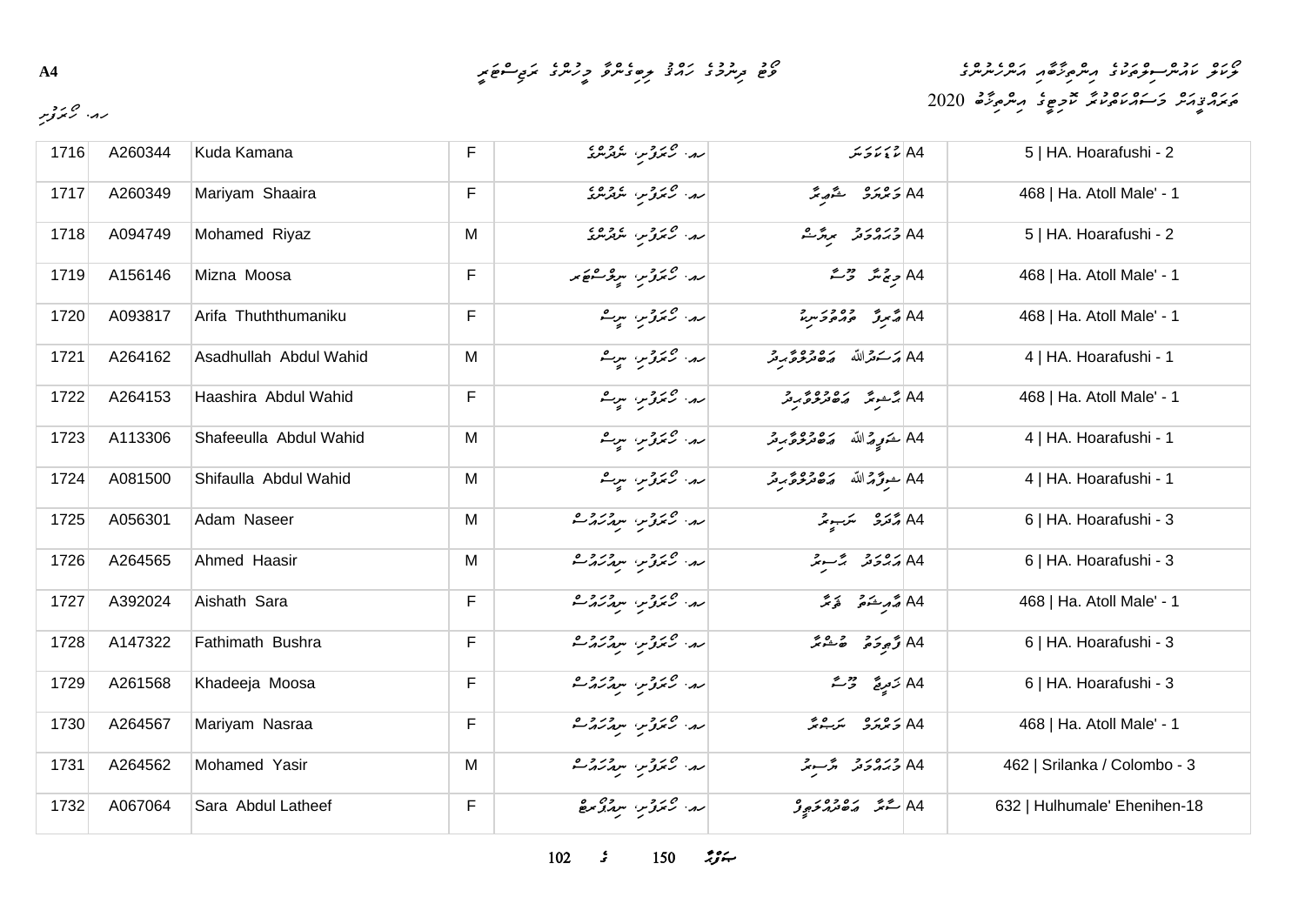| 1716 | A260344 | Kuda Kamana | F | رە. رٌىمَرْوٌسِ، سْرْقْرْسْرْدَ | A4 ىُوَ ىَ ىَرَ سَرَ | 5 \| HA. Hoarafushi - 2 |
|---|---|---|---|---|---|---|
| 1717 | A260349 | Mariyam Shaaira | F | رە. رٌىمَرْوٌسِ، سْرْقْرْسْرْدَ | A4 وَيُرْمَرْدَ شَّهِيْرَ | 468 \| Ha. Atoll Male' - 1 |
| 1718 | A094749 | Mohamed Riyaz | M | رە. رٌىمَرْوٌسِ، سْرْقْرْسْرْدَ | A4 وُيُرْمَرْدَوْرْ بِرِيَرْ | 5 \| HA. Hoarafushi - 2 |
| 1719 | A156146 | Mizna Moosa | F | رە. رٌىمَرْوٌسِ، سِرِوْسْتْمَرْ | A4 وِيْحْسَّ دُّرْسَّ | 468 \| Ha. Atoll Male' - 1 |
| 1720 | A093817 | Arifa Thuththumaniku | F | رە. رٌىمَرْوٌسِ، سِرِسْرْ | A4 مُّرْبِرْوَ ثُمْرْسْرُوْرْسِرْ | 468 \| Ha. Atoll Male' - 1 |
| 1721 | A264162 | Asadhullah Abdul Wahid | M | رە. رٌىمَرْوٌسِ، سِرِسْرْ | A4 مَرْسَمْرُاللهُ مَرْصْمُرْوُّمَرْبِرْدْرْ | 4 \| HA. Hoarafushi - 1 |
| 1722 | A264153 | Haashira Abdul Wahid | F | رە. رٌىمَرْوٌسِ، سِرِسْرْ | A4 رُّسْوِيْرُ مَرْصْمُرْوُّمَرْبِرْدْرْ | 468 \| Ha. Atoll Male' - 1 |
| 1723 | A113306 | Shafeeulla Abdul Wahid | M | رە. رٌىمَرْوٌسِ، سِرِسْرْ | A4 شَرَوِيْرُاللهُ مَرْصْمُرْوُّمَرْبِرْدْرْ | 4 \| HA. Hoarafushi - 1 |
| 1724 | A081500 | Shifaulla Abdul Wahid | M | رە. رٌىمَرْوٌسِ، سِرِسْرْ | A4 شِوَّرْمُ اللهُ مَرْصْمُرْوُّمَرْبِرْدْرْ | 4 \| HA. Hoarafushi - 1 |
| 1725 | A056301 | Adam Naseer | M | رە. رٌىمَرْوٌسِ، سِرِمْرَرْمُرْسْ | A4 مُرْمَرْدَ سَرَسِوِيْرُ | 6 \| HA. Hoarafushi - 3 |
| 1726 | A264565 | Ahmed Haasir | M | رە. رٌىمَرْوٌسِ، سِرِمْرَرْمُرْسْ | A4 مَرْبُرْوَ تُرْ بُرْسِوِيْرُ | 6 \| HA. Hoarafushi - 3 |
| 1727 | A392024 | Aishath Sara | F | رە. رٌىمَرْوٌسِ، سِرِمْرَرْمُرْسْ | A4 مُرْمِرْشَمْرُ ثَوَيْرُ | 468 \| Ha. Atoll Male' - 1 |
| 1728 | A147322 | Fathimath Bushra | F | رە. رٌىمَرْوٌسِ، سِرِمْرَرْمُرْسْ | A4 تَرْجِوِدَ حُ شَمْرُ | 6 \| HA. Hoarafushi - 3 |
| 1729 | A261568 | Khadeeja Moosa | F | رە. رٌىمَرْوٌسِ، سِرِمْرَرْمُرْسْ | A4 زَمِرِيْجُ دُّرْسَّ | 6 \| HA. Hoarafushi - 3 |
| 1730 | A264567 | Mariyam Nasraa | F | رە. رٌىمَرْوٌسِ، سِرِمْرَرْمُرْسْ | A4 وَيُرْمَرْدَ سَرَسْمُرْ | 468 \| Ha. Atoll Male' - 1 |
| 1731 | A264562 | Mohamed Yasir | M | رە. رٌىمَرْوٌسِ، سِرِمْرَرْمُرْسْ | A4 وُيُرْمَرْدَوْرْ مُرْسِوِيْرُ | 462 \| Srilanka / Colombo - 3 |
| 1732 | A067064 | Sara Abdul Latheef | F | رە. رٌىمَرْوٌسِ، سِرِمْرُوْمَرْجْ | A4 سَّمَرْ مَرْصْمُرْمُرْوَّجِوِرْ | 632 \| Hulhumale' Ehenihen-18 |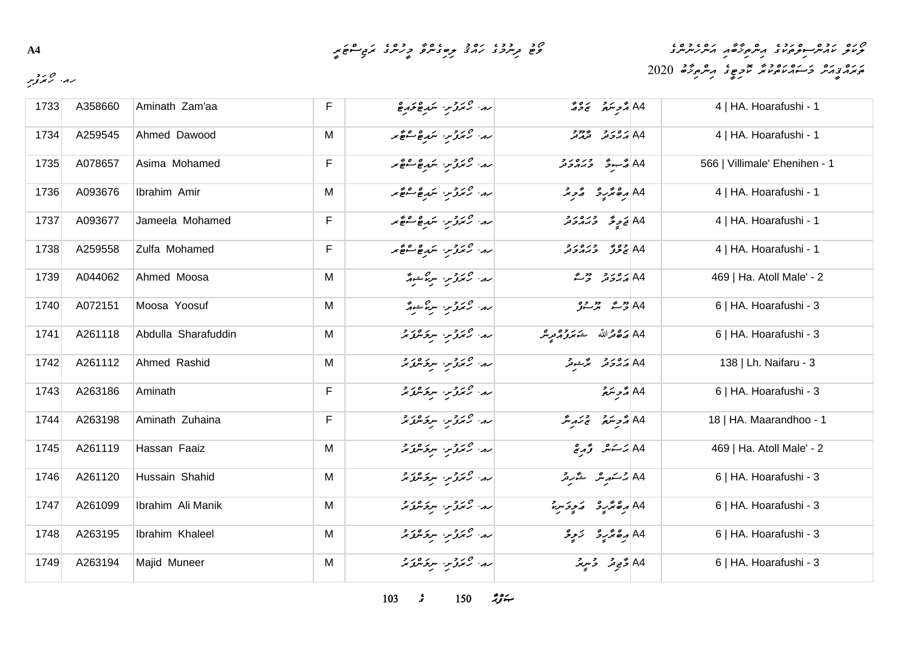| 1733 | A358660 | Aminath Zam'aa | F | ހއ. ހޯރަފުށި، ނަރިޖާމާގެ | A4  އާމިނަތު ޒަމްއާ | 4 \| HA. Hoarafushi - 1 |
|---|---|---|---|---|---|---|
| 1734 | A259545 | Ahmed Dawood | M | ހއ. ހޯރަފުށި، ނަރިޖާސްޓޯރ | A4 އަޙްމަދު ދާއޫދު | 4 \| HA. Hoarafushi - 1 |
| 1735 | A078657 | Asima Mohamed | F | ހއ. ހޯރަފުށި، ނަރިޖާސްޓޯރ | A4 އާސިމާ މުޙައްމަދު | 566 \| Villimale' Ehenihen - 1 |
| 1736 | A093676 | Ibrahim Amir | M | ހއ. ހޯރަފުށި، ނަރިޖާސްޓޯރ | A4 އިބްރާހީމް އާމިރު | 4 \| HA. Hoarafushi - 1 |
| 1737 | A093677 | Jameela Mohamed | F | ހއ. ހޯރަފުށި، ނަރިޖާސްޓޯރ | A4 ޖަމީލާ މުޙައްމަދު | 4 \| HA. Hoarafushi - 1 |
| 1738 | A259558 | Zulfa Mohamed | F | ހއ. ހޯރަފުށި، ނަރިޖާސްޓޯރ | A4 ޒުލްފާ މުޙައްމަދު | 4 \| HA. Hoarafushi - 1 |
| 1739 | A044062 | Ahmed Moosa | M | ހއ. ހޯރަފުށި، ނިޔާޝާއާ | A4 އަޙްމަދު މޫސާ | 469 \| Ha. Atoll Male' - 2 |
| 1740 | A072151 | Moosa Yoosuf | M | ހއ. ހޯރަފުށި، ނިޔާޝާއާ | A4 މޫސާ ޔޫސުފު | 6 \| HA. Hoarafushi - 3 |
| 1741 | A261118 | Abdulla Sharafuddin | M | ހއ. ހޯރަފުށި، ނިލަންދަރު | A4 އަބްދުالله ޝަރަފުއްދީން | 6 \| HA. Hoarafushi - 3 |
| 1742 | A261112 | Ahmed Rashid | M | ހއ. ހޯރަފުށި، ނިލަންދަރު | A4 އަޙްމަދު ރާޝިދު | 138 \| Lh. Naifaru - 3 |
| 1743 | A263186 | Aminath | F | ހއ. ހޯރަފުށި، ނިލަންދަރު | A4 އާމިނަތު | 6 \| HA. Hoarafushi - 3 |
| 1744 | A263198 | Aminath Zuhaina | F | ހއ. ހޯރަފުށި، ނިލަންދަރު | A4 އާމިނަތު ޒުހައިނާ | 18 \| HA. Maarandhoo - 1 |
| 1745 | A261119 | Hassan Faaiz | M | ހއ. ހޯރަފުށި، ނިލަންދަރު | A4 ހަސަން ފާއިޒު | 469 \| Ha. Atoll Male' - 2 |
| 1746 | A261120 | Hussain Shahid | M | ހއ. ހޯރަފުށި، ނިލަންދަރު | A4 ހުސައިން ޝާހިދު | 6 \| HA. Hoarafushi - 3 |
| 1747 | A261099 | Ibrahim Ali Manik | M | ހއ. ހޯރަފުށި، ނިލަންދަރު | A4 އިބްރާހީމް އަލިމަނިކު | 6 \| HA. Hoarafushi - 3 |
| 1748 | A263195 | Ibrahim Khaleel | M | ހއ. ހޯރަފުށި، ނިލަންދަރު | A4 އިބްރާހީމް ޚަލީލް | 6 \| HA. Hoarafushi - 3 |
| 1749 | A263194 | Majid Muneer | M | ހއ. ހޯރަފުށި، ނިލަންދަރު | A4 މާޖިދު މުނީރު | 6 \| HA. Hoarafushi - 3 |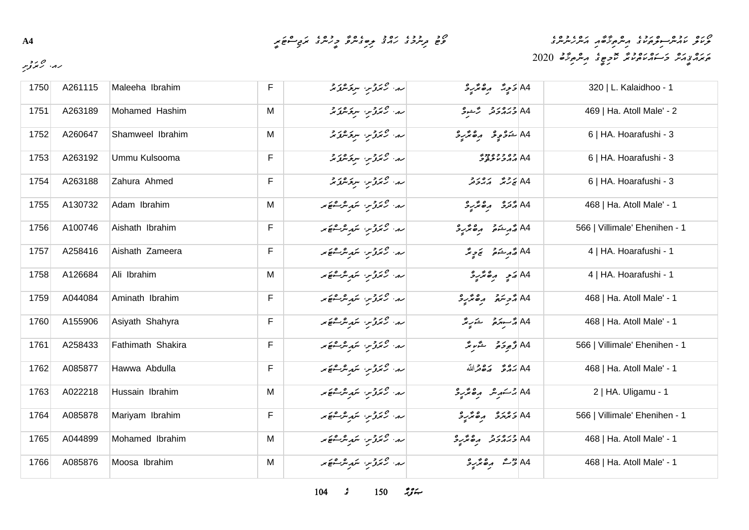| 1750 | A261115 | Maleeha Ibrahim | F | ހއ. ހޯރަފުށި، ނިރަންޖަރާ | A4  މަލީހާ އިބްރާހީމް | 320 \| L. Kalaidhoo - 1 |
|---|---|---|---|---|---|---|
| 1751 | A263189 | Mohamed Hashim | M | ހއ. ހޯރަފުށި، ނިރަންޖަރާ | A4 މުހައްމަދު ހާޝިމް | 469 \| Ha. Atoll Male' - 2 |
| 1752 | A260647 | Shamweel Ibrahim | M | ހއ. ހޯރަފުށި، ނިރަންޖަރާ | A4 ޝަމްވީލް އިބްރާހީމް | 6 \| HA. Hoarafushi - 3 |
| 1753 | A263192 | Ummu Kulsooma | F | ހއ. ހޯރަފުށި، ނިރަންޖަރާ | A4 އުއްމު ކުލްސޫމާ | 6 \| HA. Hoarafushi - 3 |
| 1754 | A263188 | Zahura Ahmed | F | ހއ. ހޯރަފުށި، ނިރަންޖަރާ | A4 ޒަހުރާ އަޙްމަދު | 6 \| HA. Hoarafushi - 3 |
| 1755 | A130732 | Adam Ibrahim | M | ހއ. ހޯރަފުށި، ނަޔަންސްބަރ | A4 އާދަމް އިބްރާހީމް | 468 \| Ha. Atoll Male' - 1 |
| 1756 | A100746 | Aishath Ibrahim | F | ހއ. ހޯރަފުށި، ނަޔަންސްބަރ | A4 އާއިޝަތު އިބްރާހީމް | 566 \| Villimale' Ehenihen - 1 |
| 1757 | A258416 | Aishath Zameera | F | ހއ. ހޯރަފުށި، ނަޔަންސްބަރ | A4 އާއިޝަތު ޒަމީރާ | 4 \| HA. Hoarafushi - 1 |
| 1758 | A126684 | Ali Ibrahim | M | ހއ. ހޯރަފުށި، ނަޔަންސްބަރ | A4 އަލި އިބްރާހީމް | 4 \| HA. Hoarafushi - 1 |
| 1759 | A044084 | Aminath Ibrahim | F | ހއ. ހޯރަފުށި، ނަޔަންސްބަރ | A4 އާމިނަތު އިބްރާހީމް | 468 \| Ha. Atoll Male' - 1 |
| 1760 | A155906 | Asiyath Shahyra | F | ހއ. ހޯރަފުށި، ނަޔަންސްބަރ | A4 އާސިޔަތު ޝަހީރާ | 468 \| Ha. Atoll Male' - 1 |
| 1761 | A258433 | Fathimath Shakira | F | ހއ. ހޯރަފުށި، ނަޔަންސްބަރ | A4 ފާތިމަތު ޝާކިރާ | 566 \| Villimale' Ehenihen - 1 |
| 1762 | A085877 | Hawwa Abdulla | F | ހއ. ހޯރަފުށި، ނަޔަންސްބަރ | A4 ހައްވާ އަބްދުﷲ | 468 \| Ha. Atoll Male' - 1 |
| 1763 | A022218 | Hussain Ibrahim | M | ހއ. ހޯރަފުށި، ނަޔަންސްބަރ | A4 ހުސައިން އިބްރާހީމް | 2 \| HA. Uligamu - 1 |
| 1764 | A085878 | Mariyam Ibrahim | F | ހއ. ހޯރަފުށި، ނަޔަންސްބަރ | A4 މަރިޔަމް އިބްރާހީމް | 566 \| Villimale' Ehenihen - 1 |
| 1765 | A044899 | Mohamed Ibrahim | M | ހއ. ހޯރަފުށި، ނަޔަންސްބަރ | A4 މުހައްމަދު އިބްރާހީމް | 468 \| Ha. Atoll Male' - 1 |
| 1766 | A085876 | Moosa Ibrahim | M | ހއ. ހޯރަފުށި، ނަޔަންސްބަރ | A4 މޫސާ އިބްރާހީމް | 468 \| Ha. Atoll Male' - 1 |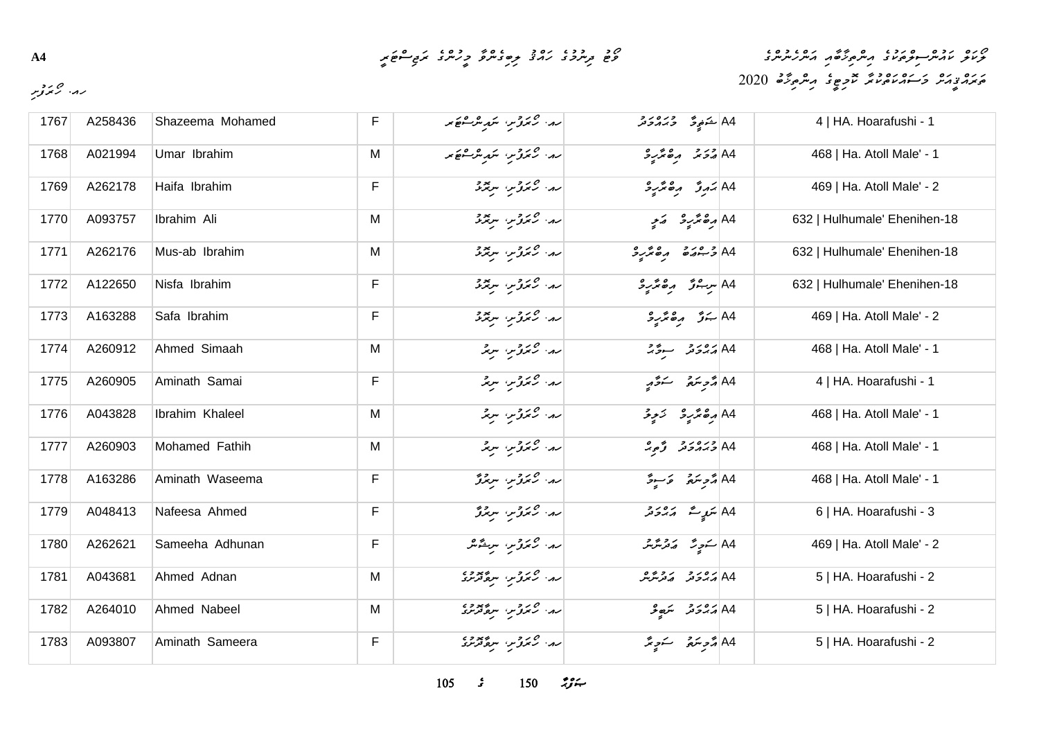| 1767 | A258436 | Shazeema Mohamed | F | رە. رىمۇس شەرسى ھىر | A4 شَمَوِرَّ وَبَرُمُرَوَتَر | 4 \| HA. Hoarafushi - 1 |
|---|---|---|---|---|---|---|
| 1768 | A021994 | Umar Ibrahim | M | رە. رىمۇس شەرسى ھىر | A4 ړُدَ پُر مِرْھُمَّرِ وُ | 468 \| Ha. Atoll Male' - 1 |
| 1769 | A262178 | Haifa Ibrahim | F | رە. رىمۇس سرىترى | A4 بَرمِرَّ مِرْھُمَّرِ وُ | 469 \| Ha. Atoll Male' - 2 |
| 1770 | A093757 | Ibrahim Ali | M | رە. رىمۇس سرىترى | A4 مِرْھُمَّرِ وُ مَرَمِ | 632 \| Hulhumale' Ehenihen-18 |
| 1771 | A262176 | Mus-ab Ibrahim | M | رە. رىمۇس سرىترى | A4 وُ سْمَرَ ھُ مِرْھُمَّرِ وُ | 632 \| Hulhumale' Ehenihen-18 |
| 1772 | A122650 | Nisfa Ibrahim | F | رە. رىمۇس سرىترى | A4 سِرِ سْوَّرَ مِرْھُمَّرِ وُ | 632 \| Hulhumale' Ehenihen-18 |
| 1773 | A163288 | Safa Ibrahim | F | رە. رىمۇس سرىترى | A4 سِتَوَّ مِرْھُمَّرِ وُ | 469 \| Ha. Atoll Male' - 2 |
| 1774 | A260912 | Ahmed Simaah | M | رە. رىمۇس سرىر | A4 مَرْمْرَوَتَر سِوَّرْ | 468 \| Ha. Atoll Male' - 1 |
| 1775 | A260905 | Aminath Samai | F | رە. رىمۇس سرىر | A4 مُرْحِ سَرَہْ سَوَّمِ | 4 \| HA. Hoarafushi - 1 |
| 1776 | A043828 | Ibrahim Khaleel | M | رە. رىمۇس سرىر | A4 مِرْھُمَّرِ وُ زَمِوُ | 468 \| Ha. Atoll Male' - 1 |
| 1777 | A260903 | Mohamed Fathih | M | رە. رىمۇس سرىر | A4 وَبَرُمُرَوَتَر وَّمِرْ | 468 \| Ha. Atoll Male' - 1 |
| 1778 | A163286 | Aminath Waseema | F | رە. رىمۇس سرىترگ | A4 مُرْحِ سَرَہْ وَسِوَّ | 468 \| Ha. Atoll Male' - 1 |
| 1779 | A048413 | Nafeesa Ahmed | F | رە. رىمۇس سرىترگ | A4 سَرِوِ سَّ مَرْمْرَوَتَر | 6 \| HA. Hoarafushi - 3 |
| 1780 | A262621 | Sameeha Adhunan | F | رە. رىمۇس سرىشەر | A4 سَوِرَّ مَرْمَرْسَرْ | 469 \| Ha. Atoll Male' - 2 |
| 1781 | A043681 | Ahmed Adnan | M | رە. رىمۇس سرەقرىرى | A4 مَرْمْرَوَتَر مَرْمَرْسَرْ | 5 \| HA. Hoarafushi - 2 |
| 1782 | A264010 | Ahmed Nabeel | M | رە. رىمۇس سرەقرىرى | A4 مَرْمْرَوَتَر سَرِھِوُ | 5 \| HA. Hoarafushi - 2 |
| 1783 | A093807 | Aminath Sameera | F | رە. رىمۇس سرەقرىرى | A4 مُرْحِ سَرَہْ سَوِبَرْ | 5 \| HA. Hoarafushi - 2 |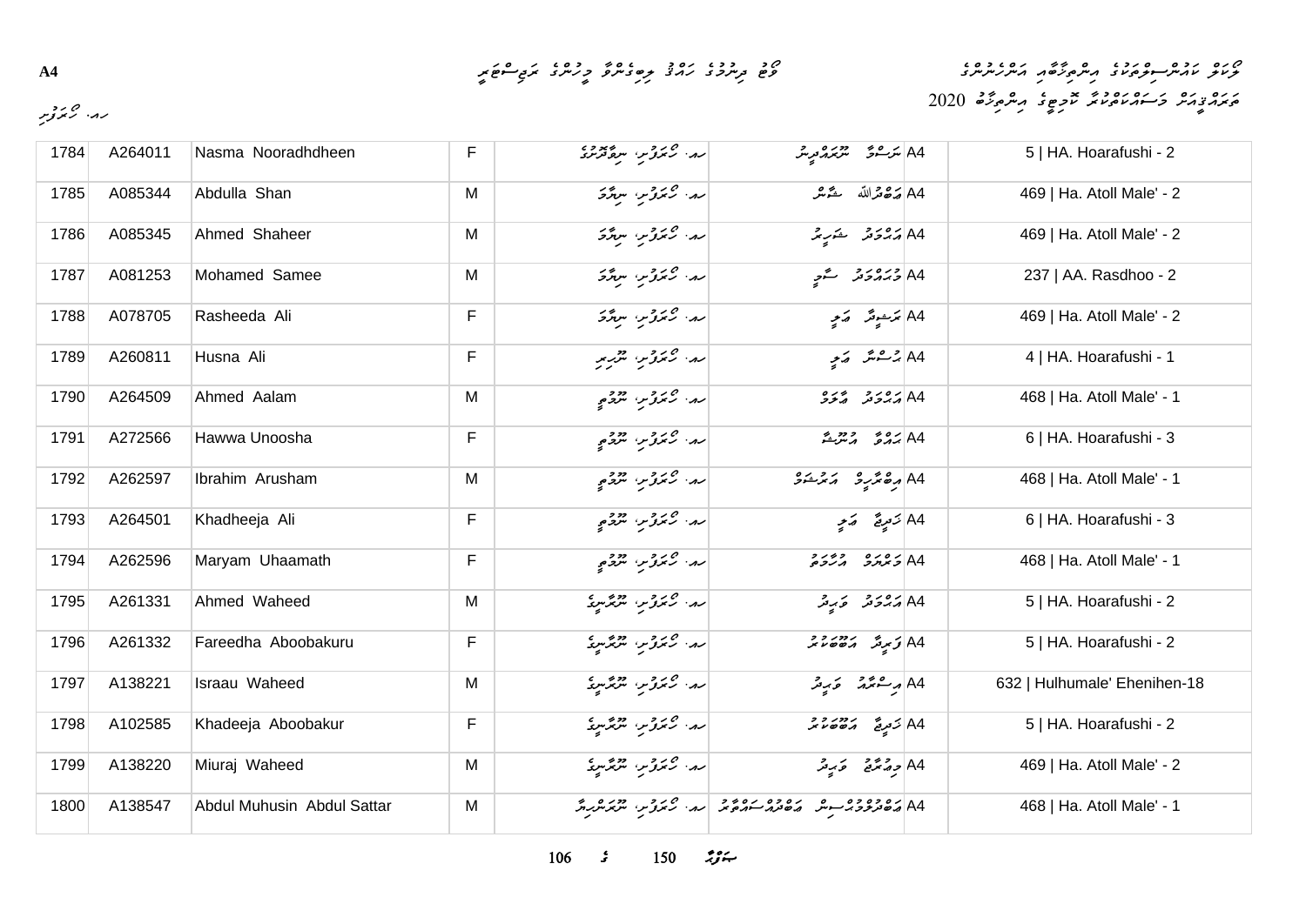| 1784 | A264011 | Nasma Nooradhdheen | F | ހއ. ހޯރަފުށި، ނިވާދޫގެ | A4 ނަސްމާ ނޫރައްދީން | 5 \| HA. Hoarafushi - 2 |
|---|---|---|---|---|---|---|
| 1785 | A085344 | Abdulla Shan | M | ހއ. ހޯރަފުށި، ނިޔާމާ | A4 އަބްދުﷲ ޝާން | 469 \| Ha. Atoll Male' - 2 |
| 1786 | A085345 | Ahmed Shaheer | M | ހއ. ހޯރަފުށި، ނިޔާމާ | A4 އަހްމަދު ޝަހީރު | 469 \| Ha. Atoll Male' - 2 |
| 1787 | A081253 | Mohamed Samee | M | ހއ. ހޯރަފުށި، ނިޔާމާ | A4 މުހައްމަދު ސާމީ | 237 \| AA. Rasdhoo - 2 |
| 1788 | A078705 | Rasheeda Ali | F | ހއ. ހޯރަފުށި، ނިޔާމާ | A4 ރަޝީދާ އަލީ | 469 \| Ha. Atoll Male' - 2 |
| 1789 | A260811 | Husna Ali | F | ހއ. ހޯރަފުށި، ނޫރީރީ | A4 ހުސްނާ އަލީ | 4 \| HA. Hoarafushi - 1 |
| 1790 | A264509 | Ahmed Aalam | M | ހއ. ހޯރަފުށި، ނޫމިޖު | A4 އަހްމަދު އާލަމް | 468 \| Ha. Atoll Male' - 1 |
| 1791 | A272566 | Hawwa Unoosha | F | ހއ. ހޯރަފުށި، ނޫމިޖު | A4 ހައްވާ އުނޫޝާ | 6 \| HA. Hoarafushi - 3 |
| 1792 | A262597 | Ibrahim Arusham | M | ހއ. ހޯރަފުށި، ނޫމިޖު | A4 އިބްރާހީމް އަރުޝަމް | 468 \| Ha. Atoll Male' - 1 |
| 1793 | A264501 | Khadheeja Ali | F | ހއ. ހޯރަފުށި، ނޫމިޖު | A4 ޚަދީޖާ އަލީ | 6 \| HA. Hoarafushi - 3 |
| 1794 | A262596 | Maryam Uhaamath | F | ހއ. ހޯރަފުށި، ނޫމިޖު | A4 މަރްޔަމް އުހާމަތު | 468 \| Ha. Atoll Male' - 1 |
| 1795 | A261331 | Ahmed Waheed | M | ހއ. ހޯރަފުށި، ނޫރާނީގެ | A4 އަހްމަދު ވަޙީދު | 5 \| HA. Hoarafushi - 2 |
| 1796 | A261332 | Fareedha Aboobakuru | F | ހއ. ހޯރަފުށި، ނޫރާނީގެ | A4 ފަރީދާ އަބޫބަކުރު | 5 \| HA. Hoarafushi - 2 |
| 1797 | A138221 | Israau Waheed | M | ހއ. ހޯރަފުށި، ނޫރާނީގެ | A4 އިސްރާއު ވަޙީދު | 632 \| Hulhumale' Ehenihen-18 |
| 1798 | A102585 | Khadeeja Aboobakur | F | ހއ. ހޯރަފުށި، ނޫރާނީގެ | A4 ޚަދީޖާ އަބޫބަކުރު | 5 \| HA. Hoarafushi - 2 |
| 1799 | A138220 | Miuraj Waheed | M | ހއ. ހޯރަފުށި، ނޫރާނީގެ | A4 މިއުރާޖު ވަޙީދު | 469 \| Ha. Atoll Male' - 2 |
| 1800 | A138547 | Abdul Muhusin Abdul Sattar | M | ހއ. ހޯރަފުށި، ނޫރަންނިއާ | A4 އަބްދުލްމުޙުސިން އަބްދުއްސައްތާރު | 468 \| Ha. Atoll Male' - 1 |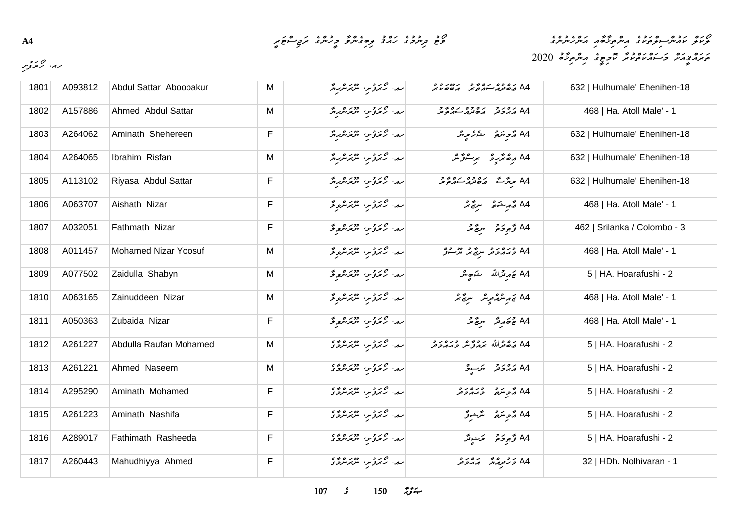| 1801 | A093812 | Abdul Sattar Aboobakur | M | ހދ. ހޯރަފުށި، ނޫރަނީރީއާ | A4 ޢަބްދުލްސައްތާރު ޢަބޫބަކުރު | 632 \| Hulhumale' Ehenihen-18 |
|---|---|---|---|---|---|---|
| 1802 | A157886 | Ahmed Abdul Sattar | M | ހދ. ހޯރަފުށި، ނޫރަނީރީއާ | A4 އަހްމަދު ޢަބްދުލްސައްތާރު | 468 \| Ha. Atoll Male' - 1 |
| 1803 | A264062 | Aminath Shehereen | F | ހދ. ހޯރަފުށި، ނޫރަނީރީއާ | A4 އާމިނަތު ޝެހެރީން | 632 \| Hulhumale' Ehenihen-18 |
| 1804 | A264065 | Ibrahim Risfan | M | ހދ. ހޯރަފުށި، ނޫރަނީރީއާ | A4 އިބްރާހީމް ރިސްފާން | 632 \| Hulhumale' Ehenihen-18 |
| 1805 | A113102 | Riyasa Abdul Sattar | F | ހދ. ހޯރަފުށި، ނޫރަނީރީއާ | A4 ރިޔާސާ ޢަބްދުލްސައްތާރު | 632 \| Hulhumale' Ehenihen-18 |
| 1806 | A063707 | Aishath Nizar | F | ހދ. ހޯރަފުށި، ނޫރަނުވިލާ | A4 އާއިޝަތު ނިޒާރު | 468 \| Ha. Atoll Male' - 1 |
| 1807 | A032051 | Fathmath Nizar | F | ހދ. ހޯރަފުށި، ނޫރަނުވިލާ | A4 ފާތިމަތު ނިޒާރު | 462 \| Srilanka / Colombo - 3 |
| 1808 | A011457 | Mohamed Nizar Yoosuf | M | ހދ. ހޯރަފުށި، ނޫރަނުވިލާ | A4 މުހައްމަދު ނިޒާރު ޔޫސުފް | 468 \| Ha. Atoll Male' - 1 |
| 1809 | A077502 | Zaidulla Shabyn | M | ހދ. ހޯރަފުށި، ނޫރަނުވިލާ | A4 ޒައިދުﷲ ޝަބީން | 5 \| HA. Hoarafushi - 2 |
| 1810 | A063165 | Zainuddeen Nizar | M | ހދ. ހޯރަފުށި، ނޫރަނުވިލާ | A4 ޒައިނުއްދީން ނިޒާރު | 468 \| Ha. Atoll Male' - 1 |
| 1811 | A050363 | Zubaida Nizar | F | ހދ. ހޯރަފުށި، ނޫރަނުވިލާ | A4 ޒުބައިދާ ނިޒާރު | 468 \| Ha. Atoll Male' - 1 |
| 1812 | A261227 | Abdulla Raufan Mohamed | M | ހދ. ހޯރަފުށި، ނޫރަނަމާގެ | A4 ޢަބްދުﷲ ރައުފާން މުހައްމަދު | 5 \| HA. Hoarafushi - 2 |
| 1813 | A261221 | Ahmed Naseem | M | ހދ. ހޯރަފުށި، ނޫރަނަމާގެ | A4 އަހްމަދު ނަސީމް | 5 \| HA. Hoarafushi - 2 |
| 1814 | A295290 | Aminath Mohamed | F | ހދ. ހޯރަފުށި، ނޫރަނަމާގެ | A4 އާމިނަތު މުހައްމަދު | 5 \| HA. Hoarafushi - 2 |
| 1815 | A261223 | Aminath Nashifa | F | ހދ. ހޯރަފުށި، ނޫރަނަމާގެ | A4 އާމިނަތު ނާޝިފާ | 5 \| HA. Hoarafushi - 2 |
| 1816 | A289017 | Fathimath Rasheeda | F | ހދ. ހޯރަފުށި، ނޫރަނަމާގެ | A4 ފާތިމަތު ރަޝީދާ | 5 \| HA. Hoarafushi - 2 |
| 1817 | A260443 | Mahudhiyya Ahmed | F | ހދ. ހޯރަފުށި، ނޫރަނަމާގެ | A4 މަހުދިއްޔާ އަހްމަދު | 32 \| HDh. Nolhivaran - 1 |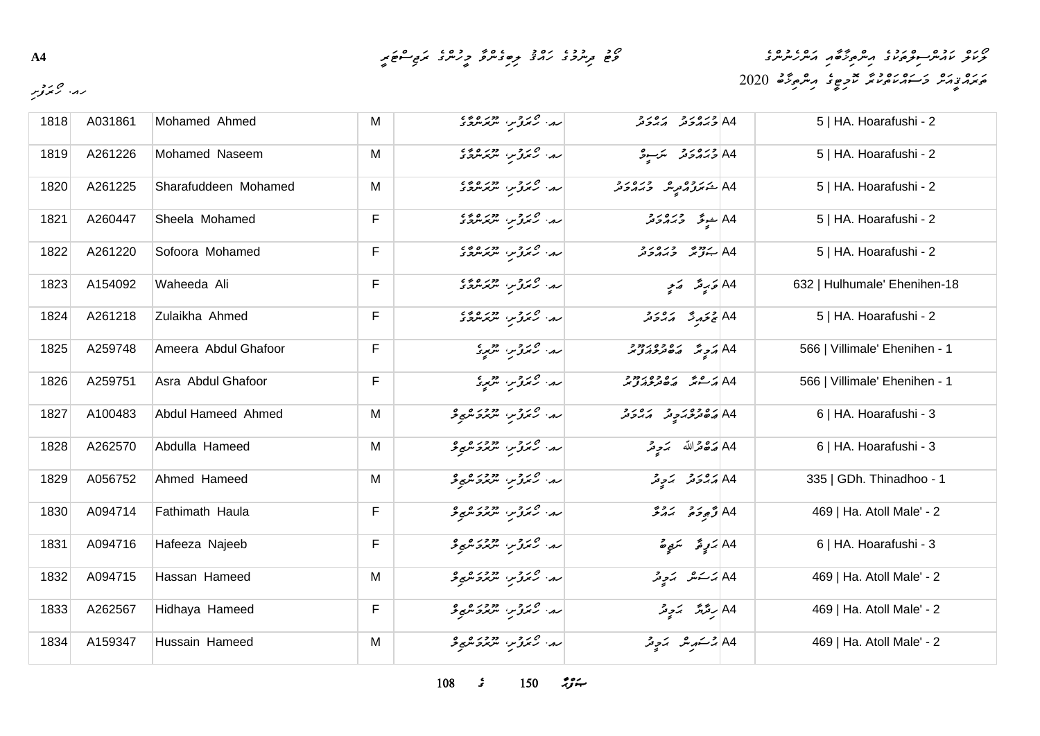| 1818 | A031861 | Mohamed Ahmed | M | رھ. ހޯރަފުށި، ނޫރަނިމާގެ | A4 މުޙައްމަދު އަޙްމަދު | 5 \| HA. Hoarafushi - 2 |
|---|---|---|---|---|---|---|
| 1819 | A261226 | Mohamed Naseem | M | رھ. ހޯރަފުށި، ނޫރަނިމާގެ | A4 މުޙައްމަދު ނަސީމް | 5 \| HA. Hoarafushi - 2 |
| 1820 | A261225 | Sharafuddeen Mohamed | M | رھ. ހޯރަފުށި، ނޫރަނިމާގެ | A4 ޝަރަފުއްދީން މުޙައްމަދު | 5 \| HA. Hoarafushi - 2 |
| 1821 | A260447 | Sheela Mohamed | F | رھ. ހޯރަފުށި، ނޫރަނިމާގެ | A4 ޝީލާ މުޙައްމަދު | 5 \| HA. Hoarafushi - 2 |
| 1822 | A261220 | Sofoora Mohamed | F | رھ. ހޯރަފުށި، ނޫރަނިމާގެ | A4 ސަފޫރާ މުޙައްމަދު | 5 \| HA. Hoarafushi - 2 |
| 1823 | A154092 | Waheeda Ali | F | رھ. ހޯރަފުށި، ނޫރަނިމާގެ | A4 ވަހީދާ ޢަލީ | 632 \| Hulhumale' Ehenihen-18 |
| 1824 | A261218 | Zulaikha Ahmed | F | رھ. ހޯރަފުށި، ނޫރަނިމާގެ | A4 ޒުލައިޚާ އަޙްމަދު | 5 \| HA. Hoarafushi - 2 |
| 1825 | A259748 | Ameera Abdul Ghafoor | F | رھ. ހޯރަފުށި، ނޫރީގެ | A4 އަމީރާ ޢަބްދުލްޣަފޫރު | 566 \| Villimale' Ehenihen - 1 |
| 1826 | A259751 | Asra Abdul Ghafoor | F | رھ. ހޯރަފުށި، ނޫރީގެ | A4 އަސްރާ ޢަބްދުލްޣަފޫރު | 566 \| Villimale' Ehenihen - 1 |
| 1827 | A100483 | Abdul Hameed Ahmed | M | رھ. ހޯރަފުށި، ނޫރުމަންޒިލް | A4 ޢަބްދުލްޙަމީދު އަޙްމަދު | 6 \| HA. Hoarafushi - 3 |
| 1828 | A262570 | Abdulla Hameed | M | رھ. ހޯރަފުށި، ނޫރުމަންޒިލް | A4 ޢަބްދުﷲ ހަމީދު | 6 \| HA. Hoarafushi - 3 |
| 1829 | A056752 | Ahmed Hameed | M | رھ. ހޯރަފުށި، ނޫރުމަންޒިލް | A4 އަޙްމަދު ހަމީދު | 335 \| GDh. Thinadhoo - 1 |
| 1830 | A094714 | Fathimath Haula | F | رھ. ހޯރަފުށި، ނޫރުމަންޒިލް | A4 ފާތިމަތު ހައުލާ | 469 \| Ha. Atoll Male' - 2 |
| 1831 | A094716 | Hafeeza Najeeb | F | رھ. ހޯރަފުށި، ނޫރުމަންޒިލް | A4 ހަފީޒާ ނަޖީބު | 6 \| HA. Hoarafushi - 3 |
| 1832 | A094715 | Hassan Hameed | M | رھ. ހޯރަފުށި، ނޫރުމަންޒިލް | A4 ހަސަން ހަމީދު | 469 \| Ha. Atoll Male' - 2 |
| 1833 | A262567 | Hidhaya Hameed | F | رھ. ހޯރަފުށި، ނޫރުމަންޒިލް | A4 ހިދާޔާ ހަމީދު | 469 \| Ha. Atoll Male' - 2 |
| 1834 | A159347 | Hussain Hameed | M | رھ. ހޯރަފުށި، ނޫރުމަންޒިލް | A4 ހުސައިން ހަމީދު | 469 \| Ha. Atoll Male' - 2 |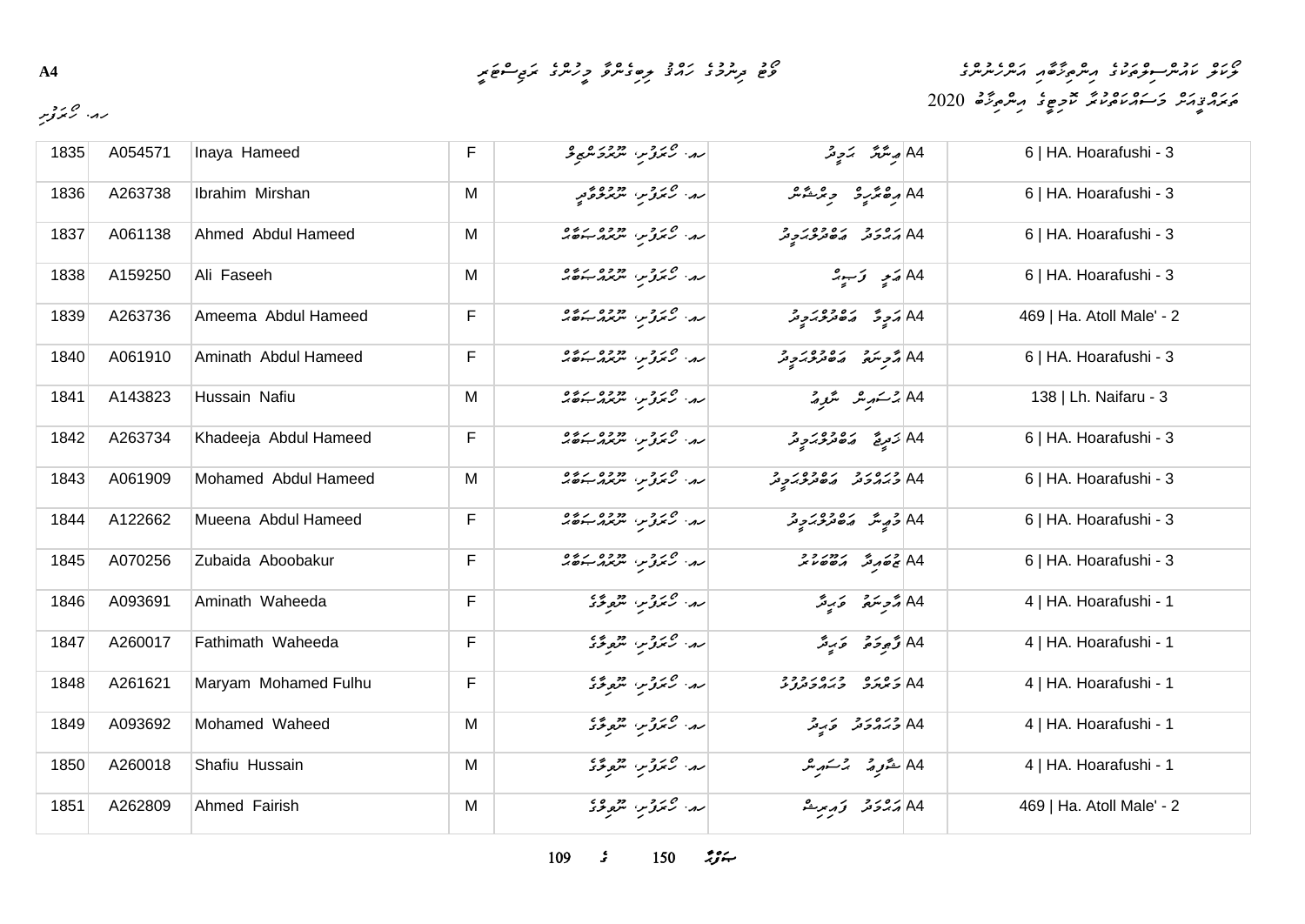| 1835 | A054571 | Inaya Hameed | F | رە. ހޯރަފުށި، ނޫރުމަނޫ | A4 ޢިނާޔާ ހަމީދު | 6 \| HA. Hoarafushi - 3 |
|---|---|---|---|---|---|---|
| 1836 | A263738 | Ibrahim Mirshan | M | رە. ހޯރަފުށި، ނޫރުމާވާދީ | A4 އިބްރާހީމް މިރުޝާން | 6 \| HA. Hoarafushi - 3 |
| 1837 | A061138 | Ahmed Abdul Hameed | M | رە. ހޯރަފުށި، ނޫރުމަސްކަން | A4 އަޙްމަދު އަބްދުލްޙަމީދު | 6 \| HA. Hoarafushi - 3 |
| 1838 | A159250 | Ali Faseeh | M | رە. ހޯރަފުށި، ނޫރުމަސްކަން | A4 ޢަލި ފަސީޙް | 6 \| HA. Hoarafushi - 3 |
| 1839 | A263736 | Ameema Abdul Hameed | F | رە. ހޯރަފުށި، ނޫރުމަސްކަން | A4 އަމީމާ އަބްދުލްޙަމީދު | 469 \| Ha. Atoll Male' - 2 |
| 1840 | A061910 | Aminath Abdul Hameed | F | رە. ހޯރަފުށި، ނޫރުމަސްކަން | A4 އާމިނަތު އަބްދުލްޙަމީދު | 6 \| HA. Hoarafushi - 3 |
| 1841 | A143823 | Hussain Nafiu | M | رە. ހޯރަފުށި، ނޫރުމަސްކަން | A4 ޙުސައިން ނާފިޢު | 138 \| Lh. Naifaru - 3 |
| 1842 | A263734 | Khadeeja Abdul Hameed | F | رە. ހޯރަފުށި، ނޫރުމަސްކަން | A4 ޚަދީޖާ އަބްދުލްޙަމީދު | 6 \| HA. Hoarafushi - 3 |
| 1843 | A061909 | Mohamed Abdul Hameed | M | رە. ހޯރަފުށި، ނޫރުމަސްކަން | A4 މުޙައްމަދު އަބްދުލްޙަމީދު | 6 \| HA. Hoarafushi - 3 |
| 1844 | A122662 | Mueena Abdul Hameed | F | رە. ހޯރަފުށި، ނޫރުމަސްކަން | A4 މުޢީނާ އަބްދުލްޙަމީދު | 6 \| HA. Hoarafushi - 3 |
| 1845 | A070256 | Zubaida Aboobakur | F | رە. ހޯރަފުށި، ނޫރުމަސްކަން | A4 ޒުބައިދާ އަބޫބަކުރު | 6 \| HA. Hoarafushi - 3 |
| 1846 | A093691 | Aminath Waheeda | F | رە. ހޯރަފުށި، ނޫރުވާގެ | A4 އާމިނަތު ވަޙީދާ | 4 \| HA. Hoarafushi - 1 |
| 1847 | A260017 | Fathimath Waheeda | F | رە. ހޯރަފުށި، ނޫރުވާގެ | A4 ފާތިމަތު ވަޙީދާ | 4 \| HA. Hoarafushi - 1 |
| 1848 | A261621 | Maryam Mohamed Fulhu | F | رە. ހޯރަފުށި، ނޫރުވާގެ | A4 މަރްޔަމް މުޙައްމަދުފުޅު | 4 \| HA. Hoarafushi - 1 |
| 1849 | A093692 | Mohamed Waheed | M | رە. ހޯރަފުށި، ނޫރުވާގެ | A4 މުޙައްމަދު ވަޙީދު | 4 \| HA. Hoarafushi - 1 |
| 1850 | A260018 | Shafiu Hussain | M | رە. ހޯރަފުށި، ނޫރުވާގެ | A4 ޝާފިޢު ޙުސައިން | 4 \| HA. Hoarafushi - 1 |
| 1851 | A262809 | Ahmed Fairish | M | رە. ހޯރަފުށި، ނޫރުވާގެ | A4 އަޙްމަދު ފައިރިޝް | 469 \| Ha. Atoll Male' - 2 |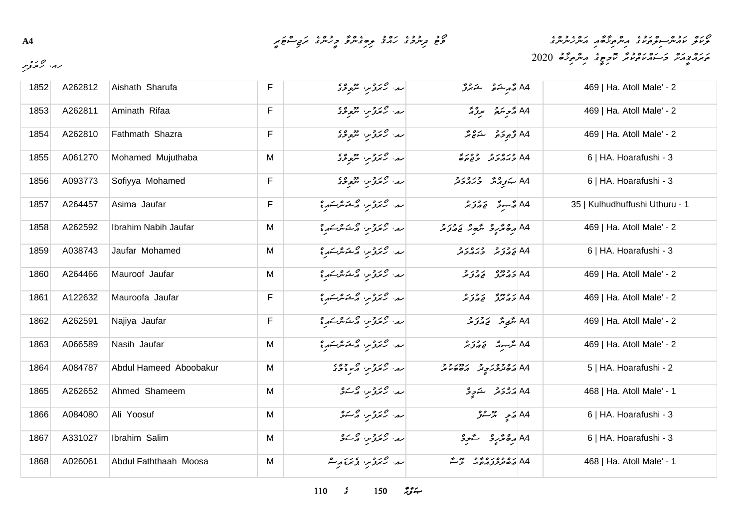| 1852 | A262812 | Aishath Sharufa | F | رەر. ڭ ئىرۇس، سرەمچە ئە | A4 ﺋﻪﻣﺮﺷﻪﻫﻮ ﺷﻪﻣﺮﻭ | 469 \| Ha. Atoll Male' - 2 |
|---|---|---|---|---|---|---|
| 1853 | A262811 | Aminath Rifaa | F | رەر. ڭ ئىرۇس، سرەمچە ئە | A4 ﺋﻪﺗﺮﺳﻬﻮ ﺑﺮﺭﻩ | 469 \| Ha. Atoll Male' - 2 |
| 1854 | A262810 | Fathmath Shazra | F | رەر. ڭ ئىرۇس، سرەمچە ئە | A4 ﻭﻭﺟﻮﻫﻮ ﺷﻮﻳﻮﺭ | 469 \| Ha. Atoll Male' - 2 |
| 1855 | A061270 | Mohamed Mujuthaba | M | رەر. ڭ ئىرۇس، سرەمچە ئە | A4 ﺩﺑﺮﻩﺩﻭﺭ ﺩﺩﺩﻭﻩ | 6 \| HA. Hoarafushi - 3 |
| 1856 | A093773 | Sofiyya Mohamed | F | رەر. ڭ ئىرۇس، سرەمچە ئە | A4 ﺳﻮﺭﻩﺩ ﺩﺑﺮﻩﺩﻭﺭ | 6 \| HA. Hoarafushi - 3 |
| 1857 | A264457 | Asima Jaufar | F | رەر. ڭ ئىرۇس، ھ شەھرىسىرى | A4 ﻫﺴﺒﻮ ﻫﺮﺩﻭﺭ | 35 \| Kulhudhuffushi Uthuru - 1 |
| 1858 | A262592 | Ibrahim Nabih Jaufar | M | رەر. ڭ ئىرۇس، ھ شەھرىسىرى | A4 ﻫﺒﺮﺍﻫﻴﻢ ﻧﺒﻴﻪ ﺟﻌﻔﺮ | 469 \| Ha. Atoll Male' - 2 |
| 1859 | A038743 | Jaufar Mohamed | M | رەر. ڭ ئىرۇس، ھ شەھرىسىرى | A4 ﺟﻌﻔﺮ ﺩﺑﺮﻩﺩﻭﺭ | 6 \| HA. Hoarafushi - 3 |
| 1860 | A264466 | Mauroof Jaufar | M | رەر. ڭ ئىرۇس، ھ شەھرىسىرى | A4 ﺩﻩﺩﺭﻭ ﺟﻌﻔﺮ | 469 \| Ha. Atoll Male' - 2 |
| 1861 | A122632 | Mauroofa Jaufar | F | رەر. ڭ ئىرۇس، ھ شەھرىسىرى | A4 ﺩﻩﺩﺭﻭ ﺟﻌﻔﺮ | 469 \| Ha. Atoll Male' - 2 |
| 1862 | A262591 | Najiya Jaufar | F | رەر. ڭ ئىرۇس، ھ شەھرىسىرى | A4 ﻧﺎﺟﻴﺔ ﺟﻌﻔﺮ | 469 \| Ha. Atoll Male' - 2 |
| 1863 | A066589 | Nasih Jaufar | M | رەر. ڭ ئىرۇس، ھ شەھرىسىرى | A4 ﻧﺎﺳﺢ ﺟﻌﻔﺮ | 469 \| Ha. Atoll Male' - 2 |
| 1864 | A084787 | Abdul Hameed Aboobakur | M | رەر. ڭ ئىرۇس، ھ ئىرەۋى | A4 ﻋﺒﺪﺍﻟﺤﻤﻴﺪ ﺃﺑﻮﺑﻜﺮ | 5 \| HA. Hoarafushi - 2 |
| 1865 | A262652 | Ahmed Shameem | M | رەر. ڭ ئىرۇس، ھ سەۋ | A4 ﺃﺣﻤﺪ ﺷﻤﻴﻢ | 468 \| Ha. Atoll Male' - 1 |
| 1866 | A084080 | Ali Yoosuf | M | رەر. ڭ ئىرۇس، ھ سەۋ | A4 ﻋﻠﻲ ﻳﻮﺳﻒ | 6 \| HA. Hoarafushi - 3 |
| 1867 | A331027 | Ibrahim Salim | M | رەر. ڭ ئىرۇس، ھ سەۋ | A4 ﺇﺑﺮﺍﻫﻴﻢ ﺳﺎﻟﻢ | 6 \| HA. Hoarafushi - 3 |
| 1868 | A026061 | Abdul Faththaah Moosa | M | رەر. ڭ ئىرۇس، ۋ ئىرىمى | A4 ﻋﺒﺪﺍﻟﻔﺘﺎﺡ ﻣﻮﺳﻰ | 468 \| Ha. Atoll Male' - 1 |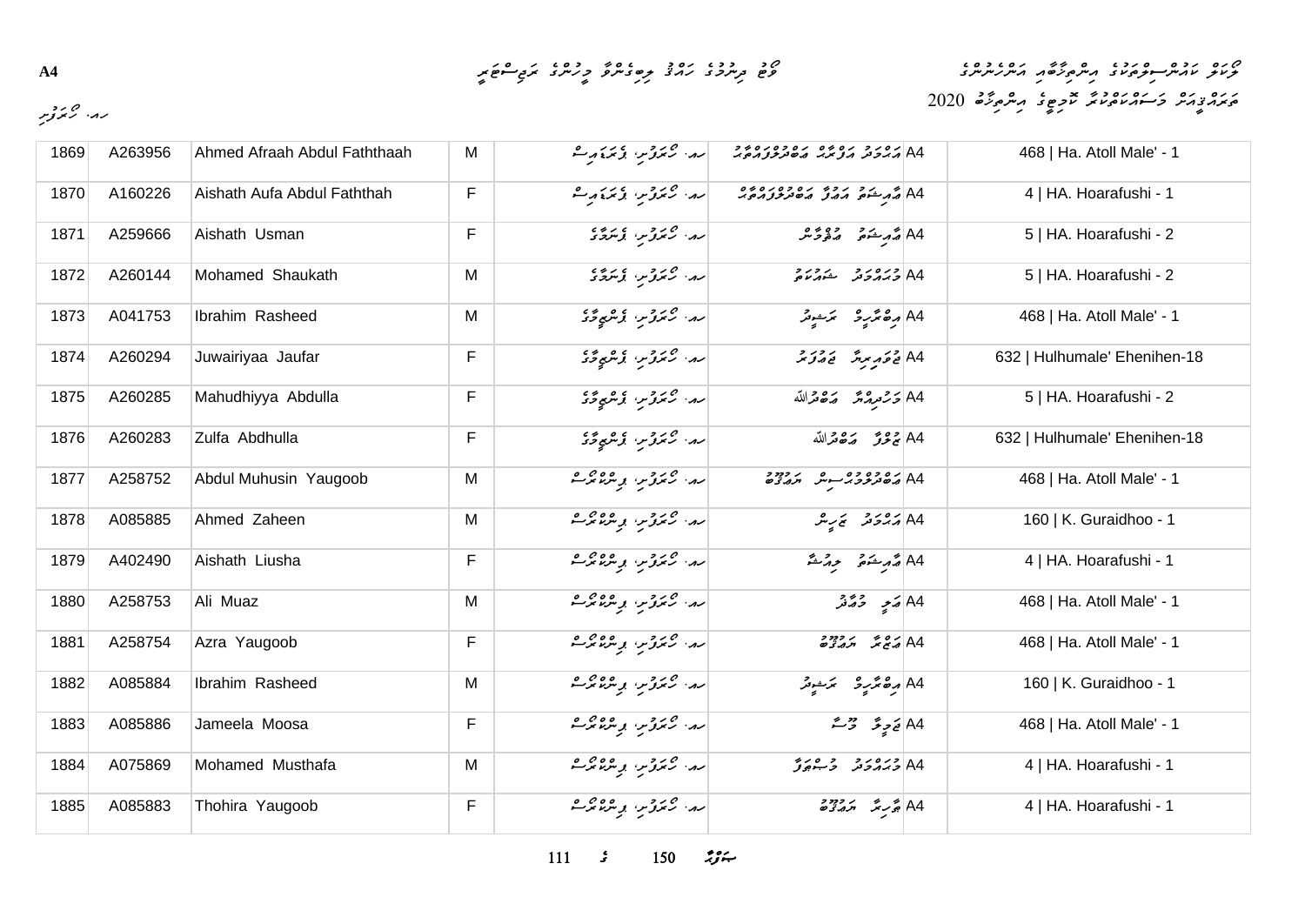| 1869 | A263956 | Ahmed Afraah Abdul Faththaah | M | ރއ. ހޯރަފުށި، ފެހިރަފިލި | އަހްމަދު އަފްރާހް އަބްދުލްފައްތާހް A4 | 468 \| Ha. Atoll Male' - 1 |
|---|---|---|---|---|---|---|
| 1870 | A160226 | Aishath Aufa Abdul Faththah | F | ރއ. ހޯރަފުށި، ފެހިރަފިލި | އާއިޝަތު އައުފާ އަބްދުލްފައްތާހް A4 | 4 \| HA. Hoarafushi - 1 |
| 1871 | A259666 | Aishath Usman | F | ރއ. ހޯރަފުށި، ފެހިރުވާގެ | އާއިޝަތު ޢުޘްމާން A4 | 5 \| HA. Hoarafushi - 2 |
| 1872 | A260144 | Mohamed Shaukath | M | ރއ. ހޯރަފުށި، ފެހިރުވާގެ | މުޙައްމަދު ޝައުކަތު A4 | 5 \| HA. Hoarafushi - 2 |
| 1873 | A041753 | Ibrahim Rasheed | M | ރއ. ހޯރަފުށި، ފެންކޮޅުވާގެ | އިބްރާހީމް ރަޝީދު A4 | 468 \| Ha. Atoll Male' - 1 |
| 1874 | A260294 | Juwairiyaa Jaufar | F | ރއ. ހޯރަފުށި، ފެންކޮޅުވާގެ | ޖުވައިރިއްޔާ ޖައުފަރު A4 | 632 \| Hulhumale' Ehenihen-18 |
| 1875 | A260285 | Mahudhiyya Abdulla | F | ރއ. ހޯރަފުށި، ފެންކޮޅުވާގެ | މަހުދިއްޔާ އަބްދުﷲ A4 | 5 \| HA. Hoarafushi - 2 |
| 1876 | A260283 | Zulfa Abdhulla | F | ރއ. ހޯރަފުށި، ފެންކޮޅުވާގެ | ޒުލްފާ އަބްދުﷲ A4 | 632 \| Hulhumale' Ehenihen-18 |
| 1877 | A258752 | Abdul Muhusin Yaugoob | M | ރއ. ހޯރަފުށި، ފިނިފެންމާގެ | އަބްދުލްމުޙުސިން ޔައުޤޫބު A4 | 468 \| Ha. Atoll Male' - 1 |
| 1878 | A085885 | Ahmed Zaheen | M | ރއ. ހޯރަފުށި، ފިނިފެންމާގެ | އަހްމަދު ޒަހީން A4 | 160 \| K. Guraidhoo - 1 |
| 1879 | A402490 | Aishath Liusha | F | ރއ. ހޯރަފުށި، ފިނިފެންމާގެ | އާއިޝަތު ލިއުޝާ A4 | 4 \| HA. Hoarafushi - 1 |
| 1880 | A258753 | Ali Muaz | M | ރއ. ހޯރަފުށި، ފިނިފެންމާގެ | އަލީ މުއާޒު A4 | 468 \| Ha. Atoll Male' - 1 |
| 1881 | A258754 | Azra Yaugoob | F | ރއ. ހޯރަފުށި، ފިނިފެންމާގެ | އަޒްރާ ޔައުޤޫބު A4 | 468 \| Ha. Atoll Male' - 1 |
| 1882 | A085884 | Ibrahim Rasheed | M | ރއ. ހޯރަފުށި، ފިނިފެންމާގެ | އިބްރާހީމް ރަޝީދު A4 | 160 \| K. Guraidhoo - 1 |
| 1883 | A085886 | Jameela Moosa | F | ރއ. ހޯރަފުށި، ފިނިފެންމާގެ | ޖަމީލާ މޫސާ A4 | 468 \| Ha. Atoll Male' - 1 |
| 1884 | A075869 | Mohamed Musthafa | M | ރއ. ހޯރަފުށި، ފިނިފެންމާގެ | މުޙައްމަދު މުސްތަފާ A4 | 4 \| HA. Hoarafushi - 1 |
| 1885 | A085883 | Thohira Yaugoob | F | ރއ. ހޯރަފުށި، ފިނިފެންމާގެ | ޠާހިރާ ޔައުޤޫބު A4 | 4 \| HA. Hoarafushi - 1 |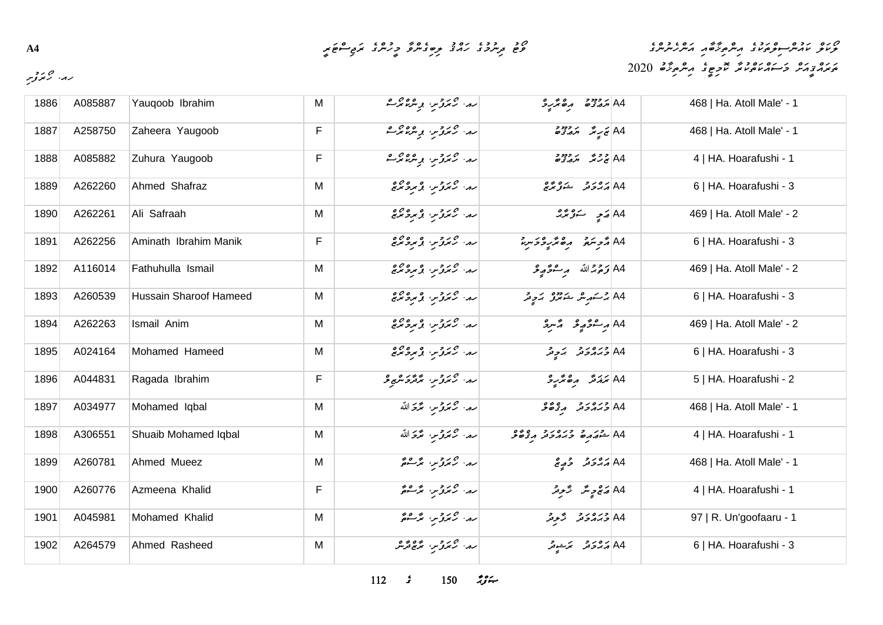| 1886 | A085887 | Yauqoob Ibrahim | M | رە. ئاىرۇس. بوشۇ ئۇ ك | A4 مَدَدِّدُّ مِرْهُ مُرْرِدْ | 468 \| Ha. Atoll Male' - 1 |
|---|---|---|---|---|---|---|
| 1887 | A258750 | Zaheera Yaugoob | F | رە. ئاىرۇس. بوشۇ ئۇ ك | A4 ئَج ِبِرٌ مَدَدِّدُّ | 468 \| Ha. Atoll Male' - 1 |
| 1888 | A085882 | Zuhura Yaugoob | F | رە. ئاىرۇس. بوشۇ ئۇ ك | A4 ج ژ ژ مَدَدِّدُّ | 4 \| HA. Hoarafushi - 1 |
| 1889 | A262260 | Ahmed Shafraz | M | رە. ئاىرۇس. ۇىرۇ ئرمج | A4 مَرْدَدْ شَوْمُرْج | 6 \| HA. Hoarafushi - 3 |
| 1890 | A262261 | Ali Safraah | M | رە. ئاىرۇس. ۇىرۇ ئرمج | A4 مَرِ سَوْمُرْهُ | 469 \| Ha. Atoll Male' - 2 |
| 1891 | A262256 | Aminath Ibrahim Manik | F | رە. ئاىرۇس. ۇىرۇ ئرمج | A4 مُرْحِسَةً مِرْهُ مُرْرِدُّ دَسِرْءُ | 6 \| HA. Hoarafushi - 3 |
| 1892 | A116014 | Fathuhulla Ismail | M | رە. ئاىرۇس. ۇىرۇ ئرمج | A4 وَمْرُ اللّه مِرْ سُوَّمِرُوْ | 469 \| Ha. Atoll Male' - 2 |
| 1893 | A260539 | Hussain Sharoof Hameed | M | رە. ئاىرۇس. ۇىرۇ ئرمج | A4 بُرْسَمِرِ شَ شَمْرُوْ بَرِدُّ | 6 \| HA. Hoarafushi - 3 |
| 1894 | A262263 | Ismail Anim | M | رە. ئاىرۇس. ۇىرۇ ئرمج | A4 مِرْ سُوَّمِرُوْ مُرْسِرْءُ | 469 \| Ha. Atoll Male' - 2 |
| 1895 | A024164 | Mohamed Hameed | M | رە. ئاىرۇس. ۇىرۇ ئرمج | A4 وَبَرْمُوَدْ بَرِدُّ | 6 \| HA. Hoarafushi - 3 |
| 1896 | A044831 | Ragada Ibrahim | F | رە. ئاىرۇس. ئرگرۇ ئرمج و | A4 بَرَمَّدُّ مِرْهُ مُرْرِدْ | 5 \| HA. Hoarafushi - 2 |
| 1897 | A034977 | Mohamed Iqbal | M | رە. ئاىرۇس. ئرگ اللّه | A4 وَبَرْمُوَدْ مِرْقْهُ وْ | 468 \| Ha. Atoll Male' - 1 |
| 1898 | A306551 | Shuaib Mohamed Iqbal | M | رە. ئاىرۇس. ئرگ اللّه | A4 شُمَّرْهُ وَبَرْمُوَدْ مِرْقْهُ وْ | 4 \| HA. Hoarafushi - 1 |
| 1899 | A260781 | Ahmed Mueez | M | رە. ئاىرۇس. ئرسوگ | A4 مَرْدَدْ دَمِرْج | 468 \| Ha. Atoll Male' - 1 |
| 1900 | A260776 | Azmeena Khalid | F | رە. ئاىرۇس. ئرسوگ | A4 مَرْحُوِيْرٌ رُّحِرْدُّ | 4 \| HA. Hoarafushi - 1 |
| 1901 | A045981 | Mohamed Khalid | M | رە. ئاىرۇس. ئرسوگ | A4 وَبَرْمُوَدْ رُّحِرْدُّ | 97 \| R. Un'goofaaru - 1 |
| 1902 | A264579 | Ahmed Rasheed | M | رە. ئاىرۇس. ئرج ئرش | A4 مَرْدَدْ بَرَشِيْدُّ | 6 \| HA. Hoarafushi - 3 |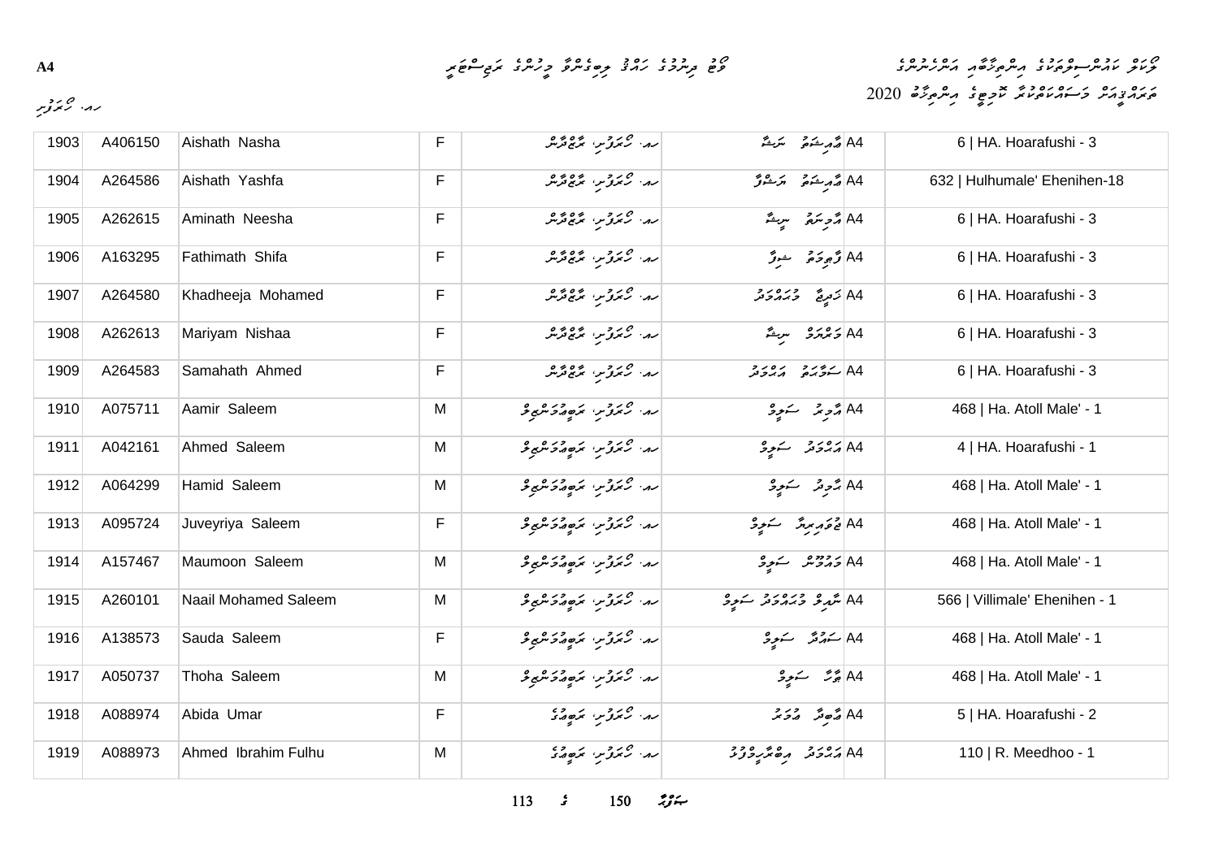| 1903 | A406150 | Aishath Nasha | F | رە. ڭ ئىز ۋىر، ئۇي ئەرىر | A4 ئەرىشەم سەش | 6 \| HA. Hoarafushi - 3 |
|---|---|---|---|---|---|---|
| 1904 | A264586 | Aishath Yashfa | F | رە. ڭ ئىز ۋىر، ئۇي ئەرىر | A4 ئەرىشەم ئەرشۇگ | 632 \| Hulhumale' Ehenihen-18 |
| 1905 | A262615 | Aminath Neesha | F | رە. ڭ ئىز ۋىر، ئۇي ئەرىر | A4 ئەجەسەم سىشە | 6 \| HA. Hoarafushi - 3 |
| 1906 | A163295 | Fathimath Shifa | F | رە. ڭ ئىز ۋىر، ئۇي ئەرىر | A4 ۇجەدە شىۇ | 6 \| HA. Hoarafushi - 3 |
| 1907 | A264580 | Khadheeja Mohamed | F | رە. ڭ ئىز ۋىر، ئۇي ئەرىر | A4 زىرىق دېرەدىر | 6 \| HA. Hoarafushi - 3 |
| 1908 | A262613 | Mariyam Nishaa | F | رە. ڭ ئىز ۋىر، ئۇي ئەرىر | A4 دىرىرە سرشە | 6 \| HA. Hoarafushi - 3 |
| 1909 | A264583 | Samahath Ahmed | F | رە. ڭ ئىز ۋىر، ئۇي ئەرىر | A4 سەۋىرە ئەرەدىر | 6 \| HA. Hoarafushi - 3 |
| 1910 | A075711 | Aamir Saleem | M | رە. ڭ ئىز ۋىر، ئىرھەدى ئىرىۋ | A4 ئەجەبر سەجوۋ | 468 \| Ha. Atoll Male' - 1 |
| 1911 | A042161 | Ahmed Saleem | M | رە. ڭ ئىز ۋىر، ئىرھەدى ئىرىۋ | A4 ئەرەدىر سەجوۋ | 4 \| HA. Hoarafushi - 1 |
| 1912 | A064299 | Hamid Saleem | M | رە. ڭ ئىز ۋىر، ئىرھەدى ئىرىۋ | A4 بەجىر سەجوۋ | 468 \| Ha. Atoll Male' - 1 |
| 1913 | A095724 | Juveyriya Saleem | F | رە. ڭ ئىز ۋىر، ئىرھەدى ئىرىۋ | A4 قەدەبرىر سەجوۋ | 468 \| Ha. Atoll Male' - 1 |
| 1914 | A157467 | Maumoon Saleem | M | رە. ڭ ئىز ۋىر، ئىرھەدى ئىرىۋ | A4 دەدەس سەجوۋ | 468 \| Ha. Atoll Male' - 1 |
| 1915 | A260101 | Naail Mohamed Saleem | M | رە. ڭ ئىز ۋىر، ئىرھەدى ئىرىۋ | A4 سەرىۋ دېرەدىر سەجوۋ | 566 \| Villimale' Ehenihen - 1 |
| 1916 | A138573 | Sauda Saleem | F | رە. ڭ ئىز ۋىر، ئىرھەدى ئىرىۋ | A4 سەدىر سەجوۋ | 468 \| Ha. Atoll Male' - 1 |
| 1917 | A050737 | Thoha Saleem | M | رە. ڭ ئىز ۋىر، ئىرھەدى ئىرىۋ | A4 ۋڭ سەجوۋ | 468 \| Ha. Atoll Male' - 1 |
| 1918 | A088974 | Abida Umar | F | رە. ڭ ئىز ۋىر، ئىرھەدى | A4 ئەھەر ئەدەر | 5 \| HA. Hoarafushi - 2 |
| 1919 | A088973 | Ahmed Ibrahim Fulhu | M | رە. ڭ ئىز ۋىر، ئىرھەدى | A4 ئەرەدىر ئەھەترىرۋى | 110 \| R. Meedhoo - 1 |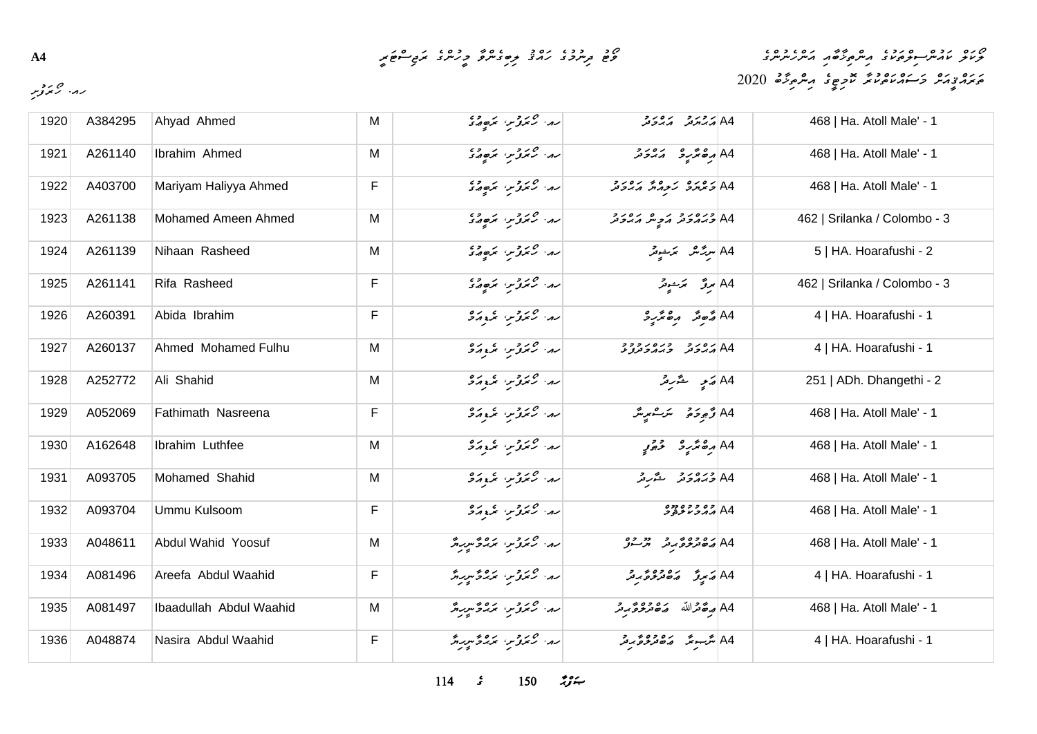| 1920 | A384295 | Ahyad Ahmed | M | رە. رىمۇس، ئەھەدى | A4 مَرْمَرْمَرْ مَرْمَرْمَرْ | 468 \| Ha. Atoll Male' - 1 |
|---|---|---|---|---|---|---|
| 1921 | A261140 | Ibrahim Ahmed | M | رە. رىمۇس، ئەھەدى | A4 مِرْھَمَّرِيْرْ مَرْمَرْمَرْ | 468 \| Ha. Atoll Male' - 1 |
| 1922 | A403700 | Mariyam Haliyya Ahmed | F | رە. رىمۇس، ئەھەدى | A4 وَيُرْمَرْدُ رَحِيْرُهُ مَرْمَرْمَرْ | 468 \| Ha. Atoll Male' - 1 |
| 1923 | A261138 | Mohamed Ameen Ahmed | M | رە. رىمۇس، ئەھەدى | A4 وَيَرْمَرْدَرْ مَرِيْرْ مَرْمَرْمَرْ | 462 \| Srilanka / Colombo - 3 |
| 1924 | A261139 | Nihaan Rasheed | M | رە. رىمۇس، ئەھەدى | A4 سِرَّسْ مَرْشِيْرْ | 5 \| HA. Hoarafushi - 2 |
| 1925 | A261141 | Rifa Rasheed | F | رە. رىمۇس، ئەھەدى | A4 مِرَّ مَرْشِيْرْ | 462 \| Srilanka / Colombo - 3 |
| 1926 | A260391 | Abida Ibrahim | F | رە. رىمۇس، مۇمەرە | A4 مُّەمَّرْ مِرْھَمَّرِيْرْ | 4 \| HA. Hoarafushi - 1 |
| 1927 | A260137 | Ahmed Mohamed Fulhu | M | رە. رىمۇس، مۇمەرە | A4 مَرْمَرْمَرْ وَيَرْمَرْدَرْمُرْ | 4 \| HA. Hoarafushi - 1 |
| 1928 | A252772 | Ali Shahid | M | رە. رىمۇس، مۇمەرە | A4 مَرِ شَرِيْرْ | 251 \| ADh. Dhangethi - 2 |
| 1929 | A052069 | Fathimath Nasreena | F | رە. رىمۇس، مۇمەرە | A4 وَّجِوَمْ سَرَسْمِرِسَّ | 468 \| Ha. Atoll Male' - 1 |
| 1930 | A162648 | Ibrahim Luthfee | M | رە. رىمۇس، مۇمەرە | A4 مِرْھَمَّرِيْرْ وُجْوِ | 468 \| Ha. Atoll Male' - 1 |
| 1931 | A093705 | Mohamed Shahid | M | رە. رىمۇس، مۇمەرە | A4 وَيَرْمَرْدَرْ شَرِيْرْ | 468 \| Ha. Atoll Male' - 1 |
| 1932 | A093704 | Ummu Kulsoom | F | رە. رىمۇس، مۇمەرە | A4 مُرْمُرْ دُوْسُوْمْ | 468 \| Ha. Atoll Male' - 1 |
| 1933 | A048611 | Abdul Wahid Yoosuf | M | رە. رىمۇس، مۇمەرۇسىرىگ | A4 مَەھْرُوْدُّرِيْرْ دُرْسُوْ | 468 \| Ha. Atoll Male' - 1 |
| 1934 | A081496 | Areefa Abdul Waahid | F | رە. رىمۇس، مۇمەرۇسىرىگ | A4 مَيِرِوَّ مَەھْرُوْدُّرِيْرْ | 4 \| HA. Hoarafushi - 1 |
| 1935 | A081497 | Ibaadullah Abdul Waahid | M | رە. رىمۇس، مۇمەرۇسىرىگ | A4 مِرْھَمَّرْاللّه مَەھْرُوْدُّرِيْرْ | 468 \| Ha. Atoll Male' - 1 |
| 1936 | A048874 | Nasira Abdul Waahid | F | رە. رىمۇس، مۇمەرۇسىرىگ | A4 سَّرِسَّ مَەھْرُوْدُّرِيْرْ | 4 \| HA. Hoarafushi - 1 |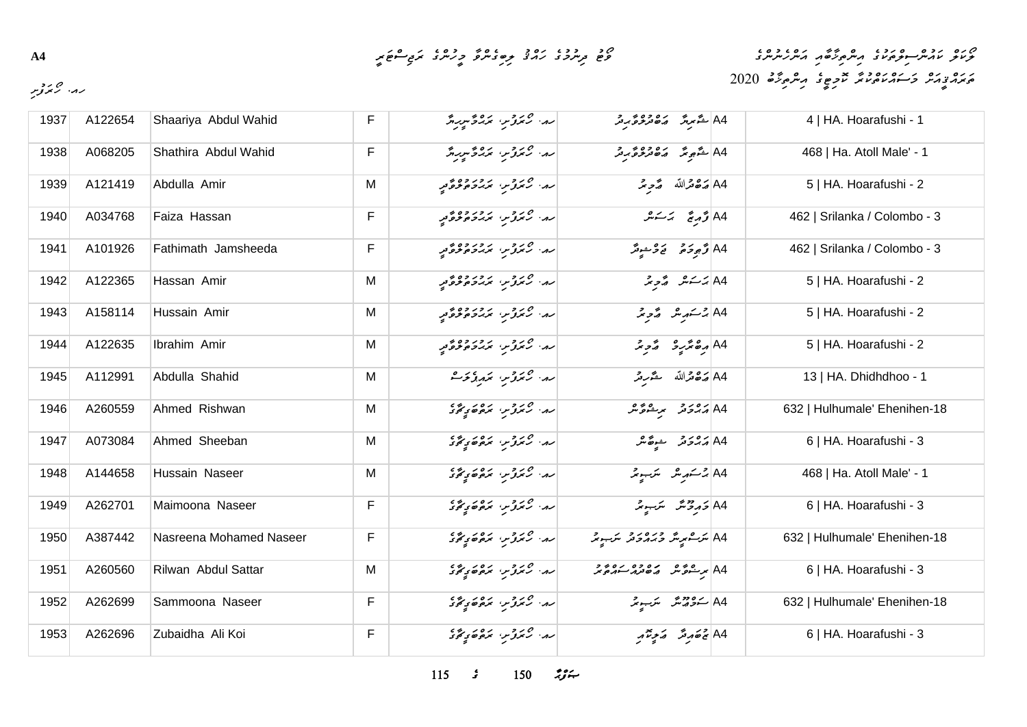| 1937 | A122654 | Shaariya Abdul Wahid | F | ހއ. ހޯރަފުށި، ދަރުމަވަންތަ | A4 ޝާރިޔާ އަބްދުލްވާހިދު | 4 \| HA. Hoarafushi - 1 |
|---|---|---|---|---|---|---|
| 1938 | A068205 | Shathira Abdul Wahid | F | ހއ. ހޯރަފުށި، ދަރުމަވަންތަ | A4 ޝާތިރާ އަބްދުލްވާހިދު | 468 \| Ha. Atoll Male' - 1 |
| 1939 | A121419 | Abdulla Amir | M | ހއ. ހޯރަފުށި، ދަރުމަވަންތަ | A4 އަބްދުﷲ އާމިރު | 5 \| HA. Hoarafushi - 2 |
| 1940 | A034768 | Faiza Hassan | F | ހއ. ހޯރަފުށި، ދަރުމަވަންތަ | A4 ފާއިޒާ ހަސަން | 462 \| Srilanka / Colombo - 3 |
| 1941 | A101926 | Fathimath Jamsheeda | F | ހއ. ހޯރަފުށި، ދަރުމަވަންތަ | A4 ފާތިމަތު ޖަމްޝީދާ | 462 \| Srilanka / Colombo - 3 |
| 1942 | A122365 | Hassan Amir | M | ހއ. ހޯރަފުށި، ދަރުމަވަންތަ | A4 ހަސަން އާމިރު | 5 \| HA. Hoarafushi - 2 |
| 1943 | A158114 | Hussain Amir | M | ހއ. ހޯރަފުށި، ދަރުމަވަންތަ | A4 ހުސައިން އާމިރު | 5 \| HA. Hoarafushi - 2 |
| 1944 | A122635 | Ibrahim Amir | M | ހއ. ހޯރަފުށި، ދަރުމަވަންތަ | A4 އިބްރާހީމް އާމިރު | 5 \| HA. Hoarafushi - 2 |
| 1945 | A112991 | Abdulla Shahid | M | ހއ. ހޯރަފުށި، ދައިލަމަސް | A4 އަބްދުﷲ ޝާހިދު | 13 \| HA. Dhidhdhoo - 1 |
| 1946 | A260559 | Ahmed Rishwan | M | ހއ. ހޯރަފުށި، ދަރުބާރުގޭ | A4 އަޙްމަދު ރިޝްވާން | 632 \| Hulhumale' Ehenihen-18 |
| 1947 | A073084 | Ahmed Sheeban | M | ހއ. ހޯރަފުށި، ދަރުބާރުގޭ | A4 އަޙްމަދު ޝީބާން | 6 \| HA. Hoarafushi - 3 |
| 1948 | A144658 | Hussain Naseer | M | ހއ. ހޯރަފުށި، ދަރުބާރުގޭ | A4 ހުސައިން ނަސީރު | 468 \| Ha. Atoll Male' - 1 |
| 1949 | A262701 | Maimoona Naseer | F | ހއ. ހޯރަފުށި، ދަރުބާރުގޭ | A4 މައިމޫނާ ނަސީރު | 6 \| HA. Hoarafushi - 3 |
| 1950 | A387442 | Nasreena Mohamed Naseer | F | ހއ. ހޯރަފުށި، ދަރުބާރުގޭ | A4 ނަސްރީނާ މުޙައްމަދު ނަސީރު | 632 \| Hulhumale' Ehenihen-18 |
| 1951 | A260560 | Rilwan Abdul Sattar | M | ހއ. ހޯރަފުށި، ދަރުބާރުގޭ | A4 ރިލްވާން އަބްދުއްސައްތާރު | 6 \| HA. Hoarafushi - 3 |
| 1952 | A262699 | Sammoona Naseer | F | ހއ. ހޯރަފުށި، ދަރުބާރުގޭ | A4 ސައްމޫނާ ނަސީރު | 632 \| Hulhumale' Ehenihen-18 |
| 1953 | A262696 | Zubaidha Ali Koi | F | ހއ. ހޯރަފުށި، ދަރުބާރުގޭ | A4 ޒުބައިދާ އަލިކޮއި | 6 \| HA. Hoarafushi - 3 |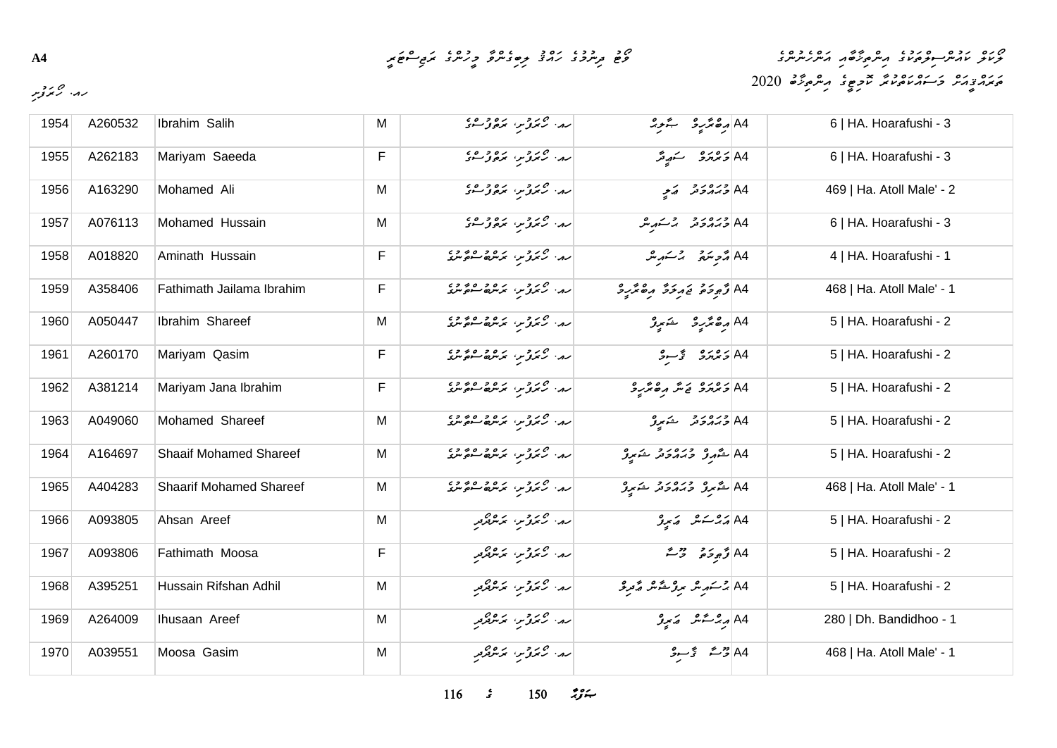| 1954 | A260532 | Ibrahim Salih | M | ހއ. ހޯރަފުށި، ރަތްވާފަށޭގެ | A4 ޢިބްރާހީމް ސާލިހު | 6 \| HA. Hoarafushi - 3 |
|---|---|---|---|---|---|---|
| 1955 | A262183 | Mariyam Saeeda | F | ހއ. ހޯރަފުށި، ރަތްވާފަށޭގެ | A4 މަރިޔަމް ސަޢީދާ | 6 \| HA. Hoarafushi - 3 |
| 1956 | A163290 | Mohamed Ali | M | ހއ. ހޯރަފުށި، ރަތްވާފަށޭގެ | A4 މުޙައްމަދު ޢަލީ | 469 \| Ha. Atoll Male' - 2 |
| 1957 | A076113 | Mohamed Hussain | M | ހއ. ހޯރަފުށި، ރަތްވާފަށޭގެ | A4 މުޙައްމަދު ހުސައިން | 6 \| HA. Hoarafushi - 3 |
| 1958 | A018820 | Aminath Hussain | F | ހއ. ހޯރަފުށި، ރަންބުސްތާނާގެ | A4 އާމިނަތު ހުސައިން | 4 \| HA. Hoarafushi - 1 |
| 1959 | A358406 | Fathimath Jailama Ibrahim | F | ހއ. ހޯރަފުށި، ރަންބުސްތާނާގެ | A4 ފާތިމަތު ޖައިލަމާ އިބްރާހީމް | 468 \| Ha. Atoll Male' - 1 |
| 1960 | A050447 | Ibrahim Shareef | M | ހއ. ހޯރަފުށި، ރަންބުސްތާނާގެ | A4 އިބްރާހީމް ޝަރީފް | 5 \| HA. Hoarafushi - 2 |
| 1961 | A260170 | Mariyam Qasim | F | ހއ. ހޯރަފުށި، ރަންބުސްތާނާގެ | A4 މަރިޔަމް ޤާސިމް | 5 \| HA. Hoarafushi - 2 |
| 1962 | A381214 | Mariyam Jana Ibrahim | F | ހއ. ހޯރަފުށި، ރަންބުސްތާނާގެ | A4 މަރިޔަމް ޖަނާ އިބްރާހީމް | 5 \| HA. Hoarafushi - 2 |
| 1963 | A049060 | Mohamed Shareef | M | ހއ. ހޯރަފުށި، ރަންބުސްތާނާގެ | A4 މުޙައްމަދު ޝަރީފް | 5 \| HA. Hoarafushi - 2 |
| 1964 | A164697 | Shaaif Mohamed Shareef | M | ހއ. ހޯރަފުށި، ރަންބުސްތާނާގެ | A4 ޝާއިފް މުޙައްމަދު ޝަރީފް | 5 \| HA. Hoarafushi - 2 |
| 1965 | A404283 | Shaarif Mohamed Shareef | M | ހއ. ހޯރަފުށި، ރަންބުސްތާނާގެ | A4 ޝާރިފް މުޙައްމަދު ޝަރީފް | 468 \| Ha. Atoll Male' - 1 |
| 1966 | A093805 | Ahsan Areef | M | ހއ. ހޯރަފުށި، ރަންދޫރު | A4 އަޙްސަން އަރީފް | 5 \| HA. Hoarafushi - 2 |
| 1967 | A093806 | Fathimath Moosa | F | ހއ. ހޯރަފުށި، ރަންދޫރު | A4 ފާތިމަތު މޫސާ | 5 \| HA. Hoarafushi - 2 |
| 1968 | A395251 | Hussain Rifshan Adhil | M | ހއ. ހޯރަފުށި، ރަންދޫރު | A4 ހުސައިން ރިފްޝާން އާދިލް | 5 \| HA. Hoarafushi - 2 |
| 1969 | A264009 | Ihusaan Areef | M | ހއ. ހޯރަފުށި، ރަންދޫރު | A4 އިޙްސާން އަރީފް | 280 \| Dh. Bandidhoo - 1 |
| 1970 | A039551 | Moosa Gasim | M | ހއ. ހޯރަފުށި، ރަންދޫރު | A4 މޫސާ ގާސިމް | 468 \| Ha. Atoll Male' - 1 |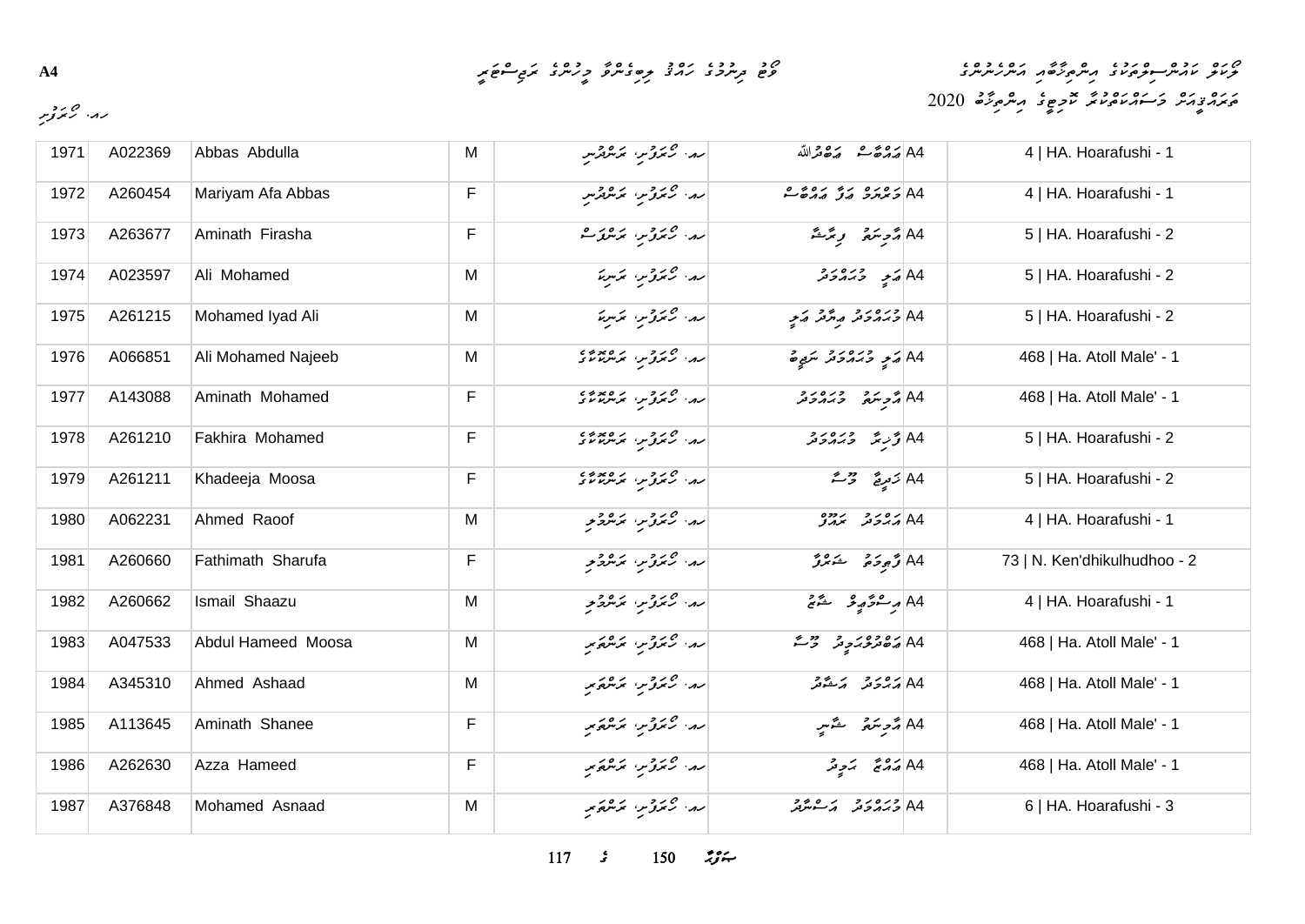| 1971 | A022369 | Abbas Abdulla | M | رەب رىمىزىقرىس، ئىرىشرىقرىس | A4 مەمەم ئەرەھەقراللە | 4 \| HA. Hoarafushi - 1 |
|---|---|---|---|---|---|---|
| 1972 | A260454 | Mariyam Afa Abbas | F | رەب رىمىزىقرىس، ئىرىشرىقرىس | A4 كەنگەرى كەنى كەنگەھ | 4 \| HA. Hoarafushi - 1 |
| 1973 | A263677 | Aminath Firasha | F | رەب رىمىزىقرىس، ئىرىشرىقىش | A4 مەرىسى رىرىش | 5 \| HA. Hoarafushi - 2 |
| 1974 | A023597 | Ali Mohamed | M | رەب رىمىزىقرىس، ئىرسىرىئە | A4 مەجى دىرەرىر | 5 \| HA. Hoarafushi - 2 |
| 1975 | A261215 | Mohamed Iyad Ali | M | رەب رىمىزىقرىس، ئىرسىرىئە | A4 دىرەرىر مەر مەجى | 5 \| HA. Hoarafushi - 2 |
| 1976 | A066851 | Ali Mohamed Najeeb | M | رەب رىمىزىقرىس، ئىرىشرىسى | A4 مەجى دىرەرىر ئىرىج | 468 \| Ha. Atoll Male' - 1 |
| 1977 | A143088 | Aminath Mohamed | F | رەب رىمىزىقرىس، ئىرىشرىسى | A4 مەرىسى دىرەرىر | 468 \| Ha. Atoll Male' - 1 |
| 1978 | A261210 | Fakhira Mohamed | F | رەب رىمىزىقرىس، ئىرىشرىسى | A4 ۇرىتى دىرەرىر | 5 \| HA. Hoarafushi - 2 |
| 1979 | A261211 | Khadeeja Moosa | F | رەب رىمىزىقرىس، ئىرىشرىسى | A4 زىرىج دىش | 5 \| HA. Hoarafushi - 2 |
| 1980 | A062231 | Ahmed Raoof | M | رەب رىمىزىقرىس، ئىرىشرىدىمو | A4 مەرىرى ئىرىمۇ | 4 \| HA. Hoarafushi - 1 |
| 1981 | A260660 | Fathimath Sharufa | F | رەب رىمىزىقرىس، ئىرىشرىدىمو | A4 ۇجودى شەترۇ | 73 \| N. Ken'dhikulhudhoo - 2 |
| 1982 | A260662 | Ismail Shaazu | M | رەب رىمىزىقرىس، ئىرىشرىدىمو | A4 مەشۇمەد شەج | 4 \| HA. Hoarafushi - 1 |
| 1983 | A047533 | Abdul Hameed Moosa | M | رەب رىمىزىقرىس، ئىرىشرىھەس | A4 مەھىرىدىرىپر دىش | 468 \| Ha. Atoll Male' - 1 |
| 1984 | A345310 | Ahmed Ashaad | M | رەب رىمىزىقرىس، ئىرىشرىھەس | A4 مەرىرى مەشەر | 468 \| Ha. Atoll Male' - 1 |
| 1985 | A113645 | Aminath Shanee | F | رەب رىمىزىقرىس، ئىرىشرىھەس | A4 مەرىسى شەسى | 468 \| Ha. Atoll Male' - 1 |
| 1986 | A262630 | Azza Hameed | F | رەب رىمىزىقرىس، ئىرىشرىھەس | A4 مەدى بەدىر | 468 \| Ha. Atoll Male' - 1 |
| 1987 | A376848 | Mohamed Asnaad | M | رەب رىمىزىقرىس، ئىرىشرىھەس | A4 دىرەرىر مەشىرىر | 6 \| HA. Hoarafushi - 3 |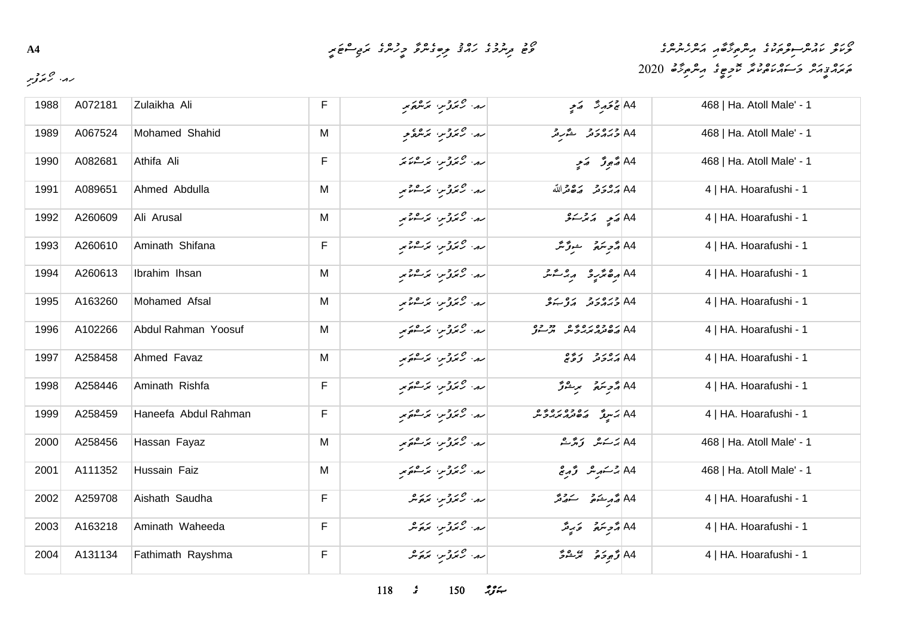| 1988 | A072181 | Zulaikha Ali | F | رە. ئەترۇس، ئەرەمەم | A4 ئۈخەرىگە كەم | 468 \| Ha. Atoll Male' - 1 |
|---|---|---|---|---|---|---|
| 1989 | A067524 | Mohamed Shahid | M | رە. ئەترۇس، ئەرەمەم | A4 ئۇيرەئەتر شەرقر | 468 \| Ha. Atoll Male' - 1 |
| 1990 | A082681 | Athifa Ali | F | رە. ئەترۇس، ئەسىمەم | A4 ئەبوق كەم | 468 \| Ha. Atoll Male' - 1 |
| 1991 | A089651 | Ahmed Abdulla | M | رە. ئەترۇس، ئەسىمەم | A4 ئەبرى ئەھەتراللە | 4 \| HA. Hoarafushi - 1 |
| 1992 | A260609 | Ali Arusal | M | رە. ئەترۇس، ئەسىمەم | A4 ئەم ئەترسىق | 4 \| HA. Hoarafushi - 1 |
| 1993 | A260610 | Aminath Shifana | F | رە. ئەترۇس، ئەسىمەم | A4 ئەجەسىق شەۋىتر | 4 \| HA. Hoarafushi - 1 |
| 1994 | A260613 | Ibrahim Ihsan | M | رە. ئەترۇس، ئەسىمەم | A4 مەھەترىق مەرشىتر | 4 \| HA. Hoarafushi - 1 |
| 1995 | A163260 | Mohamed Afsal | M | رە. ئەترۇس، ئەسىمەم | A4 ئۇيرەئەتر ئەۋسىق | 4 \| HA. Hoarafushi - 1 |
| 1996 | A102266 | Abdul Rahman Yoosuf | M | رە. ئەترۇس، ئەسىمەم | A4 ئەھەترەئەترىتر تىرسىق | 4 \| HA. Hoarafushi - 1 |
| 1997 | A258458 | Ahmed Favaz | M | رە. ئەترۇس، ئەسىمەم | A4 ئەبرى ۋەيج | 4 \| HA. Hoarafushi - 1 |
| 1998 | A258446 | Aminath Rishfa | F | رە. ئەترۇس، ئەسىمەم | A4 ئەجەسىق مەرشىق | 4 \| HA. Hoarafushi - 1 |
| 1999 | A258459 | Haneefa Abdul Rahman | F | رە. ئەترۇس، ئەسىمەم | A4 ئەسىق ئەھەترەئەترىتر | 4 \| HA. Hoarafushi - 1 |
| 2000 | A258456 | Hassan Fayaz | M | رە. ئەترۇس، ئەسىمەم | A4 ئەسەتر ۋەترىق | 468 \| Ha. Atoll Male' - 1 |
| 2001 | A111352 | Hussain Faiz | M | رە. ئەترۇس، ئەسىمەم | A4 ئەسەمەتر ۋەمج | 468 \| Ha. Atoll Male' - 1 |
| 2002 | A259708 | Aishath Saudha | F | رە. ئەترۇس، ئەرەتر | A4 ئەمەشەق سەمەتر | 4 \| HA. Hoarafushi - 1 |
| 2003 | A163218 | Aminath Waheeda | F | رە. ئەترۇس، ئەرەتر | A4 ئەجەسىق ۋەبەتر | 4 \| HA. Hoarafushi - 1 |
| 2004 | A131134 | Fathimath Rayshma | F | رە. ئەترۇس، ئەرەتر | A4 ۋەجەق ئەرشىق | 4 \| HA. Hoarafushi - 1 |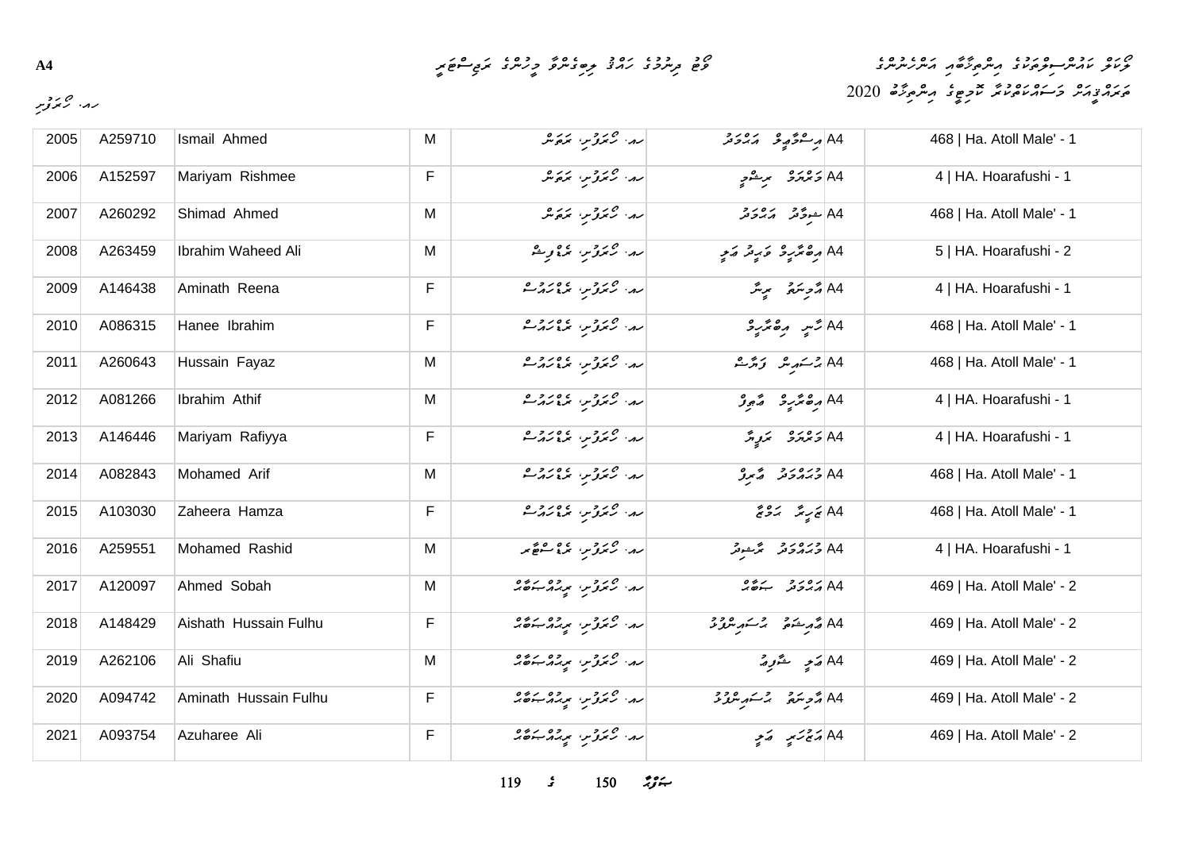| 2005 | A259710 | Ismail Ahmed | M | رھ. ހޯރަފުށި، ރަވަން | A4 ޢިސްމާޢިލް އަޙްމަދު | 468 \| Ha. Atoll Male' - 1 |
|---|---|---|---|---|---|---|
| 2006 | A152597 | Mariyam Rishmee | F | رھ. ހޯރަފުށި، ރަވަން | A4 މަރިޔަމް ރިޝްމީ | 4 \| HA. Hoarafushi - 1 |
| 2007 | A260292 | Shimad Ahmed | M | رھ. ހޯރަފުށި، ރަވަން | A4 ޝިމާދު އަޙްމަދު | 468 \| Ha. Atoll Male' - 1 |
| 2008 | A263459 | Ibrahim Waheed Ali | M | رھ. ހޯރަފުށި، ރަށްވިއު | A4 އިބްރާހީމް ވަޙީދު އަލީ | 5 \| HA. Hoarafushi - 2 |
| 2009 | A146438 | Aminath Reena | F | رھ. ހޯރަފުށި، ރަށްހައުސް | A4 އާމިނަތު ރީނާ | 4 \| HA. Hoarafushi - 1 |
| 2010 | A086315 | Hanee Ibrahim | F | رھ. ހޯރަފުށި، ރަށްހައުސް | A4 ހާނީ އިބްރާހީމް | 468 \| Ha. Atoll Male' - 1 |
| 2011 | A260643 | Hussain Fayaz | M | رھ. ހޯރަފުށި، ރަށްހައުސް | A4 ހުސައިން ފައްޔާޒް | 468 \| Ha. Atoll Male' - 1 |
| 2012 | A081266 | Ibrahim Athif | M | رھ. ހޯރަފުށި، ރަށްހައުސް | A4 އިބްރާހީމް އާތިފު | 4 \| HA. Hoarafushi - 1 |
| 2013 | A146446 | Mariyam Rafiyya | F | رھ. ހޯރަފުށި، ރަށްހައުސް | A4 މަރިޔަމް ރަފިއްޔާ | 4 \| HA. Hoarafushi - 1 |
| 2014 | A082843 | Mohamed Arif | M | رھ. ހޯރަފުށި، ރަށްހައުސް | A4 މުޙައްމަދު އާރިފު | 468 \| Ha. Atoll Male' - 1 |
| 2015 | A103030 | Zaheera Hamza | F | رھ. ހޯރަފުށި، ރަށްހައުސް | A4 ޒަހީރާ ހަމްޒާ | 468 \| Ha. Atoll Male' - 1 |
| 2016 | A259551 | Mohamed Rashid | M | رھ. ހޯރަފުށި، ރަށްސްޓޯރ | A4 މުޙައްމަދު ރާޝިދު | 4 \| HA. Hoarafushi - 1 |
| 2017 | A120097 | Ahmed Sobah | M | رھ. ހޯރަފުށި، ރިހުއްސަބާހް | A4 އަޙްމަދު ޞަބާޙް | 469 \| Ha. Atoll Male' - 2 |
| 2018 | A148429 | Aishath Hussain Fulhu | F | رھ. ހޯރަފުށި، ރިހުއްސަބާހް | A4 އާއިޝަތު ހުސައިންފުޅު | 469 \| Ha. Atoll Male' - 2 |
| 2019 | A262106 | Ali Shafiu | M | رھ. ހޯރަފުށި، ރިހުއްސަބާހް | A4 އަލީ ޝާފިއު | 469 \| Ha. Atoll Male' - 2 |
| 2020 | A094742 | Aminath Hussain Fulhu | F | رھ. ހޯރަފުށި، ރިހުއްސަބާހް | A4 އާމިނަތު ހުސައިންފުޅު | 469 \| Ha. Atoll Male' - 2 |
| 2021 | A093754 | Azuharee Ali | F | رھ. ހޯރަފުށި، ރިހުއްސަބާހް | A4 އަޒުހަރީ އަލީ | 469 \| Ha. Atoll Male' - 2 |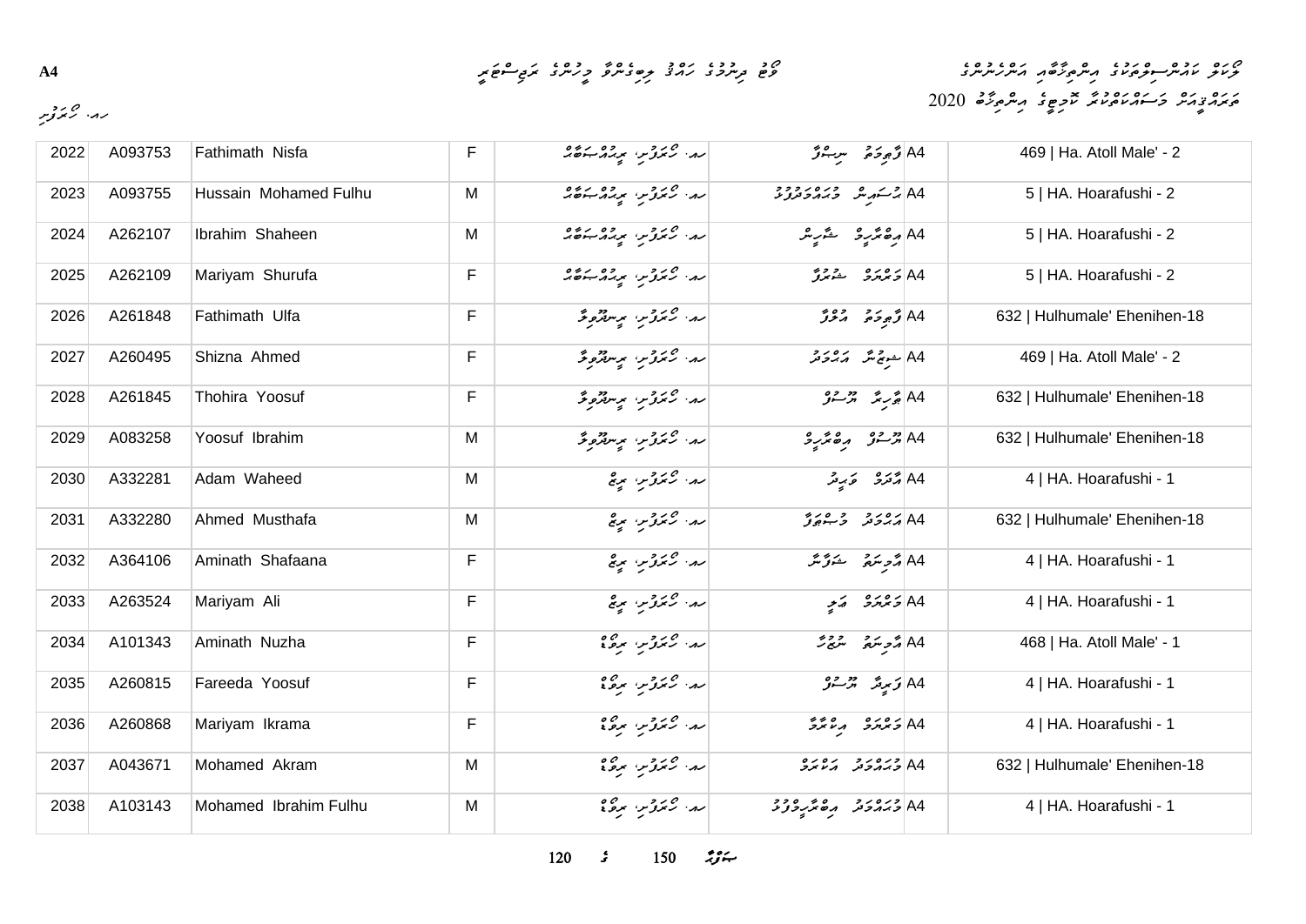| 2022 | A093753 | Fathimath Nisfa | F | ހދ. ހޯރަފުށި، ދިލްޝަނާމާގެ | A4 ފާތިމަތު ނިސްފާ | 469 \| Ha. Atoll Male' - 2 |
|---|---|---|---|---|---|---|
| 2023 | A093755 | Hussain Mohamed Fulhu | M | ހދ. ހޯރަފުށި، ދިލްޝަނާމާގެ | A4 ހުސައިން މުހައްމަދުފުޅު | 5 \| HA. Hoarafushi - 2 |
| 2024 | A262107 | Ibrahim Shaheen | M | ހދ. ހޯރަފުށި، ދިލްޝަނާމާގެ | A4 އިބްރާހީމް ޝާހީން | 5 \| HA. Hoarafushi - 2 |
| 2025 | A262109 | Mariyam Shurufa | F | ހދ. ހޯރަފުށި، ދިލްޝަނާމާގެ | A4 މަރިޔަމް ޝުރުފާ | 5 \| HA. Hoarafushi - 2 |
| 2026 | A261848 | Fathimath Ulfa | F | ހދ. ހޯރަފުށި، ދިސްކޯވިލާ | A4 ފާތިމަތު އުލްފާ | 632 \| Hulhumale' Ehenihen-18 |
| 2027 | A260495 | Shizna Ahmed | F | ހދ. ހޯރަފުށި، ދިސްކޯވިލާ | A4 ޝިޒްނާ އަހުމަދު | 469 \| Ha. Atoll Male' - 2 |
| 2028 | A261845 | Thohira Yoosuf | F | ހދ. ހޯރަފުށި، ދިސްކޯވިލާ | A4 ތާހިރާ ޔޫސުފް | 632 \| Hulhumale' Ehenihen-18 |
| 2029 | A083258 | Yoosuf Ibrahim | M | ހދ. ހޯރަފުށި، ދިސްކޯވިލާ | A4 ޔޫސުފް އިބްރާހީމް | 632 \| Hulhumale' Ehenihen-18 |
| 2030 | A332281 | Adam Waheed | M | ހދ. ހޯރަފުށި، ދިރި | A4 އާދަމް ވަހީދު | 4 \| HA. Hoarafushi - 1 |
| 2031 | A332280 | Ahmed Musthafa | M | ހދ. ހޯރަފުށި، ދިރި | A4 އަހުމަދު މުސްތަފާ | 632 \| Hulhumale' Ehenihen-18 |
| 2032 | A364106 | Aminath Shafaana | F | ހދ. ހޯރަފުށި، ދިރި | A4 އާމިނަތު ޝަފާނާ | 4 \| HA. Hoarafushi - 1 |
| 2033 | A263524 | Mariyam Ali | F | ހދ. ހޯރަފުށި، ދިރި | A4 މަރިޔަމް ޢަލީ | 4 \| HA. Hoarafushi - 1 |
| 2034 | A101343 | Aminath Nuzha | F | ހދ. ހޯރަފުށި، ދިލްޝާ | A4 އާމިނަތު ނުޒްހާ | 468 \| Ha. Atoll Male' - 1 |
| 2035 | A260815 | Fareeda Yoosuf | F | ހދ. ހޯރަފުށި، ދިލްޝާ | A4 ފަރީދާ ޔޫސުފް | 4 \| HA. Hoarafushi - 1 |
| 2036 | A260868 | Mariyam Ikrama | F | ހދ. ހޯރަފުށި، ދިލްޝާ | A4 މަރިޔަމް އިކްރާމާ | 4 \| HA. Hoarafushi - 1 |
| 2037 | A043671 | Mohamed Akram | M | ހދ. ހޯރަފުށި، ދިލްޝާ | A4 މުހައްމަދު އަކްރަމް | 632 \| Hulhumale' Ehenihen-18 |
| 2038 | A103143 | Mohamed Ibrahim Fulhu | M | ހދ. ހޯރަފުށި، ދިލްޝާ | A4 މުހައްމަދު އިބްރާހީމްފުޅު | 4 \| HA. Hoarafushi - 1 |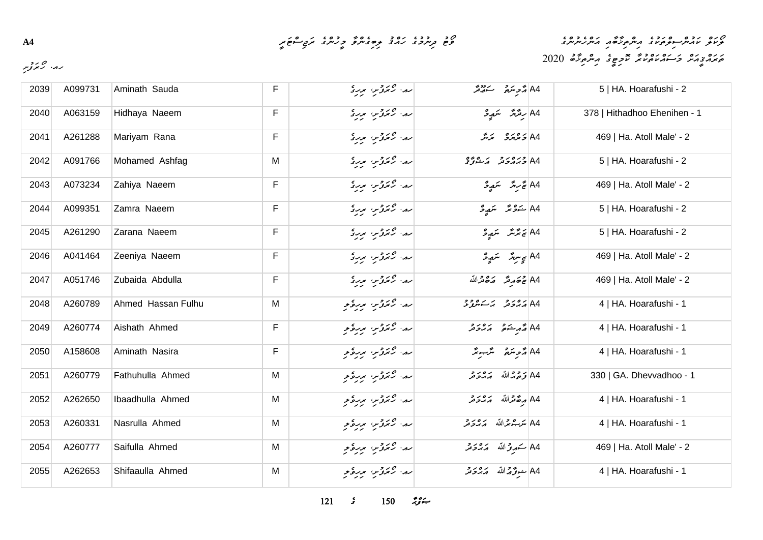| 2039 | A099731 | Aminath Sauda | F | ހއ. ހޯރަފުށި، ރިލީފް | A4  އާމިނަތު ސައުދާ | 5 \| HA. Hoarafushi - 2 |
|---|---|---|---|---|---|---|
| 2040 | A063159 | Hidhaya Naeem | F | ހއ. ހޯރަފުށި، ރިލީފް | A4 ހިދާޔާ ނައީމް | 378 \| Hithadhoo Ehenihen - 1 |
| 2041 | A261288 | Mariyam Rana | F | ހއ. ހޯރަފުށި، ރިލީފް | A4 މަރިޔަމް ރަނާ | 469 \| Ha. Atoll Male' - 2 |
| 2042 | A091766 | Mohamed Ashfag | M | ހއ. ހޯރަފުށި، ރިލީފް | A4 މުހައްމަދު އަޝްފާގު | 5 \| HA. Hoarafushi - 2 |
| 2043 | A073234 | Zahiya Naeem | F | ހއ. ހޯރަފުށި، ރިލީފް | A4 ޒާހިޔާ ނައީމް | 469 \| Ha. Atoll Male' - 2 |
| 2044 | A099351 | Zamra Naeem | F | ހއ. ހޯރަފުށި، ރިލީފް | A4 ޒަމްރާ ނައީމް | 5 \| HA. Hoarafushi - 2 |
| 2045 | A261290 | Zarana Naeem | F | ހއ. ހޯރަފުށި، ރިލީފް | A4 ޒަރާނާ ނައީމް | 5 \| HA. Hoarafushi - 2 |
| 2046 | A041464 | Zeeniya Naeem | F | ހއ. ހޯރަފުށި، ރިލީފް | A4 ޒީނިޔާ ނައީމް | 469 \| Ha. Atoll Male' - 2 |
| 2047 | A051746 | Zubaida Abdulla | F | ހއ. ހޯރަފުށި، ރިލީފް | A4 ޒުބައިދާ އަބްދުﷲ | 469 \| Ha. Atoll Male' - 2 |
| 2048 | A260789 | Ahmed Hassan Fulhu | M | ހއ. ހޯރަފުށި، ރިލީފްވެ | A4 އަހްމަދު ހަސަންފުޅު | 4 \| HA. Hoarafushi - 1 |
| 2049 | A260774 | Aishath Ahmed | F | ހއ. ހޯރަފުށި، ރިލީފްވެ | A4 އާއިޝަތު އަހްމަދު | 4 \| HA. Hoarafushi - 1 |
| 2050 | A158608 | Aminath Nasira | F | ހއ. ހޯރަފުށި، ރިލީފްވެ | A4 އާމިނަތު ނާސިރާ | 4 \| HA. Hoarafushi - 1 |
| 2051 | A260779 | Fathuhulla Ahmed | M | ހއ. ހޯރަފުށި، ރިލީފްވެ | A4 ފަތުހުﷲ އަހްމަދު | 330 \| GA. Dhevvadhoo - 1 |
| 2052 | A262650 | Ibaadhulla Ahmed | M | ހއ. ހޯރަފުށި، ރިލީފްވެ | A4 އިބާދުﷲ އަހްމަދު | 4 \| HA. Hoarafushi - 1 |
| 2053 | A260331 | Nasrulla Ahmed | M | ހއ. ހޯރަފުށި، ރިލީފްވެ | A4 ނަސްރުﷲ އަހްމަދު | 4 \| HA. Hoarafushi - 1 |
| 2054 | A260777 | Saifulla Ahmed | M | ހއ. ހޯރަފުށި، ރިލީފްވެ | A4 ސައިފުﷲ އަހްމަދު | 469 \| Ha. Atoll Male' - 2 |
| 2055 | A262653 | Shifaaulla Ahmed | M | ހއ. ހޯރަފުށި، ރިލީފްވެ | A4 ޝިފާއުﷲ އަހްމަދު | 4 \| HA. Hoarafushi - 1 |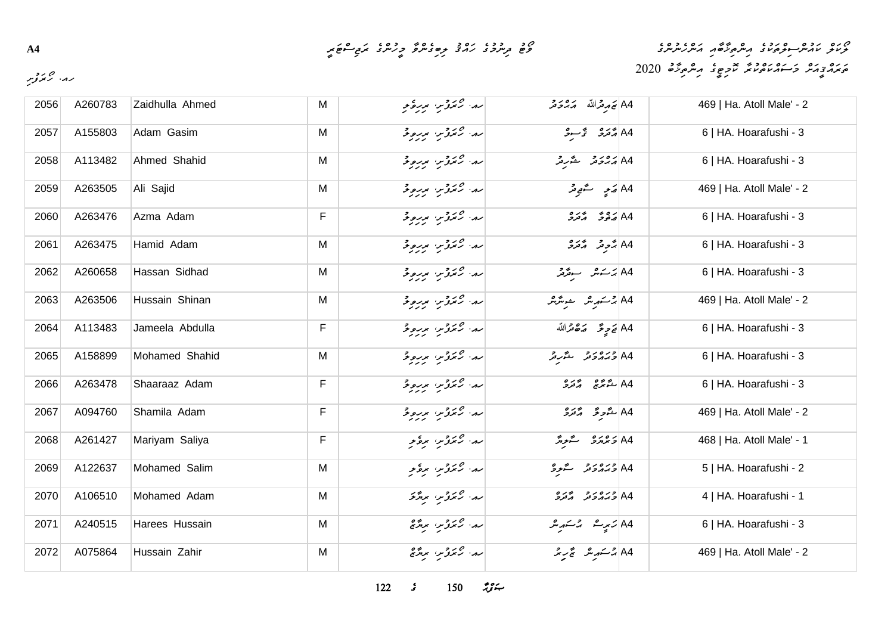| 2056 | A260783 | Zaidhulla Ahmed | M | رە. رىمۇس بررەم | A4 يَهمِ مِّرَاللّه مَدْدَوَمْرَ | 469 \| Ha. Atoll Male' - 2 |
|---|---|---|---|---|---|---|
| 2057 | A155803 | Adam Gasim | M | رە. رىمۇس بررەق | A4 مُرْمَرْد تَوْسِرْد | 6 \| HA. Hoarafushi - 3 |
| 2058 | A113482 | Ahmed Shahid | M | رە. رىمۇس بررەق | A4 مَدْدَوَمْرَ شَرْرِمْر | 6 \| HA. Hoarafushi - 3 |
| 2059 | A263505 | Ali Sajid | M | رە. رىمۇس بررەق | A4 مَرِ شَرْمِعِ مْر | 469 \| Ha. Atoll Male' - 2 |
| 2060 | A263476 | Azma Adam | F | رە. رىمۇس بررەق | A4 مَرْحَوَّ مُرْمَرْد | 6 \| HA. Hoarafushi - 3 |
| 2061 | A263475 | Hamid Adam | M | رە. رىمۇس بررەق | A4 بَرْرِمْر مُرْمَرْد | 6 \| HA. Hoarafushi - 3 |
| 2062 | A260658 | Hassan Sidhad | M | رە. رىمۇس بررەق | A4 بَرَسَمْر سِرْمَرْمْر | 6 \| HA. Hoarafushi - 3 |
| 2063 | A263506 | Hussain Shinan | M | رە. رىمۇس بررەق | A4 بُرْسَهرِ مْر شِيرْمَرْ | 469 \| Ha. Atoll Male' - 2 |
| 2064 | A113483 | Jameela Abdulla | F | رە. رىمۇس بررەق | A4 يَحِرِّ مَرْحَصْرَاللّه | 6 \| HA. Hoarafushi - 3 |
| 2065 | A158899 | Mohamed Shahid | M | رە. رىمۇس بررەق | A4 وَبَرَمْدَوَمْر شَرْرِمْر | 6 \| HA. Hoarafushi - 3 |
| 2066 | A263478 | Shaaraaz Adam | F | رە. رىمۇس بررەق | A4 شَرْمَرْج مُرْمَرْد | 6 \| HA. Hoarafushi - 3 |
| 2067 | A094760 | Shamila Adam | F | رە. رىمۇس بررەق | A4 شَرْمِرْ مُرْمَرْد | 469 \| Ha. Atoll Male' - 2 |
| 2068 | A261427 | Mariyam Saliya | F | رە. رىمۇس برۇم | A4 وَمْرْمَرْد سَرْمِرْ | 468 \| Ha. Atoll Male' - 1 |
| 2069 | A122637 | Mohamed Salim | M | رە. رىمۇس برۇم | A4 وَبَرَمْدَوَمْر سَرْمِرْد | 5 \| HA. Hoarafushi - 2 |
| 2070 | A106510 | Mohamed Adam | M | رە. رىمۇس بررمۇ | A4 وَبَرَمْدَوَمْر مُرْمَرْد | 4 \| HA. Hoarafushi - 1 |
| 2071 | A240515 | Harees Hussain | M | رە. رىمۇس بررمۇ | A4 رَبِرِ شَ بُرْسَهرِ مْر | 6 \| HA. Hoarafushi - 3 |
| 2072 | A075864 | Hussain Zahir | M | رە. رىمۇس بررمۇ | A4 بُرْسَهرِ مْر يَحْرِمْر | 469 \| Ha. Atoll Male' - 2 |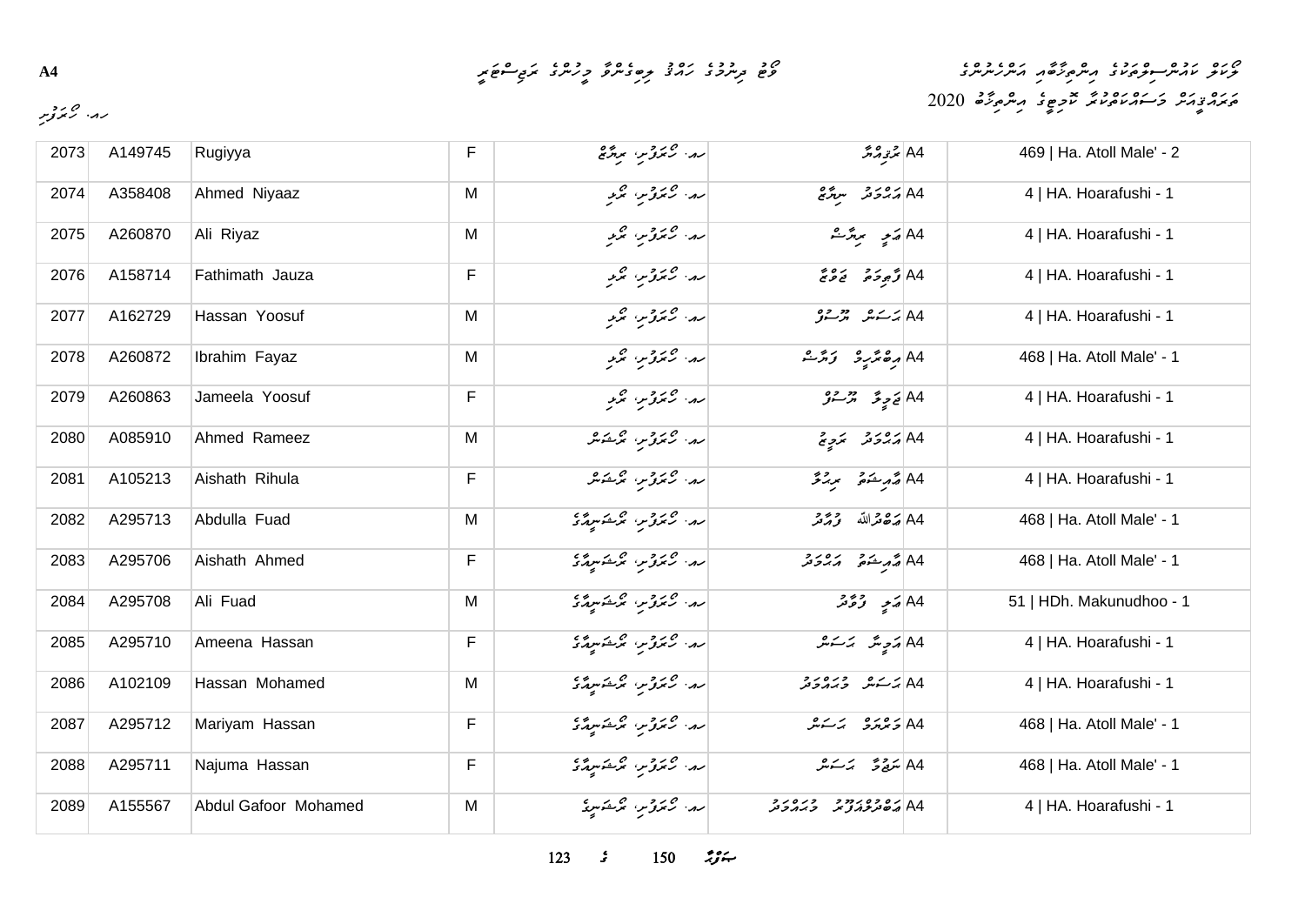| 2073 | A149745 | Rugiyya | F | رە. ر‌ەترۇس، برۇرىج | A4 مرتوم مر | 469 \| Ha. Atoll Male' - 2 |
|---|---|---|---|---|---|---|
| 2074 | A358408 | Ahmed Niyaaz | M | رە. ر‌ەترۇس، ترىر | A4 مەرەبەر سرگرى | 4 \| HA. Hoarafushi - 1 |
| 2075 | A260870 | Ali Riyaz | M | رە. ر‌ەترۇس، ترىر | A4 مەمپ بىرگرىشە | 4 \| HA. Hoarafushi - 1 |
| 2076 | A158714 | Fathimath Jauza | F | رە. ر‌ەترۇس، ترىر | A4 ۋەبۇرە ئەمرى | 4 \| HA. Hoarafushi - 1 |
| 2077 | A162729 | Hassan Yoosuf | M | رە. ر‌ەترۇس، ترىر | A4 بەسەش مرسىز | 4 \| HA. Hoarafushi - 1 |
| 2078 | A260872 | Ibrahim Fayaz | M | رە. ر‌ەترۇس، ترىر | A4 مەھترىپ ۋەترىشە | 468 \| Ha. Atoll Male' - 1 |
| 2079 | A260863 | Jameela Yoosuf | F | رە. ر‌ەترۇس، ترىر | A4 ئەچ ترسىز | 4 \| HA. Hoarafushi - 1 |
| 2080 | A085910 | Ahmed Rameez | M | رە. ر‌ەترۇس، ترىشەش | A4 مەرەبەر ترىپى | 4 \| HA. Hoarafushi - 1 |
| 2081 | A105213 | Aishath Rihula | F | رە. ر‌ەترۇس، ترىشەش | A4 مەرىشەمە بىرترىۋ | 4 \| HA. Hoarafushi - 1 |
| 2082 | A295713 | Abdulla Fuad | M | رە. ر‌ەترۇس، ترىشەسپەترى | A4 مەھەتراللە ۋەمەتر | 468 \| Ha. Atoll Male' - 1 |
| 2083 | A295706 | Aishath Ahmed | F | رە. ر‌ەترۇس، ترىشەسپەترى | A4 مەرىشەمە مەرەبەر | 468 \| Ha. Atoll Male' - 1 |
| 2084 | A295708 | Ali Fuad | M | رە. ر‌ەترۇس، ترىشەسپەترى | A4 مەمپ ۋەمەتر | 51 \| HDh. Makunudhoo - 1 |
| 2085 | A295710 | Ameena Hassan | F | رە. ر‌ەترۇس، ترىشەسپەترى | A4 مەچپىر بەسەش | 4 \| HA. Hoarafushi - 1 |
| 2086 | A102109 | Hassan Mohamed | M | رە. ر‌ەترۇس، ترىشەسپەترى | A4 بەسەش ۋەرەۋەتر | 4 \| HA. Hoarafushi - 1 |
| 2087 | A295712 | Mariyam Hassan | F | رە. ر‌ەترۇس، ترىشەسپەترى | A4 ۋەبرىرە بەسەش | 468 \| Ha. Atoll Male' - 1 |
| 2088 | A295711 | Najuma Hassan | F | رە. ر‌ەترۇس، ترىشەسپەترى | A4 سرقەۋ بەسەش | 468 \| Ha. Atoll Male' - 1 |
| 2089 | A155567 | Abdul Gafoor Mohamed | M | رە. ر‌ەترۇس، ترىشەسرى | A4 مەھەترىۋرىر ۋەرەۋەتر | 4 \| HA. Hoarafushi - 1 |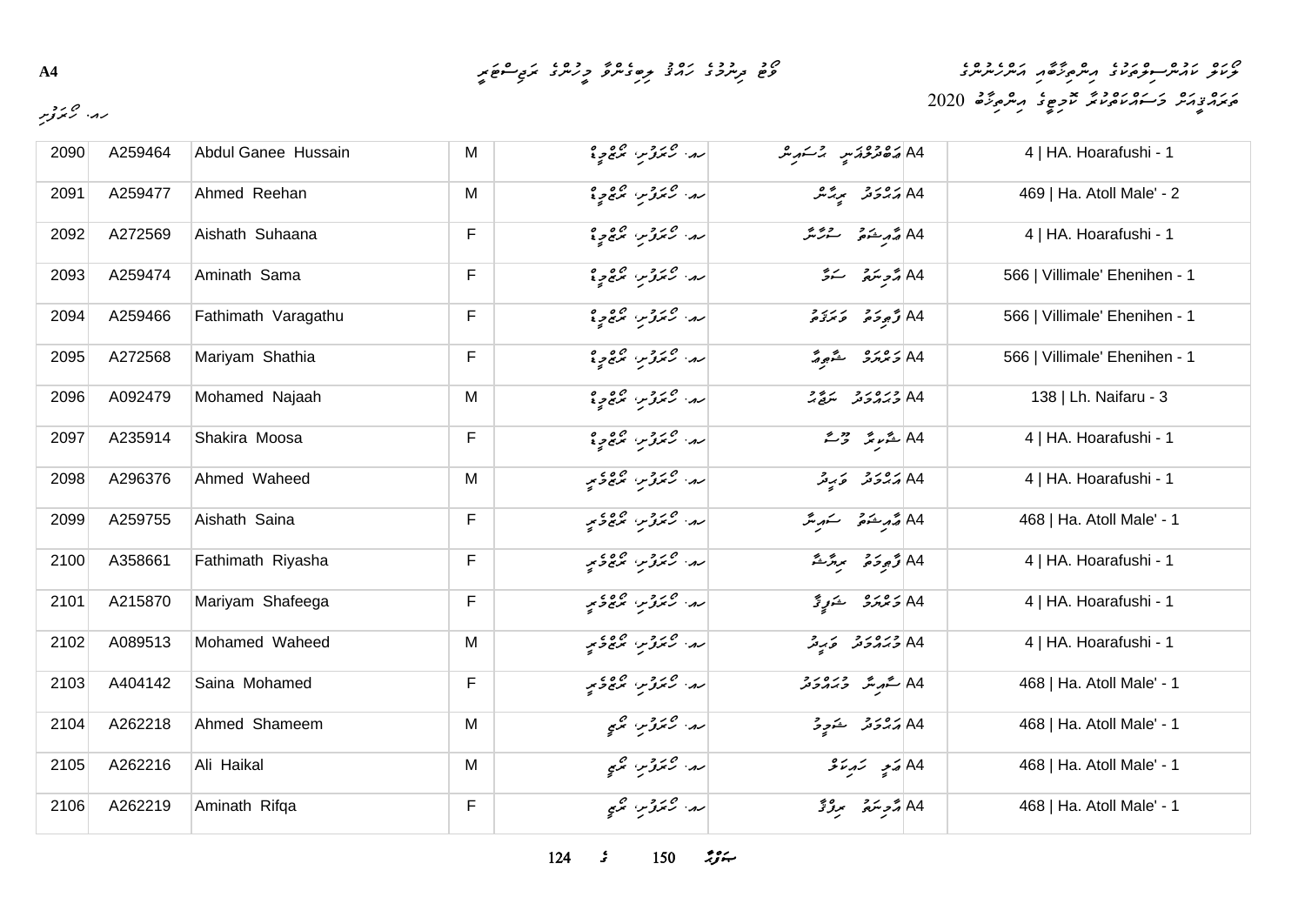| 2090 | A259464 | Abdul Ganee Hussain | M | رە. ئ‌ىرۇس، ترچ دېغ | A4 ئەھەترىۋىرسىر برىسكىر بىر | 4 \| HA. Hoarafushi - 1 |
|---|---|---|---|---|---|---|
| 2091 | A259477 | Ahmed Reehan | M | رە. ئ‌ىرۇس، ترچ دېغ | A4 كەبرى قىر بىرگەش | 469 \| Ha. Atoll Male' - 2 |
| 2092 | A272569 | Aishath Suhaana | F | رە. ئ‌ىرۇس، ترچ دېغ | A4 مەر شەھ ستۇرىگە | 4 \| HA. Hoarafushi - 1 |
| 2093 | A259474 | Aminath Sama | F | رە. ئ‌ىرۇس، ترچ دېغ | A4 مەر سرچ سكو | 566 \| Villimale' Ehenihen - 1 |
| 2094 | A259466 | Fathimath Varagathu | F | رە. ئ‌ىرۇس، ترچ دېغ | A4 ۇھوچ ۋىردى | 566 \| Villimale' Ehenihen - 1 |
| 2095 | A272568 | Mariyam Shathia | F | رە. ئ‌ىرۇس، ترچ دېغ | A4 كەسرىرۋ ستۇھوم | 566 \| Villimale' Ehenihen - 1 |
| 2096 | A092479 | Mohamed Najaah | M | رە. ئ‌ىرۇس، ترچ دېغ | A4 ۋىزمەكرىر ىتركى | 138 \| Lh. Naifaru - 3 |
| 2097 | A235914 | Shakira Moosa | F | رە. ئ‌ىرۇس، ترچ دېغ | A4 ستۇىرىگە ۋىگ | 4 \| HA. Hoarafushi - 1 |
| 2098 | A296376 | Ahmed Waheed | M | رە. ئ‌ىرۇس، ترچ كىبى | A4 كەبرى قىر قىرىگى | 4 \| HA. Hoarafushi - 1 |
| 2099 | A259755 | Aishath Saina | F | رە. ئ‌ىرۇس، ترچ كىبى | A4 مەر شەھ سكەرىگە | 468 \| Ha. Atoll Male' - 1 |
| 2100 | A358661 | Fathimath Riyasha | F | رە. ئ‌ىرۇس، ترچ كىبى | A4 ۇھوچ بىرگىشە | 4 \| HA. Hoarafushi - 1 |
| 2101 | A215870 | Mariyam Shafeega | F | رە. ئ‌ىرۇس، ترچ كىبى | A4 كەسرىرۋ ستوىچ | 4 \| HA. Hoarafushi - 1 |
| 2102 | A089513 | Mohamed Waheed | M | رە. ئ‌ىرۇس، ترچ كىبى | A4 ۋىزمەكرىر قىرىگى | 4 \| HA. Hoarafushi - 1 |
| 2103 | A404142 | Saina Mohamed | F | رە. ئ‌ىرۇس، ترچ كىبى | A4 سكەرىگە ۋىزمەكرىر | 468 \| Ha. Atoll Male' - 1 |
| 2104 | A262218 | Ahmed Shameem | M | رە. ئ‌ىرۇس، ترچ | A4 كەبرى قىر ستوۋ | 468 \| Ha. Atoll Male' - 1 |
| 2105 | A262216 | Ali Haikal | M | رە. ئ‌ىرۇس، ترچ | A4 كەبى ىرىكى | 468 \| Ha. Atoll Male' - 1 |
| 2106 | A262219 | Aminath Rifqa | F | رە. ئ‌ىرۇس، ترچ | A4 مەر سرچ بىرۋۇ | 468 \| Ha. Atoll Male' - 1 |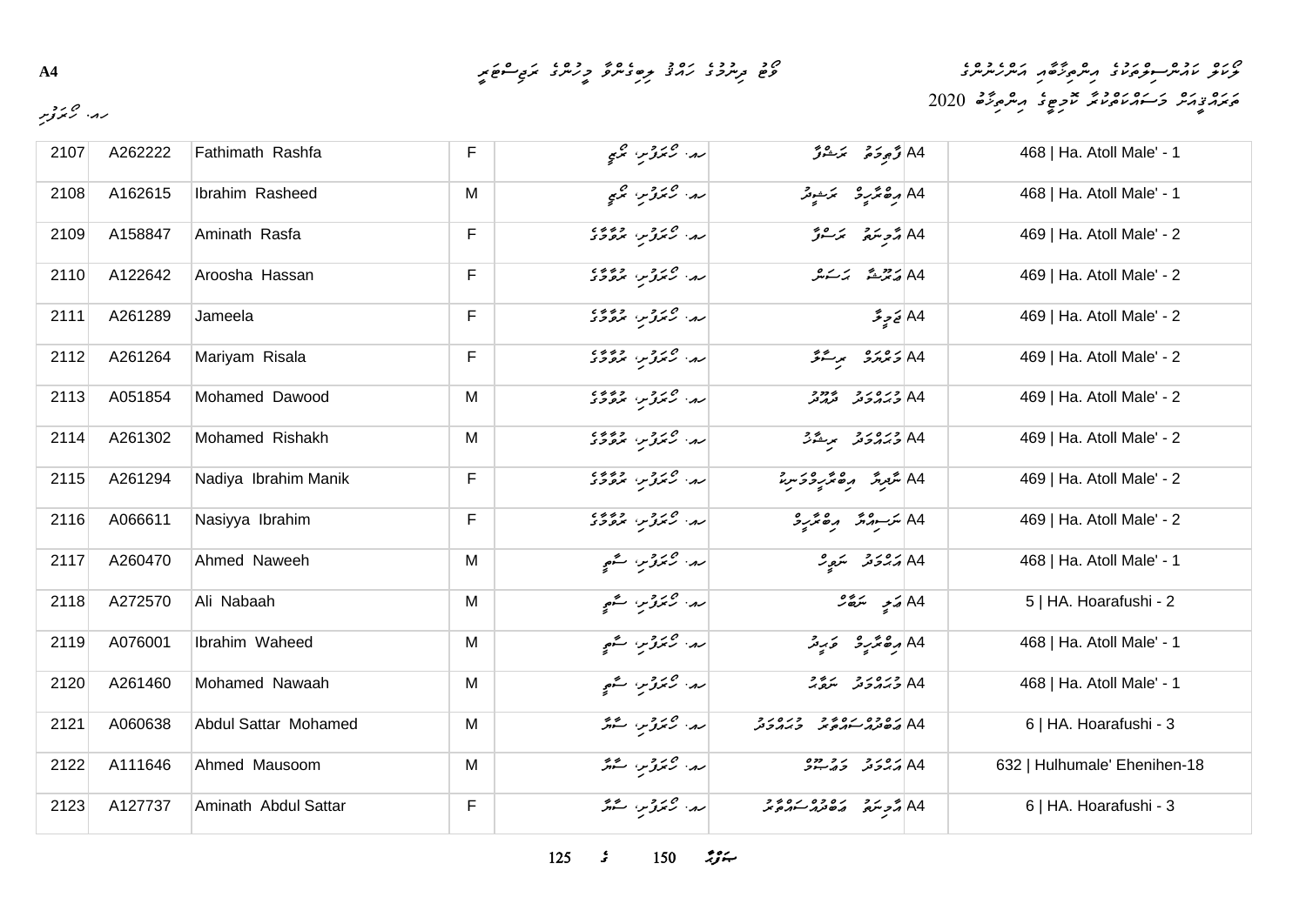| 2107 | A262222 | Fathimath Rashfa | F | ހދ. ހޯރަފުށި، ޗާނީ | A4 ފާތިމަތު ރަޝްފާ | 468 \| Ha. Atoll Male' - 1 |
|---|---|---|---|---|---|---|
| 2108 | A162615 | Ibrahim Rasheed | M | ހދ. ހޯރަފުށި، ޗާނީ | A4 އިބްރާހީމް ރަޝީދު | 468 \| Ha. Atoll Male' - 1 |
| 2109 | A158847 | Aminath Rasfa | F | ހދ. ހޯރަފުށި، ރުވާމާގެ | A4 އާމިނަތު ރަސްފާ | 469 \| Ha. Atoll Male' - 2 |
| 2110 | A122642 | Aroosha Hassan | F | ހދ. ހޯރަފުށި، ރުވާމާގެ | A4 އަރޫޝާ ހަސަން | 469 \| Ha. Atoll Male' - 2 |
| 2111 | A261289 | Jameela | F | ހދ. ހޯރަފުށި، ރުވާމާގެ | A4 ޖަމީލާ | 469 \| Ha. Atoll Male' - 2 |
| 2112 | A261264 | Mariyam Risala | F | ހދ. ހޯރަފުށި، ރުވާމާގެ | A4 މަރިޔަމް ރިސާލާ | 469 \| Ha. Atoll Male' - 2 |
| 2113 | A051854 | Mohamed Dawood | M | ހދ. ހޯރަފުށި، ރުވާމާގެ | A4 މުހައްމަދު ދާއޫދު | 469 \| Ha. Atoll Male' - 2 |
| 2114 | A261302 | Mohamed Rishakh | M | ހދ. ހޯރަފުށި، ރުވާމާގެ | A4 މުހައްމަދު ރިޝާޚް | 469 \| Ha. Atoll Male' - 2 |
| 2115 | A261294 | Nadiya Ibrahim Manik | F | ހދ. ހޯރަފުށި، ރުވާމާގެ | A4 ނާދިޔާ އިބްރާހީމްމަނިކު | 469 \| Ha. Atoll Male' - 2 |
| 2116 | A066611 | Nasiyya Ibrahim | F | ހދ. ހޯރަފުށި، ރުވާމާގެ | A4 ނަސިއްޔާ އިބްރާހީމް | 469 \| Ha. Atoll Male' - 2 |
| 2117 | A260470 | Ahmed Naweeh | M | ހދ. ހޯރަފުށި، ސާނީ | A4 އަހްމަދު ނަވީހް | 468 \| Ha. Atoll Male' - 1 |
| 2118 | A272570 | Ali Nabaah | M | ހދ. ހޯރަފުށި، ސާނީ | A4 އަލި ނަބާހް | 5 \| HA. Hoarafushi - 2 |
| 2119 | A076001 | Ibrahim Waheed | M | ހދ. ހޯރަފުށި، ސާނީ | A4 އިބްރާހީމް ވަހީދު | 468 \| Ha. Atoll Male' - 1 |
| 2120 | A261460 | Mohamed Nawaah | M | ހދ. ހޯރަފުށި، ސާނީ | A4 މުހައްމަދު ނަވާހް | 468 \| Ha. Atoll Male' - 1 |
| 2121 | A060638 | Abdul Sattar Mohamed | M | ހދ. ހޯރަފުށި، ސާރާ | A4 އަބްދުލްސައްތާރު މުހައްމަދު | 6 \| HA. Hoarafushi - 3 |
| 2122 | A111646 | Ahmed Mausoom | M | ހދ. ހޯރަފުށި، ސާރާ | A4 އަހްމަދު މައުޞޫމް | 632 \| Hulhumale' Ehenihen-18 |
| 2123 | A127737 | Aminath Abdul Sattar | F | ހދ. ހޯރަފުށި، ސާރާ | A4 އާމިނަތު އަބްދުލްސައްތާރު | 6 \| HA. Hoarafushi - 3 |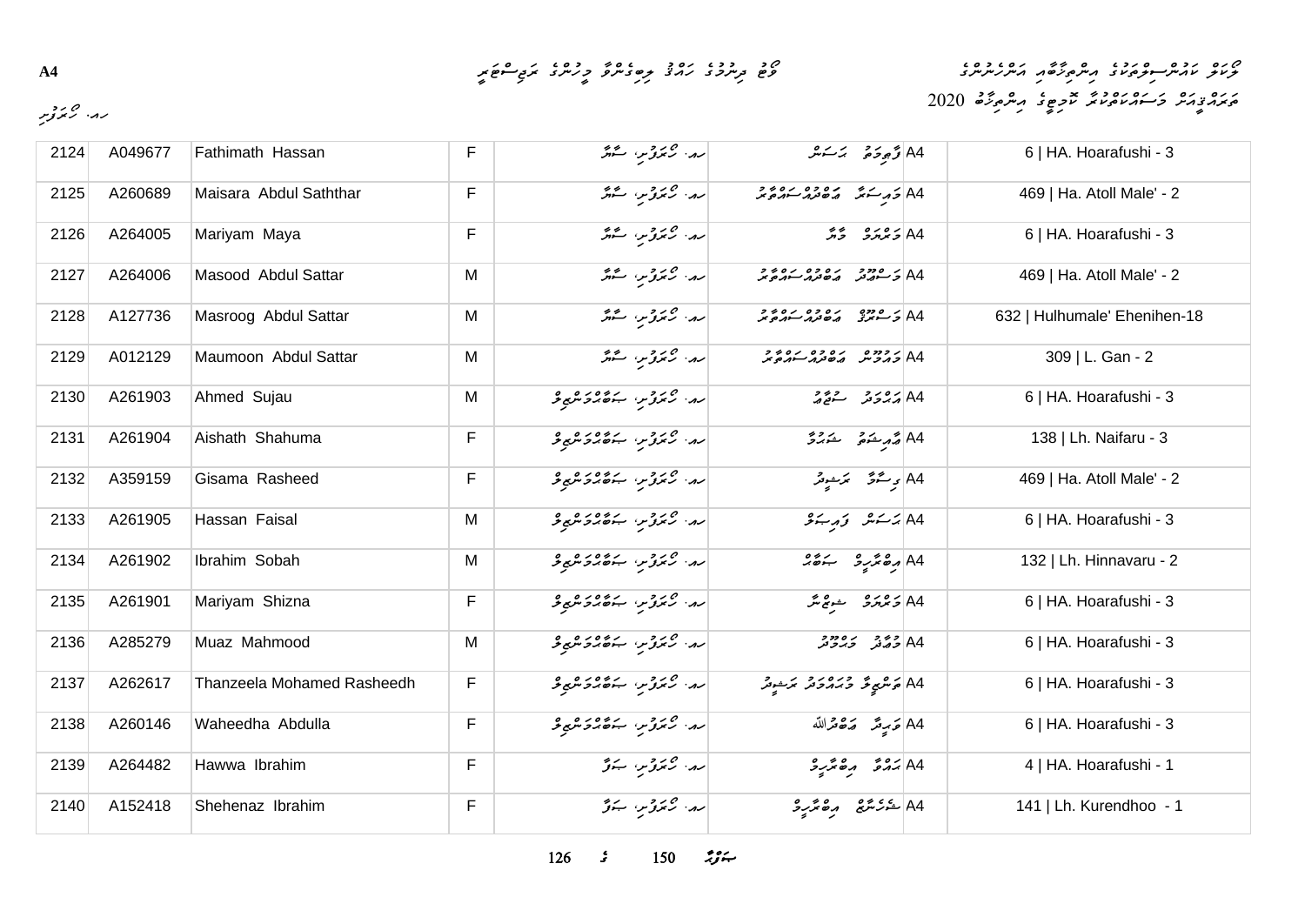| 2124 | A049677 | Fathimath Hassan | F | ﺭﻫ. ﺭ.ﻫﻮﺭﻓﻮﺷﻲ، ﺳﺎﻣﺎ | A4 ﻭﻭﻓﺎﻣﺎ ﺣﺎﺳﺎﻥ | 6 \| HA. Hoarafushi - 3 |
|---|---|---|---|---|---|---|
| 2125 | A260689 | Maisara Abdul Saththar | F | ﺭﻫ. ﺭ.ﻫﻮﺭﻓﻮﺷﻲ، ﺳﺎﻣﺎ | A4 ﻣﺎﻳﺴﺎﺭﺍ ﺃﺑﺪﻭﻟﺴﺎﺗﺘﺎﺭ | 469 \| Ha. Atoll Male' - 2 |
| 2126 | A264005 | Mariyam Maya | F | ﺭﻫ. ﺭ.ﻫﻮﺭﻓﻮﺷﻲ، ﺳﺎﻣﺎ | A4 ﻣﺎﺭﻳﺎﻡ ﻣﺎﻳﺎ | 6 \| HA. Hoarafushi - 3 |
| 2127 | A264006 | Masood Abdul Sattar | M | ﺭﻫ. ﺭ.ﻫﻮﺭﻓﻮﺷﻲ، ﺳﺎﻣﺎ | A4 ﻣﺎﺳﻮﺩ ﺃﺑﺪﻭﻟﺴﺎﺗﺘﺎﺭ | 469 \| Ha. Atoll Male' - 2 |
| 2128 | A127736 | Masroog Abdul Sattar | M | ﺭﻫ. ﺭ.ﻫﻮﺭﻓﻮﺷﻲ، ﺳﺎﻣﺎ | A4 ﻣﺎﺳﺮﻭﻕ ﺃﺑﺪﻭﻟﺴﺎﺗﺘﺎﺭ | 632 \| Hulhumale' Ehenihen-18 |
| 2129 | A012129 | Maumoon Abdul Sattar | M | ﺭﻫ. ﺭ.ﻫﻮﺭﻓﻮﺷﻲ، ﺳﺎﻣﺎ | A4 ﻣﺎﺋﻤﻮﻥ ﺃﺑﺪﻭﻟﺴﺎﺗﺘﺎﺭ | 309 \| L. Gan - 2 |
| 2130 | A261903 | Ahmed Sujau | M | ﺭﻫ. ﺭ.ﻫﻮﺭﻓﻮﺷﻲ، ﺳﺎﺑﻮﺩﻭﻣﺎﻧﺠﻮ | A4 ﺃﺣﻤﺪ ﺳﻮﺟﺎﻭ | 6 \| HA. Hoarafushi - 3 |
| 2131 | A261904 | Aishath Shahuma | F | ﺭﻫ. ﺭ.ﻫﻮﺭﻓﻮﺷﻲ، ﺳﺎﺑﻮﺩﻭﻣﺎﻧﺠﻮ | A4 ﻋﺎﺋﺸﺎﺕ ﺷﺎﻫﻮﻣﺎ | 138 \| Lh. Naifaru - 3 |
| 2132 | A359159 | Gisama Rasheed | F | ﺭﻫ. ﺭ.ﻫﻮﺭﻓﻮﺷﻲ، ﺳﺎﺑﻮﺩﻭﻣﺎﻧﺠﻮ | A4 ﮔﻴﺴﺎﻣﺎ ﺭﺍﺷﻴﺪ | 469 \| Ha. Atoll Male' - 2 |
| 2133 | A261905 | Hassan Faisal | M | ﺭﻫ. ﺭ.ﻫﻮﺭﻓﻮﺷﻲ، ﺳﺎﺑﻮﺩﻭﻣﺎﻧﺠﻮ | A4 ﺣﺎﺳﺎﻥ ﻓﺎﻳﺴﺎﻝ | 6 \| HA. Hoarafushi - 3 |
| 2134 | A261902 | Ibrahim Sobah | M | ﺭﻫ. ﺭ.ﻫﻮﺭﻓﻮﺷﻲ، ﺳﺎﺑﻮﺩﻭﻣﺎﻧﺠﻮ | A4 ﺇﺑﺮﺍﻫﻴﻢ ﺳﻮﺑﺎﺡ | 132 \| Lh. Hinnavaru - 2 |
| 2135 | A261901 | Mariyam Shizna | F | ﺭﻫ. ﺭ.ﻫﻮﺭﻓﻮﺷﻲ، ﺳﺎﺑﻮﺩﻭﻣﺎﻧﺠﻮ | A4 ﻣﺎﺭﻳﺎﻡ ﺷﻴﺰﻧﺎ | 6 \| HA. Hoarafushi - 3 |
| 2136 | A285279 | Muaz Mahmood | M | ﺭﻫ. ﺭ.ﻫﻮﺭﻓﻮﺷﻲ، ﺳﺎﺑﻮﺩﻭﻣﺎﻧﺠﻮ | A4 ﻣﻮﻋﺎﺫ ﻣﺎﺣﻤﻮﺩ | 6 \| HA. Hoarafushi - 3 |
| 2137 | A262617 | Thanzeela Mohamed Rasheedh | F | ﺭﻫ. ﺭ.ﻫﻮﺭﻓﻮﺷﻲ، ﺳﺎﺑﻮﺩﻭﻣﺎﻧﺠﻮ | A4 ﺗﺎﻧﺰﻳﻼ ﻣﻮﺣﺎﻣﺎﺩ ﺭﺍﺷﻴﺪ | 6 \| HA. Hoarafushi - 3 |
| 2138 | A260146 | Waheedha Abdulla | F | ﺭﻫ. ﺭ.ﻫﻮﺭﻓﻮﺷﻲ، ﺳﺎﺑﻮﺩﻭﻣﺎﻧﺠﻮ | A4 ﻭﺍﻫﻴﺪﺍ ﺃﺑﺪﻭﻟﻼﻩ | 6 \| HA. Hoarafushi - 3 |
| 2139 | A264482 | Hawwa Ibrahim | F | ﺭﻫ. ﺭ.ﻫﻮﺭﻓﻮﺷﻲ، ﺳﺎﻭ | A4 ﺣﺎﻭﻭﺍ ﺇﺑﺮﺍﻫﻴﻢ | 4 \| HA. Hoarafushi - 1 |
| 2140 | A152418 | Shehenaz Ibrahim | F | ﺭﻫ. ﺭ.ﻫﻮﺭﻓﻮﺷﻲ، ﺳﺎﻭ | A4 ﺷﻴﻬﻴﻨﺎﺯ ﺇﺑﺮﺍﻫﻴﻢ | 141 \| Lh. Kurendhoo - 1 |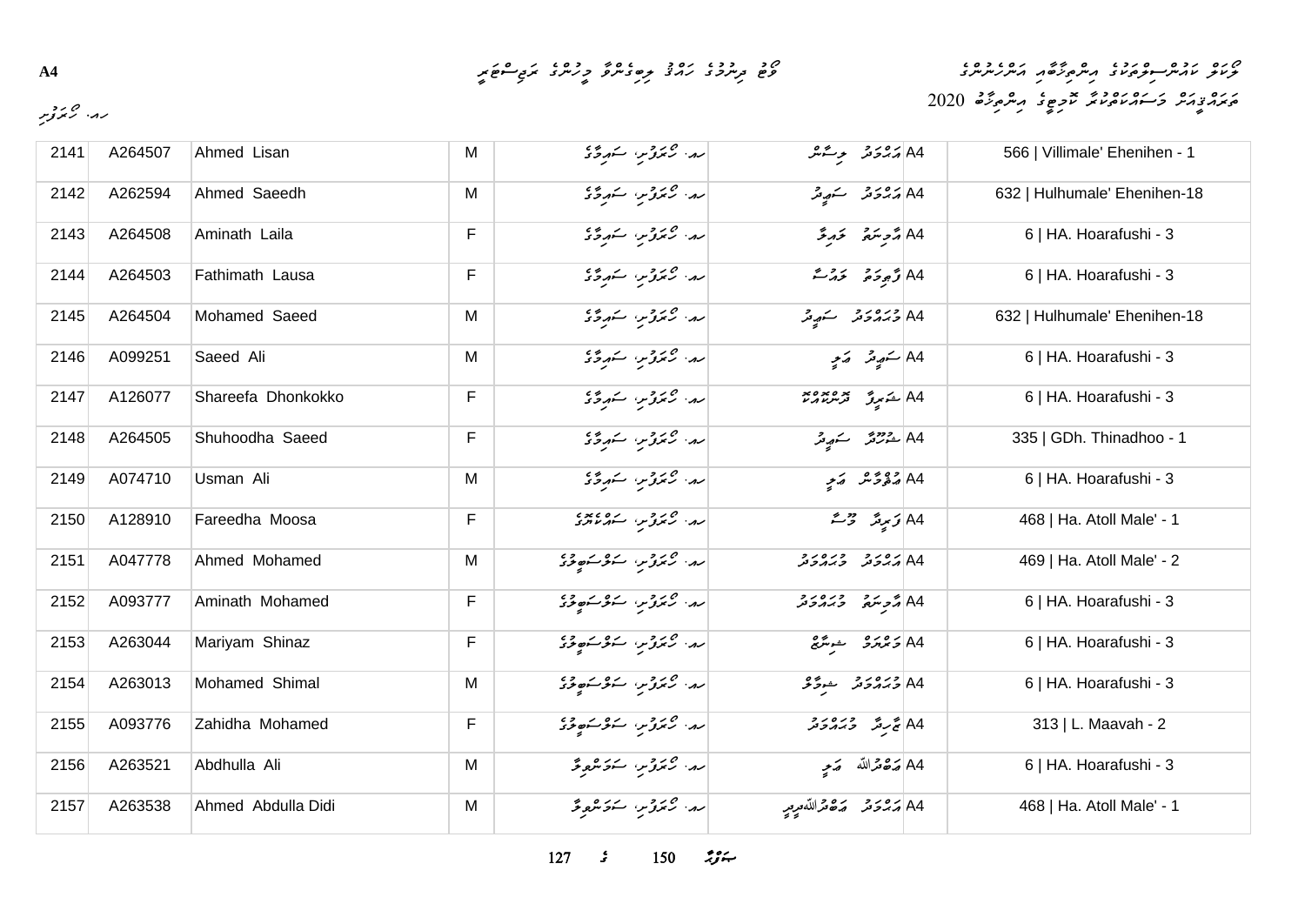| 2141 | A264507 | Ahmed Lisan | M | رھ. ހޯރަފުށި ސަރިވާގެ | A4 އަހުމަދު ލިސާން | 566 \| Villimale' Ehenihen - 1 |
|---|---|---|---|---|---|---|
| 2142 | A262594 | Ahmed Saeedh | M | رھ. ހޯރަފުށި ސަރިވާގެ | A4 އަހުމަދު ސައީދު | 632 \| Hulhumale' Ehenihen-18 |
| 2143 | A264508 | Aminath Laila | F | رھ. ހޯރަފުށި ސަރިވާގެ | A4 އާމިނަތު ލައިލާ | 6 \| HA. Hoarafushi - 3 |
| 2144 | A264503 | Fathimath Lausa | F | رھ. ހޯރަފުށި ސަރިވާގެ | A4 ފާތިމަތު ލައުސާ | 6 \| HA. Hoarafushi - 3 |
| 2145 | A264504 | Mohamed Saeed | M | رھ. ހޯރަފުށި ސަރިވާގެ | A4 މުހައްމަދު ސައީދު | 632 \| Hulhumale' Ehenihen-18 |
| 2146 | A099251 | Saeed Ali | M | رھ. ހޯރަފުށި ސަރިވާގެ | A4 ސައީދު އަލި | 6 \| HA. Hoarafushi - 3 |
| 2147 | A126077 | Shareefa Dhonkokko | F | رھ. ހޯރަފުށި ސަރިވާގެ | A4 ޝަރީފާ ދޮންކޮކޮ | 6 \| HA. Hoarafushi - 3 |
| 2148 | A264505 | Shuhoodha Saeed | F | رھ. ހޯރަފުށި ސަރިވާގެ | A4 ޝުހޫދާ ސައީދު | 335 \| GDh. Thinadhoo - 1 |
| 2149 | A074710 | Usman Ali | M | رھ. ހޯރަފުށި ސަރިވާގެ | A4 އުސްމާން އަލި | 6 \| HA. Hoarafushi - 3 |
| 2150 | A128910 | Fareedha Moosa | F | رھ. ހޯރަފުށި ސައުތްކޯރ | A4 ފަރީދާ މޫސާ | 468 \| Ha. Atoll Male' - 1 |
| 2151 | A047778 | Ahmed Mohamed | M | رھ. ހޯރަފުށި ސަވުސަންފުގެ | A4 އަހުމަދު މުހައްމަދު | 469 \| Ha. Atoll Male' - 2 |
| 2152 | A093777 | Aminath Mohamed | F | رھ. ހޯރަފުށި ސަވުސަންފުގެ | A4 އާމިނަތު މުހައްމަދު | 6 \| HA. Hoarafushi - 3 |
| 2153 | A263044 | Mariyam Shinaz | F | رھ. ހޯރަފުށި ސަވުސަންފުގެ | A4 މަރިޔަމް ޝިނާޒް | 6 \| HA. Hoarafushi - 3 |
| 2154 | A263013 | Mohamed Shimal | M | رھ. ހޯރަފުށި ސަވުސަންފުގެ | A4 މުހައްމަދު ޝިމާލް | 6 \| HA. Hoarafushi - 3 |
| 2155 | A093776 | Zahidha Mohamed | F | رھ. ހޯރަފުށި ސަވުސަންފުގެ | A4 ޒާހިދާ މުހައްމަދު | 313 \| L. Maavah - 2 |
| 2156 | A263521 | Abdhulla Ali | M | رھ. ހޯރަފުށި ސަމަންތިވާ | A4 އަބްދުﷲ އަލި | 6 \| HA. Hoarafushi - 3 |
| 2157 | A263538 | Ahmed Abdulla Didi | M | رھ. ހޯރަފުށި ސަމަންތިވާ | A4 އަހުމަދު އަބްދުﷲދީދީ | 468 \| Ha. Atoll Male' - 1 |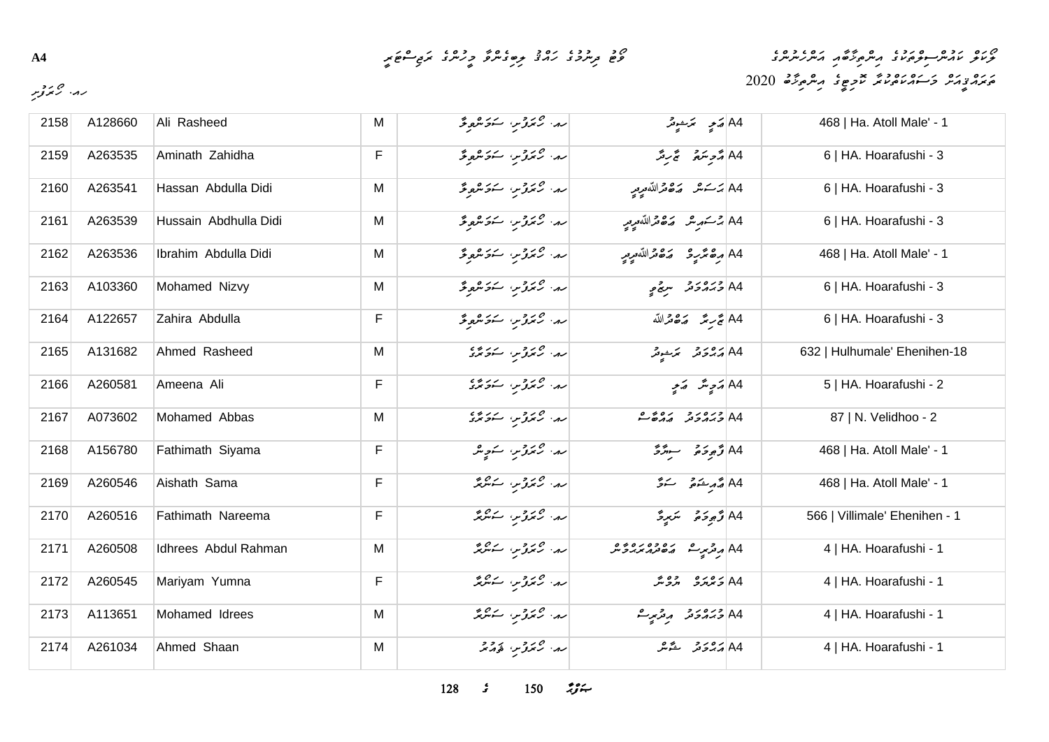| 2158 | A128660 | Ali Rasheed | M | رە. ئ‌رەۋىر، سەۋھەق | A4 ئەمەر ترشیشر | 468 \| Ha. Atoll Male' - 1 |
|---|---|---|---|---|---|---|
| 2159 | A263535 | Aminath Zahidha | F | رە. ئ‌رەۋىر، سەۋھەق | A4 مُّحِ مَرَمْ گَرِمَّر | 6 \| HA. Hoarafushi - 3 |
| 2160 | A263541 | Hassan Abdulla Didi | M | رە. ئ‌رەۋىر، سەۋھەق | A4 بَرَسَمْرُ مَرَصْحَرَاللَّهُمِرِمِرِ | 6 \| HA. Hoarafushi - 3 |
| 2161 | A263539 | Hussain Abdhulla Didi | M | رە. ئ‌رەۋىر، سەۋھەق | A4 بُرْسَمْرِ شَرْ مَرَصْحَرَاللَّهُمِرِمِرِ | 6 \| HA. Hoarafushi - 3 |
| 2162 | A263536 | Ibrahim Abdulla Didi | M | رە. ئ‌رەۋىر، سەۋھەق | A4 مِرْھُمَّرِرْ مَرَصْحَرَاللَّهُمِرِمِرِ | 468 \| Ha. Atoll Male' - 1 |
| 2163 | A103360 | Mohamed Nizvy | M | رە. ئ‌رەۋىر، سەۋھەق | A4 وَبَرْمُرَوَسْرْ سِرْجْمِ | 6 \| HA. Hoarafushi - 3 |
| 2164 | A122657 | Zahira Abdulla | F | رە. ئ‌رەۋىر، سەۋھەق | A4 گَرِمَّر مَرَصْحَرَاللَّهُ | 6 \| HA. Hoarafushi - 3 |
| 2165 | A131682 | Ahmed Rasheed | M | رە. ئ‌رەۋىر، سەۋىرى | A4 مَرْرُوَسْرُ مَرَسْمِوِسْرُ | 632 \| Hulhumale' Ehenihen-18 |
| 2166 | A260581 | Ameena Ali | F | رە. ئ‌رەۋىر، سەۋىرى | A4 مَرَحِسْرُ مَرَحِرِ | 5 \| HA. Hoarafushi - 2 |
| 2167 | A073602 | Mohamed Abbas | M | رە. ئ‌رەۋىر، سەۋىرى | A4 وَبَرْمُرَوَسْرْ مَرْرُصَّصُ | 87 \| N. Velidhoo - 2 |
| 2168 | A156780 | Fathimath Siyama | F | رە. ئ‌رەۋىر، سەۋىتر | A4 وَّجِوَرَحْ سِرْمَرَّگَ | 468 \| Ha. Atoll Male' - 1 |
| 2169 | A260546 | Aishath Sama | F | رە. ئ‌رەۋىر، سەترىگ | A4 مَرْمِرْسَمَرْحْ سَمَرَّ | 468 \| Ha. Atoll Male' - 1 |
| 2170 | A260516 | Fathimath Nareema | F | رە. ئ‌رەۋىر، سەترىگ | A4 وَّجِوَرَحْ سَرَبِرِگَ | 566 \| Villimale' Ehenihen - 1 |
| 2171 | A260508 | Idhrees Abdul Rahman | M | رە. ئ‌رەۋىر، سەترىگ | A4 مِرْتَرِرِسْ مَرْصَرْمُرْبَرْمُرْوَسْرْ | 4 \| HA. Hoarafushi - 1 |
| 2172 | A260545 | Mariyam Yumna | F | رە. ئ‌رەۋىر، سەترىگ | A4 وَمَرْمَرْوُ مَرْوُسْرُ | 4 \| HA. Hoarafushi - 1 |
| 2173 | A113651 | Mohamed Idrees | M | رە. ئ‌رەۋىر، سەترىگ | A4 وَبَرْمُرَوَسْرْ مِرْتَرِرِسْ | 4 \| HA. Hoarafushi - 1 |
| 2174 | A261034 | Ahmed Shaan | M | رە. ئ‌رەۋىر، ھەمەر | A4 مَرْرُوَسْرُ شَمَرْسْرُ | 4 \| HA. Hoarafushi - 1 |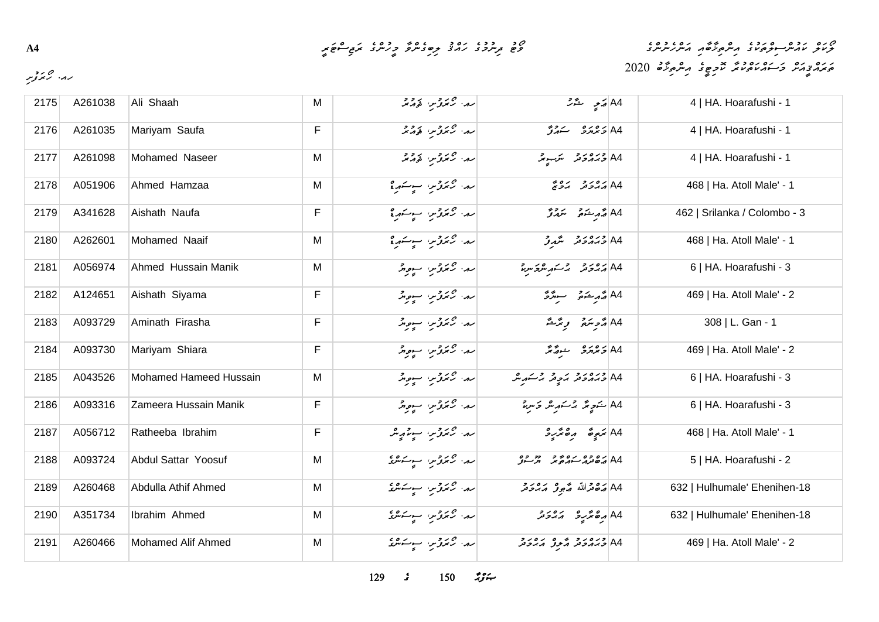| 2175 | A261038 | Ali Shaah | M | رھ. ހޯރަފުށި، ޤަމަރު | A4 ޢަލީ ޝާހު | 4 \| HA. Hoarafushi - 1 |
|---|---|---|---|---|---|---|
| 2176 | A261035 | Mariyam Saufa | F | رھ. ހޯރަފުށި، ޤަމަރު | A4 މަރިޔަމް ސައުފާ | 4 \| HA. Hoarafushi - 1 |
| 2177 | A261098 | Mohamed Naseer | M | رھ. ހޯރަފުށި، ޤަމަރު | A4 މުޙައްމަދު ނަސީރު | 4 \| HA. Hoarafushi - 1 |
| 2178 | A051906 | Ahmed Hamzaa | M | رھ. ހޯރަފުށި، ސިލްސިލާ | A4 އަޙްމަދު ހަމްޒާ | 468 \| Ha. Atoll Male' - 1 |
| 2179 | A341628 | Aishath Naufa | F | رھ. ހޯރަފުށި، ސިލްސިލާ | A4 އާއިޝަތު ނައުފާ | 462 \| Srilanka / Colombo - 3 |
| 2180 | A262601 | Mohamed Naaif | M | رھ. ހޯރަފުށި، ސިލްސިލާ | A4 މުޙައްމަދު ނާއިފު | 468 \| Ha. Atoll Male' - 1 |
| 2181 | A056974 | Ahmed Hussain Manik | M | رھ. ހޯރަފުށި، ސިލްވަރ | A4 އަޙްމަދު ޙުސައިންމަނިކު | 6 \| HA. Hoarafushi - 3 |
| 2182 | A124651 | Aishath Siyama | F | رھ. ހޯރަފުށި، ސިލްވަރ | A4 އާއިޝަތު ސިޔާމާ | 469 \| Ha. Atoll Male' - 2 |
| 2183 | A093729 | Aminath Firasha | F | رھ. ހޯރަފުށި، ސިލްވަރ | A4 އާމިނަތު ފިރާޝާ | 308 \| L. Gan - 1 |
| 2184 | A093730 | Mariyam Shiara | F | رھ. ހޯރަފުށި، ސިލްވަރ | A4 މަރިޔަމް ޝިއާރާ | 469 \| Ha. Atoll Male' - 2 |
| 2185 | A043526 | Mohamed Hameed Hussain | M | رھ. ހޯރަފުށި، ސިލްވަރ | A4 މުޙައްމަދު ހަމީދު ޙުސައިން | 6 \| HA. Hoarafushi - 3 |
| 2186 | A093316 | Zameera Hussain Manik | F | رھ. ހޯރަފުށި، ސިލްވަރ | A4 ޒަމީރާ ޙުސައިން މަނިކު | 6 \| HA. Hoarafushi - 3 |
| 2187 | A056712 | Ratheeba Ibrahim | F | رھ. ހޯރަފުށި، ސިލްވަރިން | A4 ރަތީބާ އިބްރާހީމް | 468 \| Ha. Atoll Male' - 1 |
| 2188 | A093724 | Abdul Sattar Yoosuf | M | رھ. ހޯރަފުށި، ސިލްސަންގް | A4 އަބްދުއްސައްތާރު ޔޫސުފް | 5 \| HA. Hoarafushi - 2 |
| 2189 | A260468 | Abdulla Athif Ahmed | M | رھ. ހޯރަފުށި، ސިލްސަންގް | A4 އަބްދުﷲ އާތިފް އަޙްމަދު | 632 \| Hulhumale' Ehenihen-18 |
| 2190 | A351734 | Ibrahim Ahmed | M | رھ. ހޯރަފުށި، ސިލްސަންގް | A4 އިބްރާހީމް އަޙްމަދު | 632 \| Hulhumale' Ehenihen-18 |
| 2191 | A260466 | Mohamed Alif Ahmed | M | رھ. ހޯރަފުށި، ސިލްސަންގް | A4 މުޙައްމަދު އާލިފް އަޙްމަދު | 469 \| Ha. Atoll Male' - 2 |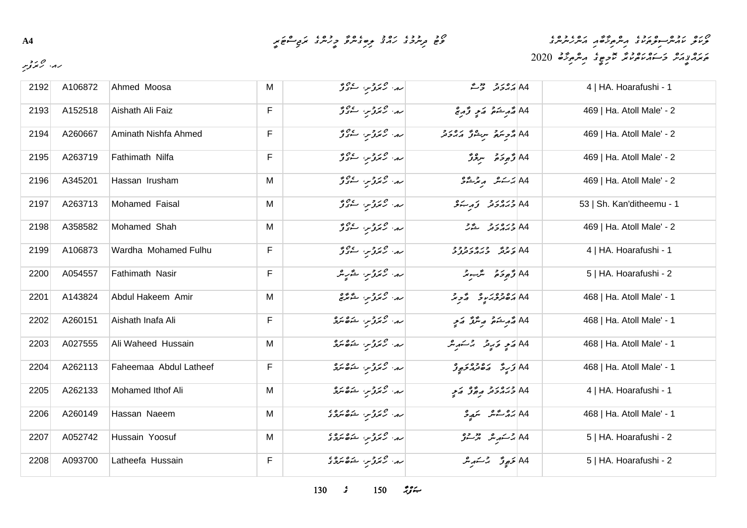| 2192 | A106872 | Ahmed Moosa | M | ހއ. ހޯރަފުށި، ސޯމާރާ | އަޙްމަދު މޫސާ A4 | 4 \| HA. Hoarafushi - 1 |
|---|---|---|---|---|---|---|
| 2193 | A152518 | Aishath Ali Faiz | F | ހއ. ހޯރަފުށި، ސޯމާރާ | އާއިޝަތު އަލީ ފާއިޒު A4 | 469 \| Ha. Atoll Male' - 2 |
| 2194 | A260667 | Aminath Nishfa Ahmed | F | ހއ. ހޯރަފުށި، ސޯމާރާ | އާމިނަތު ނިޝްފާ އަޙްމަދު A4 | 469 \| Ha. Atoll Male' - 2 |
| 2195 | A263719 | Fathimath Nilfa | F | ހއ. ހޯރަފުށި، ސޯމާރާ | ފާތިމަތު ނިލްފާ A4 | 469 \| Ha. Atoll Male' - 2 |
| 2196 | A345201 | Hassan Irusham | M | ހއ. ހޯރަފުށި، ސޯމާރާ | ހަސަން އިރުޝާމް A4 | 469 \| Ha. Atoll Male' - 2 |
| 2197 | A263713 | Mohamed Faisal | M | ހއ. ހޯރަފުށި، ސޯމާރާ | މުޙައްމަދު ފައިސަލް A4 | 53 \| Sh. Kan'ditheemu - 1 |
| 2198 | A358582 | Mohamed Shah | M | ހއ. ހޯރަފުށި، ސޯމާރާ | މުޙައްމަދު ޝާހް A4 | 469 \| Ha. Atoll Male' - 2 |
| 2199 | A106873 | Wardha Mohamed Fulhu | F | ހއ. ހޯރަފުށި، ސޯމާރާ | ވަރުދާ މުޙައްމަދުފުޅު A4 | 4 \| HA. Hoarafushi - 1 |
| 2200 | A054557 | Fathimath Nasir | F | ހއ. ހޯރަފުށި، ޝާހިން | ފާތިމަތު ނާސިރު A4 | 5 \| HA. Hoarafushi - 2 |
| 2201 | A143824 | Abdul Hakeem Amir | M | ހއ. ހޯރަފުށި، ޝާރާޖް | އަބްދުލްޙަކީމް އާމިރު A4 | 468 \| Ha. Atoll Male' - 1 |
| 2202 | A260151 | Aishath Inafa Ali | F | ހއ. ހޯރަފުށި، ޝަބްނަމް | އާއިޝަތު އިނާފާ އަލީ A4 | 468 \| Ha. Atoll Male' - 1 |
| 2203 | A027555 | Ali Waheed Hussain | M | ހއ. ހޯރަފުށި، ޝަބްނަމް | އަލީ ވަޙީދު ހުސައިން A4 | 468 \| Ha. Atoll Male' - 1 |
| 2204 | A262113 | Faheemaa Abdul Latheef | F | ހއ. ހޯރަފުށި، ޝަބްނަމް | ފަހީމާ އަބްދުއްލަޠީފު A4 | 468 \| Ha. Atoll Male' - 1 |
| 2205 | A262133 | Mohamed Ithof Ali | M | ހއ. ހޯރަފުށި، ޝަބްނަމް | މުޙައްމަދު އިތުފް އަލީ A4 | 4 \| HA. Hoarafushi - 1 |
| 2206 | A260149 | Hassan Naeem | M | ހއ. ހޯރަފުށި، ޝަބްނަމްގެ | ހައްސަން ނަޢީމް A4 | 468 \| Ha. Atoll Male' - 1 |
| 2207 | A052742 | Hussain Yoosuf | M | ހއ. ހޯރަފުށި، ޝަބްނަމްގެ | ހުސައިން ޔޫސުފް A4 | 5 \| HA. Hoarafushi - 2 |
| 2208 | A093700 | Latheefa Hussain | F | ހއ. ހޯރަފުށި، ޝަބްނަމްގެ | ލަޠީފާ ހުސައިން A4 | 5 \| HA. Hoarafushi - 2 |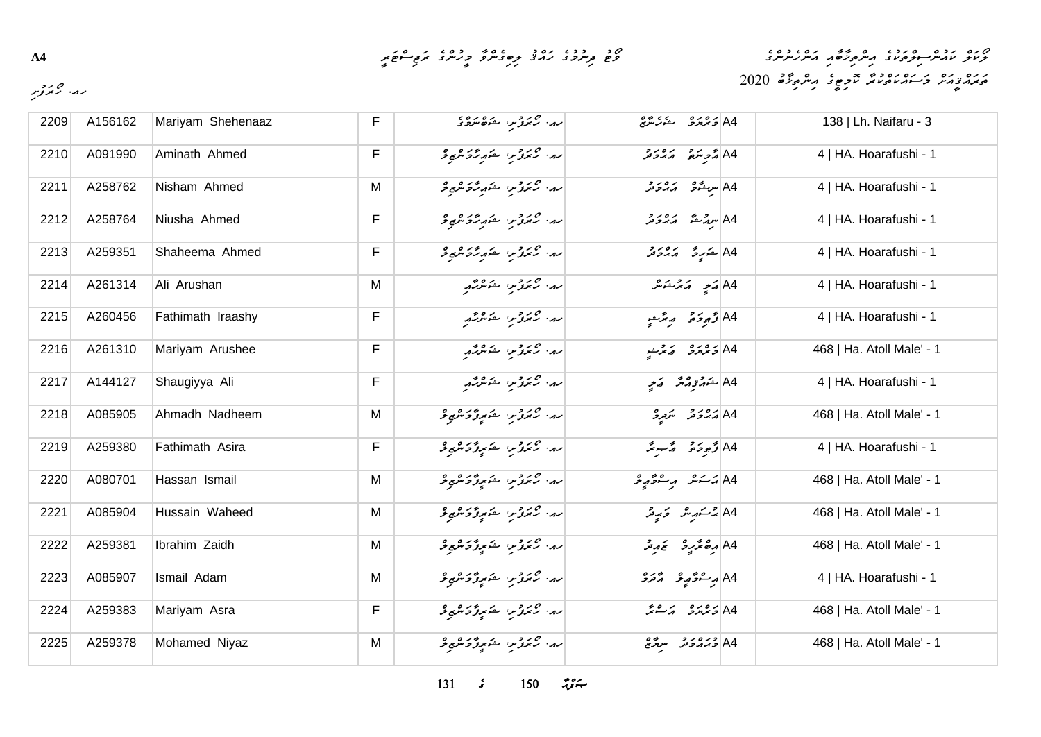| 2209 | A156162 | Mariyam Shehenaaz | F | رە. ر ترکۇس ڪەنگەنگە | A4 وَبِرْمَرْدُ شَرَبْرِيْعُ | 138 \| Lh. Naifaru - 3 |
|---|---|---|---|---|---|---|
| 2210 | A091990 | Aminath Ahmed | F | رە. رىمۇس شەرىرقى ئەرىپ | A4 مَّحِسَمَۃ مَدْحَمْدَ | 4 \| HA. Hoarafushi - 1 |
| 2211 | A258762 | Nisham Ahmed | M | رە. رىمۇس شەرىرقى ئەرىپ | A4 سِشَمَّة مَدْحَمْدَ | 4 \| HA. Hoarafushi - 1 |
| 2212 | A258764 | Niusha Ahmed | F | رە. رىمۇس شەرىرقى ئەرىپ | A4 سِهْشَ مَدْحَمْدَ | 4 \| HA. Hoarafushi - 1 |
| 2213 | A259351 | Shaheema Ahmed | F | رە. رىمۇس شەرىرقى ئەرىپ | A4 شَرِحُ مَدْحَمْدَ | 4 \| HA. Hoarafushi - 1 |
| 2214 | A261314 | Ali Arushan | M | رە. رىمۇس ئەشرەم | A4 مَرِ مَعْرِشَمْر | 4 \| HA. Hoarafushi - 1 |
| 2215 | A260456 | Fathimath Iraashy | F | رە. رىمۇس ئەشرەم | A4 وَجِوَمُ مِرَشِي | 4 \| HA. Hoarafushi - 1 |
| 2216 | A261310 | Mariyam Arushee | F | رە. رىمۇس ئەشرەم | A4 وَبِرْمَرْدُ مَعْرِشِي | 468 \| Ha. Atoll Male' - 1 |
| 2217 | A144127 | Shaugiyya Ali | F | رە. رىمۇس ئەشرەم | A4 شَهُرْبِهِمْ مَرِ | 4 \| HA. Hoarafushi - 1 |
| 2218 | A085905 | Ahmadh Nadheem | M | رە. رىمۇس شەبرۇكەنگى ئ | A4 مَدْحَمْدَ سَرِمِرْد | 468 \| Ha. Atoll Male' - 1 |
| 2219 | A259380 | Fathimath Asira | F | رە. رىمۇس شەبرۇكەنگى ئ | A4 وَجِوَمُ مَسِرَّ | 4 \| HA. Hoarafushi - 1 |
| 2220 | A080701 | Hassan Ismail | M | رە. رىمۇس شەبرۇكەنگى ئ | A4 بَرَسَنْ مِسْوَمِرُ | 468 \| Ha. Atoll Male' - 1 |
| 2221 | A085904 | Hussain Waheed | M | رە. رىمۇس شەبرۇكەنگى ئ | A4 بُرْسَمِرْ وَرِيْرُ | 468 \| Ha. Atoll Male' - 1 |
| 2222 | A259381 | Ibrahim Zaidh | M | رە. رىمۇس شەبرۇكەنگى ئ | A4 مِرْهِمَّرِوْ بَمِيرُ | 468 \| Ha. Atoll Male' - 1 |
| 2223 | A085907 | Ismail Adam | M | رە. رىمۇس شەبرۇكەنگى ئ | A4 مِسْوَمِرُ مَدَرْد | 4 \| HA. Hoarafushi - 1 |
| 2224 | A259383 | Mariyam Asra | F | رە. رىمۇس شەبرۇكەنگى ئ | A4 وَبِرْمَرْدُ مَسْرَ | 468 \| Ha. Atoll Male' - 1 |
| 2225 | A259378 | Mohamed Niyaz | M | رە. رىمۇس شەبرۇكەنگى ئ | A4 وَبَرْمَرْدُ سِرْمَخ | 468 \| Ha. Atoll Male' - 1 |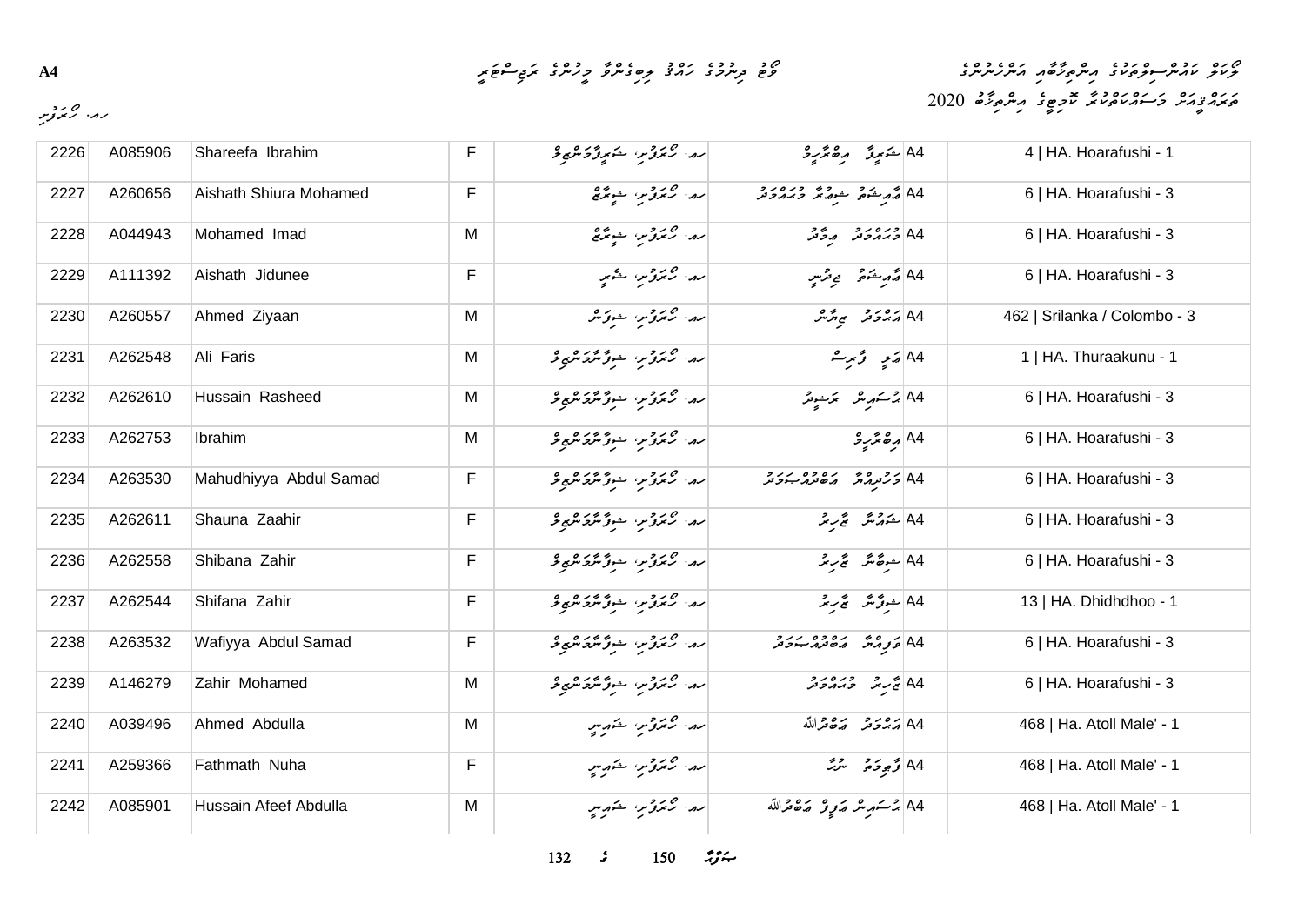| 2226 | A085906 | Shareefa Ibrahim | F | رە. ڑىخوش، ئىئەبرۇۋەترىپرى | A4 شەمرۇ مەھترىرى | 4 \| HA. Hoarafushi - 1 |
|---|---|---|---|---|---|---|
| 2227 | A260656 | Aishath Shiura Mohamed | F | رە. ڑىخوش، ئىوترىج | A4 مەرىشقى ئىرەتر دىرەدىر | 6 \| HA. Hoarafushi - 3 |
| 2228 | A044943 | Mohamed Imad | M | رە. ڑىخوش، ئىوترىج | A4 دىرەدىر مەدىر | 6 \| HA. Hoarafushi - 3 |
| 2229 | A111392 | Aishath Jidunee | F | رە. ڑىخوش، ئىئەبر | A4 مەرىشقى يېترىپر | 6 \| HA. Hoarafushi - 3 |
| 2230 | A260557 | Ahmed Ziyaan | M | رە. ڑىخوش، ئىۋىر | A4 مەردىر يېتر | 462 \| Srilanka / Colombo - 3 |
| 2231 | A262548 | Ali Faris | M | رە. ڑىخوش، ئىۋۇترىۋىترىرى | A4 مەبر ۇترىت | 1 \| HA. Thuraakunu - 1 |
| 2232 | A262610 | Hussain Rasheed | M | رە. ڑىخوش، ئىۋۇترىۋىترىرى | A4 برىسەرىر ترىشوتر | 6 \| HA. Hoarafushi - 3 |
| 2233 | A262753 | Ibrahim | M | رە. ڑىخوش، ئىۋۇترىۋىترىرى | A4 مەھترىرى | 6 \| HA. Hoarafushi - 3 |
| 2234 | A263530 | Mahudhiyya Abdul Samad | F | رە. ڑىخوش، ئىۋۇترىۋىترىرى | A4 دىرىترەتر مەھترەسەدىر | 6 \| HA. Hoarafushi - 3 |
| 2235 | A262611 | Shauna Zaahir | F | رە. ڑىخوش، ئىۋۇترىۋىترىرى | A4 ئەرتر تجرىر | 6 \| HA. Hoarafushi - 3 |
| 2236 | A262558 | Shibana Zahir | F | رە. ڑىخوش، ئىۋۇترىۋىترىرى | A4 ئىقتر تجرىر | 6 \| HA. Hoarafushi - 3 |
| 2237 | A262544 | Shifana Zahir | F | رە. ڑىخوش، ئىۋۇترىۋىترىرى | A4 ئىۋتر تجرىر | 13 \| HA. Dhidhdhoo - 1 |
| 2238 | A263532 | Wafiyya Abdul Samad | F | رە. ڑىخوش، ئىۋۇترىۋىترىرى | A4 ۋىرەتر مەھترەسەدىر | 6 \| HA. Hoarafushi - 3 |
| 2239 | A146279 | Zahir Mohamed | M | رە. ڑىخوش، ئىۋۇترىۋىترىرى | A4 تجرىر دىرەدىر | 6 \| HA. Hoarafushi - 3 |
| 2240 | A039496 | Ahmed Abdulla | M | رە. ڑىخوش، ئىئەرىبر | A4 مەردىر مەھترالله | 468 \| Ha. Atoll Male' - 1 |
| 2241 | A259366 | Fathmath Nuha | F | رە. ڑىخوش، ئىئەرىبر | A4 ۇھوخ ترتر | 468 \| Ha. Atoll Male' - 1 |
| 2242 | A085901 | Hussain Afeef Abdulla | M | رە. ڑىخوش، ئىئەرىبر | A4 برىسەرىر مەرى مەھترالله | 468 \| Ha. Atoll Male' - 1 |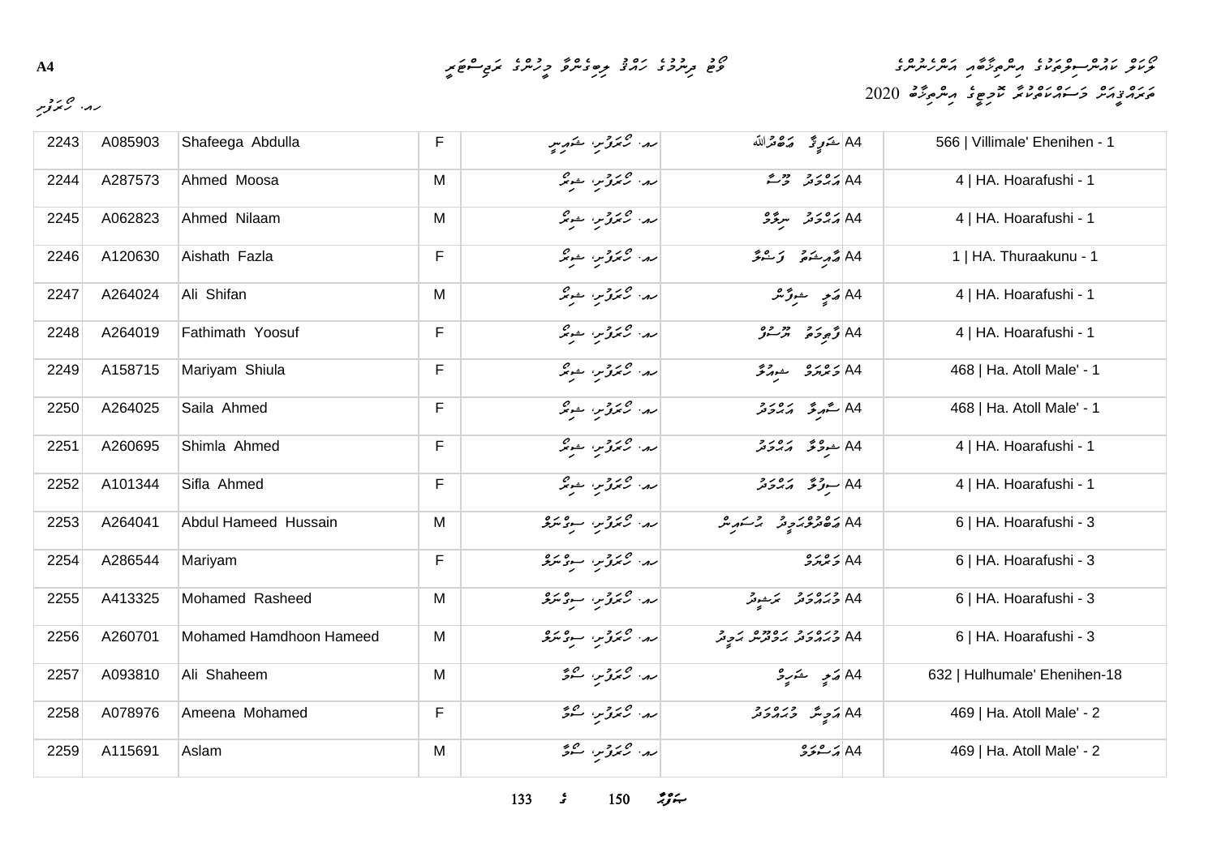| 2243 | A085903 | Shafeega Abdulla | F | ހދ. ހޯރަފުށި، ޝަރަބީ | A4 ޝަފީގާ އަބްދުﷲ | 566 \| Villimale' Ehenihen - 1 |
|---|---|---|---|---|---|---|
| 2244 | A287573 | Ahmed Moosa | M | ހދ. ހޯރަފުށި، ޝުތި | A4 އަޙްމަދު މޫސާ | 4 \| HA. Hoarafushi - 1 |
| 2245 | A062823 | Ahmed Nilaam | M | ހދ. ހޯރަފުށި، ޝުތި | A4 އަޙްމަދު ނިލާމް | 4 \| HA. Hoarafushi - 1 |
| 2246 | A120630 | Aishath Fazla | F | ހދ. ހޯރަފުށި، ޝުތި | A4 އާއިޝަތު ފަޟްލާ | 1 \| HA. Thuraakunu - 1 |
| 2247 | A264024 | Ali Shifan | M | ހދ. ހޯރަފުށި، ޝުތި | A4 އަލި ޝިފާން | 4 \| HA. Hoarafushi - 1 |
| 2248 | A264019 | Fathimath Yoosuf | F | ހދ. ހޯރަފުށި، ޝުތި | A4 ފާތިމަތު ޔޫސުފް | 4 \| HA. Hoarafushi - 1 |
| 2249 | A158715 | Mariyam Shiula | F | ހދ. ހޯރަފުށި، ޝުތި | A4 މަރިޔަމް ޝިއުލާ | 468 \| Ha. Atoll Male' - 1 |
| 2250 | A264025 | Saila Ahmed | F | ހދ. ހޯރަފުށި، ޝުތި | A4 ސާއިލާ އަޙްމަދު | 468 \| Ha. Atoll Male' - 1 |
| 2251 | A260695 | Shimla Ahmed | F | ހދ. ހޯރަފުށި، ޝުތި | A4 ޝިމްލާ އަޙްމަދު | 4 \| HA. Hoarafushi - 1 |
| 2252 | A101344 | Sifla Ahmed | F | ހދ. ހޯރަފުށި، ޝުތި | A4 ސިފްލާ އަޙްމަދު | 4 \| HA. Hoarafushi - 1 |
| 2253 | A264041 | Abdul Hameed Hussain | M | ހދ. ހޯރަފުށި، ސިލްވަރލް | A4 އަބްދުލްޙަމީދު ހުސައިން | 6 \| HA. Hoarafushi - 3 |
| 2254 | A286544 | Mariyam | F | ހދ. ހޯރަފުށި، ސިލްވަރލް | A4 މަރިޔަމް | 6 \| HA. Hoarafushi - 3 |
| 2255 | A413325 | Mohamed Rasheed | M | ހދ. ހޯރަފުށި، ސިލްވަރލް | A4 މުޙައްމަދު ރަޝީދު | 6 \| HA. Hoarafushi - 3 |
| 2256 | A260701 | Mohamed Hamdhoon Hameed | M | ހދ. ހޯރަފުށި، ސިލްވަރލް | A4 މުޙައްމަދު ހަމްދޫން ހަމީދު | 6 \| HA. Hoarafushi - 3 |
| 2257 | A093810 | Ali Shaheem | M | ހދ. ހޯރަފުށި، ސޯމާ | A4 އަލި ޝަހީމް | 632 \| Hulhumale' Ehenihen-18 |
| 2258 | A078976 | Ameena Mohamed | F | ހދ. ހޯރަފުށި، ސޯމާ | A4 އަމީނާ މުޙައްމަދު | 469 \| Ha. Atoll Male' - 2 |
| 2259 | A115691 | Aslam | M | ހދ. ހޯރަފުށި، ސޯމާ | A4 އަސްލަމް | 469 \| Ha. Atoll Male' - 2 |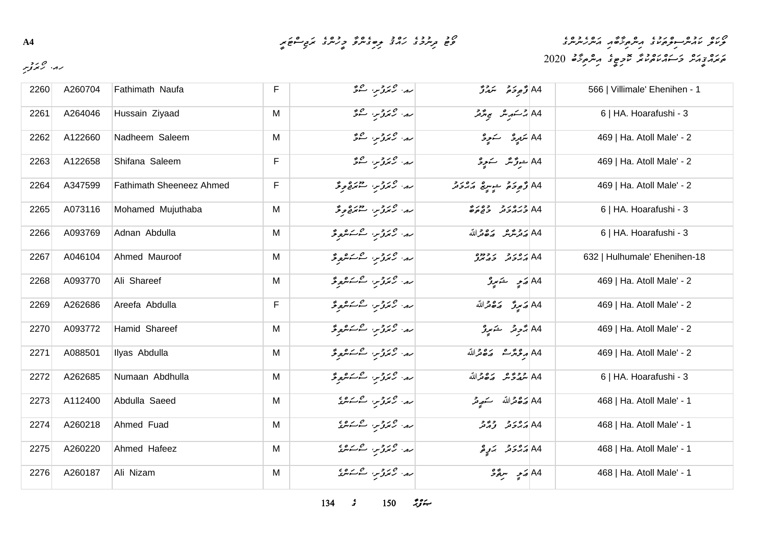| 2260 | A260704 | Fathimath Naufa | F | رە. رحمۇس، سەۋ | A4 ۇجوخۇ سەدۇ | 566 \| Villimale' Ehenihen - 1 |
|---|---|---|---|---|---|---|
| 2261 | A264046 | Hussain Ziyaad | M | رە. رحمۇس، سەۋ | A4 بۇسەرىش يېژىر | 6 \| HA. Hoarafushi - 3 |
| 2262 | A122660 | Nadheem Saleem | M | رە. رحمۇس، سەۋ | A4 سَرِوِ سَوِوِ | 469 \| Ha. Atoll Male' - 2 |
| 2263 | A122658 | Shifana Saleem | F | رە. رحمۇس، سەۋ | A4 شوۇسَ سَوِوِ | 469 \| Ha. Atoll Male' - 2 |
| 2264 | A347599 | Fathimath Sheeneez Ahmed | F | رە. رحمۇس، سترچوۇ | A4 ۇجوخۇ شوسرچ مەرەبۇ | 469 \| Ha. Atoll Male' - 2 |
| 2265 | A073116 | Mohamed Mujuthaba | M | رە. رحمۇس، سترچوۇ | A4 ۋىرەرۇ ۋۇمۇ | 6 \| HA. Hoarafushi - 3 |
| 2266 | A093769 | Adnan Abdulla | M | رە. رحمۇس، سىسەشوۇ | A4 مەترشرش مەھەراللە | 6 \| HA. Hoarafushi - 3 |
| 2267 | A046104 | Ahmed Mauroof | M | رە. رحمۇس، سىسەشوۇ | A4 مەرەرۇ ۋەدرو | 632 \| Hulhumale' Ehenihen-18 |
| 2268 | A093770 | Ali Shareef | M | رە. رحمۇس، سىسەشوۇ | A4 مەجِ شەمرو | 469 \| Ha. Atoll Male' - 2 |
| 2269 | A262686 | Areefa Abdulla | F | رە. رحمۇس، سىسەشوۇ | A4 مەمرو مەھەراللە | 469 \| Ha. Atoll Male' - 2 |
| 2270 | A093772 | Hamid Shareef | M | رە. رحمۇس، سىسەشوۇ | A4 برجِتر شەمرو | 469 \| Ha. Atoll Male' - 2 |
| 2271 | A088501 | Ilyas Abdulla | M | رە. رحمۇس، سىسەشوۇ | A4 مرورسە مەھەراللە | 469 \| Ha. Atoll Male' - 2 |
| 2272 | A262685 | Numaan Abdhulla | M | رە. رحمۇس، سىسەشوۇ | A4 سرۇۋىر مەھەراللە | 6 \| HA. Hoarafushi - 3 |
| 2273 | A112400 | Abdulla Saeed | M | رە. رحمۇس، سىسەمرە | A4 مەھەراللە سەمەتر | 468 \| Ha. Atoll Male' - 1 |
| 2274 | A260218 | Ahmed Fuad | M | رە. رحمۇس، سىسەمرە | A4 مەرەرۇ ۋەتر | 468 \| Ha. Atoll Male' - 1 |
| 2275 | A260220 | Ahmed Hafeez | M | رە. رحمۇس، سىسەمرە | A4 مەرەرۇ بەرِھ | 468 \| Ha. Atoll Male' - 1 |
| 2276 | A260187 | Ali Nizam | M | رە. رحمۇس، سىسەمرە | A4 مەجِ سرۇۋ | 468 \| Ha. Atoll Male' - 1 |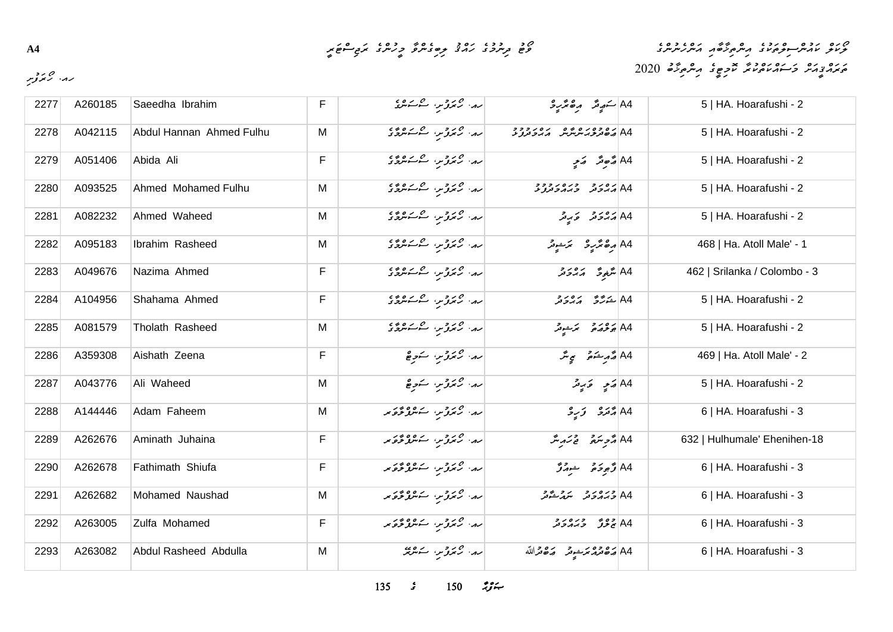| 2277 | A260185 | Saeedha Ibrahim | F | ހދ. ހޯރަފުށި، ސޯސަންގެ | A4 ސަޢީދާ އިބްރާހީމް | 5 \| HA. Hoarafushi - 2 |
|---|---|---|---|---|---|---|
| 2278 | A042115 | Abdul Hannan Ahmed Fulhu | M | ހދ. ހޯރަފުށި، ސޯސަންރީގެ | A4 އަބްދުލްހަންނާން އަޙްމަދުފުޅު | 5 \| HA. Hoarafushi - 2 |
| 2279 | A051406 | Abida Ali | F | ހދ. ހޯރަފުށި، ސޯސަންރީގެ | A4 އާބިދާ އަލި | 5 \| HA. Hoarafushi - 2 |
| 2280 | A093525 | Ahmed Mohamed Fulhu | M | ހދ. ހޯރަފުށި، ސޯސަންރީގެ | A4 އަޙްމަދު މުޙައްމަދުފުޅު | 5 \| HA. Hoarafushi - 2 |
| 2281 | A082232 | Ahmed Waheed | M | ހދ. ހޯރަފުށި، ސޯސަންރީގެ | A4 އަޙްމަދު ވަޙީދު | 5 \| HA. Hoarafushi - 2 |
| 2282 | A095183 | Ibrahim Rasheed | M | ހދ. ހޯރަފުށި، ސޯސަންރީގެ | A4 އިބްރާހީމް ރަޝީދު | 468 \| Ha. Atoll Male' - 1 |
| 2283 | A049676 | Nazima Ahmed | F | ހދ. ހޯރަފުށި، ސޯސަންރީގެ | A4 ނާޒިމާ އަޙްމަދު | 462 \| Srilanka / Colombo - 3 |
| 2284 | A104956 | Shahama Ahmed | F | ހދ. ހޯރަފުށި، ސޯސަންރީގެ | A4 ޝަހާމާ އަޙްމަދު | 5 \| HA. Hoarafushi - 2 |
| 2285 | A081579 | Tholath Rasheed | M | ހދ. ހޯރަފުށި، ސޯސަންރީގެ | A4 ޠޯލަތު ރަޝީދު | 5 \| HA. Hoarafushi - 2 |
| 2286 | A359308 | Aishath Zeena | F | ހދ. ހޯރަފުށި، ސަވީޖް | A4 އާއިޝަތު ޒީނާ | 469 \| Ha. Atoll Male' - 2 |
| 2287 | A043776 | Ali Waheed | M | ހދ. ހޯރަފުށި، ސަވީޖް | A4 އަލި ވަޙީދު | 5 \| HA. Hoarafushi - 2 |
| 2288 | A144446 | Adam Faheem | M | ހދ. ހޯރަފުށި، ސަންފްލަވަރ | A4 އާދަމް ފަހީމް | 6 \| HA. Hoarafushi - 3 |
| 2289 | A262676 | Aminath Juhaina | F | ހދ. ހޯރަފުށި، ސަންފްލަވަރ | A4 އާމިނަތު ޖުހައިނާ | 632 \| Hulhumale' Ehenihen-18 |
| 2290 | A262678 | Fathimath Shiufa | F | ހދ. ހޯރަފުށި، ސަންފްލަވަރ | A4 ފާތިމަތު ޝިއުފާ | 6 \| HA. Hoarafushi - 3 |
| 2291 | A262682 | Mohamed Naushad | M | ހދ. ހޯރަފުށި، ސަންފްލަވަރ | A4 މުޙައްމަދު ނައުޝާދު | 6 \| HA. Hoarafushi - 3 |
| 2292 | A263005 | Zulfa Mohamed | F | ހދ. ހޯރަފުށި، ސަންފްލަވަރ | A4 ޒުލްފާ މުޙައްމަދު | 6 \| HA. Hoarafushi - 3 |
| 2293 | A263082 | Abdul Rasheed Abdulla | M | ހދ. ހޯރަފުށި، ސަންރޭ | A4 އަބްދުއްރަޝީދު އަބްދުﷲ | 6 \| HA. Hoarafushi - 3 |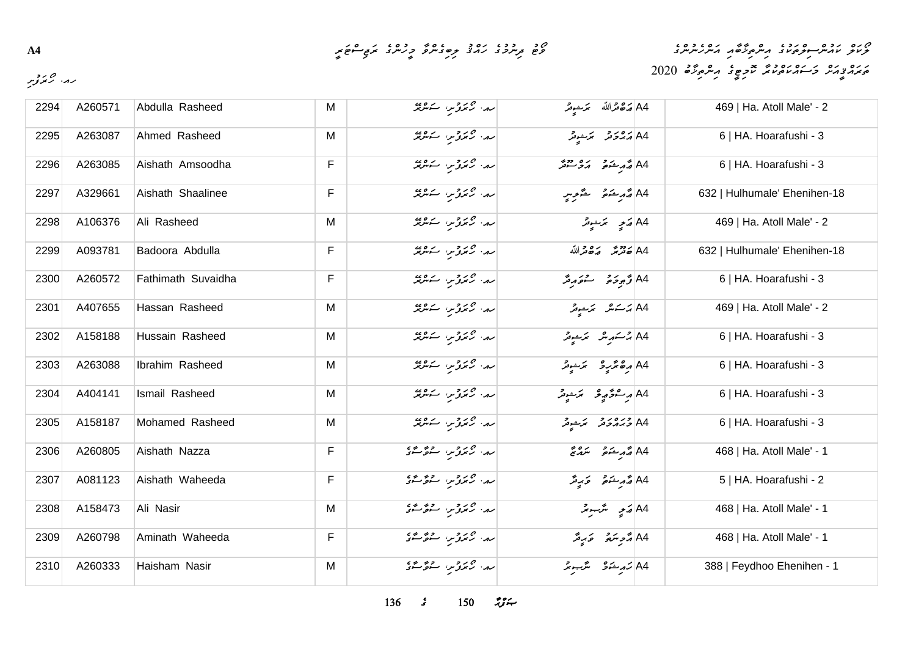| 2294 | A260571 | Abdulla Rasheed | M | ހއ. ހޯރަފުށި، ސަންނާ | A4 އަބްދުﷲ ރަޝީދު | 469 \| Ha. Atoll Male' - 2 |
|---|---|---|---|---|---|---|
| 2295 | A263087 | Ahmed Rasheed | M | ހއ. ހޯރަފުށި، ސަންނާ | A4 އަހްމަދު ރަޝީދު | 6 \| HA. Hoarafushi - 3 |
| 2296 | A263085 | Aishath Amsoodha | F | ހއ. ހޯރަފުށި، ސަންނާ | A4 އާއިޝަތު އަމްސޫދާ | 6 \| HA. Hoarafushi - 3 |
| 2297 | A329661 | Aishath Shaalinee | F | ހއ. ހޯރަފުށި، ސަންނާ | A4 އާއިޝަތު ޝާލިނީ | 632 \| Hulhumale' Ehenihen-18 |
| 2298 | A106376 | Ali Rasheed | M | ހއ. ހޯރަފުށި، ސަންނާ | A4 އަލި ރަޝީދު | 469 \| Ha. Atoll Male' - 2 |
| 2299 | A093781 | Badoora Abdulla | F | ހއ. ހޯރަފުށި، ސަންނާ | A4 ބަދޫރާ އަބްދުﷲ | 632 \| Hulhumale' Ehenihen-18 |
| 2300 | A260572 | Fathimath Suvaidha | F | ހއ. ހޯރަފުށި، ސަންނާ | A4 ފާތިމަތު ސުވައިދާ | 6 \| HA. Hoarafushi - 3 |
| 2301 | A407655 | Hassan Rasheed | M | ހއ. ހޯރަފުށި، ސަންނާ | A4 ހަސަން ރަޝީދު | 469 \| Ha. Atoll Male' - 2 |
| 2302 | A158188 | Hussain Rasheed | M | ހއ. ހޯރަފުށި، ސަންނާ | A4 ހުސައިން ރަޝީދު | 6 \| HA. Hoarafushi - 3 |
| 2303 | A263088 | Ibrahim Rasheed | M | ހއ. ހޯރަފުށި، ސަންނާ | A4 އިބްރާހީމް ރަޝީދު | 6 \| HA. Hoarafushi - 3 |
| 2304 | A404141 | Ismail Rasheed | M | ހއ. ހޯރަފުށި، ސަންނާ | A4 އިސްމާޢީލް ރަޝީދު | 6 \| HA. Hoarafushi - 3 |
| 2305 | A158187 | Mohamed Rasheed | M | ހއ. ހޯރަފުށި، ސަންނާ | A4 މުހައްމަދު ރަޝީދު | 6 \| HA. Hoarafushi - 3 |
| 2306 | A260805 | Aishath Nazza | F | ހއ. ހޯރަފުށި، ސުވާސާގު | A4 އާއިޝަތު ނައްޒާ | 468 \| Ha. Atoll Male' - 1 |
| 2307 | A081123 | Aishath Waheeda | F | ހއ. ހޯރަފުށި، ސުވާސާގު | A4 އާއިޝަތު ވަހީދާ | 5 \| HA. Hoarafushi - 2 |
| 2308 | A158473 | Ali Nasir | M | ހއ. ހޯރަފުށި، ސުވާސާގު | A4 އަލި ނާސިރު | 468 \| Ha. Atoll Male' - 1 |
| 2309 | A260798 | Aminath Waheeda | F | ހއ. ހޯރަފުށި، ސުވާސާގު | A4 އާމިނަތު ވަހީދާ | 468 \| Ha. Atoll Male' - 1 |
| 2310 | A260333 | Haisham Nasir | M | ހއ. ހޯރަފުށި، ސުވާސާގު | A4 ހައިޝަމް ނާސިރު | 388 \| Feydhoo Ehenihen - 1 |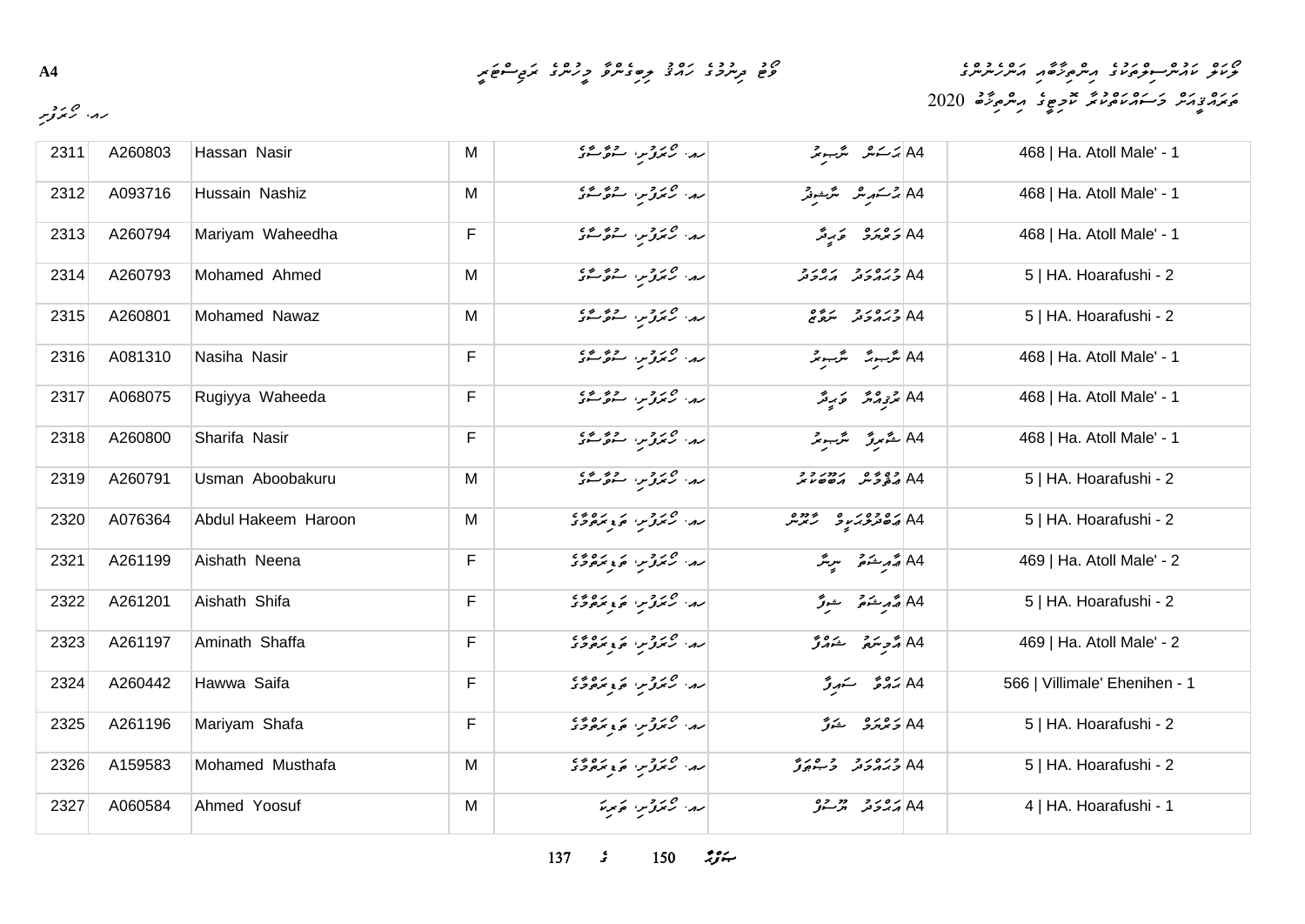| 2311 | A260803 | Hassan Nasir | M | ހދ. ހޯރަފުށި، ސޮވާސާގެ | A4 ހަސަން ނާސިރު | 468 \| Ha. Atoll Male' - 1 |
|---|---|---|---|---|---|---|
| 2312 | A093716 | Hussain Nashiz | M | ހދ. ހޯރަފުށި، ސޮވާސާގެ | A4 ހުސައިން ނާޝިޒު | 468 \| Ha. Atoll Male' - 1 |
| 2313 | A260794 | Mariyam Waheedha | F | ހދ. ހޯރަފުށި، ސޮވާސާގެ | A4 މަރިޔަމް ވަހީދާ | 468 \| Ha. Atoll Male' - 1 |
| 2314 | A260793 | Mohamed Ahmed | M | ހދ. ހޯރަފުށި، ސޮވާސާގެ | A4 މުހައްމަދު އަހުމަދު | 5 \| HA. Hoarafushi - 2 |
| 2315 | A260801 | Mohamed Nawaz | M | ހދ. ހޯރަފުށި، ސޮވާސާގެ | A4 މުހައްމަދު ނަވާޒް | 5 \| HA. Hoarafushi - 2 |
| 2316 | A081310 | Nasiha Nasir | F | ހދ. ހޯރަފުށި، ސޮވާސާގެ | A4 ނާސިހާ ނާސިރު | 468 \| Ha. Atoll Male' - 1 |
| 2317 | A068075 | Rugiyya Waheeda | F | ހދ. ހޯރަފުށި، ސޮވާސާގެ | A4 ރުގިއްޔާ ވަހީދާ | 468 \| Ha. Atoll Male' - 1 |
| 2318 | A260800 | Sharifa Nasir | F | ހދ. ހޯރަފުށި، ސޮވާސާގެ | A4 ޝަރީފާ ނާސިރު | 468 \| Ha. Atoll Male' - 1 |
| 2319 | A260791 | Usman Aboobakuru | M | ހދ. ހޯރަފުށި، ސޮވާސާގެ | A4 އުސްމާން އަބޫބަކުރު | 5 \| HA. Hoarafushi - 2 |
| 2320 | A076364 | Abdul Hakeem Haroon | M | ހދ. ހޯރަފުށި، ތަޖިރަބާގެ | A4 އަބްދުލްހަކީމް ހާރޫން | 5 \| HA. Hoarafushi - 2 |
| 2321 | A261199 | Aishath Neena | F | ހދ. ހޯރަފުށި، ތަޖިރަބާގެ | A4 އާއިޝަތު ނީނާ | 469 \| Ha. Atoll Male' - 2 |
| 2322 | A261201 | Aishath Shifa | F | ހދ. ހޯރަފުށި، ތަޖިރަބާގެ | A4 އާއިޝަތު ޝިފާ | 5 \| HA. Hoarafushi - 2 |
| 2323 | A261197 | Aminath Shaffa | F | ހދ. ހޯރަފުށި، ތަޖިރަބާގެ | A4 އާމިނަތު ޝައްފާ | 469 \| Ha. Atoll Male' - 2 |
| 2324 | A260442 | Hawwa Saifa | F | ހދ. ހޯރަފުށި، ތަޖިރަބާގެ | A4 ހައްވާ ސައިފާ | 566 \| Villimale' Ehenihen - 1 |
| 2325 | A261196 | Mariyam Shafa | F | ހދ. ހޯރަފުށި، ތަޖިރަބާގެ | A4 މަރިޔަމް ޝަފާ | 5 \| HA. Hoarafushi - 2 |
| 2326 | A159583 | Mohamed Musthafa | M | ހދ. ހޯރަފުށި، ތަޖިރަބާގެ | A4 މުހައްމަދު މުސްތަފާ | 5 \| HA. Hoarafushi - 2 |
| 2327 | A060584 | Ahmed Yoosuf | M | ހދ. ހޯރަފުށި، ތަރިނަ | A4 އަހުމަދު ޔޫސުފް | 4 \| HA. Hoarafushi - 1 |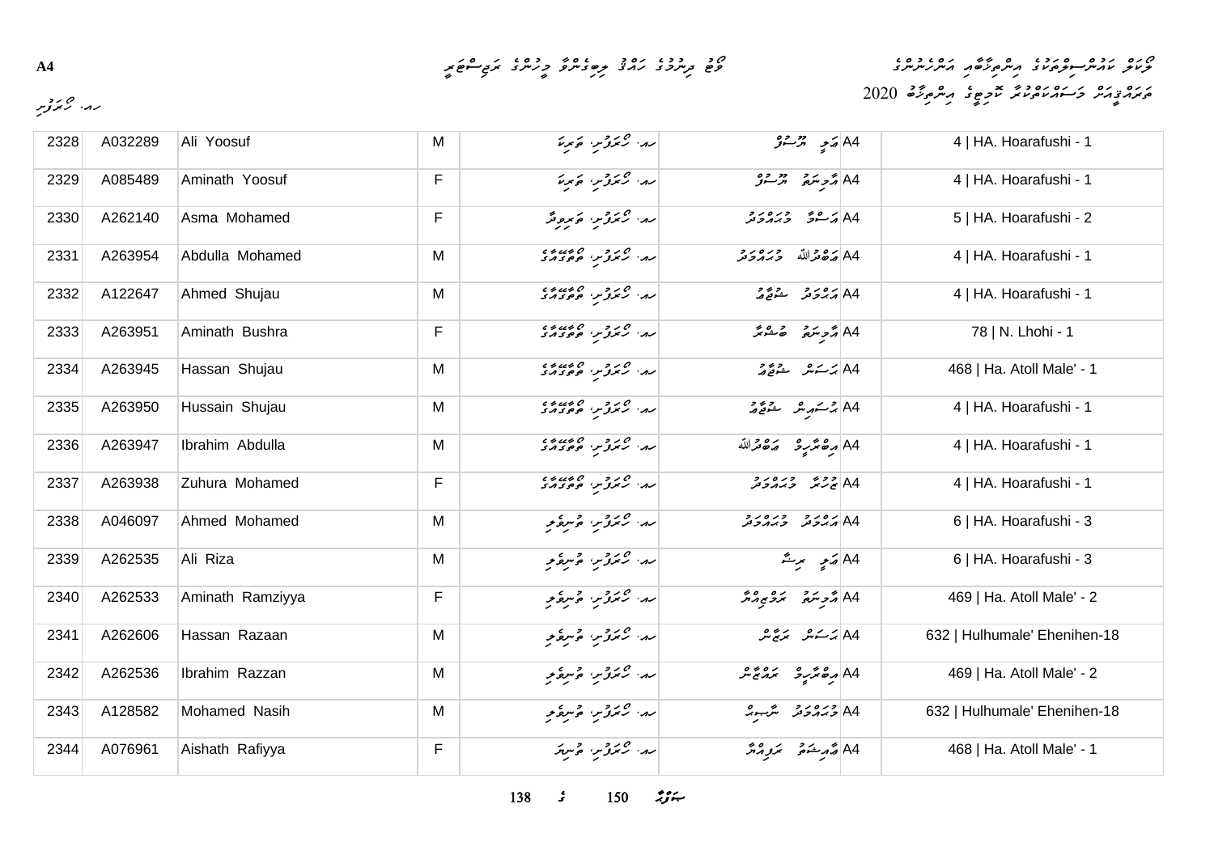| 2328 | A032289 | Ali Yoosuf | M | ހއ. ހޯރަފުށި، ވަރިހަ | A4 ޢަލީ ޔޫސުފު | 4 \| HA. Hoarafushi - 1 |
|---|---|---|---|---|---|---|
| 2329 | A085489 | Aminath Yoosuf | F | ހއ. ހޯރަފުށި، ވަރިހަ | A4 އާމިނަތު ޔޫސުފު | 4 \| HA. Hoarafushi - 1 |
| 2330 | A262140 | Asma Mohamed | F | ހއ. ހޯރަފުށި، ވަރިވަރު | A4 އަސްމާ މުހައްމަދު | 5 \| HA. Hoarafushi - 2 |
| 2331 | A263954 | Abdulla Mohamed | M | ހއ. ހޯރަފުށި، ބޮޑުގޭއޮޅު | A4 އަބްދުﷲ މުހައްމަދު | 4 \| HA. Hoarafushi - 1 |
| 2332 | A122647 | Ahmed Shujau | M | ހއ. ހޯރަފުށި، ބޮޑުގޭއޮޅު | A4 އަހްމަދު ޝުޖާޢު | 4 \| HA. Hoarafushi - 1 |
| 2333 | A263951 | Aminath Bushra | F | ހއ. ހޯރަފުށި، ބޮޑުގޭއޮޅު | A4 އާމިނަތު ބުޝްރާ | 78 \| N. Lhohi - 1 |
| 2334 | A263945 | Hassan Shujau | M | ހއ. ހޯރަފުށި، ބޮޑުގޭއޮޅު | A4 ހަސަން ޝުޖާޢު | 468 \| Ha. Atoll Male' - 1 |
| 2335 | A263950 | Hussain Shujau | M | ހއ. ހޯރަފުށި، ބޮޑުގޭއޮޅު | A4 ހުސައިން ޝުޖާޢު | 4 \| HA. Hoarafushi - 1 |
| 2336 | A263947 | Ibrahim Abdulla | M | ހއ. ހޯރަފުށި، ބޮޑުގޭއޮޅު | A4 އިބްރާހީމް އަބްދުﷲ | 4 \| HA. Hoarafushi - 1 |
| 2337 | A263938 | Zuhura Mohamed | F | ހއ. ހޯރަފުށި، ބޮޑުގޭއޮޅު | A4 ޒުހުރާ މުހައްމަދު | 4 \| HA. Hoarafushi - 1 |
| 2338 | A046097 | Ahmed Mohamed | M | ހއ. ހޯރަފުށި، ވޮސްތާޑް | A4 އަހްމަދު މުހައްމަދު | 6 \| HA. Hoarafushi - 3 |
| 2339 | A262535 | Ali Riza | M | ހއ. ހޯރަފުށި، ވޮސްތާޑް | A4 ޢަލީ ރިޟާ | 6 \| HA. Hoarafushi - 3 |
| 2340 | A262533 | Aminath Ramziyya | F | ހއ. ހޯރަފުށި، ވޮސްތާޑް | A4 އާމިނަތު ރަމްޒިއްޔާ | 469 \| Ha. Atoll Male' - 2 |
| 2341 | A262606 | Hassan Razaan | M | ހއ. ހޯރަފުށި، ވޮސްތާޑް | A4 ހަސަން ރަޒާން | 632 \| Hulhumale' Ehenihen-18 |
| 2342 | A262536 | Ibrahim Razzan | M | ހއ. ހޯރަފުށި، ވޮސްތާޑް | A4 އިބްރާހީމް ރައްޒާން | 469 \| Ha. Atoll Male' - 2 |
| 2343 | A128582 | Mohamed Nasih | M | ހއ. ހޯރަފުށި، ވޮސްތާޑް | A4 މުހައްމަދު ނާސިހު | 632 \| Hulhumale' Ehenihen-18 |
| 2344 | A076961 | Aishath Rafiyya | F | ހއ. ހޯރަފުށި، ވޮސްރަ | A4 އާއިޝަތު ރަފިއްޔާ | 468 \| Ha. Atoll Male' - 1 |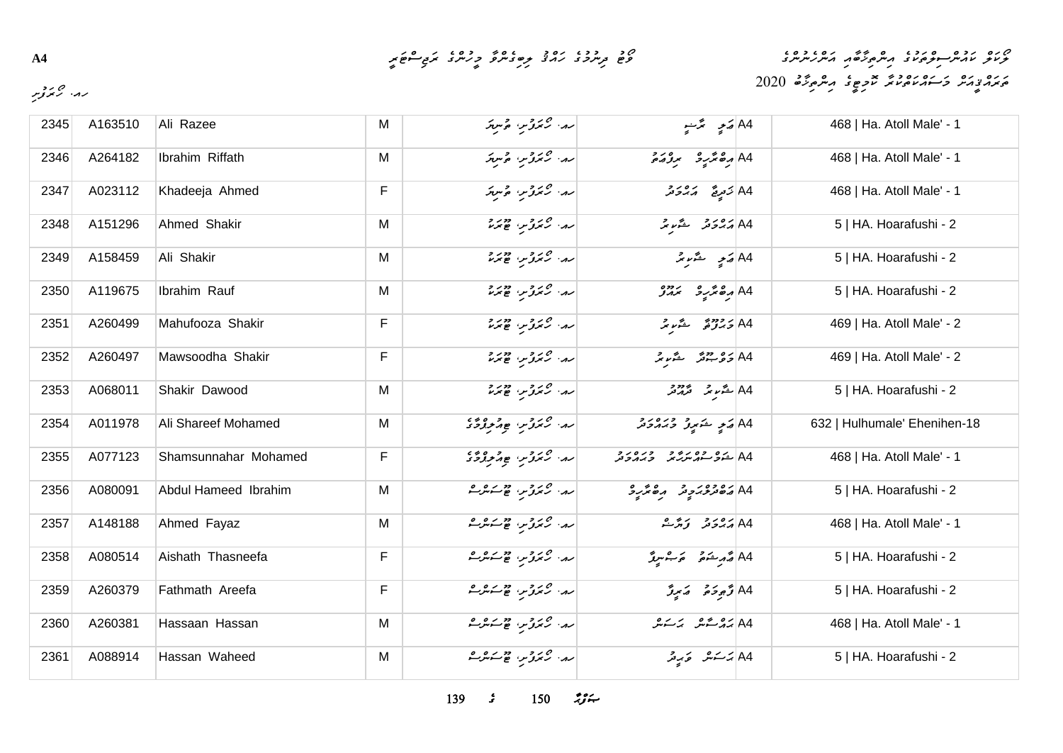| 2345 | A163510 | Ali Razee | M | ހދ. ހޯރަފުށި، ތުނިރު | A4 ޢަލީ ރާޒީ | 468 \| Ha. Atoll Male' - 1 |
|---|---|---|---|---|---|---|
| 2346 | A264182 | Ibrahim Riffath | M | ހދ. ހޯރަފުށި، ތުނިރު | A4 އިބްރާހީމް ރިފްއަތު | 468 \| Ha. Atoll Male' - 1 |
| 2347 | A023112 | Khadeeja Ahmed | F | ހދ. ހޯރަފުށި، ތުނިރު | A4 ޚަދީޖާ އަޙްމަދު | 468 \| Ha. Atoll Male' - 1 |
| 2348 | A151296 | Ahmed Shakir | M | ހދ. ހޯރަފުށި، ޗޫރަކާ | A4 އަޙްމަދު ޝާކިރު | 5 \| HA. Hoarafushi - 2 |
| 2349 | A158459 | Ali Shakir | M | ހދ. ހޯރަފުށި، ޗޫރަކާ | A4 ޢަލީ ޝާކިރު | 5 \| HA. Hoarafushi - 2 |
| 2350 | A119675 | Ibrahim Rauf | M | ހދ. ހޯރަފުށި، ޗޫރަކާ | A4 އިބްރާހީމް ރައުފު | 5 \| HA. Hoarafushi - 2 |
| 2351 | A260499 | Mahufooza Shakir | F | ހދ. ހޯރަފުށި، ޗޫރަކާ | A4 މަޙްފޫޒާ ޝާކިރު | 469 \| Ha. Atoll Male' - 2 |
| 2352 | A260497 | Mawsoodha Shakir | F | ހދ. ހޯރަފުށި، ޗޫރަކާ | A4 މައުސޫދާ ޝާކިރު | 469 \| Ha. Atoll Male' - 2 |
| 2353 | A068011 | Shakir Dawood | M | ހދ. ހޯރަފުށި، ޗޫރަކާ | A4 ޝާކިރު ދާއޫދު | 5 \| HA. Hoarafushi - 2 |
| 2354 | A011978 | Ali Shareef Mohamed | M | ހދ. ހޯރަފުށި، ޖިއުލިފުވާގެ | A4 ޢަލީ ޝަރީފު މުޙައްމަދު | 632 \| Hulhumale' Ehenihen-18 |
| 2355 | A077123 | Shamsunnahar Mohamed | F | ހދ. ހޯރަފުށި، ޖިއުލިފުވާގެ | A4 ޝަމްސުންނަހާރު މުޙައްމަދު | 468 \| Ha. Atoll Male' - 1 |
| 2356 | A080091 | Abdul Hameed Ibrahim | M | ހދ. ހޯރަފުށި، ޗޫސަންރޯސް | A4 ޢަބްދުލްޙަމީދު އިބްރާހީމް | 5 \| HA. Hoarafushi - 2 |
| 2357 | A148188 | Ahmed Fayaz | M | ހދ. ހޯރަފުށި، ޗޫސަންރޯސް | A4 އަޙްމަދު ފައްޔާޒް | 468 \| Ha. Atoll Male' - 1 |
| 2358 | A080514 | Aishath Thasneefa | F | ހދ. ހޯރަފުށި، ޗޫސަންރޯސް | A4 ޢާއިޝަތު ތަސްނީފާ | 5 \| HA. Hoarafushi - 2 |
| 2359 | A260379 | Fathmath Areefa | F | ހދ. ހޯރަފުށި، ޗޫސަންރޯސް | A4 ފާތިމަތު ޢަރީފާ | 5 \| HA. Hoarafushi - 2 |
| 2360 | A260381 | Hassaan Hassan | M | ހދ. ހޯރަފުށި، ޗޫސަންރޯސް | A4 ހައްސާން ހަސަން | 468 \| Ha. Atoll Male' - 1 |
| 2361 | A088914 | Hassan Waheed | M | ހދ. ހޯރަފުށި، ޗޫސަންރޯސް | A4 ހަސަން ވަޙީދު | 5 \| HA. Hoarafushi - 2 |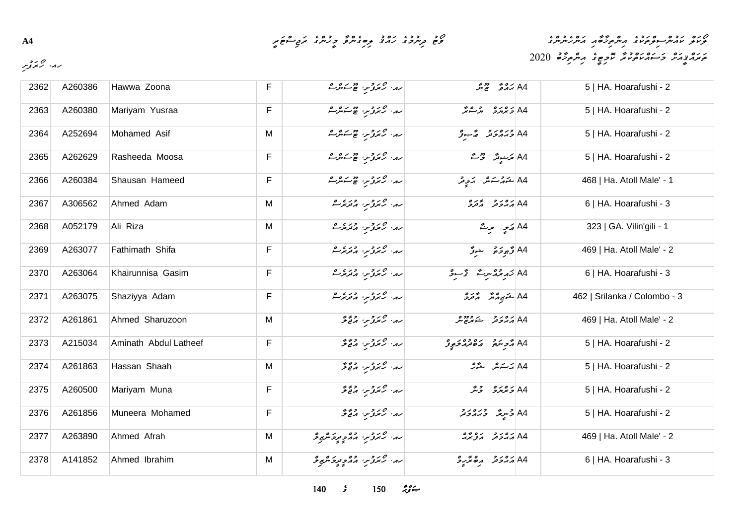| 2362 | A260386 | Hawwa Zoona | F | ހއ. ހޯރަފުށި، ޒޫސަންރުސް | A4 ހައްވާ ޒޫނާ | 5 \| HA. Hoarafushi - 2 |
|---|---|---|---|---|---|---|
| 2363 | A260380 | Mariyam Yusraa | F | ހއ. ހޯރަފުށި، ޒޫސަންރުސް | A4 މަރިޔަމް ޔުސްރާ | 5 \| HA. Hoarafushi - 2 |
| 2364 | A252694 | Mohamed Asif | M | ހއ. ހޯރަފުށި، ޒޫސަންރުސް | A4 މުހައްމަދު އާސިފް | 5 \| HA. Hoarafushi - 2 |
| 2365 | A262629 | Rasheeda Moosa | F | ހއ. ހޯރަފުށި، ޒޫސަންރުސް | A4 ރަޝީދާ މޫސާ | 5 \| HA. Hoarafushi - 2 |
| 2366 | A260384 | Shausan Hameed | F | ހއ. ހޯރަފުށި، ޒޫސަންރުސް | A4 ޝައުސަން ހަމީދު | 468 \| Ha. Atoll Male' - 1 |
| 2367 | A306562 | Ahmed Adam | M | ހއ. ހޯރަފުށި، އުދަރެސް | A4 އަހްމަދު އާދަމް | 6 \| HA. Hoarafushi - 3 |
| 2368 | A052179 | Ali Riza | M | ހއ. ހޯރަފުށި، އުދަރެސް | A4 އަލި ރިޒާ | 323 \| GA. Vilin'gili - 1 |
| 2369 | A263077 | Fathimath Shifa | F | ހއ. ހޯރަފުށި، އުދަރެސް | A4 ފާތިމަތު ޝިފާ | 469 \| Ha. Atoll Male' - 2 |
| 2370 | A263064 | Khairunnisa Gasim | F | ހއ. ހޯރަފުށި، އުދަރެސް | A4 ޚައިރުއްނިސާ ގާސިމް | 6 \| HA. Hoarafushi - 3 |
| 2371 | A263075 | Shaziyya Adam | F | ހއ. ހޯރަފުށި، އުދަރެސް | A4 ޝަޒިއްޔާ އާދަމް | 462 \| Srilanka / Colombo - 3 |
| 2372 | A261861 | Ahmed Sharuzoon | M | ހއ. ހޯރަފުށި، އުޖާލާ | A4 އަހްމަދު ޝަރުޒޫން | 469 \| Ha. Atoll Male' - 2 |
| 2373 | A215034 | Aminath Abdul Latheef | F | ހއ. ހޯރަފުށި، އުޖާލާ | A4 އާމިނަތު އަބްދުއްލަތީފް | 5 \| HA. Hoarafushi - 2 |
| 2374 | A261863 | Hassan Shaah | M | ހއ. ހޯރަފުށި، އުޖާލާ | A4 ހަސަން ޝާހް | 5 \| HA. Hoarafushi - 2 |
| 2375 | A260500 | Mariyam Muna | F | ހއ. ހޯރަފުށި، އުޖާލާ | A4 މަރިޔަމް މުނާ | 5 \| HA. Hoarafushi - 2 |
| 2376 | A261856 | Muneera Mohamed | F | ހއ. ހޯރަފުށި، އުޖާލާ | A4 މުނީރާ މުހައްމަދު | 5 \| HA. Hoarafushi - 2 |
| 2377 | A263890 | Ahmed Afrah | M | ހއ. ހޯރަފުށި، އުއްމީދުގެންދިޔަ | A4 އަހްމަދު އަފްރާހް | 469 \| Ha. Atoll Male' - 2 |
| 2378 | A141852 | Ahmed Ibrahim | M | ހއ. ހޯރަފުށި، އުއްމީދުގެންދިޔަ | A4 އަހްމަދު އިބްރާހީމް | 6 \| HA. Hoarafushi - 3 |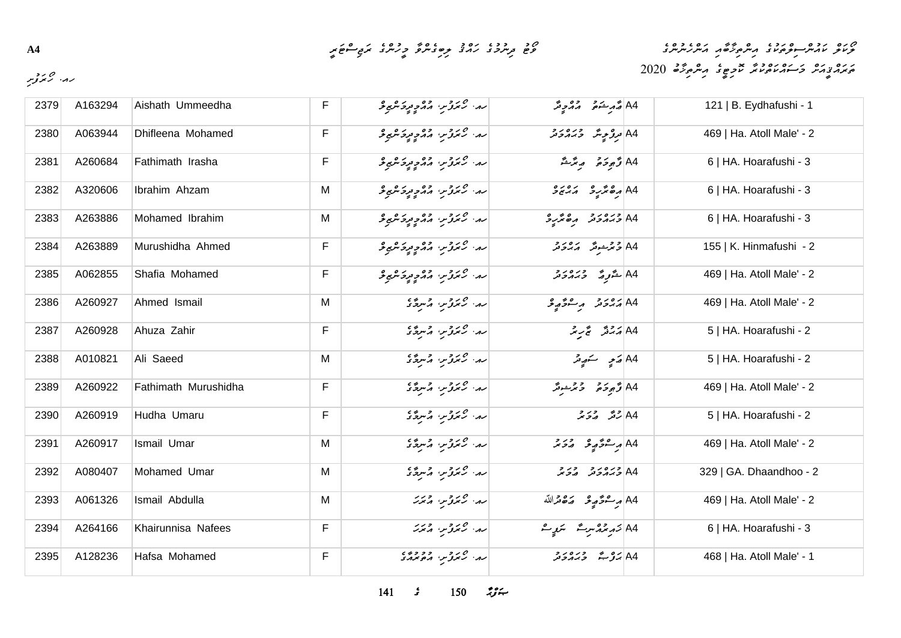| 2379 | A163294 | Aishath Ummeedha | F | رە. رحمۇس، مەمچىرىخ شىرىم | A4 مەرشەم مەمچىر | 121 \| B. Eydhafushi - 1 |
|---|---|---|---|---|---|---|
| 2380 | A063944 | Dhifleena Mohamed | F | رە. رحمۇس، مەمچىرىخ شىرىم | A4 مرۇمچىگر مەمەدەر | 469 \| Ha. Atoll Male' - 2 |
| 2381 | A260684 | Fathimath Irasha | F | رە. رحمۇس، مەمچىرىخ شىرىم | A4 ۇچوخۇ مېرگىشە | 6 \| HA. Hoarafushi - 3 |
| 2382 | A320606 | Ibrahim Ahzam | M | رە. رحمۇس، مەمچىرىخ شىرىم | A4 مەھەترىرى مەمەمى | 6 \| HA. Hoarafushi - 3 |
| 2383 | A263886 | Mohamed Ibrahim | M | رە. رحمۇس، مەمچىرىخ شىرىم | A4 دىرەرد مەھترىرى | 6 \| HA. Hoarafushi - 3 |
| 2384 | A263889 | Murushidha Ahmed | F | رە. رحمۇس، مەمچىرىخ شىرىم | A4 دىرشوقر مەددىر | 155 \| K. Hinmafushi - 2 |
| 2385 | A062855 | Shafia Mohamed | F | رە. رحمۇس، مەمچىرىخ شىرىم | A4 شگورم دىرەرد | 469 \| Ha. Atoll Male' - 2 |
| 2386 | A260927 | Ahmed Ismail | M | رە. رحمۇس، مەسرچى | A4 مەددىر مەسىۋمەيى | 469 \| Ha. Atoll Male' - 2 |
| 2387 | A260928 | Ahuza Zahir | F | رە. رحمۇس، مەسرچى | A4 مەدىج ئجرىر | 5 \| HA. Hoarafushi - 2 |
| 2388 | A010821 | Ali Saeed | M | رە. رحمۇس، مەسرچى | A4 مەمچ سەمپىر | 5 \| HA. Hoarafushi - 2 |
| 2389 | A260922 | Fathimath Murushidha | F | رە. رحمۇس، مەسرچى | A4 ۇچوخۇ دىرشوقر | 469 \| Ha. Atoll Male' - 2 |
| 2390 | A260919 | Hudha Umaru | F | رە. رحمۇس، مەسرچى | A4 رقر مەدىر | 5 \| HA. Hoarafushi - 2 |
| 2391 | A260917 | Ismail Umar | M | رە. رحمۇس، مەسرچى | A4 مەسىۋمەيى مەدىر | 469 \| Ha. Atoll Male' - 2 |
| 2392 | A080407 | Mohamed Umar | M | رە. رحمۇس، مەسرچى | A4 دىرەرد مەدىر | 329 \| GA. Dhaandhoo - 2 |
| 2393 | A061326 | Ismail Abdulla | M | رە. رحمۇس، مەمرىر | A4 مەسىۋمەيى مەھقراللە | 469 \| Ha. Atoll Male' - 2 |
| 2394 | A264166 | Khairunnisa Nafees | F | رە. رحمۇس، مەمرىر | A4 ئەمەمەسرىگە سۇپرىشە | 6 \| HA. Hoarafushi - 3 |
| 2395 | A128236 | Hafsa Mohamed | F | رە. رحمۇس، مەھترمى | A4 بروبە دىرەرد | 468 \| Ha. Atoll Male' - 1 |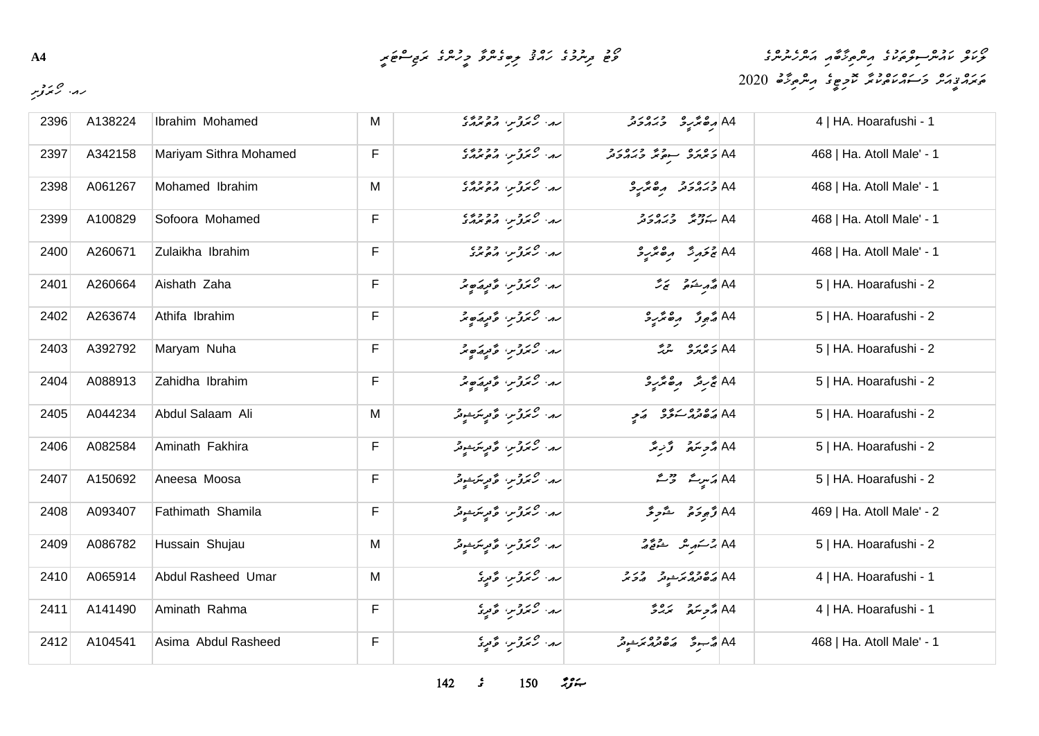| 2396 | A138224 | Ibrahim Mohamed | M | ހއ. ހޯރަފުށި، އުތުރުމުގޯ | A4 އިބްރާހީމް މުޙައްމަދު | 4 \| HA. Hoarafushi - 1 |
|---|---|---|---|---|---|---|
| 2397 | A342158 | Mariyam Sithra Mohamed | F | ހއ. ހޯރަފުށި، އުތުރުމުގޯ | A4 މަރިޔަމް ސިތްރާ މުޙައްމަދު | 468 \| Ha. Atoll Male' - 1 |
| 2398 | A061267 | Mohamed Ibrahim | M | ހއ. ހޯރަފުށި، އުތުރުމުގޯ | A4 މުޙައްމަދު އިބްރާހީމް | 468 \| Ha. Atoll Male' - 1 |
| 2399 | A100829 | Sofoora Mohamed | F | ހއ. ހޯރަފުށި، އުތުރުމުގޯ | A4 ސަފޫރާ މުޙައްމަދު | 468 \| Ha. Atoll Male' - 1 |
| 2400 | A260671 | Zulaikha Ibrahim | F | ހއ. ހޯރަފުށި، އުތުރު | A4 ޒުލައިޚާ އިބްރާހީމް | 468 \| Ha. Atoll Male' - 1 |
| 2401 | A260664 | Aishath Zaha | F | ހއ. ހޯރަފުށި، ވާދީއަލްބިރު | A4 އާއިޝަތު ޒަހާ | 5 \| HA. Hoarafushi - 2 |
| 2402 | A263674 | Athifa Ibrahim | F | ހއ. ހޯރަފުށި، ވާދީއަލްބިރު | A4 އާތިފާ އިބްރާހީމް | 5 \| HA. Hoarafushi - 2 |
| 2403 | A392792 | Maryam Nuha | F | ހއ. ހޯރަފުށި، ވާދީއަލްބިރު | A4 މަރްޔަމް ނުހާ | 5 \| HA. Hoarafushi - 2 |
| 2404 | A088913 | Zahidha Ibrahim | F | ހއ. ހޯރަފުށި، ވާދީއަލްބިރު | A4 ޒާހިދާ އިބްރާހީމް | 5 \| HA. Hoarafushi - 2 |
| 2405 | A044234 | Abdul Salaam Ali | M | ހއ. ހޯރަފުށި، ވާދީނަސީމް | A4 އަބްދުއްސަލާމް ޢަލީ | 5 \| HA. Hoarafushi - 2 |
| 2406 | A082584 | Aminath Fakhira | F | ހއ. ހޯރަފުށި، ވާދީނަސީމް | A4 އާމިނަތު ފާޚިރާ | 5 \| HA. Hoarafushi - 2 |
| 2407 | A150692 | Aneesa Moosa | F | ހއ. ހޯރަފުށި، ވާދީނަސީމް | A4 އަނީސާ މޫސާ | 5 \| HA. Hoarafushi - 2 |
| 2408 | A093407 | Fathimath Shamila | F | ހއ. ހޯރަފުށި، ވާދީނަސީމް | A4 ފާތިމަތު ޝާމިލާ | 469 \| Ha. Atoll Male' - 2 |
| 2409 | A086782 | Hussain Shujau | M | ހއ. ހޯރަފުށި، ވާދީނަސީމް | A4 ހުސައިން ޝުޖާޢު | 5 \| HA. Hoarafushi - 2 |
| 2410 | A065914 | Abdul Rasheed Umar | M | ހއ. ހޯރަފުށި، ވާދީ | A4 އަބްދުއްރަޝީދު ޢުމަރު | 4 \| HA. Hoarafushi - 1 |
| 2411 | A141490 | Aminath Rahma | F | ހއ. ހޯރަފުށި، ވާދީ | A4 އާމިނަތު ރަޙްމާ | 4 \| HA. Hoarafushi - 1 |
| 2412 | A104541 | Asima Abdul Rasheed | F | ހއ. ހޯރަފުށި، ވާދީ | A4 އާސިމާ އަބްދުއްރަޝީދު | 468 \| Ha. Atoll Male' - 1 |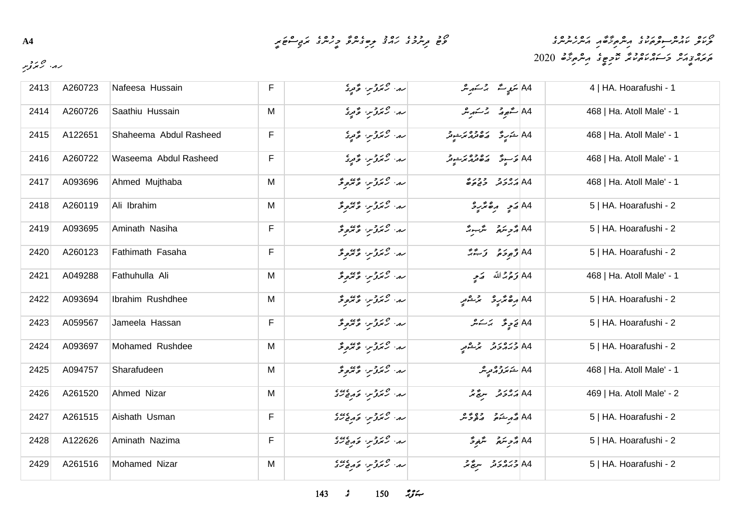| 2413 | A260723 | Nafeesa Hussain | F | رھ. ހޯރަފުށި، ވާދިޔާ | A4 ނަފީސާ ހުސައިން | 4 \| HA. Hoarafushi - 1 |
|---|---|---|---|---|---|---|
| 2414 | A260726 | Saathiu Hussain | M | رھ. ހޯރަފުށި، ވާދިޔާ | A4 ސާތިޢު ހުސައިން | 468 \| Ha. Atoll Male' - 1 |
| 2415 | A122651 | Shaheema Abdul Rasheed | F | رھ. ހޯރަފުށި، ވާދިޔާ | A4 ޝަހީމާ އަބްދުލްރަޝީދު | 468 \| Ha. Atoll Male' - 1 |
| 2416 | A260722 | Waseema Abdul Rasheed | F | رھ. ހޯރަފުށި، ވާދިޔާ | A4 ވަސީމާ އަބްދުލްރަޝީދު | 468 \| Ha. Atoll Male' - 1 |
| 2417 | A093696 | Ahmed Mujthaba | M | رھ. ހޯރަފުށި، ވާރޯވިލާ | A4 އަހުމަދު މުޖުތަބާ | 468 \| Ha. Atoll Male' - 1 |
| 2418 | A260119 | Ali Ibrahim | M | رھ. ހޯރަފުށި، ވާރޯވިލާ | A4 އަލި އިބްރާހީމް | 5 \| HA. Hoarafushi - 2 |
| 2419 | A093695 | Aminath Nasiha | F | رھ. ހޯރަފުށި، ވާރޯވިލާ | A4 އާމިނަތު ނާސިހާ | 5 \| HA. Hoarafushi - 2 |
| 2420 | A260123 | Fathimath Fasaha | F | رھ. ހޯރަފުށި، ވާރޯވިލާ | A4 ފާތިމަތު ފަޞާހާ | 5 \| HA. Hoarafushi - 2 |
| 2421 | A049288 | Fathuhulla Ali | M | رھ. ހޯރަފުށި، ވާރޯވިލާ | A4 ފަތުހުﷲ އަލި | 468 \| Ha. Atoll Male' - 1 |
| 2422 | A093694 | Ibrahim Rushdhee | M | رھ. ހޯރަފުށި، ވާރޯވިލާ | A4 އިބްރާހީމް ރުޝްދީ | 5 \| HA. Hoarafushi - 2 |
| 2423 | A059567 | Jameela Hassan | F | رھ. ހޯރަފުށި، ވާރޯވިލާ | A4 ޖަމީލާ ހަސަން | 5 \| HA. Hoarafushi - 2 |
| 2424 | A093697 | Mohamed Rushdee | M | رھ. ހޯރަފުށި، ވާރޯވިލާ | A4 މުހައްމަދު ރުޝްދީ | 5 \| HA. Hoarafushi - 2 |
| 2425 | A094757 | Sharafudeen | M | رھ. ހޯރަފުށި، ވާރޯވިލާ | A4 ޝަރަފުއްދީން | 468 \| Ha. Atoll Male' - 1 |
| 2426 | A261520 | Ahmed Nizar | M | رھ. ހޯރަފުށި، ވައިޖެހޭގެ | A4 އަހުމަދު ނިޒާރު | 469 \| Ha. Atoll Male' - 2 |
| 2427 | A261515 | Aishath Usman | F | رھ. ހޯރަފުށި، ވައިޖެހޭގެ | A4 އާއިޝަތު އުސްމާން | 5 \| HA. Hoarafushi - 2 |
| 2428 | A122626 | Aminath Nazima | F | رھ. ހޯރަފުށި، ވައިޖެހޭގެ | A4 އާމިނަތު ނާޒިމާ | 5 \| HA. Hoarafushi - 2 |
| 2429 | A261516 | Mohamed Nizar | M | رھ. ހޯރަފުށި، ވައިޖެހޭގެ | A4 މުހައްމަދު ނިޒާރު | 5 \| HA. Hoarafushi - 2 |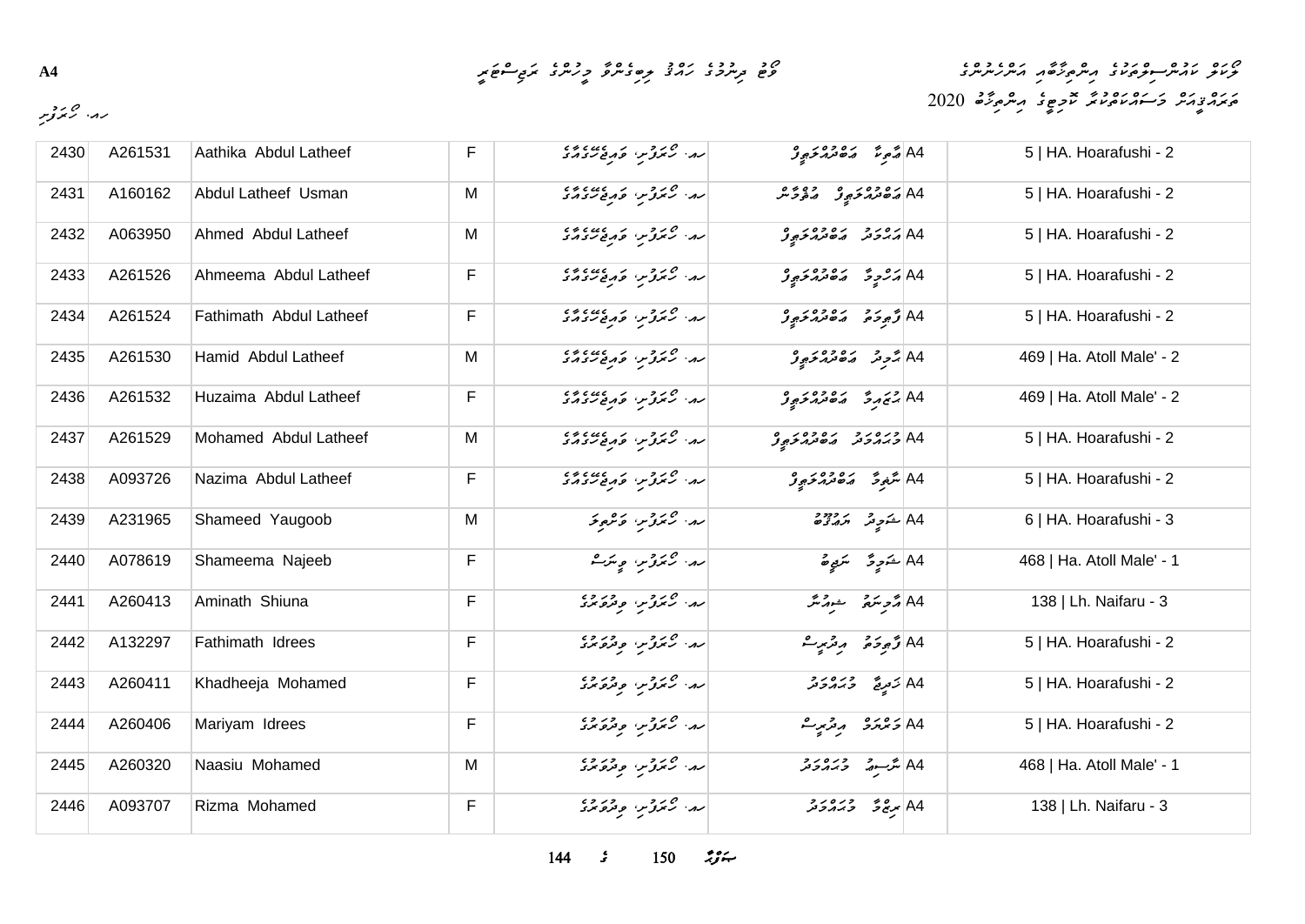| 2430 | A261531 | Aathika Abdul Latheef | F | ހއ. ހޯރަފުށި، ވައިޓްހަކެމްޕް | A4 އާތިކާ އަބްދުލްލަޠީފް | 5 \| HA. Hoarafushi - 2 |
|---|---|---|---|---|---|---|
| 2431 | A160162 | Abdul Latheef Usman | M | ހއ. ހޯރަފުށި، ވައިޓްހަކެމްޕް | A4 އަބްދުލްލަޠީފް ޢުثްމާން | 5 \| HA. Hoarafushi - 2 |
| 2432 | A063950 | Ahmed Abdul Latheef | M | ހއ. ހޯރަފުށި، ވައިޓްހަކެމްޕް | A4 އަޙްމަދު އަބްދުލްލަޠީފް | 5 \| HA. Hoarafushi - 2 |
| 2433 | A261526 | Ahmeema Abdul Latheef | F | ހއ. ހޯރަފުށި، ވައިޓްހަކެމްޕް | A4 އަޙްމީމާ އަބްދުލްލަޠީފް | 5 \| HA. Hoarafushi - 2 |
| 2434 | A261524 | Fathimath Abdul Latheef | F | ހއ. ހޯރަފުށި، ވައިޓްހަކެމްޕް | A4 ފާތިމަތު އަބްދުލްލަޠީފް | 5 \| HA. Hoarafushi - 2 |
| 2435 | A261530 | Hamid Abdul Latheef | M | ހއ. ހޯރަފުށި، ވައިޓްހަކެމްޕް | A4 ހާމިދު އަބްދުލްލަޠީފް | 469 \| Ha. Atoll Male' - 2 |
| 2436 | A261532 | Huzaima Abdul Latheef | F | ހއ. ހޯރަފުށި، ވައިޓްހަކެމްޕް | A4 ހުޒައިމާ އަބްދުލްލަޠީފް | 469 \| Ha. Atoll Male' - 2 |
| 2437 | A261529 | Mohamed Abdul Latheef | M | ހއ. ހޯރަފުށި، ވައިޓްހަކެމްޕް | A4 މުޙައްމަދު އަބްދުލްލަޠީފް | 5 \| HA. Hoarafushi - 2 |
| 2438 | A093726 | Nazima Abdul Latheef | F | ހއ. ހޯރަފުށި، ވައިޓްހަކެމްޕް | A4 ނާޒިމާ އަބްދުލްލަޠީފް | 5 \| HA. Hoarafushi - 2 |
| 2439 | A231965 | Shameed Yaugoob | M | ހއ. ހޯރަފުށި، ވަށުގެ | A4 ޝަމީދު ޔަޢުޤޫބު | 6 \| HA. Hoarafushi - 3 |
| 2440 | A078619 | Shameema Najeeb | F | ހއ. ހޯރަފުށި، ވިނަސް | A4 ޝަމީމާ ނަޖީބު | 468 \| Ha. Atoll Male' - 1 |
| 2441 | A260413 | Aminath Shiuna | F | ހއ. ހޯރަފުށި، ވިދުވަރުގެ | A4 އާމިނަތު ޝިއުނާ | 138 \| Lh. Naifaru - 3 |
| 2442 | A132297 | Fathimath Idrees | F | ހއ. ހޯރަފުށި، ވިދުވަރުގެ | A4 ފާތިމަތު އިދްރީސް | 5 \| HA. Hoarafushi - 2 |
| 2443 | A260411 | Khadheeja Mohamed | F | ހއ. ހޯރަފުށި، ވިދުވަރުގެ | A4 ޚަދީޖާ މުޙައްމަދު | 5 \| HA. Hoarafushi - 2 |
| 2444 | A260406 | Mariyam Idrees | F | ހއ. ހޯރަފުށި، ވިދުވަރުގެ | A4 މަރިޔަމް އިދްރީސް | 5 \| HA. Hoarafushi - 2 |
| 2445 | A260320 | Naasiu Mohamed | M | ހއ. ހޯރަފުށި، ވިދުވަރުގެ | A4 ނާސިޢު މުޙައްމަދު | 468 \| Ha. Atoll Male' - 1 |
| 2446 | A093707 | Rizma Mohamed | F | ހއ. ހޯރަފުށި، ވިދުވަރުގެ | A4 ރިޒްމާ މުޙައްމަދު | 138 \| Lh. Naifaru - 3 |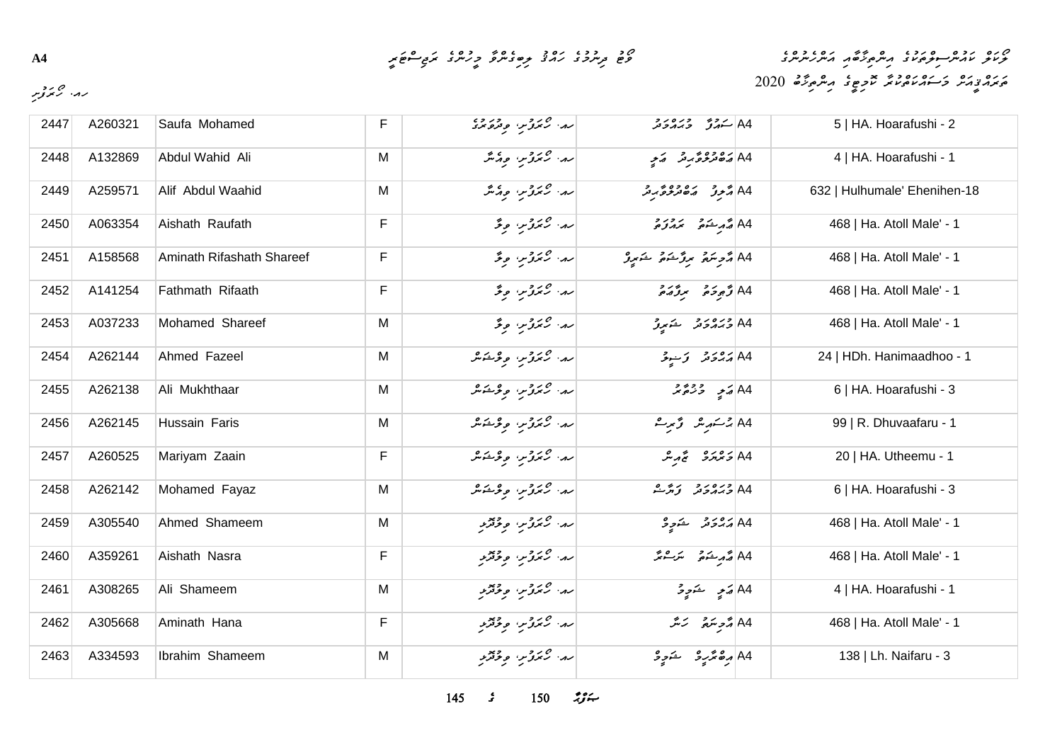| 2447 | A260321 | Saufa Mohamed | F | رە. رُىَرَوْس، وِتْرَوَىْرَهْ | A4 سَهُرُوٌ وَبَرَهُوَتْرُ | 5 \| HA. Hoarafushi - 2 |
|---|---|---|---|---|---|---|
| 2448 | A132869 | Abdul Wahid Ali | M | رە. رُىَرَوْس، وِهْرٌ | A4 ەڤقرۇگرىترى كەمچ | 4 \| HA. Hoarafushi - 1 |
| 2449 | A259571 | Alif Abdul Waahid | M | رە. رُىَرَوْس، وِهْرٌ | A4 ەگىروٌ ەڤقرۇگرىتر | 632 \| Hulhumale' Ehenihen-18 |
| 2450 | A063354 | Aishath Raufath | F | رە. رُىَرَوْس، وِگ | A4 ەگەرشەرە ىرەزۇە | 468 \| Ha. Atoll Male' - 1 |
| 2451 | A158568 | Aminath Rifashath Shareef | F | رە. رُىَرَوْس، وِگ | A4 ەگەرسىرە ىرۇشەرە شەىرۇ | 468 \| Ha. Atoll Male' - 1 |
| 2452 | A141254 | Fathmath Rifaath | F | رە. رُىَرَوْس، وِگ | A4 ۇّجۇرەرە ىرۇّەرە | 468 \| Ha. Atoll Male' - 1 |
| 2453 | A037233 | Mohamed Shareef | M | رە. رُىَرَوْس، وِگ | A4 وَبَرَهُوَتْرُ شەىرۇ | 468 \| Ha. Atoll Male' - 1 |
| 2454 | A262144 | Ahmed Fazeel | M | رە. رُىَرَوْس، وِۇشەىر | A4 ەبرۇوتر ۇسپۇ | 24 \| HDh. Hanimaadhoo - 1 |
| 2455 | A262138 | Ali Mukhthaar | M | رە. رُىَرَوْس، وِۇشەىر | A4 ەكەچ ۇرەۇتر | 6 \| HA. Hoarafushi - 3 |
| 2456 | A262145 | Hussain Faris | M | رە. رُىَرَوْس، وِۇشەىر | A4 بەسەمرىر ۇّىرىش | 99 \| R. Dhuvaafaru - 1 |
| 2457 | A260525 | Mariyam Zaain | F | رە. رُىَرَوْس، وِۇشەىر | A4 ۇىرىرۇ ىچ ەرىر | 20 \| HA. Utheemu - 1 |
| 2458 | A262142 | Mohamed Fayaz | M | رە. رُىَرَوْس، وِۇشەىر | A4 وَبَرَهُوَتْرُ ۇەرشى | 6 \| HA. Hoarafushi - 3 |
| 2459 | A305540 | Ahmed Shameem | M | رە. رُىَرَوْس، وِۇترى | A4 ەبرۇوتر شەچرۇ | 468 \| Ha. Atoll Male' - 1 |
| 2460 | A359261 | Aishath Nasra | F | رە. رُىَرَوْس، وِۇترى | A4 ەگەرشەرە ىرشىگ | 468 \| Ha. Atoll Male' - 1 |
| 2461 | A308265 | Ali Shameem | M | رە. رُىَرَوْس، وِۇترى | A4 ەكەچ شەچرۇ | 4 \| HA. Hoarafushi - 1 |
| 2462 | A305668 | Aminath Hana | F | رە. رُىَرَوْس، وِۇترى | A4 ەگەرسىرە رىگ | 468 \| Ha. Atoll Male' - 1 |
| 2463 | A334593 | Ibrahim Shameem | M | رە. رُىَرَوْس، وِۇترى | A4 ەرھەبرىرۇ شەچرۇ | 138 \| Lh. Naifaru - 3 |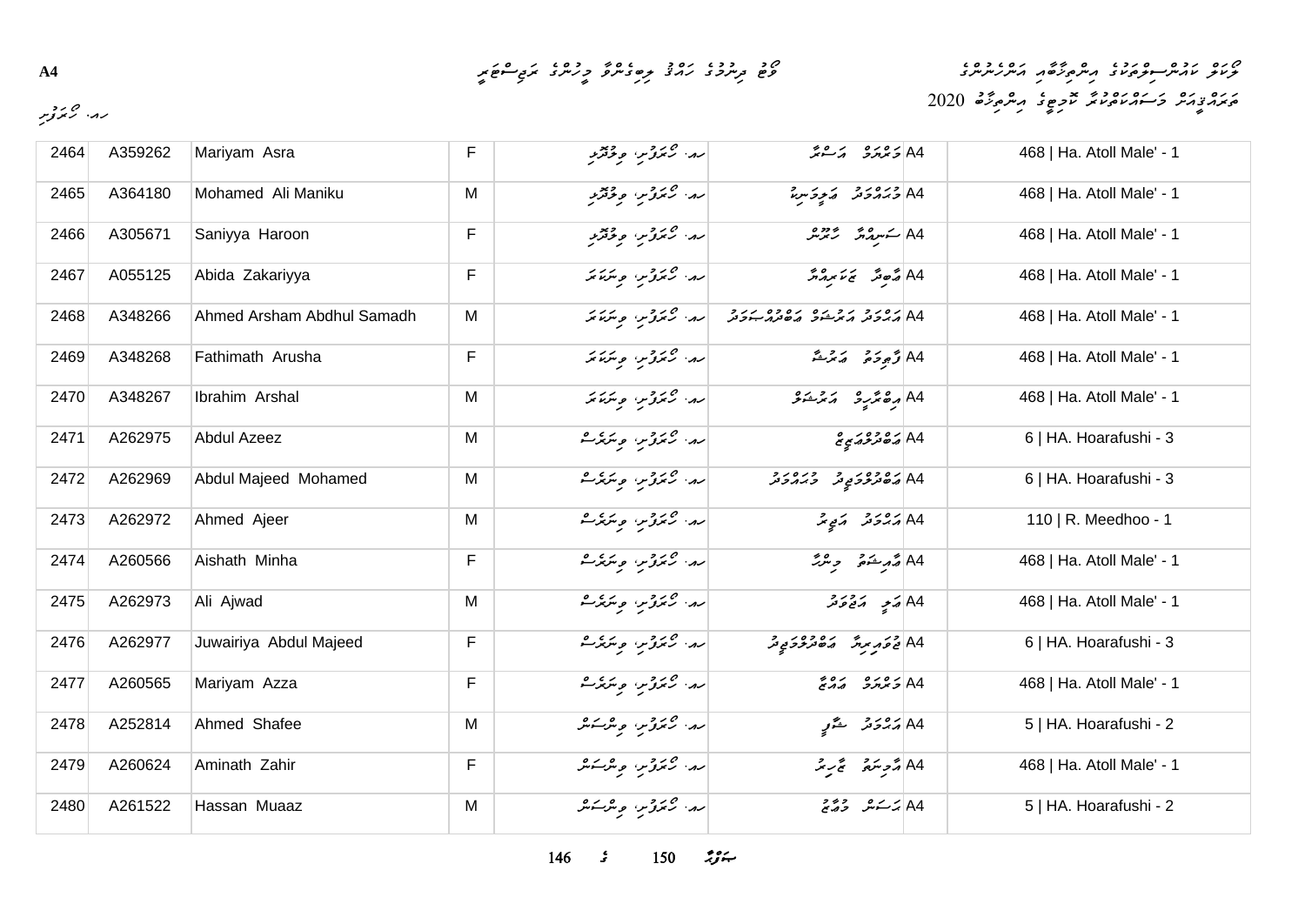| 2464 | A359262 | Mariyam Asra | F | رە. ئەنترىس، ھەقرىق | A4 ئەتەرە ئەستەتر | 468 \| Ha. Atoll Male' - 1 |
|---|---|---|---|---|---|---|
| 2465 | A364180 | Mohamed Ali Maniku | M | رە. ئەنترىس، ھەقرىق | A4 ئەرەئەتر ئەيرىكىرىد | 468 \| Ha. Atoll Male' - 1 |
| 2466 | A305671 | Saniyya Haroon | F | رە. ئەنترىس، ھەقرىق | A4 سەسرەئەتر ئەتترىشر | 468 \| Ha. Atoll Male' - 1 |
| 2467 | A055125 | Abida Zakariyya | F | رە. ئەنترىس، ھەترىكىر | A4 ئەھەتر ئەئەترەئەتر | 468 \| Ha. Atoll Male' - 1 |
| 2468 | A348266 | Ahmed Arsham Abdhul Samadh | M | رە. ئەنترىس، ھەترىكىر | A4 ئەبرەئەتر ئەترشەتى ئەھەترەسەئەتر | 468 \| Ha. Atoll Male' - 1 |
| 2469 | A348268 | Fathimath Arusha | F | رە. ئەنترىس، ھەترىكىر | A4 ئەبوئەمۇ ئەترىشە | 468 \| Ha. Atoll Male' - 1 |
| 2470 | A348267 | Ibrahim Arshal | M | رە. ئەنترىس، ھەترىكىر | A4 ئەرەئەترىرى ئەترىشەتى | 468 \| Ha. Atoll Male' - 1 |
| 2471 | A262975 | Abdul Azeez | M | رە. ئەنترىس، ھەترىترىس | A4 ئەھەترىئەرىتى | 6 \| HA. Hoarafushi - 3 |
| 2472 | A262969 | Abdul Majeed Mohamed | M | رە. ئەنترىس، ھەترىترىس | A4 ئەھەترىئەيى تر ئەتەرەئەتر | 6 \| HA. Hoarafushi - 3 |
| 2473 | A262972 | Ahmed Ajeer | M | رە. ئەنترىس، ھەترىترىس | A4 ئەبرەئەتر ئەيرىتر | 110 \| R. Meedhoo - 1 |
| 2474 | A260566 | Aishath Minha | F | رە. ئەنترىس، ھەترىترىس | A4 ئەمرىشەمۇ ھەترىئە | 468 \| Ha. Atoll Male' - 1 |
| 2475 | A262973 | Ali Ajwad | M | رە. ئەنترىس، ھەترىترىس | A4 ئەمۇ ئەقەئەتر | 468 \| Ha. Atoll Male' - 1 |
| 2476 | A262977 | Juwairiya Abdul Majeed | F | رە. ئەنترىس، ھەترىترىس | A4 ئەقەمرىرىد ئەھەترىئەيرىتر | 6 \| HA. Hoarafushi - 3 |
| 2477 | A260565 | Mariyam Azza | F | رە. ئەنترىس، ھەترىترىس | A4 ئەتەرە ئەرەئى | 468 \| Ha. Atoll Male' - 1 |
| 2478 | A252814 | Ahmed Shafee | M | رە. ئەنترىس، ھەترىسەتر | A4 ئەبرەئەتر شەئۇ | 5 \| HA. Hoarafushi - 2 |
| 2479 | A260624 | Aminath Zahir | F | رە. ئەنترىس، ھەترىسەتر | A4 ئەترىسىمۇ ئەرىتر | 468 \| Ha. Atoll Male' - 1 |
| 2480 | A261522 | Hassan Muaaz | M | رە. ئەنترىس، ھەترىسەتر | A4 ئەسەتر ئەئەئى | 5 \| HA. Hoarafushi - 2 |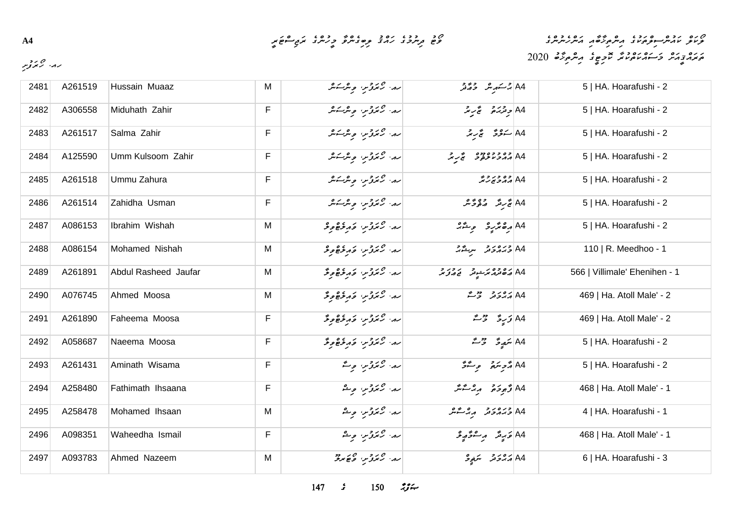| 2481 | A261519 | Hussain Muaaz | M | ހއ. ހޯރަފުށި، ވިންސަން | A4 ހުސައިން މުޢާޒު | 5 \| HA. Hoarafushi - 2 |
|---|---|---|---|---|---|---|
| 2482 | A306558 | Miduhath Zahir | F | ހއ. ހޯރަފުށި، ވިންސަން | A4 މިދުހަތު ޒާހިރު | 5 \| HA. Hoarafushi - 2 |
| 2483 | A261517 | Salma Zahir | F | ހއ. ހޯރަފުށި، ވިންސަން | A4 ސަލްމާ ޒާހިރު | 5 \| HA. Hoarafushi - 2 |
| 2484 | A125590 | Umm Kulsoom Zahir | F | ހއ. ހޯރަފުށި، ވިންސަން | A4 އުއްމުކުލްސޫމް ޒާހިރު | 5 \| HA. Hoarafushi - 2 |
| 2485 | A261518 | Ummu Zahura | F | ހއ. ހޯރަފުށި، ވިންސަން | A4 އުއްމުޒަހުރާ | 5 \| HA. Hoarafushi - 2 |
| 2486 | A261514 | Zahidha Usman | F | ހއ. ހޯރަފުށި، ވިންސަން | A4 ޒާހިދާ އުސްމާން | 5 \| HA. Hoarafushi - 2 |
| 2487 | A086153 | Ibrahim Wishah | M | ހއ. ހޯރަފުށި، ވައިލެޓްވިލާ | A4 އިބްރާހީމް ވިޝާހް | 5 \| HA. Hoarafushi - 2 |
| 2488 | A086154 | Mohamed Nishah | M | ހއ. ހޯރަފުށި، ވައިލެޓްވިލާ | A4 މުހައްމަދު ނިޝާހް | 110 \| R. Meedhoo - 1 |
| 2489 | A261891 | Abdul Rasheed Jaufar | M | ހއ. ހޯރަފުށި، ވައިލެޓްވިލާ | A4 އަބްދުއްރަޝީދު ޖައުފަރު | 566 \| Villimale' Ehenihen - 1 |
| 2490 | A076745 | Ahmed Moosa | M | ހއ. ހޯރަފުށި، ވައިލެޓްވިލާ | A4 އަހްމަދު މޫސާ | 469 \| Ha. Atoll Male' - 2 |
| 2491 | A261890 | Faheema Moosa | F | ހއ. ހޯރަފުށި، ވައިލެޓްވިލާ | A4 ފަހީމާ މޫސާ | 469 \| Ha. Atoll Male' - 2 |
| 2492 | A058687 | Naeema Moosa | F | ހއ. ހޯރަފުށި، ވައިލެޓްވިލާ | A4 ނައީމާ މޫސާ | 5 \| HA. Hoarafushi - 2 |
| 2493 | A261431 | Aminath Wisama | F | ހއ. ހޯރަފުށި، ވިސާ | A4 އާމިނަތު ވިސާމާ | 5 \| HA. Hoarafushi - 2 |
| 2494 | A258480 | Fathimath Ihsaana | F | ހއ. ހޯރަފުށި، ވިޝް | A4 ފާތިމަތު އިޙްސާނާ | 468 \| Ha. Atoll Male' - 1 |
| 2495 | A258478 | Mohamed Ihsaan | M | ހއ. ހޯރަފުށި، ވިޝް | A4 މުހައްމަދު އިޙްސާން | 4 \| HA. Hoarafushi - 1 |
| 2496 | A098351 | Waheedha Ismail | F | ހއ. ހޯރަފުށި، ވިޝް | A4 ވަހީދާ އިސްމާއީލް | 468 \| Ha. Atoll Male' - 1 |
| 2497 | A093783 | Ahmed Nazeem | M | ހއ. ހޯރަފުށި، ވޯޓަރފް | A4 އަހްމަދު ނަޒީމް | 6 \| HA. Hoarafushi - 3 |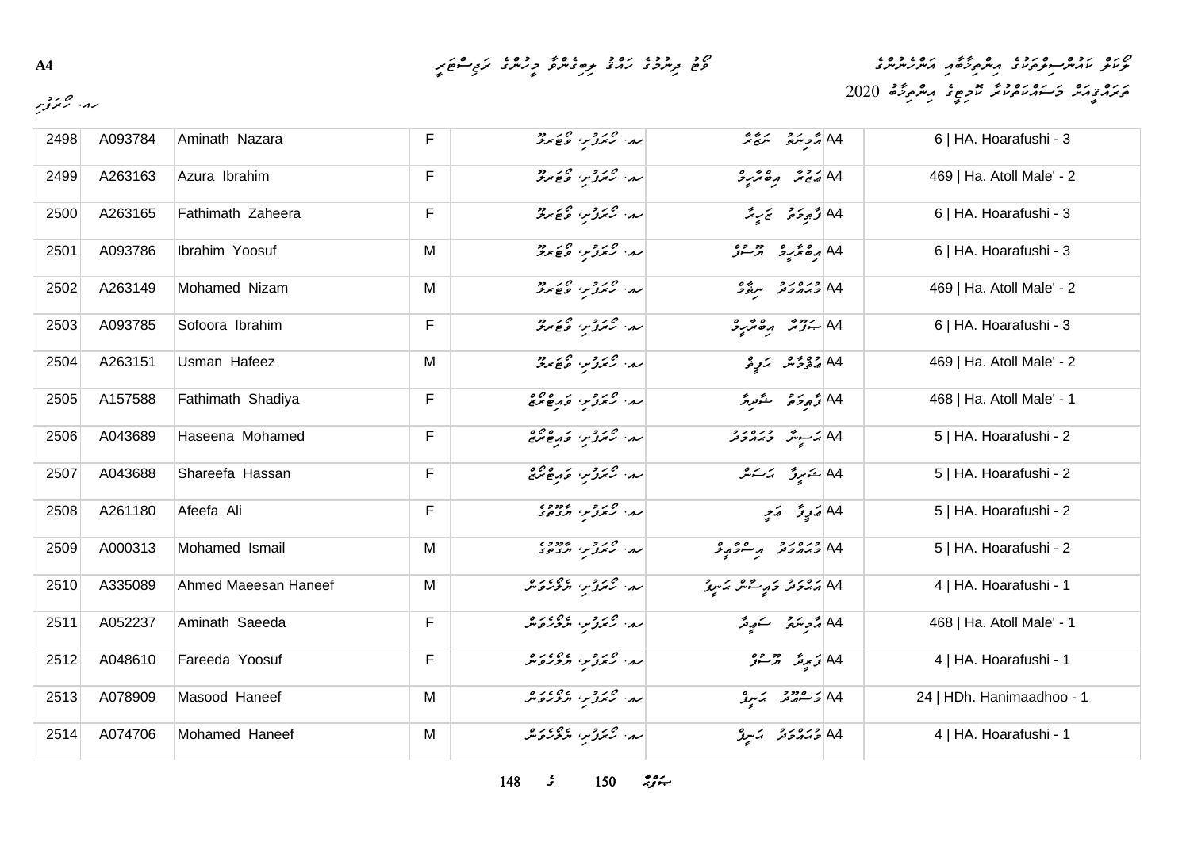| 2498 | A093784 | Aminath Nazara | F | ހއ. ހޯރަފުށި، ވޮޓަރުފާ | A4 އާމިނަތު ނަޒާރާ | 6 \| HA. Hoarafushi - 3 |
|---|---|---|---|---|---|---|
| 2499 | A263163 | Azura Ibrahim | F | ހއ. ހޯރަފުށި، ވޮޓަރުފާ | A4 އަޒުރާ އިބްރާހީމް | 469 \| Ha. Atoll Male' - 2 |
| 2500 | A263165 | Fathimath Zaheera | F | ހއ. ހޯރަފުށި، ވޮޓަރުފާ | A4 ފާތިމަތު ޒަހީރާ | 6 \| HA. Hoarafushi - 3 |
| 2501 | A093786 | Ibrahim Yoosuf | M | ހއ. ހޯރަފުށި، ވޮޓަރުފާ | A4 އިބްރާހީމް ޔޫސުފް | 6 \| HA. Hoarafushi - 3 |
| 2502 | A263149 | Mohamed Nizam | M | ހއ. ހޯރަފުށި، ވޮޓަރުފާ | A4 މުހައްމަދު ނިޒާމް | 469 \| Ha. Atoll Male' - 2 |
| 2503 | A093785 | Sofoora Ibrahim | F | ހއ. ހޯރަފުށި، ވޮޓަރުފާ | A4 ސަފޫރާ އިބްރާހީމް | 6 \| HA. Hoarafushi - 3 |
| 2504 | A263151 | Usman Hafeez | M | ހއ. ހޯރަފުށި، ވޮޓަރުފާ | A4 އުސްމާން ހަފީޒު | 469 \| Ha. Atoll Male' - 2 |
| 2505 | A157588 | Fathimath Shadiya | F | ހއ. ހޯރަފުށި، ވައިބްރަޒް | A4 ފާތިމަތު ޝާދިޔާ | 468 \| Ha. Atoll Male' - 1 |
| 2506 | A043689 | Haseena Mohamed | F | ހއ. ހޯރަފުށި، ވައިބްރަޒް | A4 ހަސީނާ މުހައްމަދު | 5 \| HA. Hoarafushi - 2 |
| 2507 | A043688 | Shareefa Hassan | F | ހއ. ހޯރަފުށި، ވައިބްރަޒް | A4 ޝަރީފާ ހަސަން | 5 \| HA. Hoarafushi - 2 |
| 2508 | A261180 | Afeefa Ali | F | ހއ. ހޯރަފުށި، އާފޫވޭ | A4 އަފީފާ ޢަލި | 5 \| HA. Hoarafushi - 2 |
| 2509 | A000313 | Mohamed Ismail | M | ހއ. ހޯރަފުށި، އާފޫވޭ | A4 މުހައްމަދު އިސްމާޢީލް | 5 \| HA. Hoarafushi - 2 |
| 2510 | A335089 | Ahmed Maeesan Haneef | M | ހއ. ހޯރަފުށި، އެވްރެވަން | A4 އަޙްމަދު މައީސާން ހަނީފް | 4 \| HA. Hoarafushi - 1 |
| 2511 | A052237 | Aminath Saeeda | F | ހއ. ހޯރަފުށި، އެވްރެވަން | A4 އާމިނަތު ސައީދާ | 468 \| Ha. Atoll Male' - 1 |
| 2512 | A048610 | Fareeda Yoosuf | F | ހއ. ހޯރަފުށި، އެވްރެވަން | A4 ފަރީދާ ޔޫސުފް | 4 \| HA. Hoarafushi - 1 |
| 2513 | A078909 | Masood Haneef | M | ހއ. ހޯރަފުށި، އެވްރެވަން | A4 މަސްޢޫދު ހަނީފް | 24 \| HDh. Hanimaadhoo - 1 |
| 2514 | A074706 | Mohamed Haneef | M | ހއ. ހޯރަފުށި، އެވްރެވަން | A4 މުހައްމަދު ހަނީފް | 4 \| HA. Hoarafushi - 1 |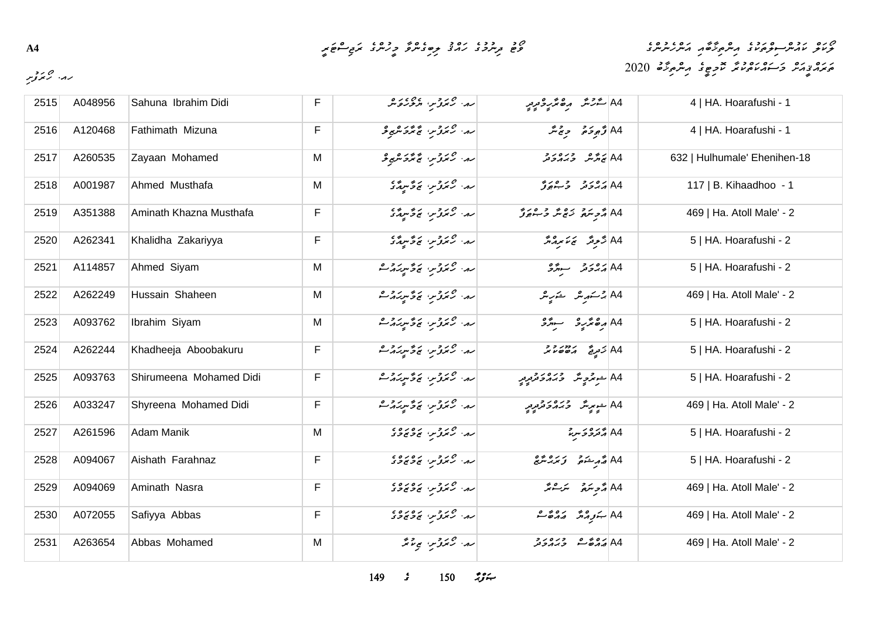| 2515 | A048956 | Sahuna Ibrahim Didi | F | رە. ރުރަފުށި، ތަވަށްހެދަދި | A4 ސަހުނާ އިބްރާހީމްދީދީ | 4 \| HA. Hoarafushi - 1 |
|---|---|---|---|---|---|---|
| 2516 | A120468 | Fathimath Mizuna | F | رە. ހޯރަފުށި، ޗަންދަނީގެ | A4 ފާތިމަތު މިޒުނާ | 4 \| HA. Hoarafushi - 1 |
| 2517 | A260535 | Zayaan Mohamed | M | رە. ހޯރަފުށި، ޗަންދަނީގެ | A4 ޒަޔާން މުޙައްމަދު | 632 \| Hulhumale' Ehenihen-18 |
| 2518 | A001987 | Ahmed Musthafa | M | رە. ހޯރަފުށި، ޒަވާނީއާގެ | A4 އަޙްމަދު މުސްތަފާ | 117 \| B. Kihaadhoo - 1 |
| 2519 | A351388 | Aminath Khazna Musthafa | F | رە. ހޯރަފުށި، ޒަވާނީއާގެ | A4 އާމިނަތު ހަޒްނާ މުސްތަފާ | 469 \| Ha. Atoll Male' - 2 |
| 2520 | A262341 | Khalidha Zakariyya | F | رە. ހޯރަފުށި، ޒަވާނީއާގެ | A4 ހާލިދާ ޒަކަރިއްޔާ | 5 \| HA. Hoarafushi - 2 |
| 2521 | A114857 | Ahmed Siyam | M | رە. ހޯރަފުށި، ޒަވާނީހައުސް | A4 އަޙްމަދު ސިޔާމް | 5 \| HA. Hoarafushi - 2 |
| 2522 | A262249 | Hussain Shaheen | M | رە. ހޯރަފުށި، ޒަވާނީހައުސް | A4 ހުސައިން ޝަހީން | 469 \| Ha. Atoll Male' - 2 |
| 2523 | A093762 | Ibrahim Siyam | M | رە. ހޯރަފުށި، ޒަވާނީހައުސް | A4 އިބްރާހީމް ސިޔާމް | 5 \| HA. Hoarafushi - 2 |
| 2524 | A262244 | Khadheeja Aboobakuru | F | رە. ހޯރަފުށި، ޒަވާނީހައުސް | A4 ހަދީޖާ އަބޫބަކުރު | 5 \| HA. Hoarafushi - 2 |
| 2525 | A093763 | Shirumeena Mohamed Didi | F | رە. ހޯރަފުށި، ޒަވާނީހައުސް | A4 ޝިރުމީނާ މުޙައްމަދުދީދީ | 5 \| HA. Hoarafushi - 2 |
| 2526 | A033247 | Shyreena Mohamed Didi | F | رە. ހޯރަފުށި، ޒަވާނީހައުސް | A4 ޝައިރީނާ މުޙައްމަދުދީދީ | 469 \| Ha. Atoll Male' - 2 |
| 2527 | A261596 | Adam Manik | M | رە. ހޯރަފުށި، ޒަވާޒަވާގެ | A4 އާދަމްމަނިކު | 5 \| HA. Hoarafushi - 2 |
| 2528 | A094067 | Aishath Farahnaz | F | رە. ހޯރަފުށި، ޒަވާޒަވާގެ | A4 އާއިޝަތު ފަރަޙްނާޒް | 5 \| HA. Hoarafushi - 2 |
| 2529 | A094069 | Aminath Nasra | F | رە. ހޯރަފުށި، ޒަވާޒަވާގެ | A4 އާމިނަތު ނަސްރާ | 469 \| Ha. Atoll Male' - 2 |
| 2530 | A072055 | Safiyya Abbas | F | رە. ހޯރަފުށި، ޒަވާޒަވާގެ | A4 ޞަފިއްޔާ އައްބާސް | 469 \| Ha. Atoll Male' - 2 |
| 2531 | A263654 | Abbas Mohamed | M | رە. ހޯރަފުށި، ޒިޔާރަ | A4 އައްބާސް މުޙައްމަދު | 469 \| Ha. Atoll Male' - 2 |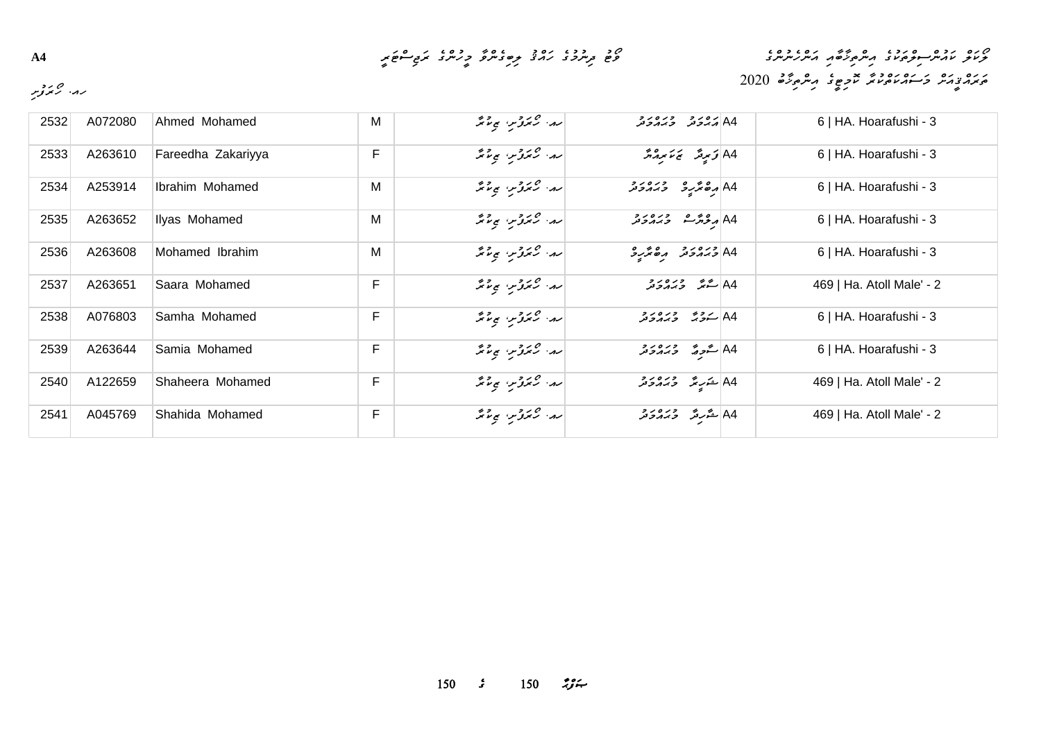رھ. ހޯރަފުށި

| | | | | | | |
|---|---|---|---|---|---|---|
| 2532 | A072080 | Ahmed Mohamed | M | ހއ. ހޯރަފުށި ޖީޑާރ | A4 އަހުމަދު މުހައްމަދު | 6 \| HA. Hoarafushi - 3 |
| 2533 | A263610 | Fareedha Zakariyya | F | ހއ. ހޯރަފުށި ޖީޑާރ | A4 ފަރީދާ ޒަކަރިއްޔާ | 6 \| HA. Hoarafushi - 3 |
| 2534 | A253914 | Ibrahim Mohamed | M | ހއ. ހޯރަފުށި ޖީޑާރ | A4 އިބްރާހީމް މުހައްމަދު | 6 \| HA. Hoarafushi - 3 |
| 2535 | A263652 | Ilyas Mohamed | M | ހއ. ހޯރަފުށި ޖީޑާރ | A4 އިލްޔާސް މުހައްމަދު | 6 \| HA. Hoarafushi - 3 |
| 2536 | A263608 | Mohamed Ibrahim | M | ހއ. ހޯރަފުށި ޖީޑާރ | A4 މުހައްމަދު އިބްރާހީމް | 6 \| HA. Hoarafushi - 3 |
| 2537 | A263651 | Saara Mohamed | F | ހއ. ހޯރަފުށި ޖީޑާރ | A4 ސާރާ މުހައްމަދު | 469 \| Ha. Atoll Male' - 2 |
| 2538 | A076803 | Samha Mohamed | F | ހއ. ހޯރަފުށި ޖީޑާރ | A4 ސަމްހާ މުހައްމަދު | 6 \| HA. Hoarafushi - 3 |
| 2539 | A263644 | Samia Mohamed | F | ހއ. ހޯރަފުށި ޖީޑާރ | A4 ސާމިއާ މުހައްމަދު | 6 \| HA. Hoarafushi - 3 |
| 2540 | A122659 | Shaheera Mohamed | F | ހއ. ހޯރަފުށި ޖީޑާރ | A4 ޝަހީރާ މުހައްމަދު | 469 \| Ha. Atoll Male' - 2 |
| 2541 | A045769 | Shahida Mohamed | F | ހއ. ހޯރަފުށި ޖީޑާރ | A4 ޝާހިދާ މުހައްމަދު | 469 \| Ha. Atoll Male' - 2 |